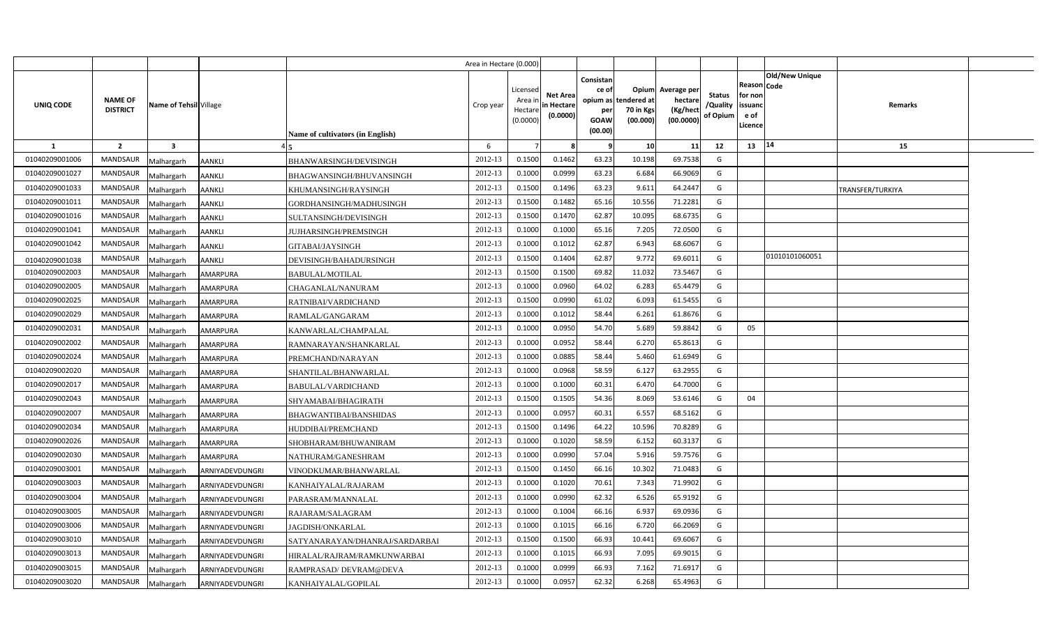| | | | | | Area in Hectare (0.000) | | | | | | | | | | |
|---|---|---|---|---|---|---|---|---|---|---|---|---|---|---|---|
| UNIQ CODE | NAME OF DISTRICT | Name of Tehsil | Village | Name of cultivators (in English) | Crop year | Licensed Area in Hectare (0.0000) | Net Area in Hectare (0.0000) | Consistance of opium as per GOAW (00.00) | Opium tendered at 70 in Kgs (00.000) | Average per hectare (Kg/hect (00.0000) | Status /Quality of Opium | Reason for non issuance of Licence | Code | Old/New Unique Code | Remarks |
| 1 | 2 | 3 | 4 | 5 | 6 | 7 | 8 | 9 | 10 | 11 | 12 | 13 | | 14 | 15 |
| 01040209001006 | MANDSAUR | Malhargarh | AANKLI | BHANWARSINGH/DEVISINGH | 2012-13 | 0.1500 | 0.1462 | 63.23 | 10.198 | 69.7538 | G | | | | |
| 01040209001027 | MANDSAUR | Malhargarh | AANKLI | BHAGWANSINGH/BHUVANSINGH | 2012-13 | 0.1000 | 0.0999 | 63.23 | 6.684 | 66.9069 | G | | | | |
| 01040209001033 | MANDSAUR | Malhargarh | AANKLI | KHUMANSINGH/RAYSINGH | 2012-13 | 0.1500 | 0.1496 | 63.23 | 9.611 | 64.2447 | G | | | | TRANSFER/TURKIYA |
| 01040209001011 | MANDSAUR | Malhargarh | AANKLI | GORDHANSINGH/MADHUSINGH | 2012-13 | 0.1500 | 0.1482 | 65.16 | 10.556 | 71.2281 | G | | | | |
| 01040209001016 | MANDSAUR | Malhargarh | AANKLI | SULTANSINGH/DEVISINGH | 2012-13 | 0.1500 | 0.1470 | 62.87 | 10.095 | 68.6735 | G | | | | |
| 01040209001041 | MANDSAUR | Malhargarh | AANKLI | JUJHARSINGH/PREMSINGH | 2012-13 | 0.1000 | 0.1000 | 65.16 | 7.205 | 72.0500 | G | | | | |
| 01040209001042 | MANDSAUR | Malhargarh | AANKLI | GITABAI/JAYSINGH | 2012-13 | 0.1000 | 0.1012 | 62.87 | 6.943 | 68.6067 | G | | | | |
| 01040209001038 | MANDSAUR | Malhargarh | AANKLI | DEVISINGH/BAHADURSINGH | 2012-13 | 0.1500 | 0.1404 | 62.87 | 9.772 | 69.6011 | G | | | 01010101060051 | |
| 01040209002003 | MANDSAUR | Malhargarh | AMARPURA | BABULAL/MOTILAL | 2012-13 | 0.1500 | 0.1500 | 69.82 | 11.032 | 73.5467 | G | | | | |
| 01040209002005 | MANDSAUR | Malhargarh | AMARPURA | CHAGANLAL/NANURAM | 2012-13 | 0.1000 | 0.0960 | 64.02 | 6.283 | 65.4479 | G | | | | |
| 01040209002025 | MANDSAUR | Malhargarh | AMARPURA | RATNIBAI/VARDICHAND | 2012-13 | 0.1500 | 0.0990 | 61.02 | 6.093 | 61.5455 | G | | | | |
| 01040209002029 | MANDSAUR | Malhargarh | AMARPURA | RAMLAL/GANGARAM | 2012-13 | 0.1000 | 0.1012 | 58.44 | 6.261 | 61.8676 | G | | | | |
| 01040209002031 | MANDSAUR | Malhargarh | AMARPURA | KANWARLAL/CHAMPALAL | 2012-13 | 0.1000 | 0.0950 | 54.70 | 5.689 | 59.8842 | G | 05 | | | |
| 01040209002002 | MANDSAUR | Malhargarh | AMARPURA | RAMNARAYAN/SHANKARLAL | 2012-13 | 0.1000 | 0.0952 | 58.44 | 6.270 | 65.8613 | G | | | | |
| 01040209002024 | MANDSAUR | Malhargarh | AMARPURA | PREMCHAND/NARAYAN | 2012-13 | 0.1000 | 0.0885 | 58.44 | 5.460 | 61.6949 | G | | | | |
| 01040209002020 | MANDSAUR | Malhargarh | AMARPURA | SHANTILAL/BHANWARLAL | 2012-13 | 0.1000 | 0.0968 | 58.59 | 6.127 | 63.2955 | G | | | | |
| 01040209002017 | MANDSAUR | Malhargarh | AMARPURA | BABULAL/VARDICHAND | 2012-13 | 0.1000 | 0.1000 | 60.31 | 6.470 | 64.7000 | G | | | | |
| 01040209002043 | MANDSAUR | Malhargarh | AMARPURA | SHYAMABAI/BHAGIRATH | 2012-13 | 0.1500 | 0.1505 | 54.36 | 8.069 | 53.6146 | G | 04 | | | |
| 01040209002007 | MANDSAUR | Malhargarh | AMARPURA | BHAGWANTIBAI/BANSHIDAS | 2012-13 | 0.1000 | 0.0957 | 60.31 | 6.557 | 68.5162 | G | | | | |
| 01040209002034 | MANDSAUR | Malhargarh | AMARPURA | HUDDIBAI/PREMCHAND | 2012-13 | 0.1500 | 0.1496 | 64.22 | 10.596 | 70.8289 | G | | | | |
| 01040209002026 | MANDSAUR | Malhargarh | AMARPURA | SHOBHARAM/BHUWANIRAM | 2012-13 | 0.1000 | 0.1020 | 58.59 | 6.152 | 60.3137 | G | | | | |
| 01040209002030 | MANDSAUR | Malhargarh | AMARPURA | NATHURAM/GANESHRAM | 2012-13 | 0.1000 | 0.0990 | 57.04 | 5.916 | 59.7576 | G | | | | |
| 01040209003001 | MANDSAUR | Malhargarh | ARNIYADEVDUNGRI | VINODKUMAR/BHANWARLAL | 2012-13 | 0.1500 | 0.1450 | 66.16 | 10.302 | 71.0483 | G | | | | |
| 01040209003003 | MANDSAUR | Malhargarh | ARNIYADEVDUNGRI | KANHAIYALAL/RAJARAM | 2012-13 | 0.1000 | 0.1020 | 70.61 | 7.343 | 71.9902 | G | | | | |
| 01040209003004 | MANDSAUR | Malhargarh | ARNIYADEVDUNGRI | PARASRAM/MANNALAL | 2012-13 | 0.1000 | 0.0990 | 62.32 | 6.526 | 65.9192 | G | | | | |
| 01040209003005 | MANDSAUR | Malhargarh | ARNIYADEVDUNGRI | RAJARAM/SALAGRAM | 2012-13 | 0.1000 | 0.1004 | 66.16 | 6.937 | 69.0936 | G | | | | |
| 01040209003006 | MANDSAUR | Malhargarh | ARNIYADEVDUNGRI | JAGDISH/ONKARLAL | 2012-13 | 0.1000 | 0.1015 | 66.16 | 6.720 | 66.2069 | G | | | | |
| 01040209003010 | MANDSAUR | Malhargarh | ARNIYADEVDUNGRI | SATYANARAYAN/DHANRAJ/SARDARBAI | 2012-13 | 0.1500 | 0.1500 | 66.93 | 10.441 | 69.6067 | G | | | | |
| 01040209003013 | MANDSAUR | Malhargarh | ARNIYADEVDUNGRI | HIRALAL/RAJRAM/RAMKUNWARBAI | 2012-13 | 0.1000 | 0.1015 | 66.93 | 7.095 | 69.9015 | G | | | | |
| 01040209003015 | MANDSAUR | Malhargarh | ARNIYADEVDUNGRI | RAMPRASAD/ DEVRAM@DEVA | 2012-13 | 0.1000 | 0.0999 | 66.93 | 7.162 | 71.6917 | G | | | | |
| 01040209003020 | MANDSAUR | Malhargarh | ARNIYADEVDUNGRI | KANHAIYALAL/GOPILAL | 2012-13 | 0.1000 | 0.0957 | 62.32 | 6.268 | 65.4963 | G | | | | |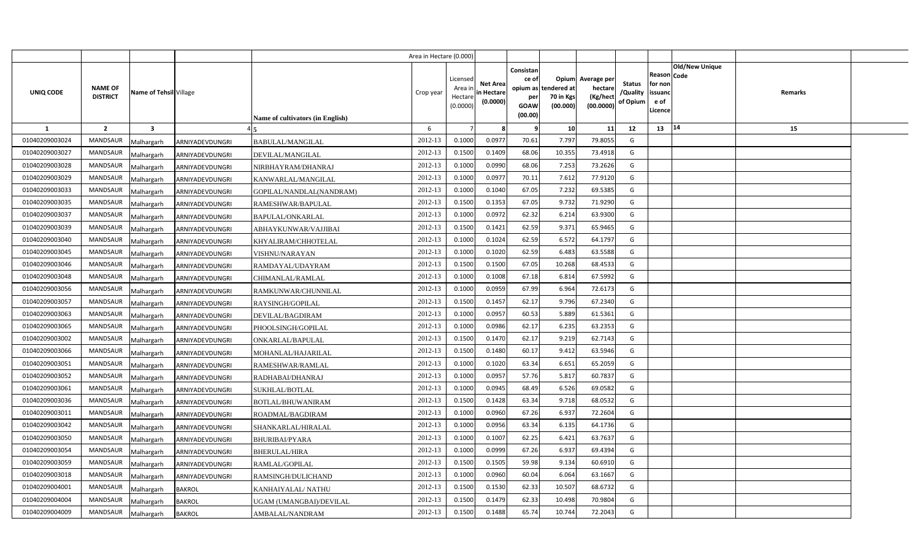| UNIQ CODE | NAME OF DISTRICT | Name of Tehsil | Village | Name of cultivators (in English) | Crop year | Licensed Area in Hectare (0.0000) | Net Area in Hectare (0.0000) | Consistance of opium as per GOAW (00.00) | Opium tendered at 70 in Kgs (00.000) | Average per hectare (Kg/hect (00.0000) | Status /Quality of Opium | Reason for non issuance of Licence | Code | Old/New Unique | Remarks |
|---|---|---|---|---|---|---|---|---|---|---|---|---|---|---|---|
| 1 | 2 | 3 | 4 | 5 | 6 | 7 | 8 | 9 | 10 | 11 | 12 | 13 | 14 | | 15 |
| 01040209003024 | MANDSAUR | Malhargarh | ARNIYADEVDUNGRI | BABULAL/MANGILAL | 2012-13 | 0.1000 | 0.0977 | 70.61 | 7.797 | 79.8055 | G | | | | |
| 01040209003027 | MANDSAUR | Malhargarh | ARNIYADEVDUNGRI | DEVILAL/MANGILAL | 2012-13 | 0.1500 | 0.1409 | 68.06 | 10.355 | 73.4918 | G | | | | |
| 01040209003028 | MANDSAUR | Malhargarh | ARNIYADEVDUNGRI | NIRBHAYRAM/DHANRAJ | 2012-13 | 0.1000 | 0.0990 | 68.06 | 7.253 | 73.2626 | G | | | | |
| 01040209003029 | MANDSAUR | Malhargarh | ARNIYADEVDUNGRI | KANWARLAL/MANGILAL | 2012-13 | 0.1000 | 0.0977 | 70.11 | 7.612 | 77.9120 | G | | | | |
| 01040209003033 | MANDSAUR | Malhargarh | ARNIYADEVDUNGRI | GOPILAL/NANDLAL(NANDRAM) | 2012-13 | 0.1000 | 0.1040 | 67.05 | 7.232 | 69.5385 | G | | | | |
| 01040209003035 | MANDSAUR | Malhargarh | ARNIYADEVDUNGRI | RAMESHWAR/BAPULAL | 2012-13 | 0.1500 | 0.1353 | 67.05 | 9.732 | 71.9290 | G | | | | |
| 01040209003037 | MANDSAUR | Malhargarh | ARNIYADEVDUNGRI | BAPULAL/ONKARLAL | 2012-13 | 0.1000 | 0.0972 | 62.32 | 6.214 | 63.9300 | G | | | | |
| 01040209003039 | MANDSAUR | Malhargarh | ARNIYADEVDUNGRI | ABHAYKUNWAR/VAJJIBAI | 2012-13 | 0.1500 | 0.1421 | 62.59 | 9.371 | 65.9465 | G | | | | |
| 01040209003040 | MANDSAUR | Malhargarh | ARNIYADEVDUNGRI | KHYALIRAM/CHHOTELAL | 2012-13 | 0.1000 | 0.1024 | 62.59 | 6.572 | 64.1797 | G | | | | |
| 01040209003045 | MANDSAUR | Malhargarh | ARNIYADEVDUNGRI | VISHNU/NARAYAN | 2012-13 | 0.1000 | 0.1020 | 62.59 | 6.483 | 63.5588 | G | | | | |
| 01040209003046 | MANDSAUR | Malhargarh | ARNIYADEVDUNGRI | RAMDAYAL/UDAYRAM | 2012-13 | 0.1500 | 0.1500 | 67.05 | 10.268 | 68.4533 | G | | | | |
| 01040209003048 | MANDSAUR | Malhargarh | ARNIYADEVDUNGRI | CHIMANLAL/RAMLAL | 2012-13 | 0.1000 | 0.1008 | 67.18 | 6.814 | 67.5992 | G | | | | |
| 01040209003056 | MANDSAUR | Malhargarh | ARNIYADEVDUNGRI | RAMKUNWAR/CHUNNILAL | 2012-13 | 0.1000 | 0.0959 | 67.99 | 6.964 | 72.6173 | G | | | | |
| 01040209003057 | MANDSAUR | Malhargarh | ARNIYADEVDUNGRI | RAYSINGH/GOPILAL | 2012-13 | 0.1500 | 0.1457 | 62.17 | 9.796 | 67.2340 | G | | | | |
| 01040209003063 | MANDSAUR | Malhargarh | ARNIYADEVDUNGRI | DEVILAL/BAGDIRAM | 2012-13 | 0.1000 | 0.0957 | 60.53 | 5.889 | 61.5361 | G | | | | |
| 01040209003065 | MANDSAUR | Malhargarh | ARNIYADEVDUNGRI | PHOOLSINGH/GOPILAL | 2012-13 | 0.1000 | 0.0986 | 62.17 | 6.235 | 63.2353 | G | | | | |
| 01040209003002 | MANDSAUR | Malhargarh | ARNIYADEVDUNGRI | ONKARLAL/BAPULAL | 2012-13 | 0.1500 | 0.1470 | 62.17 | 9.219 | 62.7143 | G | | | | |
| 01040209003066 | MANDSAUR | Malhargarh | ARNIYADEVDUNGRI | MOHANLAL/HAJARILAL | 2012-13 | 0.1500 | 0.1480 | 60.17 | 9.412 | 63.5946 | G | | | | |
| 01040209003051 | MANDSAUR | Malhargarh | ARNIYADEVDUNGRI | RAMESHWAR/RAMLAL | 2012-13 | 0.1000 | 0.1020 | 63.34 | 6.651 | 65.2059 | G | | | | |
| 01040209003052 | MANDSAUR | Malhargarh | ARNIYADEVDUNGRI | RADHABAI/DHANRAJ | 2012-13 | 0.1000 | 0.0957 | 57.76 | 5.817 | 60.7837 | G | | | | |
| 01040209003061 | MANDSAUR | Malhargarh | ARNIYADEVDUNGRI | SUKHLAL/BOTLAL | 2012-13 | 0.1000 | 0.0945 | 68.49 | 6.526 | 69.0582 | G | | | | |
| 01040209003036 | MANDSAUR | Malhargarh | ARNIYADEVDUNGRI | BOTLAL/BHUWANIRAM | 2012-13 | 0.1500 | 0.1428 | 63.34 | 9.718 | 68.0532 | G | | | | |
| 01040209003011 | MANDSAUR | Malhargarh | ARNIYADEVDUNGRI | ROADMAL/BAGDIRAM | 2012-13 | 0.1000 | 0.0960 | 67.26 | 6.937 | 72.2604 | G | | | | |
| 01040209003042 | MANDSAUR | Malhargarh | ARNIYADEVDUNGRI | SHANKARLAL/HIRALAL | 2012-13 | 0.1000 | 0.0956 | 63.34 | 6.135 | 64.1736 | G | | | | |
| 01040209003050 | MANDSAUR | Malhargarh | ARNIYADEVDUNGRI | BHURIBAI/PYARA | 2012-13 | 0.1000 | 0.1007 | 62.25 | 6.421 | 63.7637 | G | | | | |
| 01040209003054 | MANDSAUR | Malhargarh | ARNIYADEVDUNGRI | BHERULAL/HIRA | 2012-13 | 0.1000 | 0.0999 | 67.26 | 6.937 | 69.4394 | G | | | | |
| 01040209003059 | MANDSAUR | Malhargarh | ARNIYADEVDUNGRI | RAMLAL/GOPILAL | 2012-13 | 0.1500 | 0.1505 | 59.98 | 9.134 | 60.6910 | G | | | | |
| 01040209003018 | MANDSAUR | Malhargarh | ARNIYADEVDUNGRI | RAMSINGH/DULICHAND | 2012-13 | 0.1000 | 0.0960 | 60.04 | 6.064 | 63.1667 | G | | | | |
| 01040209004001 | MANDSAUR | Malhargarh | BAKROL | KANHAIYALAL/ NATHU | 2012-13 | 0.1500 | 0.1530 | 62.33 | 10.507 | 68.6732 | G | | | | |
| 01040209004004 | MANDSAUR | Malhargarh | BAKROL | UGAM (UMANGBAI)/DEVILAL | 2012-13 | 0.1500 | 0.1479 | 62.33 | 10.498 | 70.9804 | G | | | | |
| 01040209004009 | MANDSAUR | Malhargarh | BAKROL | AMBALAL/NANDRAM | 2012-13 | 0.1500 | 0.1488 | 65.74 | 10.744 | 72.2043 | G | | | | |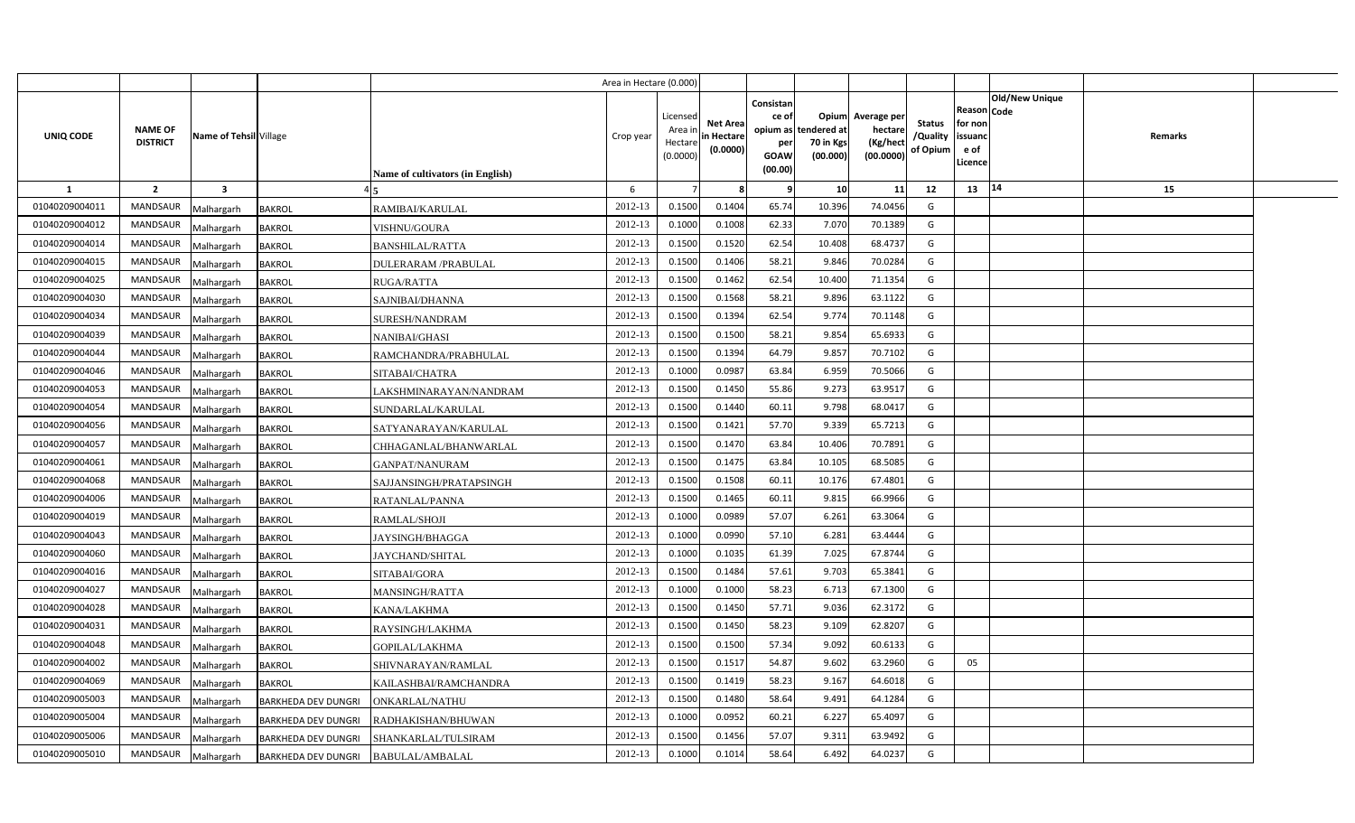| | | | | | Area in Hectare (0.000) | | | | | | | | | | |
|---|---|---|---|---|---|---|---|---|---|---|---|---|---|---|---|
| UNIQ CODE | NAME OF DISTRICT | Name of Tehsil | Village | Name of cultivators (in English) | Crop year | Licensed Area in Hectare (0.0000) | Net Area in Hectare (0.0000) | Consistance of opium as per GOAW (00.00) | Opium tendered at 70 in Kgs (00.000) | Average per hectare (Kg/hect (00.0000) | Status /Quality of Opium | Reason for non issuance of Licence | Code | Old/New Unique | Remarks |
| 1 | 2 | 3 | 4 | 5 | 6 | 7 | 8 | 9 | 10 | 11 | 12 | 13 | 14 | | 15 |
| 01040209004011 | MANDSAUR | Malhargarh | BAKROL | RAMIBAI/KARULAL | 2012-13 | 0.1500 | 0.1404 | 65.74 | 10.396 | 74.0456 | G | | | | |
| 01040209004012 | MANDSAUR | Malhargarh | BAKROL | VISHNU/GOURA | 2012-13 | 0.1000 | 0.1008 | 62.33 | 7.070 | 70.1389 | G | | | | |
| 01040209004014 | MANDSAUR | Malhargarh | BAKROL | BANSHILAL/RATTA | 2012-13 | 0.1500 | 0.1520 | 62.54 | 10.408 | 68.4737 | G | | | | |
| 01040209004015 | MANDSAUR | Malhargarh | BAKROL | DULERARAM /PRABULAL | 2012-13 | 0.1500 | 0.1406 | 58.21 | 9.846 | 70.0284 | G | | | | |
| 01040209004025 | MANDSAUR | Malhargarh | BAKROL | RUGA/RATTA | 2012-13 | 0.1500 | 0.1462 | 62.54 | 10.400 | 71.1354 | G | | | | |
| 01040209004030 | MANDSAUR | Malhargarh | BAKROL | SAJNIBAI/DHANNA | 2012-13 | 0.1500 | 0.1568 | 58.21 | 9.896 | 63.1122 | G | | | | |
| 01040209004034 | MANDSAUR | Malhargarh | BAKROL | SURESH/NANDRAM | 2012-13 | 0.1500 | 0.1394 | 62.54 | 9.774 | 70.1148 | G | | | | |
| 01040209004039 | MANDSAUR | Malhargarh | BAKROL | NANIBAI/GHASI | 2012-13 | 0.1500 | 0.1500 | 58.21 | 9.854 | 65.6933 | G | | | | |
| 01040209004044 | MANDSAUR | Malhargarh | BAKROL | RAMCHANDRA/PRABHULAL | 2012-13 | 0.1500 | 0.1394 | 64.79 | 9.857 | 70.7102 | G | | | | |
| 01040209004046 | MANDSAUR | Malhargarh | BAKROL | SITABAI/CHATRA | 2012-13 | 0.1000 | 0.0987 | 63.84 | 6.959 | 70.5066 | G | | | | |
| 01040209004053 | MANDSAUR | Malhargarh | BAKROL | LAKSHMINARAYAN/NANDRAM | 2012-13 | 0.1500 | 0.1450 | 55.86 | 9.273 | 63.9517 | G | | | | |
| 01040209004054 | MANDSAUR | Malhargarh | BAKROL | SUNDARLAL/KARULAL | 2012-13 | 0.1500 | 0.1440 | 60.11 | 9.798 | 68.0417 | G | | | | |
| 01040209004056 | MANDSAUR | Malhargarh | BAKROL | SATYANARAYAN/KARULAL | 2012-13 | 0.1500 | 0.1421 | 57.70 | 9.339 | 65.7213 | G | | | | |
| 01040209004057 | MANDSAUR | Malhargarh | BAKROL | CHHAGANLAL/BHANWARLAL | 2012-13 | 0.1500 | 0.1470 | 63.84 | 10.406 | 70.7891 | G | | | | |
| 01040209004061 | MANDSAUR | Malhargarh | BAKROL | GANPAT/NANURAM | 2012-13 | 0.1500 | 0.1475 | 63.84 | 10.105 | 68.5085 | G | | | | |
| 01040209004068 | MANDSAUR | Malhargarh | BAKROL | SAJJANSINGH/PRATAPSINGH | 2012-13 | 0.1500 | 0.1508 | 60.11 | 10.176 | 67.4801 | G | | | | |
| 01040209004006 | MANDSAUR | Malhargarh | BAKROL | RATANLAL/PANNA | 2012-13 | 0.1500 | 0.1465 | 60.11 | 9.815 | 66.9966 | G | | | | |
| 01040209004019 | MANDSAUR | Malhargarh | BAKROL | RAMLAL/SHOJI | 2012-13 | 0.1000 | 0.0989 | 57.07 | 6.261 | 63.3064 | G | | | | |
| 01040209004043 | MANDSAUR | Malhargarh | BAKROL | JAYSINGH/BHAGGA | 2012-13 | 0.1000 | 0.0990 | 57.10 | 6.281 | 63.4444 | G | | | | |
| 01040209004060 | MANDSAUR | Malhargarh | BAKROL | JAYCHAND/SHITAL | 2012-13 | 0.1000 | 0.1035 | 61.39 | 7.025 | 67.8744 | G | | | | |
| 01040209004016 | MANDSAUR | Malhargarh | BAKROL | SITABAI/GORA | 2012-13 | 0.1500 | 0.1484 | 57.61 | 9.703 | 65.3841 | G | | | | |
| 01040209004027 | MANDSAUR | Malhargarh | BAKROL | MANSINGH/RATTA | 2012-13 | 0.1000 | 0.1000 | 58.23 | 6.713 | 67.1300 | G | | | | |
| 01040209004028 | MANDSAUR | Malhargarh | BAKROL | KANA/LAKHMA | 2012-13 | 0.1500 | 0.1450 | 57.71 | 9.036 | 62.3172 | G | | | | |
| 01040209004031 | MANDSAUR | Malhargarh | BAKROL | RAYSINGH/LAKHMA | 2012-13 | 0.1500 | 0.1450 | 58.23 | 9.109 | 62.8207 | G | | | | |
| 01040209004048 | MANDSAUR | Malhargarh | BAKROL | GOPILAL/LAKHMA | 2012-13 | 0.1500 | 0.1500 | 57.34 | 9.092 | 60.6133 | G | | | | |
| 01040209004002 | MANDSAUR | Malhargarh | BAKROL | SHIVNARAYAN/RAMLAL | 2012-13 | 0.1500 | 0.1517 | 54.87 | 9.602 | 63.2960 | G | 05 | | | |
| 01040209004069 | MANDSAUR | Malhargarh | BAKROL | KAILASHBAI/RAMCHANDRA | 2012-13 | 0.1500 | 0.1419 | 58.23 | 9.167 | 64.6018 | G | | | | |
| 01040209005003 | MANDSAUR | Malhargarh | BARKHEDA DEV DUNGRI | ONKARLAL/NATHU | 2012-13 | 0.1500 | 0.1480 | 58.64 | 9.491 | 64.1284 | G | | | | |
| 01040209005004 | MANDSAUR | Malhargarh | BARKHEDA DEV DUNGRI | RADHAKISHAN/BHUWAN | 2012-13 | 0.1000 | 0.0952 | 60.21 | 6.227 | 65.4097 | G | | | | |
| 01040209005006 | MANDSAUR | Malhargarh | BARKHEDA DEV DUNGRI | SHANKARLAL/TULSIRAM | 2012-13 | 0.1500 | 0.1456 | 57.07 | 9.311 | 63.9492 | G | | | | |
| 01040209005010 | MANDSAUR | Malhargarh | BARKHEDA DEV DUNGRI | BABULAL/AMBALAL | 2012-13 | 0.1000 | 0.1014 | 58.64 | 6.492 | 64.0237 | G | | | | |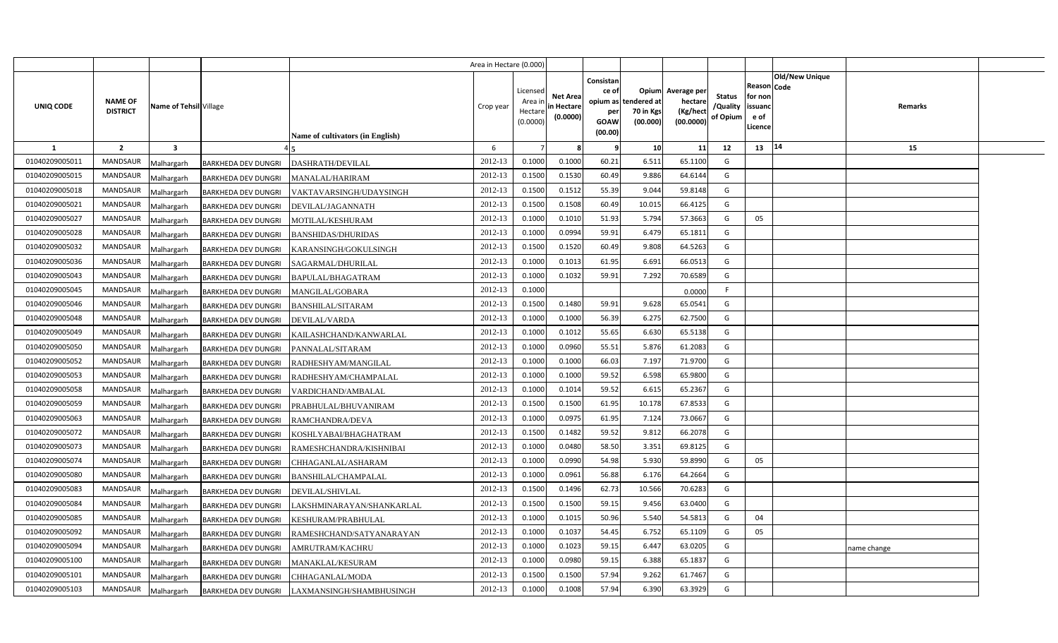| | | | | Area in Hectare (0.000) | | | | | | | | | | | |
|---|---|---|---|---|---|---|---|---|---|---|---|---|---|---|---|
| UNIQ CODE | NAME OF DISTRICT | Name of Tehsil | Village | Name of cultivators (in English) | Crop year | Licensed Area in Hectare (0.0000) | Net Area in Hectare (0.0000) | Consistance of opium as per GOAW (00.00) | Opium tendered at 70 in Kgs (00.000) | Average per hectare (Kg/hect (00.0000) | Status /Quality of Opium | Reason for non issuance of Licence | Code | Old/New Unique | Remarks |
| 1 | 2 | 3 | 4 | 5 | 6 | 7 | 8 | 9 | 10 | 11 | 12 | 13 | 14 | | 15 |
| 01040209005011 | MANDSAUR | Malhargarh | BARKHEDA DEV DUNGRI | DASHRATH/DEVILAL | 2012-13 | 0.1000 | 0.1000 | 60.21 | 6.511 | 65.1100 | G | | | | |
| 01040209005015 | MANDSAUR | Malhargarh | BARKHEDA DEV DUNGRI | MANALAL/HARIRAM | 2012-13 | 0.1500 | 0.1530 | 60.49 | 9.886 | 64.6144 | G | | | | |
| 01040209005018 | MANDSAUR | Malhargarh | BARKHEDA DEV DUNGRI | VAKTAVARSINGH/UDAYSINGH | 2012-13 | 0.1500 | 0.1512 | 55.39 | 9.044 | 59.8148 | G | | | | |
| 01040209005021 | MANDSAUR | Malhargarh | BARKHEDA DEV DUNGRI | DEVILAL/JAGANNATH | 2012-13 | 0.1500 | 0.1508 | 60.49 | 10.015 | 66.4125 | G | | | | |
| 01040209005027 | MANDSAUR | Malhargarh | BARKHEDA DEV DUNGRI | MOTILAL/KESHURAM | 2012-13 | 0.1000 | 0.1010 | 51.93 | 5.794 | 57.3663 | G | 05 | | | |
| 01040209005028 | MANDSAUR | Malhargarh | BARKHEDA DEV DUNGRI | BANSHIDAS/DHURIDAS | 2012-13 | 0.1000 | 0.0994 | 59.91 | 6.479 | 65.1811 | G | | | | |
| 01040209005032 | MANDSAUR | Malhargarh | BARKHEDA DEV DUNGRI | KARANSINGH/GOKULSINGH | 2012-13 | 0.1500 | 0.1520 | 60.49 | 9.808 | 64.5263 | G | | | | |
| 01040209005036 | MANDSAUR | Malhargarh | BARKHEDA DEV DUNGRI | SAGARMAL/DHURILAL | 2012-13 | 0.1000 | 0.1013 | 61.95 | 6.691 | 66.0513 | G | | | | |
| 01040209005043 | MANDSAUR | Malhargarh | BARKHEDA DEV DUNGRI | BAPULAL/BHAGATRAM | 2012-13 | 0.1000 | 0.1032 | 59.91 | 7.292 | 70.6589 | G | | | | |
| 01040209005045 | MANDSAUR | Malhargarh | BARKHEDA DEV DUNGRI | MANGILAL/GOBARA | 2012-13 | 0.1000 | | | | 0.0000 | F | | | | |
| 01040209005046 | MANDSAUR | Malhargarh | BARKHEDA DEV DUNGRI | BANSHILAL/SITARAM | 2012-13 | 0.1500 | 0.1480 | 59.91 | 9.628 | 65.0541 | G | | | | |
| 01040209005048 | MANDSAUR | Malhargarh | BARKHEDA DEV DUNGRI | DEVILAL/VARDA | 2012-13 | 0.1000 | 0.1000 | 56.39 | 6.275 | 62.7500 | G | | | | |
| 01040209005049 | MANDSAUR | Malhargarh | BARKHEDA DEV DUNGRI | KAILASHCHAND/KANWARLAL | 2012-13 | 0.1000 | 0.1012 | 55.65 | 6.630 | 65.5138 | G | | | | |
| 01040209005050 | MANDSAUR | Malhargarh | BARKHEDA DEV DUNGRI | PANNALAL/SITARAM | 2012-13 | 0.1000 | 0.0960 | 55.51 | 5.876 | 61.2083 | G | | | | |
| 01040209005052 | MANDSAUR | Malhargarh | BARKHEDA DEV DUNGRI | RADHESHYAM/MANGILAL | 2012-13 | 0.1000 | 0.1000 | 66.03 | 7.197 | 71.9700 | G | | | | |
| 01040209005053 | MANDSAUR | Malhargarh | BARKHEDA DEV DUNGRI | RADHESHYAM/CHAMPALAL | 2012-13 | 0.1000 | 0.1000 | 59.52 | 6.598 | 65.9800 | G | | | | |
| 01040209005058 | MANDSAUR | Malhargarh | BARKHEDA DEV DUNGRI | VARDICHAND/AMBALAL | 2012-13 | 0.1000 | 0.1014 | 59.52 | 6.615 | 65.2367 | G | | | | |
| 01040209005059 | MANDSAUR | Malhargarh | BARKHEDA DEV DUNGRI | PRABHULAL/BHUVANIRAM | 2012-13 | 0.1500 | 0.1500 | 61.95 | 10.178 | 67.8533 | G | | | | |
| 01040209005063 | MANDSAUR | Malhargarh | BARKHEDA DEV DUNGRI | RAMCHANDRA/DEVA | 2012-13 | 0.1000 | 0.0975 | 61.95 | 7.124 | 73.0667 | G | | | | |
| 01040209005072 | MANDSAUR | Malhargarh | BARKHEDA DEV DUNGRI | KOSHLYABAI/BHAGHATRAM | 2012-13 | 0.1500 | 0.1482 | 59.52 | 9.812 | 66.2078 | G | | | | |
| 01040209005073 | MANDSAUR | Malhargarh | BARKHEDA DEV DUNGRI | RAMESHCHANDRA/KISHNIBAI | 2012-13 | 0.1000 | 0.0480 | 58.50 | 3.351 | 69.8125 | G | | | | |
| 01040209005074 | MANDSAUR | Malhargarh | BARKHEDA DEV DUNGRI | CHHAGANLAL/ASHARAM | 2012-13 | 0.1000 | 0.0990 | 54.98 | 5.930 | 59.8990 | G | 05 | | | |
| 01040209005080 | MANDSAUR | Malhargarh | BARKHEDA DEV DUNGRI | BANSHILAL/CHAMPALAL | 2012-13 | 0.1000 | 0.0961 | 56.88 | 6.176 | 64.2664 | G | | | | |
| 01040209005083 | MANDSAUR | Malhargarh | BARKHEDA DEV DUNGRI | DEVILAL/SHIVLAL | 2012-13 | 0.1500 | 0.1496 | 62.73 | 10.566 | 70.6283 | G | | | | |
| 01040209005084 | MANDSAUR | Malhargarh | BARKHEDA DEV DUNGRI | LAKSHMINARAYAN/SHANKARLAL | 2012-13 | 0.1500 | 0.1500 | 59.15 | 9.456 | 63.0400 | G | | | | |
| 01040209005085 | MANDSAUR | Malhargarh | BARKHEDA DEV DUNGRI | KESHURAM/PRABHULAL | 2012-13 | 0.1000 | 0.1015 | 50.96 | 5.540 | 54.5813 | G | 04 | | | |
| 01040209005092 | MANDSAUR | Malhargarh | BARKHEDA DEV DUNGRI | RAMESHCHAND/SATYANARAYAN | 2012-13 | 0.1000 | 0.1037 | 54.45 | 6.752 | 65.1109 | G | 05 | | | |
| 01040209005094 | MANDSAUR | Malhargarh | BARKHEDA DEV DUNGRI | AMRUTRAM/KACHRU | 2012-13 | 0.1000 | 0.1023 | 59.15 | 6.447 | 63.0205 | G | | | | name change |
| 01040209005100 | MANDSAUR | Malhargarh | BARKHEDA DEV DUNGRI | MANAKLAL/KESURAM | 2012-13 | 0.1000 | 0.0980 | 59.15 | 6.388 | 65.1837 | G | | | | |
| 01040209005101 | MANDSAUR | Malhargarh | BARKHEDA DEV DUNGRI | CHHAGANLAL/MODA | 2012-13 | 0.1500 | 0.1500 | 57.94 | 9.262 | 61.7467 | G | | | | |
| 01040209005103 | MANDSAUR | Malhargarh | BARKHEDA DEV DUNGRI | LAXMANSINGH/SHAMBHUSINGH | 2012-13 | 0.1000 | 0.1008 | 57.94 | 6.390 | 63.3929 | G | | | | |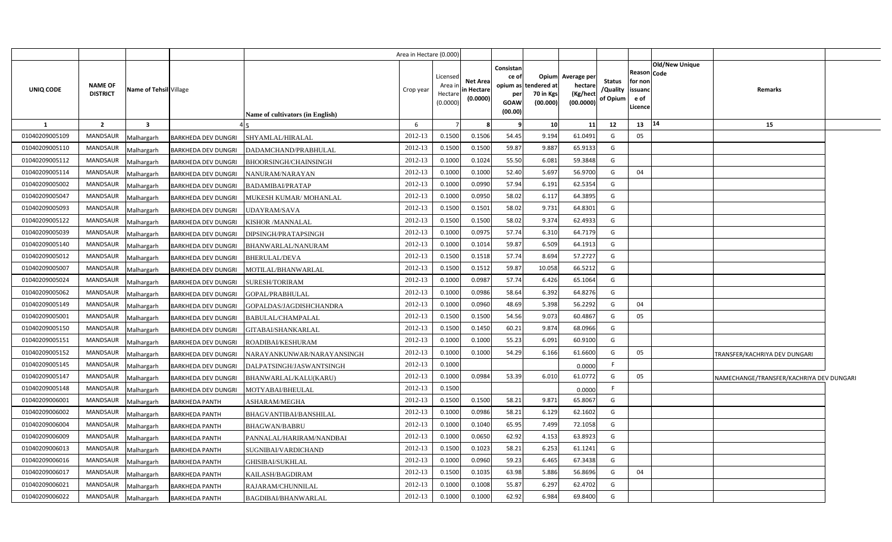|  |  |  |  |  | Area in Hectare (0.000) |  |  |  |  |  |  |  |  |  |
|---|---|---|---|---|---|---|---|---|---|---|---|---|---|---|
| UNIQ CODE | NAME OF DISTRICT | Name of Tehsil | Village | Name of cultivators (in English) | Crop year | Licensed Area in Hectare (0.0000) | Net Area in Hectare (0.0000) | Consistance of opium as per GOAW (00.00) | Opium tendered at 70 in Kgs (00.000) | Average per hectare (Kg/hect (00.0000) | Status /Quality of Opium | Reason for non issuance of Licence | Code | Old/New Unique Remarks |
| 1 | 2 | 3 | 4 | 5 | 6 | 7 | 8 | 9 | 10 | 11 | 12 | 13 | 14 | 15 |
| 01040209005109 | MANDSAUR | Malhargarh | BARKHEDA DEV DUNGRI | SHYAMLAL/HIRALAL | 2012-13 | 0.1500 | 0.1506 | 54.45 | 9.194 | 61.0491 | G | 05 |  |  |
| 01040209005110 | MANDSAUR | Malhargarh | BARKHEDA DEV DUNGRI | DADAMCHAND/PRABHULAL | 2012-13 | 0.1500 | 0.1500 | 59.87 | 9.887 | 65.9133 | G |  |  |  |
| 01040209005112 | MANDSAUR | Malhargarh | BARKHEDA DEV DUNGRI | BHOORSINGH/CHAINSINGH | 2012-13 | 0.1000 | 0.1024 | 55.50 | 6.081 | 59.3848 | G |  |  |  |
| 01040209005114 | MANDSAUR | Malhargarh | BARKHEDA DEV DUNGRI | NANURAM/NARAYAN | 2012-13 | 0.1000 | 0.1000 | 52.40 | 5.697 | 56.9700 | G | 04 |  |  |
| 01040209005002 | MANDSAUR | Malhargarh | BARKHEDA DEV DUNGRI | BADAMIBAI/PRATAP | 2012-13 | 0.1000 | 0.0990 | 57.94 | 6.191 | 62.5354 | G |  |  |  |
| 01040209005047 | MANDSAUR | Malhargarh | BARKHEDA DEV DUNGRI | MUKESH KUMAR/ MOHANLAL | 2012-13 | 0.1000 | 0.0950 | 58.02 | 6.117 | 64.3895 | G |  |  |  |
| 01040209005093 | MANDSAUR | Malhargarh | BARKHEDA DEV DUNGRI | UDAYRAM/SAVA | 2012-13 | 0.1500 | 0.1501 | 58.02 | 9.731 | 64.8301 | G |  |  |  |
| 01040209005122 | MANDSAUR | Malhargarh | BARKHEDA DEV DUNGRI | KISHOR /MANNALAL | 2012-13 | 0.1500 | 0.1500 | 58.02 | 9.374 | 62.4933 | G |  |  |  |
| 01040209005039 | MANDSAUR | Malhargarh | BARKHEDA DEV DUNGRI | DIPSINGH/PRATAPSINGH | 2012-13 | 0.1000 | 0.0975 | 57.74 | 6.310 | 64.7179 | G |  |  |  |
| 01040209005140 | MANDSAUR | Malhargarh | BARKHEDA DEV DUNGRI | BHANWARLAL/NANURAM | 2012-13 | 0.1000 | 0.1014 | 59.87 | 6.509 | 64.1913 | G |  |  |  |
| 01040209005012 | MANDSAUR | Malhargarh | BARKHEDA DEV DUNGRI | BHERULAL/DEVA | 2012-13 | 0.1500 | 0.1518 | 57.74 | 8.694 | 57.2727 | G |  |  |  |
| 01040209005007 | MANDSAUR | Malhargarh | BARKHEDA DEV DUNGRI | MOTILAL/BHANWARLAL | 2012-13 | 0.1500 | 0.1512 | 59.87 | 10.058 | 66.5212 | G |  |  |  |
| 01040209005024 | MANDSAUR | Malhargarh | BARKHEDA DEV DUNGRI | SURESH/TORIRAM | 2012-13 | 0.1000 | 0.0987 | 57.74 | 6.426 | 65.1064 | G |  |  |  |
| 01040209005062 | MANDSAUR | Malhargarh | BARKHEDA DEV DUNGRI | GOPAL/PRABHULAL | 2012-13 | 0.1000 | 0.0986 | 58.64 | 6.392 | 64.8276 | G |  |  |  |
| 01040209005149 | MANDSAUR | Malhargarh | BARKHEDA DEV DUNGRI | GOPALDAS/JAGDISHCHANDRA | 2012-13 | 0.1000 | 0.0960 | 48.69 | 5.398 | 56.2292 | G | 04 |  |  |
| 01040209005001 | MANDSAUR | Malhargarh | BARKHEDA DEV DUNGRI | BABULAL/CHAMPALAL | 2012-13 | 0.1500 | 0.1500 | 54.56 | 9.073 | 60.4867 | G | 05 |  |  |
| 01040209005150 | MANDSAUR | Malhargarh | BARKHEDA DEV DUNGRI | GITABAI/SHANKARLAL | 2012-13 | 0.1500 | 0.1450 | 60.21 | 9.874 | 68.0966 | G |  |  |  |
| 01040209005151 | MANDSAUR | Malhargarh | BARKHEDA DEV DUNGRI | ROADIBAI/KESHURAM | 2012-13 | 0.1000 | 0.1000 | 55.23 | 6.091 | 60.9100 | G |  |  |  |
| 01040209005152 | MANDSAUR | Malhargarh | BARKHEDA DEV DUNGRI | NARAYANKUNWAR/NARAYANSINGH | 2012-13 | 0.1000 | 0.1000 | 54.29 | 6.166 | 61.6600 | G | 05 |  | TRANSFER/KACHRIYA DEV DUNGARI |
| 01040209005145 | MANDSAUR | Malhargarh | BARKHEDA DEV DUNGRI | DALPATSINGH/JASWANTSINGH | 2012-13 | 0.1000 |  |  |  | 0.0000 | F |  |  |  |
| 01040209005147 | MANDSAUR | Malhargarh | BARKHEDA DEV DUNGRI | BHANWARLAL/KALU(KARU) | 2012-13 | 0.1000 | 0.0984 | 53.39 | 6.010 | 61.0772 | G | 05 |  | NAMECHANGE/TRANSFER/KACHRIYA DEV DUNGARI |
| 01040209005148 | MANDSAUR | Malhargarh | BARKHEDA DEV DUNGRI | MOTYABAI/BHEULAL | 2012-13 | 0.1500 |  |  |  | 0.0000 | F |  |  |  |
| 01040209006001 | MANDSAUR | Malhargarh | BARKHEDA PANTH | ASHARAM/MEGHA | 2012-13 | 0.1500 | 0.1500 | 58.21 | 9.871 | 65.8067 | G |  |  |  |
| 01040209006002 | MANDSAUR | Malhargarh | BARKHEDA PANTH | BHAGVANTIBAI/BANSHILAL | 2012-13 | 0.1000 | 0.0986 | 58.21 | 6.129 | 62.1602 | G |  |  |  |
| 01040209006004 | MANDSAUR | Malhargarh | BARKHEDA PANTH | BHAGWAN/BABRU | 2012-13 | 0.1000 | 0.1040 | 65.95 | 7.499 | 72.1058 | G |  |  |  |
| 01040209006009 | MANDSAUR | Malhargarh | BARKHEDA PANTH | PANNALAL/HARIRAM/NANDBAI | 2012-13 | 0.1000 | 0.0650 | 62.92 | 4.153 | 63.8923 | G |  |  |  |
| 01040209006013 | MANDSAUR | Malhargarh | BARKHEDA PANTH | SUGNIBAI/VARDICHAND | 2012-13 | 0.1500 | 0.1023 | 58.21 | 6.253 | 61.1241 | G |  |  |  |
| 01040209006016 | MANDSAUR | Malhargarh | BARKHEDA PANTH | GHISIBAI/SUKHLAL | 2012-13 | 0.1000 | 0.0960 | 59.23 | 6.465 | 67.3438 | G |  |  |  |
| 01040209006017 | MANDSAUR | Malhargarh | BARKHEDA PANTH | KAILASH/BAGDIRAM | 2012-13 | 0.1500 | 0.1035 | 63.98 | 5.886 | 56.8696 | G | 04 |  |  |
| 01040209006021 | MANDSAUR | Malhargarh | BARKHEDA PANTH | RAJARAM/CHUNNILAL | 2012-13 | 0.1000 | 0.1008 | 55.87 | 6.297 | 62.4702 | G |  |  |  |
| 01040209006022 | MANDSAUR | Malhargarh | BARKHEDA PANTH | BAGDIBAI/BHANWARLAL | 2012-13 | 0.1000 | 0.1000 | 62.92 | 6.984 | 69.8400 | G |  |  |  |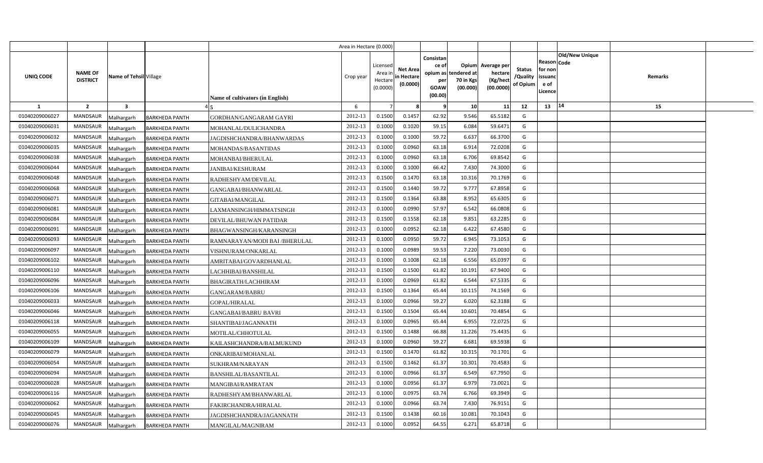| UNIQ CODE | NAME OF DISTRICT | Name of Tehsil | Village | Name of cultivators (in English) | Crop year | Licensed Area in Hectare (0.0000) | Net Area in Hectare (0.0000) | Consistance of opium as per GOAW (00.00) | Opium tendered at 70 in Kgs (00.000) | Average per hectare (Kg/hect (00.0000) | Status /Quality of Opium | Reason for non issuance of Licence | Code | Old/New Unique | Remarks |
|---|---|---|---|---|---|---|---|---|---|---|---|---|---|---|---|
| | | | | Area in Hectare (0.000) | | | | | | | | | | | |
| 1 | 2 | 3 | 4 | 5 | 6 | 7 | 8 | 9 | 10 | 11 | 12 | 13 | 14 | | 15 |
| 01040209006027 | MANDSAUR | Malhargarh | BARKHEDA PANTH | GORDHAN/GANGARAM GAYRI | 2012-13 | 0.1500 | 0.1457 | 62.92 | 9.546 | 65.5182 | G | | | | |
| 01040209006031 | MANDSAUR | Malhargarh | BARKHEDA PANTH | MOHANLAL/DULICHANDRA | 2012-13 | 0.1000 | 0.1020 | 59.15 | 6.084 | 59.6471 | G | | | | |
| 01040209006032 | MANDSAUR | Malhargarh | BARKHEDA PANTH | JAGDISHCHANDRA/BHANWARDAS | 2012-13 | 0.1000 | 0.1000 | 59.72 | 6.637 | 66.3700 | G | | | | |
| 01040209006035 | MANDSAUR | Malhargarh | BARKHEDA PANTH | MOHANDAS/BASANTIDAS | 2012-13 | 0.1000 | 0.0960 | 63.18 | 6.914 | 72.0208 | G | | | | |
| 01040209006038 | MANDSAUR | Malhargarh | BARKHEDA PANTH | MOHANBAI/BHERULAL | 2012-13 | 0.1000 | 0.0960 | 63.18 | 6.706 | 69.8542 | G | | | | |
| 01040209006044 | MANDSAUR | Malhargarh | BARKHEDA PANTH | JANIBAI/KESHURAM | 2012-13 | 0.1000 | 0.1000 | 66.42 | 7.430 | 74.3000 | G | | | | |
| 01040209006048 | MANDSAUR | Malhargarh | BARKHEDA PANTH | RADHESHYAM/DEVILAL | 2012-13 | 0.1500 | 0.1470 | 63.18 | 10.316 | 70.1769 | G | | | | |
| 01040209006068 | MANDSAUR | Malhargarh | BARKHEDA PANTH | GANGABAI/BHANWARLAL | 2012-13 | 0.1500 | 0.1440 | 59.72 | 9.777 | 67.8958 | G | | | | |
| 01040209006071 | MANDSAUR | Malhargarh | BARKHEDA PANTH | GITABAI/MANGILAL | 2012-13 | 0.1500 | 0.1364 | 63.88 | 8.952 | 65.6305 | G | | | | |
| 01040209006081 | MANDSAUR | Malhargarh | BARKHEDA PANTH | LAXMANSINGH/HIMMATSINGH | 2012-13 | 0.1000 | 0.0990 | 57.97 | 6.542 | 66.0808 | G | | | | |
| 01040209006084 | MANDSAUR | Malhargarh | BARKHEDA PANTH | DEVILAL/BHUWAN PATIDAR | 2012-13 | 0.1500 | 0.1558 | 62.18 | 9.851 | 63.2285 | G | | | | |
| 01040209006091 | MANDSAUR | Malhargarh | BARKHEDA PANTH | BHAGWANSINGH/KARANSINGH | 2012-13 | 0.1000 | 0.0952 | 62.18 | 6.422 | 67.4580 | G | | | | |
| 01040209006093 | MANDSAUR | Malhargarh | BARKHEDA PANTH | RAMNARAYAN/MODI BAI /BHERULAL | 2012-13 | 0.1000 | 0.0950 | 59.72 | 6.945 | 73.1053 | G | | | | |
| 01040209006097 | MANDSAUR | Malhargarh | BARKHEDA PANTH | VISHNURAM/ONKARLAL | 2012-13 | 0.1000 | 0.0989 | 59.53 | 7.220 | 73.0030 | G | | | | |
| 01040209006102 | MANDSAUR | Malhargarh | BARKHEDA PANTH | AMRITABAI/GOVARDHANLAL | 2012-13 | 0.1000 | 0.1008 | 62.18 | 6.556 | 65.0397 | G | | | | |
| 01040209006110 | MANDSAUR | Malhargarh | BARKHEDA PANTH | LACHHIBAI/BANSHILAL | 2012-13 | 0.1500 | 0.1500 | 61.82 | 10.191 | 67.9400 | G | | | | |
| 01040209006096 | MANDSAUR | Malhargarh | BARKHEDA PANTH | BHAGIRATH/LACHHIRAM | 2012-13 | 0.1000 | 0.0969 | 61.82 | 6.544 | 67.5335 | G | | | | |
| 01040209006106 | MANDSAUR | Malhargarh | BARKHEDA PANTH | GANGARAM/BABRU | 2012-13 | 0.1500 | 0.1364 | 65.44 | 10.115 | 74.1569 | G | | | | |
| 01040209006033 | MANDSAUR | Malhargarh | BARKHEDA PANTH | GOPAL/HIRALAL | 2012-13 | 0.1000 | 0.0966 | 59.27 | 6.020 | 62.3188 | G | | | | |
| 01040209006046 | MANDSAUR | Malhargarh | BARKHEDA PANTH | GANGABAI/BABRU BAVRI | 2012-13 | 0.1500 | 0.1504 | 65.44 | 10.601 | 70.4854 | G | | | | |
| 01040209006118 | MANDSAUR | Malhargarh | BARKHEDA PANTH | SHANTIBAI/JAGANNATH | 2012-13 | 0.1000 | 0.0965 | 65.44 | 6.955 | 72.0725 | G | | | | |
| 01040209006055 | MANDSAUR | Malhargarh | BARKHEDA PANTH | MOTILAL/CHHOTULAL | 2012-13 | 0.1500 | 0.1488 | 66.88 | 11.226 | 75.4435 | G | | | | |
| 01040209006109 | MANDSAUR | Malhargarh | BARKHEDA PANTH | KAILASHCHANDRA/BALMUKUND | 2012-13 | 0.1000 | 0.0960 | 59.27 | 6.681 | 69.5938 | G | | | | |
| 01040209006079 | MANDSAUR | Malhargarh | BARKHEDA PANTH | ONKARIBAI/MOHANLAL | 2012-13 | 0.1500 | 0.1470 | 61.82 | 10.315 | 70.1701 | G | | | | |
| 01040209006054 | MANDSAUR | Malhargarh | BARKHEDA PANTH | SUKHRAM/NARAYAN | 2012-13 | 0.1500 | 0.1462 | 61.37 | 10.301 | 70.4583 | G | | | | |
| 01040209006094 | MANDSAUR | Malhargarh | BARKHEDA PANTH | BANSHILAL/BASANTILAL | 2012-13 | 0.1000 | 0.0966 | 61.37 | 6.549 | 67.7950 | G | | | | |
| 01040209006028 | MANDSAUR | Malhargarh | BARKHEDA PANTH | MANGIBAI/RAMRATAN | 2012-13 | 0.1000 | 0.0956 | 61.37 | 6.979 | 73.0021 | G | | | | |
| 01040209006116 | MANDSAUR | Malhargarh | BARKHEDA PANTH | RADHESHYAM/BHANWARLAL | 2012-13 | 0.1000 | 0.0975 | 63.74 | 6.766 | 69.3949 | G | | | | |
| 01040209006062 | MANDSAUR | Malhargarh | BARKHEDA PANTH | FAKIRCHANDRA/HIRALAL | 2012-13 | 0.1000 | 0.0966 | 63.74 | 7.430 | 76.9151 | G | | | | |
| 01040209006045 | MANDSAUR | Malhargarh | BARKHEDA PANTH | JAGDISHCHANDRA/JAGANNATH | 2012-13 | 0.1500 | 0.1438 | 60.16 | 10.081 | 70.1043 | G | | | | |
| 01040209006076 | MANDSAUR | Malhargarh | BARKHEDA PANTH | MANGILAL/MAGNIRAM | 2012-13 | 0.1000 | 0.0952 | 64.55 | 6.271 | 65.8718 | G | | | | |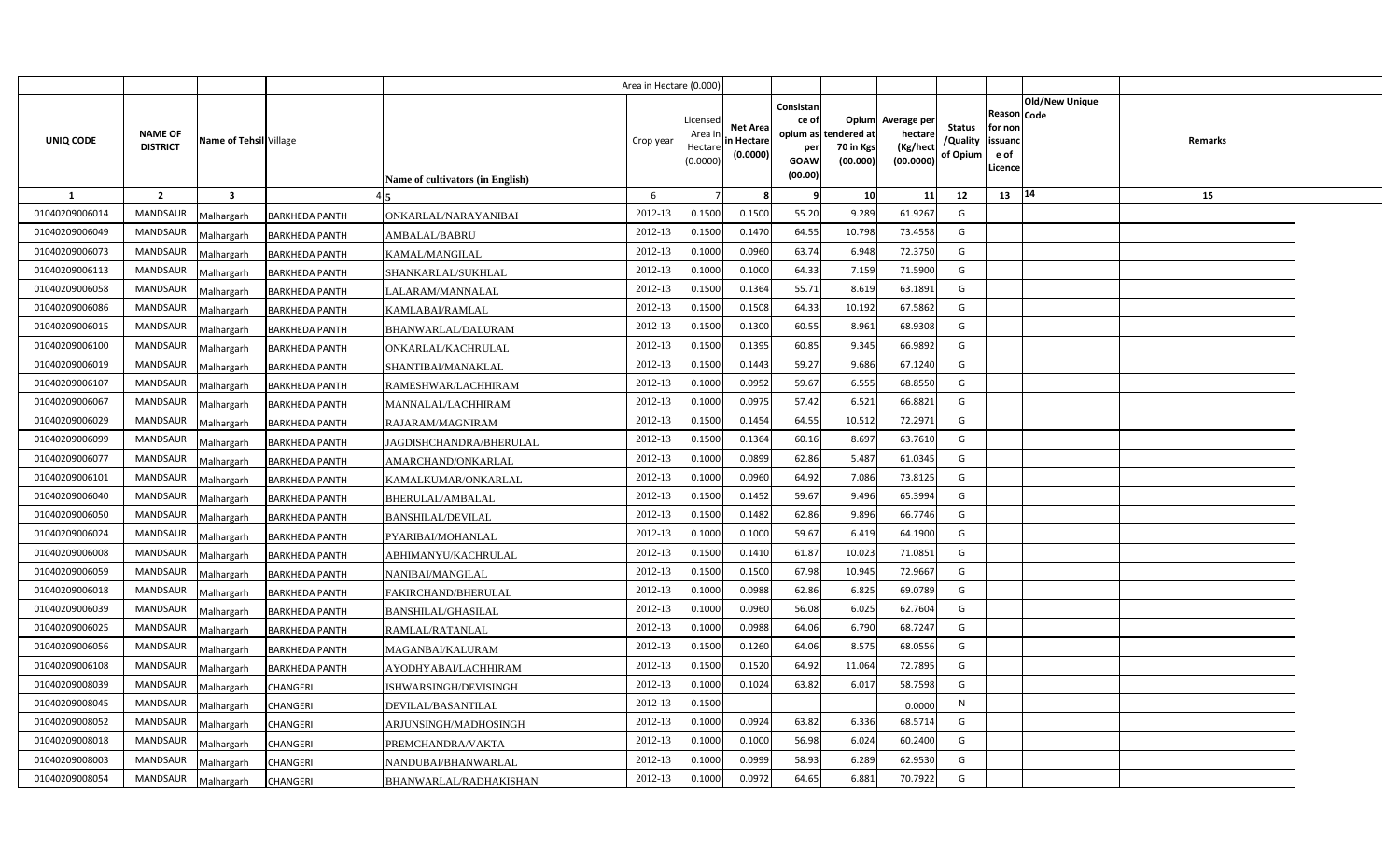| | | | | Area in Hectare (0.000) | | | | | | | | | | | |
|---|---|---|---|---|---|---|---|---|---|---|---|---|---|---|---|
| UNIQ CODE | NAME OF DISTRICT | Name of Tehsil | Village | Name of cultivators (in English) | Crop year | Licensed Area in Hectare (0.0000) | Net Area in Hectare (0.0000) | Consistance of opium as per GOAW (00.00) | Opium tendered at 70 in Kgs (00.000) | Average per hectare (Kg/hect (00.0000) | Status /Quality of Opium | Reason for non issuance of Licence | Code | Old/New Unique | Remarks |
| 1 | 2 | 3 | 4 | 5 | 6 | 7 | 8 | 9 | 10 | 11 | 12 | 13 | 14 | | 15 |
| 01040209006014 | MANDSAUR | Malhargarh | BARKHEDA PANTH | ONKARLAL/NARAYANIBAI | 2012-13 | 0.1500 | 0.1500 | 55.20 | 9.289 | 61.9267 | G | | | | |
| 01040209006049 | MANDSAUR | Malhargarh | BARKHEDA PANTH | AMBALAL/BABRU | 2012-13 | 0.1500 | 0.1470 | 64.55 | 10.798 | 73.4558 | G | | | | |
| 01040209006073 | MANDSAUR | Malhargarh | BARKHEDA PANTH | KAMAL/MANGILAL | 2012-13 | 0.1000 | 0.0960 | 63.74 | 6.948 | 72.3750 | G | | | | |
| 01040209006113 | MANDSAUR | Malhargarh | BARKHEDA PANTH | SHANKARLAL/SUKHLAL | 2012-13 | 0.1000 | 0.1000 | 64.33 | 7.159 | 71.5900 | G | | | | |
| 01040209006058 | MANDSAUR | Malhargarh | BARKHEDA PANTH | LALARAM/MANNALAL | 2012-13 | 0.1500 | 0.1364 | 55.71 | 8.619 | 63.1891 | G | | | | |
| 01040209006086 | MANDSAUR | Malhargarh | BARKHEDA PANTH | KAMLABAI/RAMLAL | 2012-13 | 0.1500 | 0.1508 | 64.33 | 10.192 | 67.5862 | G | | | | |
| 01040209006015 | MANDSAUR | Malhargarh | BARKHEDA PANTH | BHANWARLAL/DALURAM | 2012-13 | 0.1500 | 0.1300 | 60.55 | 8.961 | 68.9308 | G | | | | |
| 01040209006100 | MANDSAUR | Malhargarh | BARKHEDA PANTH | ONKARLAL/KACHRULAL | 2012-13 | 0.1500 | 0.1395 | 60.85 | 9.345 | 66.9892 | G | | | | |
| 01040209006019 | MANDSAUR | Malhargarh | BARKHEDA PANTH | SHANTIBAI/MANAKLAL | 2012-13 | 0.1500 | 0.1443 | 59.27 | 9.686 | 67.1240 | G | | | | |
| 01040209006107 | MANDSAUR | Malhargarh | BARKHEDA PANTH | RAMESHWAR/LACHHIRAM | 2012-13 | 0.1000 | 0.0952 | 59.67 | 6.555 | 68.8550 | G | | | | |
| 01040209006067 | MANDSAUR | Malhargarh | BARKHEDA PANTH | MANNALAL/LACHHIRAM | 2012-13 | 0.1000 | 0.0975 | 57.42 | 6.521 | 66.8821 | G | | | | |
| 01040209006029 | MANDSAUR | Malhargarh | BARKHEDA PANTH | RAJARAM/MAGNIRAM | 2012-13 | 0.1500 | 0.1454 | 64.55 | 10.512 | 72.2971 | G | | | | |
| 01040209006099 | MANDSAUR | Malhargarh | BARKHEDA PANTH | JAGDISHCHANDRA/BHERULAL | 2012-13 | 0.1500 | 0.1364 | 60.16 | 8.697 | 63.7610 | G | | | | |
| 01040209006077 | MANDSAUR | Malhargarh | BARKHEDA PANTH | AMARCHAND/ONKARLAL | 2012-13 | 0.1000 | 0.0899 | 62.86 | 5.487 | 61.0345 | G | | | | |
| 01040209006101 | MANDSAUR | Malhargarh | BARKHEDA PANTH | KAMALKUMAR/ONKARLAL | 2012-13 | 0.1000 | 0.0960 | 64.92 | 7.086 | 73.8125 | G | | | | |
| 01040209006040 | MANDSAUR | Malhargarh | BARKHEDA PANTH | BHERULAL/AMBALAL | 2012-13 | 0.1500 | 0.1452 | 59.67 | 9.496 | 65.3994 | G | | | | |
| 01040209006050 | MANDSAUR | Malhargarh | BARKHEDA PANTH | BANSHILAL/DEVILAL | 2012-13 | 0.1500 | 0.1482 | 62.86 | 9.896 | 66.7746 | G | | | | |
| 01040209006024 | MANDSAUR | Malhargarh | BARKHEDA PANTH | PYARIBAI/MOHANLAL | 2012-13 | 0.1000 | 0.1000 | 59.67 | 6.419 | 64.1900 | G | | | | |
| 01040209006008 | MANDSAUR | Malhargarh | BARKHEDA PANTH | ABHIMANYU/KACHRULAL | 2012-13 | 0.1500 | 0.1410 | 61.87 | 10.023 | 71.0851 | G | | | | |
| 01040209006059 | MANDSAUR | Malhargarh | BARKHEDA PANTH | NANIBAI/MANGILAL | 2012-13 | 0.1500 | 0.1500 | 67.98 | 10.945 | 72.9667 | G | | | | |
| 01040209006018 | MANDSAUR | Malhargarh | BARKHEDA PANTH | FAKIRCHAND/BHERULAL | 2012-13 | 0.1000 | 0.0988 | 62.86 | 6.825 | 69.0789 | G | | | | |
| 01040209006039 | MANDSAUR | Malhargarh | BARKHEDA PANTH | BANSHILAL/GHASILAL | 2012-13 | 0.1000 | 0.0960 | 56.08 | 6.025 | 62.7604 | G | | | | |
| 01040209006025 | MANDSAUR | Malhargarh | BARKHEDA PANTH | RAMLAL/RATANLAL | 2012-13 | 0.1000 | 0.0988 | 64.06 | 6.790 | 68.7247 | G | | | | |
| 01040209006056 | MANDSAUR | Malhargarh | BARKHEDA PANTH | MAGANBAI/KALURAM | 2012-13 | 0.1500 | 0.1260 | 64.06 | 8.575 | 68.0556 | G | | | | |
| 01040209006108 | MANDSAUR | Malhargarh | BARKHEDA PANTH | AYODHYABAI/LACHHIRAM | 2012-13 | 0.1500 | 0.1520 | 64.92 | 11.064 | 72.7895 | G | | | | |
| 01040209008039 | MANDSAUR | Malhargarh | CHANGERI | ISHWARSINGH/DEVISINGH | 2012-13 | 0.1000 | 0.1024 | 63.82 | 6.017 | 58.7598 | G | | | | |
| 01040209008045 | MANDSAUR | Malhargarh | CHANGERI | DEVILAL/BASANTILAL | 2012-13 | 0.1500 | | | | 0.0000 | N | | | | |
| 01040209008052 | MANDSAUR | Malhargarh | CHANGERI | ARJUNSINGH/MADHOSINGH | 2012-13 | 0.1000 | 0.0924 | 63.82 | 6.336 | 68.5714 | G | | | | |
| 01040209008018 | MANDSAUR | Malhargarh | CHANGERI | PREMCHANDRA/VAKTA | 2012-13 | 0.1000 | 0.1000 | 56.98 | 6.024 | 60.2400 | G | | | | |
| 01040209008003 | MANDSAUR | Malhargarh | CHANGERI | NANDUBAI/BHANWARLAL | 2012-13 | 0.1000 | 0.0999 | 58.93 | 6.289 | 62.9530 | G | | | | |
| 01040209008054 | MANDSAUR | Malhargarh | CHANGERI | BHANWARLAL/RADHAKISHAN | 2012-13 | 0.1000 | 0.0972 | 64.65 | 6.881 | 70.7922 | G | | | | |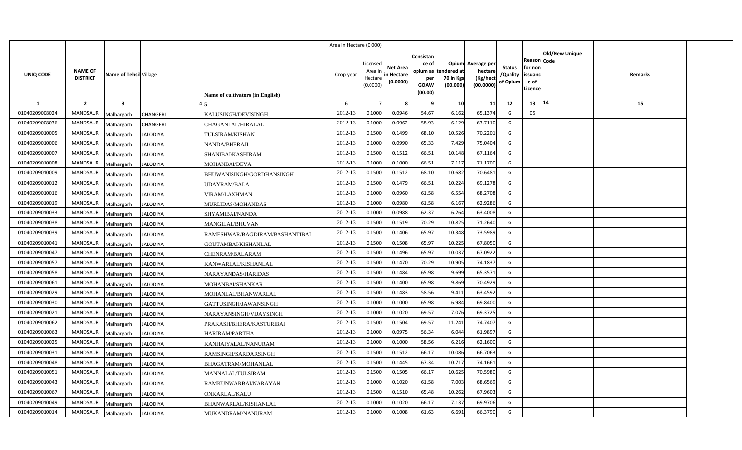| | | | | Area in Hectare (0.000) | | | | | | | | | | | |
|---|---|---|---|---|---|---|---|---|---|---|---|---|---|---|---|
| UNIQ CODE | NAME OF DISTRICT | Name of Tehsil | Village | Name of cultivators (in English) | Crop year | Licensed Area in Hectare (0.0000) | Net Area in Hectare (0.0000) | Consistance of opium as per GOAW (00.00) | Opium tendered at 70 in Kgs (00.000) | Average per hectare (Kg/hect (00.0000) | Status /Quality of Opium | Reason for non issuance of Licence | Code | Old/New Unique | Remarks |
| 1 | 2 | 3 | 4 | 5 | 6 | 7 | 8 | 9 | 10 | 11 | 12 | 13 | | 14 | 15 |
| 01040209008024 | MANDSAUR | Malhargarh | CHANGERI | KALUSINGH/DEVISINGH | 2012-13 | 0.1000 | 0.0946 | 54.67 | 6.162 | 65.1374 | G | 05 | | | |
| 01040209008036 | MANDSAUR | Malhargarh | CHANGERI | CHAGANLAL/HIRALAL | 2012-13 | 0.1000 | 0.0962 | 58.93 | 6.129 | 63.7110 | G | | | | |
| 01040209010005 | MANDSAUR | Malhargarh | JALODIYA | TULSIRAM/KISHAN | 2012-13 | 0.1500 | 0.1499 | 68.10 | 10.526 | 70.2201 | G | | | | |
| 01040209010006 | MANDSAUR | Malhargarh | JALODIYA | NANDA/BHERAJI | 2012-13 | 0.1000 | 0.0990 | 65.33 | 7.429 | 75.0404 | G | | | | |
| 01040209010007 | MANDSAUR | Malhargarh | JALODIYA | SHANIBAI/KASHIRAM | 2012-13 | 0.1500 | 0.1512 | 66.51 | 10.148 | 67.1164 | G | | | | |
| 01040209010008 | MANDSAUR | Malhargarh | JALODIYA | MOHANBAI/DEVA | 2012-13 | 0.1000 | 0.1000 | 66.51 | 7.117 | 71.1700 | G | | | | |
| 01040209010009 | MANDSAUR | Malhargarh | JALODIYA | BHUWANISINGH/GORDHANSINGH | 2012-13 | 0.1500 | 0.1512 | 68.10 | 10.682 | 70.6481 | G | | | | |
| 01040209010012 | MANDSAUR | Malhargarh | JALODIYA | UDAYRAM/BALA | 2012-13 | 0.1500 | 0.1479 | 66.51 | 10.224 | 69.1278 | G | | | | |
| 01040209010016 | MANDSAUR | Malhargarh | JALODIYA | VIRAM/LAXHMAN | 2012-13 | 0.1000 | 0.0960 | 61.58 | 6.554 | 68.2708 | G | | | | |
| 01040209010019 | MANDSAUR | Malhargarh | JALODIYA | MURLIDAS/MOHANDAS | 2012-13 | 0.1000 | 0.0980 | 61.58 | 6.167 | 62.9286 | G | | | | |
| 01040209010033 | MANDSAUR | Malhargarh | JALODIYA | SHYAMIBAI/NANDA | 2012-13 | 0.1000 | 0.0988 | 62.37 | 6.264 | 63.4008 | G | | | | |
| 01040209010038 | MANDSAUR | Malhargarh | JALODIYA | MANGILAL/BHUVAN | 2012-13 | 0.1500 | 0.1519 | 70.29 | 10.825 | 71.2640 | G | | | | |
| 01040209010039 | MANDSAUR | Malhargarh | JALODIYA | RAMESHWAR/BAGDIRAM/BASHANTIBAI | 2012-13 | 0.1500 | 0.1406 | 65.97 | 10.348 | 73.5989 | G | | | | |
| 01040209010041 | MANDSAUR | Malhargarh | JALODIYA | GOUTAMBAI/KISHANLAL | 2012-13 | 0.1500 | 0.1508 | 65.97 | 10.225 | 67.8050 | G | | | | |
| 01040209010047 | MANDSAUR | Malhargarh | JALODIYA | CHENRAM/BALARAM | 2012-13 | 0.1500 | 0.1496 | 65.97 | 10.037 | 67.0922 | G | | | | |
| 01040209010057 | MANDSAUR | Malhargarh | JALODIYA | KANWARLAL/KISHANLAL | 2012-13 | 0.1500 | 0.1470 | 70.29 | 10.905 | 74.1837 | G | | | | |
| 01040209010058 | MANDSAUR | Malhargarh | JALODIYA | NARAYANDAS/HARIDAS | 2012-13 | 0.1500 | 0.1484 | 65.98 | 9.699 | 65.3571 | G | | | | |
| 01040209010061 | MANDSAUR | Malhargarh | JALODIYA | MOHANBAI/SHANKAR | 2012-13 | 0.1500 | 0.1400 | 65.98 | 9.869 | 70.4929 | G | | | | |
| 01040209010029 | MANDSAUR | Malhargarh | JALODIYA | MOHANLAL/BHANWARLAL | 2012-13 | 0.1500 | 0.1483 | 58.56 | 9.411 | 63.4592 | G | | | | |
| 01040209010030 | MANDSAUR | Malhargarh | JALODIYA | GATTUSINGH/JAWANSINGH | 2012-13 | 0.1000 | 0.1000 | 65.98 | 6.984 | 69.8400 | G | | | | |
| 01040209010021 | MANDSAUR | Malhargarh | JALODIYA | NARAYANSINGH/VIJAYSINGH | 2012-13 | 0.1000 | 0.1020 | 69.57 | 7.076 | 69.3725 | G | | | | |
| 01040209010062 | MANDSAUR | Malhargarh | JALODIYA | PRAKASH/BHERA/KASTURIBAI | 2012-13 | 0.1500 | 0.1504 | 69.57 | 11.241 | 74.7407 | G | | | | |
| 01040209010063 | MANDSAUR | Malhargarh | JALODIYA | HARIRAM/PARTHA | 2012-13 | 0.1000 | 0.0975 | 56.34 | 6.044 | 61.9897 | G | | | | |
| 01040209010025 | MANDSAUR | Malhargarh | JALODIYA | KANHAIYALAL/NANURAM | 2012-13 | 0.1000 | 0.1000 | 58.56 | 6.216 | 62.1600 | G | | | | |
| 01040209010031 | MANDSAUR | Malhargarh | JALODIYA | RAMSINGH/SARDARSINGH | 2012-13 | 0.1500 | 0.1512 | 66.17 | 10.086 | 66.7063 | G | | | | |
| 01040209010048 | MANDSAUR | Malhargarh | JALODIYA | BHAGATRAM/MOHANLAL | 2012-13 | 0.1500 | 0.1445 | 67.34 | 10.717 | 74.1661 | G | | | | |
| 01040209010051 | MANDSAUR | Malhargarh | JALODIYA | MANNALAL/TULSIRAM | 2012-13 | 0.1500 | 0.1505 | 66.17 | 10.625 | 70.5980 | G | | | | |
| 01040209010043 | MANDSAUR | Malhargarh | JALODIYA | RAMKUNWARBAI/NARAYAN | 2012-13 | 0.1000 | 0.1020 | 61.58 | 7.003 | 68.6569 | G | | | | |
| 01040209010067 | MANDSAUR | Malhargarh | JALODIYA | ONKARLAL/KALU | 2012-13 | 0.1500 | 0.1510 | 65.48 | 10.262 | 67.9603 | G | | | | |
| 01040209010049 | MANDSAUR | Malhargarh | JALODIYA | BHANWARLAL/KISHANLAL | 2012-13 | 0.1000 | 0.1020 | 66.17 | 7.137 | 69.9706 | G | | | | |
| 01040209010014 | MANDSAUR | Malhargarh | JALODIYA | MUKANDRAM/NANURAM | 2012-13 | 0.1000 | 0.1008 | 61.63 | 6.691 | 66.3790 | G | | | | |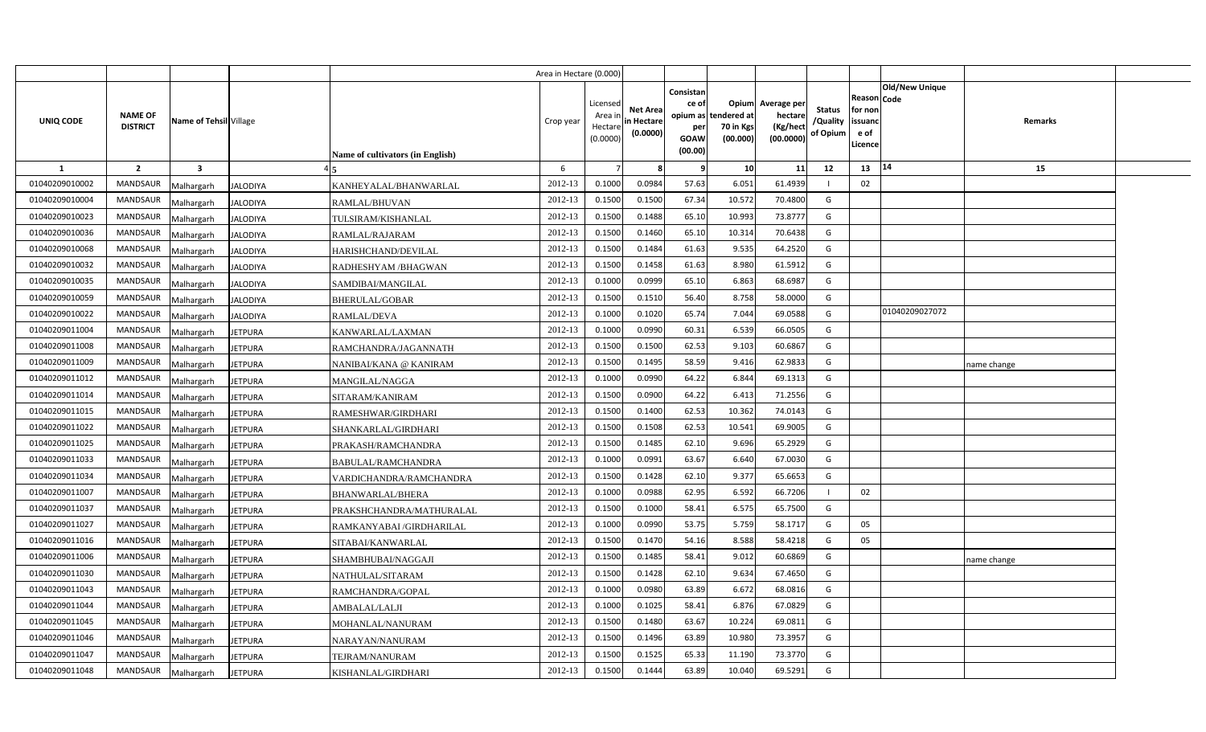| | | | | Area in Hectare (0.000) | | | | | | | | | | | |
|---|---|---|---|---|---|---|---|---|---|---|---|---|---|---|---|
| UNIQ CODE | NAME OF DISTRICT | Name of Tehsil | Village | Name of cultivators (in English) | Crop year | Licensed Area in Hectare (0.0000) | Net Area in Hectare (0.0000) | Consistance of opium as per GOAW (00.00) | Opium tendered at 70 in Kgs (00.000) | Average per hectare (Kg/hect (00.0000) | Status /Quality of Opium | Reason for non issuance of Licence | Code | Old/New Unique | Remarks |
| 1 | 2 | 3 | 4 | 5 | 6 | 7 | 8 | 9 | 10 | 11 | 12 | 13 | 14 | | 15 |
| 01040209010002 | MANDSAUR | Malhargarh | JALODIYA | KANHEYALAL/BHANWARLAL | 2012-13 | 0.1000 | 0.0984 | 57.63 | 6.051 | 61.4939 | I | 02 | | | |
| 01040209010004 | MANDSAUR | Malhargarh | JALODIYA | RAMLAL/BHUVAN | 2012-13 | 0.1500 | 0.1500 | 67.34 | 10.572 | 70.4800 | G | | | | |
| 01040209010023 | MANDSAUR | Malhargarh | JALODIYA | TULSIRAM/KISHANLAL | 2012-13 | 0.1500 | 0.1488 | 65.10 | 10.993 | 73.8777 | G | | | | |
| 01040209010036 | MANDSAUR | Malhargarh | JALODIYA | RAMLAL/RAJARAM | 2012-13 | 0.1500 | 0.1460 | 65.10 | 10.314 | 70.6438 | G | | | | |
| 01040209010068 | MANDSAUR | Malhargarh | JALODIYA | HARISHCHAND/DEVILAL | 2012-13 | 0.1500 | 0.1484 | 61.63 | 9.535 | 64.2520 | G | | | | |
| 01040209010032 | MANDSAUR | Malhargarh | JALODIYA | RADHESHYAM /BHAGWAN | 2012-13 | 0.1500 | 0.1458 | 61.63 | 8.980 | 61.5912 | G | | | | |
| 01040209010035 | MANDSAUR | Malhargarh | JALODIYA | SAMDIBAI/MANGILAL | 2012-13 | 0.1000 | 0.0999 | 65.10 | 6.863 | 68.6987 | G | | | | |
| 01040209010059 | MANDSAUR | Malhargarh | JALODIYA | BHERULAL/GOBAR | 2012-13 | 0.1500 | 0.1510 | 56.40 | 8.758 | 58.0000 | G | | | | |
| 01040209010022 | MANDSAUR | Malhargarh | JALODIYA | RAMLAL/DEVA | 2012-13 | 0.1000 | 0.1020 | 65.74 | 7.044 | 69.0588 | G | | | 01040209027072 | |
| 01040209011004 | MANDSAUR | Malhargarh | JETPURA | KANWARLAL/LAXMAN | 2012-13 | 0.1000 | 0.0990 | 60.31 | 6.539 | 66.0505 | G | | | | |
| 01040209011008 | MANDSAUR | Malhargarh | JETPURA | RAMCHANDRA/JAGANNATH | 2012-13 | 0.1500 | 0.1500 | 62.53 | 9.103 | 60.6867 | G | | | | |
| 01040209011009 | MANDSAUR | Malhargarh | JETPURA | NANIBAI/KANA @ KANIRAM | 2012-13 | 0.1500 | 0.1495 | 58.59 | 9.416 | 62.9833 | G | | | | name change |
| 01040209011012 | MANDSAUR | Malhargarh | JETPURA | MANGILAL/NAGGA | 2012-13 | 0.1000 | 0.0990 | 64.22 | 6.844 | 69.1313 | G | | | | |
| 01040209011014 | MANDSAUR | Malhargarh | JETPURA | SITARAM/KANIRAM | 2012-13 | 0.1500 | 0.0900 | 64.22 | 6.413 | 71.2556 | G | | | | |
| 01040209011015 | MANDSAUR | Malhargarh | JETPURA | RAMESHWAR/GIRDHARI | 2012-13 | 0.1500 | 0.1400 | 62.53 | 10.362 | 74.0143 | G | | | | |
| 01040209011022 | MANDSAUR | Malhargarh | JETPURA | SHANKARLAL/GIRDHARI | 2012-13 | 0.1500 | 0.1508 | 62.53 | 10.541 | 69.9005 | G | | | | |
| 01040209011025 | MANDSAUR | Malhargarh | JETPURA | PRAKASH/RAMCHANDRA | 2012-13 | 0.1500 | 0.1485 | 62.10 | 9.696 | 65.2929 | G | | | | |
| 01040209011033 | MANDSAUR | Malhargarh | JETPURA | BABULAL/RAMCHANDRA | 2012-13 | 0.1000 | 0.0991 | 63.67 | 6.640 | 67.0030 | G | | | | |
| 01040209011034 | MANDSAUR | Malhargarh | JETPURA | VARDICHANDRA/RAMCHANDRA | 2012-13 | 0.1500 | 0.1428 | 62.10 | 9.377 | 65.6653 | G | | | | |
| 01040209011007 | MANDSAUR | Malhargarh | JETPURA | BHANWARLAL/BHERA | 2012-13 | 0.1000 | 0.0988 | 62.95 | 6.592 | 66.7206 | I | 02 | | | |
| 01040209011037 | MANDSAUR | Malhargarh | JETPURA | PRAKSHCHANDRA/MATHURALAL | 2012-13 | 0.1500 | 0.1000 | 58.41 | 6.575 | 65.7500 | G | | | | |
| 01040209011027 | MANDSAUR | Malhargarh | JETPURA | RAMKANYABAI /GIRDHARILAL | 2012-13 | 0.1000 | 0.0990 | 53.75 | 5.759 | 58.1717 | G | 05 | | | |
| 01040209011016 | MANDSAUR | Malhargarh | JETPURA | SITABAI/KANWARLAL | 2012-13 | 0.1500 | 0.1470 | 54.16 | 8.588 | 58.4218 | G | 05 | | | |
| 01040209011006 | MANDSAUR | Malhargarh | JETPURA | SHAMBHUBAI/NAGGAJI | 2012-13 | 0.1500 | 0.1485 | 58.41 | 9.012 | 60.6869 | G | | | | name change |
| 01040209011030 | MANDSAUR | Malhargarh | JETPURA | NATHULAL/SITARAM | 2012-13 | 0.1500 | 0.1428 | 62.10 | 9.634 | 67.4650 | G | | | | |
| 01040209011043 | MANDSAUR | Malhargarh | JETPURA | RAMCHANDRA/GOPAL | 2012-13 | 0.1000 | 0.0980 | 63.89 | 6.672 | 68.0816 | G | | | | |
| 01040209011044 | MANDSAUR | Malhargarh | JETPURA | AMBALAL/LALJI | 2012-13 | 0.1000 | 0.1025 | 58.41 | 6.876 | 67.0829 | G | | | | |
| 01040209011045 | MANDSAUR | Malhargarh | JETPURA | MOHANLAL/NANURAM | 2012-13 | 0.1500 | 0.1480 | 63.67 | 10.224 | 69.0811 | G | | | | |
| 01040209011046 | MANDSAUR | Malhargarh | JETPURA | NARAYAN/NANURAM | 2012-13 | 0.1500 | 0.1496 | 63.89 | 10.980 | 73.3957 | G | | | | |
| 01040209011047 | MANDSAUR | Malhargarh | JETPURA | TEJRAM/NANURAM | 2012-13 | 0.1500 | 0.1525 | 65.33 | 11.190 | 73.3770 | G | | | | |
| 01040209011048 | MANDSAUR | Malhargarh | JETPURA | KISHANLAL/GIRDHARI | 2012-13 | 0.1500 | 0.1444 | 63.89 | 10.040 | 69.5291 | G | | | | |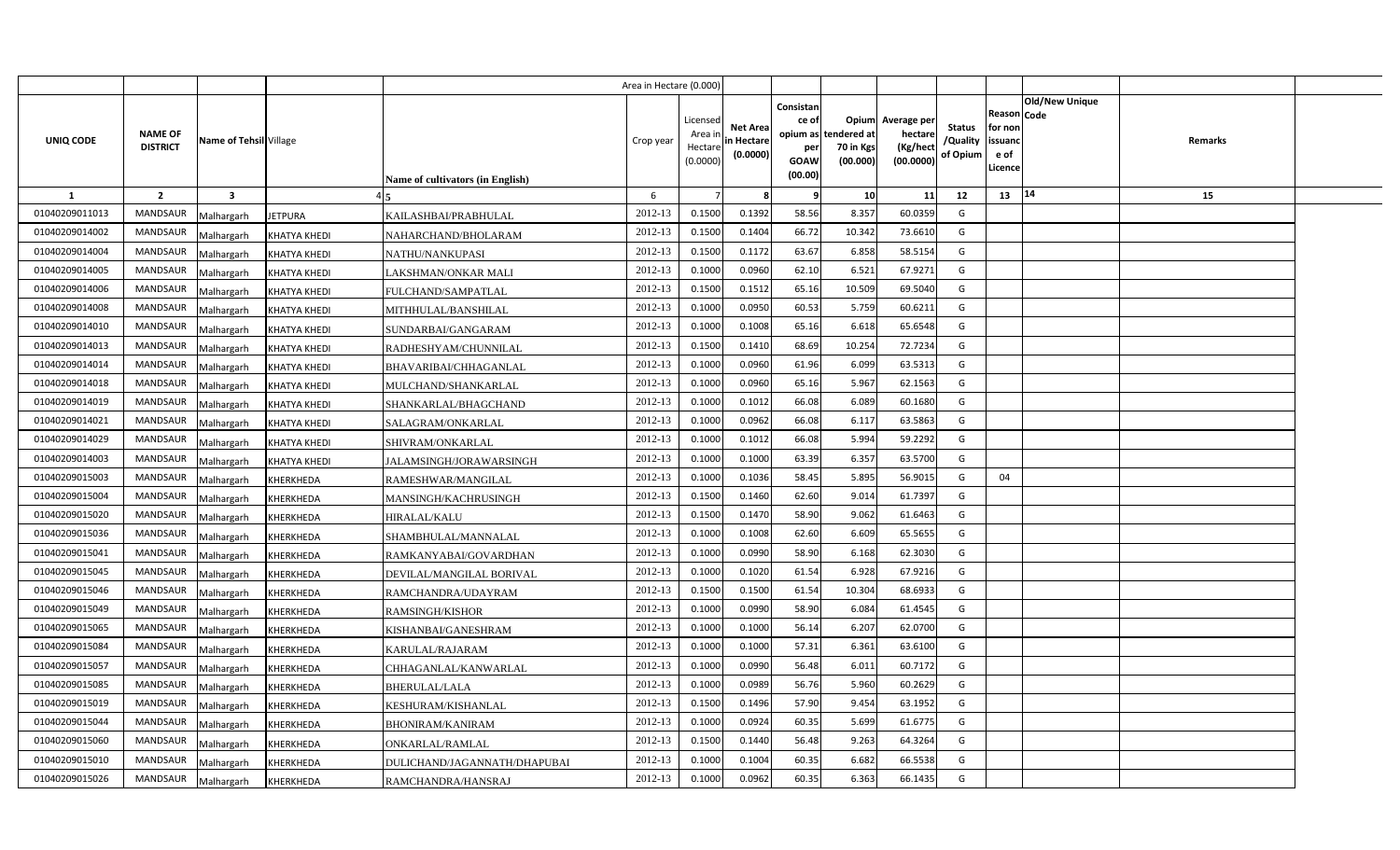| | | | | Area in Hectare (0.000) | | | | | | | | | | | |
|---|---|---|---|---|---|---|---|---|---|---|---|---|---|---|---|
| UNIQ CODE | NAME OF DISTRICT | Name of Tehsil | Village | Name of cultivators (in English) | Crop year | Licensed Area in Hectare (0.0000) | Net Area in Hectare (0.0000) | Consistance of opium as per GOAW (00.00) | Opium tendered at 70 in Kgs (00.000) | Average per hectare (Kg/hect (00.0000) | Status /Quality of Opium | Reason for non issuance of Licence | Code | Old/New Unique | Remarks |
| 1 | 2 | 3 | 4 | 5 | 6 | 7 | 8 | 9 | 10 | 11 | 12 | 13 | | 14 | 15 |
| 01040209011013 | MANDSAUR | Malhargarh | JETPURA | KAILASHBAI/PRABHULAL | 2012-13 | 0.1500 | 0.1392 | 58.56 | 8.357 | 60.0359 | G | | | | |
| 01040209014002 | MANDSAUR | Malhargarh | KHATYA KHEDI | NAHARCHAND/BHOLARAM | 2012-13 | 0.1500 | 0.1404 | 66.72 | 10.342 | 73.6610 | G | | | | |
| 01040209014004 | MANDSAUR | Malhargarh | KHATYA KHEDI | NATHU/NANKUPASI | 2012-13 | 0.1500 | 0.1172 | 63.67 | 6.858 | 58.5154 | G | | | | |
| 01040209014005 | MANDSAUR | Malhargarh | KHATYA KHEDI | LAKSHMAN/ONKAR MALI | 2012-13 | 0.1000 | 0.0960 | 62.10 | 6.521 | 67.9271 | G | | | | |
| 01040209014006 | MANDSAUR | Malhargarh | KHATYA KHEDI | FULCHAND/SAMPATLAL | 2012-13 | 0.1500 | 0.1512 | 65.16 | 10.509 | 69.5040 | G | | | | |
| 01040209014008 | MANDSAUR | Malhargarh | KHATYA KHEDI | MITHHULAL/BANSHILAL | 2012-13 | 0.1000 | 0.0950 | 60.53 | 5.759 | 60.6211 | G | | | | |
| 01040209014010 | MANDSAUR | Malhargarh | KHATYA KHEDI | SUNDARBAI/GANGARAM | 2012-13 | 0.1000 | 0.1008 | 65.16 | 6.618 | 65.6548 | G | | | | |
| 01040209014013 | MANDSAUR | Malhargarh | KHATYA KHEDI | RADHESHYAM/CHUNNILAL | 2012-13 | 0.1500 | 0.1410 | 68.69 | 10.254 | 72.7234 | G | | | | |
| 01040209014014 | MANDSAUR | Malhargarh | KHATYA KHEDI | BHAVARIBAI/CHHAGANLAL | 2012-13 | 0.1000 | 0.0960 | 61.96 | 6.099 | 63.5313 | G | | | | |
| 01040209014018 | MANDSAUR | Malhargarh | KHATYA KHEDI | MULCHAND/SHANKARLAL | 2012-13 | 0.1000 | 0.0960 | 65.16 | 5.967 | 62.1563 | G | | | | |
| 01040209014019 | MANDSAUR | Malhargarh | KHATYA KHEDI | SHANKARLAL/BHAGCHAND | 2012-13 | 0.1000 | 0.1012 | 66.08 | 6.089 | 60.1680 | G | | | | |
| 01040209014021 | MANDSAUR | Malhargarh | KHATYA KHEDI | SALAGRAM/ONKARLAL | 2012-13 | 0.1000 | 0.0962 | 66.08 | 6.117 | 63.5863 | G | | | | |
| 01040209014029 | MANDSAUR | Malhargarh | KHATYA KHEDI | SHIVRAM/ONKARLAL | 2012-13 | 0.1000 | 0.1012 | 66.08 | 5.994 | 59.2292 | G | | | | |
| 01040209014003 | MANDSAUR | Malhargarh | KHATYA KHEDI | JALAMSINGH/JORAWARSINGH | 2012-13 | 0.1000 | 0.1000 | 63.39 | 6.357 | 63.5700 | G | | | | |
| 01040209015003 | MANDSAUR | Malhargarh | KHERKHEDA | RAMESHWAR/MANGILAL | 2012-13 | 0.1000 | 0.1036 | 58.45 | 5.895 | 56.9015 | G | 04 | | | |
| 01040209015004 | MANDSAUR | Malhargarh | KHERKHEDA | MANSINGH/KACHRUSINGH | 2012-13 | 0.1500 | 0.1460 | 62.60 | 9.014 | 61.7397 | G | | | | |
| 01040209015020 | MANDSAUR | Malhargarh | KHERKHEDA | HIRALAL/KALU | 2012-13 | 0.1500 | 0.1470 | 58.90 | 9.062 | 61.6463 | G | | | | |
| 01040209015036 | MANDSAUR | Malhargarh | KHERKHEDA | SHAMBHULAL/MANNALAL | 2012-13 | 0.1000 | 0.1008 | 62.60 | 6.609 | 65.5655 | G | | | | |
| 01040209015041 | MANDSAUR | Malhargarh | KHERKHEDA | RAMKANYABAI/GOVARDHAN | 2012-13 | 0.1000 | 0.0990 | 58.90 | 6.168 | 62.3030 | G | | | | |
| 01040209015045 | MANDSAUR | Malhargarh | KHERKHEDA | DEVILAL/MANGILAL BORIVAL | 2012-13 | 0.1000 | 0.1020 | 61.54 | 6.928 | 67.9216 | G | | | | |
| 01040209015046 | MANDSAUR | Malhargarh | KHERKHEDA | RAMCHANDRA/UDAYRAM | 2012-13 | 0.1500 | 0.1500 | 61.54 | 10.304 | 68.6933 | G | | | | |
| 01040209015049 | MANDSAUR | Malhargarh | KHERKHEDA | RAMSINGH/KISHOR | 2012-13 | 0.1000 | 0.0990 | 58.90 | 6.084 | 61.4545 | G | | | | |
| 01040209015065 | MANDSAUR | Malhargarh | KHERKHEDA | KISHANBAI/GANESHRAM | 2012-13 | 0.1000 | 0.1000 | 56.14 | 6.207 | 62.0700 | G | | | | |
| 01040209015084 | MANDSAUR | Malhargarh | KHERKHEDA | KARULAL/RAJARAM | 2012-13 | 0.1000 | 0.1000 | 57.31 | 6.361 | 63.6100 | G | | | | |
| 01040209015057 | MANDSAUR | Malhargarh | KHERKHEDA | CHHAGANLAL/KANWARLAL | 2012-13 | 0.1000 | 0.0990 | 56.48 | 6.011 | 60.7172 | G | | | | |
| 01040209015085 | MANDSAUR | Malhargarh | KHERKHEDA | BHERULAL/LALA | 2012-13 | 0.1000 | 0.0989 | 56.76 | 5.960 | 60.2629 | G | | | | |
| 01040209015019 | MANDSAUR | Malhargarh | KHERKHEDA | KESHURAM/KISHANLAL | 2012-13 | 0.1500 | 0.1496 | 57.90 | 9.454 | 63.1952 | G | | | | |
| 01040209015044 | MANDSAUR | Malhargarh | KHERKHEDA | BHONIRAM/KANIRAM | 2012-13 | 0.1000 | 0.0924 | 60.35 | 5.699 | 61.6775 | G | | | | |
| 01040209015060 | MANDSAUR | Malhargarh | KHERKHEDA | ONKARLAL/RAMLAL | 2012-13 | 0.1500 | 0.1440 | 56.48 | 9.263 | 64.3264 | G | | | | |
| 01040209015010 | MANDSAUR | Malhargarh | KHERKHEDA | DULICHAND/JAGANNATH/DHAPUBAI | 2012-13 | 0.1000 | 0.1004 | 60.35 | 6.682 | 66.5538 | G | | | | |
| 01040209015026 | MANDSAUR | Malhargarh | KHERKHEDA | RAMCHANDRA/HANSRAJ | 2012-13 | 0.1000 | 0.0962 | 60.35 | 6.363 | 66.1435 | G | | | | |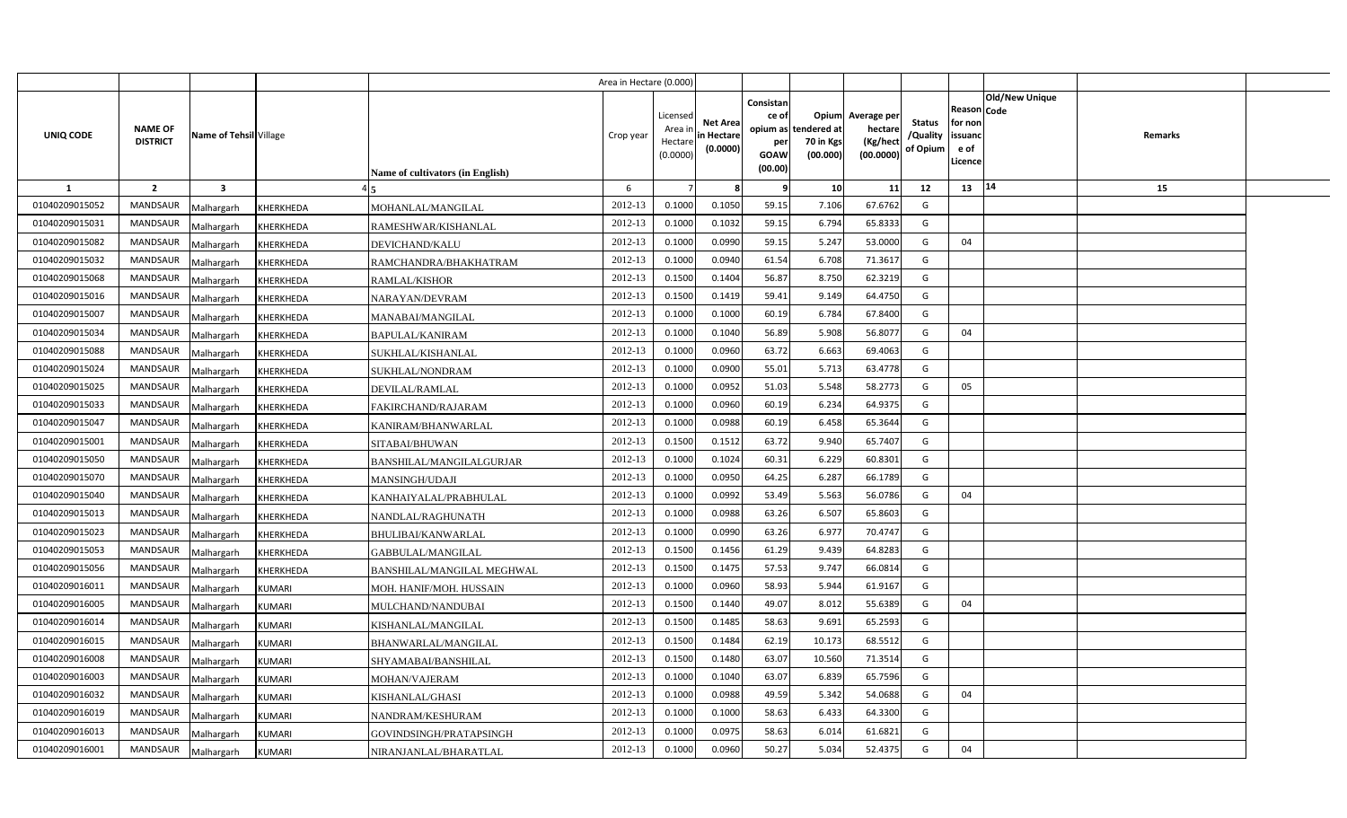| | | | | Area in Hectare (0.000) | | | | | | | | | | | |
|---|---|---|---|---|---|---|---|---|---|---|---|---|---|---|---|
| UNIQ CODE | NAME OF DISTRICT | Name of Tehsil | Village | Name of cultivators (in English) | Crop year | Licensed Area in Hectare (0.0000) | Net Area in Hectare (0.0000) | Consistance of opium as per GOAW (00.00) | Opium tendered at 70 in Kgs (00.000) | Average per hectare (Kg/hect (00.0000) | Status /Quality of Opium | Reason for non issuance of Licence | Code | Old/New Unique | Remarks |
| 1 | 2 | 3 | 4 | 5 | 6 | 7 | 8 | 9 | 10 | 11 | 12 | 13 | 14 | | 15 |
| 01040209015052 | MANDSAUR | Malhargarh | KHERKHEDA | MOHANLAL/MANGILAL | 2012-13 | 0.1000 | 0.1050 | 59.15 | 7.106 | 67.6762 | G | | | | |
| 01040209015031 | MANDSAUR | Malhargarh | KHERKHEDA | RAMESHWAR/KISHANLAL | 2012-13 | 0.1000 | 0.1032 | 59.15 | 6.794 | 65.8333 | G | | | | |
| 01040209015082 | MANDSAUR | Malhargarh | KHERKHEDA | DEVICHAND/KALU | 2012-13 | 0.1000 | 0.0990 | 59.15 | 5.247 | 53.0000 | G | 04 | | | |
| 01040209015032 | MANDSAUR | Malhargarh | KHERKHEDA | RAMCHANDRA/BHAKHATRAM | 2012-13 | 0.1000 | 0.0940 | 61.54 | 6.708 | 71.3617 | G | | | | |
| 01040209015068 | MANDSAUR | Malhargarh | KHERKHEDA | RAMLAL/KISHOR | 2012-13 | 0.1500 | 0.1404 | 56.87 | 8.750 | 62.3219 | G | | | | |
| 01040209015016 | MANDSAUR | Malhargarh | KHERKHEDA | NARAYAN/DEVRAM | 2012-13 | 0.1500 | 0.1419 | 59.41 | 9.149 | 64.4750 | G | | | | |
| 01040209015007 | MANDSAUR | Malhargarh | KHERKHEDA | MANABAI/MANGILAL | 2012-13 | 0.1000 | 0.1000 | 60.19 | 6.784 | 67.8400 | G | | | | |
| 01040209015034 | MANDSAUR | Malhargarh | KHERKHEDA | BAPULAL/KANIRAM | 2012-13 | 0.1000 | 0.1040 | 56.89 | 5.908 | 56.8077 | G | 04 | | | |
| 01040209015088 | MANDSAUR | Malhargarh | KHERKHEDA | SUKHLAL/KISHANLAL | 2012-13 | 0.1000 | 0.0960 | 63.72 | 6.663 | 69.4063 | G | | | | |
| 01040209015024 | MANDSAUR | Malhargarh | KHERKHEDA | SUKHLAL/NONDRAM | 2012-13 | 0.1000 | 0.0900 | 55.01 | 5.713 | 63.4778 | G | | | | |
| 01040209015025 | MANDSAUR | Malhargarh | KHERKHEDA | DEVILAL/RAMLAL | 2012-13 | 0.1000 | 0.0952 | 51.03 | 5.548 | 58.2773 | G | 05 | | | |
| 01040209015033 | MANDSAUR | Malhargarh | KHERKHEDA | FAKIRCHAND/RAJARAM | 2012-13 | 0.1000 | 0.0960 | 60.19 | 6.234 | 64.9375 | G | | | | |
| 01040209015047 | MANDSAUR | Malhargarh | KHERKHEDA | KANIRAM/BHANWARLAL | 2012-13 | 0.1000 | 0.0988 | 60.19 | 6.458 | 65.3644 | G | | | | |
| 01040209015001 | MANDSAUR | Malhargarh | KHERKHEDA | SITABAI/BHUWAN | 2012-13 | 0.1500 | 0.1512 | 63.72 | 9.940 | 65.7407 | G | | | | |
| 01040209015050 | MANDSAUR | Malhargarh | KHERKHEDA | BANSHILAL/MANGILALGURJAR | 2012-13 | 0.1000 | 0.1024 | 60.31 | 6.229 | 60.8301 | G | | | | |
| 01040209015070 | MANDSAUR | Malhargarh | KHERKHEDA | MANSINGH/UDAJI | 2012-13 | 0.1000 | 0.0950 | 64.25 | 6.287 | 66.1789 | G | | | | |
| 01040209015040 | MANDSAUR | Malhargarh | KHERKHEDA | KANHAIYALAL/PRABHULAL | 2012-13 | 0.1000 | 0.0992 | 53.49 | 5.563 | 56.0786 | G | 04 | | | |
| 01040209015013 | MANDSAUR | Malhargarh | KHERKHEDA | NANDLAL/RAGHUNATH | 2012-13 | 0.1000 | 0.0988 | 63.26 | 6.507 | 65.8603 | G | | | | |
| 01040209015023 | MANDSAUR | Malhargarh | KHERKHEDA | BHULIBAI/KANWARLAL | 2012-13 | 0.1000 | 0.0990 | 63.26 | 6.977 | 70.4747 | G | | | | |
| 01040209015053 | MANDSAUR | Malhargarh | KHERKHEDA | GABBULAL/MANGILAL | 2012-13 | 0.1500 | 0.1456 | 61.29 | 9.439 | 64.8283 | G | | | | |
| 01040209015056 | MANDSAUR | Malhargarh | KHERKHEDA | BANSHILAL/MANGILAL MEGHWAL | 2012-13 | 0.1500 | 0.1475 | 57.53 | 9.747 | 66.0814 | G | | | | |
| 01040209016011 | MANDSAUR | Malhargarh | KUMARI | MOH. HANIF/MOH. HUSSAIN | 2012-13 | 0.1000 | 0.0960 | 58.93 | 5.944 | 61.9167 | G | | | | |
| 01040209016005 | MANDSAUR | Malhargarh | KUMARI | MULCHAND/NANDUBAI | 2012-13 | 0.1500 | 0.1440 | 49.07 | 8.012 | 55.6389 | G | 04 | | | |
| 01040209016014 | MANDSAUR | Malhargarh | KUMARI | KISHANLAL/MANGILAL | 2012-13 | 0.1500 | 0.1485 | 58.63 | 9.691 | 65.2593 | G | | | | |
| 01040209016015 | MANDSAUR | Malhargarh | KUMARI | BHANWARLAL/MANGILAL | 2012-13 | 0.1500 | 0.1484 | 62.19 | 10.173 | 68.5512 | G | | | | |
| 01040209016008 | MANDSAUR | Malhargarh | KUMARI | SHYAMABAI/BANSHILAL | 2012-13 | 0.1500 | 0.1480 | 63.07 | 10.560 | 71.3514 | G | | | | |
| 01040209016003 | MANDSAUR | Malhargarh | KUMARI | MOHAN/VAJERAM | 2012-13 | 0.1000 | 0.1040 | 63.07 | 6.839 | 65.7596 | G | | | | |
| 01040209016032 | MANDSAUR | Malhargarh | KUMARI | KISHANLAL/GHASI | 2012-13 | 0.1000 | 0.0988 | 49.59 | 5.342 | 54.0688 | G | 04 | | | |
| 01040209016019 | MANDSAUR | Malhargarh | KUMARI | NANDRAM/KESHURAM | 2012-13 | 0.1000 | 0.1000 | 58.63 | 6.433 | 64.3300 | G | | | | |
| 01040209016013 | MANDSAUR | Malhargarh | KUMARI | GOVINDSINGH/PRATAPSINGH | 2012-13 | 0.1000 | 0.0975 | 58.63 | 6.014 | 61.6821 | G | | | | |
| 01040209016001 | MANDSAUR | Malhargarh | KUMARI | NIRANJANLAL/BHARATLAL | 2012-13 | 0.1000 | 0.0960 | 50.27 | 5.034 | 52.4375 | G | 04 | | | |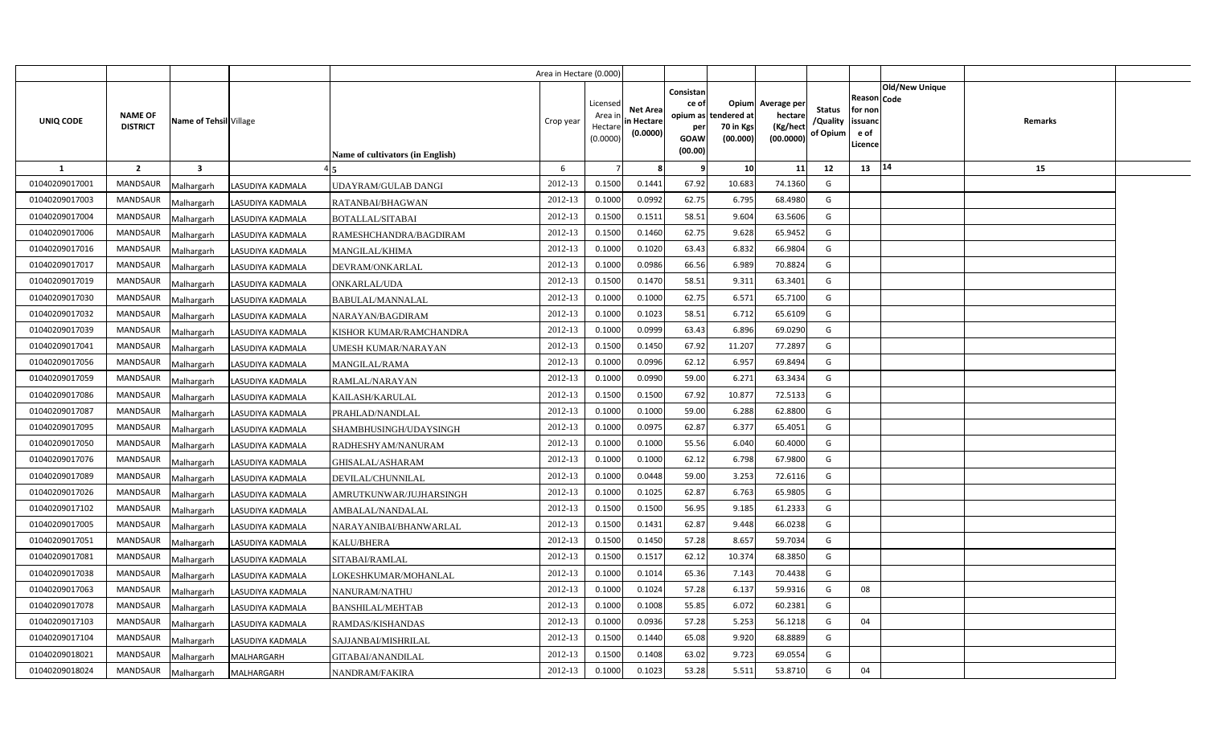| | | | | Area in Hectare (0.000) | | | | | | | | | | | |
|---|---|---|---|---|---|---|---|---|---|---|---|---|---|---|---|
| UNIQ CODE | NAME OF DISTRICT | Name of Tehsil | Village | Name of cultivators (in English) | Crop year | Licensed Area in Hectare (0.0000) | Net Area in Hectare (0.0000) | Consistance of opium as per GOAW (00.00) | Opium tendered at 70 in Kgs (00.000) | Average per hectare (Kg/hect (00.0000) | Status /Quality of Opium | Reason for non issuance of Licence | Code | Old/New Unique | Remarks |
| 1 | 2 | 3 | 4 | 5 | 6 | 7 | 8 | 9 | 10 | 11 | 12 | 13 | 14 | | 15 |
| 01040209017001 | MANDSAUR | Malhargarh | LASUDIYA KADMALA | UDAYRAM/GULAB DANGI | 2012-13 | 0.1500 | 0.1441 | 67.92 | 10.683 | 74.1360 | G | | | | |
| 01040209017003 | MANDSAUR | Malhargarh | LASUDIYA KADMALA | RATANBAI/BHAGWAN | 2012-13 | 0.1000 | 0.0992 | 62.75 | 6.795 | 68.4980 | G | | | | |
| 01040209017004 | MANDSAUR | Malhargarh | LASUDIYA KADMALA | BOTALLAL/SITABAI | 2012-13 | 0.1500 | 0.1511 | 58.51 | 9.604 | 63.5606 | G | | | | |
| 01040209017006 | MANDSAUR | Malhargarh | LASUDIYA KADMALA | RAMESHCHANDRA/BAGDIRAM | 2012-13 | 0.1500 | 0.1460 | 62.75 | 9.628 | 65.9452 | G | | | | |
| 01040209017016 | MANDSAUR | Malhargarh | LASUDIYA KADMALA | MANGILAL/KHIMA | 2012-13 | 0.1000 | 0.1020 | 63.43 | 6.832 | 66.9804 | G | | | | |
| 01040209017017 | MANDSAUR | Malhargarh | LASUDIYA KADMALA | DEVRAM/ONKARLAL | 2012-13 | 0.1000 | 0.0986 | 66.56 | 6.989 | 70.8824 | G | | | | |
| 01040209017019 | MANDSAUR | Malhargarh | LASUDIYA KADMALA | ONKARLAL/UDA | 2012-13 | 0.1500 | 0.1470 | 58.51 | 9.311 | 63.3401 | G | | | | |
| 01040209017030 | MANDSAUR | Malhargarh | LASUDIYA KADMALA | BABULAL/MANNALAL | 2012-13 | 0.1000 | 0.1000 | 62.75 | 6.571 | 65.7100 | G | | | | |
| 01040209017032 | MANDSAUR | Malhargarh | LASUDIYA KADMALA | NARAYAN/BAGDIRAM | 2012-13 | 0.1000 | 0.1023 | 58.51 | 6.712 | 65.6109 | G | | | | |
| 01040209017039 | MANDSAUR | Malhargarh | LASUDIYA KADMALA | KISHOR KUMAR/RAMCHANDRA | 2012-13 | 0.1000 | 0.0999 | 63.43 | 6.896 | 69.0290 | G | | | | |
| 01040209017041 | MANDSAUR | Malhargarh | LASUDIYA KADMALA | UMESH KUMAR/NARAYAN | 2012-13 | 0.1500 | 0.1450 | 67.92 | 11.207 | 77.2897 | G | | | | |
| 01040209017056 | MANDSAUR | Malhargarh | LASUDIYA KADMALA | MANGILAL/RAMA | 2012-13 | 0.1000 | 0.0996 | 62.12 | 6.957 | 69.8494 | G | | | | |
| 01040209017059 | MANDSAUR | Malhargarh | LASUDIYA KADMALA | RAMLAL/NARAYAN | 2012-13 | 0.1000 | 0.0990 | 59.00 | 6.271 | 63.3434 | G | | | | |
| 01040209017086 | MANDSAUR | Malhargarh | LASUDIYA KADMALA | KAILASH/KARULAL | 2012-13 | 0.1500 | 0.1500 | 67.92 | 10.877 | 72.5133 | G | | | | |
| 01040209017087 | MANDSAUR | Malhargarh | LASUDIYA KADMALA | PRAHLAD/NANDLAL | 2012-13 | 0.1000 | 0.1000 | 59.00 | 6.288 | 62.8800 | G | | | | |
| 01040209017095 | MANDSAUR | Malhargarh | LASUDIYA KADMALA | SHAMBHUSINGH/UDAYSINGH | 2012-13 | 0.1000 | 0.0975 | 62.87 | 6.377 | 65.4051 | G | | | | |
| 01040209017050 | MANDSAUR | Malhargarh | LASUDIYA KADMALA | RADHESHYAM/NANURAM | 2012-13 | 0.1000 | 0.1000 | 55.56 | 6.040 | 60.4000 | G | | | | |
| 01040209017076 | MANDSAUR | Malhargarh | LASUDIYA KADMALA | GHISALAL/ASHARAM | 2012-13 | 0.1000 | 0.1000 | 62.12 | 6.798 | 67.9800 | G | | | | |
| 01040209017089 | MANDSAUR | Malhargarh | LASUDIYA KADMALA | DEVILAL/CHUNNILAL | 2012-13 | 0.1000 | 0.0448 | 59.00 | 3.253 | 72.6116 | G | | | | |
| 01040209017026 | MANDSAUR | Malhargarh | LASUDIYA KADMALA | AMRUTKUNWAR/JUJHARSINGH | 2012-13 | 0.1000 | 0.1025 | 62.87 | 6.763 | 65.9805 | G | | | | |
| 01040209017102 | MANDSAUR | Malhargarh | LASUDIYA KADMALA | AMBALAL/NANDALAL | 2012-13 | 0.1500 | 0.1500 | 56.95 | 9.185 | 61.2333 | G | | | | |
| 01040209017005 | MANDSAUR | Malhargarh | LASUDIYA KADMALA | NARAYANIBAI/BHANWARLAL | 2012-13 | 0.1500 | 0.1431 | 62.87 | 9.448 | 66.0238 | G | | | | |
| 01040209017051 | MANDSAUR | Malhargarh | LASUDIYA KADMALA | KALU/BHERA | 2012-13 | 0.1500 | 0.1450 | 57.28 | 8.657 | 59.7034 | G | | | | |
| 01040209017081 | MANDSAUR | Malhargarh | LASUDIYA KADMALA | SITABAI/RAMLAL | 2012-13 | 0.1500 | 0.1517 | 62.12 | 10.374 | 68.3850 | G | | | | |
| 01040209017038 | MANDSAUR | Malhargarh | LASUDIYA KADMALA | LOKESHKUMAR/MOHANLAL | 2012-13 | 0.1000 | 0.1014 | 65.36 | 7.143 | 70.4438 | G | | | | |
| 01040209017063 | MANDSAUR | Malhargarh | LASUDIYA KADMALA | NANURAM/NATHU | 2012-13 | 0.1000 | 0.1024 | 57.28 | 6.137 | 59.9316 | G | 08 | | | |
| 01040209017078 | MANDSAUR | Malhargarh | LASUDIYA KADMALA | BANSHILAL/MEHTAB | 2012-13 | 0.1000 | 0.1008 | 55.85 | 6.072 | 60.2381 | G | | | | |
| 01040209017103 | MANDSAUR | Malhargarh | LASUDIYA KADMALA | RAMDAS/KISHANDAS | 2012-13 | 0.1000 | 0.0936 | 57.28 | 5.253 | 56.1218 | G | 04 | | | |
| 01040209017104 | MANDSAUR | Malhargarh | LASUDIYA KADMALA | SAJJANBAI/MISHRILAL | 2012-13 | 0.1500 | 0.1440 | 65.08 | 9.920 | 68.8889 | G | | | | |
| 01040209018021 | MANDSAUR | Malhargarh | MALHARGARH | GITABAI/ANANDILAL | 2012-13 | 0.1500 | 0.1408 | 63.02 | 9.723 | 69.0554 | G | | | | |
| 01040209018024 | MANDSAUR | Malhargarh | MALHARGARH | NANDRAM/FAKIRA | 2012-13 | 0.1000 | 0.1023 | 53.28 | 5.511 | 53.8710 | G | 04 | | | |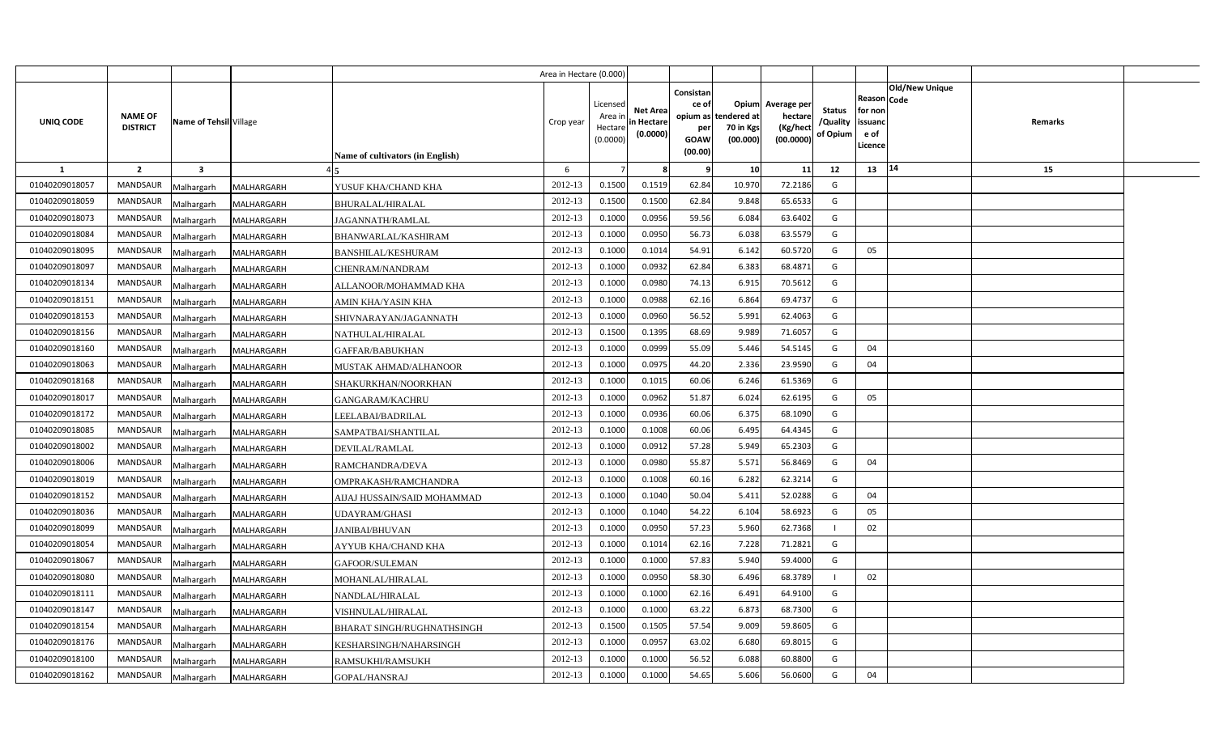| UNIQ CODE | NAME OF DISTRICT | Name of Tehsil | Village | Name of cultivators (in English) | Crop year | Licensed Area in Hectare (0.0000) | Net Area in Hectare (0.0000) | Consistance of opium as per GOAW (00.00) | Opium tendered at 70 in Kgs (00.000) | Average per hectare (Kg/hect (00.0000) | Status /Quality of Opium | Reason for non issuance of Licence | Code | Old/New Unique | Remarks |
|---|---|---|---|---|---|---|---|---|---|---|---|---|---|---|---|
| Area in Hectare (0.000) | | | | | | | | | | | | | | | |
| 1 | 2 | 3 | 4 | 5 | 6 | 7 | 8 | 9 | 10 | 11 | 12 | 13 | 14 | | 15 |
| 01040209018057 | MANDSAUR | Malhargarh | MALHARGARH | YUSUF KHA/CHAND KHA | 2012-13 | 0.1500 | 0.1519 | 62.84 | 10.970 | 72.2186 | G | | | | |
| 01040209018059 | MANDSAUR | Malhargarh | MALHARGARH | BHURALAL/HIRALAL | 2012-13 | 0.1500 | 0.1500 | 62.84 | 9.848 | 65.6533 | G | | | | |
| 01040209018073 | MANDSAUR | Malhargarh | MALHARGARH | JAGANNATH/RAMLAL | 2012-13 | 0.1000 | 0.0956 | 59.56 | 6.084 | 63.6402 | G | | | | |
| 01040209018084 | MANDSAUR | Malhargarh | MALHARGARH | BHANWARLAL/KASHIRAM | 2012-13 | 0.1000 | 0.0950 | 56.73 | 6.038 | 63.5579 | G | | | | |
| 01040209018095 | MANDSAUR | Malhargarh | MALHARGARH | BANSHILAL/KESHURAM | 2012-13 | 0.1000 | 0.1014 | 54.91 | 6.142 | 60.5720 | G | 05 | | | |
| 01040209018097 | MANDSAUR | Malhargarh | MALHARGARH | CHENRAM/NANDRAM | 2012-13 | 0.1000 | 0.0932 | 62.84 | 6.383 | 68.4871 | G | | | | |
| 01040209018134 | MANDSAUR | Malhargarh | MALHARGARH | ALLANOOR/MOHAMMAD KHA | 2012-13 | 0.1000 | 0.0980 | 74.13 | 6.915 | 70.5612 | G | | | | |
| 01040209018151 | MANDSAUR | Malhargarh | MALHARGARH | AMIN KHA/YASIN KHA | 2012-13 | 0.1000 | 0.0988 | 62.16 | 6.864 | 69.4737 | G | | | | |
| 01040209018153 | MANDSAUR | Malhargarh | MALHARGARH | SHIVNARAYAN/JAGANNATH | 2012-13 | 0.1000 | 0.0960 | 56.52 | 5.991 | 62.4063 | G | | | | |
| 01040209018156 | MANDSAUR | Malhargarh | MALHARGARH | NATHULAL/HIRALAL | 2012-13 | 0.1500 | 0.1395 | 68.69 | 9.989 | 71.6057 | G | | | | |
| 01040209018160 | MANDSAUR | Malhargarh | MALHARGARH | GAFFAR/BABUKHAN | 2012-13 | 0.1000 | 0.0999 | 55.09 | 5.446 | 54.5145 | G | 04 | | | |
| 01040209018063 | MANDSAUR | Malhargarh | MALHARGARH | MUSTAK AHMAD/ALHANOOR | 2012-13 | 0.1000 | 0.0975 | 44.20 | 2.336 | 23.9590 | G | 04 | | | |
| 01040209018168 | MANDSAUR | Malhargarh | MALHARGARH | SHAKURKHAN/NOORKHAN | 2012-13 | 0.1000 | 0.1015 | 60.06 | 6.246 | 61.5369 | G | | | | |
| 01040209018017 | MANDSAUR | Malhargarh | MALHARGARH | GANGARAM/KACHRU | 2012-13 | 0.1000 | 0.0962 | 51.87 | 6.024 | 62.6195 | G | 05 | | | |
| 01040209018172 | MANDSAUR | Malhargarh | MALHARGARH | LEELABAI/BADRILAL | 2012-13 | 0.1000 | 0.0936 | 60.06 | 6.375 | 68.1090 | G | | | | |
| 01040209018085 | MANDSAUR | Malhargarh | MALHARGARH | SAMPATBAI/SHANTILAL | 2012-13 | 0.1000 | 0.1008 | 60.06 | 6.495 | 64.4345 | G | | | | |
| 01040209018002 | MANDSAUR | Malhargarh | MALHARGARH | DEVILAL/RAMLAL | 2012-13 | 0.1000 | 0.0912 | 57.28 | 5.949 | 65.2303 | G | | | | |
| 01040209018006 | MANDSAUR | Malhargarh | MALHARGARH | RAMCHANDRA/DEVA | 2012-13 | 0.1000 | 0.0980 | 55.87 | 5.571 | 56.8469 | G | 04 | | | |
| 01040209018019 | MANDSAUR | Malhargarh | MALHARGARH | OMPRAKASH/RAMCHANDRA | 2012-13 | 0.1000 | 0.1008 | 60.16 | 6.282 | 62.3214 | G | | | | |
| 01040209018152 | MANDSAUR | Malhargarh | MALHARGARH | AIJAJ HUSSAIN/SAID MOHAMMAD | 2012-13 | 0.1000 | 0.1040 | 50.04 | 5.411 | 52.0288 | G | 04 | | | |
| 01040209018036 | MANDSAUR | Malhargarh | MALHARGARH | UDAYRAM/GHASI | 2012-13 | 0.1000 | 0.1040 | 54.22 | 6.104 | 58.6923 | G | 05 | | | |
| 01040209018099 | MANDSAUR | Malhargarh | MALHARGARH | JANIBAI/BHUVAN | 2012-13 | 0.1000 | 0.0950 | 57.23 | 5.960 | 62.7368 | I | 02 | | | |
| 01040209018054 | MANDSAUR | Malhargarh | MALHARGARH | AYYUB KHA/CHAND KHA | 2012-13 | 0.1000 | 0.1014 | 62.16 | 7.228 | 71.2821 | G | | | | |
| 01040209018067 | MANDSAUR | Malhargarh | MALHARGARH | GAFOOR/SULEMAN | 2012-13 | 0.1000 | 0.1000 | 57.83 | 5.940 | 59.4000 | G | | | | |
| 01040209018080 | MANDSAUR | Malhargarh | MALHARGARH | MOHANLAL/HIRALAL | 2012-13 | 0.1000 | 0.0950 | 58.30 | 6.496 | 68.3789 | I | 02 | | | |
| 01040209018111 | MANDSAUR | Malhargarh | MALHARGARH | NANDLAL/HIRALAL | 2012-13 | 0.1000 | 0.1000 | 62.16 | 6.491 | 64.9100 | G | | | | |
| 01040209018147 | MANDSAUR | Malhargarh | MALHARGARH | VISHNULAL/HIRALAL | 2012-13 | 0.1000 | 0.1000 | 63.22 | 6.873 | 68.7300 | G | | | | |
| 01040209018154 | MANDSAUR | Malhargarh | MALHARGARH | BHARAT SINGH/RUGHNATHSINGH | 2012-13 | 0.1500 | 0.1505 | 57.54 | 9.009 | 59.8605 | G | | | | |
| 01040209018176 | MANDSAUR | Malhargarh | MALHARGARH | KESHARSINGH/NAHARSINGH | 2012-13 | 0.1000 | 0.0957 | 63.02 | 6.680 | 69.8015 | G | | | | |
| 01040209018100 | MANDSAUR | Malhargarh | MALHARGARH | RAMSUKHI/RAMSUKH | 2012-13 | 0.1000 | 0.1000 | 56.52 | 6.088 | 60.8800 | G | | | | |
| 01040209018162 | MANDSAUR | Malhargarh | MALHARGARH | GOPAL/HANSRAJ | 2012-13 | 0.1000 | 0.1000 | 54.65 | 5.606 | 56.0600 | G | 04 | | | |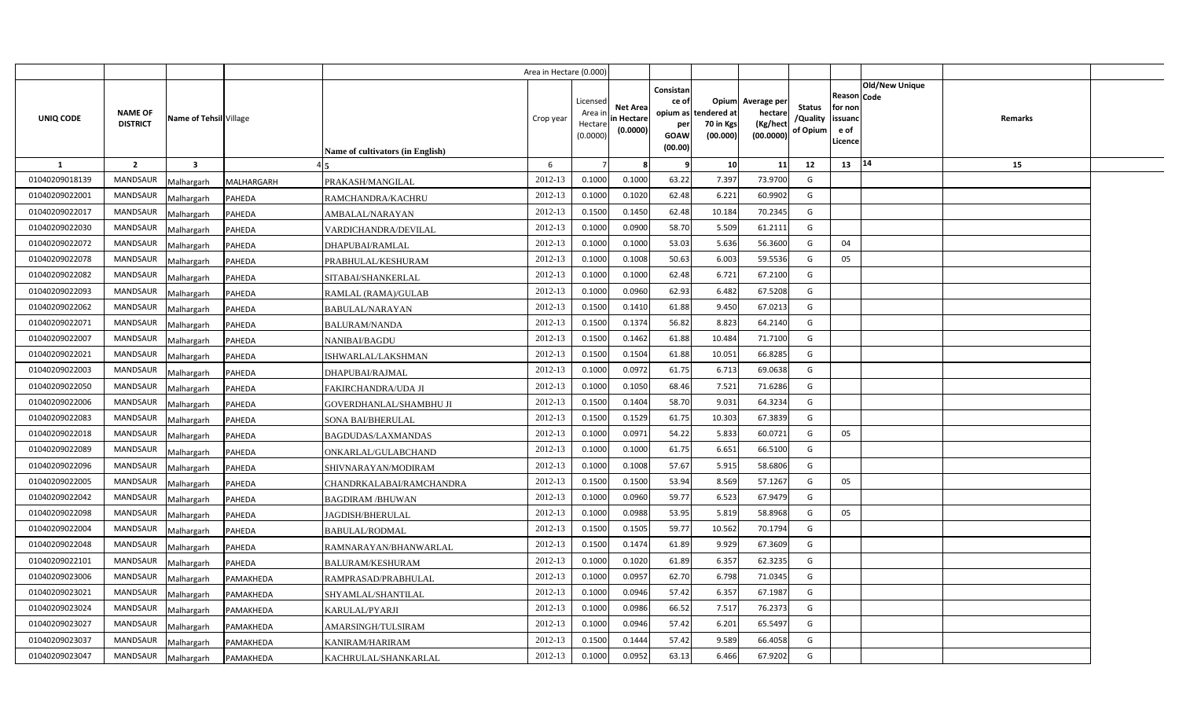| | | | | | Area in Hectare (0.000) | | | | | | | | | | |
|---|---|---|---|---|---|---|---|---|---|---|---|---|---|---|---|
| UNIQ CODE | NAME OF DISTRICT | Name of Tehsil | Village | Name of cultivators (in English) | Crop year | Licensed Area in Hectare (0.0000) | Net Area in Hectare (0.0000) | Consistance of opium as per GOAW (00.00) | Opium tendered at 70 in Kgs (00.000) | Average per hectare (Kg/hect (00.0000) | Status /Quality of Opium | Reason for non issuance of Licence | Code | Old/New Unique | Remarks |
| 1 | 2 | 3 | 4 | 5 | 6 | 7 | 8 | 9 | 10 | 11 | 12 | 13 | 14 | | 15 |
| 01040209018139 | MANDSAUR | Malhargarh | MALHARGARH | PRAKASH/MANGILAL | 2012-13 | 0.1000 | 0.1000 | 63.22 | 7.397 | 73.9700 | G | | | | |
| 01040209022001 | MANDSAUR | Malhargarh | PAHEDA | RAMCHANDRA/KACHRU | 2012-13 | 0.1000 | 0.1020 | 62.48 | 6.221 | 60.9902 | G | | | | |
| 01040209022017 | MANDSAUR | Malhargarh | PAHEDA | AMBALAL/NARAYAN | 2012-13 | 0.1500 | 0.1450 | 62.48 | 10.184 | 70.2345 | G | | | | |
| 01040209022030 | MANDSAUR | Malhargarh | PAHEDA | VARDICHANDRA/DEVILAL | 2012-13 | 0.1000 | 0.0900 | 58.70 | 5.509 | 61.2111 | G | | | | |
| 01040209022072 | MANDSAUR | Malhargarh | PAHEDA | DHAPUBAI/RAMLAL | 2012-13 | 0.1000 | 0.1000 | 53.03 | 5.636 | 56.3600 | G | 04 | | | |
| 01040209022078 | MANDSAUR | Malhargarh | PAHEDA | PRABHULAL/KESHURAM | 2012-13 | 0.1000 | 0.1008 | 50.63 | 6.003 | 59.5536 | G | 05 | | | |
| 01040209022082 | MANDSAUR | Malhargarh | PAHEDA | SITABAI/SHANKERLAL | 2012-13 | 0.1000 | 0.1000 | 62.48 | 6.721 | 67.2100 | G | | | | |
| 01040209022093 | MANDSAUR | Malhargarh | PAHEDA | RAMLAL (RAMA)/GULAB | 2012-13 | 0.1000 | 0.0960 | 62.93 | 6.482 | 67.5208 | G | | | | |
| 01040209022062 | MANDSAUR | Malhargarh | PAHEDA | BABULAL/NARAYAN | 2012-13 | 0.1500 | 0.1410 | 61.88 | 9.450 | 67.0213 | G | | | | |
| 01040209022071 | MANDSAUR | Malhargarh | PAHEDA | BALURAM/NANDA | 2012-13 | 0.1500 | 0.1374 | 56.82 | 8.823 | 64.2140 | G | | | | |
| 01040209022007 | MANDSAUR | Malhargarh | PAHEDA | NANIBAI/BAGDU | 2012-13 | 0.1500 | 0.1462 | 61.88 | 10.484 | 71.7100 | G | | | | |
| 01040209022021 | MANDSAUR | Malhargarh | PAHEDA | ISHWARLAL/LAKSHMAN | 2012-13 | 0.1500 | 0.1504 | 61.88 | 10.051 | 66.8285 | G | | | | |
| 01040209022003 | MANDSAUR | Malhargarh | PAHEDA | DHAPUBAI/RAJMAL | 2012-13 | 0.1000 | 0.0972 | 61.75 | 6.713 | 69.0638 | G | | | | |
| 01040209022050 | MANDSAUR | Malhargarh | PAHEDA | FAKIRCHANDRA/UDA JI | 2012-13 | 0.1000 | 0.1050 | 68.46 | 7.521 | 71.6286 | G | | | | |
| 01040209022006 | MANDSAUR | Malhargarh | PAHEDA | GOVERDHANLAL/SHAMBHU JI | 2012-13 | 0.1500 | 0.1404 | 58.70 | 9.031 | 64.3234 | G | | | | |
| 01040209022083 | MANDSAUR | Malhargarh | PAHEDA | SONA BAI/BHERULAL | 2012-13 | 0.1500 | 0.1529 | 61.75 | 10.303 | 67.3839 | G | | | | |
| 01040209022018 | MANDSAUR | Malhargarh | PAHEDA | BAGDUDAS/LAXMANDAS | 2012-13 | 0.1000 | 0.0971 | 54.22 | 5.833 | 60.0721 | G | 05 | | | |
| 01040209022089 | MANDSAUR | Malhargarh | PAHEDA | ONKARLAL/GULABCHAND | 2012-13 | 0.1000 | 0.1000 | 61.75 | 6.651 | 66.5100 | G | | | | |
| 01040209022096 | MANDSAUR | Malhargarh | PAHEDA | SHIVNARAYAN/MODIRAM | 2012-13 | 0.1000 | 0.1008 | 57.67 | 5.915 | 58.6806 | G | | | | |
| 01040209022005 | MANDSAUR | Malhargarh | PAHEDA | CHANDRKALABAI/RAMCHANDRA | 2012-13 | 0.1500 | 0.1500 | 53.94 | 8.569 | 57.1267 | G | 05 | | | |
| 01040209022042 | MANDSAUR | Malhargarh | PAHEDA | BAGDIRAM /BHUWAN | 2012-13 | 0.1000 | 0.0960 | 59.77 | 6.523 | 67.9479 | G | | | | |
| 01040209022098 | MANDSAUR | Malhargarh | PAHEDA | JAGDISH/BHERULAL | 2012-13 | 0.1000 | 0.0988 | 53.95 | 5.819 | 58.8968 | G | 05 | | | |
| 01040209022004 | MANDSAUR | Malhargarh | PAHEDA | BABULAL/RODMAL | 2012-13 | 0.1500 | 0.1505 | 59.77 | 10.562 | 70.1794 | G | | | | |
| 01040209022048 | MANDSAUR | Malhargarh | PAHEDA | RAMNARAYAN/BHANWARLAL | 2012-13 | 0.1500 | 0.1474 | 61.89 | 9.929 | 67.3609 | G | | | | |
| 01040209022101 | MANDSAUR | Malhargarh | PAHEDA | BALURAM/KESHURAM | 2012-13 | 0.1000 | 0.1020 | 61.89 | 6.357 | 62.3235 | G | | | | |
| 01040209023006 | MANDSAUR | Malhargarh | PAMAKHEDA | RAMPRASAD/PRABHULAL | 2012-13 | 0.1000 | 0.0957 | 62.70 | 6.798 | 71.0345 | G | | | | |
| 01040209023021 | MANDSAUR | Malhargarh | PAMAKHEDA | SHYAMLAL/SHANTILAL | 2012-13 | 0.1000 | 0.0946 | 57.42 | 6.357 | 67.1987 | G | | | | |
| 01040209023024 | MANDSAUR | Malhargarh | PAMAKHEDA | KARULAL/PYARJI | 2012-13 | 0.1000 | 0.0986 | 66.52 | 7.517 | 76.2373 | G | | | | |
| 01040209023027 | MANDSAUR | Malhargarh | PAMAKHEDA | AMARSINGH/TULSIRAM | 2012-13 | 0.1000 | 0.0946 | 57.42 | 6.201 | 65.5497 | G | | | | |
| 01040209023037 | MANDSAUR | Malhargarh | PAMAKHEDA | KANIRAM/HARIRAM | 2012-13 | 0.1500 | 0.1444 | 57.42 | 9.589 | 66.4058 | G | | | | |
| 01040209023047 | MANDSAUR | Malhargarh | PAMAKHEDA | KACHRULAL/SHANKARLAL | 2012-13 | 0.1000 | 0.0952 | 63.13 | 6.466 | 67.9202 | G | | | | |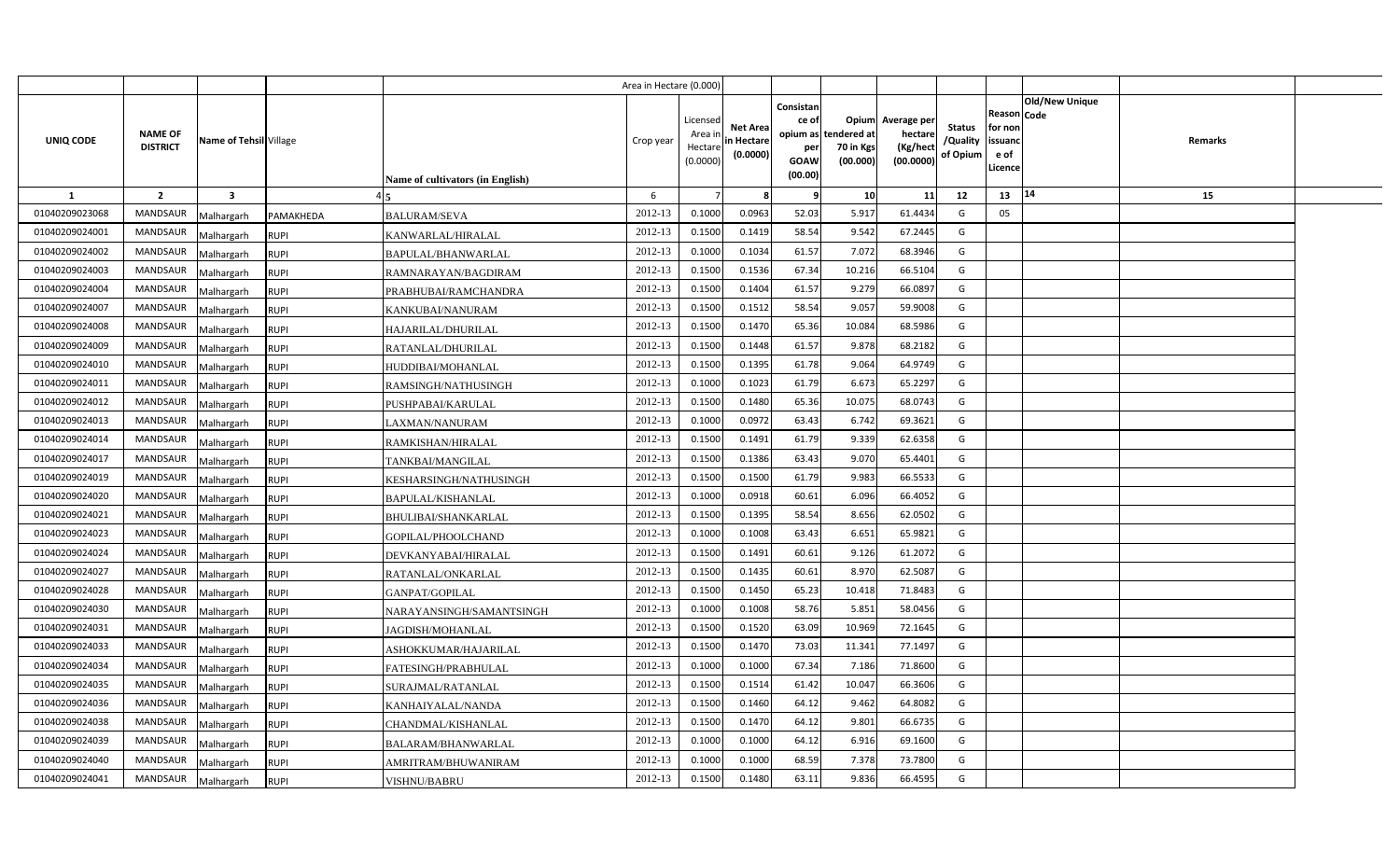| | | | | | Area in Hectare (0.000) | | | | | | | | | | |
|---|---|---|---|---|---|---|---|---|---|---|---|---|---|---|---|
| UNIQ CODE | NAME OF DISTRICT | Name of Tehsil | Village | Name of cultivators (in English) | Crop year | Licensed Area in Hectare (0.0000) | Net Area in Hectare (0.0000) | Consistance of opium as per GOAW (00.00) | Opium tendered at 70 in Kgs (00.000) | Average per hectare (Kg/hect (00.0000) | Status /Quality of Opium | Reason for non issuance of Licence | Code | Old/New Unique | Remarks |
| 1 | 2 | 3 | 4 | 5 | 6 | 7 | 8 | 9 | 10 | 11 | 12 | 13 | | 14 | 15 |
| 01040209023068 | MANDSAUR | Malhargarh | PAMAKHEDA | BALURAM/SEVA | 2012-13 | 0.1000 | 0.0963 | 52.03 | 5.917 | 61.4434 | G | 05 | | | |
| 01040209024001 | MANDSAUR | Malhargarh | RUPI | KANWARLAL/HIRALAL | 2012-13 | 0.1500 | 0.1419 | 58.54 | 9.542 | 67.2445 | G | | | | |
| 01040209024002 | MANDSAUR | Malhargarh | RUPI | BAPULAL/BHANWARLAL | 2012-13 | 0.1000 | 0.1034 | 61.57 | 7.072 | 68.3946 | G | | | | |
| 01040209024003 | MANDSAUR | Malhargarh | RUPI | RAMNARAYAN/BAGDIRAM | 2012-13 | 0.1500 | 0.1536 | 67.34 | 10.216 | 66.5104 | G | | | | |
| 01040209024004 | MANDSAUR | Malhargarh | RUPI | PRABHUBAI/RAMCHANDRA | 2012-13 | 0.1500 | 0.1404 | 61.57 | 9.279 | 66.0897 | G | | | | |
| 01040209024007 | MANDSAUR | Malhargarh | RUPI | KANKUBAI/NANURAM | 2012-13 | 0.1500 | 0.1512 | 58.54 | 9.057 | 59.9008 | G | | | | |
| 01040209024008 | MANDSAUR | Malhargarh | RUPI | HAJARILAL/DHURILAL | 2012-13 | 0.1500 | 0.1470 | 65.36 | 10.084 | 68.5986 | G | | | | |
| 01040209024009 | MANDSAUR | Malhargarh | RUPI | RATANLAL/DHURILAL | 2012-13 | 0.1500 | 0.1448 | 61.57 | 9.878 | 68.2182 | G | | | | |
| 01040209024010 | MANDSAUR | Malhargarh | RUPI | HUDDIBAI/MOHANLAL | 2012-13 | 0.1500 | 0.1395 | 61.78 | 9.064 | 64.9749 | G | | | | |
| 01040209024011 | MANDSAUR | Malhargarh | RUPI | RAMSINGH/NATHUSINGH | 2012-13 | 0.1000 | 0.1023 | 61.79 | 6.673 | 65.2297 | G | | | | |
| 01040209024012 | MANDSAUR | Malhargarh | RUPI | PUSHPABAI/KARULAL | 2012-13 | 0.1500 | 0.1480 | 65.36 | 10.075 | 68.0743 | G | | | | |
| 01040209024013 | MANDSAUR | Malhargarh | RUPI | LAXMAN/NANURAM | 2012-13 | 0.1000 | 0.0972 | 63.43 | 6.742 | 69.3621 | G | | | | |
| 01040209024014 | MANDSAUR | Malhargarh | RUPI | RAMKISHAN/HIRALAL | 2012-13 | 0.1500 | 0.1491 | 61.79 | 9.339 | 62.6358 | G | | | | |
| 01040209024017 | MANDSAUR | Malhargarh | RUPI | TANKBAI/MANGILAL | 2012-13 | 0.1500 | 0.1386 | 63.43 | 9.070 | 65.4401 | G | | | | |
| 01040209024019 | MANDSAUR | Malhargarh | RUPI | KESHARSINGH/NATHUSINGH | 2012-13 | 0.1500 | 0.1500 | 61.79 | 9.983 | 66.5533 | G | | | | |
| 01040209024020 | MANDSAUR | Malhargarh | RUPI | BAPULAL/KISHANLAL | 2012-13 | 0.1000 | 0.0918 | 60.61 | 6.096 | 66.4052 | G | | | | |
| 01040209024021 | MANDSAUR | Malhargarh | RUPI | BHULIBAI/SHANKARLAL | 2012-13 | 0.1500 | 0.1395 | 58.54 | 8.656 | 62.0502 | G | | | | |
| 01040209024023 | MANDSAUR | Malhargarh | RUPI | GOPILAL/PHOOLCHAND | 2012-13 | 0.1000 | 0.1008 | 63.43 | 6.651 | 65.9821 | G | | | | |
| 01040209024024 | MANDSAUR | Malhargarh | RUPI | DEVKANYABAI/HIRALAL | 2012-13 | 0.1500 | 0.1491 | 60.61 | 9.126 | 61.2072 | G | | | | |
| 01040209024027 | MANDSAUR | Malhargarh | RUPI | RATANLAL/ONKARLAL | 2012-13 | 0.1500 | 0.1435 | 60.61 | 8.970 | 62.5087 | G | | | | |
| 01040209024028 | MANDSAUR | Malhargarh | RUPI | GANPAT/GOPILAL | 2012-13 | 0.1500 | 0.1450 | 65.23 | 10.418 | 71.8483 | G | | | | |
| 01040209024030 | MANDSAUR | Malhargarh | RUPI | NARAYANSINGH/SAMANTSINGH | 2012-13 | 0.1000 | 0.1008 | 58.76 | 5.851 | 58.0456 | G | | | | |
| 01040209024031 | MANDSAUR | Malhargarh | RUPI | JAGDISH/MOHANLAL | 2012-13 | 0.1500 | 0.1520 | 63.09 | 10.969 | 72.1645 | G | | | | |
| 01040209024033 | MANDSAUR | Malhargarh | RUPI | ASHOKKUMAR/HAJARILAL | 2012-13 | 0.1500 | 0.1470 | 73.03 | 11.341 | 77.1497 | G | | | | |
| 01040209024034 | MANDSAUR | Malhargarh | RUPI | FATESINGH/PRABHULAL | 2012-13 | 0.1000 | 0.1000 | 67.34 | 7.186 | 71.8600 | G | | | | |
| 01040209024035 | MANDSAUR | Malhargarh | RUPI | SURAJMAL/RATANLAL | 2012-13 | 0.1500 | 0.1514 | 61.42 | 10.047 | 66.3606 | G | | | | |
| 01040209024036 | MANDSAUR | Malhargarh | RUPI | KANHAIYALAL/NANDA | 2012-13 | 0.1500 | 0.1460 | 64.12 | 9.462 | 64.8082 | G | | | | |
| 01040209024038 | MANDSAUR | Malhargarh | RUPI | CHANDMAL/KISHANLAL | 2012-13 | 0.1500 | 0.1470 | 64.12 | 9.801 | 66.6735 | G | | | | |
| 01040209024039 | MANDSAUR | Malhargarh | RUPI | BALARAM/BHANWARLAL | 2012-13 | 0.1000 | 0.1000 | 64.12 | 6.916 | 69.1600 | G | | | | |
| 01040209024040 | MANDSAUR | Malhargarh | RUPI | AMRITRAM/BHUWANIRAM | 2012-13 | 0.1000 | 0.1000 | 68.59 | 7.378 | 73.7800 | G | | | | |
| 01040209024041 | MANDSAUR | Malhargarh | RUPI | VISHNU/BABRU | 2012-13 | 0.1500 | 0.1480 | 63.11 | 9.836 | 66.4595 | G | | | | |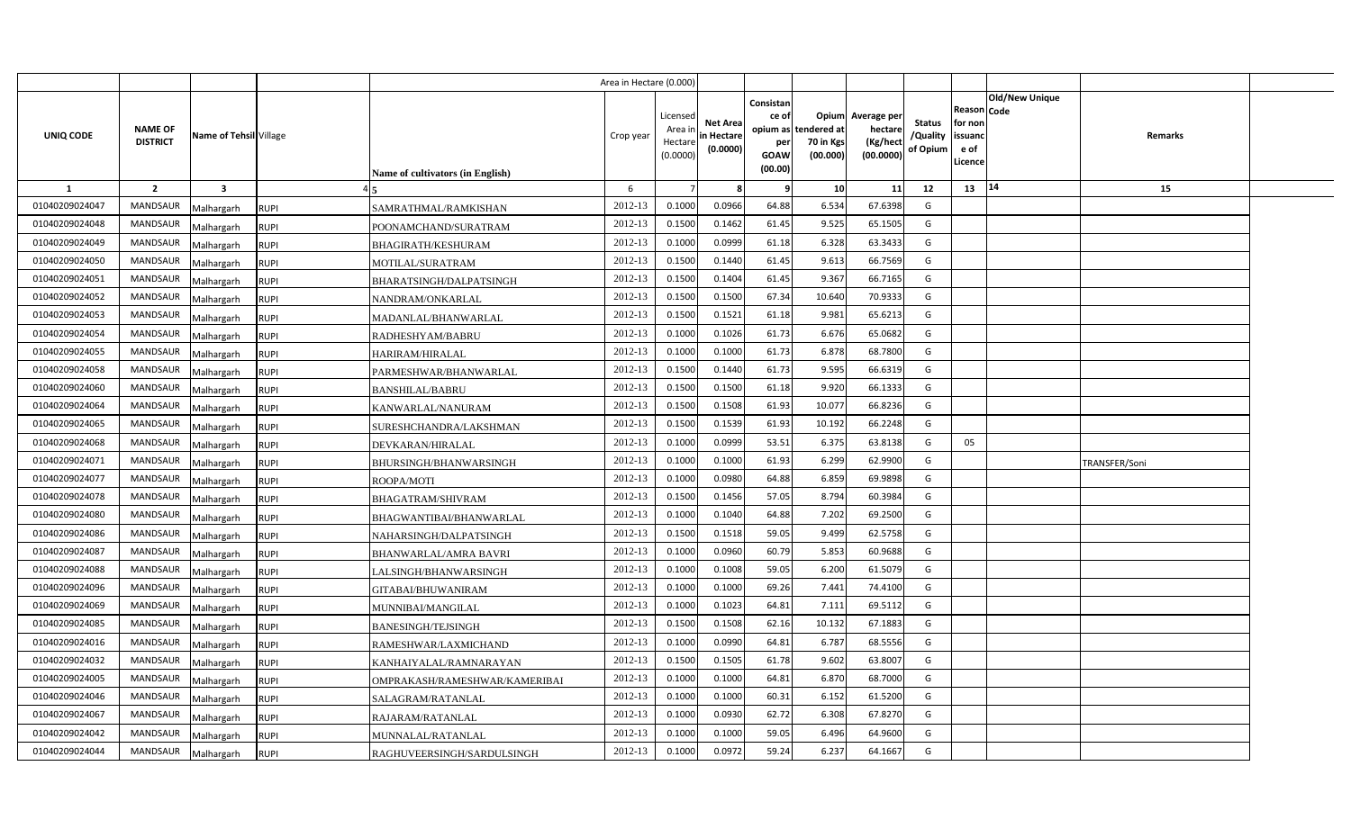| | | | | | Area in Hectare (0.000) | | | | | | | | | | | |
|---|---|---|---|---|---|---|---|---|---|---|---|---|---|---|---|---|
| UNIQ CODE | NAME OF DISTRICT | Name of Tehsil | Village | Name of cultivators (in English) | Crop year | Licensed Area in Hectare (0.0000) | Net Area in Hectare (0.0000) | Consistance of opium as per GOAW (00.00) | Opium tendered at 70 in Kgs (00.000) | Average per hectare (Kg/hect (00.0000) | Status /Quality of Opium | Reason for non issuance of Licence | Code | Old/New Unique | Remarks | |
| 1 | 2 | 3 | 4 | 5 | 6 | 7 | 8 | 9 | 10 | 11 | 12 | 13 | 14 | | 15 | |
| 01040209024047 | MANDSAUR | Malhargarh | RUPI | SAMRATHMAL/RAMKISHAN | 2012-13 | 0.1000 | 0.0966 | 64.88 | 6.534 | 67.6398 | G | | | | | |
| 01040209024048 | MANDSAUR | Malhargarh | RUPI | POONAMCHAND/SURATRAM | 2012-13 | 0.1500 | 0.1462 | 61.45 | 9.525 | 65.1505 | G | | | | | |
| 01040209024049 | MANDSAUR | Malhargarh | RUPI | BHAGIRATH/KESHURAM | 2012-13 | 0.1000 | 0.0999 | 61.18 | 6.328 | 63.3433 | G | | | | | |
| 01040209024050 | MANDSAUR | Malhargarh | RUPI | MOTILAL/SURATRAM | 2012-13 | 0.1500 | 0.1440 | 61.45 | 9.613 | 66.7569 | G | | | | | |
| 01040209024051 | MANDSAUR | Malhargarh | RUPI | BHARATSINGH/DALPATSINGH | 2012-13 | 0.1500 | 0.1404 | 61.45 | 9.367 | 66.7165 | G | | | | | |
| 01040209024052 | MANDSAUR | Malhargarh | RUPI | NANDRAM/ONKARLAL | 2012-13 | 0.1500 | 0.1500 | 67.34 | 10.640 | 70.9333 | G | | | | | |
| 01040209024053 | MANDSAUR | Malhargarh | RUPI | MADANLAL/BHANWARLAL | 2012-13 | 0.1500 | 0.1521 | 61.18 | 9.981 | 65.6213 | G | | | | | |
| 01040209024054 | MANDSAUR | Malhargarh | RUPI | RADHESHYAM/BABRU | 2012-13 | 0.1000 | 0.1026 | 61.73 | 6.676 | 65.0682 | G | | | | | |
| 01040209024055 | MANDSAUR | Malhargarh | RUPI | HARIRAM/HIRALAL | 2012-13 | 0.1000 | 0.1000 | 61.73 | 6.878 | 68.7800 | G | | | | | |
| 01040209024058 | MANDSAUR | Malhargarh | RUPI | PARMESHWAR/BHANWARLAL | 2012-13 | 0.1500 | 0.1440 | 61.73 | 9.595 | 66.6319 | G | | | | | |
| 01040209024060 | MANDSAUR | Malhargarh | RUPI | BANSHILAL/BABRU | 2012-13 | 0.1500 | 0.1500 | 61.18 | 9.920 | 66.1333 | G | | | | | |
| 01040209024064 | MANDSAUR | Malhargarh | RUPI | KANWARLAL/NANURAM | 2012-13 | 0.1500 | 0.1508 | 61.93 | 10.077 | 66.8236 | G | | | | | |
| 01040209024065 | MANDSAUR | Malhargarh | RUPI | SURESHCHANDRA/LAKSHMAN | 2012-13 | 0.1500 | 0.1539 | 61.93 | 10.192 | 66.2248 | G | | | | | |
| 01040209024068 | MANDSAUR | Malhargarh | RUPI | DEVKARAN/HIRALAL | 2012-13 | 0.1000 | 0.0999 | 53.51 | 6.375 | 63.8138 | G | 05 | | | | |
| 01040209024071 | MANDSAUR | Malhargarh | RUPI | BHURSINGH/BHANWARSINGH | 2012-13 | 0.1000 | 0.1000 | 61.93 | 6.299 | 62.9900 | G | | | | TRANSFER/Soni | |
| 01040209024077 | MANDSAUR | Malhargarh | RUPI | ROOPA/MOTI | 2012-13 | 0.1000 | 0.0980 | 64.88 | 6.859 | 69.9898 | G | | | | | |
| 01040209024078 | MANDSAUR | Malhargarh | RUPI | BHAGATRAM/SHIVRAM | 2012-13 | 0.1500 | 0.1456 | 57.05 | 8.794 | 60.3984 | G | | | | | |
| 01040209024080 | MANDSAUR | Malhargarh | RUPI | BHAGWANTIBAI/BHANWARLAL | 2012-13 | 0.1000 | 0.1040 | 64.88 | 7.202 | 69.2500 | G | | | | | |
| 01040209024086 | MANDSAUR | Malhargarh | RUPI | NAHARSINGH/DALPATSINGH | 2012-13 | 0.1500 | 0.1518 | 59.05 | 9.499 | 62.5758 | G | | | | | |
| 01040209024087 | MANDSAUR | Malhargarh | RUPI | BHANWARLAL/AMRA BAVRI | 2012-13 | 0.1000 | 0.0960 | 60.79 | 5.853 | 60.9688 | G | | | | | |
| 01040209024088 | MANDSAUR | Malhargarh | RUPI | LALSINGH/BHANWARSINGH | 2012-13 | 0.1000 | 0.1008 | 59.05 | 6.200 | 61.5079 | G | | | | | |
| 01040209024096 | MANDSAUR | Malhargarh | RUPI | GITABAI/BHUWANIRAM | 2012-13 | 0.1000 | 0.1000 | 69.26 | 7.441 | 74.4100 | G | | | | | |
| 01040209024069 | MANDSAUR | Malhargarh | RUPI | MUNNIBAI/MANGILAL | 2012-13 | 0.1000 | 0.1023 | 64.81 | 7.111 | 69.5112 | G | | | | | |
| 01040209024085 | MANDSAUR | Malhargarh | RUPI | BANESINGH/TEJSINGH | 2012-13 | 0.1500 | 0.1508 | 62.16 | 10.132 | 67.1883 | G | | | | | |
| 01040209024016 | MANDSAUR | Malhargarh | RUPI | RAMESHWAR/LAXMICHAND | 2012-13 | 0.1000 | 0.0990 | 64.81 | 6.787 | 68.5556 | G | | | | | |
| 01040209024032 | MANDSAUR | Malhargarh | RUPI | KANHAIYALAL/RAMNARAYAN | 2012-13 | 0.1500 | 0.1505 | 61.78 | 9.602 | 63.8007 | G | | | | | |
| 01040209024005 | MANDSAUR | Malhargarh | RUPI | OMPRAKASH/RAMESHWAR/KAMERIBAI | 2012-13 | 0.1000 | 0.1000 | 64.81 | 6.870 | 68.7000 | G | | | | | |
| 01040209024046 | MANDSAUR | Malhargarh | RUPI | SALAGRAM/RATANLAL | 2012-13 | 0.1000 | 0.1000 | 60.31 | 6.152 | 61.5200 | G | | | | | |
| 01040209024067 | MANDSAUR | Malhargarh | RUPI | RAJARAM/RATANLAL | 2012-13 | 0.1000 | 0.0930 | 62.72 | 6.308 | 67.8270 | G | | | | | |
| 01040209024042 | MANDSAUR | Malhargarh | RUPI | MUNNALAL/RATANLAL | 2012-13 | 0.1000 | 0.1000 | 59.05 | 6.496 | 64.9600 | G | | | | | |
| 01040209024044 | MANDSAUR | Malhargarh | RUPI | RAGHUVEERSINGH/SARDULSINGH | 2012-13 | 0.1000 | 0.0972 | 59.24 | 6.237 | 64.1667 | G | | | | | |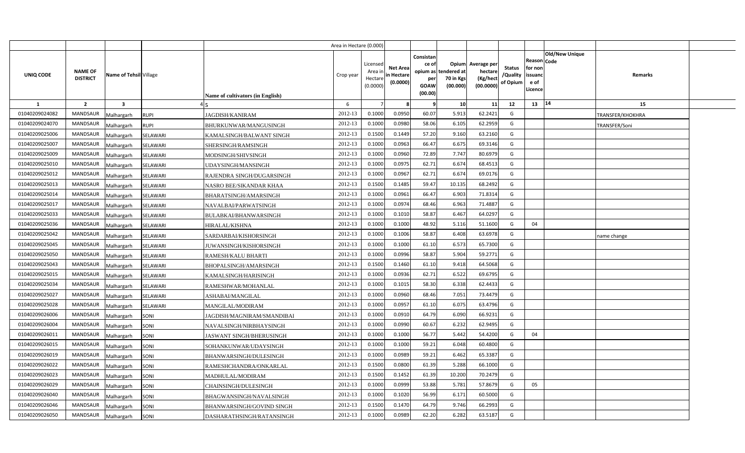| | | | | | Area in Hectare (0.000) | | | | | | | | | | |
|---|---|---|---|---|---|---|---|---|---|---|---|---|---|---|---|
| UNIQ CODE | NAME OF DISTRICT | Name of Tehsil | Village | Name of cultivators (in English) | Crop year | Licensed Area in Hectare (0.0000) | Net Area in Hectare (0.0000) | Consistance of opium as per GOAW (00.00) | Opium tendered at 70 in Kgs (00.000) | Average per hectare (Kg/hect (00.0000) | Status /Quality of Opium | Reason for non issuance of Licence | Code | Old/New Unique | Remarks |
| 1 | 2 | 3 | 4 | 5 | 6 | 7 | 8 | 9 | 10 | 11 | 12 | 13 | | 14 | 15 |
| 01040209024082 | MANDSAUR | Malhargarh | RUPI | JAGDISH/KANIRAM | 2012-13 | 0.1000 | 0.0950 | 60.07 | 5.913 | 62.2421 | G | | | | TRANSFER/KHOKHRA |
| 01040209024070 | MANDSAUR | Malhargarh | RUPI | BHURKUNWAR/MANGUSINGH | 2012-13 | 0.1000 | 0.0980 | 58.06 | 6.105 | 62.2959 | G | | | | TRANSFER/Soni |
| 01040209025006 | MANDSAUR | Malhargarh | SELAWARI | KAMALSINGH/BALWANT SINGH | 2012-13 | 0.1500 | 0.1449 | 57.20 | 9.160 | 63.2160 | G | | | | |
| 01040209025007 | MANDSAUR | Malhargarh | SELAWARI | SHERSINGH/RAMSINGH | 2012-13 | 0.1000 | 0.0963 | 66.47 | 6.675 | 69.3146 | G | | | | |
| 01040209025009 | MANDSAUR | Malhargarh | SELAWARI | MODSINGH/SHIVSINGH | 2012-13 | 0.1000 | 0.0960 | 72.89 | 7.747 | 80.6979 | G | | | | |
| 01040209025010 | MANDSAUR | Malhargarh | SELAWARI | UDAYSINGH/MANSINGH | 2012-13 | 0.1000 | 0.0975 | 62.71 | 6.674 | 68.4513 | G | | | | |
| 01040209025012 | MANDSAUR | Malhargarh | SELAWARI | RAJENDRA SINGH/DUGARSINGH | 2012-13 | 0.1000 | 0.0967 | 62.71 | 6.674 | 69.0176 | G | | | | |
| 01040209025013 | MANDSAUR | Malhargarh | SELAWARI | NASRO BEE/SIKANDAR KHAA | 2012-13 | 0.1500 | 0.1485 | 59.47 | 10.135 | 68.2492 | G | | | | |
| 01040209025014 | MANDSAUR | Malhargarh | SELAWARI | BHARATSINGH/AMARSINGH | 2012-13 | 0.1000 | 0.0961 | 66.47 | 6.903 | 71.8314 | G | | | | |
| 01040209025017 | MANDSAUR | Malhargarh | SELAWARI | NAVALBAI/PARWATSINGH | 2012-13 | 0.1000 | 0.0974 | 68.46 | 6.963 | 71.4887 | G | | | | |
| 01040209025033 | MANDSAUR | Malhargarh | SELAWARI | BULABKAI/BHANWARSINGH | 2012-13 | 0.1000 | 0.1010 | 58.87 | 6.467 | 64.0297 | G | | | | |
| 01040209025036 | MANDSAUR | Malhargarh | SELAWARI | HIRALAL/KISHNA | 2012-13 | 0.1000 | 0.1000 | 48.92 | 5.116 | 51.1600 | G | 04 | | | |
| 01040209025042 | MANDSAUR | Malhargarh | SELAWARI | SARDARBAI/KISHORSINGH | 2012-13 | 0.1000 | 0.1006 | 58.87 | 6.408 | 63.6978 | G | | | | name change |
| 01040209025045 | MANDSAUR | Malhargarh | SELAWARI | JUWANSINGH/KISHORSINGH | 2012-13 | 0.1000 | 0.1000 | 61.10 | 6.573 | 65.7300 | G | | | | |
| 01040209025050 | MANDSAUR | Malhargarh | SELAWARI | RAMESH/KALU BHARTI | 2012-13 | 0.1000 | 0.0996 | 58.87 | 5.904 | 59.2771 | G | | | | |
| 01040209025043 | MANDSAUR | Malhargarh | SELAWARI | BHOPALSINGH/AMARSINGH | 2012-13 | 0.1500 | 0.1460 | 61.10 | 9.418 | 64.5068 | G | | | | |
| 01040209025015 | MANDSAUR | Malhargarh | SELAWARI | KAMALSINGH/HARISINGH | 2012-13 | 0.1000 | 0.0936 | 62.71 | 6.522 | 69.6795 | G | | | | |
| 01040209025034 | MANDSAUR | Malhargarh | SELAWARI | RAMESHWAR/MOHANLAL | 2012-13 | 0.1000 | 0.1015 | 58.30 | 6.338 | 62.4433 | G | | | | |
| 01040209025027 | MANDSAUR | Malhargarh | SELAWARI | ASHABAI/MANGILAL | 2012-13 | 0.1000 | 0.0960 | 68.46 | 7.051 | 73.4479 | G | | | | |
| 01040209025028 | MANDSAUR | Malhargarh | SELAWARI | MANGILAL/MODIRAM | 2012-13 | 0.1000 | 0.0957 | 61.10 | 6.075 | 63.4796 | G | | | | |
| 01040209026006 | MANDSAUR | Malhargarh | SONI | JAGDISH/MAGNIRAM/SMANDIBAI | 2012-13 | 0.1000 | 0.0910 | 64.79 | 6.090 | 66.9231 | G | | | | |
| 01040209026004 | MANDSAUR | Malhargarh | SONI | NAVALSINGH/NIRBHAYSINGH | 2012-13 | 0.1000 | 0.0990 | 60.67 | 6.232 | 62.9495 | G | | | | |
| 01040209026011 | MANDSAUR | Malhargarh | SONI | JASWANT SINGH/BHERUSINGH | 2012-13 | 0.1000 | 0.1000 | 56.77 | 5.442 | 54.4200 | G | 04 | | | |
| 01040209026015 | MANDSAUR | Malhargarh | SONI | SOHANKUNWAR/UDAYSINGH | 2012-13 | 0.1000 | 0.1000 | 59.21 | 6.048 | 60.4800 | G | | | | |
| 01040209026019 | MANDSAUR | Malhargarh | SONI | BHANWARSINGH/DULESINGH | 2012-13 | 0.1000 | 0.0989 | 59.21 | 6.462 | 65.3387 | G | | | | |
| 01040209026022 | MANDSAUR | Malhargarh | SONI | RAMESHCHANDRA/ONKARLAL | 2012-13 | 0.1500 | 0.0800 | 61.39 | 5.288 | 66.1000 | G | | | | |
| 01040209026023 | MANDSAUR | Malhargarh | SONI | MADHULAL/MODIRAM | 2012-13 | 0.1500 | 0.1452 | 61.39 | 10.200 | 70.2479 | G | | | | |
| 01040209026029 | MANDSAUR | Malhargarh | SONI | CHAINSINGH/DULESINGH | 2012-13 | 0.1000 | 0.0999 | 53.88 | 5.781 | 57.8679 | G | 05 | | | |
| 01040209026040 | MANDSAUR | Malhargarh | SONI | BHAGWANSINGH/NAVALSINGH | 2012-13 | 0.1000 | 0.1020 | 56.99 | 6.171 | 60.5000 | G | | | | |
| 01040209026046 | MANDSAUR | Malhargarh | SONI | BHANWARSINGH/GOVIND SINGH | 2012-13 | 0.1500 | 0.1470 | 64.79 | 9.746 | 66.2993 | G | | | | |
| 01040209026050 | MANDSAUR | Malhargarh | SONI | DASHARATHSINGH/RATANSINGH | 2012-13 | 0.1000 | 0.0989 | 62.20 | 6.282 | 63.5187 | G | | | | |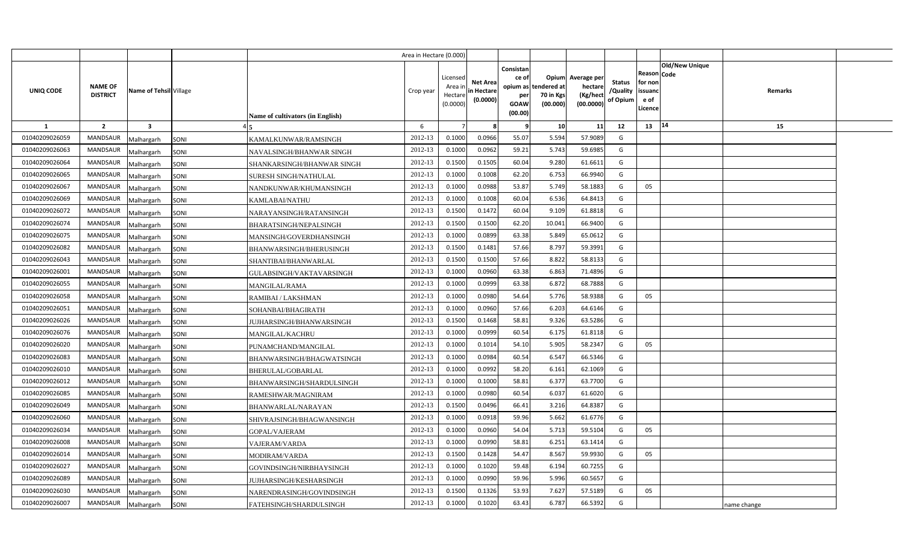| | | | | Area in Hectare (0.000) | | | | | | | | | | | |
|---|---|---|---|---|---|---|---|---|---|---|---|---|---|---|---|
| UNIQ CODE | NAME OF DISTRICT | Name of Tehsil | Village | Name of cultivators (in English) | Crop year | Licensed Area in Hectare (0.0000) | Net Area in Hectare (0.0000) | Consistance of opium as per GOAW (00.00) | Opium tendered at 70 in Kgs (00.000) | Average per hectare (Kg/hect (00.0000) | Status /Quality of Opium | Reason for non issuance of Licence | Code | Old/New Unique | Remarks |
| 1 | 2 | 3 | 4 | 5 | 6 | 7 | 8 | 9 | 10 | 11 | 12 | 13 | 14 | | 15 |
| 01040209026059 | MANDSAUR | Malhargarh | SONI | KAMALKUNWAR/RAMSINGH | 2012-13 | 0.1000 | 0.0966 | 55.07 | 5.594 | 57.9089 | G | | | | |
| 01040209026063 | MANDSAUR | Malhargarh | SONI | NAVALSINGH/BHANWAR SINGH | 2012-13 | 0.1000 | 0.0962 | 59.21 | 5.743 | 59.6985 | G | | | | |
| 01040209026064 | MANDSAUR | Malhargarh | SONI | SHANKARSINGH/BHANWAR SINGH | 2012-13 | 0.1500 | 0.1505 | 60.04 | 9.280 | 61.6611 | G | | | | |
| 01040209026065 | MANDSAUR | Malhargarh | SONI | SURESH SINGH/NATHULAL | 2012-13 | 0.1000 | 0.1008 | 62.20 | 6.753 | 66.9940 | G | | | | |
| 01040209026067 | MANDSAUR | Malhargarh | SONI | NANDKUNWAR/KHUMANSINGH | 2012-13 | 0.1000 | 0.0988 | 53.87 | 5.749 | 58.1883 | G | 05 | | | |
| 01040209026069 | MANDSAUR | Malhargarh | SONI | KAMLABAI/NATHU | 2012-13 | 0.1000 | 0.1008 | 60.04 | 6.536 | 64.8413 | G | | | | |
| 01040209026072 | MANDSAUR | Malhargarh | SONI | NARAYANSINGH/RATANSINGH | 2012-13 | 0.1500 | 0.1472 | 60.04 | 9.109 | 61.8818 | G | | | | |
| 01040209026074 | MANDSAUR | Malhargarh | SONI | BHARATSINGH/NEPALSINGH | 2012-13 | 0.1500 | 0.1500 | 62.20 | 10.041 | 66.9400 | G | | | | |
| 01040209026075 | MANDSAUR | Malhargarh | SONI | MANSINGH/GOVERDHANSINGH | 2012-13 | 0.1000 | 0.0899 | 63.38 | 5.849 | 65.0612 | G | | | | |
| 01040209026082 | MANDSAUR | Malhargarh | SONI | BHANWARSINGH/BHERUSINGH | 2012-13 | 0.1500 | 0.1481 | 57.66 | 8.797 | 59.3991 | G | | | | |
| 01040209026043 | MANDSAUR | Malhargarh | SONI | SHANTIBAI/BHANWARLAL | 2012-13 | 0.1500 | 0.1500 | 57.66 | 8.822 | 58.8133 | G | | | | |
| 01040209026001 | MANDSAUR | Malhargarh | SONI | GULABSINGH/VAKTAVARSINGH | 2012-13 | 0.1000 | 0.0960 | 63.38 | 6.863 | 71.4896 | G | | | | |
| 01040209026055 | MANDSAUR | Malhargarh | SONI | MANGILAL/RAMA | 2012-13 | 0.1000 | 0.0999 | 63.38 | 6.872 | 68.7888 | G | | | | |
| 01040209026058 | MANDSAUR | Malhargarh | SONI | RAMIBAI / LAKSHMAN | 2012-13 | 0.1000 | 0.0980 | 54.64 | 5.776 | 58.9388 | G | 05 | | | |
| 01040209026051 | MANDSAUR | Malhargarh | SONI | SOHANBAI/BHAGIRATH | 2012-13 | 0.1000 | 0.0960 | 57.66 | 6.203 | 64.6146 | G | | | | |
| 01040209026026 | MANDSAUR | Malhargarh | SONI | JUJHARSINGH/BHANWARSINGH | 2012-13 | 0.1500 | 0.1468 | 58.81 | 9.326 | 63.5286 | G | | | | |
| 01040209026076 | MANDSAUR | Malhargarh | SONI | MANGILAL/KACHRU | 2012-13 | 0.1000 | 0.0999 | 60.54 | 6.175 | 61.8118 | G | | | | |
| 01040209026020 | MANDSAUR | Malhargarh | SONI | PUNAMCHAND/MANGILAL | 2012-13 | 0.1000 | 0.1014 | 54.10 | 5.905 | 58.2347 | G | 05 | | | |
| 01040209026083 | MANDSAUR | Malhargarh | SONI | BHANWARSINGH/BHAGWATSINGH | 2012-13 | 0.1000 | 0.0984 | 60.54 | 6.547 | 66.5346 | G | | | | |
| 01040209026010 | MANDSAUR | Malhargarh | SONI | BHERULAL/GOBARLAL | 2012-13 | 0.1000 | 0.0992 | 58.20 | 6.161 | 62.1069 | G | | | | |
| 01040209026012 | MANDSAUR | Malhargarh | SONI | BHANWARSINGH/SHARDULSINGH | 2012-13 | 0.1000 | 0.1000 | 58.81 | 6.377 | 63.7700 | G | | | | |
| 01040209026085 | MANDSAUR | Malhargarh | SONI | RAMESHWAR/MAGNIRAM | 2012-13 | 0.1000 | 0.0980 | 60.54 | 6.037 | 61.6020 | G | | | | |
| 01040209026049 | MANDSAUR | Malhargarh | SONI | BHANWARLAL/NARAYAN | 2012-13 | 0.1500 | 0.0496 | 66.41 | 3.216 | 64.8387 | G | | | | |
| 01040209026060 | MANDSAUR | Malhargarh | SONI | SHIVRAJSINGH/BHAGWANSINGH | 2012-13 | 0.1000 | 0.0918 | 59.96 | 5.662 | 61.6776 | G | | | | |
| 01040209026034 | MANDSAUR | Malhargarh | SONI | GOPAL/VAJERAM | 2012-13 | 0.1000 | 0.0960 | 54.04 | 5.713 | 59.5104 | G | 05 | | | |
| 01040209026008 | MANDSAUR | Malhargarh | SONI | VAJERAM/VARDA | 2012-13 | 0.1000 | 0.0990 | 58.81 | 6.251 | 63.1414 | G | | | | |
| 01040209026014 | MANDSAUR | Malhargarh | SONI | MODIRAM/VARDA | 2012-13 | 0.1500 | 0.1428 | 54.47 | 8.567 | 59.9930 | G | 05 | | | |
| 01040209026027 | MANDSAUR | Malhargarh | SONI | GOVINDSINGH/NIRBHAYSINGH | 2012-13 | 0.1000 | 0.1020 | 59.48 | 6.194 | 60.7255 | G | | | | |
| 01040209026089 | MANDSAUR | Malhargarh | SONI | JUJHARSINGH/KESHARSINGH | 2012-13 | 0.1000 | 0.0990 | 59.96 | 5.996 | 60.5657 | G | | | | |
| 01040209026030 | MANDSAUR | Malhargarh | SONI | NARENDRASINGH/GOVINDSINGH | 2012-13 | 0.1500 | 0.1326 | 53.93 | 7.627 | 57.5189 | G | 05 | | | |
| 01040209026007 | MANDSAUR | Malhargarh | SONI | FATEHSINGH/SHARDULSINGH | 2012-13 | 0.1000 | 0.1020 | 63.43 | 6.787 | 66.5392 | G | | | | name change |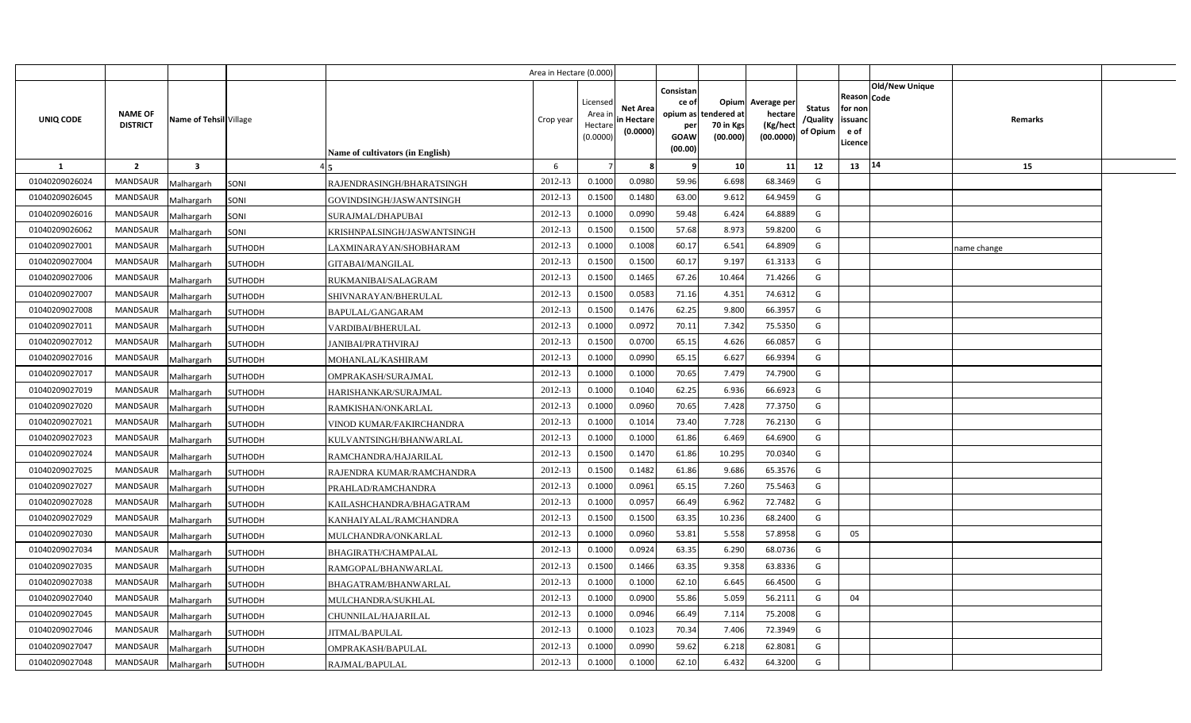| | | | | Area in Hectare (0.000) | | | | | | | | | | | |
|---|---|---|---|---|---|---|---|---|---|---|---|---|---|---|---|
| UNIQ CODE | NAME OF DISTRICT | Name of Tehsil | Village | Name of cultivators (in English) | Crop year | Licensed Area in Hectare (0.0000) | Net Area in Hectare (0.0000) | Consistance of opium as per GOAW (00.00) | Opium tendered at 70 in Kgs (00.000) | Average per hectare (Kg/hect (00.0000) | Status /Quality of Opium | Reason for non issuance of Licence | Code | Old/New Unique | Remarks |
| 1 | 2 | 3 | 4 | 5 | 6 | 7 | 8 | 9 | 10 | 11 | 12 | 13 | 14 | | 15 |
| 01040209026024 | MANDSAUR | Malhargarh | SONI | RAJENDRASINGH/BHARATSINGH | 2012-13 | 0.1000 | 0.0980 | 59.96 | 6.698 | 68.3469 | G | | | | |
| 01040209026045 | MANDSAUR | Malhargarh | SONI | GOVINDSINGH/JASWANTSINGH | 2012-13 | 0.1500 | 0.1480 | 63.00 | 9.612 | 64.9459 | G | | | | |
| 01040209026016 | MANDSAUR | Malhargarh | SONI | SURAJMAL/DHAPUBAI | 2012-13 | 0.1000 | 0.0990 | 59.48 | 6.424 | 64.8889 | G | | | | |
| 01040209026062 | MANDSAUR | Malhargarh | SONI | KRISHNPALSINGH/JASWANTSINGH | 2012-13 | 0.1500 | 0.1500 | 57.68 | 8.973 | 59.8200 | G | | | | |
| 01040209027001 | MANDSAUR | Malhargarh | SUTHODH | LAXMINARAYAN/SHOBHARAM | 2012-13 | 0.1000 | 0.1008 | 60.17 | 6.541 | 64.8909 | G | | | | name change |
| 01040209027004 | MANDSAUR | Malhargarh | SUTHODH | GITABAI/MANGILAL | 2012-13 | 0.1500 | 0.1500 | 60.17 | 9.197 | 61.3133 | G | | | | |
| 01040209027006 | MANDSAUR | Malhargarh | SUTHODH | RUKMANIBAI/SALAGRAM | 2012-13 | 0.1500 | 0.1465 | 67.26 | 10.464 | 71.4266 | G | | | | |
| 01040209027007 | MANDSAUR | Malhargarh | SUTHODH | SHIVNARAYAN/BHERULAL | 2012-13 | 0.1500 | 0.0583 | 71.16 | 4.351 | 74.6312 | G | | | | |
| 01040209027008 | MANDSAUR | Malhargarh | SUTHODH | BAPULAL/GANGARAM | 2012-13 | 0.1500 | 0.1476 | 62.25 | 9.800 | 66.3957 | G | | | | |
| 01040209027011 | MANDSAUR | Malhargarh | SUTHODH | VARDIBAI/BHERULAL | 2012-13 | 0.1000 | 0.0972 | 70.11 | 7.342 | 75.5350 | G | | | | |
| 01040209027012 | MANDSAUR | Malhargarh | SUTHODH | JANIBAI/PRATHVIRAJ | 2012-13 | 0.1500 | 0.0700 | 65.15 | 4.626 | 66.0857 | G | | | | |
| 01040209027016 | MANDSAUR | Malhargarh | SUTHODH | MOHANLAL/KASHIRAM | 2012-13 | 0.1000 | 0.0990 | 65.15 | 6.627 | 66.9394 | G | | | | |
| 01040209027017 | MANDSAUR | Malhargarh | SUTHODH | OMPRAKASH/SURAJMAL | 2012-13 | 0.1000 | 0.1000 | 70.65 | 7.479 | 74.7900 | G | | | | |
| 01040209027019 | MANDSAUR | Malhargarh | SUTHODH | HARISHANKAR/SURAJMAL | 2012-13 | 0.1000 | 0.1040 | 62.25 | 6.936 | 66.6923 | G | | | | |
| 01040209027020 | MANDSAUR | Malhargarh | SUTHODH | RAMKISHAN/ONKARLAL | 2012-13 | 0.1000 | 0.0960 | 70.65 | 7.428 | 77.3750 | G | | | | |
| 01040209027021 | MANDSAUR | Malhargarh | SUTHODH | VINOD KUMAR/FAKIRCHANDRA | 2012-13 | 0.1000 | 0.1014 | 73.40 | 7.728 | 76.2130 | G | | | | |
| 01040209027023 | MANDSAUR | Malhargarh | SUTHODH | KULVANTSINGH/BHANWARLAL | 2012-13 | 0.1000 | 0.1000 | 61.86 | 6.469 | 64.6900 | G | | | | |
| 01040209027024 | MANDSAUR | Malhargarh | SUTHODH | RAMCHANDRA/HAJARILAL | 2012-13 | 0.1500 | 0.1470 | 61.86 | 10.295 | 70.0340 | G | | | | |
| 01040209027025 | MANDSAUR | Malhargarh | SUTHODH | RAJENDRA KUMAR/RAMCHANDRA | 2012-13 | 0.1500 | 0.1482 | 61.86 | 9.686 | 65.3576 | G | | | | |
| 01040209027027 | MANDSAUR | Malhargarh | SUTHODH | PRAHLAD/RAMCHANDRA | 2012-13 | 0.1000 | 0.0961 | 65.15 | 7.260 | 75.5463 | G | | | | |
| 01040209027028 | MANDSAUR | Malhargarh | SUTHODH | KAILASHCHANDRA/BHAGATRAM | 2012-13 | 0.1000 | 0.0957 | 66.49 | 6.962 | 72.7482 | G | | | | |
| 01040209027029 | MANDSAUR | Malhargarh | SUTHODH | KANHAIYALAL/RAMCHANDRA | 2012-13 | 0.1500 | 0.1500 | 63.35 | 10.236 | 68.2400 | G | | | | |
| 01040209027030 | MANDSAUR | Malhargarh | SUTHODH | MULCHANDRA/ONKARLAL | 2012-13 | 0.1000 | 0.0960 | 53.81 | 5.558 | 57.8958 | G | 05 | | | |
| 01040209027034 | MANDSAUR | Malhargarh | SUTHODH | BHAGIRATH/CHAMPALAL | 2012-13 | 0.1000 | 0.0924 | 63.35 | 6.290 | 68.0736 | G | | | | |
| 01040209027035 | MANDSAUR | Malhargarh | SUTHODH | RAMGOPAL/BHANWARLAL | 2012-13 | 0.1500 | 0.1466 | 63.35 | 9.358 | 63.8336 | G | | | | |
| 01040209027038 | MANDSAUR | Malhargarh | SUTHODH | BHAGATRAM/BHANWARLAL | 2012-13 | 0.1000 | 0.1000 | 62.10 | 6.645 | 66.4500 | G | | | | |
| 01040209027040 | MANDSAUR | Malhargarh | SUTHODH | MULCHANDRA/SUKHLAL | 2012-13 | 0.1000 | 0.0900 | 55.86 | 5.059 | 56.2111 | G | 04 | | | |
| 01040209027045 | MANDSAUR | Malhargarh | SUTHODH | CHUNNILAL/HAJARILAL | 2012-13 | 0.1000 | 0.0946 | 66.49 | 7.114 | 75.2008 | G | | | | |
| 01040209027046 | MANDSAUR | Malhargarh | SUTHODH | JITMAL/BAPULAL | 2012-13 | 0.1000 | 0.1023 | 70.34 | 7.406 | 72.3949 | G | | | | |
| 01040209027047 | MANDSAUR | Malhargarh | SUTHODH | OMPRAKASH/BAPULAL | 2012-13 | 0.1000 | 0.0990 | 59.62 | 6.218 | 62.8081 | G | | | | |
| 01040209027048 | MANDSAUR | Malhargarh | SUTHODH | RAJMAL/BAPULAL | 2012-13 | 0.1000 | 0.1000 | 62.10 | 6.432 | 64.3200 | G | | | | |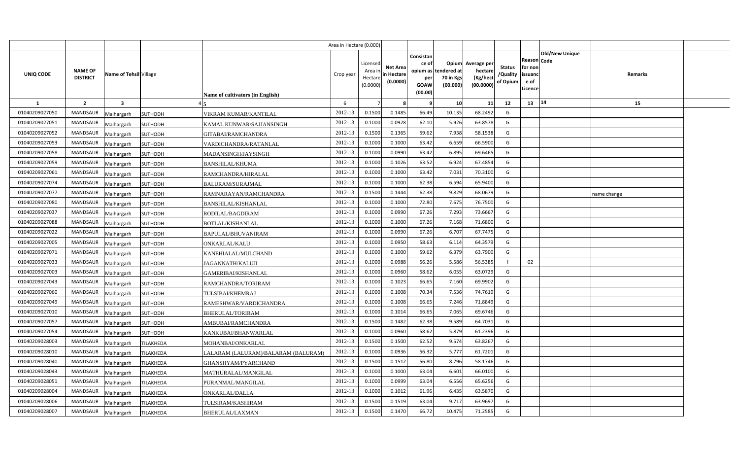| | | | | Area in Hectare (0.000) | | | | | | | | | | | |
|---|---|---|---|---|---|---|---|---|---|---|---|---|---|---|---|
| UNIQ CODE | NAME OF DISTRICT | Name of Tehsil | Village | Name of cultivators (in English) | Crop year | Licensed Area in Hectare (0.0000) | Net Area in Hectare (0.0000) | Consistance of opium as per GOAW (00.00) | Opium tendered at 70 in Kgs (00.000) | Average per hectare (Kg/hect (00.0000) | Status /Quality of Opium | Reason for non issuance of Licence | Code | Old/New Unique | Remarks |
| 1 | 2 | 3 | 4 | 5 | 6 | 7 | 8 | 9 | 10 | 11 | 12 | 13 | 14 | | 15 |
| 01040209027050 | MANDSAUR | Malhargarh | SUTHODH | VIKRAM KUMAR/KANTILAL | 2012-13 | 0.1500 | 0.1485 | 66.49 | 10.135 | 68.2492 | G | | | | |
| 01040209027051 | MANDSAUR | Malhargarh | SUTHODH | KAMAL KUNWAR/SAJJANSINGH | 2012-13 | 0.1000 | 0.0928 | 62.10 | 5.926 | 63.8578 | G | | | | |
| 01040209027052 | MANDSAUR | Malhargarh | SUTHODH | GITABAI/RAMCHANDRA | 2012-13 | 0.1500 | 0.1365 | 59.62 | 7.938 | 58.1538 | G | | | | |
| 01040209027053 | MANDSAUR | Malhargarh | SUTHODH | VARDICHANDRA/RATANLAL | 2012-13 | 0.1000 | 0.1000 | 63.42 | 6.659 | 66.5900 | G | | | | |
| 01040209027058 | MANDSAUR | Malhargarh | SUTHODH | MADANSINGH/JAYSINGH | 2012-13 | 0.1000 | 0.0990 | 63.42 | 6.895 | 69.6465 | G | | | | |
| 01040209027059 | MANDSAUR | Malhargarh | SUTHODH | BANSHILAL/KHUMA | 2012-13 | 0.1000 | 0.1026 | 63.52 | 6.924 | 67.4854 | G | | | | |
| 01040209027061 | MANDSAUR | Malhargarh | SUTHODH | RAMCHANDRA/HIRALAL | 2012-13 | 0.1000 | 0.1000 | 63.42 | 7.031 | 70.3100 | G | | | | |
| 01040209027074 | MANDSAUR | Malhargarh | SUTHODH | BALURAM/SURAJMAL | 2012-13 | 0.1000 | 0.1000 | 62.38 | 6.594 | 65.9400 | G | | | | |
| 01040209027077 | MANDSAUR | Malhargarh | SUTHODH | RAMNARAYAN/RAMCHANDRA | 2012-13 | 0.1500 | 0.1444 | 62.38 | 9.829 | 68.0679 | G | | | | name change |
| 01040209027080 | MANDSAUR | Malhargarh | SUTHODH | BANSHILAL/KISHANLAL | 2012-13 | 0.1000 | 0.1000 | 72.80 | 7.675 | 76.7500 | G | | | | |
| 01040209027037 | MANDSAUR | Malhargarh | SUTHODH | RODILAL/BAGDIRAM | 2012-13 | 0.1000 | 0.0990 | 67.26 | 7.293 | 73.6667 | G | | | | |
| 01040209027088 | MANDSAUR | Malhargarh | SUTHODH | BOTLAL/KISHANLAL | 2012-13 | 0.1000 | 0.1000 | 67.26 | 7.168 | 71.6800 | G | | | | |
| 01040209027022 | MANDSAUR | Malhargarh | SUTHODH | BAPULAL/BHUVANIRAM | 2012-13 | 0.1000 | 0.0990 | 67.26 | 6.707 | 67.7475 | G | | | | |
| 01040209027005 | MANDSAUR | Malhargarh | SUTHODH | ONKARLAL/KALU | 2012-13 | 0.1000 | 0.0950 | 58.63 | 6.114 | 64.3579 | G | | | | |
| 01040209027071 | MANDSAUR | Malhargarh | SUTHODH | KANEHIALAL/MULCHAND | 2012-13 | 0.1000 | 0.1000 | 59.62 | 6.379 | 63.7900 | G | | | | |
| 01040209027033 | MANDSAUR | Malhargarh | SUTHODH | JAGANNATH/KALUJI | 2012-13 | 0.1000 | 0.0988 | 56.26 | 5.586 | 56.5385 | I | 02 | | | |
| 01040209027003 | MANDSAUR | Malhargarh | SUTHODH | GAMERIBAI/KISHANLAL | 2012-13 | 0.1000 | 0.0960 | 58.62 | 6.055 | 63.0729 | G | | | | |
| 01040209027043 | MANDSAUR | Malhargarh | SUTHODH | RAMCHANDRA/TORIRAM | 2012-13 | 0.1000 | 0.1023 | 66.65 | 7.160 | 69.9902 | G | | | | |
| 01040209027060 | MANDSAUR | Malhargarh | SUTHODH | TULSIBAI/KHEMRAJ | 2012-13 | 0.1000 | 0.1008 | 70.34 | 7.536 | 74.7619 | G | | | | |
| 01040209027049 | MANDSAUR | Malhargarh | SUTHODH | RAMESHWAR/VARDICHANDRA | 2012-13 | 0.1000 | 0.1008 | 66.65 | 7.246 | 71.8849 | G | | | | |
| 01040209027010 | MANDSAUR | Malhargarh | SUTHODH | BHERULAL/TORIRAM | 2012-13 | 0.1000 | 0.1014 | 66.65 | 7.065 | 69.6746 | G | | | | |
| 01040209027057 | MANDSAUR | Malhargarh | SUTHODH | AMBUBAI/RAMCHANDRA | 2012-13 | 0.1500 | 0.1482 | 62.38 | 9.589 | 64.7031 | G | | | | |
| 01040209027054 | MANDSAUR | Malhargarh | SUTHODH | KANKUBAI/BHANWARLAL | 2012-13 | 0.1000 | 0.0960 | 58.62 | 5.879 | 61.2396 | G | | | | |
| 01040209028003 | MANDSAUR | Malhargarh | TILAKHEDA | MOHANBAI/ONKARLAL | 2012-13 | 0.1500 | 0.1500 | 62.52 | 9.574 | 63.8267 | G | | | | |
| 01040209028010 | MANDSAUR | Malhargarh | TILAKHEDA | LALARAM (LALURAM)/BALARAM (BALURAM) | 2012-13 | 0.1000 | 0.0936 | 56.32 | 5.777 | 61.7201 | G | | | | |
| 01040209028040 | MANDSAUR | Malhargarh | TILAKHEDA | GHANSHYAM/PYARCHAND | 2012-13 | 0.1500 | 0.1512 | 56.80 | 8.796 | 58.1746 | G | | | | |
| 01040209028043 | MANDSAUR | Malhargarh | TILAKHEDA | MATHURALAL/MANGILAL | 2012-13 | 0.1000 | 0.1000 | 63.04 | 6.601 | 66.0100 | G | | | | |
| 01040209028051 | MANDSAUR | Malhargarh | TILAKHEDA | PURANMAL/MANGILAL | 2012-13 | 0.1000 | 0.0999 | 63.04 | 6.556 | 65.6256 | G | | | | |
| 01040209028004 | MANDSAUR | Malhargarh | TILAKHEDA | ONKARLAL/DALLA | 2012-13 | 0.1000 | 0.1012 | 61.96 | 6.435 | 63.5870 | G | | | | |
| 01040209028006 | MANDSAUR | Malhargarh | TILAKHEDA | TULSIRAM/KASHIRAM | 2012-13 | 0.1500 | 0.1519 | 63.04 | 9.717 | 63.9697 | G | | | | |
| 01040209028007 | MANDSAUR | Malhargarh | TILAKHEDA | BHERULAL/LAXMAN | 2012-13 | 0.1500 | 0.1470 | 66.72 | 10.475 | 71.2585 | G | | | | |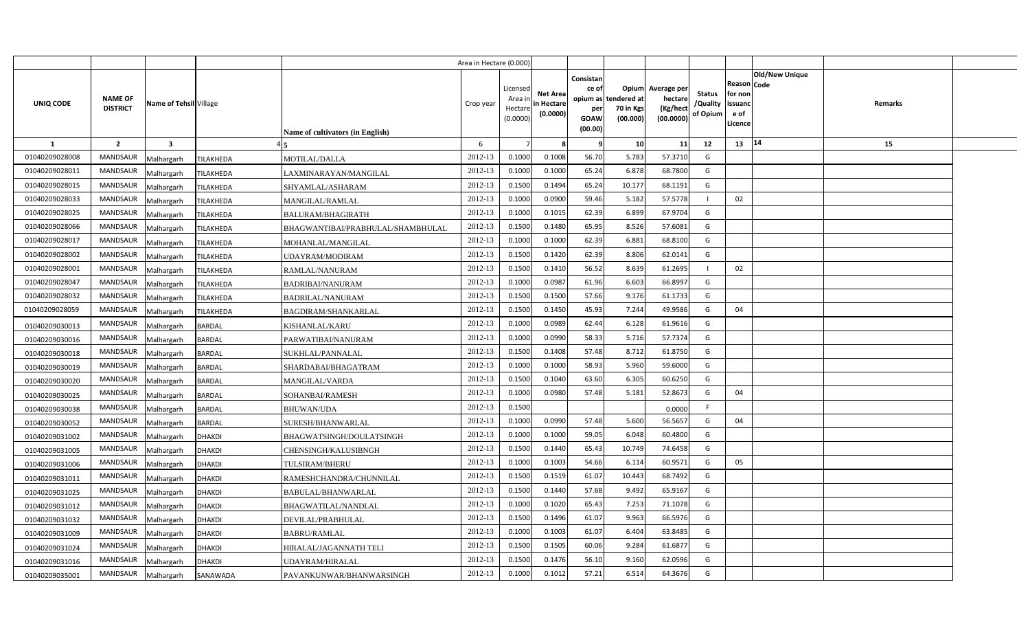| UNIQ CODE | NAME OF DISTRICT | Name of Tehsil | Village | Name of cultivators (in English) | Crop year | Licensed Area in Hectare (0.0000) | Net Area in Hectare (0.0000) | Consistance of opium as per GOAW (00.00) | Opium tendered at 70 in Kgs (00.000) | Average per hectare (Kg/hect (00.0000) | Status /Quality of Opium | Reason for non issuance of Licence | Old/New Unique Code | Remarks |
|---|---|---|---|---|---|---|---|---|---|---|---|---|---|---|
| 1 | 2 | 3 | 4 | 5 | 6 | 7 | 8 | 9 | 10 | 11 | 12 | 13 | 14 | 15 |
| 01040209028008 | MANDSAUR | Malhargarh | TILAKHEDA | MOTILAL/DALLA | 2012-13 | 0.1000 | 0.1008 | 56.70 | 5.783 | 57.3710 | G | | | |
| 01040209028011 | MANDSAUR | Malhargarh | TILAKHEDA | LAXMINARAYAN/MANGILAL | 2012-13 | 0.1000 | 0.1000 | 65.24 | 6.878 | 68.7800 | G | | | |
| 01040209028015 | MANDSAUR | Malhargarh | TILAKHEDA | SHYAMLAL/ASHARAM | 2012-13 | 0.1500 | 0.1494 | 65.24 | 10.177 | 68.1191 | G | | | |
| 01040209028033 | MANDSAUR | Malhargarh | TILAKHEDA | MANGILAL/RAMLAL | 2012-13 | 0.1000 | 0.0900 | 59.46 | 5.182 | 57.5778 | I | 02 | | |
| 01040209028025 | MANDSAUR | Malhargarh | TILAKHEDA | BALURAM/BHAGIRATH | 2012-13 | 0.1000 | 0.1015 | 62.39 | 6.899 | 67.9704 | G | | | |
| 01040209028066 | MANDSAUR | Malhargarh | TILAKHEDA | BHAGWANTIBAI/PRABHULAL/SHAMBHULAL | 2012-13 | 0.1500 | 0.1480 | 65.95 | 8.526 | 57.6081 | G | | | |
| 01040209028017 | MANDSAUR | Malhargarh | TILAKHEDA | MOHANLAL/MANGILAL | 2012-13 | 0.1000 | 0.1000 | 62.39 | 6.881 | 68.8100 | G | | | |
| 01040209028002 | MANDSAUR | Malhargarh | TILAKHEDA | UDAYRAM/MODIRAM | 2012-13 | 0.1500 | 0.1420 | 62.39 | 8.806 | 62.0141 | G | | | |
| 01040209028001 | MANDSAUR | Malhargarh | TILAKHEDA | RAMLAL/NANURAM | 2012-13 | 0.1500 | 0.1410 | 56.52 | 8.639 | 61.2695 | I | 02 | | |
| 01040209028047 | MANDSAUR | Malhargarh | TILAKHEDA | BADRIBAI/NANURAM | 2012-13 | 0.1000 | 0.0987 | 61.96 | 6.603 | 66.8997 | G | | | |
| 01040209028032 | MANDSAUR | Malhargarh | TILAKHEDA | BADRILAL/NANURAM | 2012-13 | 0.1500 | 0.1500 | 57.66 | 9.176 | 61.1733 | G | | | |
| 01040209028059 | MANDSAUR | Malhargarh | TILAKHEDA | BAGDIRAM/SHANKARLAL | 2012-13 | 0.1500 | 0.1450 | 45.93 | 7.244 | 49.9586 | G | 04 | | |
| 01040209030013 | MANDSAUR | Malhargarh | BARDAL | KISHANLAL/KARU | 2012-13 | 0.1000 | 0.0989 | 62.44 | 6.128 | 61.9616 | G | | | |
| 01040209030016 | MANDSAUR | Malhargarh | BARDAL | PARWATIBAI/NANURAM | 2012-13 | 0.1000 | 0.0990 | 58.33 | 5.716 | 57.7374 | G | | | |
| 01040209030018 | MANDSAUR | Malhargarh | BARDAL | SUKHLAL/PANNALAL | 2012-13 | 0.1500 | 0.1408 | 57.48 | 8.712 | 61.8750 | G | | | |
| 01040209030019 | MANDSAUR | Malhargarh | BARDAL | SHARDABAI/BHAGATRAM | 2012-13 | 0.1000 | 0.1000 | 58.93 | 5.960 | 59.6000 | G | | | |
| 01040209030020 | MANDSAUR | Malhargarh | BARDAL | MANGILAL/VARDA | 2012-13 | 0.1500 | 0.1040 | 63.60 | 6.305 | 60.6250 | G | | | |
| 01040209030025 | MANDSAUR | Malhargarh | BARDAL | SOHANBAI/RAMESH | 2012-13 | 0.1000 | 0.0980 | 57.48 | 5.181 | 52.8673 | G | 04 | | |
| 01040209030038 | MANDSAUR | Malhargarh | BARDAL | BHUWAN/UDA | 2012-13 | 0.1500 | | | | 0.0000 | F | | | |
| 01040209030052 | MANDSAUR | Malhargarh | BARDAL | SURESH/BHANWARLAL | 2012-13 | 0.1000 | 0.0990 | 57.48 | 5.600 | 56.5657 | G | 04 | | |
| 01040209031002 | MANDSAUR | Malhargarh | DHAKDI | BHAGWATSINGH/DOULATSINGH | 2012-13 | 0.1000 | 0.1000 | 59.05 | 6.048 | 60.4800 | G | | | |
| 01040209031005 | MANDSAUR | Malhargarh | DHAKDI | CHENSINGH/KALUSIBNGH | 2012-13 | 0.1500 | 0.1440 | 65.43 | 10.749 | 74.6458 | G | | | |
| 01040209031006 | MANDSAUR | Malhargarh | DHAKDI | TULSIRAM/BHERU | 2012-13 | 0.1000 | 0.1003 | 54.66 | 6.114 | 60.9571 | G | 05 | | |
| 01040209031011 | MANDSAUR | Malhargarh | DHAKDI | RAMESHCHANDRA/CHUNNILAL | 2012-13 | 0.1500 | 0.1519 | 61.07 | 10.443 | 68.7492 | G | | | |
| 01040209031025 | MANDSAUR | Malhargarh | DHAKDI | BABULAL/BHANWARLAL | 2012-13 | 0.1500 | 0.1440 | 57.68 | 9.492 | 65.9167 | G | | | |
| 01040209031012 | MANDSAUR | Malhargarh | DHAKDI | BHAGWATILAL/NANDLAL | 2012-13 | 0.1000 | 0.1020 | 65.43 | 7.253 | 71.1078 | G | | | |
| 01040209031032 | MANDSAUR | Malhargarh | DHAKDI | DEVILAL/PRABHULAL | 2012-13 | 0.1500 | 0.1496 | 61.07 | 9.963 | 66.5976 | G | | | |
| 01040209031009 | MANDSAUR | Malhargarh | DHAKDI | BABRU/RAMLAL | 2012-13 | 0.1000 | 0.1003 | 61.07 | 6.404 | 63.8485 | G | | | |
| 01040209031024 | MANDSAUR | Malhargarh | DHAKDI | HIRALAL/JAGANNATH TELI | 2012-13 | 0.1500 | 0.1505 | 60.06 | 9.284 | 61.6877 | G | | | |
| 01040209031016 | MANDSAUR | Malhargarh | DHAKDI | UDAYRAM/HIRALAL | 2012-13 | 0.1500 | 0.1476 | 56.10 | 9.160 | 62.0596 | G | | | |
| 01040209035001 | MANDSAUR | Malhargarh | SANAWADA | PAVANKUNWAR/BHANWARSINGH | 2012-13 | 0.1000 | 0.1012 | 57.21 | 6.514 | 64.3676 | G | | | |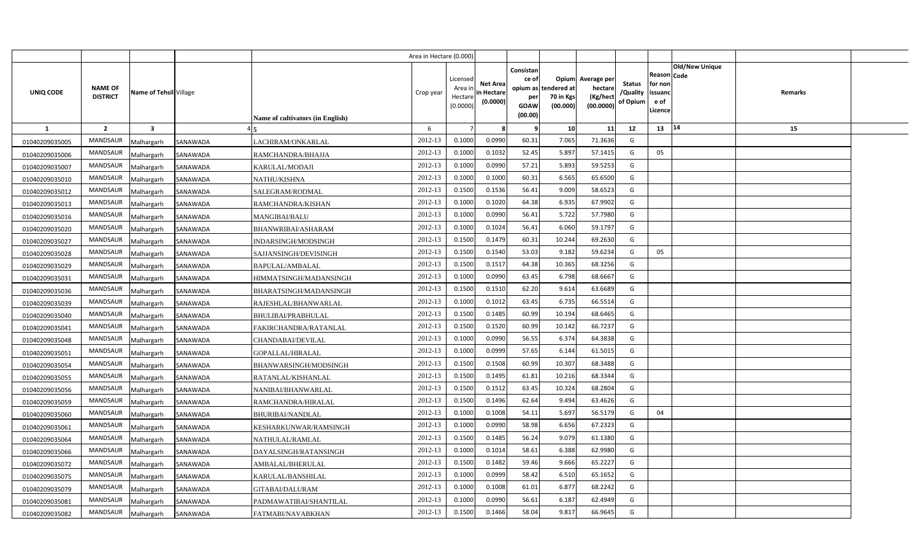| UNIQ CODE | NAME OF DISTRICT | Name of Tehsil | Village | Name of cultivators (in English) | Crop year | Licensed Area in Hectare (0.0000) | Net Area in Hectare (0.0000) | Consistance of opium as per GOAW (00.00) | Opium tendered at 70 in Kgs (00.000) | Average per hectare (Kg/hect (00.0000) | Status /Quality of Opium | Reason for non issuance of Licence | Code | Old/New Unique | Remarks |
|---|---|---|---|---|---|---|---|---|---|---|---|---|---|---|---|
| 1 | 2 | 3 | 4 | 5 | 6 | 7 | 8 | 9 | 10 | 11 | 12 | 13 | 14 | | 15 |
| 01040209035005 | MANDSAUR | Malhargarh | SANAWADA | LACHIRAM/ONKARLAL | 2012-13 | 0.1000 | 0.0990 | 60.31 | 7.065 | 71.3636 | G | | | | |
| 01040209035006 | MANDSAUR | Malhargarh | SANAWADA | RAMCHANDRA/BHAJJA | 2012-13 | 0.1000 | 0.1032 | 52.45 | 5.897 | 57.1415 | G | 05 | | | |
| 01040209035007 | MANDSAUR | Malhargarh | SANAWADA | KARULAL/MODAJI | 2012-13 | 0.1000 | 0.0990 | 57.21 | 5.893 | 59.5253 | G | | | | |
| 01040209035010 | MANDSAUR | Malhargarh | SANAWADA | NATHU/KISHNA | 2012-13 | 0.1000 | 0.1000 | 60.31 | 6.565 | 65.6500 | G | | | | |
| 01040209035012 | MANDSAUR | Malhargarh | SANAWADA | SALEGRAM/RODMAL | 2012-13 | 0.1500 | 0.1536 | 56.41 | 9.009 | 58.6523 | G | | | | |
| 01040209035013 | MANDSAUR | Malhargarh | SANAWADA | RAMCHANDRA/KISHAN | 2012-13 | 0.1000 | 0.1020 | 64.38 | 6.935 | 67.9902 | G | | | | |
| 01040209035016 | MANDSAUR | Malhargarh | SANAWADA | MANGIBAI/BALU | 2012-13 | 0.1000 | 0.0990 | 56.41 | 5.722 | 57.7980 | G | | | | |
| 01040209035020 | MANDSAUR | Malhargarh | SANAWADA | BHANWRIBAI/ASHARAM | 2012-13 | 0.1000 | 0.1024 | 56.41 | 6.060 | 59.1797 | G | | | | |
| 01040209035027 | MANDSAUR | Malhargarh | SANAWADA | INDARSINGH/MODSINGH | 2012-13 | 0.1500 | 0.1479 | 60.31 | 10.244 | 69.2630 | G | | | | |
| 01040209035028 | MANDSAUR | Malhargarh | SANAWADA | SAJJANSINGH/DEVISINGH | 2012-13 | 0.1500 | 0.1540 | 53.03 | 9.182 | 59.6234 | G | 05 | | | |
| 01040209035029 | MANDSAUR | Malhargarh | SANAWADA | BAPULAL/AMBALAL | 2012-13 | 0.1500 | 0.1517 | 64.38 | 10.365 | 68.3256 | G | | | | |
| 01040209035031 | MANDSAUR | Malhargarh | SANAWADA | HIMMATSINGH/MADANSINGH | 2012-13 | 0.1000 | 0.0990 | 63.45 | 6.798 | 68.6667 | G | | | | |
| 01040209035036 | MANDSAUR | Malhargarh | SANAWADA | BHARATSINGH/MADANSINGH | 2012-13 | 0.1500 | 0.1510 | 62.20 | 9.614 | 63.6689 | G | | | | |
| 01040209035039 | MANDSAUR | Malhargarh | SANAWADA | RAJESHLAL/BHANWARLAL | 2012-13 | 0.1000 | 0.1012 | 63.45 | 6.735 | 66.5514 | G | | | | |
| 01040209035040 | MANDSAUR | Malhargarh | SANAWADA | BHULIBAI/PRABHULAL | 2012-13 | 0.1500 | 0.1485 | 60.99 | 10.194 | 68.6465 | G | | | | |
| 01040209035041 | MANDSAUR | Malhargarh | SANAWADA | FAKIRCHANDRA/RATANLAL | 2012-13 | 0.1500 | 0.1520 | 60.99 | 10.142 | 66.7237 | G | | | | |
| 01040209035048 | MANDSAUR | Malhargarh | SANAWADA | CHANDABAI/DEVILAL | 2012-13 | 0.1000 | 0.0990 | 56.55 | 6.374 | 64.3838 | G | | | | |
| 01040209035051 | MANDSAUR | Malhargarh | SANAWADA | GOPALLAL/HIRALAL | 2012-13 | 0.1000 | 0.0999 | 57.65 | 6.144 | 61.5015 | G | | | | |
| 01040209035054 | MANDSAUR | Malhargarh | SANAWADA | BHANWARSINGH/MODSINGH | 2012-13 | 0.1500 | 0.1508 | 60.99 | 10.307 | 68.3488 | G | | | | |
| 01040209035055 | MANDSAUR | Malhargarh | SANAWADA | RATANLAL/KISHANLAL | 2012-13 | 0.1500 | 0.1495 | 61.81 | 10.216 | 68.3344 | G | | | | |
| 01040209035056 | MANDSAUR | Malhargarh | SANAWADA | NANIBAI/BHANWARLAL | 2012-13 | 0.1500 | 0.1512 | 63.45 | 10.324 | 68.2804 | G | | | | |
| 01040209035059 | MANDSAUR | Malhargarh | SANAWADA | RAMCHANDRA/HIRALAL | 2012-13 | 0.1500 | 0.1496 | 62.64 | 9.494 | 63.4626 | G | | | | |
| 01040209035060 | MANDSAUR | Malhargarh | SANAWADA | BHURIBAI/NANDLAL | 2012-13 | 0.1000 | 0.1008 | 54.11 | 5.697 | 56.5179 | G | 04 | | | |
| 01040209035061 | MANDSAUR | Malhargarh | SANAWADA | KESHARKUNWAR/RAMSINGH | 2012-13 | 0.1000 | 0.0990 | 58.98 | 6.656 | 67.2323 | G | | | | |
| 01040209035064 | MANDSAUR | Malhargarh | SANAWADA | NATHULAL/RAMLAL | 2012-13 | 0.1500 | 0.1485 | 56.24 | 9.079 | 61.1380 | G | | | | |
| 01040209035066 | MANDSAUR | Malhargarh | SANAWADA | DAYALSINGH/RATANSINGH | 2012-13 | 0.1000 | 0.1014 | 58.61 | 6.388 | 62.9980 | G | | | | |
| 01040209035072 | MANDSAUR | Malhargarh | SANAWADA | AMBALAL/BHERULAL | 2012-13 | 0.1500 | 0.1482 | 59.46 | 9.666 | 65.2227 | G | | | | |
| 01040209035075 | MANDSAUR | Malhargarh | SANAWADA | KARULAL/BANSHILAL | 2012-13 | 0.1000 | 0.0999 | 58.42 | 6.510 | 65.1652 | G | | | | |
| 01040209035079 | MANDSAUR | Malhargarh | SANAWADA | GITABAI/DALURAM | 2012-13 | 0.1000 | 0.1008 | 61.01 | 6.877 | 68.2242 | G | | | | |
| 01040209035081 | MANDSAUR | Malhargarh | SANAWADA | PADMAWATIBAI/SHANTILAL | 2012-13 | 0.1000 | 0.0990 | 56.61 | 6.187 | 62.4949 | G | | | | |
| 01040209035082 | MANDSAUR | Malhargarh | SANAWADA | FATMABI/NAVABKHAN | 2012-13 | 0.1500 | 0.1466 | 58.04 | 9.817 | 66.9645 | G | | | | |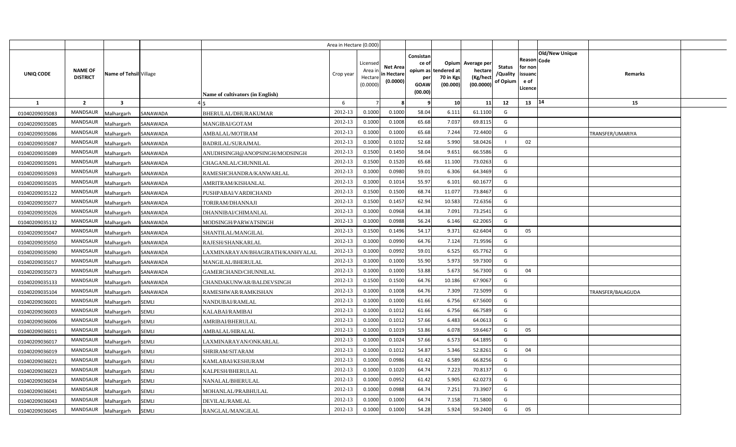| | | | | | Area in Hectare (0.000) | | | | | | | | | | | |
|---|---|---|---|---|---|---|---|---|---|---|---|---|---|---|---|---|
| UNIQ CODE | NAME OF DISTRICT | Name of Tehsil | Village | Name of cultivators (in English) | Crop year | Licensed Area in Hectare (0.0000) | Net Area in Hectare (0.0000) | Consistance of opium as per GOAW (00.00) | Opium tendered at 70 in Kgs (00.000) | Average per hectare (Kg/hect (00.0000) | Status /Quality of Opium | Reason for non issuance of Licence | Code | Old/New Unique | Remarks | |
| 1 | 2 | 3 | 4 | 5 | 6 | 7 | 8 | 9 | 10 | 11 | 12 | 13 | 14 | | 15 | |
| 01040209035083 | MANDSAUR | Malhargarh | SANAWADA | BHERULAL/DHURAKUMAR | 2012-13 | 0.1000 | 0.1000 | 58.04 | 6.111 | 61.1100 | G | | | | | |
| 01040209035085 | MANDSAUR | Malhargarh | SANAWADA | MANGIBAI/GOTAM | 2012-13 | 0.1000 | 0.1008 | 65.68 | 7.037 | 69.8115 | G | | | | | |
| 01040209035086 | MANDSAUR | Malhargarh | SANAWADA | AMBALAL/MOTIRAM | 2012-13 | 0.1000 | 0.1000 | 65.68 | 7.244 | 72.4400 | G | | | | TRANSFER/UMARIYA | |
| 01040209035087 | MANDSAUR | Malhargarh | SANAWADA | BADRILAL/SURAJMAL | 2012-13 | 0.1000 | 0.1032 | 52.68 | 5.990 | 58.0426 | I | 02 | | | | |
| 01040209035089 | MANDSAUR | Malhargarh | SANAWADA | ANUDHSINGH@ANOPSINGH/MODSINGH | 2012-13 | 0.1500 | 0.1450 | 58.04 | 9.651 | 66.5586 | G | | | | | |
| 01040209035091 | MANDSAUR | Malhargarh | SANAWADA | CHAGANLAL/CHUNNILAL | 2012-13 | 0.1500 | 0.1520 | 65.68 | 11.100 | 73.0263 | G | | | | | |
| 01040209035093 | MANDSAUR | Malhargarh | SANAWADA | RAMESHCHANDRA/KANWARLAL | 2012-13 | 0.1000 | 0.0980 | 59.01 | 6.306 | 64.3469 | G | | | | | |
| 01040209035035 | MANDSAUR | Malhargarh | SANAWADA | AMRITRAM/KISHANLAL | 2012-13 | 0.1000 | 0.1014 | 55.97 | 6.101 | 60.1677 | G | | | | | |
| 01040209035122 | MANDSAUR | Malhargarh | SANAWADA | PUSHPABAI/VARDICHAND | 2012-13 | 0.1500 | 0.1500 | 68.74 | 11.077 | 73.8467 | G | | | | | |
| 01040209035077 | MANDSAUR | Malhargarh | SANAWADA | TORIRAM/DHANNAJI | 2012-13 | 0.1500 | 0.1457 | 62.94 | 10.583 | 72.6356 | G | | | | | |
| 01040209035026 | MANDSAUR | Malhargarh | SANAWADA | DHANNIBAI/CHIMANLAL | 2012-13 | 0.1000 | 0.0968 | 64.38 | 7.091 | 73.2541 | G | | | | | |
| 01040209035132 | MANDSAUR | Malhargarh | SANAWADA | MODSINGH/PARWATSINGH | 2012-13 | 0.1000 | 0.0988 | 56.24 | 6.146 | 62.2065 | G | | | | | |
| 01040209035047 | MANDSAUR | Malhargarh | SANAWADA | SHANTILAL/MANGILAL | 2012-13 | 0.1500 | 0.1496 | 54.17 | 9.371 | 62.6404 | G | 05 | | | | |
| 01040209035050 | MANDSAUR | Malhargarh | SANAWADA | RAJESH/SHANKARLAL | 2012-13 | 0.1000 | 0.0990 | 64.76 | 7.124 | 71.9596 | G | | | | | |
| 01040209035090 | MANDSAUR | Malhargarh | SANAWADA | LAXMINARAYAN/BHAGIRATH/KANHYALAL | 2012-13 | 0.1000 | 0.0992 | 59.01 | 6.525 | 65.7762 | G | | | | | |
| 01040209035017 | MANDSAUR | Malhargarh | SANAWADA | MANGILAL/BHERULAL | 2012-13 | 0.1000 | 0.1000 | 55.90 | 5.973 | 59.7300 | G | | | | | |
| 01040209035073 | MANDSAUR | Malhargarh | SANAWADA | GAMERCHAND/CHUNNILAL | 2012-13 | 0.1000 | 0.1000 | 53.88 | 5.673 | 56.7300 | G | 04 | | | | |
| 01040209035133 | MANDSAUR | Malhargarh | SANAWADA | CHANDAKUNWAR/BALDEVSINGH | 2012-13 | 0.1500 | 0.1500 | 64.76 | 10.186 | 67.9067 | G | | | | | |
| 01040209035104 | MANDSAUR | Malhargarh | SANAWADA | RAMESHWAR/RAMKISHAN | 2012-13 | 0.1000 | 0.1008 | 64.76 | 7.309 | 72.5099 | G | | | | TRANSFER/BALAGUDA | |
| 01040209036001 | MANDSAUR | Malhargarh | SEMLI | NANDUBAI/RAMLAL | 2012-13 | 0.1000 | 0.1000 | 61.66 | 6.756 | 67.5600 | G | | | | | |
| 01040209036003 | MANDSAUR | Malhargarh | SEMLI | KALABAI/RAMIBAI | 2012-13 | 0.1000 | 0.1012 | 61.66 | 6.756 | 66.7589 | G | | | | | |
| 01040209036006 | MANDSAUR | Malhargarh | SEMLI | AMRIBAI/BHERULAL | 2012-13 | 0.1000 | 0.1012 | 57.66 | 6.483 | 64.0613 | G | | | | | |
| 01040209036011 | MANDSAUR | Malhargarh | SEMLI | AMBALAL/HIRALAL | 2012-13 | 0.1000 | 0.1019 | 53.86 | 6.078 | 59.6467 | G | 05 | | | | |
| 01040209036017 | MANDSAUR | Malhargarh | SEMLI | LAXMINARAYAN/ONKARLAL | 2012-13 | 0.1000 | 0.1024 | 57.66 | 6.573 | 64.1895 | G | | | | | |
| 01040209036019 | MANDSAUR | Malhargarh | SEMLI | SHRIRAM/SITARAM | 2012-13 | 0.1000 | 0.1012 | 54.87 | 5.346 | 52.8261 | G | 04 | | | | |
| 01040209036021 | MANDSAUR | Malhargarh | SEMLI | KAMLABAI/KESHURAM | 2012-13 | 0.1000 | 0.0986 | 61.42 | 6.589 | 66.8256 | G | | | | | |
| 01040209036023 | MANDSAUR | Malhargarh | SEMLI | KALPESH/BHERULAL | 2012-13 | 0.1000 | 0.1020 | 64.74 | 7.223 | 70.8137 | G | | | | | |
| 01040209036034 | MANDSAUR | Malhargarh | SEMLI | NANALAL/BHERULAL | 2012-13 | 0.1000 | 0.0952 | 61.42 | 5.905 | 62.0273 | G | | | | | |
| 01040209036041 | MANDSAUR | Malhargarh | SEMLI | MOHANLAL/PRABHULAL | 2012-13 | 0.1000 | 0.0988 | 64.74 | 7.251 | 73.3907 | G | | | | | |
| 01040209036043 | MANDSAUR | Malhargarh | SEMLI | DEVILAL/RAMLAL | 2012-13 | 0.1000 | 0.1000 | 64.74 | 7.158 | 71.5800 | G | | | | | |
| 01040209036045 | MANDSAUR | Malhargarh | SEMLI | RANGLAL/MANGILAL | 2012-13 | 0.1000 | 0.1000 | 54.28 | 5.924 | 59.2400 | G | 05 | | | | |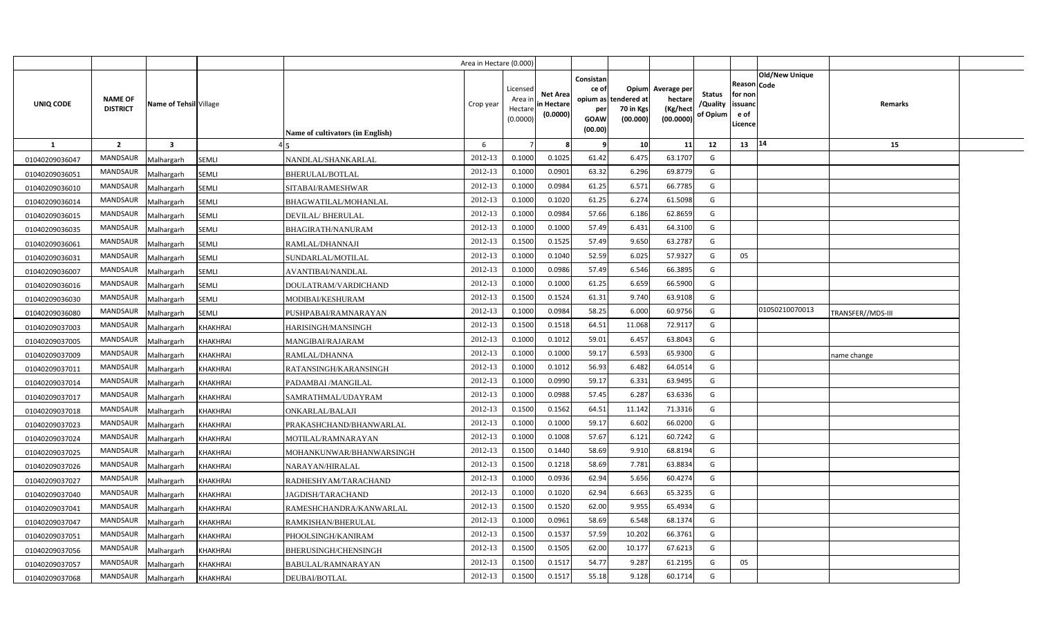| | | | | | Area in Hectare (0.000) | | | | | | | | | | | |
|---|---|---|---|---|---|---|---|---|---|---|---|---|---|---|---|---|
| UNIQ CODE | NAME OF DISTRICT | Name of Tehsil | Village | Name of cultivators (in English) | Crop year | Licensed Area in Hectare (0.0000) | Net Area in Hectare (0.0000) | Consistance of opium as per GOAW (00.00) | Opium tendered at 70 in Kgs (00.000) | Average per hectare (Kg/hect (00.0000) | Status /Quality of Opium | Reason for non issuance of Licence | Code | Old/New Unique | Remarks | |
| 1 | 2 | 3 | 4 | 5 | 6 | 7 | 8 | 9 | 10 | 11 | 12 | 13 | 14 | | 15 | |
| 01040209036047 | MANDSAUR | Malhargarh | SEMLI | NANDLAL/SHANKARLAL | 2012-13 | 0.1000 | 0.1025 | 61.42 | 6.475 | 63.1707 | G | | | | | |
| 01040209036051 | MANDSAUR | Malhargarh | SEMLI | BHERULAL/BOTLAL | 2012-13 | 0.1000 | 0.0901 | 63.32 | 6.296 | 69.8779 | G | | | | | |
| 01040209036010 | MANDSAUR | Malhargarh | SEMLI | SITABAI/RAMESHWAR | 2012-13 | 0.1000 | 0.0984 | 61.25 | 6.571 | 66.7785 | G | | | | | |
| 01040209036014 | MANDSAUR | Malhargarh | SEMLI | BHAGWATILAL/MOHANLAL | 2012-13 | 0.1000 | 0.1020 | 61.25 | 6.274 | 61.5098 | G | | | | | |
| 01040209036015 | MANDSAUR | Malhargarh | SEMLI | DEVILAL/ BHERULAL | 2012-13 | 0.1000 | 0.0984 | 57.66 | 6.186 | 62.8659 | G | | | | | |
| 01040209036035 | MANDSAUR | Malhargarh | SEMLI | BHAGIRATH/NANURAM | 2012-13 | 0.1000 | 0.1000 | 57.49 | 6.431 | 64.3100 | G | | | | | |
| 01040209036061 | MANDSAUR | Malhargarh | SEMLI | RAMLAL/DHANNAJI | 2012-13 | 0.1500 | 0.1525 | 57.49 | 9.650 | 63.2787 | G | | | | | |
| 01040209036031 | MANDSAUR | Malhargarh | SEMLI | SUNDARLAL/MOTILAL | 2012-13 | 0.1000 | 0.1040 | 52.59 | 6.025 | 57.9327 | G | 05 | | | | |
| 01040209036007 | MANDSAUR | Malhargarh | SEMLI | AVANTIBAI/NANDLAL | 2012-13 | 0.1000 | 0.0986 | 57.49 | 6.546 | 66.3895 | G | | | | | |
| 01040209036016 | MANDSAUR | Malhargarh | SEMLI | DOULATRAM/VARDICHAND | 2012-13 | 0.1000 | 0.1000 | 61.25 | 6.659 | 66.5900 | G | | | | | |
| 01040209036030 | MANDSAUR | Malhargarh | SEMLI | MODIBAI/KESHURAM | 2012-13 | 0.1500 | 0.1524 | 61.31 | 9.740 | 63.9108 | G | | | | | |
| 01040209036080 | MANDSAUR | Malhargarh | SEMLI | PUSHPABAI/RAMNARAYAN | 2012-13 | 0.1000 | 0.0984 | 58.25 | 6.000 | 60.9756 | G | | | 01050210070013 | TRANSFER//MDS-III | |
| 01040209037003 | MANDSAUR | Malhargarh | KHAKHRAI | HARISINGH/MANSINGH | 2012-13 | 0.1500 | 0.1518 | 64.51 | 11.068 | 72.9117 | G | | | | | |
| 01040209037005 | MANDSAUR | Malhargarh | KHAKHRAI | MANGIBAI/RAJARAM | 2012-13 | 0.1000 | 0.1012 | 59.01 | 6.457 | 63.8043 | G | | | | | |
| 01040209037009 | MANDSAUR | Malhargarh | KHAKHRAI | RAMLAL/DHANNA | 2012-13 | 0.1000 | 0.1000 | 59.17 | 6.593 | 65.9300 | G | | | | name change | |
| 01040209037011 | MANDSAUR | Malhargarh | KHAKHRAI | RATANSINGH/KARANSINGH | 2012-13 | 0.1000 | 0.1012 | 56.93 | 6.482 | 64.0514 | G | | | | | |
| 01040209037014 | MANDSAUR | Malhargarh | KHAKHRAI | PADAMBAI /MANGILAL | 2012-13 | 0.1000 | 0.0990 | 59.17 | 6.331 | 63.9495 | G | | | | | |
| 01040209037017 | MANDSAUR | Malhargarh | KHAKHRAI | SAMRATHMAL/UDAYRAM | 2012-13 | 0.1000 | 0.0988 | 57.45 | 6.287 | 63.6336 | G | | | | | |
| 01040209037018 | MANDSAUR | Malhargarh | KHAKHRAI | ONKARLAL/BALAJI | 2012-13 | 0.1500 | 0.1562 | 64.51 | 11.142 | 71.3316 | G | | | | | |
| 01040209037023 | MANDSAUR | Malhargarh | KHAKHRAI | PRAKASHCHAND/BHANWARLAL | 2012-13 | 0.1000 | 0.1000 | 59.17 | 6.602 | 66.0200 | G | | | | | |
| 01040209037024 | MANDSAUR | Malhargarh | KHAKHRAI | MOTILAL/RAMNARAYAN | 2012-13 | 0.1000 | 0.1008 | 57.67 | 6.121 | 60.7242 | G | | | | | |
| 01040209037025 | MANDSAUR | Malhargarh | KHAKHRAI | MOHANKUNWAR/BHANWARSINGH | 2012-13 | 0.1500 | 0.1440 | 58.69 | 9.910 | 68.8194 | G | | | | | |
| 01040209037026 | MANDSAUR | Malhargarh | KHAKHRAI | NARAYAN/HIRALAL | 2012-13 | 0.1500 | 0.1218 | 58.69 | 7.781 | 63.8834 | G | | | | | |
| 01040209037027 | MANDSAUR | Malhargarh | KHAKHRAI | RADHESHYAM/TARACHAND | 2012-13 | 0.1000 | 0.0936 | 62.94 | 5.656 | 60.4274 | G | | | | | |
| 01040209037040 | MANDSAUR | Malhargarh | KHAKHRAI | JAGDISH/TARACHAND | 2012-13 | 0.1000 | 0.1020 | 62.94 | 6.663 | 65.3235 | G | | | | | |
| 01040209037041 | MANDSAUR | Malhargarh | KHAKHRAI | RAMESHCHANDRA/KANWARLAL | 2012-13 | 0.1500 | 0.1520 | 62.00 | 9.955 | 65.4934 | G | | | | | |
| 01040209037047 | MANDSAUR | Malhargarh | KHAKHRAI | RAMKISHAN/BHERULAL | 2012-13 | 0.1000 | 0.0961 | 58.69 | 6.548 | 68.1374 | G | | | | | |
| 01040209037051 | MANDSAUR | Malhargarh | KHAKHRAI | PHOOLSINGH/KANIRAM | 2012-13 | 0.1500 | 0.1537 | 57.59 | 10.202 | 66.3761 | G | | | | | |
| 01040209037056 | MANDSAUR | Malhargarh | KHAKHRAI | BHERUSINGH/CHENSINGH | 2012-13 | 0.1500 | 0.1505 | 62.00 | 10.177 | 67.6213 | G | | | | | |
| 01040209037057 | MANDSAUR | Malhargarh | KHAKHRAI | BABULAL/RAMNARAYAN | 2012-13 | 0.1500 | 0.1517 | 54.77 | 9.287 | 61.2195 | G | 05 | | | | |
| 01040209037068 | MANDSAUR | Malhargarh | KHAKHRAI | DEUBAI/BOTLAL | 2012-13 | 0.1500 | 0.1517 | 55.18 | 9.128 | 60.1714 | G | | | | | |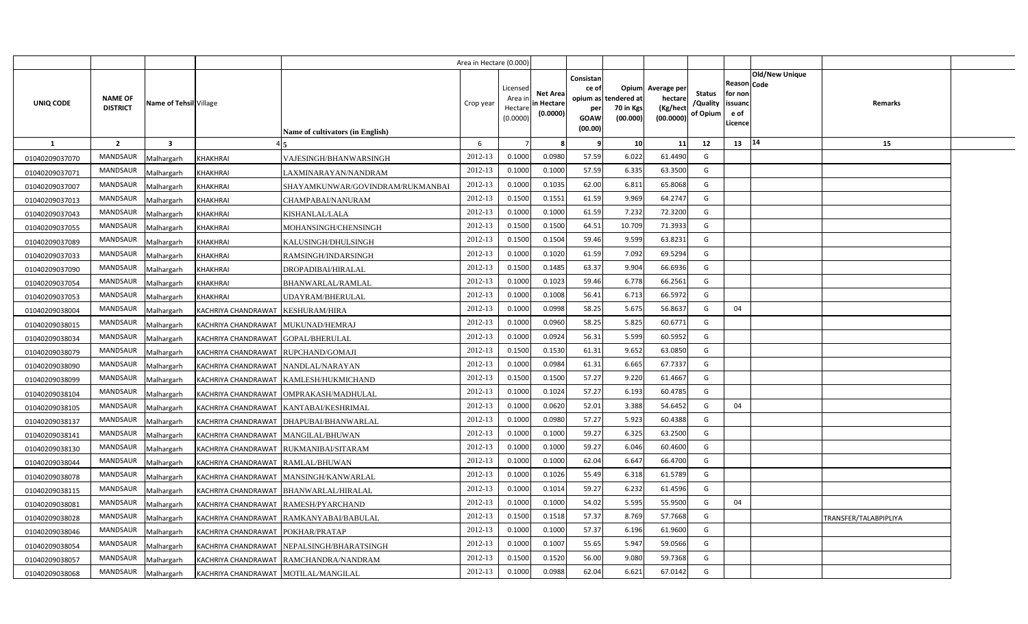| UNIQ CODE | NAME OF DISTRICT | Name of Tehsil | Village | Name of cultivators (in English) | Crop year | Licensed Area in Hectare (0.0000) | Net Area in Hectare (0.0000) | Consistance of opium as per GOAW (00.00) | Opium tendered at 70 in Kgs (00.000) | Average per hectare (Kg/hect (00.0000) | Status /Quality of Opium | Reason for non issuance of Licence | Code | Old/New Unique | Remarks |
|---|---|---|---|---|---|---|---|---|---|---|---|---|---|---|---|
| 1 | 2 | 3 | 4 | 5 | 6 | 7 | 8 | 9 | 10 | 11 | 12 | 13 | 14 | | 15 |
| 01040209037070 | MANDSAUR | Malhargarh | KHAKHRAI | VAJESINGH/BHANWARSINGH | 2012-13 | 0.1000 | 0.0980 | 57.59 | 6.022 | 61.4490 | G | | | | |
| 01040209037071 | MANDSAUR | Malhargarh | KHAKHRAI | LAXMINARAYAN/NANDRAM | 2012-13 | 0.1000 | 0.1000 | 57.59 | 6.335 | 63.3500 | G | | | | |
| 01040209037007 | MANDSAUR | Malhargarh | KHAKHRAI | SHAYAMKUNWAR/GOVINDRAM/RUKMANBAI | 2012-13 | 0.1000 | 0.1035 | 62.00 | 6.811 | 65.8068 | G | | | | |
| 01040209037013 | MANDSAUR | Malhargarh | KHAKHRAI | CHAMPABAI/NANURAM | 2012-13 | 0.1500 | 0.1551 | 61.59 | 9.969 | 64.2747 | G | | | | |
| 01040209037043 | MANDSAUR | Malhargarh | KHAKHRAI | KISHANLAL/LALA | 2012-13 | 0.1000 | 0.1000 | 61.59 | 7.232 | 72.3200 | G | | | | |
| 01040209037055 | MANDSAUR | Malhargarh | KHAKHRAI | MOHANSINGH/CHENSINGH | 2012-13 | 0.1500 | 0.1500 | 64.51 | 10.709 | 71.3933 | G | | | | |
| 01040209037089 | MANDSAUR | Malhargarh | KHAKHRAI | KALUSINGH/DHULSINGH | 2012-13 | 0.1500 | 0.1504 | 59.46 | 9.599 | 63.8231 | G | | | | |
| 01040209037033 | MANDSAUR | Malhargarh | KHAKHRAI | RAMSINGH/INDARSINGH | 2012-13 | 0.1000 | 0.1020 | 61.59 | 7.092 | 69.5294 | G | | | | |
| 01040209037090 | MANDSAUR | Malhargarh | KHAKHRAI | DROPADIBAI/HIRALAL | 2012-13 | 0.1500 | 0.1485 | 63.37 | 9.904 | 66.6936 | G | | | | |
| 01040209037054 | MANDSAUR | Malhargarh | KHAKHRAI | BHANWARLAL/RAMLAL | 2012-13 | 0.1000 | 0.1023 | 59.46 | 6.778 | 66.2561 | G | | | | |
| 01040209037053 | MANDSAUR | Malhargarh | KHAKHRAI | UDAYRAM/BHERULAL | 2012-13 | 0.1000 | 0.1008 | 56.41 | 6.713 | 66.5972 | G | | | | |
| 01040209038004 | MANDSAUR | Malhargarh | KACHRIYA CHANDRAWAT | KESHURAM/HIRA | 2012-13 | 0.1000 | 0.0998 | 58.25 | 5.675 | 56.8637 | G | 04 | | | |
| 01040209038015 | MANDSAUR | Malhargarh | KACHRIYA CHANDRAWAT | MUKUNAD/HEMRAJ | 2012-13 | 0.1000 | 0.0960 | 58.25 | 5.825 | 60.6771 | G | | | | |
| 01040209038034 | MANDSAUR | Malhargarh | KACHRIYA CHANDRAWAT | GOPAL/BHERULAL | 2012-13 | 0.1000 | 0.0924 | 56.31 | 5.599 | 60.5952 | G | | | | |
| 01040209038079 | MANDSAUR | Malhargarh | KACHRIYA CHANDRAWAT | RUPCHAND/GOMAJI | 2012-13 | 0.1500 | 0.1530 | 61.31 | 9.652 | 63.0850 | G | | | | |
| 01040209038090 | MANDSAUR | Malhargarh | KACHRIYA CHANDRAWAT | NANDLAL/NARAYAN | 2012-13 | 0.1000 | 0.0984 | 61.31 | 6.665 | 67.7337 | G | | | | |
| 01040209038099 | MANDSAUR | Malhargarh | KACHRIYA CHANDRAWAT | KAMLESH/HUKMICHAND | 2012-13 | 0.1500 | 0.1500 | 57.27 | 9.220 | 61.4667 | G | | | | |
| 01040209038104 | MANDSAUR | Malhargarh | KACHRIYA CHANDRAWAT | OMPRAKASH/MADHULAL | 2012-13 | 0.1000 | 0.1024 | 57.27 | 6.193 | 60.4785 | G | | | | |
| 01040209038105 | MANDSAUR | Malhargarh | KACHRIYA CHANDRAWAT | KANTABAI/KESHRIMAL | 2012-13 | 0.1000 | 0.0620 | 52.01 | 3.388 | 54.6452 | G | 04 | | | |
| 01040209038137 | MANDSAUR | Malhargarh | KACHRIYA CHANDRAWAT | DHAPUBAI/BHANWARLAL | 2012-13 | 0.1000 | 0.0980 | 57.27 | 5.923 | 60.4388 | G | | | | |
| 01040209038141 | MANDSAUR | Malhargarh | KACHRIYA CHANDRAWAT | MANGILAL/BHUWAN | 2012-13 | 0.1000 | 0.1000 | 59.27 | 6.325 | 63.2500 | G | | | | |
| 01040209038130 | MANDSAUR | Malhargarh | KACHRIYA CHANDRAWAT | RUKMANIBAI/SITARAM | 2012-13 | 0.1000 | 0.1000 | 59.27 | 6.046 | 60.4600 | G | | | | |
| 01040209038044 | MANDSAUR | Malhargarh | KACHRIYA CHANDRAWAT | RAMLAL/BHUWAN | 2012-13 | 0.1000 | 0.1000 | 62.04 | 6.647 | 66.4700 | G | | | | |
| 01040209038078 | MANDSAUR | Malhargarh | KACHRIYA CHANDRAWAT | MANSINGH/KANWARLAL | 2012-13 | 0.1000 | 0.1026 | 55.49 | 6.318 | 61.5789 | G | | | | |
| 01040209038115 | MANDSAUR | Malhargarh | KACHRIYA CHANDRAWAT | BHANWARLAL/HIRALAL | 2012-13 | 0.1000 | 0.1014 | 59.27 | 6.232 | 61.4596 | G | | | | |
| 01040209038081 | MANDSAUR | Malhargarh | KACHRIYA CHANDRAWAT | RAMESH/PYARCHAND | 2012-13 | 0.1000 | 0.1000 | 54.02 | 5.595 | 55.9500 | G | 04 | | | |
| 01040209038028 | MANDSAUR | Malhargarh | KACHRIYA CHANDRAWAT | RAMKANYABAI/BABULAL | 2012-13 | 0.1500 | 0.1518 | 57.37 | 8.769 | 57.7668 | G | | | | TRANSFER/TALABPIPLIYA |
| 01040209038046 | MANDSAUR | Malhargarh | KACHRIYA CHANDRAWAT | POKHAR/PRATAP | 2012-13 | 0.1000 | 0.1000 | 57.37 | 6.196 | 61.9600 | G | | | | |
| 01040209038054 | MANDSAUR | Malhargarh | KACHRIYA CHANDRAWAT | NEPALSINGH/BHARATSINGH | 2012-13 | 0.1000 | 0.1007 | 55.65 | 5.947 | 59.0566 | G | | | | |
| 01040209038057 | MANDSAUR | Malhargarh | KACHRIYA CHANDRAWAT | RAMCHANDRA/NANDRAM | 2012-13 | 0.1500 | 0.1520 | 56.00 | 9.080 | 59.7368 | G | | | | |
| 01040209038068 | MANDSAUR | Malhargarh | KACHRIYA CHANDRAWAT | MOTILAL/MANGILAL | 2012-13 | 0.1000 | 0.0988 | 62.04 | 6.621 | 67.0142 | G | | | | |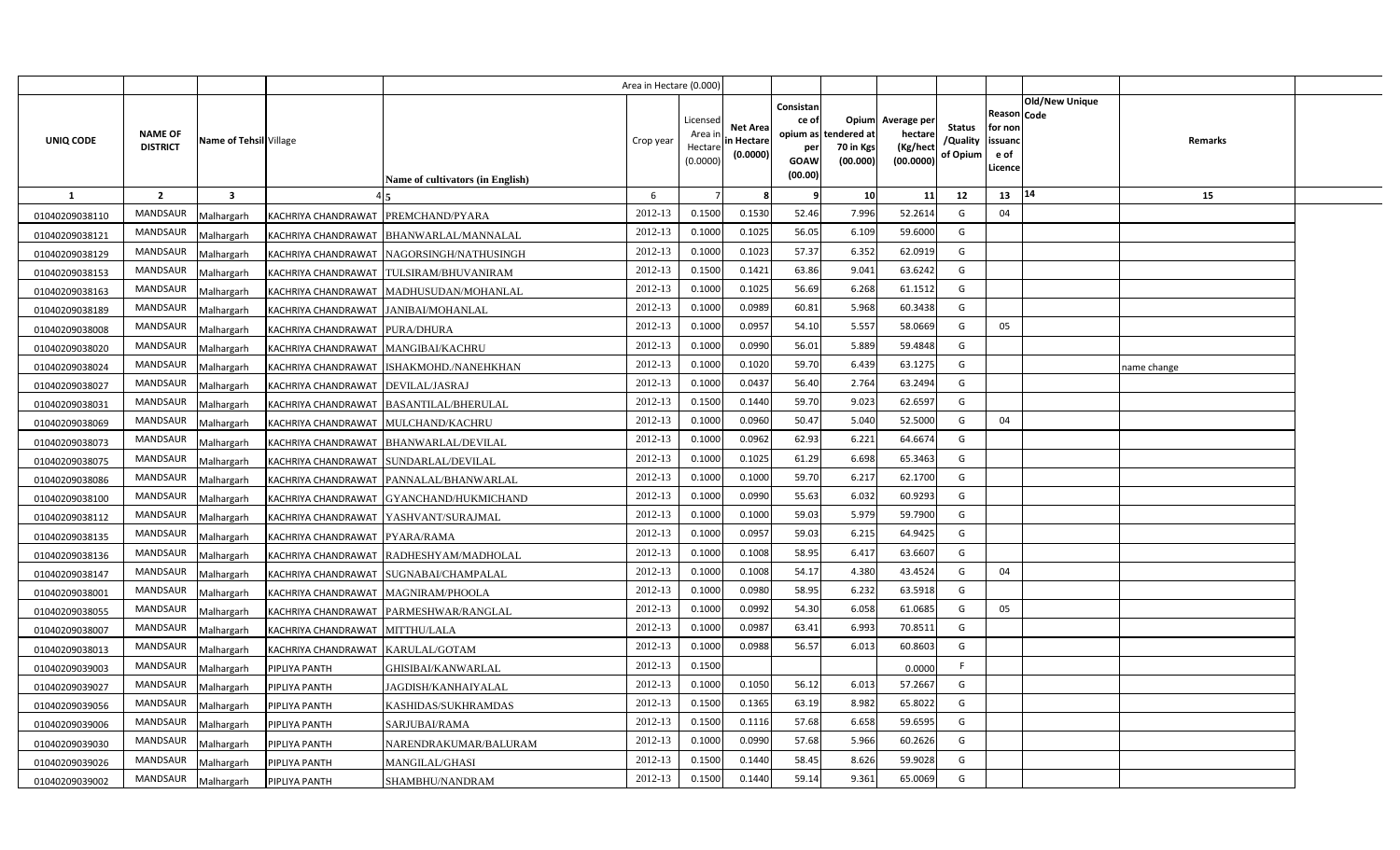| | | | | Area in Hectare (0.000) | | | | | | | | | | | |
|---|---|---|---|---|---|---|---|---|---|---|---|---|---|---|---|
| UNIQ CODE | NAME OF DISTRICT | Name of Tehsil | Village | Name of cultivators (in English) | Crop year | Licensed Area in Hectare (0.0000) | Net Area in Hectare (0.0000) | Consistance of opium as per GOAW (00.00) | Opium tendered at 70 in Kgs (00.000) | Average per hectare (Kg/hect (00.0000) | Status /Quality of Opium | Reason for non issuance of Licence | Code | Old/New Unique | Remarks |
| 1 | 2 | 3 | 4 | 5 | 6 | 7 | 8 | 9 | 10 | 11 | 12 | 13 | 14 | | 15 |
| 01040209038110 | MANDSAUR | Malhargarh | KACHRIYA CHANDRAWAT | PREMCHAND/PYARA | 2012-13 | 0.1500 | 0.1530 | 52.46 | 7.996 | 52.2614 | G | 04 | | | |
| 01040209038121 | MANDSAUR | Malhargarh | KACHRIYA CHANDRAWAT | BHANWARLAL/MANNALAL | 2012-13 | 0.1000 | 0.1025 | 56.05 | 6.109 | 59.6000 | G | | | | |
| 01040209038129 | MANDSAUR | Malhargarh | KACHRIYA CHANDRAWAT | NAGORSINGH/NATHUSINGH | 2012-13 | 0.1000 | 0.1023 | 57.37 | 6.352 | 62.0919 | G | | | | |
| 01040209038153 | MANDSAUR | Malhargarh | KACHRIYA CHANDRAWAT | TULSIRAM/BHUVANIRAM | 2012-13 | 0.1500 | 0.1421 | 63.86 | 9.041 | 63.6242 | G | | | | |
| 01040209038163 | MANDSAUR | Malhargarh | KACHRIYA CHANDRAWAT | MADHUSUDAN/MOHANLAL | 2012-13 | 0.1000 | 0.1025 | 56.69 | 6.268 | 61.1512 | G | | | | |
| 01040209038189 | MANDSAUR | Malhargarh | KACHRIYA CHANDRAWAT | JANIBAI/MOHANLAL | 2012-13 | 0.1000 | 0.0989 | 60.81 | 5.968 | 60.3438 | G | | | | |
| 01040209038008 | MANDSAUR | Malhargarh | KACHRIYA CHANDRAWAT | PURA/DHURA | 2012-13 | 0.1000 | 0.0957 | 54.10 | 5.557 | 58.0669 | G | 05 | | | |
| 01040209038020 | MANDSAUR | Malhargarh | KACHRIYA CHANDRAWAT | MANGIBAI/KACHRU | 2012-13 | 0.1000 | 0.0990 | 56.01 | 5.889 | 59.4848 | G | | | | |
| 01040209038024 | MANDSAUR | Malhargarh | KACHRIYA CHANDRAWAT | ISHAKMOHD./NANEHKHAN | 2012-13 | 0.1000 | 0.1020 | 59.70 | 6.439 | 63.1275 | G | | | | name change |
| 01040209038027 | MANDSAUR | Malhargarh | KACHRIYA CHANDRAWAT | DEVILAL/JASRAJ | 2012-13 | 0.1000 | 0.0437 | 56.40 | 2.764 | 63.2494 | G | | | | |
| 01040209038031 | MANDSAUR | Malhargarh | KACHRIYA CHANDRAWAT | BASANTILAL/BHERULAL | 2012-13 | 0.1500 | 0.1440 | 59.70 | 9.023 | 62.6597 | G | | | | |
| 01040209038069 | MANDSAUR | Malhargarh | KACHRIYA CHANDRAWAT | MULCHAND/KACHRU | 2012-13 | 0.1000 | 0.0960 | 50.47 | 5.040 | 52.5000 | G | 04 | | | |
| 01040209038073 | MANDSAUR | Malhargarh | KACHRIYA CHANDRAWAT | BHANWARLAL/DEVILAL | 2012-13 | 0.1000 | 0.0962 | 62.93 | 6.221 | 64.6674 | G | | | | |
| 01040209038075 | MANDSAUR | Malhargarh | KACHRIYA CHANDRAWAT | SUNDARLAL/DEVILAL | 2012-13 | 0.1000 | 0.1025 | 61.29 | 6.698 | 65.3463 | G | | | | |
| 01040209038086 | MANDSAUR | Malhargarh | KACHRIYA CHANDRAWAT | PANNALAL/BHANWARLAL | 2012-13 | 0.1000 | 0.1000 | 59.70 | 6.217 | 62.1700 | G | | | | |
| 01040209038100 | MANDSAUR | Malhargarh | KACHRIYA CHANDRAWAT | GYANCHAND/HUKMICHAND | 2012-13 | 0.1000 | 0.0990 | 55.63 | 6.032 | 60.9293 | G | | | | |
| 01040209038112 | MANDSAUR | Malhargarh | KACHRIYA CHANDRAWAT | YASHVANT/SURAJMAL | 2012-13 | 0.1000 | 0.1000 | 59.03 | 5.979 | 59.7900 | G | | | | |
| 01040209038135 | MANDSAUR | Malhargarh | KACHRIYA CHANDRAWAT | PYARA/RAMA | 2012-13 | 0.1000 | 0.0957 | 59.03 | 6.215 | 64.9425 | G | | | | |
| 01040209038136 | MANDSAUR | Malhargarh | KACHRIYA CHANDRAWAT | RADHESHYAM/MADHOLAL | 2012-13 | 0.1000 | 0.1008 | 58.95 | 6.417 | 63.6607 | G | | | | |
| 01040209038147 | MANDSAUR | Malhargarh | KACHRIYA CHANDRAWAT | SUGNABAI/CHAMPALAL | 2012-13 | 0.1000 | 0.1008 | 54.17 | 4.380 | 43.4524 | G | 04 | | | |
| 01040209038001 | MANDSAUR | Malhargarh | KACHRIYA CHANDRAWAT | MAGNIRAM/PHOOLA | 2012-13 | 0.1000 | 0.0980 | 58.95 | 6.232 | 63.5918 | G | | | | |
| 01040209038055 | MANDSAUR | Malhargarh | KACHRIYA CHANDRAWAT | PARMESHWAR/RANGLAL | 2012-13 | 0.1000 | 0.0992 | 54.30 | 6.058 | 61.0685 | G | 05 | | | |
| 01040209038007 | MANDSAUR | Malhargarh | KACHRIYA CHANDRAWAT | MITTHU/LALA | 2012-13 | 0.1000 | 0.0987 | 63.41 | 6.993 | 70.8511 | G | | | | |
| 01040209038013 | MANDSAUR | Malhargarh | KACHRIYA CHANDRAWAT | KARULAL/GOTAM | 2012-13 | 0.1000 | 0.0988 | 56.57 | 6.013 | 60.8603 | G | | | | |
| 01040209039003 | MANDSAUR | Malhargarh | PIPLIYA PANTH | GHISIBAI/KANWARLAL | 2012-13 | 0.1500 | | | | 0.0000 | F | | | | |
| 01040209039027 | MANDSAUR | Malhargarh | PIPLIYA PANTH | JAGDISH/KANHAIYALAL | 2012-13 | 0.1000 | 0.1050 | 56.12 | 6.013 | 57.2667 | G | | | | |
| 01040209039056 | MANDSAUR | Malhargarh | PIPLIYA PANTH | KASHIDAS/SUKHRAMDAS | 2012-13 | 0.1500 | 0.1365 | 63.19 | 8.982 | 65.8022 | G | | | | |
| 01040209039006 | MANDSAUR | Malhargarh | PIPLIYA PANTH | SARJUBAI/RAMA | 2012-13 | 0.1500 | 0.1116 | 57.68 | 6.658 | 59.6595 | G | | | | |
| 01040209039030 | MANDSAUR | Malhargarh | PIPLIYA PANTH | NARENDRAKUMAR/BALURAM | 2012-13 | 0.1000 | 0.0990 | 57.68 | 5.966 | 60.2626 | G | | | | |
| 01040209039026 | MANDSAUR | Malhargarh | PIPLIYA PANTH | MANGILAL/GHASI | 2012-13 | 0.1500 | 0.1440 | 58.45 | 8.626 | 59.9028 | G | | | | |
| 01040209039002 | MANDSAUR | Malhargarh | PIPLIYA PANTH | SHAMBHU/NANDRAM | 2012-13 | 0.1500 | 0.1440 | 59.14 | 9.361 | 65.0069 | G | | | | |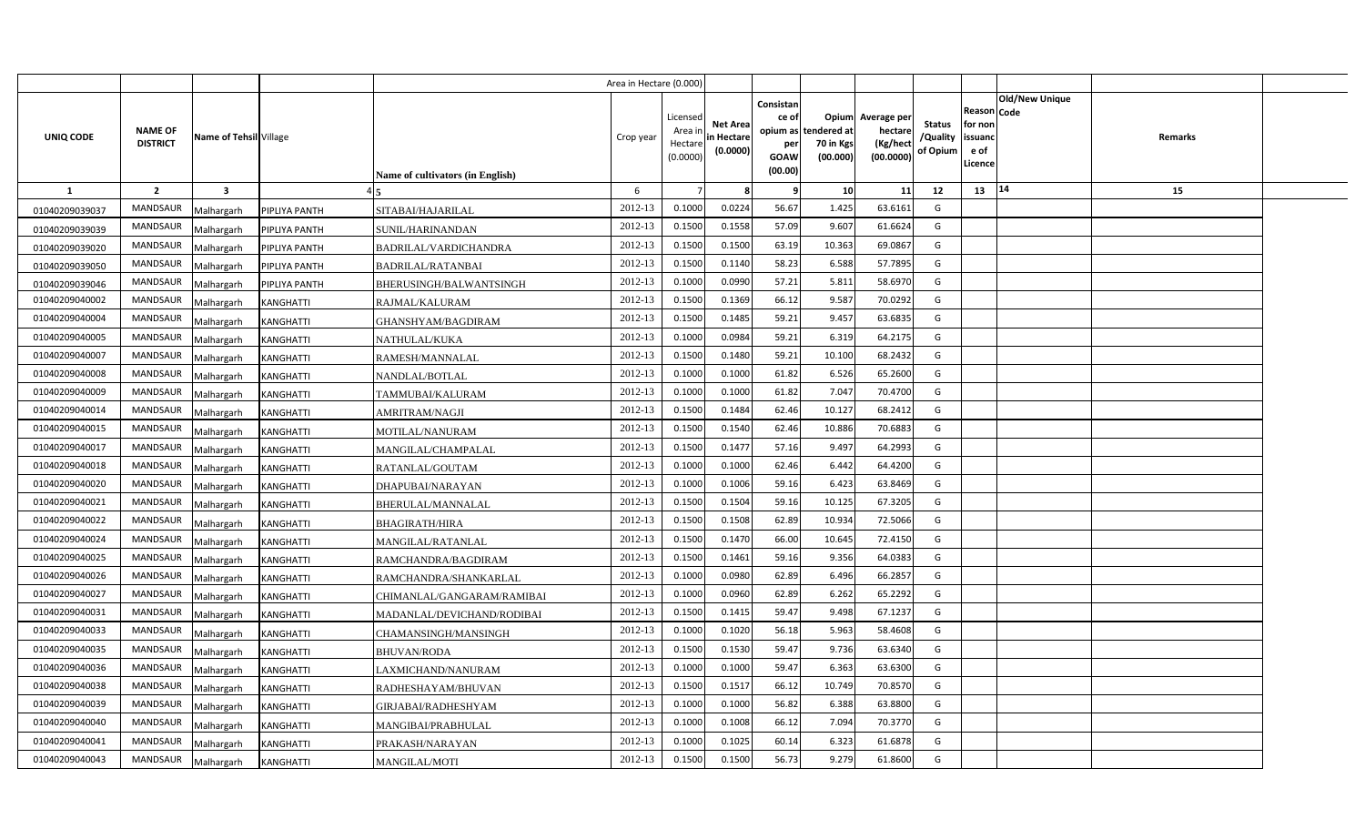| UNIQ CODE | NAME OF DISTRICT | Name of Tehsil | Village | Name of cultivators (in English) | Crop year | Licensed Area in Hectare (0.0000) | Net Area in Hectare (0.0000) | Consistance of opium as per GOAW (00.00) | Opium tendered at 70 in Kgs (00.000) | Average per hectare (Kg/hect (00.0000) | Status /Quality of Opium | Reason for non issuance of Licence | Code | Old/New Unique | Remarks |
|---|---|---|---|---|---|---|---|---|---|---|---|---|---|---|---|
| 1 | 2 | 3 | 4 | 5 | 6 | 7 | 8 | 9 | 10 | 11 | 12 | 13 | 14 | | 15 |
| 01040209039037 | MANDSAUR | Malhargarh | PIPLIYA PANTH | SITABAI/HAJARILAL | 2012-13 | 0.1000 | 0.0224 | 56.67 | 1.425 | 63.6161 | G | | | | |
| 01040209039039 | MANDSAUR | Malhargarh | PIPLIYA PANTH | SUNIL/HARINANDAN | 2012-13 | 0.1500 | 0.1558 | 57.09 | 9.607 | 61.6624 | G | | | | |
| 01040209039020 | MANDSAUR | Malhargarh | PIPLIYA PANTH | BADRILAL/VARDICHANDRA | 2012-13 | 0.1500 | 0.1500 | 63.19 | 10.363 | 69.0867 | G | | | | |
| 01040209039050 | MANDSAUR | Malhargarh | PIPLIYA PANTH | BADRILAL/RATANBAI | 2012-13 | 0.1500 | 0.1140 | 58.23 | 6.588 | 57.7895 | G | | | | |
| 01040209039046 | MANDSAUR | Malhargarh | PIPLIYA PANTH | BHERUSINGH/BALWANTSINGH | 2012-13 | 0.1000 | 0.0990 | 57.21 | 5.811 | 58.6970 | G | | | | |
| 01040209040002 | MANDSAUR | Malhargarh | KANGHATTI | RAJMAL/KALURAM | 2012-13 | 0.1500 | 0.1369 | 66.12 | 9.587 | 70.0292 | G | | | | |
| 01040209040004 | MANDSAUR | Malhargarh | KANGHATTI | GHANSHYAM/BAGDIRAM | 2012-13 | 0.1500 | 0.1485 | 59.21 | 9.457 | 63.6835 | G | | | | |
| 01040209040005 | MANDSAUR | Malhargarh | KANGHATTI | NATHULAL/KUKA | 2012-13 | 0.1000 | 0.0984 | 59.21 | 6.319 | 64.2175 | G | | | | |
| 01040209040007 | MANDSAUR | Malhargarh | KANGHATTI | RAMESH/MANNALAL | 2012-13 | 0.1500 | 0.1480 | 59.21 | 10.100 | 68.2432 | G | | | | |
| 01040209040008 | MANDSAUR | Malhargarh | KANGHATTI | NANDLAL/BOTLAL | 2012-13 | 0.1000 | 0.1000 | 61.82 | 6.526 | 65.2600 | G | | | | |
| 01040209040009 | MANDSAUR | Malhargarh | KANGHATTI | TAMMUBAI/KALURAM | 2012-13 | 0.1000 | 0.1000 | 61.82 | 7.047 | 70.4700 | G | | | | |
| 01040209040014 | MANDSAUR | Malhargarh | KANGHATTI | AMRITRAM/NAGJI | 2012-13 | 0.1500 | 0.1484 | 62.46 | 10.127 | 68.2412 | G | | | | |
| 01040209040015 | MANDSAUR | Malhargarh | KANGHATTI | MOTILAL/NANURAM | 2012-13 | 0.1500 | 0.1540 | 62.46 | 10.886 | 70.6883 | G | | | | |
| 01040209040017 | MANDSAUR | Malhargarh | KANGHATTI | MANGILAL/CHAMPALAL | 2012-13 | 0.1500 | 0.1477 | 57.16 | 9.497 | 64.2993 | G | | | | |
| 01040209040018 | MANDSAUR | Malhargarh | KANGHATTI | RATANLAL/GOUTAM | 2012-13 | 0.1000 | 0.1000 | 62.46 | 6.442 | 64.4200 | G | | | | |
| 01040209040020 | MANDSAUR | Malhargarh | KANGHATTI | DHAPUBAI/NARAYAN | 2012-13 | 0.1000 | 0.1006 | 59.16 | 6.423 | 63.8469 | G | | | | |
| 01040209040021 | MANDSAUR | Malhargarh | KANGHATTI | BHERULAL/MANNALAL | 2012-13 | 0.1500 | 0.1504 | 59.16 | 10.125 | 67.3205 | G | | | | |
| 01040209040022 | MANDSAUR | Malhargarh | KANGHATTI | BHAGIRATH/HIRA | 2012-13 | 0.1500 | 0.1508 | 62.89 | 10.934 | 72.5066 | G | | | | |
| 01040209040024 | MANDSAUR | Malhargarh | KANGHATTI | MANGILAL/RATANLAL | 2012-13 | 0.1500 | 0.1470 | 66.00 | 10.645 | 72.4150 | G | | | | |
| 01040209040025 | MANDSAUR | Malhargarh | KANGHATTI | RAMCHANDRA/BAGDIRAM | 2012-13 | 0.1500 | 0.1461 | 59.16 | 9.356 | 64.0383 | G | | | | |
| 01040209040026 | MANDSAUR | Malhargarh | KANGHATTI | RAMCHANDRA/SHANKARLAL | 2012-13 | 0.1000 | 0.0980 | 62.89 | 6.496 | 66.2857 | G | | | | |
| 01040209040027 | MANDSAUR | Malhargarh | KANGHATTI | CHIMANLAL/GANGARAM/RAMIBAI | 2012-13 | 0.1000 | 0.0960 | 62.89 | 6.262 | 65.2292 | G | | | | |
| 01040209040031 | MANDSAUR | Malhargarh | KANGHATTI | MADANLAL/DEVICHAND/RODIBAI | 2012-13 | 0.1500 | 0.1415 | 59.47 | 9.498 | 67.1237 | G | | | | |
| 01040209040033 | MANDSAUR | Malhargarh | KANGHATTI | CHAMANSINGH/MANSINGH | 2012-13 | 0.1000 | 0.1020 | 56.18 | 5.963 | 58.4608 | G | | | | |
| 01040209040035 | MANDSAUR | Malhargarh | KANGHATTI | BHUVAN/RODA | 2012-13 | 0.1500 | 0.1530 | 59.47 | 9.736 | 63.6340 | G | | | | |
| 01040209040036 | MANDSAUR | Malhargarh | KANGHATTI | LAXMICHAND/NANURAM | 2012-13 | 0.1000 | 0.1000 | 59.47 | 6.363 | 63.6300 | G | | | | |
| 01040209040038 | MANDSAUR | Malhargarh | KANGHATTI | RADHESHAYAM/BHUVAN | 2012-13 | 0.1500 | 0.1517 | 66.12 | 10.749 | 70.8570 | G | | | | |
| 01040209040039 | MANDSAUR | Malhargarh | KANGHATTI | GIRJABAI/RADHESHYAM | 2012-13 | 0.1000 | 0.1000 | 56.82 | 6.388 | 63.8800 | G | | | | |
| 01040209040040 | MANDSAUR | Malhargarh | KANGHATTI | MANGIBAI/PRABHULAL | 2012-13 | 0.1000 | 0.1008 | 66.12 | 7.094 | 70.3770 | G | | | | |
| 01040209040041 | MANDSAUR | Malhargarh | KANGHATTI | PRAKASH/NARAYAN | 2012-13 | 0.1000 | 0.1025 | 60.14 | 6.323 | 61.6878 | G | | | | |
| 01040209040043 | MANDSAUR | Malhargarh | KANGHATTI | MANGILAL/MOTI | 2012-13 | 0.1500 | 0.1500 | 56.73 | 9.279 | 61.8600 | G | | | | |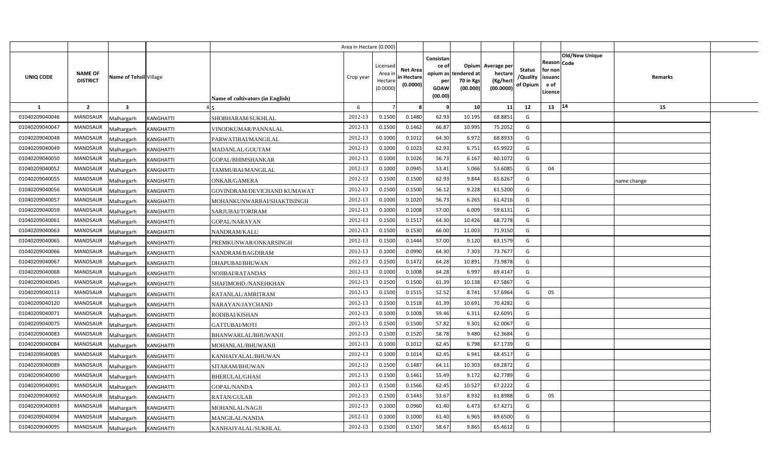| | | | | | Area in Hectare (0.000) | | | | | | | | | | | |
|---|---|---|---|---|---|---|---|---|---|---|---|---|---|---|---|---|
| UNIQ CODE | NAME OF DISTRICT | Name of Tehsil | Village | Name of cultivators (in English) | Crop year | Licensed Area in Hectare (0.0000) | Net Area in Hectare (0.0000) | Consistance of opium as per GOAW (00.00) | Opium tendered at 70 in Kgs (00.000) | Average per hectare (Kg/hect (00.0000) | Status /Quality of Opium | Reason for non issuance of Licence | Code | Old/New Unique | Remarks | |
| 1 | 2 | 3 | 4 | 5 | 6 | 7 | 8 | 9 | 10 | 11 | 12 | 13 | 14 | | 15 | |
| 01040209040046 | MANDSAUR | Malhargarh | KANGHATTI | SHOBHARAM/SUKHLAL | 2012-13 | 0.1500 | 0.1480 | 62.93 | 10.195 | 68.8851 | G | | | | | |
| 01040209040047 | MANDSAUR | Malhargarh | KANGHATTI | VINODKUMAR/PANNALAL | 2012-13 | 0.1500 | 0.1462 | 66.87 | 10.995 | 75.2052 | G | | | | | |
| 01040209040048 | MANDSAUR | Malhargarh | KANGHATTI | PARWATIBAI/MANGILAL | 2012-13 | 0.1000 | 0.1012 | 64.30 | 6.972 | 68.8933 | G | | | | | |
| 01040209040049 | MANDSAUR | Malhargarh | KANGHATTI | MADANLAL/GOUTAM | 2012-13 | 0.1000 | 0.1023 | 62.93 | 6.751 | 65.9922 | G | | | | | |
| 01040209040050 | MANDSAUR | Malhargarh | KANGHATTI | GOPAL/BHIMSHANKAR | 2012-13 | 0.1000 | 0.1026 | 56.73 | 6.167 | 60.1072 | G | | | | | |
| 01040209040052 | MANDSAUR | Malhargarh | KANGHATTI | TAMMUBAI/MANGILAL | 2012-13 | 0.1000 | 0.0945 | 53.41 | 5.066 | 53.6085 | G | 04 | | | | |
| 01040209040055 | MANDSAUR | Malhargarh | KANGHATTI | ONKAR/GAMERA | 2012-13 | 0.1500 | 0.1500 | 62.93 | 9.844 | 65.6267 | G | | | | name change | |
| 01040209040056 | MANDSAUR | Malhargarh | KANGHATTI | GOVINDRAM/DEVICHAND KUMAWAT | 2012-13 | 0.1500 | 0.1500 | 56.12 | 9.228 | 61.5200 | G | | | | | |
| 01040209040057 | MANDSAUR | Malhargarh | KANGHATTI | MOHANKUNWARBAI/SHAKTISINGH | 2012-13 | 0.1000 | 0.1020 | 56.73 | 6.265 | 61.4216 | G | | | | | |
| 01040209040059 | MANDSAUR | Malhargarh | KANGHATTI | SARJUBAI/TORIRAM | 2012-13 | 0.1000 | 0.1008 | 57.00 | 6.009 | 59.6131 | G | | | | | |
| 01040209040061 | MANDSAUR | Malhargarh | KANGHATTI | GOPAL/NARAYAN | 2012-13 | 0.1500 | 0.1517 | 64.30 | 10.426 | 68.7278 | G | | | | | |
| 01040209040063 | MANDSAUR | Malhargarh | KANGHATTI | NANDRAM/KALU | 2012-13 | 0.1500 | 0.1530 | 66.00 | 11.003 | 71.9150 | G | | | | | |
| 01040209040065 | MANDSAUR | Malhargarh | KANGHATTI | PREMKUNWAR/ONKARSINGH | 2012-13 | 0.1500 | 0.1444 | 57.00 | 9.120 | 63.1579 | G | | | | | |
| 01040209040066 | MANDSAUR | Malhargarh | KANGHATTI | NANDRAM/BAGDIRAM | 2012-13 | 0.1000 | 0.0990 | 64.30 | 7.303 | 73.7677 | G | | | | | |
| 01040209040067 | MANDSAUR | Malhargarh | KANGHATTI | DHAPUBAI/BHUWAN | 2012-13 | 0.1500 | 0.1472 | 64.28 | 10.891 | 73.9878 | G | | | | | |
| 01040209040068 | MANDSAUR | Malhargarh | KANGHATTI | NOJIBAI/RATANDAS | 2012-13 | 0.1000 | 0.1008 | 64.28 | 6.997 | 69.4147 | G | | | | | |
| 01040209040045 | MANDSAUR | Malhargarh | KANGHATTI | SHAFIMOHD./NANEHKHAN | 2012-13 | 0.1500 | 0.1500 | 61.39 | 10.138 | 67.5867 | G | | | | | |
| 01040209040113 | MANDSAUR | Malhargarh | KANGHATTI | RATANLAL/AMRITRAM | 2012-13 | 0.1500 | 0.1515 | 52.52 | 8.741 | 57.6964 | G | 05 | | | | |
| 01040209040120 | MANDSAUR | Malhargarh | KANGHATTI | NARAYAN/JAYCHAND | 2012-13 | 0.1500 | 0.1518 | 61.39 | 10.691 | 70.4282 | G | | | | | |
| 01040209040071 | MANDSAUR | Malhargarh | KANGHATTI | RODIBAI/KISHAN | 2012-13 | 0.1000 | 0.1008 | 59.46 | 6.311 | 62.6091 | G | | | | | |
| 01040209040075 | MANDSAUR | Malhargarh | KANGHATTI | GATTUBAI/MOTI | 2012-13 | 0.1500 | 0.1500 | 57.82 | 9.301 | 62.0067 | G | | | | | |
| 01040209040083 | MANDSAUR | Malhargarh | KANGHATTI | BHANWARLAL/BHUWANJI | 2012-13 | 0.1500 | 0.1520 | 58.78 | 9.480 | 62.3684 | G | | | | | |
| 01040209040084 | MANDSAUR | Malhargarh | KANGHATTI | MOHANLAL/BHUWANJI | 2012-13 | 0.1000 | 0.1012 | 62.45 | 6.798 | 67.1739 | G | | | | | |
| 01040209040085 | MANDSAUR | Malhargarh | KANGHATTI | KANHAIYALAL/BHUWAN | 2012-13 | 0.1000 | 0.1014 | 62.45 | 6.941 | 68.4517 | G | | | | | |
| 01040209040089 | MANDSAUR | Malhargarh | KANGHATTI | SITARAM/BHUWAN | 2012-13 | 0.1500 | 0.1487 | 64.11 | 10.303 | 69.2872 | G | | | | | |
| 01040209040090 | MANDSAUR | Malhargarh | KANGHATTI | BHERULAL/GHASI | 2012-13 | 0.1500 | 0.1461 | 55.49 | 9.172 | 62.7789 | G | | | | | |
| 01040209040091 | MANDSAUR | Malhargarh | KANGHATTI | GOPAL/NANDA | 2012-13 | 0.1500 | 0.1566 | 62.45 | 10.527 | 67.2222 | G | | | | | |
| 01040209040092 | MANDSAUR | Malhargarh | KANGHATTI | RATAN/GULAB | 2012-13 | 0.1500 | 0.1443 | 53.67 | 8.932 | 61.8988 | G | 05 | | | | |
| 01040209040093 | MANDSAUR | Malhargarh | KANGHATTI | MOHANLAL/NAGJI | 2012-13 | 0.1000 | 0.0960 | 61.40 | 6.473 | 67.4271 | G | | | | | |
| 01040209040094 | MANDSAUR | Malhargarh | KANGHATTI | MANGILAL/NANDA | 2012-13 | 0.1000 | 0.1000 | 61.40 | 6.965 | 69.6500 | G | | | | | |
| 01040209040095 | MANDSAUR | Malhargarh | KANGHATTI | KANHAIYALAL/SUKHLAL | 2012-13 | 0.1500 | 0.1507 | 58.67 | 9.865 | 65.4612 | G | | | | | |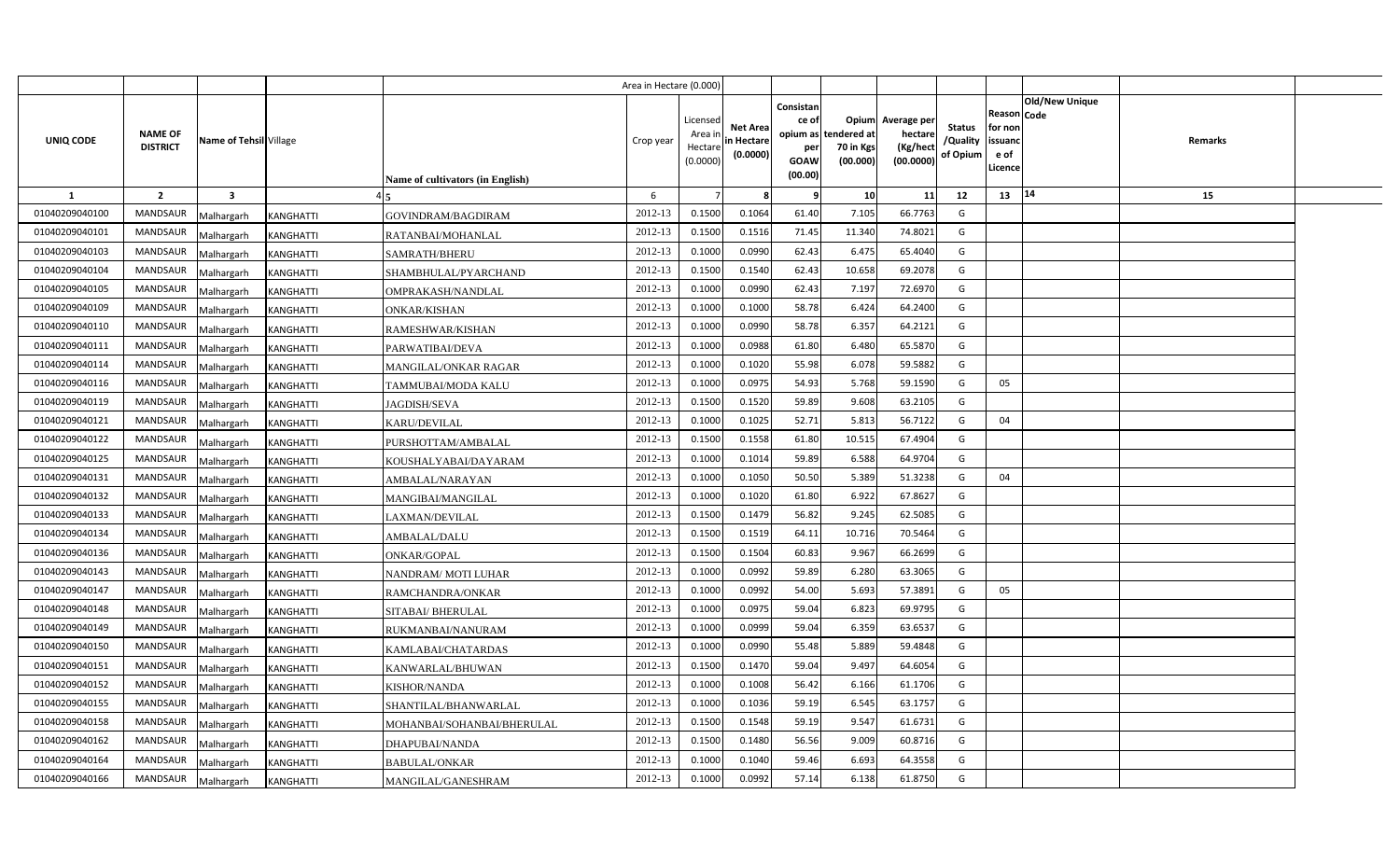| UNIQ CODE | NAME OF DISTRICT | Name of Tehsil | Village | Name of cultivators (in English) | Crop year | Licensed Area in Hectare (0.0000) | Net Area in Hectare (0.0000) | Consistance of opium as per GOAW (00.00) | Opium tendered at 70 in Kgs (00.000) | Average per hectare (Kg/hect (00.0000) | Status /Quality of Opium | Reason for non issuance of Licence | Code | Old/New Unique | Remarks |
|---|---|---|---|---|---|---|---|---|---|---|---|---|---|---|---|
| 1 | 2 | 3 | 4 | 5 | 6 | 7 | 8 | 9 | 10 | 11 | 12 | 13 | 14 | | 15 |
| 01040209040100 | MANDSAUR | Malhargarh | KANGHATTI | GOVINDRAM/BAGDIRAM | 2012-13 | 0.1500 | 0.1064 | 61.40 | 7.105 | 66.7763 | G | | | | |
| 01040209040101 | MANDSAUR | Malhargarh | KANGHATTI | RATANBAI/MOHANLAL | 2012-13 | 0.1500 | 0.1516 | 71.45 | 11.340 | 74.8021 | G | | | | |
| 01040209040103 | MANDSAUR | Malhargarh | KANGHATTI | SAMRATH/BHERU | 2012-13 | 0.1000 | 0.0990 | 62.43 | 6.475 | 65.4040 | G | | | | |
| 01040209040104 | MANDSAUR | Malhargarh | KANGHATTI | SHAMBHULAL/PYARCHAND | 2012-13 | 0.1500 | 0.1540 | 62.43 | 10.658 | 69.2078 | G | | | | |
| 01040209040105 | MANDSAUR | Malhargarh | KANGHATTI | OMPRAKASH/NANDLAL | 2012-13 | 0.1000 | 0.0990 | 62.43 | 7.197 | 72.6970 | G | | | | |
| 01040209040109 | MANDSAUR | Malhargarh | KANGHATTI | ONKAR/KISHAN | 2012-13 | 0.1000 | 0.1000 | 58.78 | 6.424 | 64.2400 | G | | | | |
| 01040209040110 | MANDSAUR | Malhargarh | KANGHATTI | RAMESHWAR/KISHAN | 2012-13 | 0.1000 | 0.0990 | 58.78 | 6.357 | 64.2121 | G | | | | |
| 01040209040111 | MANDSAUR | Malhargarh | KANGHATTI | PARWATIBAI/DEVA | 2012-13 | 0.1000 | 0.0988 | 61.80 | 6.480 | 65.5870 | G | | | | |
| 01040209040114 | MANDSAUR | Malhargarh | KANGHATTI | MANGILAL/ONKAR RAGAR | 2012-13 | 0.1000 | 0.1020 | 55.98 | 6.078 | 59.5882 | G | | | | |
| 01040209040116 | MANDSAUR | Malhargarh | KANGHATTI | TAMMUBAI/MODA KALU | 2012-13 | 0.1000 | 0.0975 | 54.93 | 5.768 | 59.1590 | G | 05 | | | |
| 01040209040119 | MANDSAUR | Malhargarh | KANGHATTI | JAGDISH/SEVA | 2012-13 | 0.1500 | 0.1520 | 59.89 | 9.608 | 63.2105 | G | | | | |
| 01040209040121 | MANDSAUR | Malhargarh | KANGHATTI | KARU/DEVILAL | 2012-13 | 0.1000 | 0.1025 | 52.71 | 5.813 | 56.7122 | G | 04 | | | |
| 01040209040122 | MANDSAUR | Malhargarh | KANGHATTI | PURSHOTTAM/AMBALAL | 2012-13 | 0.1500 | 0.1558 | 61.80 | 10.515 | 67.4904 | G | | | | |
| 01040209040125 | MANDSAUR | Malhargarh | KANGHATTI | KOUSHALYABAI/DAYARAM | 2012-13 | 0.1000 | 0.1014 | 59.89 | 6.588 | 64.9704 | G | | | | |
| 01040209040131 | MANDSAUR | Malhargarh | KANGHATTI | AMBALAL/NARAYAN | 2012-13 | 0.1000 | 0.1050 | 50.50 | 5.389 | 51.3238 | G | 04 | | | |
| 01040209040132 | MANDSAUR | Malhargarh | KANGHATTI | MANGIBAI/MANGILAL | 2012-13 | 0.1000 | 0.1020 | 61.80 | 6.922 | 67.8627 | G | | | | |
| 01040209040133 | MANDSAUR | Malhargarh | KANGHATTI | LAXMAN/DEVILAL | 2012-13 | 0.1500 | 0.1479 | 56.82 | 9.245 | 62.5085 | G | | | | |
| 01040209040134 | MANDSAUR | Malhargarh | KANGHATTI | AMBALAL/DALU | 2012-13 | 0.1500 | 0.1519 | 64.11 | 10.716 | 70.5464 | G | | | | |
| 01040209040136 | MANDSAUR | Malhargarh | KANGHATTI | ONKAR/GOPAL | 2012-13 | 0.1500 | 0.1504 | 60.83 | 9.967 | 66.2699 | G | | | | |
| 01040209040143 | MANDSAUR | Malhargarh | KANGHATTI | NANDRAM/ MOTI LUHAR | 2012-13 | 0.1000 | 0.0992 | 59.89 | 6.280 | 63.3065 | G | | | | |
| 01040209040147 | MANDSAUR | Malhargarh | KANGHATTI | RAMCHANDRA/ONKAR | 2012-13 | 0.1000 | 0.0992 | 54.00 | 5.693 | 57.3891 | G | 05 | | | |
| 01040209040148 | MANDSAUR | Malhargarh | KANGHATTI | SITABAI/ BHERULAL | 2012-13 | 0.1000 | 0.0975 | 59.04 | 6.823 | 69.9795 | G | | | | |
| 01040209040149 | MANDSAUR | Malhargarh | KANGHATTI | RUKMANBAI/NANURAM | 2012-13 | 0.1000 | 0.0999 | 59.04 | 6.359 | 63.6537 | G | | | | |
| 01040209040150 | MANDSAUR | Malhargarh | KANGHATTI | KAMLABAI/CHATARDAS | 2012-13 | 0.1000 | 0.0990 | 55.48 | 5.889 | 59.4848 | G | | | | |
| 01040209040151 | MANDSAUR | Malhargarh | KANGHATTI | KANWARLAL/BHUWAN | 2012-13 | 0.1500 | 0.1470 | 59.04 | 9.497 | 64.6054 | G | | | | |
| 01040209040152 | MANDSAUR | Malhargarh | KANGHATTI | KISHOR/NANDA | 2012-13 | 0.1000 | 0.1008 | 56.42 | 6.166 | 61.1706 | G | | | | |
| 01040209040155 | MANDSAUR | Malhargarh | KANGHATTI | SHANTILAL/BHANWARLAL | 2012-13 | 0.1000 | 0.1036 | 59.19 | 6.545 | 63.1757 | G | | | | |
| 01040209040158 | MANDSAUR | Malhargarh | KANGHATTI | MOHANBAI/SOHANBAI/BHERULAL | 2012-13 | 0.1500 | 0.1548 | 59.19 | 9.547 | 61.6731 | G | | | | |
| 01040209040162 | MANDSAUR | Malhargarh | KANGHATTI | DHAPUBAI/NANDA | 2012-13 | 0.1500 | 0.1480 | 56.56 | 9.009 | 60.8716 | G | | | | |
| 01040209040164 | MANDSAUR | Malhargarh | KANGHATTI | BABULAL/ONKAR | 2012-13 | 0.1000 | 0.1040 | 59.46 | 6.693 | 64.3558 | G | | | | |
| 01040209040166 | MANDSAUR | Malhargarh | KANGHATTI | MANGILAL/GANESHRAM | 2012-13 | 0.1000 | 0.0992 | 57.14 | 6.138 | 61.8750 | G | | | | |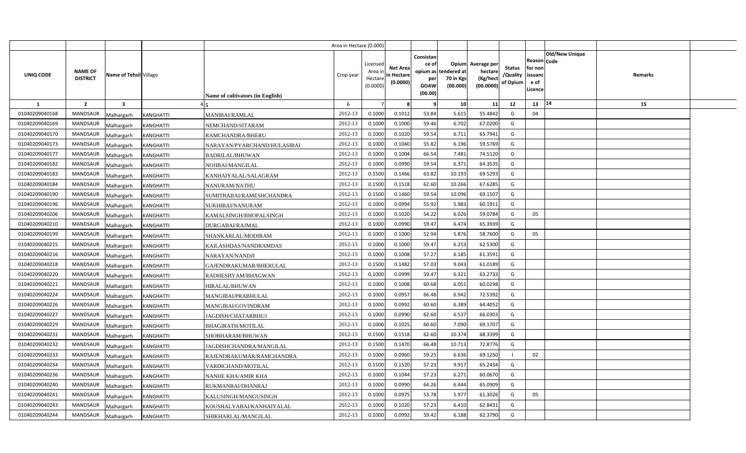| | | | | Area in Hectare (0.000) | | | | | | | | | | |
|---|---|---|---|---|---|---|---|---|---|---|---|---|---|---|
| UNIQ CODE | NAME OF DISTRICT | Name of Tehsil | Village | Name of cultivators (in English) | Crop year | Licensed Area in Hectare (0.0000) | Net Area in Hectare (0.0000) | Consistance of opium as per GOAW (00.00) | Opium tendered at 70 in Kgs (00.000) | Average per hectare (Kg/hect (00.0000) | Status /Quality of Opium | Reason for non issuance of Licence | Code Old/New Unique | Remarks |
| 1 | 2 | 3 | 4 | 5 | 6 | 7 | 8 | 9 | 10 | 11 | 12 | 13 | 14 | 15 |
| 01040209040168 | MANDSAUR | Malhargarh | KANGHATTI | MANIBAI/RAMLAL | 2012-13 | 0.1000 | 0.1012 | 53.84 | 5.615 | 55.4842 | G | 04 | | |
| 01040209040169 | MANDSAUR | Malhargarh | KANGHATTI | NEMCHAND/SITARAM | 2012-13 | 0.1000 | 0.1000 | 59.46 | 6.702 | 67.0200 | G | | | |
| 01040209040170 | MANDSAUR | Malhargarh | KANGHATTI | RAMCHANDRA/BHERU | 2012-13 | 0.1000 | 0.1020 | 59.54 | 6.711 | 65.7941 | G | | | |
| 01040209040173 | MANDSAUR | Malhargarh | KANGHATTI | NARAYAN/PYARCHAND/HULASIBAI | 2012-13 | 0.1000 | 0.1040 | 55.82 | 6.196 | 59.5769 | G | | | |
| 01040209040177 | MANDSAUR | Malhargarh | KANGHATTI | BADRILAL/BHUWAN | 2012-13 | 0.1000 | 0.1004 | 66.54 | 7.481 | 74.5120 | G | | | |
| 01040209040182 | MANDSAUR | Malhargarh | KANGHATTI | NOJIBAI/MANGILAL | 2012-13 | 0.1000 | 0.0990 | 59.54 | 6.371 | 64.3535 | G | | | |
| 01040209040183 | MANDSAUR | Malhargarh | KANGHATTI | KANHAIYALAL/SALAGRAM | 2012-13 | 0.1500 | 0.1466 | 63.82 | 10.193 | 69.5293 | G | | | |
| 01040209040184 | MANDSAUR | Malhargarh | KANGHATTI | NANURAM/NATHU | 2012-13 | 0.1500 | 0.1518 | 62.60 | 10.266 | 67.6285 | G | | | |
| 01040209040190 | MANDSAUR | Malhargarh | KANGHATTI | SUMITRABAI/RAMESHCHANDRA | 2012-13 | 0.1500 | 0.1460 | 59.54 | 10.096 | 69.1507 | G | | | |
| 01040209040196 | MANDSAUR | Malhargarh | KANGHATTI | SUKHIBAI/NANURAM | 2012-13 | 0.1000 | 0.0994 | 55.92 | 5.983 | 60.1911 | G | | | |
| 01040209040206 | MANDSAUR | Malhargarh | KANGHATTI | KAMALSINGH/BHOPALSINGH | 2012-13 | 0.1000 | 0.1020 | 54.22 | 6.026 | 59.0784 | G | 05 | | |
| 01040209040210 | MANDSAUR | Malhargarh | KANGHATTI | DURGABAI/RAJMAL | 2012-13 | 0.1000 | 0.0990 | 59.47 | 6.474 | 65.3939 | G | | | |
| 01040209040199 | MANDSAUR | Malhargarh | KANGHATTI | SHANKARLAL/MODIRAM | 2012-13 | 0.1000 | 0.1000 | 52.94 | 5.876 | 58.7600 | G | 05 | | |
| 01040209040215 | MANDSAUR | Malhargarh | KANGHATTI | KAILASHDAS/NANDRAMDAS | 2012-13 | 0.1000 | 0.1000 | 59.47 | 6.253 | 62.5300 | G | | | |
| 01040209040216 | MANDSAUR | Malhargarh | KANGHATTI | NARAYAN/NANDJI | 2012-13 | 0.1000 | 0.1008 | 57.27 | 6.185 | 61.3591 | G | | | |
| 01040209040218 | MANDSAUR | Malhargarh | KANGHATTI | GAJENDRAKUMAR/BHERULAL | 2012-13 | 0.1500 | 0.1482 | 57.03 | 9.043 | 61.0189 | G | | | |
| 01040209040220 | MANDSAUR | Malhargarh | KANGHATTI | RADHESHYAM/BHAGWAN | 2012-13 | 0.1000 | 0.0999 | 59.47 | 6.321 | 63.2733 | G | | | |
| 01040209040221 | MANDSAUR | Malhargarh | KANGHATTI | HIRALAL/BHUWAN | 2012-13 | 0.1000 | 0.1008 | 60.68 | 6.051 | 60.0298 | G | | | |
| 01040209040224 | MANDSAUR | Malhargarh | KANGHATTI | MANGIBAI/PRABHULAL | 2012-13 | 0.1000 | 0.0957 | 66.48 | 6.942 | 72.5392 | G | | | |
| 01040209040226 | MANDSAUR | Malhargarh | KANGHATTI | MANGIBAI/GOVINDRAM | 2012-13 | 0.1000 | 0.0992 | 60.60 | 6.389 | 64.4052 | G | | | |
| 01040209040227 | MANDSAUR | Malhargarh | KANGHATTI | JAGDISH/CHATARBHUJ | 2012-13 | 0.1000 | 0.0990 | 62.60 | 6.537 | 66.0303 | G | | | |
| 01040209040229 | MANDSAUR | Malhargarh | KANGHATTI | BHAGIRATH/MOTILAL | 2012-13 | 0.1000 | 0.1025 | 60.60 | 7.090 | 69.1707 | G | | | |
| 01040209040231 | MANDSAUR | Malhargarh | KANGHATTI | SHOBHARAM/BHUWAN | 2012-13 | 0.1500 | 0.1518 | 62.60 | 10.374 | 68.3399 | G | | | |
| 01040209040232 | MANDSAUR | Malhargarh | KANGHATTI | JAGDISHCHANDRA/MANGILAL | 2012-13 | 0.1500 | 0.1470 | 66.48 | 10.713 | 72.8776 | G | | | |
| 01040209040233 | MANDSAUR | Malhargarh | KANGHATTI | RAJENDRAKUMAR/RAMCHANDRA | 2012-13 | 0.1000 | 0.0960 | 59.25 | 6.636 | 69.1250 | I | 02 | | |
| 01040209040234 | MANDSAUR | Malhargarh | KANGHATTI | VARDICHAND/MOTILAL | 2012-13 | 0.1500 | 0.1520 | 57.23 | 9.917 | 65.2434 | G | | | |
| 01040209040236 | MANDSAUR | Malhargarh | KANGHATTI | NANHE KHA/AMIR KHA | 2012-13 | 0.1000 | 0.1044 | 57.23 | 6.271 | 60.0670 | G | | | |
| 01040209040240 | MANDSAUR | Malhargarh | KANGHATTI | RUKMANBAI/DHANRAJ | 2012-13 | 0.1000 | 0.0990 | 64.26 | 6.444 | 65.0909 | G | | | |
| 01040209040241 | MANDSAUR | Malhargarh | KANGHATTI | KALUSINGH/MANGUSINGH | 2012-13 | 0.1000 | 0.0975 | 53.78 | 5.977 | 61.3026 | G | 05 | | |
| 01040209040243 | MANDSAUR | Malhargarh | KANGHATTI | KOUSHALYABAI/KANHAIYALAL | 2012-13 | 0.1000 | 0.1020 | 57.23 | 6.410 | 62.8431 | G | | | |
| 01040209040244 | MANDSAUR | Malhargarh | KANGHATTI | SHIKHARLAL/MANGILAL | 2012-13 | 0.1000 | 0.0992 | 59.42 | 6.188 | 62.3790 | G | | | |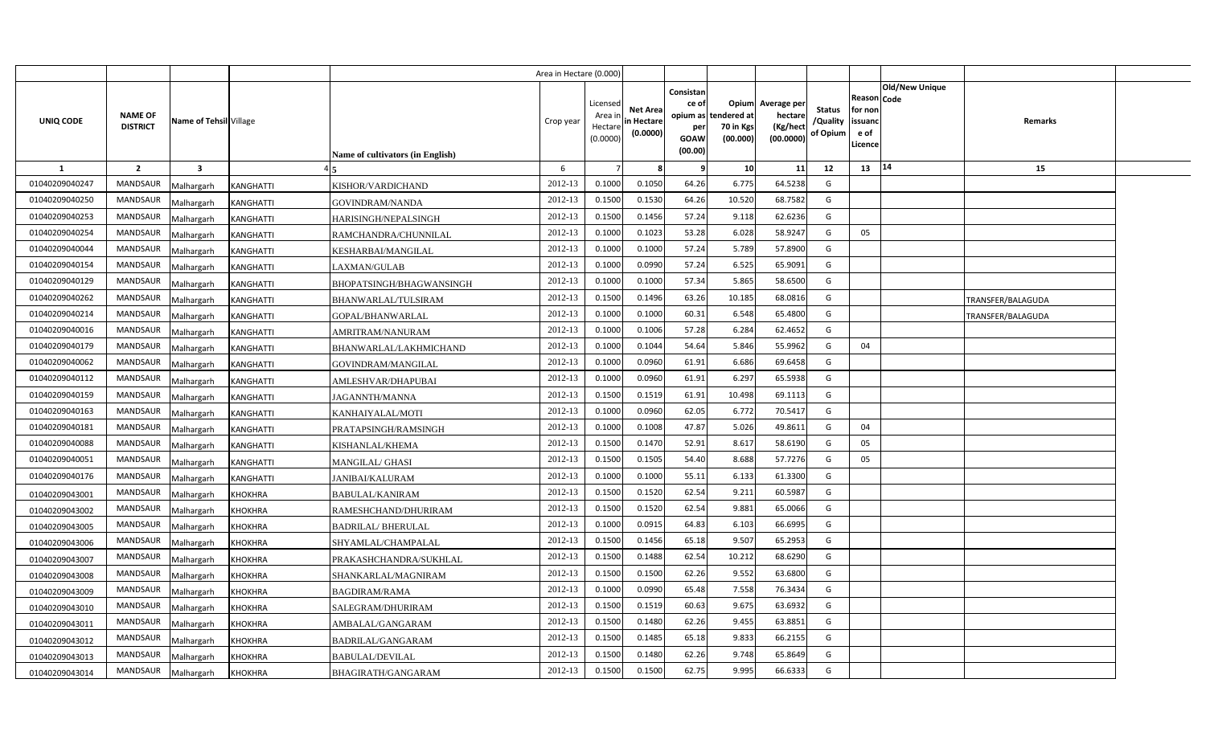| | | | | Area in Hectare (0.000) | | | | | | | | | | |
|---|---|---|---|---|---|---|---|---|---|---|---|---|---|---|
| UNIQ CODE | NAME OF DISTRICT | Name of Tehsil | Village | Name of cultivators (in English) | Crop year | Licensed Area in Hectare (0.0000) | Net Area in Hectare (0.0000) | Consistance of opium as per GOAW (00.00) | Opium tendered at 70 in Kgs (00.000) | Average per hectare (Kg/hect (00.0000) | Status /Quality of Opium | Reason for non issuance of Licence | Code Old/New Unique | Remarks |
| 1 | 2 | 3 | 4 | 5 | 6 | 7 | 8 | 9 | 10 | 11 | 12 | 13 | 14 | 15 |
| 01040209040247 | MANDSAUR | Malhargarh | KANGHATTI | KISHOR/VARDICHAND | 2012-13 | 0.1000 | 0.1050 | 64.26 | 6.775 | 64.5238 | G | | | |
| 01040209040250 | MANDSAUR | Malhargarh | KANGHATTI | GOVINDRAM/NANDA | 2012-13 | 0.1500 | 0.1530 | 64.26 | 10.520 | 68.7582 | G | | | |
| 01040209040253 | MANDSAUR | Malhargarh | KANGHATTI | HARISINGH/NEPALSINGH | 2012-13 | 0.1500 | 0.1456 | 57.24 | 9.118 | 62.6236 | G | | | |
| 01040209040254 | MANDSAUR | Malhargarh | KANGHATTI | RAMCHANDRA/CHUNNILAL | 2012-13 | 0.1000 | 0.1023 | 53.28 | 6.028 | 58.9247 | G | 05 | | |
| 01040209040044 | MANDSAUR | Malhargarh | KANGHATTI | KESHARBAI/MANGILAL | 2012-13 | 0.1000 | 0.1000 | 57.24 | 5.789 | 57.8900 | G | | | |
| 01040209040154 | MANDSAUR | Malhargarh | KANGHATTI | LAXMAN/GULAB | 2012-13 | 0.1000 | 0.0990 | 57.24 | 6.525 | 65.9091 | G | | | |
| 01040209040129 | MANDSAUR | Malhargarh | KANGHATTI | BHOPATSINGH/BHAGWANSINGH | 2012-13 | 0.1000 | 0.1000 | 57.34 | 5.865 | 58.6500 | G | | | |
| 01040209040262 | MANDSAUR | Malhargarh | KANGHATTI | BHANWARLAL/TULSIRAM | 2012-13 | 0.1500 | 0.1496 | 63.26 | 10.185 | 68.0816 | G | | | TRANSFER/BALAGUDA |
| 01040209040214 | MANDSAUR | Malhargarh | KANGHATTI | GOPAL/BHANWARLAL | 2012-13 | 0.1000 | 0.1000 | 60.31 | 6.548 | 65.4800 | G | | | TRANSFER/BALAGUDA |
| 01040209040016 | MANDSAUR | Malhargarh | KANGHATTI | AMRITRAM/NANURAM | 2012-13 | 0.1000 | 0.1006 | 57.28 | 6.284 | 62.4652 | G | | | |
| 01040209040179 | MANDSAUR | Malhargarh | KANGHATTI | BHANWARLAL/LAKHMICHAND | 2012-13 | 0.1000 | 0.1044 | 54.64 | 5.846 | 55.9962 | G | 04 | | |
| 01040209040062 | MANDSAUR | Malhargarh | KANGHATTI | GOVINDRAM/MANGILAL | 2012-13 | 0.1000 | 0.0960 | 61.91 | 6.686 | 69.6458 | G | | | |
| 01040209040112 | MANDSAUR | Malhargarh | KANGHATTI | AMLESHVAR/DHAPUBAI | 2012-13 | 0.1000 | 0.0960 | 61.91 | 6.297 | 65.5938 | G | | | |
| 01040209040159 | MANDSAUR | Malhargarh | KANGHATTI | JAGANNTH/MANNA | 2012-13 | 0.1500 | 0.1519 | 61.91 | 10.498 | 69.1113 | G | | | |
| 01040209040163 | MANDSAUR | Malhargarh | KANGHATTI | KANHAIYALAL/MOTI | 2012-13 | 0.1000 | 0.0960 | 62.05 | 6.772 | 70.5417 | G | | | |
| 01040209040181 | MANDSAUR | Malhargarh | KANGHATTI | PRATAPSINGH/RAMSINGH | 2012-13 | 0.1000 | 0.1008 | 47.87 | 5.026 | 49.8611 | G | 04 | | |
| 01040209040088 | MANDSAUR | Malhargarh | KANGHATTI | KISHANLAL/KHEMA | 2012-13 | 0.1500 | 0.1470 | 52.91 | 8.617 | 58.6190 | G | 05 | | |
| 01040209040051 | MANDSAUR | Malhargarh | KANGHATTI | MANGILAL/ GHASI | 2012-13 | 0.1500 | 0.1505 | 54.40 | 8.688 | 57.7276 | G | 05 | | |
| 01040209040176 | MANDSAUR | Malhargarh | KANGHATTI | JANIBAI/KALURAM | 2012-13 | 0.1000 | 0.1000 | 55.11 | 6.133 | 61.3300 | G | | | |
| 01040209043001 | MANDSAUR | Malhargarh | KHOKHRA | BABULAL/KANIRAM | 2012-13 | 0.1500 | 0.1520 | 62.54 | 9.211 | 60.5987 | G | | | |
| 01040209043002 | MANDSAUR | Malhargarh | KHOKHRA | RAMESHCHAND/DHURIRAM | 2012-13 | 0.1500 | 0.1520 | 62.54 | 9.881 | 65.0066 | G | | | |
| 01040209043005 | MANDSAUR | Malhargarh | KHOKHRA | BADRILAL/ BHERULAL | 2012-13 | 0.1000 | 0.0915 | 64.83 | 6.103 | 66.6995 | G | | | |
| 01040209043006 | MANDSAUR | Malhargarh | KHOKHRA | SHYAMLAL/CHAMPALAL | 2012-13 | 0.1500 | 0.1456 | 65.18 | 9.507 | 65.2953 | G | | | |
| 01040209043007 | MANDSAUR | Malhargarh | KHOKHRA | PRAKASHCHANDRA/SUKHLAL | 2012-13 | 0.1500 | 0.1488 | 62.54 | 10.212 | 68.6290 | G | | | |
| 01040209043008 | MANDSAUR | Malhargarh | KHOKHRA | SHANKARLAL/MAGNIRAM | 2012-13 | 0.1500 | 0.1500 | 62.26 | 9.552 | 63.6800 | G | | | |
| 01040209043009 | MANDSAUR | Malhargarh | KHOKHRA | BAGDIRAM/RAMA | 2012-13 | 0.1000 | 0.0990 | 65.48 | 7.558 | 76.3434 | G | | | |
| 01040209043010 | MANDSAUR | Malhargarh | KHOKHRA | SALEGRAM/DHURIRAM | 2012-13 | 0.1500 | 0.1519 | 60.63 | 9.675 | 63.6932 | G | | | |
| 01040209043011 | MANDSAUR | Malhargarh | KHOKHRA | AMBALAL/GANGARAM | 2012-13 | 0.1500 | 0.1480 | 62.26 | 9.455 | 63.8851 | G | | | |
| 01040209043012 | MANDSAUR | Malhargarh | KHOKHRA | BADRILAL/GANGARAM | 2012-13 | 0.1500 | 0.1485 | 65.18 | 9.833 | 66.2155 | G | | | |
| 01040209043013 | MANDSAUR | Malhargarh | KHOKHRA | BABULAL/DEVILAL | 2012-13 | 0.1500 | 0.1480 | 62.26 | 9.748 | 65.8649 | G | | | |
| 01040209043014 | MANDSAUR | Malhargarh | KHOKHRA | BHAGIRATH/GANGARAM | 2012-13 | 0.1500 | 0.1500 | 62.75 | 9.995 | 66.6333 | G | | | |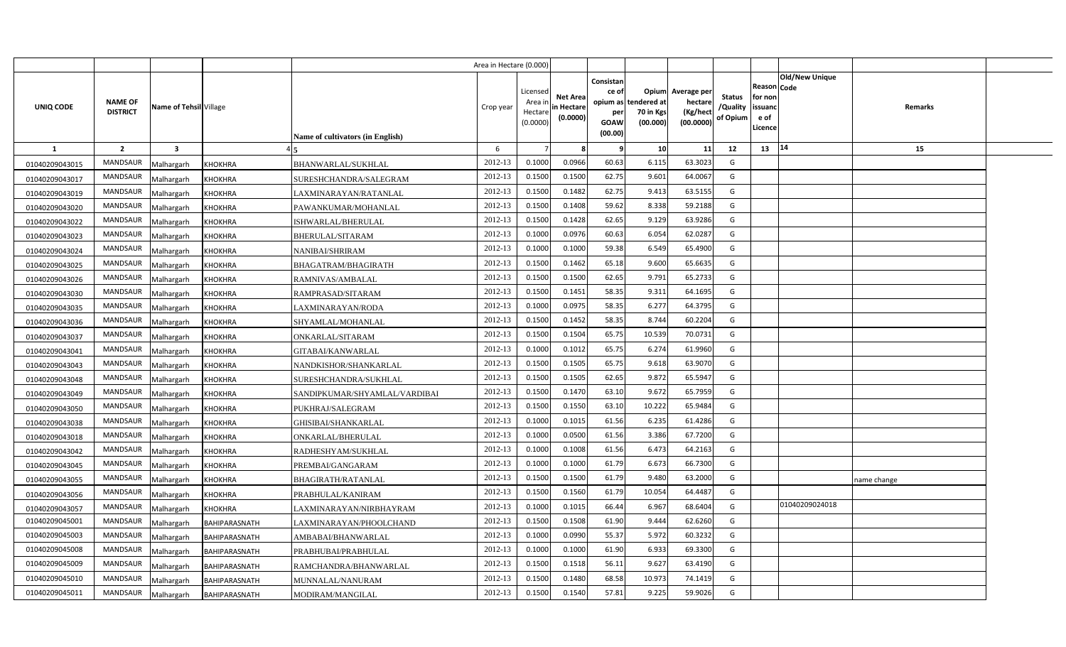| | | | | Area in Hectare (0.000) | | | | | | | | | | | |
|---|---|---|---|---|---|---|---|---|---|---|---|---|---|---|---|
| UNIQ CODE | NAME OF DISTRICT | Name of Tehsil | Village | Name of cultivators (in English) | Crop year | Licensed Area in Hectare (0.0000) | Net Area in Hectare (0.0000) | Consistance of opium as per GOAW (00.00) | Opium tendered at 70 in Kgs (00.000) | Average per hectare (Kg/hect) (00.0000) | Status /Quality of Opium | Reason for non issuance of Licence | Code | Old/New Unique | Remarks |
| 1 | 2 | 3 | 4 | 5 | 6 | 7 | 8 | 9 | 10 | 11 | 12 | 13 | 14 | | 15 |
| 01040209043015 | MANDSAUR | Malhargarh | KHOKHRA | BHANWARLAL/SUKHLAL | 2012-13 | 0.1000 | 0.0966 | 60.63 | 6.115 | 63.3023 | G | | | | |
| 01040209043017 | MANDSAUR | Malhargarh | KHOKHRA | SURESHCHANDRA/SALEGRAM | 2012-13 | 0.1500 | 0.1500 | 62.75 | 9.601 | 64.0067 | G | | | | |
| 01040209043019 | MANDSAUR | Malhargarh | KHOKHRA | LAXMINARAYAN/RATANLAL | 2012-13 | 0.1500 | 0.1482 | 62.75 | 9.413 | 63.5155 | G | | | | |
| 01040209043020 | MANDSAUR | Malhargarh | KHOKHRA | PAWANKUMAR/MOHANLAL | 2012-13 | 0.1500 | 0.1408 | 59.62 | 8.338 | 59.2188 | G | | | | |
| 01040209043022 | MANDSAUR | Malhargarh | KHOKHRA | ISHWARLAL/BHERULAL | 2012-13 | 0.1500 | 0.1428 | 62.65 | 9.129 | 63.9286 | G | | | | |
| 01040209043023 | MANDSAUR | Malhargarh | KHOKHRA | BHERULAL/SITARAM | 2012-13 | 0.1000 | 0.0976 | 60.63 | 6.054 | 62.0287 | G | | | | |
| 01040209043024 | MANDSAUR | Malhargarh | KHOKHRA | NANIBAI/SHRIRAM | 2012-13 | 0.1000 | 0.1000 | 59.38 | 6.549 | 65.4900 | G | | | | |
| 01040209043025 | MANDSAUR | Malhargarh | KHOKHRA | BHAGATRAM/BHAGIRATH | 2012-13 | 0.1500 | 0.1462 | 65.18 | 9.600 | 65.6635 | G | | | | |
| 01040209043026 | MANDSAUR | Malhargarh | KHOKHRA | RAMNIVAS/AMBALAL | 2012-13 | 0.1500 | 0.1500 | 62.65 | 9.791 | 65.2733 | G | | | | |
| 01040209043030 | MANDSAUR | Malhargarh | KHOKHRA | RAMPRASAD/SITARAM | 2012-13 | 0.1500 | 0.1451 | 58.35 | 9.311 | 64.1695 | G | | | | |
| 01040209043035 | MANDSAUR | Malhargarh | KHOKHRA | LAXMINARAYAN/RODA | 2012-13 | 0.1000 | 0.0975 | 58.35 | 6.277 | 64.3795 | G | | | | |
| 01040209043036 | MANDSAUR | Malhargarh | KHOKHRA | SHYAMLAL/MOHANLAL | 2012-13 | 0.1500 | 0.1452 | 58.35 | 8.744 | 60.2204 | G | | | | |
| 01040209043037 | MANDSAUR | Malhargarh | KHOKHRA | ONKARLAL/SITARAM | 2012-13 | 0.1500 | 0.1504 | 65.75 | 10.539 | 70.0731 | G | | | | |
| 01040209043041 | MANDSAUR | Malhargarh | KHOKHRA | GITABAI/KANWARLAL | 2012-13 | 0.1000 | 0.1012 | 65.75 | 6.274 | 61.9960 | G | | | | |
| 01040209043043 | MANDSAUR | Malhargarh | KHOKHRA | NANDKISHOR/SHANKARLAL | 2012-13 | 0.1500 | 0.1505 | 65.75 | 9.618 | 63.9070 | G | | | | |
| 01040209043048 | MANDSAUR | Malhargarh | KHOKHRA | SURESHCHANDRA/SUKHLAL | 2012-13 | 0.1500 | 0.1505 | 62.65 | 9.872 | 65.5947 | G | | | | |
| 01040209043049 | MANDSAUR | Malhargarh | KHOKHRA | SANDIPKUMAR/SHYAMLAL/VARDIBAI | 2012-13 | 0.1500 | 0.1470 | 63.10 | 9.672 | 65.7959 | G | | | | |
| 01040209043050 | MANDSAUR | Malhargarh | KHOKHRA | PUKHRAJ/SALEGRAM | 2012-13 | 0.1500 | 0.1550 | 63.10 | 10.222 | 65.9484 | G | | | | |
| 01040209043038 | MANDSAUR | Malhargarh | KHOKHRA | GHISIBAI/SHANKARLAL | 2012-13 | 0.1000 | 0.1015 | 61.56 | 6.235 | 61.4286 | G | | | | |
| 01040209043018 | MANDSAUR | Malhargarh | KHOKHRA | ONKARLAL/BHERULAL | 2012-13 | 0.1000 | 0.0500 | 61.56 | 3.386 | 67.7200 | G | | | | |
| 01040209043042 | MANDSAUR | Malhargarh | KHOKHRA | RADHESHYAM/SUKHLAL | 2012-13 | 0.1000 | 0.1008 | 61.56 | 6.473 | 64.2163 | G | | | | |
| 01040209043045 | MANDSAUR | Malhargarh | KHOKHRA | PREMBAI/GANGARAM | 2012-13 | 0.1000 | 0.1000 | 61.79 | 6.673 | 66.7300 | G | | | | |
| 01040209043055 | MANDSAUR | Malhargarh | KHOKHRA | BHAGIRATH/RATANLAL | 2012-13 | 0.1500 | 0.1500 | 61.79 | 9.480 | 63.2000 | G | | | | name change |
| 01040209043056 | MANDSAUR | Malhargarh | KHOKHRA | PRABHULAL/KANIRAM | 2012-13 | 0.1500 | 0.1560 | 61.79 | 10.054 | 64.4487 | G | | | | |
| 01040209043057 | MANDSAUR | Malhargarh | KHOKHRA | LAXMINARAYAN/NIRBHAYRAM | 2012-13 | 0.1000 | 0.1015 | 66.44 | 6.967 | 68.6404 | G | | | 01040209024018 | |
| 01040209045001 | MANDSAUR | Malhargarh | BAHIPARASNATH | LAXMINARAYAN/PHOOLCHAND | 2012-13 | 0.1500 | 0.1508 | 61.90 | 9.444 | 62.6260 | G | | | | |
| 01040209045003 | MANDSAUR | Malhargarh | BAHIPARASNATH | AMBABAI/BHANWARLAL | 2012-13 | 0.1000 | 0.0990 | 55.37 | 5.972 | 60.3232 | G | | | | |
| 01040209045008 | MANDSAUR | Malhargarh | BAHIPARASNATH | PRABHUBAI/PRABHULAL | 2012-13 | 0.1000 | 0.1000 | 61.90 | 6.933 | 69.3300 | G | | | | |
| 01040209045009 | MANDSAUR | Malhargarh | BAHIPARASNATH | RAMCHANDRA/BHANWARLAL | 2012-13 | 0.1500 | 0.1518 | 56.11 | 9.627 | 63.4190 | G | | | | |
| 01040209045010 | MANDSAUR | Malhargarh | BAHIPARASNATH | MUNNALAL/NANURAM | 2012-13 | 0.1500 | 0.1480 | 68.58 | 10.973 | 74.1419 | G | | | | |
| 01040209045011 | MANDSAUR | Malhargarh | BAHIPARASNATH | MODIRAM/MANGILAL | 2012-13 | 0.1500 | 0.1540 | 57.81 | 9.225 | 59.9026 | G | | | | |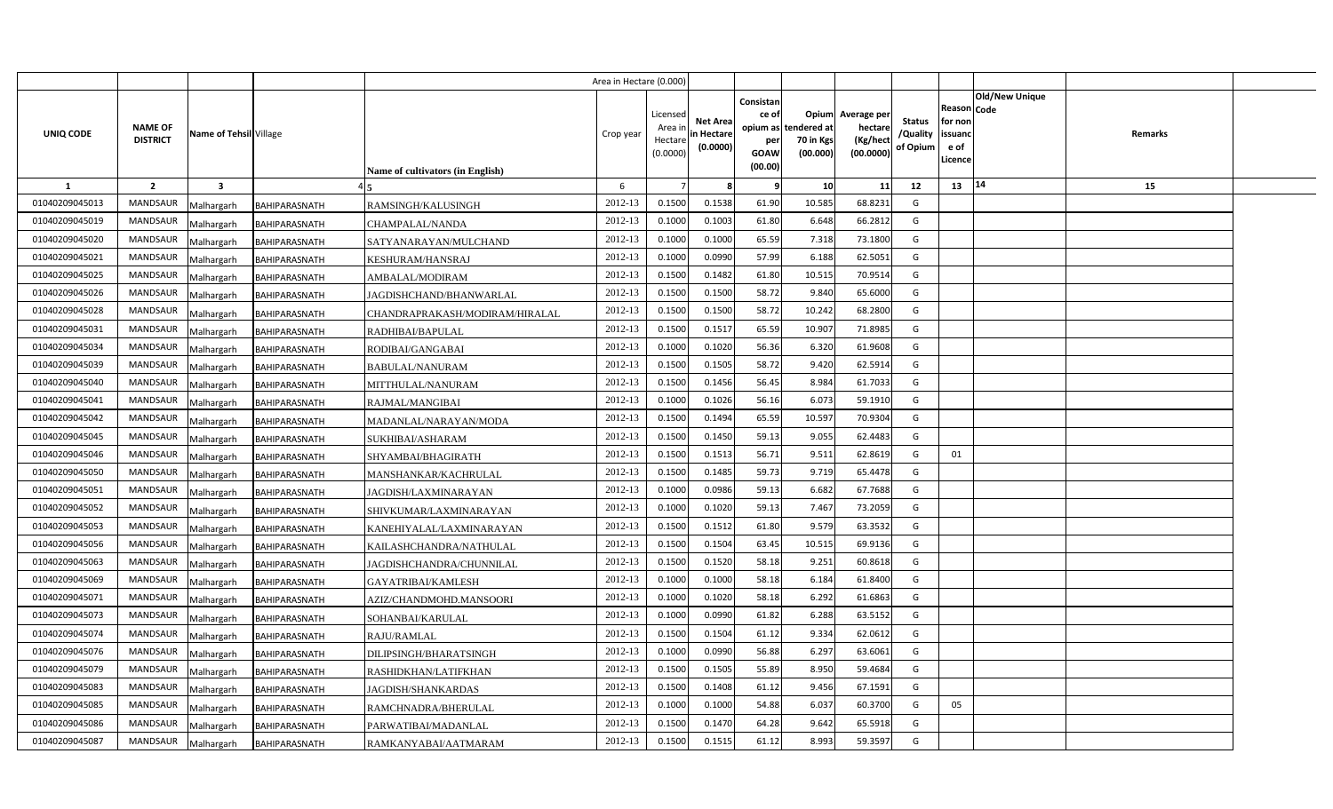| | | | | Area in Hectare (0.000) | | | | | | | | | | | |
|---|---|---|---|---|---|---|---|---|---|---|---|---|---|---|---|
| UNIQ CODE | NAME OF DISTRICT | Name of Tehsil | Village | Name of cultivators (in English) | Crop year | Licensed Area in Hectare (0.0000) | Net Area in Hectare (0.0000) | Consistance of opium as per GOAW (00.00) | Opium tendered at 70 in Kgs (00.000) | Average per hectare (Kg/hect (00.0000) | Status /Quality of Opium | Reason for non issuance of Licence | Code | Old/New Unique | Remarks |
| 1 | 2 | 3 | 4 | 5 | 6 | 7 | 8 | 9 | 10 | 11 | 12 | 13 | 14 | | 15 |
| 01040209045013 | MANDSAUR | Malhargarh | BAHIPARASNATH | RAMSINGH/KALUSINGH | 2012-13 | 0.1500 | 0.1538 | 61.90 | 10.585 | 68.8231 | G | | | | |
| 01040209045019 | MANDSAUR | Malhargarh | BAHIPARASNATH | CHAMPALAL/NANDA | 2012-13 | 0.1000 | 0.1003 | 61.80 | 6.648 | 66.2812 | G | | | | |
| 01040209045020 | MANDSAUR | Malhargarh | BAHIPARASNATH | SATYANARAYAN/MULCHAND | 2012-13 | 0.1000 | 0.1000 | 65.59 | 7.318 | 73.1800 | G | | | | |
| 01040209045021 | MANDSAUR | Malhargarh | BAHIPARASNATH | KESHURAM/HANSRAJ | 2012-13 | 0.1000 | 0.0990 | 57.99 | 6.188 | 62.5051 | G | | | | |
| 01040209045025 | MANDSAUR | Malhargarh | BAHIPARASNATH | AMBALAL/MODIRAM | 2012-13 | 0.1500 | 0.1482 | 61.80 | 10.515 | 70.9514 | G | | | | |
| 01040209045026 | MANDSAUR | Malhargarh | BAHIPARASNATH | JAGDISHCHAND/BHANWARLAL | 2012-13 | 0.1500 | 0.1500 | 58.72 | 9.840 | 65.6000 | G | | | | |
| 01040209045028 | MANDSAUR | Malhargarh | BAHIPARASNATH | CHANDRAPRAKASH/MODIRAM/HIRALAL | 2012-13 | 0.1500 | 0.1500 | 58.72 | 10.242 | 68.2800 | G | | | | |
| 01040209045031 | MANDSAUR | Malhargarh | BAHIPARASNATH | RADHIBAI/BAPULAL | 2012-13 | 0.1500 | 0.1517 | 65.59 | 10.907 | 71.8985 | G | | | | |
| 01040209045034 | MANDSAUR | Malhargarh | BAHIPARASNATH | RODIBAI/GANGABAI | 2012-13 | 0.1000 | 0.1020 | 56.36 | 6.320 | 61.9608 | G | | | | |
| 01040209045039 | MANDSAUR | Malhargarh | BAHIPARASNATH | BABULAL/NANURAM | 2012-13 | 0.1500 | 0.1505 | 58.72 | 9.420 | 62.5914 | G | | | | |
| 01040209045040 | MANDSAUR | Malhargarh | BAHIPARASNATH | MITTHULAL/NANURAM | 2012-13 | 0.1500 | 0.1456 | 56.45 | 8.984 | 61.7033 | G | | | | |
| 01040209045041 | MANDSAUR | Malhargarh | BAHIPARASNATH | RAJMAL/MANGIBAI | 2012-13 | 0.1000 | 0.1026 | 56.16 | 6.073 | 59.1910 | G | | | | |
| 01040209045042 | MANDSAUR | Malhargarh | BAHIPARASNATH | MADANLAL/NARAYAN/MODA | 2012-13 | 0.1500 | 0.1494 | 65.59 | 10.597 | 70.9304 | G | | | | |
| 01040209045045 | MANDSAUR | Malhargarh | BAHIPARASNATH | SUKHIBAI/ASHARAM | 2012-13 | 0.1500 | 0.1450 | 59.13 | 9.055 | 62.4483 | G | | | | |
| 01040209045046 | MANDSAUR | Malhargarh | BAHIPARASNATH | SHYAMBAI/BHAGIRATH | 2012-13 | 0.1500 | 0.1513 | 56.71 | 9.511 | 62.8619 | G | 01 | | | |
| 01040209045050 | MANDSAUR | Malhargarh | BAHIPARASNATH | MANSHANKAR/KACHRULAL | 2012-13 | 0.1500 | 0.1485 | 59.73 | 9.719 | 65.4478 | G | | | | |
| 01040209045051 | MANDSAUR | Malhargarh | BAHIPARASNATH | JAGDISH/LAXMINARAYAN | 2012-13 | 0.1000 | 0.0986 | 59.13 | 6.682 | 67.7688 | G | | | | |
| 01040209045052 | MANDSAUR | Malhargarh | BAHIPARASNATH | SHIVKUMAR/LAXMINARAYAN | 2012-13 | 0.1000 | 0.1020 | 59.13 | 7.467 | 73.2059 | G | | | | |
| 01040209045053 | MANDSAUR | Malhargarh | BAHIPARASNATH | KANEHIYALAL/LAXMINARAYAN | 2012-13 | 0.1500 | 0.1512 | 61.80 | 9.579 | 63.3532 | G | | | | |
| 01040209045056 | MANDSAUR | Malhargarh | BAHIPARASNATH | KAILASHCHANDRA/NATHULAL | 2012-13 | 0.1500 | 0.1504 | 63.45 | 10.515 | 69.9136 | G | | | | |
| 01040209045063 | MANDSAUR | Malhargarh | BAHIPARASNATH | JAGDISHCHANDRA/CHUNNILAL | 2012-13 | 0.1500 | 0.1520 | 58.18 | 9.251 | 60.8618 | G | | | | |
| 01040209045069 | MANDSAUR | Malhargarh | BAHIPARASNATH | GAYATRIBAI/KAMLESH | 2012-13 | 0.1000 | 0.1000 | 58.18 | 6.184 | 61.8400 | G | | | | |
| 01040209045071 | MANDSAUR | Malhargarh | BAHIPARASNATH | AZIZ/CHANDMOHD.MANSOORI | 2012-13 | 0.1000 | 0.1020 | 58.18 | 6.292 | 61.6863 | G | | | | |
| 01040209045073 | MANDSAUR | Malhargarh | BAHIPARASNATH | SOHANBAI/KARULAL | 2012-13 | 0.1000 | 0.0990 | 61.82 | 6.288 | 63.5152 | G | | | | |
| 01040209045074 | MANDSAUR | Malhargarh | BAHIPARASNATH | RAJU/RAMLAL | 2012-13 | 0.1500 | 0.1504 | 61.12 | 9.334 | 62.0612 | G | | | | |
| 01040209045076 | MANDSAUR | Malhargarh | BAHIPARASNATH | DILIPSINGH/BHARATSINGH | 2012-13 | 0.1000 | 0.0990 | 56.88 | 6.297 | 63.6061 | G | | | | |
| 01040209045079 | MANDSAUR | Malhargarh | BAHIPARASNATH | RASHIDKHAN/LATIFKHAN | 2012-13 | 0.1500 | 0.1505 | 55.89 | 8.950 | 59.4684 | G | | | | |
| 01040209045083 | MANDSAUR | Malhargarh | BAHIPARASNATH | JAGDISH/SHANKARDAS | 2012-13 | 0.1500 | 0.1408 | 61.12 | 9.456 | 67.1591 | G | | | | |
| 01040209045085 | MANDSAUR | Malhargarh | BAHIPARASNATH | RAMCHNADRA/BHERULAL | 2012-13 | 0.1000 | 0.1000 | 54.88 | 6.037 | 60.3700 | G | 05 | | | |
| 01040209045086 | MANDSAUR | Malhargarh | BAHIPARASNATH | PARWATIBAI/MADANLAL | 2012-13 | 0.1500 | 0.1470 | 64.28 | 9.642 | 65.5918 | G | | | | |
| 01040209045087 | MANDSAUR | Malhargarh | BAHIPARASNATH | RAMKANYABAI/AATMARAM | 2012-13 | 0.1500 | 0.1515 | 61.12 | 8.993 | 59.3597 | G | | | | |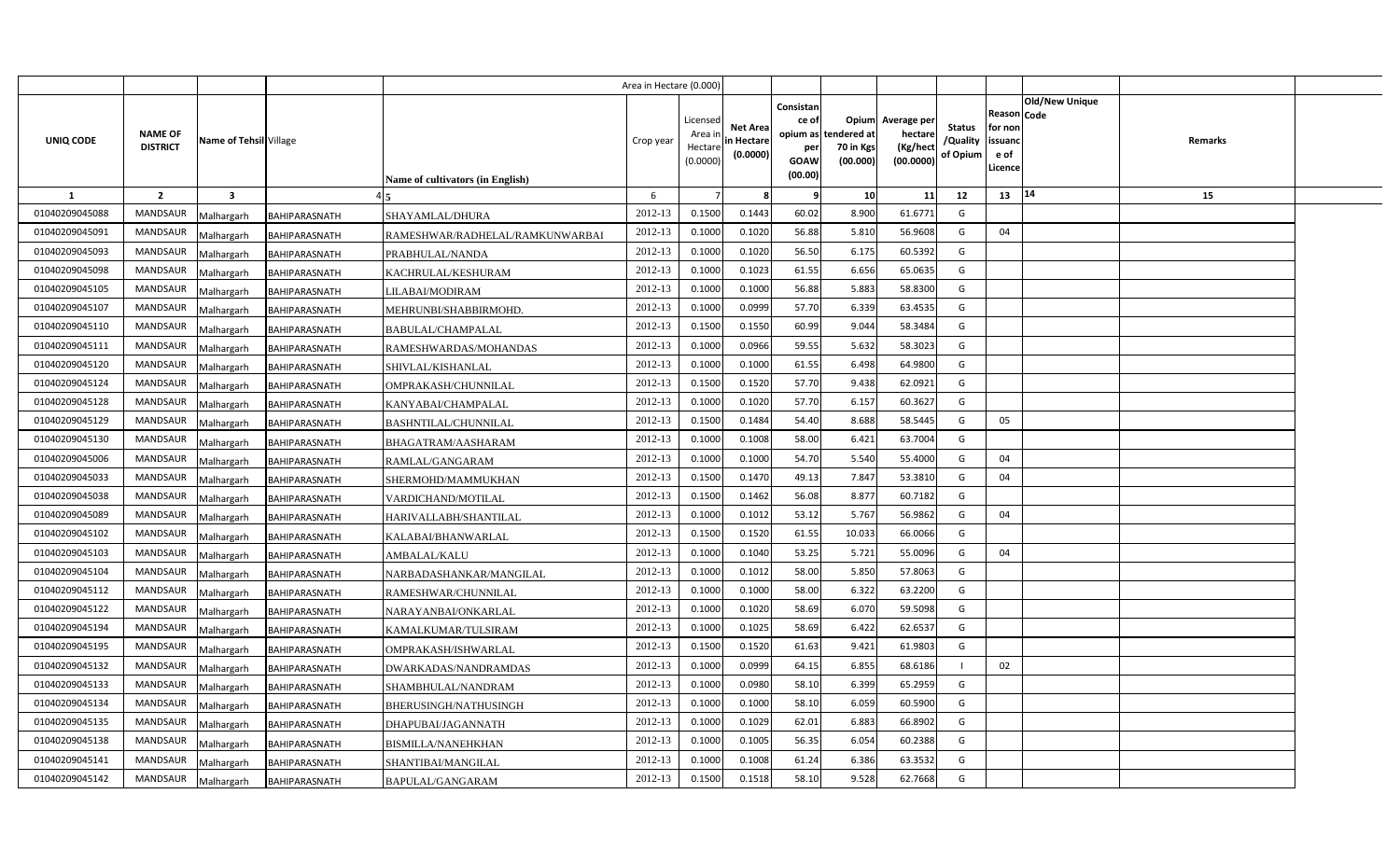| | | | | | Area in Hectare (0.000) | | | | | | | | | | | |
|---|---|---|---|---|---|---|---|---|---|---|---|---|---|---|---|---|
| UNIQ CODE | NAME OF DISTRICT | Name of Tehsil | Village | Name of cultivators (in English) | Crop year | Licensed Area in Hectare (0.0000) | Net Area in Hectare (0.0000) | Consistance of opium as per GOAW (00.00) | Opium tendered at 70 in Kgs (00.000) | Average per hectare (Kg/hect (00.0000) | Status /Quality of Opium | Reason for non issuance of Licence | Code | Old/New Unique | Remarks | |
| 1 | 2 | 3 | 4 | 5 | 6 | 7 | 8 | 9 | 10 | 11 | 12 | 13 | 14 | | 15 | |
| 01040209045088 | MANDSAUR | Malhargarh | BAHIPARASNATH | SHAYAMLAL/DHURA | 2012-13 | 0.1500 | 0.1443 | 60.02 | 8.900 | 61.6771 | G | | | | | |
| 01040209045091 | MANDSAUR | Malhargarh | BAHIPARASNATH | RAMESHWAR/RADHELAL/RAMKUNWARBAI | 2012-13 | 0.1000 | 0.1020 | 56.88 | 5.810 | 56.9608 | G | 04 | | | | |
| 01040209045093 | MANDSAUR | Malhargarh | BAHIPARASNATH | PRABHULAL/NANDA | 2012-13 | 0.1000 | 0.1020 | 56.50 | 6.175 | 60.5392 | G | | | | | |
| 01040209045098 | MANDSAUR | Malhargarh | BAHIPARASNATH | KACHRULAL/KESHURAM | 2012-13 | 0.1000 | 0.1023 | 61.55 | 6.656 | 65.0635 | G | | | | | |
| 01040209045105 | MANDSAUR | Malhargarh | BAHIPARASNATH | LILABAI/MODIRAM | 2012-13 | 0.1000 | 0.1000 | 56.88 | 5.883 | 58.8300 | G | | | | | |
| 01040209045107 | MANDSAUR | Malhargarh | BAHIPARASNATH | MEHRUNBI/SHABBIRMOHD. | 2012-13 | 0.1000 | 0.0999 | 57.70 | 6.339 | 63.4535 | G | | | | | |
| 01040209045110 | MANDSAUR | Malhargarh | BAHIPARASNATH | BABULAL/CHAMPALAL | 2012-13 | 0.1500 | 0.1550 | 60.99 | 9.044 | 58.3484 | G | | | | | |
| 01040209045111 | MANDSAUR | Malhargarh | BAHIPARASNATH | RAMESHWARDAS/MOHANDAS | 2012-13 | 0.1000 | 0.0966 | 59.55 | 5.632 | 58.3023 | G | | | | | |
| 01040209045120 | MANDSAUR | Malhargarh | BAHIPARASNATH | SHIVLAL/KISHANLAL | 2012-13 | 0.1000 | 0.1000 | 61.55 | 6.498 | 64.9800 | G | | | | | |
| 01040209045124 | MANDSAUR | Malhargarh | BAHIPARASNATH | OMPRAKASH/CHUNNILAL | 2012-13 | 0.1500 | 0.1520 | 57.70 | 9.438 | 62.0921 | G | | | | | |
| 01040209045128 | MANDSAUR | Malhargarh | BAHIPARASNATH | KANYABAI/CHAMPALAL | 2012-13 | 0.1000 | 0.1020 | 57.70 | 6.157 | 60.3627 | G | | | | | |
| 01040209045129 | MANDSAUR | Malhargarh | BAHIPARASNATH | BASHNTILAL/CHUNNILAL | 2012-13 | 0.1500 | 0.1484 | 54.40 | 8.688 | 58.5445 | G | 05 | | | | |
| 01040209045130 | MANDSAUR | Malhargarh | BAHIPARASNATH | BHAGATRAM/AASHARAM | 2012-13 | 0.1000 | 0.1008 | 58.00 | 6.421 | 63.7004 | G | | | | | |
| 01040209045006 | MANDSAUR | Malhargarh | BAHIPARASNATH | RAMLAL/GANGARAM | 2012-13 | 0.1000 | 0.1000 | 54.70 | 5.540 | 55.4000 | G | 04 | | | | |
| 01040209045033 | MANDSAUR | Malhargarh | BAHIPARASNATH | SHERMOHD/MAMMUKHAN | 2012-13 | 0.1500 | 0.1470 | 49.13 | 7.847 | 53.3810 | G | 04 | | | | |
| 01040209045038 | MANDSAUR | Malhargarh | BAHIPARASNATH | VARDICHAND/MOTILAL | 2012-13 | 0.1500 | 0.1462 | 56.08 | 8.877 | 60.7182 | G | | | | | |
| 01040209045089 | MANDSAUR | Malhargarh | BAHIPARASNATH | HARIVALLABH/SHANTILAL | 2012-13 | 0.1000 | 0.1012 | 53.12 | 5.767 | 56.9862 | G | 04 | | | | |
| 01040209045102 | MANDSAUR | Malhargarh | BAHIPARASNATH | KALABAI/BHANWARLAL | 2012-13 | 0.1500 | 0.1520 | 61.55 | 10.033 | 66.0066 | G | | | | | |
| 01040209045103 | MANDSAUR | Malhargarh | BAHIPARASNATH | AMBALAL/KALU | 2012-13 | 0.1000 | 0.1040 | 53.25 | 5.721 | 55.0096 | G | 04 | | | | |
| 01040209045104 | MANDSAUR | Malhargarh | BAHIPARASNATH | NARBADASHANKAR/MANGILAL | 2012-13 | 0.1000 | 0.1012 | 58.00 | 5.850 | 57.8063 | G | | | | | |
| 01040209045112 | MANDSAUR | Malhargarh | BAHIPARASNATH | RAMESHWAR/CHUNNILAL | 2012-13 | 0.1000 | 0.1000 | 58.00 | 6.322 | 63.2200 | G | | | | | |
| 01040209045122 | MANDSAUR | Malhargarh | BAHIPARASNATH | NARAYANBAI/ONKARLAL | 2012-13 | 0.1000 | 0.1020 | 58.69 | 6.070 | 59.5098 | G | | | | | |
| 01040209045194 | MANDSAUR | Malhargarh | BAHIPARASNATH | KAMALKUMAR/TULSIRAM | 2012-13 | 0.1000 | 0.1025 | 58.69 | 6.422 | 62.6537 | G | | | | | |
| 01040209045195 | MANDSAUR | Malhargarh | BAHIPARASNATH | OMPRAKASH/ISHWARLAL | 2012-13 | 0.1500 | 0.1520 | 61.63 | 9.421 | 61.9803 | G | | | | | |
| 01040209045132 | MANDSAUR | Malhargarh | BAHIPARASNATH | DWARKADAS/NANDRAMDAS | 2012-13 | 0.1000 | 0.0999 | 64.15 | 6.855 | 68.6186 | I | 02 | | | | |
| 01040209045133 | MANDSAUR | Malhargarh | BAHIPARASNATH | SHAMBHULAL/NANDRAM | 2012-13 | 0.1000 | 0.0980 | 58.10 | 6.399 | 65.2959 | G | | | | | |
| 01040209045134 | MANDSAUR | Malhargarh | BAHIPARASNATH | BHERUSINGH/NATHUSINGH | 2012-13 | 0.1000 | 0.1000 | 58.10 | 6.059 | 60.5900 | G | | | | | |
| 01040209045135 | MANDSAUR | Malhargarh | BAHIPARASNATH | DHAPUBAI/JAGANNATH | 2012-13 | 0.1000 | 0.1029 | 62.01 | 6.883 | 66.8902 | G | | | | | |
| 01040209045138 | MANDSAUR | Malhargarh | BAHIPARASNATH | BISMILLA/NANEHKHAN | 2012-13 | 0.1000 | 0.1005 | 56.35 | 6.054 | 60.2388 | G | | | | | |
| 01040209045141 | MANDSAUR | Malhargarh | BAHIPARASNATH | SHANTIBAI/MANGILAL | 2012-13 | 0.1000 | 0.1008 | 61.24 | 6.386 | 63.3532 | G | | | | | |
| 01040209045142 | MANDSAUR | Malhargarh | BAHIPARASNATH | BAPULAL/GANGARAM | 2012-13 | 0.1500 | 0.1518 | 58.10 | 9.528 | 62.7668 | G | | | | | |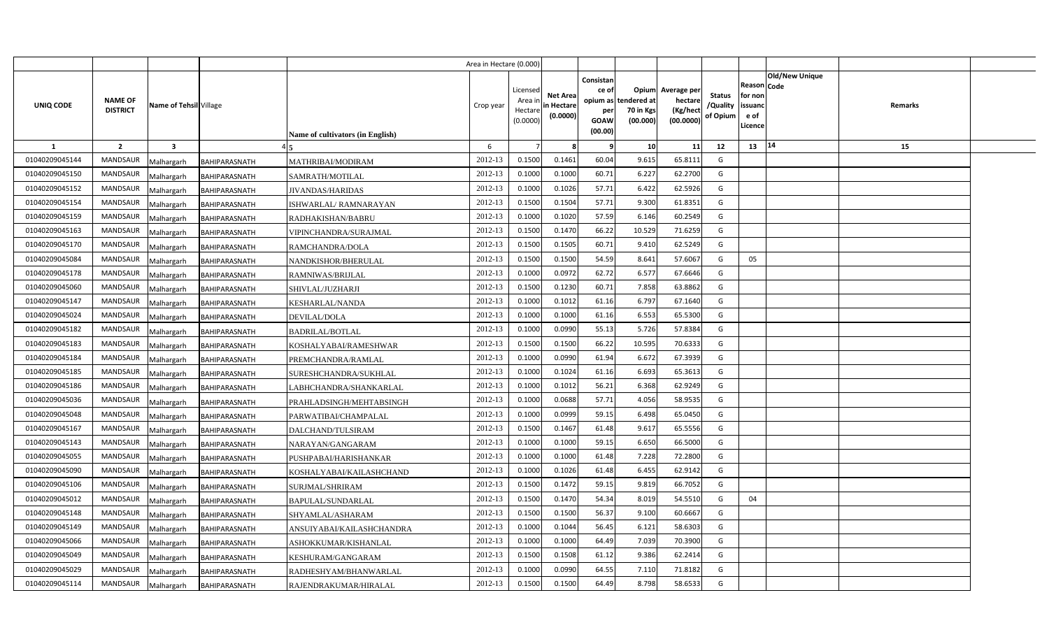|  |  |  |  |  | Area in Hectare (0.000) |  |  |  |  |  |  |  |  |  |
|---|---|---|---|---|---|---|---|---|---|---|---|---|---|---|
| UNIQ CODE | NAME OF DISTRICT | Name of Tehsil | Village | Name of cultivators (in English) | Crop year | Licensed Area in Hectare (0.0000) | Net Area in Hectare (0.0000) | Consistance of opium as per GOAW (00.00) | Opium tendered at 70 in Kgs (00.000) | Average per hectare (Kg/hect (00.0000) | Status /Quality of Opium | Reason for non issuance of Licence | Code Old/New Unique | Remarks |
| 1 | 2 | 3 | 4 | 5 | 6 | 7 | 8 | 9 | 10 | 11 | 12 | 13 | 14 | 15 |
| 01040209045144 | MANDSAUR | Malhargarh | BAHIPARASNATH | MATHRIBAI/MODIRAM | 2012-13 | 0.1500 | 0.1461 | 60.04 | 9.615 | 65.8111 | G |  |  |  |
| 01040209045150 | MANDSAUR | Malhargarh | BAHIPARASNATH | SAMRATH/MOTILAL | 2012-13 | 0.1000 | 0.1000 | 60.71 | 6.227 | 62.2700 | G |  |  |  |
| 01040209045152 | MANDSAUR | Malhargarh | BAHIPARASNATH | JIVANDAS/HARIDAS | 2012-13 | 0.1000 | 0.1026 | 57.71 | 6.422 | 62.5926 | G |  |  |  |
| 01040209045154 | MANDSAUR | Malhargarh | BAHIPARASNATH | ISHWARLAL/ RAMNARAYAN | 2012-13 | 0.1500 | 0.1504 | 57.71 | 9.300 | 61.8351 | G |  |  |  |
| 01040209045159 | MANDSAUR | Malhargarh | BAHIPARASNATH | RADHAKISHAN/BABRU | 2012-13 | 0.1000 | 0.1020 | 57.59 | 6.146 | 60.2549 | G |  |  |  |
| 01040209045163 | MANDSAUR | Malhargarh | BAHIPARASNATH | VIPINCHANDRA/SURAJMAL | 2012-13 | 0.1500 | 0.1470 | 66.22 | 10.529 | 71.6259 | G |  |  |  |
| 01040209045170 | MANDSAUR | Malhargarh | BAHIPARASNATH | RAMCHANDRA/DOLA | 2012-13 | 0.1500 | 0.1505 | 60.71 | 9.410 | 62.5249 | G |  |  |  |
| 01040209045084 | MANDSAUR | Malhargarh | BAHIPARASNATH | NANDKISHOR/BHERULAL | 2012-13 | 0.1500 | 0.1500 | 54.59 | 8.641 | 57.6067 | G | 05 |  |  |
| 01040209045178 | MANDSAUR | Malhargarh | BAHIPARASNATH | RAMNIWAS/BRIJLAL | 2012-13 | 0.1000 | 0.0972 | 62.72 | 6.577 | 67.6646 | G |  |  |  |
| 01040209045060 | MANDSAUR | Malhargarh | BAHIPARASNATH | SHIVLAL/JUZHARJI | 2012-13 | 0.1500 | 0.1230 | 60.71 | 7.858 | 63.8862 | G |  |  |  |
| 01040209045147 | MANDSAUR | Malhargarh | BAHIPARASNATH | KESHARLAL/NANDA | 2012-13 | 0.1000 | 0.1012 | 61.16 | 6.797 | 67.1640 | G |  |  |  |
| 01040209045024 | MANDSAUR | Malhargarh | BAHIPARASNATH | DEVILAL/DOLA | 2012-13 | 0.1000 | 0.1000 | 61.16 | 6.553 | 65.5300 | G |  |  |  |
| 01040209045182 | MANDSAUR | Malhargarh | BAHIPARASNATH | BADRILAL/BOTLAL | 2012-13 | 0.1000 | 0.0990 | 55.13 | 5.726 | 57.8384 | G |  |  |  |
| 01040209045183 | MANDSAUR | Malhargarh | BAHIPARASNATH | KOSHALYABAI/RAMESHWAR | 2012-13 | 0.1500 | 0.1500 | 66.22 | 10.595 | 70.6333 | G |  |  |  |
| 01040209045184 | MANDSAUR | Malhargarh | BAHIPARASNATH | PREMCHANDRA/RAMLAL | 2012-13 | 0.1000 | 0.0990 | 61.94 | 6.672 | 67.3939 | G |  |  |  |
| 01040209045185 | MANDSAUR | Malhargarh | BAHIPARASNATH | SURESHCHANDRA/SUKHLAL | 2012-13 | 0.1000 | 0.1024 | 61.16 | 6.693 | 65.3613 | G |  |  |  |
| 01040209045186 | MANDSAUR | Malhargarh | BAHIPARASNATH | LABHCHANDRA/SHANKARLAL | 2012-13 | 0.1000 | 0.1012 | 56.21 | 6.368 | 62.9249 | G |  |  |  |
| 01040209045036 | MANDSAUR | Malhargarh | BAHIPARASNATH | PRAHLADSINGH/MEHTABSINGH | 2012-13 | 0.1000 | 0.0688 | 57.71 | 4.056 | 58.9535 | G |  |  |  |
| 01040209045048 | MANDSAUR | Malhargarh | BAHIPARASNATH | PARWATIBAI/CHAMPALAL | 2012-13 | 0.1000 | 0.0999 | 59.15 | 6.498 | 65.0450 | G |  |  |  |
| 01040209045167 | MANDSAUR | Malhargarh | BAHIPARASNATH | DALCHAND/TULSIRAM | 2012-13 | 0.1500 | 0.1467 | 61.48 | 9.617 | 65.5556 | G |  |  |  |
| 01040209045143 | MANDSAUR | Malhargarh | BAHIPARASNATH | NARAYAN/GANGARAM | 2012-13 | 0.1000 | 0.1000 | 59.15 | 6.650 | 66.5000 | G |  |  |  |
| 01040209045055 | MANDSAUR | Malhargarh | BAHIPARASNATH | PUSHPABAI/HARISHANKAR | 2012-13 | 0.1000 | 0.1000 | 61.48 | 7.228 | 72.2800 | G |  |  |  |
| 01040209045090 | MANDSAUR | Malhargarh | BAHIPARASNATH | KOSHALYABAI/KAILASHCHAND | 2012-13 | 0.1000 | 0.1026 | 61.48 | 6.455 | 62.9142 | G |  |  |  |
| 01040209045106 | MANDSAUR | Malhargarh | BAHIPARASNATH | SURJMAL/SHRIRAM | 2012-13 | 0.1500 | 0.1472 | 59.15 | 9.819 | 66.7052 | G |  |  |  |
| 01040209045012 | MANDSAUR | Malhargarh | BAHIPARASNATH | BAPULAL/SUNDARLAL | 2012-13 | 0.1500 | 0.1470 | 54.34 | 8.019 | 54.5510 | G | 04 |  |  |
| 01040209045148 | MANDSAUR | Malhargarh | BAHIPARASNATH | SHYAMLAL/ASHARAM | 2012-13 | 0.1500 | 0.1500 | 56.37 | 9.100 | 60.6667 | G |  |  |  |
| 01040209045149 | MANDSAUR | Malhargarh | BAHIPARASNATH | ANSUIYABAI/KAILASHCHANDRA | 2012-13 | 0.1000 | 0.1044 | 56.45 | 6.121 | 58.6303 | G |  |  |  |
| 01040209045066 | MANDSAUR | Malhargarh | BAHIPARASNATH | ASHOKKUMAR/KISHANLAL | 2012-13 | 0.1000 | 0.1000 | 64.49 | 7.039 | 70.3900 | G |  |  |  |
| 01040209045049 | MANDSAUR | Malhargarh | BAHIPARASNATH | KESHURAM/GANGARAM | 2012-13 | 0.1500 | 0.1508 | 61.12 | 9.386 | 62.2414 | G |  |  |  |
| 01040209045029 | MANDSAUR | Malhargarh | BAHIPARASNATH | RADHESHYAM/BHANWARLAL | 2012-13 | 0.1000 | 0.0990 | 64.55 | 7.110 | 71.8182 | G |  |  |  |
| 01040209045114 | MANDSAUR | Malhargarh | BAHIPARASNATH | RAJENDRAKUMAR/HIRALAL | 2012-13 | 0.1500 | 0.1500 | 64.49 | 8.798 | 58.6533 | G |  |  |  |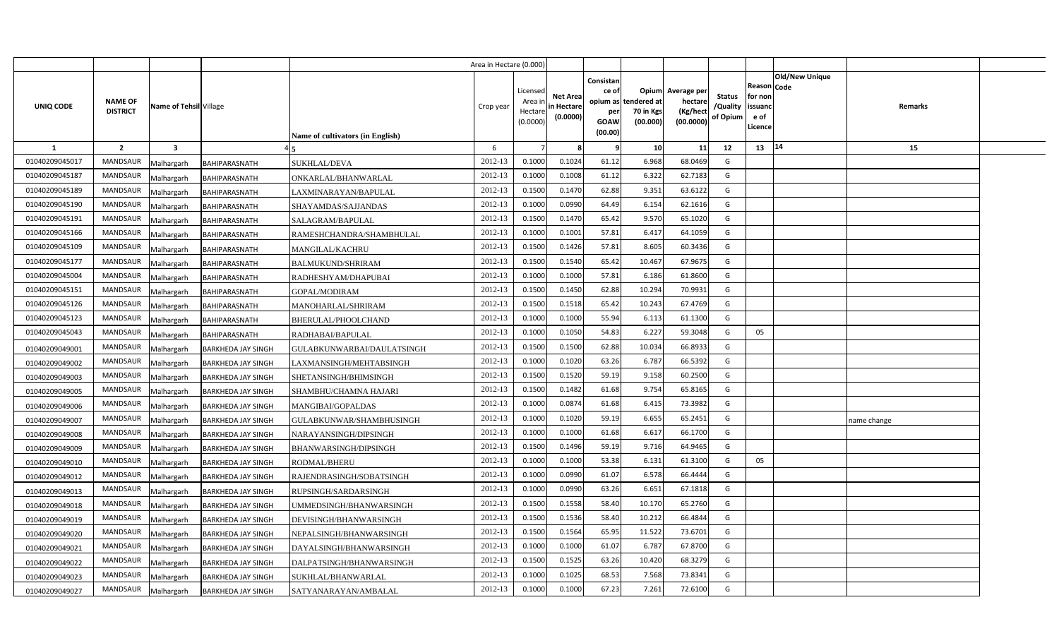| | | | | Area in Hectare (0.000) | | | | | | | | | | | |
|---|---|---|---|---|---|---|---|---|---|---|---|---|---|---|---|
| UNIQ CODE | NAME OF DISTRICT | Name of Tehsil | Village | Name of cultivators (in English) | Crop year | Licensed Area in Hectare (0.0000) | Net Area in Hectare (0.0000) | Consistance of opium as per GOAW (00.00) | Opium tendered at 70 in Kgs (00.000) | Average per hectare (Kg/hect (00.0000) | Status /Quality of Opium | Reason for non issuance of Licence | Code | Old/New Unique | Remarks |
| 1 | 2 | 3 | 4 | 5 | 6 | 7 | 8 | 9 | 10 | 11 | 12 | 13 | 14 | | 15 |
| 01040209045017 | MANDSAUR | Malhargarh | BAHIPARASNATH | SUKHLAL/DEVA | 2012-13 | 0.1000 | 0.1024 | 61.12 | 6.968 | 68.0469 | G | | | | |
| 01040209045187 | MANDSAUR | Malhargarh | BAHIPARASNATH | ONKARLAL/BHANWARLAL | 2012-13 | 0.1000 | 0.1008 | 61.12 | 6.322 | 62.7183 | G | | | | |
| 01040209045189 | MANDSAUR | Malhargarh | BAHIPARASNATH | LAXMINARAYAN/BAPULAL | 2012-13 | 0.1500 | 0.1470 | 62.88 | 9.351 | 63.6122 | G | | | | |
| 01040209045190 | MANDSAUR | Malhargarh | BAHIPARASNATH | SHAYAMDAS/SAJJANDAS | 2012-13 | 0.1000 | 0.0990 | 64.49 | 6.154 | 62.1616 | G | | | | |
| 01040209045191 | MANDSAUR | Malhargarh | BAHIPARASNATH | SALAGRAM/BAPULAL | 2012-13 | 0.1500 | 0.1470 | 65.42 | 9.570 | 65.1020 | G | | | | |
| 01040209045166 | MANDSAUR | Malhargarh | BAHIPARASNATH | RAMESHCHANDRA/SHAMBHULAL | 2012-13 | 0.1000 | 0.1001 | 57.81 | 6.417 | 64.1059 | G | | | | |
| 01040209045109 | MANDSAUR | Malhargarh | BAHIPARASNATH | MANGILAL/KACHRU | 2012-13 | 0.1500 | 0.1426 | 57.81 | 8.605 | 60.3436 | G | | | | |
| 01040209045177 | MANDSAUR | Malhargarh | BAHIPARASNATH | BALMUKUND/SHRIRAM | 2012-13 | 0.1500 | 0.1540 | 65.42 | 10.467 | 67.9675 | G | | | | |
| 01040209045004 | MANDSAUR | Malhargarh | BAHIPARASNATH | RADHESHYAM/DHAPUBAI | 2012-13 | 0.1000 | 0.1000 | 57.81 | 6.186 | 61.8600 | G | | | | |
| 01040209045151 | MANDSAUR | Malhargarh | BAHIPARASNATH | GOPAL/MODIRAM | 2012-13 | 0.1500 | 0.1450 | 62.88 | 10.294 | 70.9931 | G | | | | |
| 01040209045126 | MANDSAUR | Malhargarh | BAHIPARASNATH | MANOHARLAL/SHRIRAM | 2012-13 | 0.1500 | 0.1518 | 65.42 | 10.243 | 67.4769 | G | | | | |
| 01040209045123 | MANDSAUR | Malhargarh | BAHIPARASNATH | BHERULAL/PHOOLCHAND | 2012-13 | 0.1000 | 0.1000 | 55.94 | 6.113 | 61.1300 | G | | | | |
| 01040209045043 | MANDSAUR | Malhargarh | BAHIPARASNATH | RADHABAI/BAPULAL | 2012-13 | 0.1000 | 0.1050 | 54.83 | 6.227 | 59.3048 | G | 05 | | | |
| 01040209049001 | MANDSAUR | Malhargarh | BARKHEDA JAY SINGH | GULABKUNWARBAI/DAULATSINGH | 2012-13 | 0.1500 | 0.1500 | 62.88 | 10.034 | 66.8933 | G | | | | |
| 01040209049002 | MANDSAUR | Malhargarh | BARKHEDA JAY SINGH | LAXMANSINGH/MEHTABSINGH | 2012-13 | 0.1000 | 0.1020 | 63.26 | 6.787 | 66.5392 | G | | | | |
| 01040209049003 | MANDSAUR | Malhargarh | BARKHEDA JAY SINGH | SHETANSINGH/BHIMSINGH | 2012-13 | 0.1500 | 0.1520 | 59.19 | 9.158 | 60.2500 | G | | | | |
| 01040209049005 | MANDSAUR | Malhargarh | BARKHEDA JAY SINGH | SHAMBHU/CHAMNA HAJARI | 2012-13 | 0.1500 | 0.1482 | 61.68 | 9.754 | 65.8165 | G | | | | |
| 01040209049006 | MANDSAUR | Malhargarh | BARKHEDA JAY SINGH | MANGIBAI/GOPALDAS | 2012-13 | 0.1000 | 0.0874 | 61.68 | 6.415 | 73.3982 | G | | | | |
| 01040209049007 | MANDSAUR | Malhargarh | BARKHEDA JAY SINGH | GULABKUNWAR/SHAMBHUSINGH | 2012-13 | 0.1000 | 0.1020 | 59.19 | 6.655 | 65.2451 | G | | | | name change |
| 01040209049008 | MANDSAUR | Malhargarh | BARKHEDA JAY SINGH | NARAYANSINGH/DIPSINGH | 2012-13 | 0.1000 | 0.1000 | 61.68 | 6.617 | 66.1700 | G | | | | |
| 01040209049009 | MANDSAUR | Malhargarh | BARKHEDA JAY SINGH | BHANWARSINGH/DIPSINGH | 2012-13 | 0.1500 | 0.1496 | 59.19 | 9.716 | 64.9465 | G | | | | |
| 01040209049010 | MANDSAUR | Malhargarh | BARKHEDA JAY SINGH | RODMAL/BHERU | 2012-13 | 0.1000 | 0.1000 | 53.38 | 6.131 | 61.3100 | G | 05 | | | |
| 01040209049012 | MANDSAUR | Malhargarh | BARKHEDA JAY SINGH | RAJENDRASINGH/SOBATSINGH | 2012-13 | 0.1000 | 0.0990 | 61.07 | 6.578 | 66.4444 | G | | | | |
| 01040209049013 | MANDSAUR | Malhargarh | BARKHEDA JAY SINGH | RUPSINGH/SARDARSINGH | 2012-13 | 0.1000 | 0.0990 | 63.26 | 6.651 | 67.1818 | G | | | | |
| 01040209049018 | MANDSAUR | Malhargarh | BARKHEDA JAY SINGH | UMMEDSINGH/BHANWARSINGH | 2012-13 | 0.1500 | 0.1558 | 58.40 | 10.170 | 65.2760 | G | | | | |
| 01040209049019 | MANDSAUR | Malhargarh | BARKHEDA JAY SINGH | DEVISINGH/BHANWARSINGH | 2012-13 | 0.1500 | 0.1536 | 58.40 | 10.212 | 66.4844 | G | | | | |
| 01040209049020 | MANDSAUR | Malhargarh | BARKHEDA JAY SINGH | NEPALSINGH/BHANWARSINGH | 2012-13 | 0.1500 | 0.1564 | 65.95 | 11.522 | 73.6701 | G | | | | |
| 01040209049021 | MANDSAUR | Malhargarh | BARKHEDA JAY SINGH | DAYALSINGH/BHANWARSINGH | 2012-13 | 0.1000 | 0.1000 | 61.07 | 6.787 | 67.8700 | G | | | | |
| 01040209049022 | MANDSAUR | Malhargarh | BARKHEDA JAY SINGH | DALPATSINGH/BHANWARSINGH | 2012-13 | 0.1500 | 0.1525 | 63.26 | 10.420 | 68.3279 | G | | | | |
| 01040209049023 | MANDSAUR | Malhargarh | BARKHEDA JAY SINGH | SUKHLAL/BHANWARLAL | 2012-13 | 0.1000 | 0.1025 | 68.53 | 7.568 | 73.8341 | G | | | | |
| 01040209049027 | MANDSAUR | Malhargarh | BARKHEDA JAY SINGH | SATYANARAYAN/AMBALAL | 2012-13 | 0.1000 | 0.1000 | 67.23 | 7.261 | 72.6100 | G | | | | |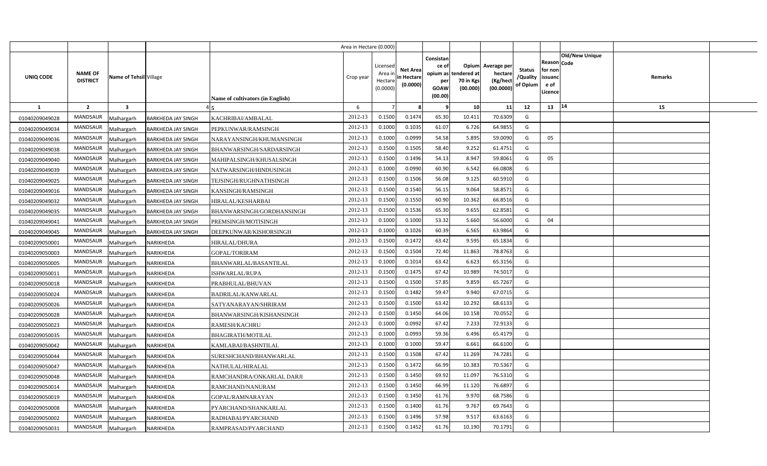| UNIQ CODE | NAME OF DISTRICT | Name of Tehsil | Village | Name of cultivators (in English) | Crop year | Licensed Area in Hectare (0.0000) | Net Area in Hectare (0.0000) | Consistance of opium as per GOAW (00.00) | Opium tendered at 70 in Kgs (00.000) | Average per hectare (Kg/hect (00.0000) | Status /Quality of Opium | Reason for non issuance of Licence | Code | Old/New Unique | Remarks |
|---|---|---|---|---|---|---|---|---|---|---|---|---|---|---|---|
| 1 | 2 | 3 | 4 | 5 | 6 | 7 | 8 | 9 | 10 | 11 | 12 | 13 | 14 | | 15 |
| 01040209049028 | MANDSAUR | Malhargarh | BARKHEDA JAY SINGH | KACHRIBAI/AMBALAL | 2012-13 | 0.1500 | 0.1474 | 65.30 | 10.411 | 70.6309 | G | | | | |
| 01040209049034 | MANDSAUR | Malhargarh | BARKHEDA JAY SINGH | PEPKUNWAR/RAMSINGH | 2012-13 | 0.1000 | 0.1035 | 61.07 | 6.726 | 64.9855 | G | | | | |
| 01040209049036 | MANDSAUR | Malhargarh | BARKHEDA JAY SINGH | NARAYANSINGH/KHUMANSINGH | 2012-13 | 0.1000 | 0.0999 | 54.58 | 5.895 | 59.0090 | G | 05 | | | |
| 01040209049038 | MANDSAUR | Malhargarh | BARKHEDA JAY SINGH | BHANWARSINGH/SARDARSINGH | 2012-13 | 0.1500 | 0.1505 | 58.40 | 9.252 | 61.4751 | G | | | | |
| 01040209049040 | MANDSAUR | Malhargarh | BARKHEDA JAY SINGH | MAHIPALSINGH/KHUSALSINGH | 2012-13 | 0.1500 | 0.1496 | 54.13 | 8.947 | 59.8061 | G | 05 | | | |
| 01040209049039 | MANDSAUR | Malhargarh | BARKHEDA JAY SINGH | NATWARSINGH/HINDUSINGH | 2012-13 | 0.1000 | 0.0990 | 60.90 | 6.542 | 66.0808 | G | | | | |
| 01040209049025 | MANDSAUR | Malhargarh | BARKHEDA JAY SINGH | TEJSINGH/RUGHNATHSINGH | 2012-13 | 0.1500 | 0.1506 | 56.08 | 9.125 | 60.5910 | G | | | | |
| 01040209049016 | MANDSAUR | Malhargarh | BARKHEDA JAY SINGH | KANSINGH/RAMSINGH | 2012-13 | 0.1500 | 0.1540 | 56.15 | 9.064 | 58.8571 | G | | | | |
| 01040209049032 | MANDSAUR | Malhargarh | BARKHEDA JAY SINGH | HIRALAL/KESHARBAI | 2012-13 | 0.1500 | 0.1550 | 60.90 | 10.362 | 66.8516 | G | | | | |
| 01040209049035 | MANDSAUR | Malhargarh | BARKHEDA JAY SINGH | BHANWARSINGH/GORDHANSINGH | 2012-13 | 0.1500 | 0.1536 | 65.30 | 9.655 | 62.8581 | G | | | | |
| 01040209049041 | MANDSAUR | Malhargarh | BARKHEDA JAY SINGH | PREMSINGH/MOTISINGH | 2012-13 | 0.1000 | 0.1000 | 53.32 | 5.660 | 56.6000 | G | 04 | | | |
| 01040209049045 | MANDSAUR | Malhargarh | BARKHEDA JAY SINGH | DEEPKUNWAR/KISHORSINGH | 2012-13 | 0.1000 | 0.1026 | 60.39 | 6.565 | 63.9864 | G | | | | |
| 01040209050001 | MANDSAUR | Malhargarh | NARIKHEDA | HIRALAL/DHURA | 2012-13 | 0.1500 | 0.1472 | 63.42 | 9.595 | 65.1834 | G | | | | |
| 01040209050003 | MANDSAUR | Malhargarh | NARIKHEDA | GOPAL/TORIRAM | 2012-13 | 0.1500 | 0.1504 | 72.40 | 11.863 | 78.8763 | G | | | | |
| 01040209050005 | MANDSAUR | Malhargarh | NARIKHEDA | BHANWARLAL/BASANTILAL | 2012-13 | 0.1000 | 0.1014 | 63.42 | 6.623 | 65.3156 | G | | | | |
| 01040209050011 | MANDSAUR | Malhargarh | NARIKHEDA | ISHWARLAL/RUPA | 2012-13 | 0.1500 | 0.1475 | 67.42 | 10.989 | 74.5017 | G | | | | |
| 01040209050018 | MANDSAUR | Malhargarh | NARIKHEDA | PRABHULAL/BHUVAN | 2012-13 | 0.1500 | 0.1500 | 57.85 | 9.859 | 65.7267 | G | | | | |
| 01040209050024 | MANDSAUR | Malhargarh | NARIKHEDA | BADRILAL/KANWARLAL | 2012-13 | 0.1500 | 0.1482 | 59.47 | 9.940 | 67.0715 | G | | | | |
| 01040209050026 | MANDSAUR | Malhargarh | NARIKHEDA | SATYANARAYAN/SHRIRAM | 2012-13 | 0.1500 | 0.1500 | 63.42 | 10.292 | 68.6133 | G | | | | |
| 01040209050028 | MANDSAUR | Malhargarh | NARIKHEDA | BHANWARSINGH/KISHANSINGH | 2012-13 | 0.1500 | 0.1450 | 64.06 | 10.158 | 70.0552 | G | | | | |
| 01040209050023 | MANDSAUR | Malhargarh | NARIKHEDA | RAMESH/KACHRU | 2012-13 | 0.1000 | 0.0992 | 67.42 | 7.233 | 72.9133 | G | | | | |
| 01040209050035 | MANDSAUR | Malhargarh | NARIKHEDA | BHAGIRATH/MOTILAL | 2012-13 | 0.1000 | 0.0993 | 59.36 | 6.496 | 65.4179 | G | | | | |
| 01040209050042 | MANDSAUR | Malhargarh | NARIKHEDA | KAMLABAI/BASHNTILAL | 2012-13 | 0.1000 | 0.1000 | 59.47 | 6.661 | 66.6100 | G | | | | |
| 01040209050044 | MANDSAUR | Malhargarh | NARIKHEDA | SURESHCHAND/BHANWARLAL | 2012-13 | 0.1500 | 0.1508 | 67.42 | 11.269 | 74.7281 | G | | | | |
| 01040209050047 | MANDSAUR | Malhargarh | NARIKHEDA | NATHULAL/HIRALAL | 2012-13 | 0.1500 | 0.1472 | 66.99 | 10.383 | 70.5367 | G | | | | |
| 01040209050048 | MANDSAUR | Malhargarh | NARIKHEDA | RAMCHANDRA/ONKARLAL DARJI | 2012-13 | 0.1500 | 0.1450 | 69.92 | 11.097 | 76.5310 | G | | | | |
| 01040209050014 | MANDSAUR | Malhargarh | NARIKHEDA | RAMCHAND/NANURAM | 2012-13 | 0.1500 | 0.1450 | 66.99 | 11.120 | 76.6897 | G | | | | |
| 01040209050019 | MANDSAUR | Malhargarh | NARIKHEDA | GOPAL/RAMNARAYAN | 2012-13 | 0.1500 | 0.1450 | 61.76 | 9.970 | 68.7586 | G | | | | |
| 01040209050008 | MANDSAUR | Malhargarh | NARIKHEDA | PYARCHAND/SHANKARLAL | 2012-13 | 0.1500 | 0.1400 | 61.76 | 9.767 | 69.7643 | G | | | | |
| 01040209050002 | MANDSAUR | Malhargarh | NARIKHEDA | RADHABAI/PYARCHAND | 2012-13 | 0.1500 | 0.1496 | 57.98 | 9.517 | 63.6163 | G | | | | |
| 01040209050031 | MANDSAUR | Malhargarh | NARIKHEDA | RAMPRASAD/PYARCHAND | 2012-13 | 0.1500 | 0.1452 | 61.76 | 10.190 | 70.1791 | G | | | | |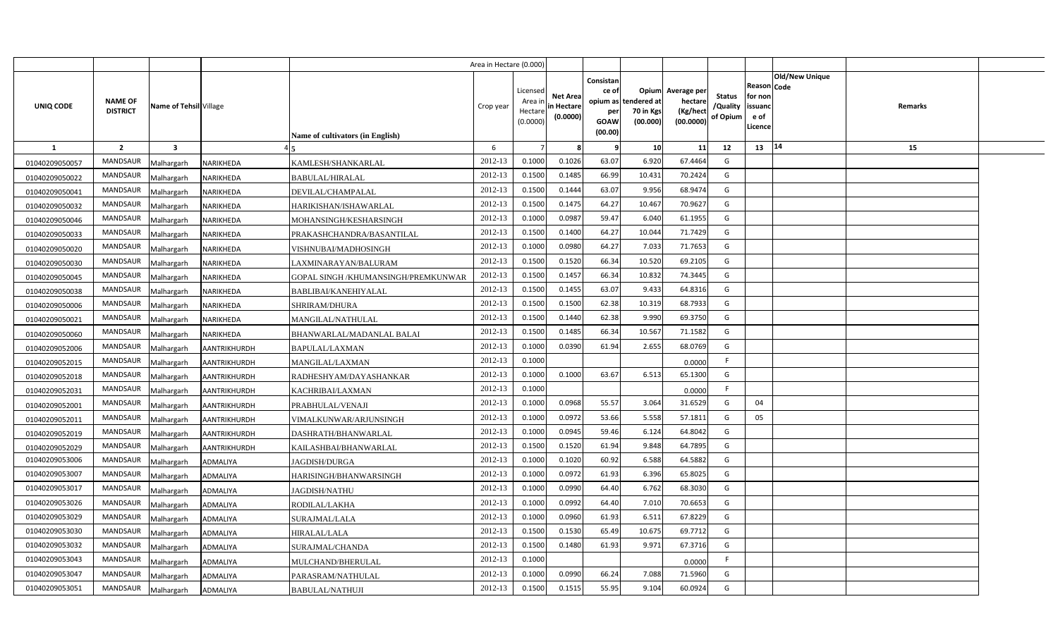| | | | | Area in Hectare (0.000) | | | | | | | | | | | |
|---|---|---|---|---|---|---|---|---|---|---|---|---|---|---|---|
| UNIQ CODE | NAME OF DISTRICT | Name of Tehsil | Village | Name of cultivators (in English) | Crop year | Licensed Area in Hectare (0.0000) | Net Area in Hectare (0.0000) | Consistance of opium as per GOAW (00.00) | Opium tendered at 70 in Kgs (00.000) | Average per hectare (Kg/hect (00.0000) | Status /Quality of Opium | Reason for non issuance of Licence | Code | Old/New Unique | Remarks |
| 1 | 2 | 3 | 4 | 5 | 6 | 7 | 8 | 9 | 10 | 11 | 12 | 13 | 14 | | 15 |
| 01040209050057 | MANDSAUR | Malhargarh | NARIKHEDA | KAMLESH/SHANKARLAL | 2012-13 | 0.1000 | 0.1026 | 63.07 | 6.920 | 67.4464 | G | | | | |
| 01040209050022 | MANDSAUR | Malhargarh | NARIKHEDA | BABULAL/HIRALAL | 2012-13 | 0.1500 | 0.1485 | 66.99 | 10.431 | 70.2424 | G | | | | |
| 01040209050041 | MANDSAUR | Malhargarh | NARIKHEDA | DEVILAL/CHAMPALAL | 2012-13 | 0.1500 | 0.1444 | 63.07 | 9.956 | 68.9474 | G | | | | |
| 01040209050032 | MANDSAUR | Malhargarh | NARIKHEDA | HARIKISHAN/ISHAWARLAL | 2012-13 | 0.1500 | 0.1475 | 64.27 | 10.467 | 70.9627 | G | | | | |
| 01040209050046 | MANDSAUR | Malhargarh | NARIKHEDA | MOHANSINGH/KESHARSINGH | 2012-13 | 0.1000 | 0.0987 | 59.47 | 6.040 | 61.1955 | G | | | | |
| 01040209050033 | MANDSAUR | Malhargarh | NARIKHEDA | PRAKASHCHANDRA/BASANTILAL | 2012-13 | 0.1500 | 0.1400 | 64.27 | 10.044 | 71.7429 | G | | | | |
| 01040209050020 | MANDSAUR | Malhargarh | NARIKHEDA | VISHNUBAI/MADHOSINGH | 2012-13 | 0.1000 | 0.0980 | 64.27 | 7.033 | 71.7653 | G | | | | |
| 01040209050030 | MANDSAUR | Malhargarh | NARIKHEDA | LAXMINARAYAN/BALURAM | 2012-13 | 0.1500 | 0.1520 | 66.34 | 10.520 | 69.2105 | G | | | | |
| 01040209050045 | MANDSAUR | Malhargarh | NARIKHEDA | GOPAL SINGH /KHUMANSINGH/PREMKUNWAR | 2012-13 | 0.1500 | 0.1457 | 66.34 | 10.832 | 74.3445 | G | | | | |
| 01040209050038 | MANDSAUR | Malhargarh | NARIKHEDA | BABLIBAI/KANEHIYALAL | 2012-13 | 0.1500 | 0.1455 | 63.07 | 9.433 | 64.8316 | G | | | | |
| 01040209050006 | MANDSAUR | Malhargarh | NARIKHEDA | SHRIRAM/DHURA | 2012-13 | 0.1500 | 0.1500 | 62.38 | 10.319 | 68.7933 | G | | | | |
| 01040209050021 | MANDSAUR | Malhargarh | NARIKHEDA | MANGILAL/NATHULAL | 2012-13 | 0.1500 | 0.1440 | 62.38 | 9.990 | 69.3750 | G | | | | |
| 01040209050060 | MANDSAUR | Malhargarh | NARIKHEDA | BHANWARLAL/MADANLAL BALAI | 2012-13 | 0.1500 | 0.1485 | 66.34 | 10.567 | 71.1582 | G | | | | |
| 01040209052006 | MANDSAUR | Malhargarh | AANTRIKHURDH | BAPULAL/LAXMAN | 2012-13 | 0.1000 | 0.0390 | 61.94 | 2.655 | 68.0769 | G | | | | |
| 01040209052015 | MANDSAUR | Malhargarh | AANTRIKHURDH | MANGILAL/LAXMAN | 2012-13 | 0.1000 | | | | 0.0000 | F | | | | |
| 01040209052018 | MANDSAUR | Malhargarh | AANTRIKHURDH | RADHESHYAM/DAYASHANKAR | 2012-13 | 0.1000 | 0.1000 | 63.67 | 6.513 | 65.1300 | G | | | | |
| 01040209052031 | MANDSAUR | Malhargarh | AANTRIKHURDH | KACHRIBAI/LAXMAN | 2012-13 | 0.1000 | | | | 0.0000 | F | | | | |
| 01040209052001 | MANDSAUR | Malhargarh | AANTRIKHURDH | PRABHULAL/VENAJI | 2012-13 | 0.1000 | 0.0968 | 55.57 | 3.064 | 31.6529 | G | 04 | | | |
| 01040209052011 | MANDSAUR | Malhargarh | AANTRIKHURDH | VIMALKUNWAR/ARJUNSINGH | 2012-13 | 0.1000 | 0.0972 | 53.66 | 5.558 | 57.1811 | G | 05 | | | |
| 01040209052019 | MANDSAUR | Malhargarh | AANTRIKHURDH | DASHRATH/BHANWARLAL | 2012-13 | 0.1000 | 0.0945 | 59.46 | 6.124 | 64.8042 | G | | | | |
| 01040209052029 | MANDSAUR | Malhargarh | AANTRIKHURDH | KAILASHBAI/BHANWARLAL | 2012-13 | 0.1500 | 0.1520 | 61.94 | 9.848 | 64.7895 | G | | | | |
| 01040209053006 | MANDSAUR | Malhargarh | ADMALIYA | JAGDISH/DURGA | 2012-13 | 0.1000 | 0.1020 | 60.92 | 6.588 | 64.5882 | G | | | | |
| 01040209053007 | MANDSAUR | Malhargarh | ADMALIYA | HARISINGH/BHANWARSINGH | 2012-13 | 0.1000 | 0.0972 | 61.93 | 6.396 | 65.8025 | G | | | | |
| 01040209053017 | MANDSAUR | Malhargarh | ADMALIYA | JAGDISH/NATHU | 2012-13 | 0.1000 | 0.0990 | 64.40 | 6.762 | 68.3030 | G | | | | |
| 01040209053026 | MANDSAUR | Malhargarh | ADMALIYA | RODILAL/LAKHA | 2012-13 | 0.1000 | 0.0992 | 64.40 | 7.010 | 70.6653 | G | | | | |
| 01040209053029 | MANDSAUR | Malhargarh | ADMALIYA | SURAJMAL/LALA | 2012-13 | 0.1000 | 0.0960 | 61.93 | 6.511 | 67.8229 | G | | | | |
| 01040209053030 | MANDSAUR | Malhargarh | ADMALIYA | HIRALAL/LALA | 2012-13 | 0.1500 | 0.1530 | 65.49 | 10.675 | 69.7712 | G | | | | |
| 01040209053032 | MANDSAUR | Malhargarh | ADMALIYA | SURAJMAL/CHANDA | 2012-13 | 0.1500 | 0.1480 | 61.93 | 9.971 | 67.3716 | G | | | | |
| 01040209053043 | MANDSAUR | Malhargarh | ADMALIYA | MULCHAND/BHERULAL | 2012-13 | 0.1000 | | | | 0.0000 | F | | | | |
| 01040209053047 | MANDSAUR | Malhargarh | ADMALIYA | PARASRAM/NATHULAL | 2012-13 | 0.1000 | 0.0990 | 66.24 | 7.088 | 71.5960 | G | | | | |
| 01040209053051 | MANDSAUR | Malhargarh | ADMALIYA | BABULAL/NATHUJI | 2012-13 | 0.1500 | 0.1515 | 55.95 | 9.104 | 60.0924 | G | | | | |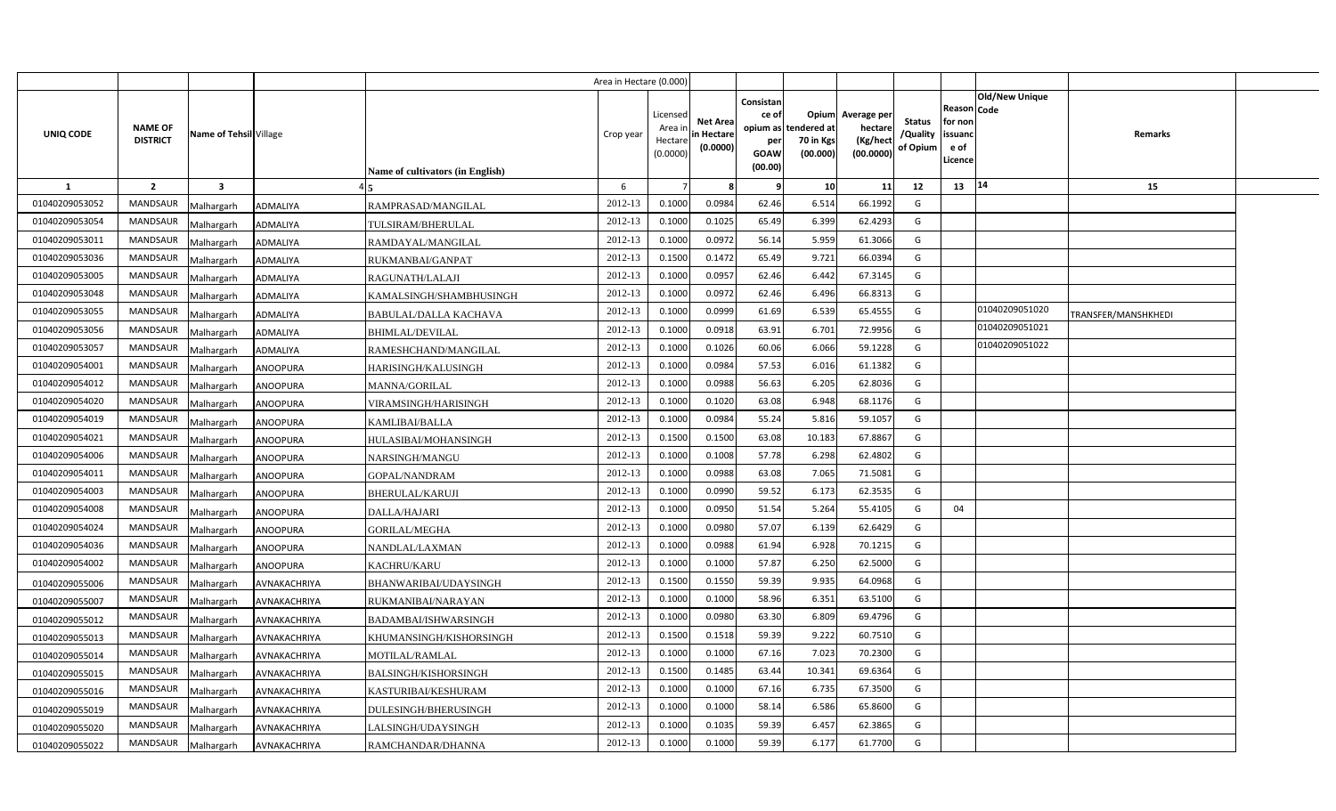| UNIQ CODE | NAME OF DISTRICT | Name of Tehsil | Village | Name of cultivators (in English) | Crop year | Licensed Area in Hectare (0.0000) | Net Area in Hectare (0.0000) | Consistance of opium as per GOAW (00.00) | Opium tendered at 70 in Kgs (00.000) | Average per hectare (Kg/hect (00.0000) | Status /Quality of Opium | Reason for non issuance of Licence | Code | Old/New Unique | Remarks |
|---|---|---|---|---|---|---|---|---|---|---|---|---|---|---|---|
| 1 | 2 | 3 | 4 | 5 | 6 | 7 | 8 | 9 | 10 | 11 | 12 | 13 | | 14 | 15 |
| 01040209053052 | MANDSAUR | Malhargarh | ADMALIYA | RAMPRASAD/MANGILAL | 2012-13 | 0.1000 | 0.0984 | 62.46 | 6.514 | 66.1992 | G | | | | |
| 01040209053054 | MANDSAUR | Malhargarh | ADMALIYA | TULSIRAM/BHERULAL | 2012-13 | 0.1000 | 0.1025 | 65.49 | 6.399 | 62.4293 | G | | | | |
| 01040209053011 | MANDSAUR | Malhargarh | ADMALIYA | RAMDAYAL/MANGILAL | 2012-13 | 0.1000 | 0.0972 | 56.14 | 5.959 | 61.3066 | G | | | | |
| 01040209053036 | MANDSAUR | Malhargarh | ADMALIYA | RUKMANBAI/GANPAT | 2012-13 | 0.1500 | 0.1472 | 65.49 | 9.721 | 66.0394 | G | | | | |
| 01040209053005 | MANDSAUR | Malhargarh | ADMALIYA | RAGUNATH/LALAJI | 2012-13 | 0.1000 | 0.0957 | 62.46 | 6.442 | 67.3145 | G | | | | |
| 01040209053048 | MANDSAUR | Malhargarh | ADMALIYA | KAMALSINGH/SHAMBHUSINGH | 2012-13 | 0.1000 | 0.0972 | 62.46 | 6.496 | 66.8313 | G | | | | |
| 01040209053055 | MANDSAUR | Malhargarh | ADMALIYA | BABULAL/DALLA KACHAVA | 2012-13 | 0.1000 | 0.0999 | 61.69 | 6.539 | 65.4555 | G | | | 01040209051020 | TRANSFER/MANSHKHEDI |
| 01040209053056 | MANDSAUR | Malhargarh | ADMALIYA | BHIMLAL/DEVILAL | 2012-13 | 0.1000 | 0.0918 | 63.91 | 6.701 | 72.9956 | G | | | 01040209051021 | |
| 01040209053057 | MANDSAUR | Malhargarh | ADMALIYA | RAMESHCHAND/MANGILAL | 2012-13 | 0.1000 | 0.1026 | 60.06 | 6.066 | 59.1228 | G | | | 01040209051022 | |
| 01040209054001 | MANDSAUR | Malhargarh | ANOOPURA | HARISINGH/KALUSINGH | 2012-13 | 0.1000 | 0.0984 | 57.53 | 6.016 | 61.1382 | G | | | | |
| 01040209054012 | MANDSAUR | Malhargarh | ANOOPURA | MANNA/GORILAL | 2012-13 | 0.1000 | 0.0988 | 56.63 | 6.205 | 62.8036 | G | | | | |
| 01040209054020 | MANDSAUR | Malhargarh | ANOOPURA | VIRAMSINGH/HARISINGH | 2012-13 | 0.1000 | 0.1020 | 63.08 | 6.948 | 68.1176 | G | | | | |
| 01040209054019 | MANDSAUR | Malhargarh | ANOOPURA | KAMLIBAI/BALLA | 2012-13 | 0.1000 | 0.0984 | 55.24 | 5.816 | 59.1057 | G | | | | |
| 01040209054021 | MANDSAUR | Malhargarh | ANOOPURA | HULASIBAI/MOHANSINGH | 2012-13 | 0.1500 | 0.1500 | 63.08 | 10.183 | 67.8867 | G | | | | |
| 01040209054006 | MANDSAUR | Malhargarh | ANOOPURA | NARSINGH/MANGU | 2012-13 | 0.1000 | 0.1008 | 57.78 | 6.298 | 62.4802 | G | | | | |
| 01040209054011 | MANDSAUR | Malhargarh | ANOOPURA | GOPAL/NANDRAM | 2012-13 | 0.1000 | 0.0988 | 63.08 | 7.065 | 71.5081 | G | | | | |
| 01040209054003 | MANDSAUR | Malhargarh | ANOOPURA | BHERULAL/KARUJI | 2012-13 | 0.1000 | 0.0990 | 59.52 | 6.173 | 62.3535 | G | | | | |
| 01040209054008 | MANDSAUR | Malhargarh | ANOOPURA | DALLA/HAJARI | 2012-13 | 0.1000 | 0.0950 | 51.54 | 5.264 | 55.4105 | G | 04 | | | |
| 01040209054024 | MANDSAUR | Malhargarh | ANOOPURA | GORILAL/MEGHA | 2012-13 | 0.1000 | 0.0980 | 57.07 | 6.139 | 62.6429 | G | | | | |
| 01040209054036 | MANDSAUR | Malhargarh | ANOOPURA | NANDLAL/LAXMAN | 2012-13 | 0.1000 | 0.0988 | 61.94 | 6.928 | 70.1215 | G | | | | |
| 01040209054002 | MANDSAUR | Malhargarh | ANOOPURA | KACHRU/KARU | 2012-13 | 0.1000 | 0.1000 | 57.87 | 6.250 | 62.5000 | G | | | | |
| 01040209055006 | MANDSAUR | Malhargarh | AVNAKACHRIYA | BHANWARIBAI/UDAYSINGH | 2012-13 | 0.1500 | 0.1550 | 59.39 | 9.935 | 64.0968 | G | | | | |
| 01040209055007 | MANDSAUR | Malhargarh | AVNAKACHRIYA | RUKMANIBAI/NARAYAN | 2012-13 | 0.1000 | 0.1000 | 58.96 | 6.351 | 63.5100 | G | | | | |
| 01040209055012 | MANDSAUR | Malhargarh | AVNAKACHRIYA | BADAMBAI/ISHWARSINGH | 2012-13 | 0.1000 | 0.0980 | 63.30 | 6.809 | 69.4796 | G | | | | |
| 01040209055013 | MANDSAUR | Malhargarh | AVNAKACHRIYA | KHUMANSINGH/KISHORSINGH | 2012-13 | 0.1500 | 0.1518 | 59.39 | 9.222 | 60.7510 | G | | | | |
| 01040209055014 | MANDSAUR | Malhargarh | AVNAKACHRIYA | MOTILAL/RAMLAL | 2012-13 | 0.1000 | 0.1000 | 67.16 | 7.023 | 70.2300 | G | | | | |
| 01040209055015 | MANDSAUR | Malhargarh | AVNAKACHRIYA | BALSINGH/KISHORSINGH | 2012-13 | 0.1500 | 0.1485 | 63.44 | 10.341 | 69.6364 | G | | | | |
| 01040209055016 | MANDSAUR | Malhargarh | AVNAKACHRIYA | KASTURIBAI/KESHURAM | 2012-13 | 0.1000 | 0.1000 | 67.16 | 6.735 | 67.3500 | G | | | | |
| 01040209055019 | MANDSAUR | Malhargarh | AVNAKACHRIYA | DULESINGH/BHERUSINGH | 2012-13 | 0.1000 | 0.1000 | 58.14 | 6.586 | 65.8600 | G | | | | |
| 01040209055020 | MANDSAUR | Malhargarh | AVNAKACHRIYA | LALSINGH/UDAYSINGH | 2012-13 | 0.1000 | 0.1035 | 59.39 | 6.457 | 62.3865 | G | | | | |
| 01040209055022 | MANDSAUR | Malhargarh | AVNAKACHRIYA | RAMCHANDAR/DHANNA | 2012-13 | 0.1000 | 0.1000 | 59.39 | 6.177 | 61.7700 | G | | | | |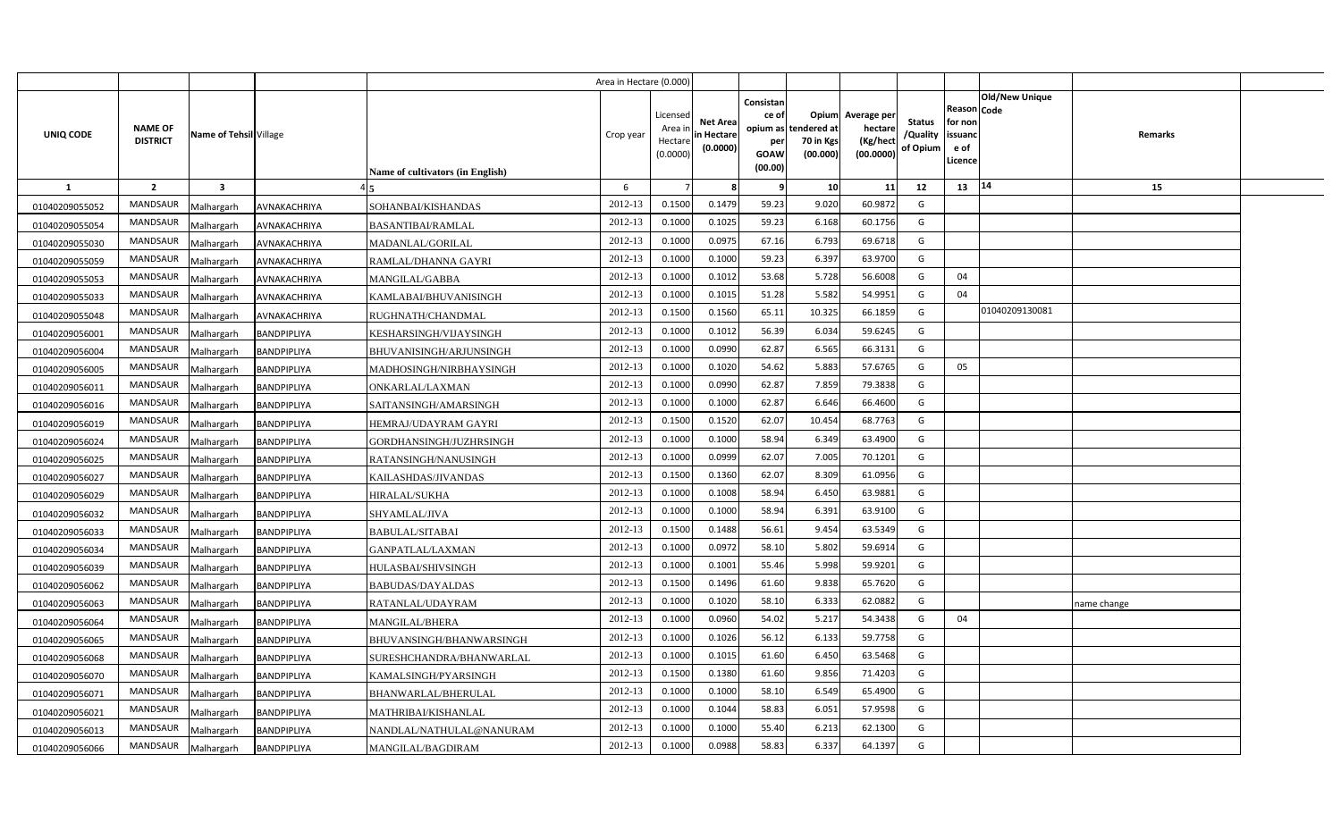| UNIQ CODE | NAME OF DISTRICT | Name of Tehsil | Village | Name of cultivators (in English) | Crop year | Licensed Area in Hectare (0.0000) | Net Area in Hectare (0.0000) | Consistance of opium as per GOAW (00.00) | Opium tendered at 70 in Kgs (00.000) | Average per hectare (Kg/hect) (00.0000) | Status /Quality of Opium | Reason for non issuance of Licence | Code | Old/New Unique Code | Remarks |
|---|---|---|---|---|---|---|---|---|---|---|---|---|---|---|---|
| 1 | 2 | 3 | 4 | 5 | 6 | 7 | 8 | 9 | 10 | 11 | 12 | 13 | | 14 | 15 |
| 01040209055052 | MANDSAUR | Malhargarh | AVNAKACHRIYA | SOHANBAI/KISHANDAS | 2012-13 | 0.1500 | 0.1479 | 59.23 | 9.020 | 60.9872 | G | | | | |
| 01040209055054 | MANDSAUR | Malhargarh | AVNAKACHRIYA | BASANTIBAI/RAMLAL | 2012-13 | 0.1000 | 0.1025 | 59.23 | 6.168 | 60.1756 | G | | | | |
| 01040209055030 | MANDSAUR | Malhargarh | AVNAKACHRIYA | MADANLAL/GORILAL | 2012-13 | 0.1000 | 0.0975 | 67.16 | 6.793 | 69.6718 | G | | | | |
| 01040209055059 | MANDSAUR | Malhargarh | AVNAKACHRIYA | RAMLAL/DHANNA GAYRI | 2012-13 | 0.1000 | 0.1000 | 59.23 | 6.397 | 63.9700 | G | | | | |
| 01040209055053 | MANDSAUR | Malhargarh | AVNAKACHRIYA | MANGILAL/GABBA | 2012-13 | 0.1000 | 0.1012 | 53.68 | 5.728 | 56.6008 | G | 04 | | | |
| 01040209055033 | MANDSAUR | Malhargarh | AVNAKACHRIYA | KAMLABAI/BHUVANISINGH | 2012-13 | 0.1000 | 0.1015 | 51.28 | 5.582 | 54.9951 | G | 04 | | | |
| 01040209055048 | MANDSAUR | Malhargarh | AVNAKACHRIYA | RUGHNATH/CHANDMAL | 2012-13 | 0.1500 | 0.1560 | 65.11 | 10.325 | 66.1859 | G | | | 01040209130081 | |
| 01040209056001 | MANDSAUR | Malhargarh | BANDPIPLIYA | KESHARSINGH/VIJAYSINGH | 2012-13 | 0.1000 | 0.1012 | 56.39 | 6.034 | 59.6245 | G | | | | |
| 01040209056004 | MANDSAUR | Malhargarh | BANDPIPLIYA | BHUVANISINGH/ARJUNSINGH | 2012-13 | 0.1000 | 0.0990 | 62.87 | 6.565 | 66.3131 | G | | | | |
| 01040209056005 | MANDSAUR | Malhargarh | BANDPIPLIYA | MADHOSINGH/NIRBHAYSINGH | 2012-13 | 0.1000 | 0.1020 | 54.62 | 5.883 | 57.6765 | G | 05 | | | |
| 01040209056011 | MANDSAUR | Malhargarh | BANDPIPLIYA | ONKARLAL/LAXMAN | 2012-13 | 0.1000 | 0.0990 | 62.87 | 7.859 | 79.3838 | G | | | | |
| 01040209056016 | MANDSAUR | Malhargarh | BANDPIPLIYA | SAITANSINGH/AMARSINGH | 2012-13 | 0.1000 | 0.1000 | 62.87 | 6.646 | 66.4600 | G | | | | |
| 01040209056019 | MANDSAUR | Malhargarh | BANDPIPLIYA | HEMRAJ/UDAYRAM GAYRI | 2012-13 | 0.1500 | 0.1520 | 62.07 | 10.454 | 68.7763 | G | | | | |
| 01040209056024 | MANDSAUR | Malhargarh | BANDPIPLIYA | GORDHANSINGH/JUZHRSINGH | 2012-13 | 0.1000 | 0.1000 | 58.94 | 6.349 | 63.4900 | G | | | | |
| 01040209056025 | MANDSAUR | Malhargarh | BANDPIPLIYA | RATANSINGH/NANUSINGH | 2012-13 | 0.1000 | 0.0999 | 62.07 | 7.005 | 70.1201 | G | | | | |
| 01040209056027 | MANDSAUR | Malhargarh | BANDPIPLIYA | KAILASHDAS/JIVANDAS | 2012-13 | 0.1500 | 0.1360 | 62.07 | 8.309 | 61.0956 | G | | | | |
| 01040209056029 | MANDSAUR | Malhargarh | BANDPIPLIYA | HIRALAL/SUKHA | 2012-13 | 0.1000 | 0.1008 | 58.94 | 6.450 | 63.9881 | G | | | | |
| 01040209056032 | MANDSAUR | Malhargarh | BANDPIPLIYA | SHYAMLAL/JIVA | 2012-13 | 0.1000 | 0.1000 | 58.94 | 6.391 | 63.9100 | G | | | | |
| 01040209056033 | MANDSAUR | Malhargarh | BANDPIPLIYA | BABULAL/SITABAI | 2012-13 | 0.1500 | 0.1488 | 56.61 | 9.454 | 63.5349 | G | | | | |
| 01040209056034 | MANDSAUR | Malhargarh | BANDPIPLIYA | GANPATLAL/LAXMAN | 2012-13 | 0.1000 | 0.0972 | 58.10 | 5.802 | 59.6914 | G | | | | |
| 01040209056039 | MANDSAUR | Malhargarh | BANDPIPLIYA | HULASBAI/SHIVSINGH | 2012-13 | 0.1000 | 0.1001 | 55.46 | 5.998 | 59.9201 | G | | | | |
| 01040209056062 | MANDSAUR | Malhargarh | BANDPIPLIYA | BABUDAS/DAYALDAS | 2012-13 | 0.1500 | 0.1496 | 61.60 | 9.838 | 65.7620 | G | | | | |
| 01040209056063 | MANDSAUR | Malhargarh | BANDPIPLIYA | RATANLAL/UDAYRAM | 2012-13 | 0.1000 | 0.1020 | 58.10 | 6.333 | 62.0882 | G | | | | name change |
| 01040209056064 | MANDSAUR | Malhargarh | BANDPIPLIYA | MANGILAL/BHERA | 2012-13 | 0.1000 | 0.0960 | 54.02 | 5.217 | 54.3438 | G | 04 | | | |
| 01040209056065 | MANDSAUR | Malhargarh | BANDPIPLIYA | BHUVANSINGH/BHANWARSINGH | 2012-13 | 0.1000 | 0.1026 | 56.12 | 6.133 | 59.7758 | G | | | | |
| 01040209056068 | MANDSAUR | Malhargarh | BANDPIPLIYA | SURESHCHANDRA/BHANWARLAL | 2012-13 | 0.1000 | 0.1015 | 61.60 | 6.450 | 63.5468 | G | | | | |
| 01040209056070 | MANDSAUR | Malhargarh | BANDPIPLIYA | KAMALSINGH/PYARSINGH | 2012-13 | 0.1500 | 0.1380 | 61.60 | 9.856 | 71.4203 | G | | | | |
| 01040209056071 | MANDSAUR | Malhargarh | BANDPIPLIYA | BHANWARLAL/BHERULAL | 2012-13 | 0.1000 | 0.1000 | 58.10 | 6.549 | 65.4900 | G | | | | |
| 01040209056021 | MANDSAUR | Malhargarh | BANDPIPLIYA | MATHRIBAI/KISHANLAL | 2012-13 | 0.1000 | 0.1044 | 58.83 | 6.051 | 57.9598 | G | | | | |
| 01040209056013 | MANDSAUR | Malhargarh | BANDPIPLIYA | NANDLAL/NATHULAL@NANURAM | 2012-13 | 0.1000 | 0.1000 | 55.40 | 6.213 | 62.1300 | G | | | | |
| 01040209056066 | MANDSAUR | Malhargarh | BANDPIPLIYA | MANGILAL/BAGDIRAM | 2012-13 | 0.1000 | 0.0988 | 58.83 | 6.337 | 64.1397 | G | | | | |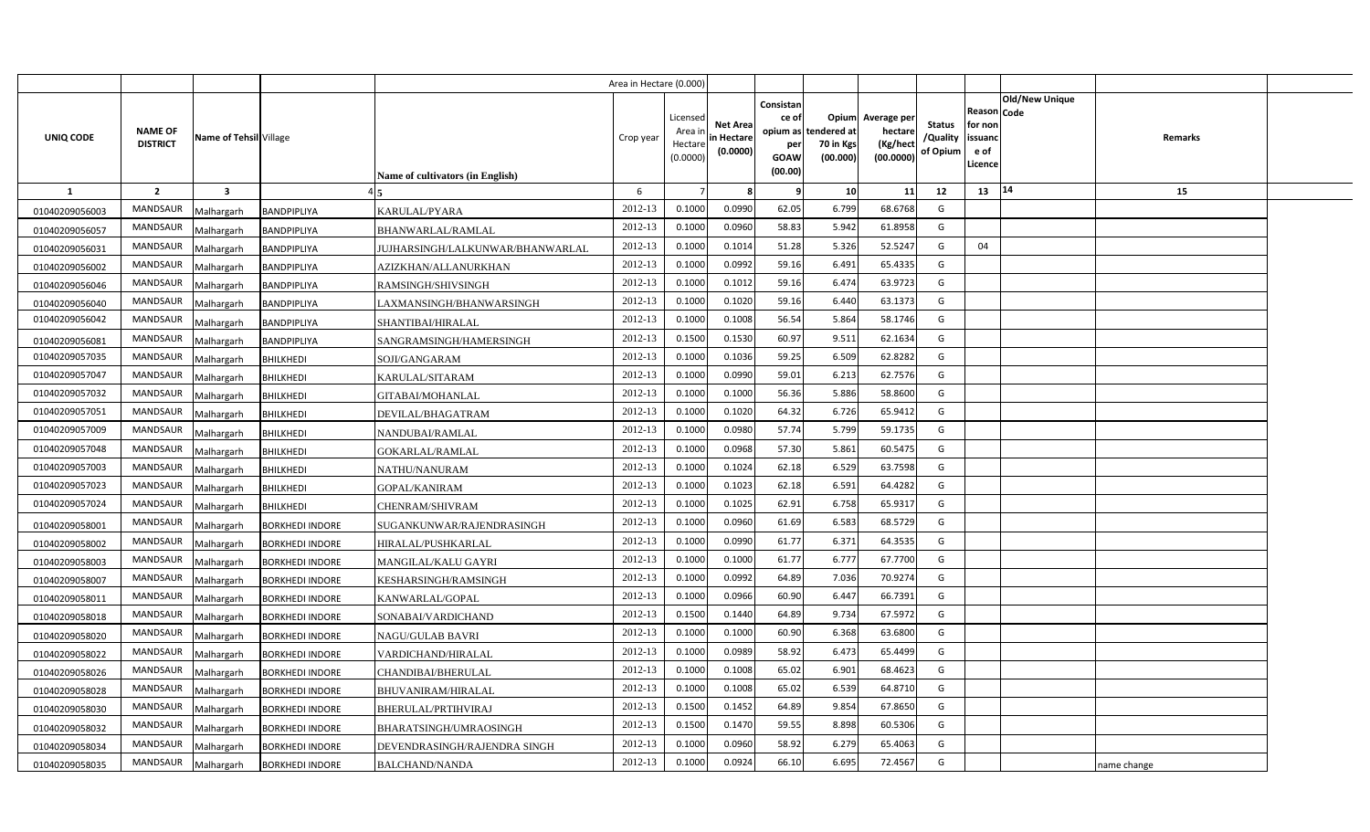| | | | | Area in Hectare (0.000) | | | | | | | | | | | |
|---|---|---|---|---|---|---|---|---|---|---|---|---|---|---|---|
| UNIQ CODE | NAME OF DISTRICT | Name of Tehsil | Village | Name of cultivators (in English) | Crop year | Licensed Area in Hectare (0.0000) | Net Area in Hectare (0.0000) | Consistance of opium as per GOAW (00.00) | Opium tendered at 70 in Kgs (00.000) | Average per hectare (Kg/hect (00.0000) | Status /Quality of Opium | Reason for non issuance of Licence | Code | Old/New Unique | Remarks |
| 1 | 2 | 3 | 4 | 5 | 6 | 7 | 8 | 9 | 10 | 11 | 12 | 13 | 14 | | 15 |
| 01040209056003 | MANDSAUR | Malhargarh | BANDPIPLIYA | KARULAL/PYARA | 2012-13 | 0.1000 | 0.0990 | 62.05 | 6.799 | 68.6768 | G | | | | |
| 01040209056057 | MANDSAUR | Malhargarh | BANDPIPLIYA | BHANWARLAL/RAMLAL | 2012-13 | 0.1000 | 0.0960 | 58.83 | 5.942 | 61.8958 | G | | | | |
| 01040209056031 | MANDSAUR | Malhargarh | BANDPIPLIYA | JUJHARSINGH/LALKUNWAR/BHANWARLAL | 2012-13 | 0.1000 | 0.1014 | 51.28 | 5.326 | 52.5247 | G | 04 | | | |
| 01040209056002 | MANDSAUR | Malhargarh | BANDPIPLIYA | AZIZKHAN/ALLANURKHAN | 2012-13 | 0.1000 | 0.0992 | 59.16 | 6.491 | 65.4335 | G | | | | |
| 01040209056046 | MANDSAUR | Malhargarh | BANDPIPLIYA | RAMSINGH/SHIVSINGH | 2012-13 | 0.1000 | 0.1012 | 59.16 | 6.474 | 63.9723 | G | | | | |
| 01040209056040 | MANDSAUR | Malhargarh | BANDPIPLIYA | LAXMANSINGH/BHANWARSINGH | 2012-13 | 0.1000 | 0.1020 | 59.16 | 6.440 | 63.1373 | G | | | | |
| 01040209056042 | MANDSAUR | Malhargarh | BANDPIPLIYA | SHANTIBAI/HIRALAL | 2012-13 | 0.1000 | 0.1008 | 56.54 | 5.864 | 58.1746 | G | | | | |
| 01040209056081 | MANDSAUR | Malhargarh | BANDPIPLIYA | SANGRAMSINGH/HAMERSINGH | 2012-13 | 0.1500 | 0.1530 | 60.97 | 9.511 | 62.1634 | G | | | | |
| 01040209057035 | MANDSAUR | Malhargarh | BHILKHEDI | SOJI/GANGARAM | 2012-13 | 0.1000 | 0.1036 | 59.25 | 6.509 | 62.8282 | G | | | | |
| 01040209057047 | MANDSAUR | Malhargarh | BHILKHEDI | KARULAL/SITARAM | 2012-13 | 0.1000 | 0.0990 | 59.01 | 6.213 | 62.7576 | G | | | | |
| 01040209057032 | MANDSAUR | Malhargarh | BHILKHEDI | GITABAI/MOHANLAL | 2012-13 | 0.1000 | 0.1000 | 56.36 | 5.886 | 58.8600 | G | | | | |
| 01040209057051 | MANDSAUR | Malhargarh | BHILKHEDI | DEVILAL/BHAGATRAM | 2012-13 | 0.1000 | 0.1020 | 64.32 | 6.726 | 65.9412 | G | | | | |
| 01040209057009 | MANDSAUR | Malhargarh | BHILKHEDI | NANDUBAI/RAMLAL | 2012-13 | 0.1000 | 0.0980 | 57.74 | 5.799 | 59.1735 | G | | | | |
| 01040209057048 | MANDSAUR | Malhargarh | BHILKHEDI | GOKARLAL/RAMLAL | 2012-13 | 0.1000 | 0.0968 | 57.30 | 5.861 | 60.5475 | G | | | | |
| 01040209057003 | MANDSAUR | Malhargarh | BHILKHEDI | NATHU/NANURAM | 2012-13 | 0.1000 | 0.1024 | 62.18 | 6.529 | 63.7598 | G | | | | |
| 01040209057023 | MANDSAUR | Malhargarh | BHILKHEDI | GOPAL/KANIRAM | 2012-13 | 0.1000 | 0.1023 | 62.18 | 6.591 | 64.4282 | G | | | | |
| 01040209057024 | MANDSAUR | Malhargarh | BHILKHEDI | CHENRAM/SHIVRAM | 2012-13 | 0.1000 | 0.1025 | 62.91 | 6.758 | 65.9317 | G | | | | |
| 01040209058001 | MANDSAUR | Malhargarh | BORKHEDI INDORE | SUGANKUNWAR/RAJENDRASINGH | 2012-13 | 0.1000 | 0.0960 | 61.69 | 6.583 | 68.5729 | G | | | | |
| 01040209058002 | MANDSAUR | Malhargarh | BORKHEDI INDORE | HIRALAL/PUSHKARLAL | 2012-13 | 0.1000 | 0.0990 | 61.77 | 6.371 | 64.3535 | G | | | | |
| 01040209058003 | MANDSAUR | Malhargarh | BORKHEDI INDORE | MANGILAL/KALU GAYRI | 2012-13 | 0.1000 | 0.1000 | 61.77 | 6.777 | 67.7700 | G | | | | |
| 01040209058007 | MANDSAUR | Malhargarh | BORKHEDI INDORE | KESHARSINGH/RAMSINGH | 2012-13 | 0.1000 | 0.0992 | 64.89 | 7.036 | 70.9274 | G | | | | |
| 01040209058011 | MANDSAUR | Malhargarh | BORKHEDI INDORE | KANWARLAL/GOPAL | 2012-13 | 0.1000 | 0.0966 | 60.90 | 6.447 | 66.7391 | G | | | | |
| 01040209058018 | MANDSAUR | Malhargarh | BORKHEDI INDORE | SONABAI/VARDICHAND | 2012-13 | 0.1500 | 0.1440 | 64.89 | 9.734 | 67.5972 | G | | | | |
| 01040209058020 | MANDSAUR | Malhargarh | BORKHEDI INDORE | NAGU/GULAB BAVRI | 2012-13 | 0.1000 | 0.1000 | 60.90 | 6.368 | 63.6800 | G | | | | |
| 01040209058022 | MANDSAUR | Malhargarh | BORKHEDI INDORE | VARDICHAND/HIRALAL | 2012-13 | 0.1000 | 0.0989 | 58.92 | 6.473 | 65.4499 | G | | | | |
| 01040209058026 | MANDSAUR | Malhargarh | BORKHEDI INDORE | CHANDIBAI/BHERULAL | 2012-13 | 0.1000 | 0.1008 | 65.02 | 6.901 | 68.4623 | G | | | | |
| 01040209058028 | MANDSAUR | Malhargarh | BORKHEDI INDORE | BHUVANIRAM/HIRALAL | 2012-13 | 0.1000 | 0.1008 | 65.02 | 6.539 | 64.8710 | G | | | | |
| 01040209058030 | MANDSAUR | Malhargarh | BORKHEDI INDORE | BHERULAL/PRTIHVIRAJ | 2012-13 | 0.1500 | 0.1452 | 64.89 | 9.854 | 67.8650 | G | | | | |
| 01040209058032 | MANDSAUR | Malhargarh | BORKHEDI INDORE | BHARATSINGH/UMRAOSINGH | 2012-13 | 0.1500 | 0.1470 | 59.55 | 8.898 | 60.5306 | G | | | | |
| 01040209058034 | MANDSAUR | Malhargarh | BORKHEDI INDORE | DEVENDRASINGH/RAJENDRA SINGH | 2012-13 | 0.1000 | 0.0960 | 58.92 | 6.279 | 65.4063 | G | | | | |
| 01040209058035 | MANDSAUR | Malhargarh | BORKHEDI INDORE | BALCHAND/NANDA | 2012-13 | 0.1000 | 0.0924 | 66.10 | 6.695 | 72.4567 | G | | | | name change |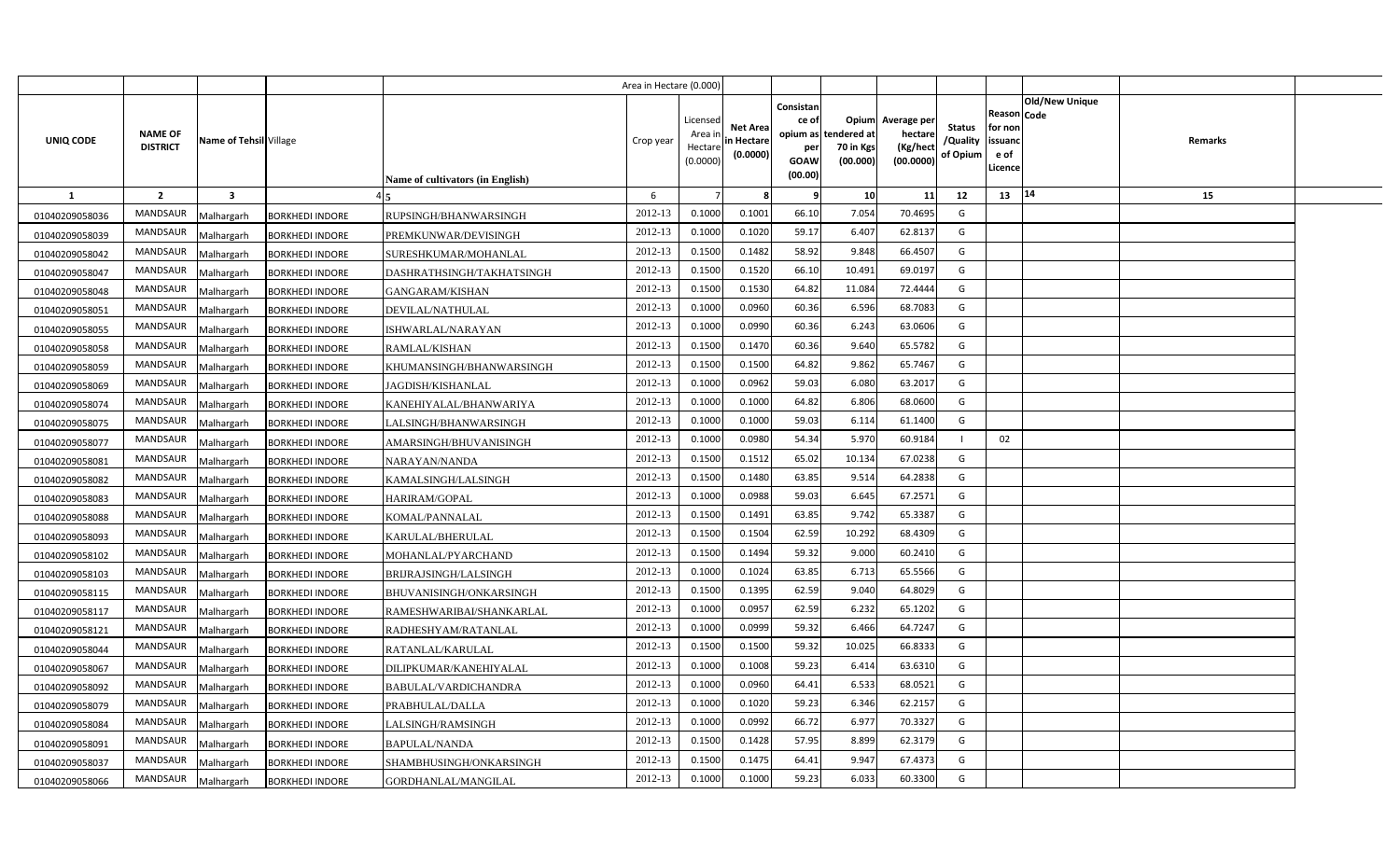| UNIQ CODE | NAME OF DISTRICT | Name of Tehsil | Village | Name of cultivators (in English) | Crop year | Licensed Area in Hectare (0.0000) | Net Area in Hectare (0.0000) | Consistance of opium as per GOAW (00.00) | Opium tendered at 70 in Kgs (00.000) | Average per hectare (Kg/hect (00.0000) | Status /Quality of Opium | Reason for non issuance of Licence | Code | Old/New Unique | Remarks |
|---|---|---|---|---|---|---|---|---|---|---|---|---|---|---|---|
| 1 | 2 | 3 | 4 | 5 | 6 | 7 | 8 | 9 | 10 | 11 | 12 | 13 | | 14 | 15 |
| 01040209058036 | MANDSAUR | Malhargarh | BORKHEDI INDORE | RUPSINGH/BHANWARSINGH | 2012-13 | 0.1000 | 0.1001 | 66.10 | 7.054 | 70.4695 | G | | | | |
| 01040209058039 | MANDSAUR | Malhargarh | BORKHEDI INDORE | PREMKUNWAR/DEVISINGH | 2012-13 | 0.1000 | 0.1020 | 59.17 | 6.407 | 62.8137 | G | | | | |
| 01040209058042 | MANDSAUR | Malhargarh | BORKHEDI INDORE | SURESHKUMAR/MOHANLAL | 2012-13 | 0.1500 | 0.1482 | 58.92 | 9.848 | 66.4507 | G | | | | |
| 01040209058047 | MANDSAUR | Malhargarh | BORKHEDI INDORE | DASHRATHSINGH/TAKHATSINGH | 2012-13 | 0.1500 | 0.1520 | 66.10 | 10.491 | 69.0197 | G | | | | |
| 01040209058048 | MANDSAUR | Malhargarh | BORKHEDI INDORE | GANGARAM/KISHAN | 2012-13 | 0.1500 | 0.1530 | 64.82 | 11.084 | 72.4444 | G | | | | |
| 01040209058051 | MANDSAUR | Malhargarh | BORKHEDI INDORE | DEVILAL/NATHULAL | 2012-13 | 0.1000 | 0.0960 | 60.36 | 6.596 | 68.7083 | G | | | | |
| 01040209058055 | MANDSAUR | Malhargarh | BORKHEDI INDORE | ISHWARLAL/NARAYAN | 2012-13 | 0.1000 | 0.0990 | 60.36 | 6.243 | 63.0606 | G | | | | |
| 01040209058058 | MANDSAUR | Malhargarh | BORKHEDI INDORE | RAMLAL/KISHAN | 2012-13 | 0.1500 | 0.1470 | 60.36 | 9.640 | 65.5782 | G | | | | |
| 01040209058059 | MANDSAUR | Malhargarh | BORKHEDI INDORE | KHUMANSINGH/BHANWARSINGH | 2012-13 | 0.1500 | 0.1500 | 64.82 | 9.862 | 65.7467 | G | | | | |
| 01040209058069 | MANDSAUR | Malhargarh | BORKHEDI INDORE | JAGDISH/KISHANLAL | 2012-13 | 0.1000 | 0.0962 | 59.03 | 6.080 | 63.2017 | G | | | | |
| 01040209058074 | MANDSAUR | Malhargarh | BORKHEDI INDORE | KANEHIYALAL/BHANWARIYA | 2012-13 | 0.1000 | 0.1000 | 64.82 | 6.806 | 68.0600 | G | | | | |
| 01040209058075 | MANDSAUR | Malhargarh | BORKHEDI INDORE | LALSINGH/BHANWARSINGH | 2012-13 | 0.1000 | 0.1000 | 59.03 | 6.114 | 61.1400 | G | | | | |
| 01040209058077 | MANDSAUR | Malhargarh | BORKHEDI INDORE | AMARSINGH/BHUVANISINGH | 2012-13 | 0.1000 | 0.0980 | 54.34 | 5.970 | 60.9184 | I | 02 | | | |
| 01040209058081 | MANDSAUR | Malhargarh | BORKHEDI INDORE | NARAYAN/NANDA | 2012-13 | 0.1500 | 0.1512 | 65.02 | 10.134 | 67.0238 | G | | | | |
| 01040209058082 | MANDSAUR | Malhargarh | BORKHEDI INDORE | KAMALSINGH/LALSINGH | 2012-13 | 0.1500 | 0.1480 | 63.85 | 9.514 | 64.2838 | G | | | | |
| 01040209058083 | MANDSAUR | Malhargarh | BORKHEDI INDORE | HARIRAM/GOPAL | 2012-13 | 0.1000 | 0.0988 | 59.03 | 6.645 | 67.2571 | G | | | | |
| 01040209058088 | MANDSAUR | Malhargarh | BORKHEDI INDORE | KOMAL/PANNALAL | 2012-13 | 0.1500 | 0.1491 | 63.85 | 9.742 | 65.3387 | G | | | | |
| 01040209058093 | MANDSAUR | Malhargarh | BORKHEDI INDORE | KARULAL/BHERULAL | 2012-13 | 0.1500 | 0.1504 | 62.59 | 10.292 | 68.4309 | G | | | | |
| 01040209058102 | MANDSAUR | Malhargarh | BORKHEDI INDORE | MOHANLAL/PYARCHAND | 2012-13 | 0.1500 | 0.1494 | 59.32 | 9.000 | 60.2410 | G | | | | |
| 01040209058103 | MANDSAUR | Malhargarh | BORKHEDI INDORE | BRIJRAJSINGH/LALSINGH | 2012-13 | 0.1000 | 0.1024 | 63.85 | 6.713 | 65.5566 | G | | | | |
| 01040209058115 | MANDSAUR | Malhargarh | BORKHEDI INDORE | BHUVANISINGH/ONKARSINGH | 2012-13 | 0.1500 | 0.1395 | 62.59 | 9.040 | 64.8029 | G | | | | |
| 01040209058117 | MANDSAUR | Malhargarh | BORKHEDI INDORE | RAMESHWARIBAI/SHANKARLAL | 2012-13 | 0.1000 | 0.0957 | 62.59 | 6.232 | 65.1202 | G | | | | |
| 01040209058121 | MANDSAUR | Malhargarh | BORKHEDI INDORE | RADHESHYAM/RATANLAL | 2012-13 | 0.1000 | 0.0999 | 59.32 | 6.466 | 64.7247 | G | | | | |
| 01040209058044 | MANDSAUR | Malhargarh | BORKHEDI INDORE | RATANLAL/KARULAL | 2012-13 | 0.1500 | 0.1500 | 59.32 | 10.025 | 66.8333 | G | | | | |
| 01040209058067 | MANDSAUR | Malhargarh | BORKHEDI INDORE | DILIPKUMAR/KANEHIYALAL | 2012-13 | 0.1000 | 0.1008 | 59.23 | 6.414 | 63.6310 | G | | | | |
| 01040209058092 | MANDSAUR | Malhargarh | BORKHEDI INDORE | BABULAL/VARDICHANDRA | 2012-13 | 0.1000 | 0.0960 | 64.41 | 6.533 | 68.0521 | G | | | | |
| 01040209058079 | MANDSAUR | Malhargarh | BORKHEDI INDORE | PRABHULAL/DALLA | 2012-13 | 0.1000 | 0.1020 | 59.23 | 6.346 | 62.2157 | G | | | | |
| 01040209058084 | MANDSAUR | Malhargarh | BORKHEDI INDORE | LALSINGH/RAMSINGH | 2012-13 | 0.1000 | 0.0992 | 66.72 | 6.977 | 70.3327 | G | | | | |
| 01040209058091 | MANDSAUR | Malhargarh | BORKHEDI INDORE | BAPULAL/NANDA | 2012-13 | 0.1500 | 0.1428 | 57.95 | 8.899 | 62.3179 | G | | | | |
| 01040209058037 | MANDSAUR | Malhargarh | BORKHEDI INDORE | SHAMBHUSINGH/ONKARSINGH | 2012-13 | 0.1500 | 0.1475 | 64.41 | 9.947 | 67.4373 | G | | | | |
| 01040209058066 | MANDSAUR | Malhargarh | BORKHEDI INDORE | GORDHANLAL/MANGILAL | 2012-13 | 0.1000 | 0.1000 | 59.23 | 6.033 | 60.3300 | G | | | | |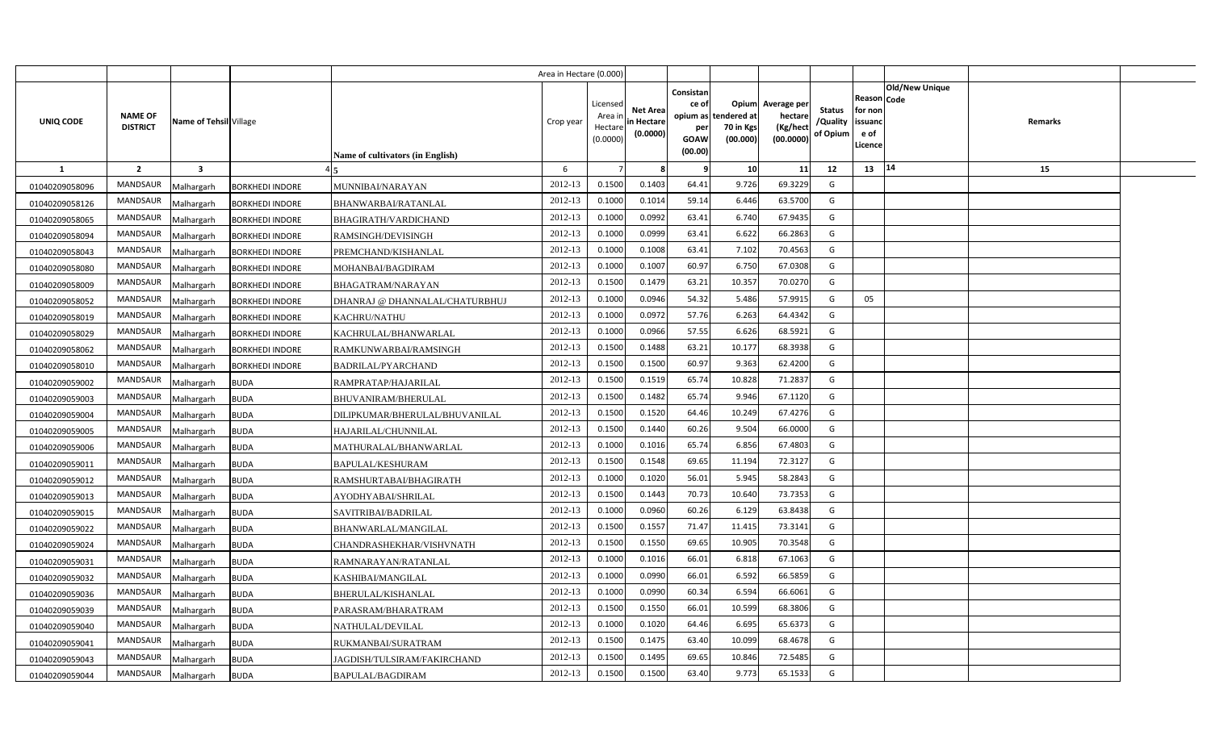| UNIQ CODE | NAME OF DISTRICT | Name of Tehsil | Village | Name of cultivators (in English) | Crop year | Licensed Area in Hectare (0.0000) | Net Area in Hectare (0.0000) | Consistance of opium as per GOAW (00.00) | Opium tendered at 70 in Kgs (00.000) | Average per hectare (Kg/hect (00.0000) | Status /Quality of Opium | Reason for non issuance of Licence | Code | Old/New Unique | Remarks |
|---|---|---|---|---|---|---|---|---|---|---|---|---|---|---|---|
| 1 | 2 | 3 | 4 | 5 | 6 | 7 | 8 | 9 | 10 | 11 | 12 | 13 | 14 | | 15 |
| 01040209058096 | MANDSAUR | Malhargarh | BORKHEDI INDORE | MUNNIBAI/NARAYAN | 2012-13 | 0.1500 | 0.1403 | 64.41 | 9.726 | 69.3229 | G | | | | |
| 01040209058126 | MANDSAUR | Malhargarh | BORKHEDI INDORE | BHANWARBAI/RATANLAL | 2012-13 | 0.1000 | 0.1014 | 59.14 | 6.446 | 63.5700 | G | | | | |
| 01040209058065 | MANDSAUR | Malhargarh | BORKHEDI INDORE | BHAGIRATH/VARDICHAND | 2012-13 | 0.1000 | 0.0992 | 63.41 | 6.740 | 67.9435 | G | | | | |
| 01040209058094 | MANDSAUR | Malhargarh | BORKHEDI INDORE | RAMSINGH/DEVISINGH | 2012-13 | 0.1000 | 0.0999 | 63.41 | 6.622 | 66.2863 | G | | | | |
| 01040209058043 | MANDSAUR | Malhargarh | BORKHEDI INDORE | PREMCHAND/KISHANLAL | 2012-13 | 0.1000 | 0.1008 | 63.41 | 7.102 | 70.4563 | G | | | | |
| 01040209058080 | MANDSAUR | Malhargarh | BORKHEDI INDORE | MOHANBAI/BAGDIRAM | 2012-13 | 0.1000 | 0.1007 | 60.97 | 6.750 | 67.0308 | G | | | | |
| 01040209058009 | MANDSAUR | Malhargarh | BORKHEDI INDORE | BHAGATRAM/NARAYAN | 2012-13 | 0.1500 | 0.1479 | 63.21 | 10.357 | 70.0270 | G | | | | |
| 01040209058052 | MANDSAUR | Malhargarh | BORKHEDI INDORE | DHANRAJ @ DHANNALAL/CHATURBHUJ | 2012-13 | 0.1000 | 0.0946 | 54.32 | 5.486 | 57.9915 | G | 05 | | | |
| 01040209058019 | MANDSAUR | Malhargarh | BORKHEDI INDORE | KACHRU/NATHU | 2012-13 | 0.1000 | 0.0972 | 57.76 | 6.263 | 64.4342 | G | | | | |
| 01040209058029 | MANDSAUR | Malhargarh | BORKHEDI INDORE | KACHRULAL/BHANWARLAL | 2012-13 | 0.1000 | 0.0966 | 57.55 | 6.626 | 68.5921 | G | | | | |
| 01040209058062 | MANDSAUR | Malhargarh | BORKHEDI INDORE | RAMKUNWARBAI/RAMSINGH | 2012-13 | 0.1500 | 0.1488 | 63.21 | 10.177 | 68.3938 | G | | | | |
| 01040209058010 | MANDSAUR | Malhargarh | BORKHEDI INDORE | BADRILAL/PYARCHAND | 2012-13 | 0.1500 | 0.1500 | 60.97 | 9.363 | 62.4200 | G | | | | |
| 01040209059002 | MANDSAUR | Malhargarh | BUDA | RAMPRATAP/HAJARILAL | 2012-13 | 0.1500 | 0.1519 | 65.74 | 10.828 | 71.2837 | G | | | | |
| 01040209059003 | MANDSAUR | Malhargarh | BUDA | BHUVANIRAM/BHERULAL | 2012-13 | 0.1500 | 0.1482 | 65.74 | 9.946 | 67.1120 | G | | | | |
| 01040209059004 | MANDSAUR | Malhargarh | BUDA | DILIPKUMAR/BHERULAL/BHUVANILAL | 2012-13 | 0.1500 | 0.1520 | 64.46 | 10.249 | 67.4276 | G | | | | |
| 01040209059005 | MANDSAUR | Malhargarh | BUDA | HAJARILAL/CHUNNILAL | 2012-13 | 0.1500 | 0.1440 | 60.26 | 9.504 | 66.0000 | G | | | | |
| 01040209059006 | MANDSAUR | Malhargarh | BUDA | MATHURALAL/BHANWARLAL | 2012-13 | 0.1000 | 0.1016 | 65.74 | 6.856 | 67.4803 | G | | | | |
| 01040209059011 | MANDSAUR | Malhargarh | BUDA | BAPULAL/KESHURAM | 2012-13 | 0.1500 | 0.1548 | 69.65 | 11.194 | 72.3127 | G | | | | |
| 01040209059012 | MANDSAUR | Malhargarh | BUDA | RAMSHURTABAI/BHAGIRATH | 2012-13 | 0.1000 | 0.1020 | 56.01 | 5.945 | 58.2843 | G | | | | |
| 01040209059013 | MANDSAUR | Malhargarh | BUDA | AYODHYABAI/SHRILAL | 2012-13 | 0.1500 | 0.1443 | 70.73 | 10.640 | 73.7353 | G | | | | |
| 01040209059015 | MANDSAUR | Malhargarh | BUDA | SAVITRIBAI/BADRILAL | 2012-13 | 0.1000 | 0.0960 | 60.26 | 6.129 | 63.8438 | G | | | | |
| 01040209059022 | MANDSAUR | Malhargarh | BUDA | BHANWARLAL/MANGILAL | 2012-13 | 0.1500 | 0.1557 | 71.47 | 11.415 | 73.3141 | G | | | | |
| 01040209059024 | MANDSAUR | Malhargarh | BUDA | CHANDRASHEKHAR/VISHVNATH | 2012-13 | 0.1500 | 0.1550 | 69.65 | 10.905 | 70.3548 | G | | | | |
| 01040209059031 | MANDSAUR | Malhargarh | BUDA | RAMNARAYAN/RATANLAL | 2012-13 | 0.1000 | 0.1016 | 66.01 | 6.818 | 67.1063 | G | | | | |
| 01040209059032 | MANDSAUR | Malhargarh | BUDA | KASHIBAI/MANGILAL | 2012-13 | 0.1000 | 0.0990 | 66.01 | 6.592 | 66.5859 | G | | | | |
| 01040209059036 | MANDSAUR | Malhargarh | BUDA | BHERULAL/KISHANLAL | 2012-13 | 0.1000 | 0.0990 | 60.34 | 6.594 | 66.6061 | G | | | | |
| 01040209059039 | MANDSAUR | Malhargarh | BUDA | PARASRAM/BHARATRAM | 2012-13 | 0.1500 | 0.1550 | 66.01 | 10.599 | 68.3806 | G | | | | |
| 01040209059040 | MANDSAUR | Malhargarh | BUDA | NATHULAL/DEVILAL | 2012-13 | 0.1000 | 0.1020 | 64.46 | 6.695 | 65.6373 | G | | | | |
| 01040209059041 | MANDSAUR | Malhargarh | BUDA | RUKMANBAI/SURATRAM | 2012-13 | 0.1500 | 0.1475 | 63.40 | 10.099 | 68.4678 | G | | | | |
| 01040209059043 | MANDSAUR | Malhargarh | BUDA | JAGDISH/TULSIRAM/FAKIRCHAND | 2012-13 | 0.1500 | 0.1495 | 69.65 | 10.846 | 72.5485 | G | | | | |
| 01040209059044 | MANDSAUR | Malhargarh | BUDA | BAPULAL/BAGDIRAM | 2012-13 | 0.1500 | 0.1500 | 63.40 | 9.773 | 65.1533 | G | | | | |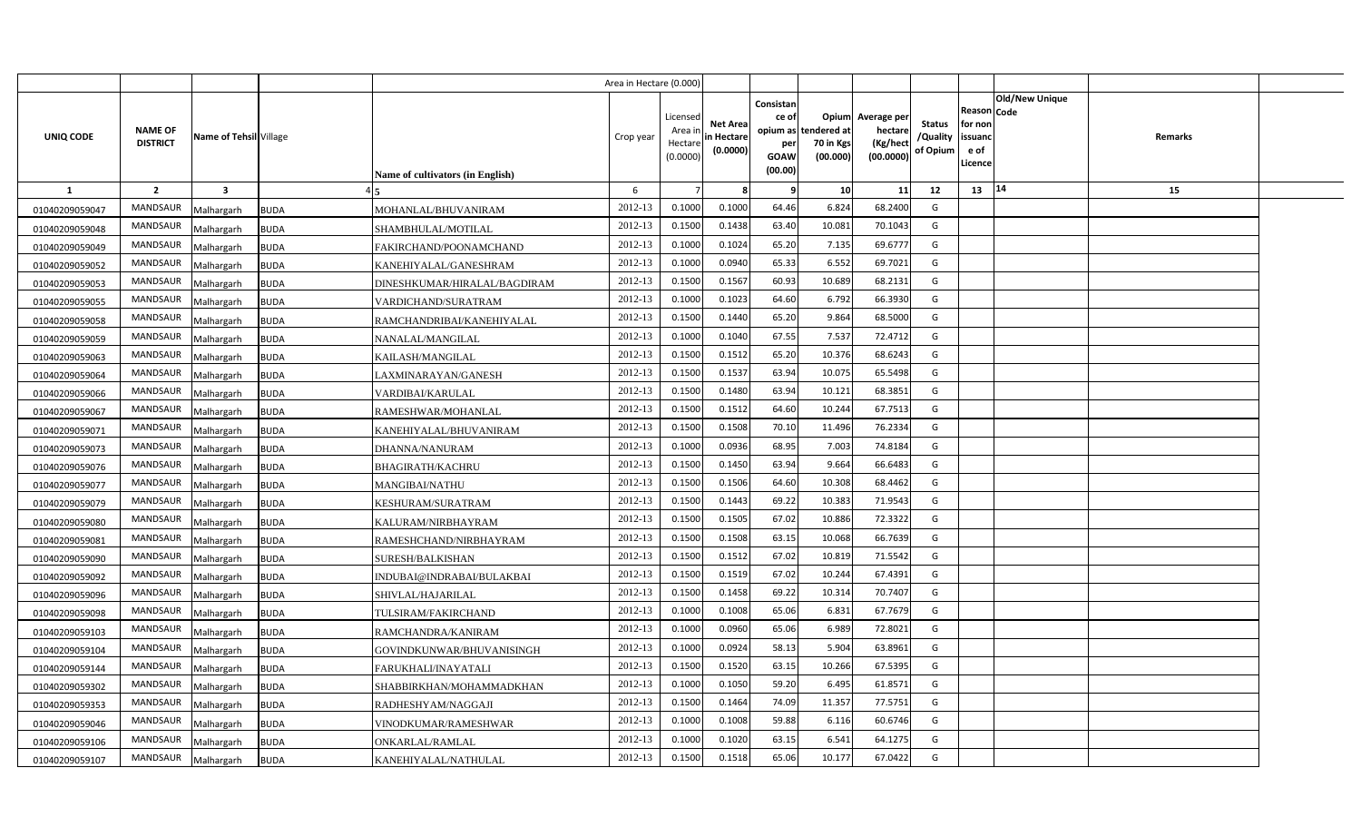| | | | | | Area in Hectare (0.000) | | | | | | | | | | |
|---|---|---|---|---|---|---|---|---|---|---|---|---|---|---|---|
| UNIQ CODE | NAME OF DISTRICT | Name of Tehsil | Village | Name of cultivators (in English) | Crop year | Licensed Area in Hectare (0.0000) | Net Area in Hectare (0.0000) | Consistance of opium as per GOAW (00.00) | Opium tendered at 70 in Kgs (00.000) | Average per hectare (Kg/hect (00.0000) | Status /Quality of Opium | Reason for non issuance of Licence | Code Old/New Unique | Remarks | |
| 1 | 2 | 3 | 4 | 5 | 6 | 7 | 8 | 9 | 10 | 11 | 12 | 13 | 14 | 15 | |
| 01040209059047 | MANDSAUR | Malhargarh | BUDA | MOHANLAL/BHUVANIRAM | 2012-13 | 0.1000 | 0.1000 | 64.46 | 6.824 | 68.2400 | G | | | | |
| 01040209059048 | MANDSAUR | Malhargarh | BUDA | SHAMBHULAL/MOTILAL | 2012-13 | 0.1500 | 0.1438 | 63.40 | 10.081 | 70.1043 | G | | | | |
| 01040209059049 | MANDSAUR | Malhargarh | BUDA | FAKIRCHAND/POONAMCHAND | 2012-13 | 0.1000 | 0.1024 | 65.20 | 7.135 | 69.6777 | G | | | | |
| 01040209059052 | MANDSAUR | Malhargarh | BUDA | KANEHIYALAL/GANESHRAM | 2012-13 | 0.1000 | 0.0940 | 65.33 | 6.552 | 69.7021 | G | | | | |
| 01040209059053 | MANDSAUR | Malhargarh | BUDA | DINESHKUMAR/HIRALAL/BAGDIRAM | 2012-13 | 0.1500 | 0.1567 | 60.93 | 10.689 | 68.2131 | G | | | | |
| 01040209059055 | MANDSAUR | Malhargarh | BUDA | VARDICHAND/SURATRAM | 2012-13 | 0.1000 | 0.1023 | 64.60 | 6.792 | 66.3930 | G | | | | |
| 01040209059058 | MANDSAUR | Malhargarh | BUDA | RAMCHANDRIBAI/KANEHIYALAL | 2012-13 | 0.1500 | 0.1440 | 65.20 | 9.864 | 68.5000 | G | | | | |
| 01040209059059 | MANDSAUR | Malhargarh | BUDA | NANALAL/MANGILAL | 2012-13 | 0.1000 | 0.1040 | 67.55 | 7.537 | 72.4712 | G | | | | |
| 01040209059063 | MANDSAUR | Malhargarh | BUDA | KAILASH/MANGILAL | 2012-13 | 0.1500 | 0.1512 | 65.20 | 10.376 | 68.6243 | G | | | | |
| 01040209059064 | MANDSAUR | Malhargarh | BUDA | LAXMINARAYAN/GANESH | 2012-13 | 0.1500 | 0.1537 | 63.94 | 10.075 | 65.5498 | G | | | | |
| 01040209059066 | MANDSAUR | Malhargarh | BUDA | VARDIBAI/KARULAL | 2012-13 | 0.1500 | 0.1480 | 63.94 | 10.121 | 68.3851 | G | | | | |
| 01040209059067 | MANDSAUR | Malhargarh | BUDA | RAMESHWAR/MOHANLAL | 2012-13 | 0.1500 | 0.1512 | 64.60 | 10.244 | 67.7513 | G | | | | |
| 01040209059071 | MANDSAUR | Malhargarh | BUDA | KANEHIYALAL/BHUVANIRAM | 2012-13 | 0.1500 | 0.1508 | 70.10 | 11.496 | 76.2334 | G | | | | |
| 01040209059073 | MANDSAUR | Malhargarh | BUDA | DHANNA/NANURAM | 2012-13 | 0.1000 | 0.0936 | 68.95 | 7.003 | 74.8184 | G | | | | |
| 01040209059076 | MANDSAUR | Malhargarh | BUDA | BHAGIRATH/KACHRU | 2012-13 | 0.1500 | 0.1450 | 63.94 | 9.664 | 66.6483 | G | | | | |
| 01040209059077 | MANDSAUR | Malhargarh | BUDA | MANGIBAI/NATHU | 2012-13 | 0.1500 | 0.1506 | 64.60 | 10.308 | 68.4462 | G | | | | |
| 01040209059079 | MANDSAUR | Malhargarh | BUDA | KESHURAM/SURATRAM | 2012-13 | 0.1500 | 0.1443 | 69.22 | 10.383 | 71.9543 | G | | | | |
| 01040209059080 | MANDSAUR | Malhargarh | BUDA | KALURAM/NIRBHAYRAM | 2012-13 | 0.1500 | 0.1505 | 67.02 | 10.886 | 72.3322 | G | | | | |
| 01040209059081 | MANDSAUR | Malhargarh | BUDA | RAMESHCHAND/NIRBHAYRAM | 2012-13 | 0.1500 | 0.1508 | 63.15 | 10.068 | 66.7639 | G | | | | |
| 01040209059090 | MANDSAUR | Malhargarh | BUDA | SURESH/BALKISHAN | 2012-13 | 0.1500 | 0.1512 | 67.02 | 10.819 | 71.5542 | G | | | | |
| 01040209059092 | MANDSAUR | Malhargarh | BUDA | INDUBAI@INDRABAI/BULAKBAI | 2012-13 | 0.1500 | 0.1519 | 67.02 | 10.244 | 67.4391 | G | | | | |
| 01040209059096 | MANDSAUR | Malhargarh | BUDA | SHIVLAL/HAJARILAL | 2012-13 | 0.1500 | 0.1458 | 69.22 | 10.314 | 70.7407 | G | | | | |
| 01040209059098 | MANDSAUR | Malhargarh | BUDA | TULSIRAM/FAKIRCHAND | 2012-13 | 0.1000 | 0.1008 | 65.06 | 6.831 | 67.7679 | G | | | | |
| 01040209059103 | MANDSAUR | Malhargarh | BUDA | RAMCHANDRA/KANIRAM | 2012-13 | 0.1000 | 0.0960 | 65.06 | 6.989 | 72.8021 | G | | | | |
| 01040209059104 | MANDSAUR | Malhargarh | BUDA | GOVINDKUNWAR/BHUVANISINGH | 2012-13 | 0.1000 | 0.0924 | 58.13 | 5.904 | 63.8961 | G | | | | |
| 01040209059144 | MANDSAUR | Malhargarh | BUDA | FARUKHALI/INAYATALI | 2012-13 | 0.1500 | 0.1520 | 63.15 | 10.266 | 67.5395 | G | | | | |
| 01040209059302 | MANDSAUR | Malhargarh | BUDA | SHABBIRKHAN/MOHAMMADKHAN | 2012-13 | 0.1000 | 0.1050 | 59.20 | 6.495 | 61.8571 | G | | | | |
| 01040209059353 | MANDSAUR | Malhargarh | BUDA | RADHESHYAM/NAGGAJI | 2012-13 | 0.1500 | 0.1464 | 74.09 | 11.357 | 77.5751 | G | | | | |
| 01040209059046 | MANDSAUR | Malhargarh | BUDA | VINODKUMAR/RAMESHWAR | 2012-13 | 0.1000 | 0.1008 | 59.88 | 6.116 | 60.6746 | G | | | | |
| 01040209059106 | MANDSAUR | Malhargarh | BUDA | ONKARLAL/RAMLAL | 2012-13 | 0.1000 | 0.1020 | 63.15 | 6.541 | 64.1275 | G | | | | |
| 01040209059107 | MANDSAUR | Malhargarh | BUDA | KANEHIYALAL/NATHULAL | 2012-13 | 0.1500 | 0.1518 | 65.06 | 10.177 | 67.0422 | G | | | | |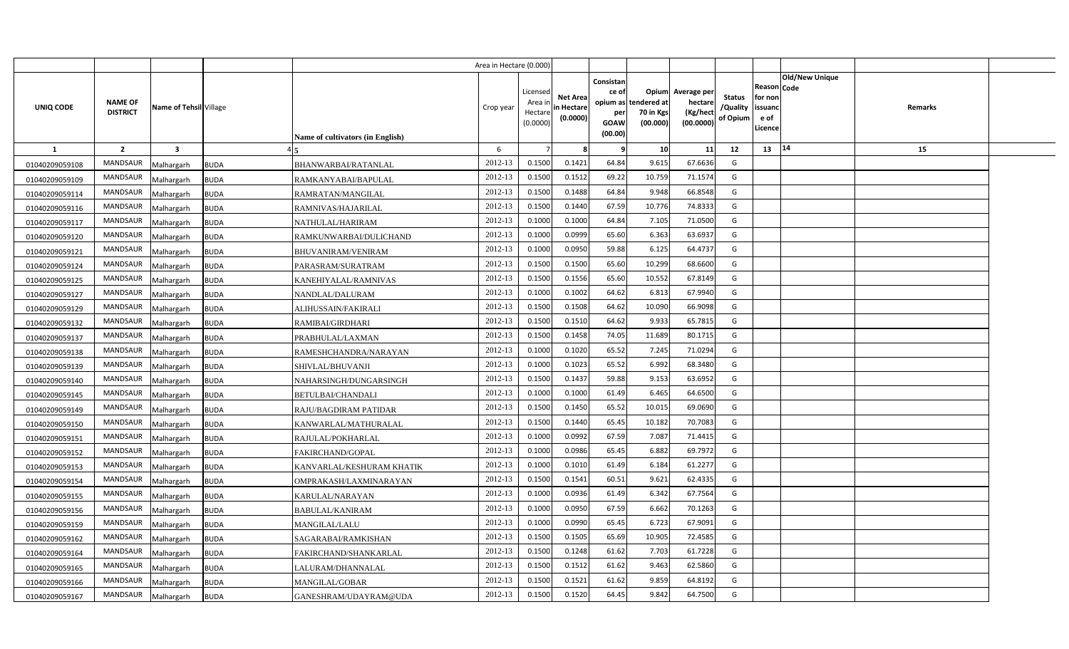| UNIQ CODE | NAME OF DISTRICT | Name of Tehsil | Village | Name of cultivators (in English) | Crop year | Licensed Area in Hectare (0.0000) | Net Area in Hectare (0.0000) | Consistance of opium as per GOAW (00.00) | Opium tendered at 70 in Kgs (00.000) | Average per hectare (Kg/hect (00.0000) | Status /Quality of Opium | Reason for non issuance of Licence | Code | Old/New Unique | Remarks |
|---|---|---|---|---|---|---|---|---|---|---|---|---|---|---|---|
| 1 | 2 | 3 | 4 | 5 | 6 | 7 | 8 | 9 | 10 | 11 | 12 | 13 | 14 | | 15 |
| 01040209059108 | MANDSAUR | Malhargarh | BUDA | BHANWARBAI/RATANLAL | 2012-13 | 0.1500 | 0.1421 | 64.84 | 9.615 | 67.6636 | G | | | | |
| 01040209059109 | MANDSAUR | Malhargarh | BUDA | RAMKANYABAI/BAPULAL | 2012-13 | 0.1500 | 0.1512 | 69.22 | 10.759 | 71.1574 | G | | | | |
| 01040209059114 | MANDSAUR | Malhargarh | BUDA | RAMRATAN/MANGILAL | 2012-13 | 0.1500 | 0.1488 | 64.84 | 9.948 | 66.8548 | G | | | | |
| 01040209059116 | MANDSAUR | Malhargarh | BUDA | RAMNIVAS/HAJARILAL | 2012-13 | 0.1500 | 0.1440 | 67.59 | 10.776 | 74.8333 | G | | | | |
| 01040209059117 | MANDSAUR | Malhargarh | BUDA | NATHULAL/HARIRAM | 2012-13 | 0.1000 | 0.1000 | 64.84 | 7.105 | 71.0500 | G | | | | |
| 01040209059120 | MANDSAUR | Malhargarh | BUDA | RAMKUNWARBAI/DULICHAND | 2012-13 | 0.1000 | 0.0999 | 65.60 | 6.363 | 63.6937 | G | | | | |
| 01040209059121 | MANDSAUR | Malhargarh | BUDA | BHUVANIRAM/VENIRAM | 2012-13 | 0.1000 | 0.0950 | 59.88 | 6.125 | 64.4737 | G | | | | |
| 01040209059124 | MANDSAUR | Malhargarh | BUDA | PARASRAM/SURATRAM | 2012-13 | 0.1500 | 0.1500 | 65.60 | 10.299 | 68.6600 | G | | | | |
| 01040209059125 | MANDSAUR | Malhargarh | BUDA | KANEHIYALAL/RAMNIVAS | 2012-13 | 0.1500 | 0.1556 | 65.60 | 10.552 | 67.8149 | G | | | | |
| 01040209059127 | MANDSAUR | Malhargarh | BUDA | NANDLAL/DALURAM | 2012-13 | 0.1000 | 0.1002 | 64.62 | 6.813 | 67.9940 | G | | | | |
| 01040209059129 | MANDSAUR | Malhargarh | BUDA | ALIHUSSAIN/FAKIRALI | 2012-13 | 0.1500 | 0.1508 | 64.62 | 10.090 | 66.9098 | G | | | | |
| 01040209059132 | MANDSAUR | Malhargarh | BUDA | RAMIBAI/GIRDHARI | 2012-13 | 0.1500 | 0.1510 | 64.62 | 9.933 | 65.7815 | G | | | | |
| 01040209059137 | MANDSAUR | Malhargarh | BUDA | PRABHULAL/LAXMAN | 2012-13 | 0.1500 | 0.1458 | 74.05 | 11.689 | 80.1715 | G | | | | |
| 01040209059138 | MANDSAUR | Malhargarh | BUDA | RAMESHCHANDRA/NARAYAN | 2012-13 | 0.1000 | 0.1020 | 65.52 | 7.245 | 71.0294 | G | | | | |
| 01040209059139 | MANDSAUR | Malhargarh | BUDA | SHIVLAL/BHUVANJI | 2012-13 | 0.1000 | 0.1023 | 65.52 | 6.992 | 68.3480 | G | | | | |
| 01040209059140 | MANDSAUR | Malhargarh | BUDA | NAHARSINGH/DUNGARSINGH | 2012-13 | 0.1500 | 0.1437 | 59.88 | 9.153 | 63.6952 | G | | | | |
| 01040209059145 | MANDSAUR | Malhargarh | BUDA | BETULBAI/CHANDALI | 2012-13 | 0.1000 | 0.1000 | 61.49 | 6.465 | 64.6500 | G | | | | |
| 01040209059149 | MANDSAUR | Malhargarh | BUDA | RAJU/BAGDIRAM PATIDAR | 2012-13 | 0.1500 | 0.1450 | 65.52 | 10.015 | 69.0690 | G | | | | |
| 01040209059150 | MANDSAUR | Malhargarh | BUDA | KANWARLAL/MATHURALAL | 2012-13 | 0.1500 | 0.1440 | 65.45 | 10.182 | 70.7083 | G | | | | |
| 01040209059151 | MANDSAUR | Malhargarh | BUDA | RAJULAL/POKHARLAL | 2012-13 | 0.1000 | 0.0992 | 67.59 | 7.087 | 71.4415 | G | | | | |
| 01040209059152 | MANDSAUR | Malhargarh | BUDA | FAKIRCHAND/GOPAL | 2012-13 | 0.1000 | 0.0986 | 65.45 | 6.882 | 69.7972 | G | | | | |
| 01040209059153 | MANDSAUR | Malhargarh | BUDA | KANVARLAL/KESHURAM KHATIK | 2012-13 | 0.1000 | 0.1010 | 61.49 | 6.184 | 61.2277 | G | | | | |
| 01040209059154 | MANDSAUR | Malhargarh | BUDA | OMPRAKASH/LAXMINARAYAN | 2012-13 | 0.1500 | 0.1541 | 60.51 | 9.621 | 62.4335 | G | | | | |
| 01040209059155 | MANDSAUR | Malhargarh | BUDA | KARULAL/NARAYAN | 2012-13 | 0.1000 | 0.0936 | 61.49 | 6.342 | 67.7564 | G | | | | |
| 01040209059156 | MANDSAUR | Malhargarh | BUDA | BABULAL/KANIRAM | 2012-13 | 0.1000 | 0.0950 | 67.59 | 6.662 | 70.1263 | G | | | | |
| 01040209059159 | MANDSAUR | Malhargarh | BUDA | MANGILAL/LALU | 2012-13 | 0.1000 | 0.0990 | 65.45 | 6.723 | 67.9091 | G | | | | |
| 01040209059162 | MANDSAUR | Malhargarh | BUDA | SAGARABAI/RAMKISHAN | 2012-13 | 0.1500 | 0.1505 | 65.69 | 10.905 | 72.4585 | G | | | | |
| 01040209059164 | MANDSAUR | Malhargarh | BUDA | FAKIRCHAND/SHANKARLAL | 2012-13 | 0.1500 | 0.1248 | 61.62 | 7.703 | 61.7228 | G | | | | |
| 01040209059165 | MANDSAUR | Malhargarh | BUDA | LALURAM/DHANNALAL | 2012-13 | 0.1500 | 0.1512 | 61.62 | 9.463 | 62.5860 | G | | | | |
| 01040209059166 | MANDSAUR | Malhargarh | BUDA | MANGILAL/GOBAR | 2012-13 | 0.1500 | 0.1521 | 61.62 | 9.859 | 64.8192 | G | | | | |
| 01040209059167 | MANDSAUR | Malhargarh | BUDA | GANESHRAM/UDAYRAM@UDA | 2012-13 | 0.1500 | 0.1520 | 64.45 | 9.842 | 64.7500 | G | | | | |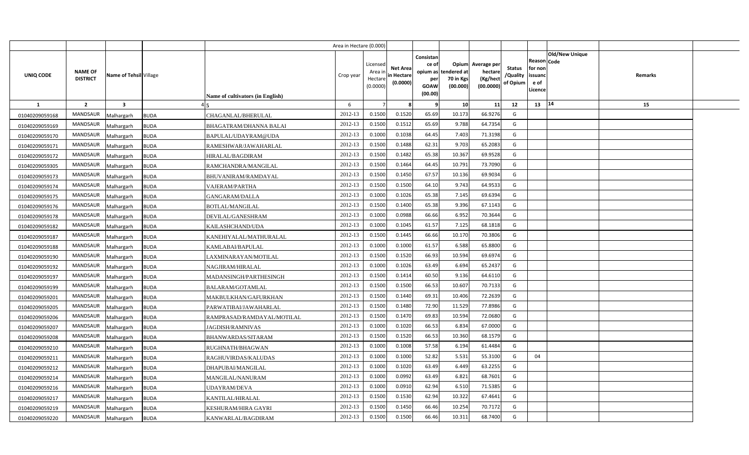| | | | | Area in Hectare (0.000) | | | | | | | | | | | |
|---|---|---|---|---|---|---|---|---|---|---|---|---|---|---|---|
| UNIQ CODE | NAME OF DISTRICT | Name of Tehsil | Village | Name of cultivators (in English) | Crop year | Licensed Area in Hectare (0.0000) | Net Area in Hectare (0.0000) | Consistance of opium as per GOAW (00.00) | Opium tendered at 70 in Kgs (00.000) | Average per hectare (Kg/hect (00.0000) | Status /Quality of Opium | Reason for non issuance of Licence | Code | Old/New Unique | Remarks |
| 1 | 2 | 3 | 4 | 5 | 6 | 7 | 8 | 9 | 10 | 11 | 12 | 13 | 14 | | 15 |
| 01040209059168 | MANDSAUR | Malhargarh | BUDA | CHAGANLAL/BHERULAL | 2012-13 | 0.1500 | 0.1520 | 65.69 | 10.173 | 66.9276 | G | | | | |
| 01040209059169 | MANDSAUR | Malhargarh | BUDA | BHAGATRAM/DHANNA BALAI | 2012-13 | 0.1500 | 0.1512 | 65.69 | 9.788 | 64.7354 | G | | | | |
| 01040209059170 | MANDSAUR | Malhargarh | BUDA | BAPULAL/UDAYRAM@UDA | 2012-13 | 0.1000 | 0.1038 | 64.45 | 7.403 | 71.3198 | G | | | | |
| 01040209059171 | MANDSAUR | Malhargarh | BUDA | RAMESHWAR/JAWAHARLAL | 2012-13 | 0.1500 | 0.1488 | 62.31 | 9.703 | 65.2083 | G | | | | |
| 01040209059172 | MANDSAUR | Malhargarh | BUDA | HIRALAL/BAGDIRAM | 2012-13 | 0.1500 | 0.1482 | 65.38 | 10.367 | 69.9528 | G | | | | |
| 01040209059305 | MANDSAUR | Malhargarh | BUDA | RAMCHANDRA/MANGILAL | 2012-13 | 0.1500 | 0.1464 | 64.45 | 10.791 | 73.7090 | G | | | | |
| 01040209059173 | MANDSAUR | Malhargarh | BUDA | BHUVANIRAM/RAMDAYAL | 2012-13 | 0.1500 | 0.1450 | 67.57 | 10.136 | 69.9034 | G | | | | |
| 01040209059174 | MANDSAUR | Malhargarh | BUDA | VAJERAM/PARTHA | 2012-13 | 0.1500 | 0.1500 | 64.10 | 9.743 | 64.9533 | G | | | | |
| 01040209059175 | MANDSAUR | Malhargarh | BUDA | GANGARAM/DALLA | 2012-13 | 0.1000 | 0.1026 | 65.38 | 7.145 | 69.6394 | G | | | | |
| 01040209059176 | MANDSAUR | Malhargarh | BUDA | BOTLAL/MANGILAL | 2012-13 | 0.1500 | 0.1400 | 65.38 | 9.396 | 67.1143 | G | | | | |
| 01040209059178 | MANDSAUR | Malhargarh | BUDA | DEVILAL/GANESHRAM | 2012-13 | 0.1000 | 0.0988 | 66.66 | 6.952 | 70.3644 | G | | | | |
| 01040209059182 | MANDSAUR | Malhargarh | BUDA | KAILASHCHAND/UDA | 2012-13 | 0.1000 | 0.1045 | 61.57 | 7.125 | 68.1818 | G | | | | |
| 01040209059187 | MANDSAUR | Malhargarh | BUDA | KANEHIYALAL/MATHURALAL | 2012-13 | 0.1500 | 0.1445 | 66.66 | 10.170 | 70.3806 | G | | | | |
| 01040209059188 | MANDSAUR | Malhargarh | BUDA | KAMLABAI/BAPULAL | 2012-13 | 0.1000 | 0.1000 | 61.57 | 6.588 | 65.8800 | G | | | | |
| 01040209059190 | MANDSAUR | Malhargarh | BUDA | LAXMINARAYAN/MOTILAL | 2012-13 | 0.1500 | 0.1520 | 66.93 | 10.594 | 69.6974 | G | | | | |
| 01040209059192 | MANDSAUR | Malhargarh | BUDA | NAGJIRAM/HIRALAL | 2012-13 | 0.1000 | 0.1026 | 63.49 | 6.694 | 65.2437 | G | | | | |
| 01040209059197 | MANDSAUR | Malhargarh | BUDA | MADANSINGH/PARTHESINGH | 2012-13 | 0.1500 | 0.1414 | 60.50 | 9.136 | 64.6110 | G | | | | |
| 01040209059199 | MANDSAUR | Malhargarh | BUDA | BALARAM/GOTAMLAL | 2012-13 | 0.1500 | 0.1500 | 66.53 | 10.607 | 70.7133 | G | | | | |
| 01040209059201 | MANDSAUR | Malhargarh | BUDA | MAKBULKHAN/GAFURKHAN | 2012-13 | 0.1500 | 0.1440 | 69.31 | 10.406 | 72.2639 | G | | | | |
| 01040209059205 | MANDSAUR | Malhargarh | BUDA | PARWATIBAI/JAWAHARLAL | 2012-13 | 0.1500 | 0.1480 | 72.90 | 11.529 | 77.8986 | G | | | | |
| 01040209059206 | MANDSAUR | Malhargarh | BUDA | RAMPRASAD/RAMDAYAL/MOTILAL | 2012-13 | 0.1500 | 0.1470 | 69.83 | 10.594 | 72.0680 | G | | | | |
| 01040209059207 | MANDSAUR | Malhargarh | BUDA | JAGDISH/RAMNIVAS | 2012-13 | 0.1000 | 0.1020 | 66.53 | 6.834 | 67.0000 | G | | | | |
| 01040209059208 | MANDSAUR | Malhargarh | BUDA | BHANWARDAS/SITARAM | 2012-13 | 0.1500 | 0.1520 | 66.53 | 10.360 | 68.1579 | G | | | | |
| 01040209059210 | MANDSAUR | Malhargarh | BUDA | RUGHNATH/BHAGWAN | 2012-13 | 0.1000 | 0.1008 | 57.58 | 6.194 | 61.4484 | G | | | | |
| 01040209059211 | MANDSAUR | Malhargarh | BUDA | RAGHUVIRDAS/KALUDAS | 2012-13 | 0.1000 | 0.1000 | 52.82 | 5.531 | 55.3100 | G | 04 | | | |
| 01040209059212 | MANDSAUR | Malhargarh | BUDA | DHAPUBAI/MANGILAL | 2012-13 | 0.1000 | 0.1020 | 63.49 | 6.449 | 63.2255 | G | | | | |
| 01040209059214 | MANDSAUR | Malhargarh | BUDA | MANGILAL/NANURAM | 2012-13 | 0.1000 | 0.0992 | 63.49 | 6.821 | 68.7601 | G | | | | |
| 01040209059216 | MANDSAUR | Malhargarh | BUDA | UDAYRAM/DEVA | 2012-13 | 0.1000 | 0.0910 | 62.94 | 6.510 | 71.5385 | G | | | | |
| 01040209059217 | MANDSAUR | Malhargarh | BUDA | KANTILAL/HIRALAL | 2012-13 | 0.1500 | 0.1530 | 62.94 | 10.322 | 67.4641 | G | | | | |
| 01040209059219 | MANDSAUR | Malhargarh | BUDA | KESHURAM/HIRA GAYRI | 2012-13 | 0.1500 | 0.1450 | 66.46 | 10.254 | 70.7172 | G | | | | |
| 01040209059220 | MANDSAUR | Malhargarh | BUDA | KANWARLAL/BAGDIRAM | 2012-13 | 0.1500 | 0.1500 | 66.46 | 10.311 | 68.7400 | G | | | | |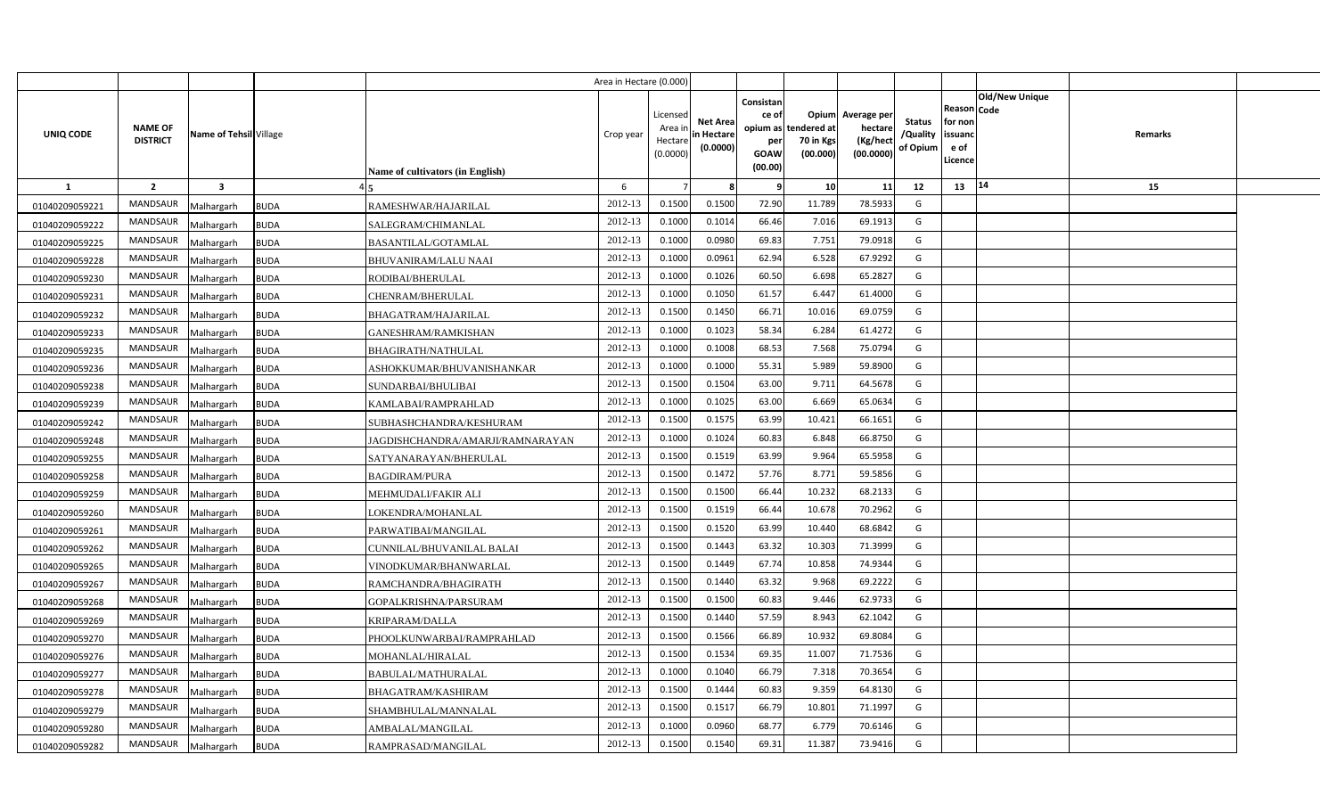| | | | | Area in Hectare (0.000) | | | | | | | | | | | |
|---|---|---|---|---|---|---|---|---|---|---|---|---|---|---|---|
| UNIQ CODE | NAME OF DISTRICT | Name of Tehsil | Village | Name of cultivators (in English) | Crop year | Licensed Area in Hectare (0.0000) | Net Area in Hectare (0.0000) | Consistance of opium as per GOAW (00.00) | Opium tendered at 70 in Kgs (00.000) | Average per hectare (Kg/hect (00.0000) | Status /Quality of Opium | Reason for non issuance of Licence | Code | Old/New Unique | Remarks |
| 1 | 2 | 3 | 4 | 5 | 6 | 7 | 8 | 9 | 10 | 11 | 12 | 13 | 14 | | 15 |
| 01040209059221 | MANDSAUR | Malhargarh | BUDA | RAMESHWAR/HAJARILAL | 2012-13 | 0.1500 | 0.1500 | 72.90 | 11.789 | 78.5933 | G | | | | |
| 01040209059222 | MANDSAUR | Malhargarh | BUDA | SALEGRAM/CHIMANLAL | 2012-13 | 0.1000 | 0.1014 | 66.46 | 7.016 | 69.1913 | G | | | | |
| 01040209059225 | MANDSAUR | Malhargarh | BUDA | BASANTILAL/GOTAMLAL | 2012-13 | 0.1000 | 0.0980 | 69.83 | 7.751 | 79.0918 | G | | | | |
| 01040209059228 | MANDSAUR | Malhargarh | BUDA | BHUVANIRAM/LALU NAAI | 2012-13 | 0.1000 | 0.0961 | 62.94 | 6.528 | 67.9292 | G | | | | |
| 01040209059230 | MANDSAUR | Malhargarh | BUDA | RODIBAI/BHERULAL | 2012-13 | 0.1000 | 0.1026 | 60.50 | 6.698 | 65.2827 | G | | | | |
| 01040209059231 | MANDSAUR | Malhargarh | BUDA | CHENRAM/BHERULAL | 2012-13 | 0.1000 | 0.1050 | 61.57 | 6.447 | 61.4000 | G | | | | |
| 01040209059232 | MANDSAUR | Malhargarh | BUDA | BHAGATRAM/HAJARILAL | 2012-13 | 0.1500 | 0.1450 | 66.71 | 10.016 | 69.0759 | G | | | | |
| 01040209059233 | MANDSAUR | Malhargarh | BUDA | GANESHRAM/RAMKISHAN | 2012-13 | 0.1000 | 0.1023 | 58.34 | 6.284 | 61.4272 | G | | | | |
| 01040209059235 | MANDSAUR | Malhargarh | BUDA | BHAGIRATH/NATHULAL | 2012-13 | 0.1000 | 0.1008 | 68.53 | 7.568 | 75.0794 | G | | | | |
| 01040209059236 | MANDSAUR | Malhargarh | BUDA | ASHOKKUMAR/BHUVANISHANKAR | 2012-13 | 0.1000 | 0.1000 | 55.31 | 5.989 | 59.8900 | G | | | | |
| 01040209059238 | MANDSAUR | Malhargarh | BUDA | SUNDARBAI/BHULIBAI | 2012-13 | 0.1500 | 0.1504 | 63.00 | 9.711 | 64.5678 | G | | | | |
| 01040209059239 | MANDSAUR | Malhargarh | BUDA | KAMLABAI/RAMPRAHLAD | 2012-13 | 0.1000 | 0.1025 | 63.00 | 6.669 | 65.0634 | G | | | | |
| 01040209059242 | MANDSAUR | Malhargarh | BUDA | SUBHASHCHANDRA/KESHURAM | 2012-13 | 0.1500 | 0.1575 | 63.99 | 10.421 | 66.1651 | G | | | | |
| 01040209059248 | MANDSAUR | Malhargarh | BUDA | JAGDISHCHANDRA/AMARJI/RAMNARAYAN | 2012-13 | 0.1000 | 0.1024 | 60.83 | 6.848 | 66.8750 | G | | | | |
| 01040209059255 | MANDSAUR | Malhargarh | BUDA | SATYANARAYAN/BHERULAL | 2012-13 | 0.1500 | 0.1519 | 63.99 | 9.964 | 65.5958 | G | | | | |
| 01040209059258 | MANDSAUR | Malhargarh | BUDA | BAGDIRAM/PURA | 2012-13 | 0.1500 | 0.1472 | 57.76 | 8.771 | 59.5856 | G | | | | |
| 01040209059259 | MANDSAUR | Malhargarh | BUDA | MEHMUDALI/FAKIR ALI | 2012-13 | 0.1500 | 0.1500 | 66.44 | 10.232 | 68.2133 | G | | | | |
| 01040209059260 | MANDSAUR | Malhargarh | BUDA | LOKENDRA/MOHANLAL | 2012-13 | 0.1500 | 0.1519 | 66.44 | 10.678 | 70.2962 | G | | | | |
| 01040209059261 | MANDSAUR | Malhargarh | BUDA | PARWATIBAI/MANGILAL | 2012-13 | 0.1500 | 0.1520 | 63.99 | 10.440 | 68.6842 | G | | | | |
| 01040209059262 | MANDSAUR | Malhargarh | BUDA | CUNNILAL/BHUVANILAL BALAI | 2012-13 | 0.1500 | 0.1443 | 63.32 | 10.303 | 71.3999 | G | | | | |
| 01040209059265 | MANDSAUR | Malhargarh | BUDA | VINODKUMAR/BHANWARLAL | 2012-13 | 0.1500 | 0.1449 | 67.74 | 10.858 | 74.9344 | G | | | | |
| 01040209059267 | MANDSAUR | Malhargarh | BUDA | RAMCHANDRA/BHAGIRATH | 2012-13 | 0.1500 | 0.1440 | 63.32 | 9.968 | 69.2222 | G | | | | |
| 01040209059268 | MANDSAUR | Malhargarh | BUDA | GOPALKRISHNA/PARSURAM | 2012-13 | 0.1500 | 0.1500 | 60.83 | 9.446 | 62.9733 | G | | | | |
| 01040209059269 | MANDSAUR | Malhargarh | BUDA | KRIPARAM/DALLA | 2012-13 | 0.1500 | 0.1440 | 57.59 | 8.943 | 62.1042 | G | | | | |
| 01040209059270 | MANDSAUR | Malhargarh | BUDA | PHOOLKUNWARBAI/RAMPRAHLAD | 2012-13 | 0.1500 | 0.1566 | 66.89 | 10.932 | 69.8084 | G | | | | |
| 01040209059276 | MANDSAUR | Malhargarh | BUDA | MOHANLAL/HIRALAL | 2012-13 | 0.1500 | 0.1534 | 69.35 | 11.007 | 71.7536 | G | | | | |
| 01040209059277 | MANDSAUR | Malhargarh | BUDA | BABULAL/MATHURALAL | 2012-13 | 0.1000 | 0.1040 | 66.79 | 7.318 | 70.3654 | G | | | | |
| 01040209059278 | MANDSAUR | Malhargarh | BUDA | BHAGATRAM/KASHIRAM | 2012-13 | 0.1500 | 0.1444 | 60.83 | 9.359 | 64.8130 | G | | | | |
| 01040209059279 | MANDSAUR | Malhargarh | BUDA | SHAMBHULAL/MANNALAL | 2012-13 | 0.1500 | 0.1517 | 66.79 | 10.801 | 71.1997 | G | | | | |
| 01040209059280 | MANDSAUR | Malhargarh | BUDA | AMBALAL/MANGILAL | 2012-13 | 0.1000 | 0.0960 | 68.77 | 6.779 | 70.6146 | G | | | | |
| 01040209059282 | MANDSAUR | Malhargarh | BUDA | RAMPRASAD/MANGILAL | 2012-13 | 0.1500 | 0.1540 | 69.31 | 11.387 | 73.9416 | G | | | | |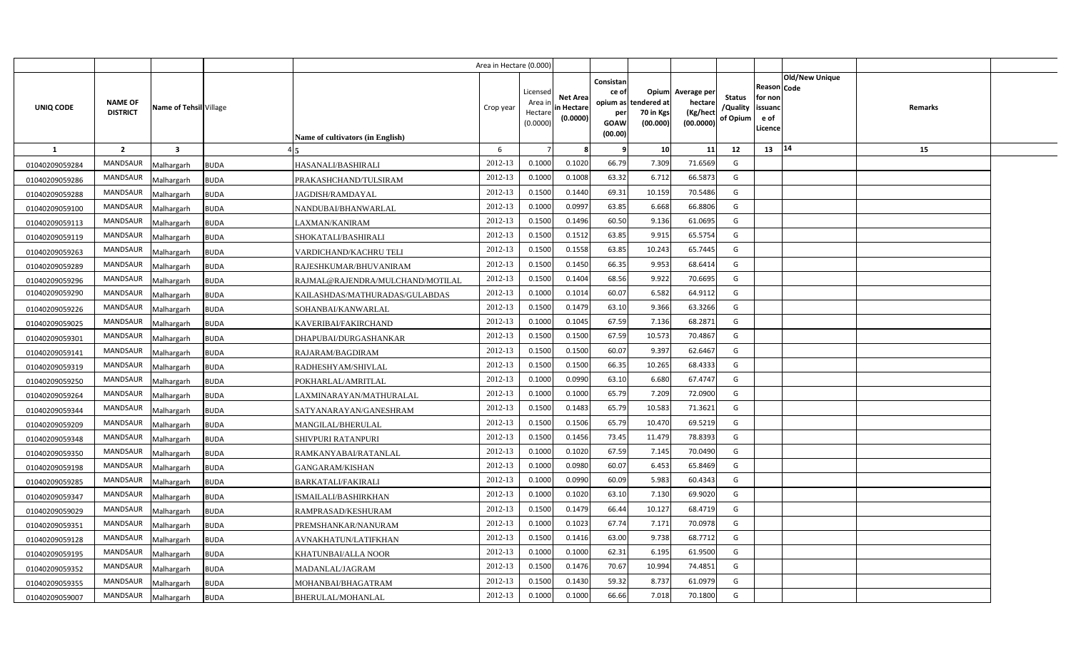| UNIQ CODE | NAME OF DISTRICT | Name of Tehsil | Village | Name of cultivators (in English) | Crop year | Licensed Area in Hectare (0.0000) | Net Area in Hectare (0.0000) | Consistance of opium as per GOAW (00.00) | Opium tendered at 70 in Kgs (00.000) | Average per hectare (Kg/hect (00.0000) | Status /Quality of Opium | Reason for non issuance of Licence | Code | Old/New Unique | Remarks |
|---|---|---|---|---|---|---|---|---|---|---|---|---|---|---|---|
| 1 | 2 | 3 | 4 | 5 | 6 | 7 | 8 | 9 | 10 | 11 | 12 | 13 | 14 | | 15 |
| 01040209059284 | MANDSAUR | Malhargarh | BUDA | HASANALI/BASHIRALI | 2012-13 | 0.1000 | 0.1020 | 66.79 | 7.309 | 71.6569 | G | | | | |
| 01040209059286 | MANDSAUR | Malhargarh | BUDA | PRAKASHCHAND/TULSIRAM | 2012-13 | 0.1000 | 0.1008 | 63.32 | 6.712 | 66.5873 | G | | | | |
| 01040209059288 | MANDSAUR | Malhargarh | BUDA | JAGDISH/RAMDAYAL | 2012-13 | 0.1500 | 0.1440 | 69.31 | 10.159 | 70.5486 | G | | | | |
| 01040209059100 | MANDSAUR | Malhargarh | BUDA | NANDUBAI/BHANWARLAL | 2012-13 | 0.1000 | 0.0997 | 63.85 | 6.668 | 66.8806 | G | | | | |
| 01040209059113 | MANDSAUR | Malhargarh | BUDA | LAXMAN/KANIRAM | 2012-13 | 0.1500 | 0.1496 | 60.50 | 9.136 | 61.0695 | G | | | | |
| 01040209059119 | MANDSAUR | Malhargarh | BUDA | SHOKATALI/BASHIRALI | 2012-13 | 0.1500 | 0.1512 | 63.85 | 9.915 | 65.5754 | G | | | | |
| 01040209059263 | MANDSAUR | Malhargarh | BUDA | VARDICHAND/KACHRU TELI | 2012-13 | 0.1500 | 0.1558 | 63.85 | 10.243 | 65.7445 | G | | | | |
| 01040209059289 | MANDSAUR | Malhargarh | BUDA | RAJESHKUMAR/BHUVANIRAM | 2012-13 | 0.1500 | 0.1450 | 66.35 | 9.953 | 68.6414 | G | | | | |
| 01040209059296 | MANDSAUR | Malhargarh | BUDA | RAJMAL@RAJENDRA/MULCHAND/MOTILAL | 2012-13 | 0.1500 | 0.1404 | 68.56 | 9.922 | 70.6695 | G | | | | |
| 01040209059290 | MANDSAUR | Malhargarh | BUDA | KAILASHDAS/MATHURADAS/GULABDAS | 2012-13 | 0.1000 | 0.1014 | 60.07 | 6.582 | 64.9112 | G | | | | |
| 01040209059226 | MANDSAUR | Malhargarh | BUDA | SOHANBAI/KANWARLAL | 2012-13 | 0.1500 | 0.1479 | 63.10 | 9.366 | 63.3266 | G | | | | |
| 01040209059025 | MANDSAUR | Malhargarh | BUDA | KAVERIBAI/FAKIRCHAND | 2012-13 | 0.1000 | 0.1045 | 67.59 | 7.136 | 68.2871 | G | | | | |
| 01040209059301 | MANDSAUR | Malhargarh | BUDA | DHAPUBAI/DURGASHANKAR | 2012-13 | 0.1500 | 0.1500 | 67.59 | 10.573 | 70.4867 | G | | | | |
| 01040209059141 | MANDSAUR | Malhargarh | BUDA | RAJARAM/BAGDIRAM | 2012-13 | 0.1500 | 0.1500 | 60.07 | 9.397 | 62.6467 | G | | | | |
| 01040209059319 | MANDSAUR | Malhargarh | BUDA | RADHESHYAM/SHIVLAL | 2012-13 | 0.1500 | 0.1500 | 66.35 | 10.265 | 68.4333 | G | | | | |
| 01040209059250 | MANDSAUR | Malhargarh | BUDA | POKHARLAL/AMRITLAL | 2012-13 | 0.1000 | 0.0990 | 63.10 | 6.680 | 67.4747 | G | | | | |
| 01040209059264 | MANDSAUR | Malhargarh | BUDA | LAXMINARAYAN/MATHURALAL | 2012-13 | 0.1000 | 0.1000 | 65.79 | 7.209 | 72.0900 | G | | | | |
| 01040209059344 | MANDSAUR | Malhargarh | BUDA | SATYANARAYAN/GANESHRAM | 2012-13 | 0.1500 | 0.1483 | 65.79 | 10.583 | 71.3621 | G | | | | |
| 01040209059209 | MANDSAUR | Malhargarh | BUDA | MANGILAL/BHERULAL | 2012-13 | 0.1500 | 0.1506 | 65.79 | 10.470 | 69.5219 | G | | | | |
| 01040209059348 | MANDSAUR | Malhargarh | BUDA | SHIVPURI RATANPURI | 2012-13 | 0.1500 | 0.1456 | 73.45 | 11.479 | 78.8393 | G | | | | |
| 01040209059350 | MANDSAUR | Malhargarh | BUDA | RAMKANYABAI/RATANLAL | 2012-13 | 0.1000 | 0.1020 | 67.59 | 7.145 | 70.0490 | G | | | | |
| 01040209059198 | MANDSAUR | Malhargarh | BUDA | GANGARAM/KISHAN | 2012-13 | 0.1000 | 0.0980 | 60.07 | 6.453 | 65.8469 | G | | | | |
| 01040209059285 | MANDSAUR | Malhargarh | BUDA | BARKATALI/FAKIRALI | 2012-13 | 0.1000 | 0.0990 | 60.09 | 5.983 | 60.4343 | G | | | | |
| 01040209059347 | MANDSAUR | Malhargarh | BUDA | ISMAILALI/BASHIRKHAN | 2012-13 | 0.1000 | 0.1020 | 63.10 | 7.130 | 69.9020 | G | | | | |
| 01040209059029 | MANDSAUR | Malhargarh | BUDA | RAMPRASAD/KESHURAM | 2012-13 | 0.1500 | 0.1479 | 66.44 | 10.127 | 68.4719 | G | | | | |
| 01040209059351 | MANDSAUR | Malhargarh | BUDA | PREMSHANKAR/NANURAM | 2012-13 | 0.1000 | 0.1023 | 67.74 | 7.171 | 70.0978 | G | | | | |
| 01040209059128 | MANDSAUR | Malhargarh | BUDA | AVNAKHATUN/LATIFKHAN | 2012-13 | 0.1500 | 0.1416 | 63.00 | 9.738 | 68.7712 | G | | | | |
| 01040209059195 | MANDSAUR | Malhargarh | BUDA | KHATUNBAI/ALLA NOOR | 2012-13 | 0.1000 | 0.1000 | 62.31 | 6.195 | 61.9500 | G | | | | |
| 01040209059352 | MANDSAUR | Malhargarh | BUDA | MADANLAL/JAGRAM | 2012-13 | 0.1500 | 0.1476 | 70.67 | 10.994 | 74.4851 | G | | | | |
| 01040209059355 | MANDSAUR | Malhargarh | BUDA | MOHANBAI/BHAGATRAM | 2012-13 | 0.1500 | 0.1430 | 59.32 | 8.737 | 61.0979 | G | | | | |
| 01040209059007 | MANDSAUR | Malhargarh | BUDA | BHERULAL/MOHANLAL | 2012-13 | 0.1000 | 0.1000 | 66.66 | 7.018 | 70.1800 | G | | | | |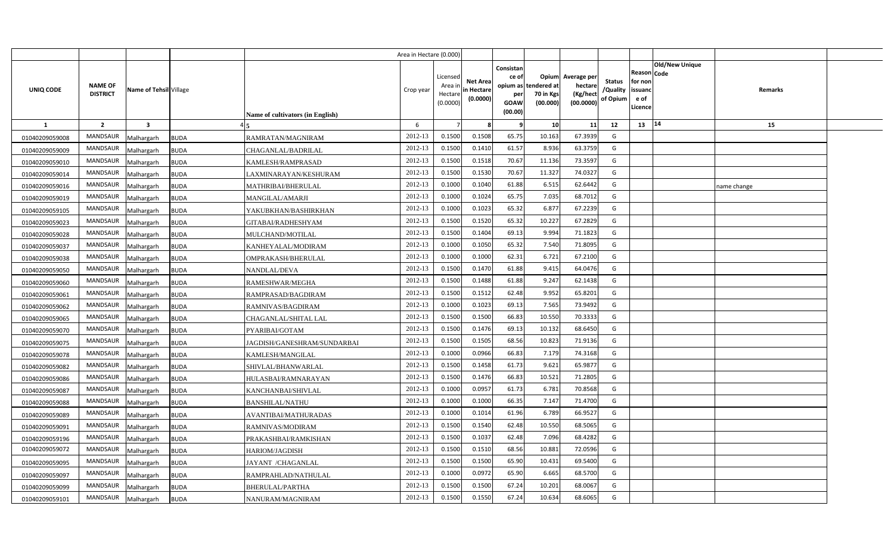| UNIQ CODE | NAME OF DISTRICT | Name of Tehsil | Village | Name of cultivators (in English) | Crop year | Licensed Area in Hectare (0.0000) | Net Area in Hectare (0.0000) | Consistance of opium as per GOAW (00.00) | Opium tendered at 70 in Kgs (00.000) | Average per hectare (Kg/hect (00.0000) | Status /Quality of Opium | Reason for non issuance of Licence | Old/New Unique Code | Remarks |
|---|---|---|---|---|---|---|---|---|---|---|---|---|---|---|
| 1 | 2 | 3 | 4 | 5 | 6 | 7 | 8 | 9 | 10 | 11 | 12 | 13 | 14 | 15 |
| 01040209059008 | MANDSAUR | Malhargarh | BUDA | RAMRATAN/MAGNIRAM | 2012-13 | 0.1500 | 0.1508 | 65.75 | 10.163 | 67.3939 | G | | | |
| 01040209059009 | MANDSAUR | Malhargarh | BUDA | CHAGANLAL/BADRILAL | 2012-13 | 0.1500 | 0.1410 | 61.57 | 8.936 | 63.3759 | G | | | |
| 01040209059010 | MANDSAUR | Malhargarh | BUDA | KAMLESH/RAMPRASAD | 2012-13 | 0.1500 | 0.1518 | 70.67 | 11.136 | 73.3597 | G | | | |
| 01040209059014 | MANDSAUR | Malhargarh | BUDA | LAXMINARAYAN/KESHURAM | 2012-13 | 0.1500 | 0.1530 | 70.67 | 11.327 | 74.0327 | G | | | |
| 01040209059016 | MANDSAUR | Malhargarh | BUDA | MATHRIBAI/BHERULAL | 2012-13 | 0.1000 | 0.1040 | 61.88 | 6.515 | 62.6442 | G | | | name change |
| 01040209059019 | MANDSAUR | Malhargarh | BUDA | MANGILAL/AMARJI | 2012-13 | 0.1000 | 0.1024 | 65.75 | 7.035 | 68.7012 | G | | | |
| 01040209059105 | MANDSAUR | Malhargarh | BUDA | YAKUBKHAN/BASHIRKHAN | 2012-13 | 0.1000 | 0.1023 | 65.32 | 6.877 | 67.2239 | G | | | |
| 01040209059023 | MANDSAUR | Malhargarh | BUDA | GITABAI/RADHESHYAM | 2012-13 | 0.1500 | 0.1520 | 65.32 | 10.227 | 67.2829 | G | | | |
| 01040209059028 | MANDSAUR | Malhargarh | BUDA | MULCHAND/MOTILAL | 2012-13 | 0.1500 | 0.1404 | 69.13 | 9.994 | 71.1823 | G | | | |
| 01040209059037 | MANDSAUR | Malhargarh | BUDA | KANHEYALAL/MODIRAM | 2012-13 | 0.1000 | 0.1050 | 65.32 | 7.540 | 71.8095 | G | | | |
| 01040209059038 | MANDSAUR | Malhargarh | BUDA | OMPRAKASH/BHERULAL | 2012-13 | 0.1000 | 0.1000 | 62.31 | 6.721 | 67.2100 | G | | | |
| 01040209059050 | MANDSAUR | Malhargarh | BUDA | NANDLAL/DEVA | 2012-13 | 0.1500 | 0.1470 | 61.88 | 9.415 | 64.0476 | G | | | |
| 01040209059060 | MANDSAUR | Malhargarh | BUDA | RAMESHWAR/MEGHA | 2012-13 | 0.1500 | 0.1488 | 61.88 | 9.247 | 62.1438 | G | | | |
| 01040209059061 | MANDSAUR | Malhargarh | BUDA | RAMPRASAD/BAGDIRAM | 2012-13 | 0.1500 | 0.1512 | 62.48 | 9.952 | 65.8201 | G | | | |
| 01040209059062 | MANDSAUR | Malhargarh | BUDA | RAMNIVAS/BAGDIRAM | 2012-13 | 0.1000 | 0.1023 | 69.13 | 7.565 | 73.9492 | G | | | |
| 01040209059065 | MANDSAUR | Malhargarh | BUDA | CHAGANLAL/SHITAL LAL | 2012-13 | 0.1500 | 0.1500 | 66.83 | 10.550 | 70.3333 | G | | | |
| 01040209059070 | MANDSAUR | Malhargarh | BUDA | PYARIBAI/GOTAM | 2012-13 | 0.1500 | 0.1476 | 69.13 | 10.132 | 68.6450 | G | | | |
| 01040209059075 | MANDSAUR | Malhargarh | BUDA | JAGDISH/GANESHRAM/SUNDARBAI | 2012-13 | 0.1500 | 0.1505 | 68.56 | 10.823 | 71.9136 | G | | | |
| 01040209059078 | MANDSAUR | Malhargarh | BUDA | KAMLESH/MANGILAL | 2012-13 | 0.1000 | 0.0966 | 66.83 | 7.179 | 74.3168 | G | | | |
| 01040209059082 | MANDSAUR | Malhargarh | BUDA | SHIVLAL/BHANWARLAL | 2012-13 | 0.1500 | 0.1458 | 61.73 | 9.621 | 65.9877 | G | | | |
| 01040209059086 | MANDSAUR | Malhargarh | BUDA | HULASBAI/RAMNARAYAN | 2012-13 | 0.1500 | 0.1476 | 66.83 | 10.521 | 71.2805 | G | | | |
| 01040209059087 | MANDSAUR | Malhargarh | BUDA | KANCHANBAI/SHIVLAL | 2012-13 | 0.1000 | 0.0957 | 61.73 | 6.781 | 70.8568 | G | | | |
| 01040209059088 | MANDSAUR | Malhargarh | BUDA | BANSHILAL/NATHU | 2012-13 | 0.1000 | 0.1000 | 66.35 | 7.147 | 71.4700 | G | | | |
| 01040209059089 | MANDSAUR | Malhargarh | BUDA | AVANTIBAI/MATHURADAS | 2012-13 | 0.1000 | 0.1014 | 61.96 | 6.789 | 66.9527 | G | | | |
| 01040209059091 | MANDSAUR | Malhargarh | BUDA | RAMNIVAS/MODIRAM | 2012-13 | 0.1500 | 0.1540 | 62.48 | 10.550 | 68.5065 | G | | | |
| 01040209059196 | MANDSAUR | Malhargarh | BUDA | PRAKASHBAI/RAMKISHAN | 2012-13 | 0.1500 | 0.1037 | 62.48 | 7.096 | 68.4282 | G | | | |
| 01040209059072 | MANDSAUR | Malhargarh | BUDA | HARIOM/JAGDISH | 2012-13 | 0.1500 | 0.1510 | 68.56 | 10.881 | 72.0596 | G | | | |
| 01040209059095 | MANDSAUR | Malhargarh | BUDA | JAYANT /CHAGANLAL | 2012-13 | 0.1500 | 0.1500 | 65.90 | 10.431 | 69.5400 | G | | | |
| 01040209059097 | MANDSAUR | Malhargarh | BUDA | RAMPRAHLAD/NATHULAL | 2012-13 | 0.1000 | 0.0972 | 65.90 | 6.665 | 68.5700 | G | | | |
| 01040209059099 | MANDSAUR | Malhargarh | BUDA | BHERULAL/PARTHA | 2012-13 | 0.1500 | 0.1500 | 67.24 | 10.201 | 68.0067 | G | | | |
| 01040209059101 | MANDSAUR | Malhargarh | BUDA | NANURAM/MAGNIRAM | 2012-13 | 0.1500 | 0.1550 | 67.24 | 10.634 | 68.6065 | G | | | |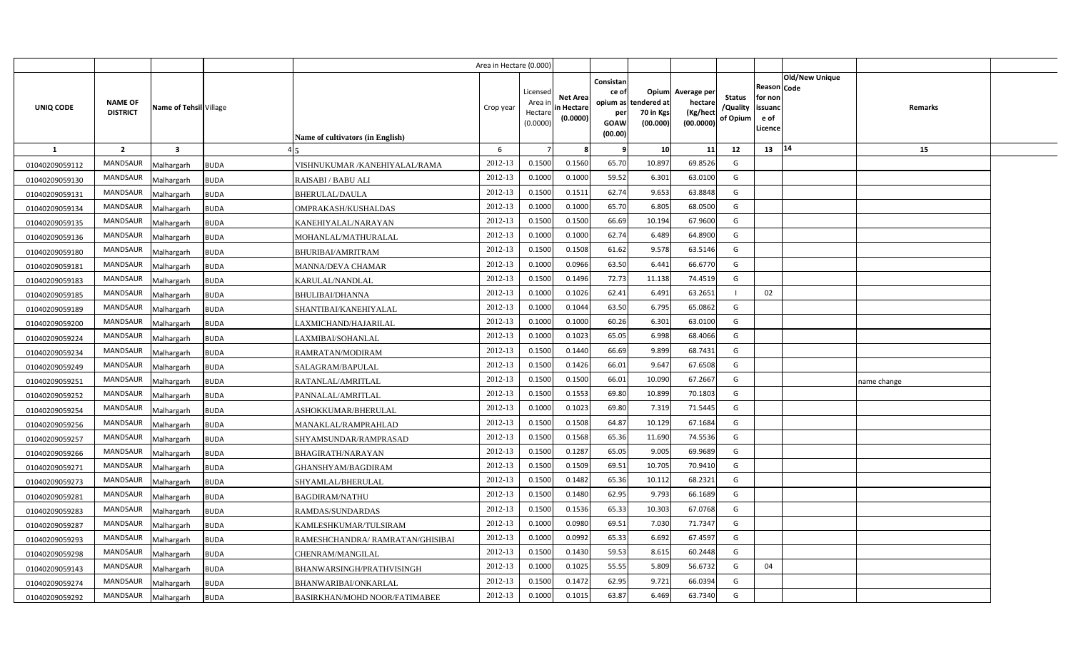| | | | | Area in Hectare (0.000) | | | | | | | | | | | |
|---|---|---|---|---|---|---|---|---|---|---|---|---|---|---|---|
| UNIQ CODE | NAME OF DISTRICT | Name of Tehsil | Village | Name of cultivators (in English) | Crop year | Licensed Area in Hectare (0.0000) | Net Area in Hectare (0.0000) | Consistance of opium as per GOAW (00.00) | Opium tendered at 70 in Kgs (00.000) | Average per hectare (Kg/hect (00.0000) | Status /Quality of Opium | Reason for non issuance of Licence | Code | Old/New Unique | Remarks |
| 1 | 2 | 3 | 4 | 5 | 6 | 7 | 8 | 9 | 10 | 11 | 12 | 13 | | 14 | 15 |
| 01040209059112 | MANDSAUR | Malhargarh | BUDA | VISHNUKUMAR /KANEHIYALAL/RAMA | 2012-13 | 0.1500 | 0.1560 | 65.70 | 10.897 | 69.8526 | G | | | | |
| 01040209059130 | MANDSAUR | Malhargarh | BUDA | RAISABI / BABU ALI | 2012-13 | 0.1000 | 0.1000 | 59.52 | 6.301 | 63.0100 | G | | | | |
| 01040209059131 | MANDSAUR | Malhargarh | BUDA | BHERULAL/DAULA | 2012-13 | 0.1500 | 0.1511 | 62.74 | 9.653 | 63.8848 | G | | | | |
| 01040209059134 | MANDSAUR | Malhargarh | BUDA | OMPRAKASH/KUSHALDAS | 2012-13 | 0.1000 | 0.1000 | 65.70 | 6.805 | 68.0500 | G | | | | |
| 01040209059135 | MANDSAUR | Malhargarh | BUDA | KANEHIYALAL/NARAYAN | 2012-13 | 0.1500 | 0.1500 | 66.69 | 10.194 | 67.9600 | G | | | | |
| 01040209059136 | MANDSAUR | Malhargarh | BUDA | MOHANLAL/MATHURALAL | 2012-13 | 0.1000 | 0.1000 | 62.74 | 6.489 | 64.8900 | G | | | | |
| 01040209059180 | MANDSAUR | Malhargarh | BUDA | BHURIBAI/AMRITRAM | 2012-13 | 0.1500 | 0.1508 | 61.62 | 9.578 | 63.5146 | G | | | | |
| 01040209059181 | MANDSAUR | Malhargarh | BUDA | MANNA/DEVA CHAMAR | 2012-13 | 0.1000 | 0.0966 | 63.50 | 6.441 | 66.6770 | G | | | | |
| 01040209059183 | MANDSAUR | Malhargarh | BUDA | KARULAL/NANDLAL | 2012-13 | 0.1500 | 0.1496 | 72.73 | 11.138 | 74.4519 | G | | | | |
| 01040209059185 | MANDSAUR | Malhargarh | BUDA | BHULIBAI/DHANNA | 2012-13 | 0.1000 | 0.1026 | 62.41 | 6.491 | 63.2651 | I | 02 | | | |
| 01040209059189 | MANDSAUR | Malhargarh | BUDA | SHANTIBAI/KANEHIYALAL | 2012-13 | 0.1000 | 0.1044 | 63.50 | 6.795 | 65.0862 | G | | | | |
| 01040209059200 | MANDSAUR | Malhargarh | BUDA | LAXMICHAND/HAJARILAL | 2012-13 | 0.1000 | 0.1000 | 60.26 | 6.301 | 63.0100 | G | | | | |
| 01040209059224 | MANDSAUR | Malhargarh | BUDA | LAXMIBAI/SOHANLAL | 2012-13 | 0.1000 | 0.1023 | 65.05 | 6.998 | 68.4066 | G | | | | |
| 01040209059234 | MANDSAUR | Malhargarh | BUDA | RAMRATAN/MODIRAM | 2012-13 | 0.1500 | 0.1440 | 66.69 | 9.899 | 68.7431 | G | | | | |
| 01040209059249 | MANDSAUR | Malhargarh | BUDA | SALAGRAM/BAPULAL | 2012-13 | 0.1500 | 0.1426 | 66.01 | 9.647 | 67.6508 | G | | | | |
| 01040209059251 | MANDSAUR | Malhargarh | BUDA | RATANLAL/AMRITLAL | 2012-13 | 0.1500 | 0.1500 | 66.01 | 10.090 | 67.2667 | G | | | | name change |
| 01040209059252 | MANDSAUR | Malhargarh | BUDA | PANNALAL/AMRITLAL | 2012-13 | 0.1500 | 0.1553 | 69.80 | 10.899 | 70.1803 | G | | | | |
| 01040209059254 | MANDSAUR | Malhargarh | BUDA | ASHOKKUMAR/BHERULAL | 2012-13 | 0.1000 | 0.1023 | 69.80 | 7.319 | 71.5445 | G | | | | |
| 01040209059256 | MANDSAUR | Malhargarh | BUDA | MANAKLAL/RAMPRAHLAD | 2012-13 | 0.1500 | 0.1508 | 64.87 | 10.129 | 67.1684 | G | | | | |
| 01040209059257 | MANDSAUR | Malhargarh | BUDA | SHYAMSUNDAR/RAMPRASAD | 2012-13 | 0.1500 | 0.1568 | 65.36 | 11.690 | 74.5536 | G | | | | |
| 01040209059266 | MANDSAUR | Malhargarh | BUDA | BHAGIRATH/NARAYAN | 2012-13 | 0.1500 | 0.1287 | 65.05 | 9.005 | 69.9689 | G | | | | |
| 01040209059271 | MANDSAUR | Malhargarh | BUDA | GHANSHYAM/BAGDIRAM | 2012-13 | 0.1500 | 0.1509 | 69.51 | 10.705 | 70.9410 | G | | | | |
| 01040209059273 | MANDSAUR | Malhargarh | BUDA | SHYAMLAL/BHERULAL | 2012-13 | 0.1500 | 0.1482 | 65.36 | 10.112 | 68.2321 | G | | | | |
| 01040209059281 | MANDSAUR | Malhargarh | BUDA | BAGDIRAM/NATHU | 2012-13 | 0.1500 | 0.1480 | 62.95 | 9.793 | 66.1689 | G | | | | |
| 01040209059283 | MANDSAUR | Malhargarh | BUDA | RAMDAS/SUNDARDAS | 2012-13 | 0.1500 | 0.1536 | 65.33 | 10.303 | 67.0768 | G | | | | |
| 01040209059287 | MANDSAUR | Malhargarh | BUDA | KAMLESHKUMAR/TULSIRAM | 2012-13 | 0.1000 | 0.0980 | 69.51 | 7.030 | 71.7347 | G | | | | |
| 01040209059293 | MANDSAUR | Malhargarh | BUDA | RAMESHCHANDRA/ RAMRATAN/GHISIBAI | 2012-13 | 0.1000 | 0.0992 | 65.33 | 6.692 | 67.4597 | G | | | | |
| 01040209059298 | MANDSAUR | Malhargarh | BUDA | CHENRAM/MANGILAL | 2012-13 | 0.1500 | 0.1430 | 59.53 | 8.615 | 60.2448 | G | | | | |
| 01040209059143 | MANDSAUR | Malhargarh | BUDA | BHANWARSINGH/PRATHVISINGH | 2012-13 | 0.1000 | 0.1025 | 55.55 | 5.809 | 56.6732 | G | 04 | | | |
| 01040209059274 | MANDSAUR | Malhargarh | BUDA | BHANWARIBAI/ONKARLAL | 2012-13 | 0.1500 | 0.1472 | 62.95 | 9.721 | 66.0394 | G | | | | |
| 01040209059292 | MANDSAUR | Malhargarh | BUDA | BASIRKHAN/MOHD NOOR/FATIMABEE | 2012-13 | 0.1000 | 0.1015 | 63.87 | 6.469 | 63.7340 | G | | | | |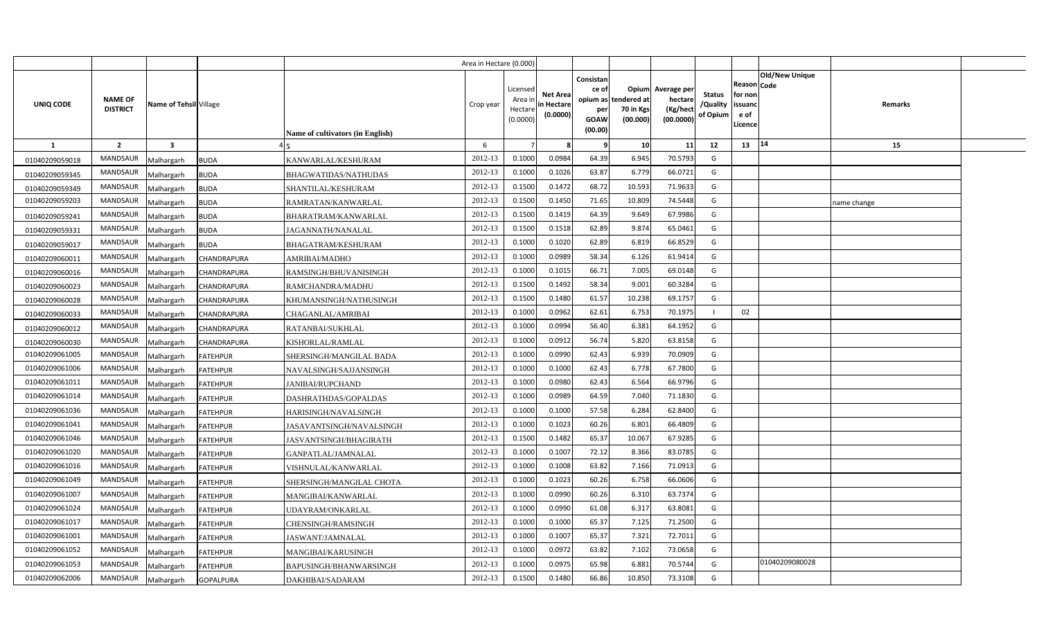| UNIQ CODE | NAME OF DISTRICT | Name of Tehsil | Village | Name of cultivators (in English) | Crop year | Licensed Area in Hectare (0.0000) | Net Area in Hectare (0.0000) | Consistance of opium as per GOAW (00.00) | Opium tendered at 70 in Kgs (00.000) | Average per hectare (Kg/hect (00.0000) | Status /Quality of Opium | Reason for non issuance of Licence | Code | Old/New Unique Code | Remarks |
|---|---|---|---|---|---|---|---|---|---|---|---|---|---|---|---|
| 1 | 2 | 3 | 4 | 5 | 6 | 7 | 8 | 9 | 10 | 11 | 12 | 13 | | 14 | 15 |
| 01040209059018 | MANDSAUR | Malhargarh | BUDA | KANWARLAL/KESHURAM | 2012-13 | 0.1000 | 0.0984 | 64.39 | 6.945 | 70.5793 | G | | | | |
| 01040209059345 | MANDSAUR | Malhargarh | BUDA | BHAGWATIDAS/NATHUDAS | 2012-13 | 0.1000 | 0.1026 | 63.87 | 6.779 | 66.0721 | G | | | | |
| 01040209059349 | MANDSAUR | Malhargarh | BUDA | SHANTILAL/KESHURAM | 2012-13 | 0.1500 | 0.1472 | 68.72 | 10.593 | 71.9633 | G | | | | |
| 01040209059203 | MANDSAUR | Malhargarh | BUDA | RAMRATAN/KANWARLAL | 2012-13 | 0.1500 | 0.1450 | 71.65 | 10.809 | 74.5448 | G | | | | name change |
| 01040209059241 | MANDSAUR | Malhargarh | BUDA | BHARATRAM/KANWARLAL | 2012-13 | 0.1500 | 0.1419 | 64.39 | 9.649 | 67.9986 | G | | | | |
| 01040209059331 | MANDSAUR | Malhargarh | BUDA | JAGANNATH/NANALAL | 2012-13 | 0.1500 | 0.1518 | 62.89 | 9.874 | 65.0461 | G | | | | |
| 01040209059017 | MANDSAUR | Malhargarh | BUDA | BHAGATRAM/KESHURAM | 2012-13 | 0.1000 | 0.1020 | 62.89 | 6.819 | 66.8529 | G | | | | |
| 01040209060011 | MANDSAUR | Malhargarh | CHANDRAPURA | AMRIBAI/MADHO | 2012-13 | 0.1000 | 0.0989 | 58.34 | 6.126 | 61.9414 | G | | | | |
| 01040209060016 | MANDSAUR | Malhargarh | CHANDRAPURA | RAMSINGH/BHUVANISINGH | 2012-13 | 0.1000 | 0.1015 | 66.71 | 7.005 | 69.0148 | G | | | | |
| 01040209060023 | MANDSAUR | Malhargarh | CHANDRAPURA | RAMCHANDRA/MADHU | 2012-13 | 0.1500 | 0.1492 | 58.34 | 9.001 | 60.3284 | G | | | | |
| 01040209060028 | MANDSAUR | Malhargarh | CHANDRAPURA | KHUMANSINGH/NATHUSINGH | 2012-13 | 0.1500 | 0.1480 | 61.57 | 10.238 | 69.1757 | G | | | | |
| 01040209060033 | MANDSAUR | Malhargarh | CHANDRAPURA | CHAGANLAL/AMRIBAI | 2012-13 | 0.1000 | 0.0962 | 62.61 | 6.753 | 70.1975 | I | 02 | | | |
| 01040209060012 | MANDSAUR | Malhargarh | CHANDRAPURA | RATANBAI/SUKHLAL | 2012-13 | 0.1000 | 0.0994 | 56.40 | 6.381 | 64.1952 | G | | | | |
| 01040209060030 | MANDSAUR | Malhargarh | CHANDRAPURA | KISHORLAL/RAMLAL | 2012-13 | 0.1000 | 0.0912 | 56.74 | 5.820 | 63.8158 | G | | | | |
| 01040209061005 | MANDSAUR | Malhargarh | FATEHPUR | SHERSINGH/MANGILAL BADA | 2012-13 | 0.1000 | 0.0990 | 62.43 | 6.939 | 70.0909 | G | | | | |
| 01040209061006 | MANDSAUR | Malhargarh | FATEHPUR | NAVALSINGH/SAJJANSINGH | 2012-13 | 0.1000 | 0.1000 | 62.43 | 6.778 | 67.7800 | G | | | | |
| 01040209061011 | MANDSAUR | Malhargarh | FATEHPUR | JANIBAI/RUPCHAND | 2012-13 | 0.1000 | 0.0980 | 62.43 | 6.564 | 66.9796 | G | | | | |
| 01040209061014 | MANDSAUR | Malhargarh | FATEHPUR | DASHRATHDAS/GOPALDAS | 2012-13 | 0.1000 | 0.0989 | 64.59 | 7.040 | 71.1830 | G | | | | |
| 01040209061036 | MANDSAUR | Malhargarh | FATEHPUR | HARISINGH/NAVALSINGH | 2012-13 | 0.1000 | 0.1000 | 57.58 | 6.284 | 62.8400 | G | | | | |
| 01040209061041 | MANDSAUR | Malhargarh | FATEHPUR | JASAVANTSINGH/NAVALSINGH | 2012-13 | 0.1000 | 0.1023 | 60.26 | 6.801 | 66.4809 | G | | | | |
| 01040209061046 | MANDSAUR | Malhargarh | FATEHPUR | JASVANTSINGH/BHAGIRATH | 2012-13 | 0.1500 | 0.1482 | 65.37 | 10.067 | 67.9285 | G | | | | |
| 01040209061020 | MANDSAUR | Malhargarh | FATEHPUR | GANPATLAL/JAMNALAL | 2012-13 | 0.1000 | 0.1007 | 72.12 | 8.366 | 83.0785 | G | | | | |
| 01040209061016 | MANDSAUR | Malhargarh | FATEHPUR | VISHNULAL/KANWARLAL | 2012-13 | 0.1000 | 0.1008 | 63.82 | 7.166 | 71.0913 | G | | | | |
| 01040209061049 | MANDSAUR | Malhargarh | FATEHPUR | SHERSINGH/MANGILAL CHOTA | 2012-13 | 0.1000 | 0.1023 | 60.26 | 6.758 | 66.0606 | G | | | | |
| 01040209061007 | MANDSAUR | Malhargarh | FATEHPUR | MANGIBAI/KANWARLAL | 2012-13 | 0.1000 | 0.0990 | 60.26 | 6.310 | 63.7374 | G | | | | |
| 01040209061024 | MANDSAUR | Malhargarh | FATEHPUR | UDAYRAM/ONKARLAL | 2012-13 | 0.1000 | 0.0990 | 61.08 | 6.317 | 63.8081 | G | | | | |
| 01040209061017 | MANDSAUR | Malhargarh | FATEHPUR | CHENSINGH/RAMSINGH | 2012-13 | 0.1000 | 0.1000 | 65.37 | 7.125 | 71.2500 | G | | | | |
| 01040209061001 | MANDSAUR | Malhargarh | FATEHPUR | JASWANT/JAMNALAL | 2012-13 | 0.1000 | 0.1007 | 65.37 | 7.321 | 72.7011 | G | | | | |
| 01040209061052 | MANDSAUR | Malhargarh | FATEHPUR | MANGIBAI/KARUSINGH | 2012-13 | 0.1000 | 0.0972 | 63.82 | 7.102 | 73.0658 | G | | | | |
| 01040209061053 | MANDSAUR | Malhargarh | FATEHPUR | BAPUSINGH/BHANWARSINGH | 2012-13 | 0.1000 | 0.0975 | 65.98 | 6.881 | 70.5744 | G | | | 01040209080028 | |
| 01040209062006 | MANDSAUR | Malhargarh | GOPALPURA | DAKHIBAI/SADARAM | 2012-13 | 0.1500 | 0.1480 | 66.86 | 10.850 | 73.3108 | G | | | | |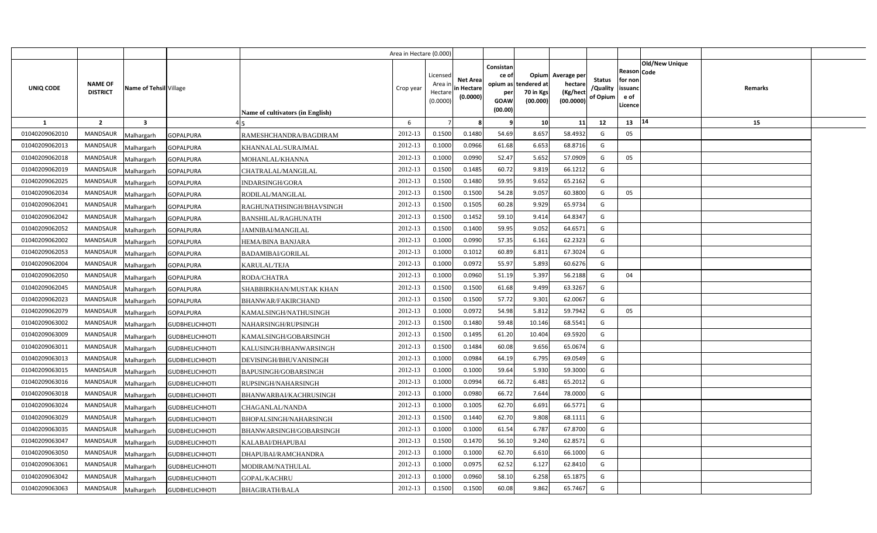| | | | | Area in Hectare (0.000) | | | | | | | | | | | |
|---|---|---|---|---|---|---|---|---|---|---|---|---|---|---|---|
| UNIQ CODE | NAME OF DISTRICT | Name of Tehsil | Village | Name of cultivators (in English) | Crop year | Licensed Area in Hectare (0.0000) | Net Area in Hectare (0.0000) | Consistance of opium as per GOAW (00.00) | Opium tendered at 70 in Kgs (00.000) | Average per hectare (Kg/hect (00.0000) | Status /Quality of Opium | Reason for non issuance of Licence | Code | Old/New Unique | Remarks |
| 1 | 2 | 3 | 4 | 5 | 6 | 7 | 8 | 9 | 10 | 11 | 12 | 13 | 14 | | 15 |
| 01040209062010 | MANDSAUR | Malhargarh | GOPALPURA | RAMESHCHANDRA/BAGDIRAM | 2012-13 | 0.1500 | 0.1480 | 54.69 | 8.657 | 58.4932 | G | 05 | | | |
| 01040209062013 | MANDSAUR | Malhargarh | GOPALPURA | KHANNALAL/SURAJMAL | 2012-13 | 0.1000 | 0.0966 | 61.68 | 6.653 | 68.8716 | G | | | | |
| 01040209062018 | MANDSAUR | Malhargarh | GOPALPURA | MOHANLAL/KHANNA | 2012-13 | 0.1000 | 0.0990 | 52.47 | 5.652 | 57.0909 | G | 05 | | | |
| 01040209062019 | MANDSAUR | Malhargarh | GOPALPURA | CHATRALAL/MANGILAL | 2012-13 | 0.1500 | 0.1485 | 60.72 | 9.819 | 66.1212 | G | | | | |
| 01040209062025 | MANDSAUR | Malhargarh | GOPALPURA | INDARSINGH/GORA | 2012-13 | 0.1500 | 0.1480 | 59.95 | 9.652 | 65.2162 | G | | | | |
| 01040209062034 | MANDSAUR | Malhargarh | GOPALPURA | RODILAL/MANGILAL | 2012-13 | 0.1500 | 0.1500 | 54.28 | 9.057 | 60.3800 | G | 05 | | | |
| 01040209062041 | MANDSAUR | Malhargarh | GOPALPURA | RAGHUNATHSINGH/BHAVSINGH | 2012-13 | 0.1500 | 0.1505 | 60.28 | 9.929 | 65.9734 | G | | | | |
| 01040209062042 | MANDSAUR | Malhargarh | GOPALPURA | BANSHILAL/RAGHUNATH | 2012-13 | 0.1500 | 0.1452 | 59.10 | 9.414 | 64.8347 | G | | | | |
| 01040209062052 | MANDSAUR | Malhargarh | GOPALPURA | JAMNIBAI/MANGILAL | 2012-13 | 0.1500 | 0.1400 | 59.95 | 9.052 | 64.6571 | G | | | | |
| 01040209062002 | MANDSAUR | Malhargarh | GOPALPURA | HEMA/BINA BANJARA | 2012-13 | 0.1000 | 0.0990 | 57.35 | 6.161 | 62.2323 | G | | | | |
| 01040209062053 | MANDSAUR | Malhargarh | GOPALPURA | BADAMIBAI/GORILAL | 2012-13 | 0.1000 | 0.1012 | 60.89 | 6.811 | 67.3024 | G | | | | |
| 01040209062004 | MANDSAUR | Malhargarh | GOPALPURA | KARULAL/TEJA | 2012-13 | 0.1000 | 0.0972 | 55.97 | 5.893 | 60.6276 | G | | | | |
| 01040209062050 | MANDSAUR | Malhargarh | GOPALPURA | RODA/CHATRA | 2012-13 | 0.1000 | 0.0960 | 51.19 | 5.397 | 56.2188 | G | 04 | | | |
| 01040209062045 | MANDSAUR | Malhargarh | GOPALPURA | SHABBIRKHAN/MUSTAK KHAN | 2012-13 | 0.1500 | 0.1500 | 61.68 | 9.499 | 63.3267 | G | | | | |
| 01040209062023 | MANDSAUR | Malhargarh | GOPALPURA | BHANWAR/FAKIRCHAND | 2012-13 | 0.1500 | 0.1500 | 57.72 | 9.301 | 62.0067 | G | | | | |
| 01040209062079 | MANDSAUR | Malhargarh | GOPALPURA | KAMALSINGH/NATHUSINGH | 2012-13 | 0.1000 | 0.0972 | 54.98 | 5.812 | 59.7942 | G | 05 | | | |
| 01040209063002 | MANDSAUR | Malhargarh | GUDBHELICHHOTI | NAHARSINGH/RUPSINGH | 2012-13 | 0.1500 | 0.1480 | 59.48 | 10.146 | 68.5541 | G | | | | |
| 01040209063009 | MANDSAUR | Malhargarh | GUDBHELICHHOTI | KAMALSINGH/GOBARSINGH | 2012-13 | 0.1500 | 0.1495 | 61.20 | 10.404 | 69.5920 | G | | | | |
| 01040209063011 | MANDSAUR | Malhargarh | GUDBHELICHHOTI | KALUSINGH/BHANWARSINGH | 2012-13 | 0.1500 | 0.1484 | 60.08 | 9.656 | 65.0674 | G | | | | |
| 01040209063013 | MANDSAUR | Malhargarh | GUDBHELICHHOTI | DEVISINGH/BHUVANISINGH | 2012-13 | 0.1000 | 0.0984 | 64.19 | 6.795 | 69.0549 | G | | | | |
| 01040209063015 | MANDSAUR | Malhargarh | GUDBHELICHHOTI | BAPUSINGH/GOBARSINGH | 2012-13 | 0.1000 | 0.1000 | 59.64 | 5.930 | 59.3000 | G | | | | |
| 01040209063016 | MANDSAUR | Malhargarh | GUDBHELICHHOTI | RUPSINGH/NAHARSINGH | 2012-13 | 0.1000 | 0.0994 | 66.72 | 6.481 | 65.2012 | G | | | | |
| 01040209063018 | MANDSAUR | Malhargarh | GUDBHELICHHOTI | BHANWARBAI/KACHRUSINGH | 2012-13 | 0.1000 | 0.0980 | 66.72 | 7.644 | 78.0000 | G | | | | |
| 01040209063024 | MANDSAUR | Malhargarh | GUDBHELICHHOTI | CHAGANLAL/NANDA | 2012-13 | 0.1000 | 0.1005 | 62.70 | 6.691 | 66.5771 | G | | | | |
| 01040209063029 | MANDSAUR | Malhargarh | GUDBHELICHHOTI | BHOPALSINGH/NAHARSINGH | 2012-13 | 0.1500 | 0.1440 | 62.70 | 9.808 | 68.1111 | G | | | | |
| 01040209063035 | MANDSAUR | Malhargarh | GUDBHELICHHOTI | BHANWARSINGH/GOBARSINGH | 2012-13 | 0.1000 | 0.1000 | 61.54 | 6.787 | 67.8700 | G | | | | |
| 01040209063047 | MANDSAUR | Malhargarh | GUDBHELICHHOTI | KALABAI/DHAPUBAI | 2012-13 | 0.1500 | 0.1470 | 56.10 | 9.240 | 62.8571 | G | | | | |
| 01040209063050 | MANDSAUR | Malhargarh | GUDBHELICHHOTI | DHAPUBAI/RAMCHANDRA | 2012-13 | 0.1000 | 0.1000 | 62.70 | 6.610 | 66.1000 | G | | | | |
| 01040209063061 | MANDSAUR | Malhargarh | GUDBHELICHHOTI | MODIRAM/NATHULAL | 2012-13 | 0.1000 | 0.0975 | 62.52 | 6.127 | 62.8410 | G | | | | |
| 01040209063042 | MANDSAUR | Malhargarh | GUDBHELICHHOTI | GOPAL/KACHRU | 2012-13 | 0.1000 | 0.0960 | 58.10 | 6.258 | 65.1875 | G | | | | |
| 01040209063063 | MANDSAUR | Malhargarh | GUDBHELICHHOTI | BHAGIRATH/BALA | 2012-13 | 0.1500 | 0.1500 | 60.08 | 9.862 | 65.7467 | G | | | | |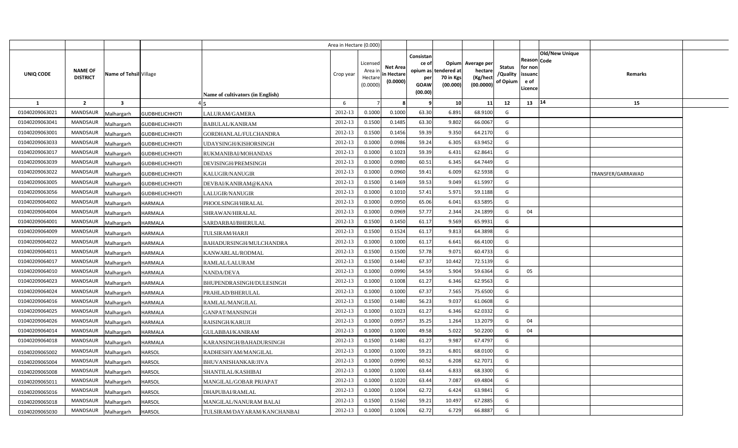| | | | | | Area in Hectare (0.000) | | | | | | | | | | | |
|---|---|---|---|---|---|---|---|---|---|---|---|---|---|---|---|---|
| UNIQ CODE | NAME OF DISTRICT | Name of Tehsil | Village | Name of cultivators (in English) | Crop year | Licensed Area in Hectare (0.0000) | Net Area in Hectare (0.0000) | Consistance of opium as per GOAW (00.00) | Opium tendered at 70 in Kgs (00.000) | Average per hectare (Kg/hect (00.0000) | Status /Quality of Opium | Reason for non issuance of Licence | Code | Old/New Unique | Remarks | |
| 1 | 2 | 3 | 4 | 5 | 6 | 7 | 8 | 9 | 10 | 11 | 12 | 13 | | 14 | 15 | |
| 01040209063021 | MANDSAUR | Malhargarh | GUDBHELICHHOTI | LALURAM/GAMERA | 2012-13 | 0.1000 | 0.1000 | 63.30 | 6.891 | 68.9100 | G | | | | | |
| 01040209063041 | MANDSAUR | Malhargarh | GUDBHELICHHOTI | BABULAL/KANIRAM | 2012-13 | 0.1500 | 0.1485 | 63.30 | 9.802 | 66.0067 | G | | | | | |
| 01040209063001 | MANDSAUR | Malhargarh | GUDBHELICHHOTI | GORDHANLAL/FULCHANDRA | 2012-13 | 0.1500 | 0.1456 | 59.39 | 9.350 | 64.2170 | G | | | | | |
| 01040209063033 | MANDSAUR | Malhargarh | GUDBHELICHHOTI | UDAYSINGH/KISHORSINGH | 2012-13 | 0.1000 | 0.0986 | 59.24 | 6.305 | 63.9452 | G | | | | | |
| 01040209063017 | MANDSAUR | Malhargarh | GUDBHELICHHOTI | RUKMANIBAI/MOHANDAS | 2012-13 | 0.1000 | 0.1023 | 59.39 | 6.431 | 62.8641 | G | | | | | |
| 01040209063039 | MANDSAUR | Malhargarh | GUDBHELICHHOTI | DEVISINGH/PREMSINGH | 2012-13 | 0.1000 | 0.0980 | 60.51 | 6.345 | 64.7449 | G | | | | | |
| 01040209063022 | MANDSAUR | Malhargarh | GUDBHELICHHOTI | KALUGIR/NANUGIR | 2012-13 | 0.1000 | 0.0960 | 59.41 | 6.009 | 62.5938 | G | | | | TRANSFER/GARRAWAD | |
| 01040209063005 | MANDSAUR | Malhargarh | GUDBHELICHHOTI | DEVBAI/KANIRAM@KANA | 2012-13 | 0.1500 | 0.1469 | 59.53 | 9.049 | 61.5997 | G | | | | | |
| 01040209063056 | MANDSAUR | Malhargarh | GUDBHELICHHOTI | LALUGIR/NANUGIR | 2012-13 | 0.1000 | 0.1010 | 57.41 | 5.971 | 59.1188 | G | | | | | |
| 01040209064002 | MANDSAUR | Malhargarh | HARMALA | PHOOLSINGH/HIRALAL | 2012-13 | 0.1000 | 0.0950 | 65.06 | 6.041 | 63.5895 | G | | | | | |
| 01040209064004 | MANDSAUR | Malhargarh | HARMALA | SHRAWAN/HIRALAL | 2012-13 | 0.1000 | 0.0969 | 57.77 | 2.344 | 24.1899 | G | 04 | | | | |
| 01040209064001 | MANDSAUR | Malhargarh | HARMALA | SARDARBAI/BHERULAL | 2012-13 | 0.1500 | 0.1450 | 61.17 | 9.569 | 65.9931 | G | | | | | |
| 01040209064009 | MANDSAUR | Malhargarh | HARMALA | TULSIRAM/HARJI | 2012-13 | 0.1500 | 0.1524 | 61.17 | 9.813 | 64.3898 | G | | | | | |
| 01040209064022 | MANDSAUR | Malhargarh | HARMALA | BAHADURSINGH/MULCHANDRA | 2012-13 | 0.1000 | 0.1000 | 61.17 | 6.641 | 66.4100 | G | | | | | |
| 01040209064011 | MANDSAUR | Malhargarh | HARMALA | KANWARLAL/RODMAL | 2012-13 | 0.1500 | 0.1500 | 57.78 | 9.071 | 60.4733 | G | | | | | |
| 01040209064017 | MANDSAUR | Malhargarh | HARMALA | RAMLAL/LALURAM | 2012-13 | 0.1500 | 0.1440 | 67.37 | 10.442 | 72.5139 | G | | | | | |
| 01040209064010 | MANDSAUR | Malhargarh | HARMALA | NANDA/DEVA | 2012-13 | 0.1000 | 0.0990 | 54.59 | 5.904 | 59.6364 | G | 05 | | | | |
| 01040209064023 | MANDSAUR | Malhargarh | HARMALA | BHUPENDRASINGH/DULESINGH | 2012-13 | 0.1000 | 0.1008 | 61.27 | 6.346 | 62.9563 | G | | | | | |
| 01040209064024 | MANDSAUR | Malhargarh | HARMALA | PRAHLAD/BHERULAL | 2012-13 | 0.1000 | 0.1000 | 67.37 | 7.565 | 75.6500 | G | | | | | |
| 01040209064016 | MANDSAUR | Malhargarh | HARMALA | RAMLAL/MANGILAL | 2012-13 | 0.1500 | 0.1480 | 56.23 | 9.037 | 61.0608 | G | | | | | |
| 01040209064025 | MANDSAUR | Malhargarh | HARMALA | GANPAT/MANSINGH | 2012-13 | 0.1000 | 0.1023 | 61.27 | 6.346 | 62.0332 | G | | | | | |
| 01040209064026 | MANDSAUR | Malhargarh | HARMALA | RAISINGH/KARUJI | 2012-13 | 0.1000 | 0.0957 | 35.25 | 1.264 | 13.2079 | G | 04 | | | | |
| 01040209064014 | MANDSAUR | Malhargarh | HARMALA | GULABBAI/KANIRAM | 2012-13 | 0.1000 | 0.1000 | 49.58 | 5.022 | 50.2200 | G | 04 | | | | |
| 01040209064018 | MANDSAUR | Malhargarh | HARMALA | KARANSINGH/BAHADURSINGH | 2012-13 | 0.1500 | 0.1480 | 61.27 | 9.987 | 67.4797 | G | | | | | |
| 01040209065002 | MANDSAUR | Malhargarh | HARSOL | RADHESHYAM/MANGILAL | 2012-13 | 0.1000 | 0.1000 | 59.21 | 6.801 | 68.0100 | G | | | | | |
| 01040209065004 | MANDSAUR | Malhargarh | HARSOL | BHUVANISHANKAR/JIVA | 2012-13 | 0.1000 | 0.0990 | 60.52 | 6.208 | 62.7071 | G | | | | | |
| 01040209065008 | MANDSAUR | Malhargarh | HARSOL | SHANTILAL/KASHIBAI | 2012-13 | 0.1000 | 0.1000 | 63.44 | 6.833 | 68.3300 | G | | | | | |
| 01040209065011 | MANDSAUR | Malhargarh | HARSOL | MANGILAL/GOBAR PRJAPAT | 2012-13 | 0.1000 | 0.1020 | 63.44 | 7.087 | 69.4804 | G | | | | | |
| 01040209065016 | MANDSAUR | Malhargarh | HARSOL | DHAPUBAI/RAMLAL | 2012-13 | 0.1000 | 0.1004 | 62.72 | 6.424 | 63.9841 | G | | | | | |
| 01040209065018 | MANDSAUR | Malhargarh | HARSOL | MANGILAL/NANURAM BALAI | 2012-13 | 0.1500 | 0.1560 | 59.21 | 10.497 | 67.2885 | G | | | | | |
| 01040209065030 | MANDSAUR | Malhargarh | HARSOL | TULSIRAM/DAYARAM/KANCHANBAI | 2012-13 | 0.1000 | 0.1006 | 62.72 | 6.729 | 66.8887 | G | | | | | |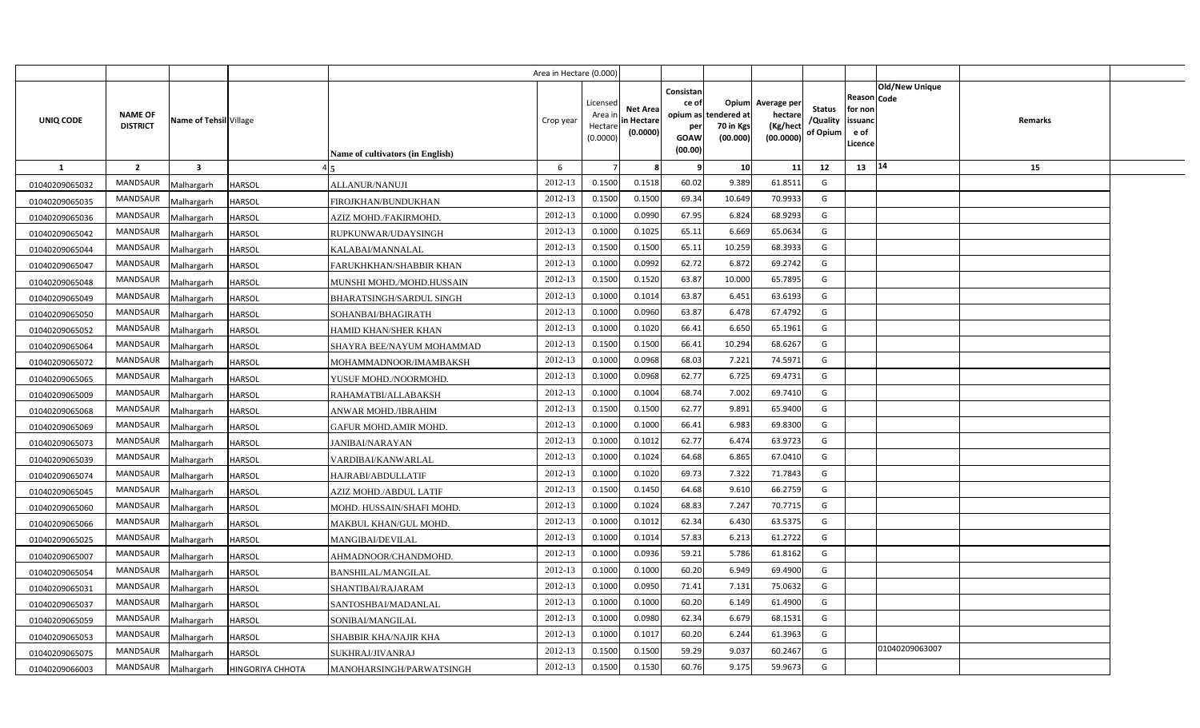| | | | | Area in Hectare (0.000) | | | | | | | | | | | |
|---|---|---|---|---|---|---|---|---|---|---|---|---|---|---|---|
| UNIQ CODE | NAME OF DISTRICT | Name of Tehsil | Village | Name of cultivators (in English) | Crop year | Licensed Area in Hectare (0.0000) | Net Area in Hectare (0.0000) | Consistance of opium as per GOAW (00.00) | Opium tendered at 70 in Kgs (00.000) | Average per hectare (Kg/hect (00.0000) | Status /Quality of Opium | Reason for non issuance of Licence | Code | Old/New Unique | Remarks |
| 1 | 2 | 3 | 4 | 5 | 6 | 7 | 8 | 9 | 10 | 11 | 12 | 13 | 14 | | 15 |
| 01040209065032 | MANDSAUR | Malhargarh | HARSOL | ALLANUR/NANUJI | 2012-13 | 0.1500 | 0.1518 | 60.02 | 9.389 | 61.8511 | G | | | | |
| 01040209065035 | MANDSAUR | Malhargarh | HARSOL | FIROJKHAN/BUNDUKHAN | 2012-13 | 0.1500 | 0.1500 | 69.34 | 10.649 | 70.9933 | G | | | | |
| 01040209065036 | MANDSAUR | Malhargarh | HARSOL | AZIZ MOHD./FAKIRMOHD. | 2012-13 | 0.1000 | 0.0990 | 67.95 | 6.824 | 68.9293 | G | | | | |
| 01040209065042 | MANDSAUR | Malhargarh | HARSOL | RUPKUNWAR/UDAYSINGH | 2012-13 | 0.1000 | 0.1025 | 65.11 | 6.669 | 65.0634 | G | | | | |
| 01040209065044 | MANDSAUR | Malhargarh | HARSOL | KALABAI/MANNALAL | 2012-13 | 0.1500 | 0.1500 | 65.11 | 10.259 | 68.3933 | G | | | | |
| 01040209065047 | MANDSAUR | Malhargarh | HARSOL | FARUKHKHAN/SHABBIR KHAN | 2012-13 | 0.1000 | 0.0992 | 62.72 | 6.872 | 69.2742 | G | | | | |
| 01040209065048 | MANDSAUR | Malhargarh | HARSOL | MUNSHI MOHD./MOHD.HUSSAIN | 2012-13 | 0.1500 | 0.1520 | 63.87 | 10.000 | 65.7895 | G | | | | |
| 01040209065049 | MANDSAUR | Malhargarh | HARSOL | BHARATSINGH/SARDUL SINGH | 2012-13 | 0.1000 | 0.1014 | 63.87 | 6.451 | 63.6193 | G | | | | |
| 01040209065050 | MANDSAUR | Malhargarh | HARSOL | SOHANBAI/BHAGIRATH | 2012-13 | 0.1000 | 0.0960 | 63.87 | 6.478 | 67.4792 | G | | | | |
| 01040209065052 | MANDSAUR | Malhargarh | HARSOL | HAMID KHAN/SHER KHAN | 2012-13 | 0.1000 | 0.1020 | 66.41 | 6.650 | 65.1961 | G | | | | |
| 01040209065064 | MANDSAUR | Malhargarh | HARSOL | SHAYRA BEE/NAYUM MOHAMMAD | 2012-13 | 0.1500 | 0.1500 | 66.41 | 10.294 | 68.6267 | G | | | | |
| 01040209065072 | MANDSAUR | Malhargarh | HARSOL | MOHAMMADNOOR/IMAMBAKSH | 2012-13 | 0.1000 | 0.0968 | 68.03 | 7.221 | 74.5971 | G | | | | |
| 01040209065065 | MANDSAUR | Malhargarh | HARSOL | YUSUF MOHD./NOORMOHD. | 2012-13 | 0.1000 | 0.0968 | 62.77 | 6.725 | 69.4731 | G | | | | |
| 01040209065009 | MANDSAUR | Malhargarh | HARSOL | RAHAMATBI/ALLABAKSH | 2012-13 | 0.1000 | 0.1004 | 68.74 | 7.002 | 69.7410 | G | | | | |
| 01040209065068 | MANDSAUR | Malhargarh | HARSOL | ANWAR MOHD./IBRAHIM | 2012-13 | 0.1500 | 0.1500 | 62.77 | 9.891 | 65.9400 | G | | | | |
| 01040209065069 | MANDSAUR | Malhargarh | HARSOL | GAFUR MOHD.AMIR MOHD. | 2012-13 | 0.1000 | 0.1000 | 66.41 | 6.983 | 69.8300 | G | | | | |
| 01040209065073 | MANDSAUR | Malhargarh | HARSOL | JANIBAI/NARAYAN | 2012-13 | 0.1000 | 0.1012 | 62.77 | 6.474 | 63.9723 | G | | | | |
| 01040209065039 | MANDSAUR | Malhargarh | HARSOL | VARDIBAI/KANWARLAL | 2012-13 | 0.1000 | 0.1024 | 64.68 | 6.865 | 67.0410 | G | | | | |
| 01040209065074 | MANDSAUR | Malhargarh | HARSOL | HAJRABI/ABDULLATIF | 2012-13 | 0.1000 | 0.1020 | 69.73 | 7.322 | 71.7843 | G | | | | |
| 01040209065045 | MANDSAUR | Malhargarh | HARSOL | AZIZ MOHD./ABDUL LATIF | 2012-13 | 0.1500 | 0.1450 | 64.68 | 9.610 | 66.2759 | G | | | | |
| 01040209065060 | MANDSAUR | Malhargarh | HARSOL | MOHD. HUSSAIN/SHAFI MOHD. | 2012-13 | 0.1000 | 0.1024 | 68.83 | 7.247 | 70.7715 | G | | | | |
| 01040209065066 | MANDSAUR | Malhargarh | HARSOL | MAKBUL KHAN/GUL MOHD. | 2012-13 | 0.1000 | 0.1012 | 62.34 | 6.430 | 63.5375 | G | | | | |
| 01040209065025 | MANDSAUR | Malhargarh | HARSOL | MANGIBAI/DEVILAL | 2012-13 | 0.1000 | 0.1014 | 57.83 | 6.213 | 61.2722 | G | | | | |
| 01040209065007 | MANDSAUR | Malhargarh | HARSOL | AHMADNOOR/CHANDMOHD. | 2012-13 | 0.1000 | 0.0936 | 59.21 | 5.786 | 61.8162 | G | | | | |
| 01040209065054 | MANDSAUR | Malhargarh | HARSOL | BANSHILAL/MANGILAL | 2012-13 | 0.1000 | 0.1000 | 60.20 | 6.949 | 69.4900 | G | | | | |
| 01040209065031 | MANDSAUR | Malhargarh | HARSOL | SHANTIBAI/RAJARAM | 2012-13 | 0.1000 | 0.0950 | 71.41 | 7.131 | 75.0632 | G | | | | |
| 01040209065037 | MANDSAUR | Malhargarh | HARSOL | SANTOSHBAI/MADANLAL | 2012-13 | 0.1000 | 0.1000 | 60.20 | 6.149 | 61.4900 | G | | | | |
| 01040209065059 | MANDSAUR | Malhargarh | HARSOL | SONIBAI/MANGILAL | 2012-13 | 0.1000 | 0.0980 | 62.34 | 6.679 | 68.1531 | G | | | | |
| 01040209065053 | MANDSAUR | Malhargarh | HARSOL | SHABBIR KHA/NAJIR KHA | 2012-13 | 0.1000 | 0.1017 | 60.20 | 6.244 | 61.3963 | G | | | | |
| 01040209065075 | MANDSAUR | Malhargarh | HARSOL | SUKHRAJ/JIVANRAJ | 2012-13 | 0.1500 | 0.1500 | 59.29 | 9.037 | 60.2467 | G | | | 01040209063007 | |
| 01040209066003 | MANDSAUR | Malhargarh | HINGORIYA CHHOTA | MANOHARSINGH/PARWATSINGH | 2012-13 | 0.1500 | 0.1530 | 60.76 | 9.175 | 59.9673 | G | | | | |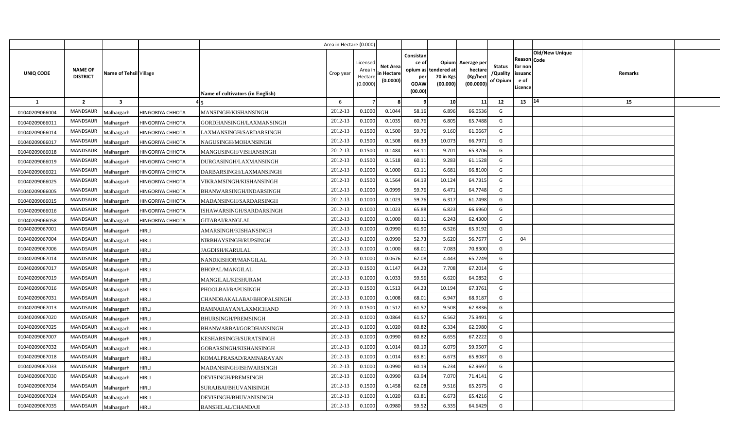| UNIQ CODE | NAME OF DISTRICT | Name of Tehsil | Village | Name of cultivators (in English) | Crop year | Licensed Area in Hectare (0.0000) | Net Area in Hectare (0.0000) | Consistance of opium as per GOAW (00.00) | Opium tendered at 70 in Kgs (00.000) | Average per hectare (Kg/hect (00.0000) | Status /Quality of Opium | Reason for non issuance of Licence | Code | Old/New Unique | Remarks |
|---|---|---|---|---|---|---|---|---|---|---|---|---|---|---|---|
| 1 | 2 | 3 | 4 | 5 | 6 | 7 | 8 | 9 | 10 | 11 | 12 | 13 | | 14 | 15 |
| 01040209066004 | MANDSAUR | Malhargarh | HINGORIYA CHHOTA | MANSINGH/KISHANSINGH | 2012-13 | 0.1000 | 0.1044 | 58.16 | 6.896 | 66.0536 | G | | | | |
| 01040209066011 | MANDSAUR | Malhargarh | HINGORIYA CHHOTA | GORDHANSINGH/LAXMANSINGH | 2012-13 | 0.1000 | 0.1035 | 60.76 | 6.805 | 65.7488 | G | | | | |
| 01040209066014 | MANDSAUR | Malhargarh | HINGORIYA CHHOTA | LAXMANSINGH/SARDARSINGH | 2012-13 | 0.1500 | 0.1500 | 59.76 | 9.160 | 61.0667 | G | | | | |
| 01040209066017 | MANDSAUR | Malhargarh | HINGORIYA CHHOTA | NAGUSINGH/MOHANSINGH | 2012-13 | 0.1500 | 0.1508 | 66.33 | 10.073 | 66.7971 | G | | | | |
| 01040209066018 | MANDSAUR | Malhargarh | HINGORIYA CHHOTA | MANGUSINGH/VISHANSINGH | 2012-13 | 0.1500 | 0.1484 | 63.11 | 9.701 | 65.3706 | G | | | | |
| 01040209066019 | MANDSAUR | Malhargarh | HINGORIYA CHHOTA | DURGASINGH/LAXMANSINGH | 2012-13 | 0.1500 | 0.1518 | 60.11 | 9.283 | 61.1528 | G | | | | |
| 01040209066021 | MANDSAUR | Malhargarh | HINGORIYA CHHOTA | DARBARSINGH/LAXMANSINGH | 2012-13 | 0.1000 | 0.1000 | 63.11 | 6.681 | 66.8100 | G | | | | |
| 01040209066025 | MANDSAUR | Malhargarh | HINGORIYA CHHOTA | VIKRAMSINGH/KISHANSINGH | 2012-13 | 0.1500 | 0.1564 | 64.19 | 10.124 | 64.7315 | G | | | | |
| 01040209066005 | MANDSAUR | Malhargarh | HINGORIYA CHHOTA | BHANWARSINGH/INDARSINGH | 2012-13 | 0.1000 | 0.0999 | 59.76 | 6.471 | 64.7748 | G | | | | |
| 01040209066015 | MANDSAUR | Malhargarh | HINGORIYA CHHOTA | MADANSINGH/SARDARSINGH | 2012-13 | 0.1000 | 0.1023 | 59.76 | 6.317 | 61.7498 | G | | | | |
| 01040209066016 | MANDSAUR | Malhargarh | HINGORIYA CHHOTA | ISHAWARSINGH/SARDARSINGH | 2012-13 | 0.1000 | 0.1023 | 65.88 | 6.823 | 66.6960 | G | | | | |
| 01040209066058 | MANDSAUR | Malhargarh | HINGORIYA CHHOTA | GITABAI/RANGLAL | 2012-13 | 0.1000 | 0.1000 | 60.11 | 6.243 | 62.4300 | G | | | | |
| 01040209067001 | MANDSAUR | Malhargarh | HIRLI | AMARSINGH/KISHANSINGH | 2012-13 | 0.1000 | 0.0990 | 61.90 | 6.526 | 65.9192 | G | | | | |
| 01040209067004 | MANDSAUR | Malhargarh | HIRLI | NIRBHAYSINGH/RUPSINGH | 2012-13 | 0.1000 | 0.0990 | 52.73 | 5.620 | 56.7677 | G | 04 | | | |
| 01040209067006 | MANDSAUR | Malhargarh | HIRLI | JAGDISH/KARULAL | 2012-13 | 0.1000 | 0.1000 | 68.01 | 7.083 | 70.8300 | G | | | | |
| 01040209067014 | MANDSAUR | Malhargarh | HIRLI | NANDKISHOR/MANGILAL | 2012-13 | 0.1000 | 0.0676 | 62.08 | 4.443 | 65.7249 | G | | | | |
| 01040209067017 | MANDSAUR | Malhargarh | HIRLI | BHOPAL/MANGILAL | 2012-13 | 0.1500 | 0.1147 | 64.23 | 7.708 | 67.2014 | G | | | | |
| 01040209067019 | MANDSAUR | Malhargarh | HIRLI | MANGILAL/KESHURAM | 2012-13 | 0.1000 | 0.1033 | 59.56 | 6.620 | 64.0852 | G | | | | |
| 01040209067016 | MANDSAUR | Malhargarh | HIRLI | PHOOLBAI/BAPUSINGH | 2012-13 | 0.1500 | 0.1513 | 64.23 | 10.194 | 67.3761 | G | | | | |
| 01040209067031 | MANDSAUR | Malhargarh | HIRLI | CHANDRAKALABAI/BHOPALSINGH | 2012-13 | 0.1000 | 0.1008 | 68.01 | 6.947 | 68.9187 | G | | | | |
| 01040209067013 | MANDSAUR | Malhargarh | HIRLI | RAMNARAYAN/LAXMICHAND | 2012-13 | 0.1500 | 0.1512 | 61.57 | 9.508 | 62.8836 | G | | | | |
| 01040209067020 | MANDSAUR | Malhargarh | HIRLI | BHURSINGH/PREMSINGH | 2012-13 | 0.1000 | 0.0864 | 61.57 | 6.562 | 75.9491 | G | | | | |
| 01040209067025 | MANDSAUR | Malhargarh | HIRLI | BHANWARBAI/GORDHANSINGH | 2012-13 | 0.1000 | 0.1020 | 60.82 | 6.334 | 62.0980 | G | | | | |
| 01040209067007 | MANDSAUR | Malhargarh | HIRLI | KESHARSINGH/SURATSINGH | 2012-13 | 0.1000 | 0.0990 | 60.82 | 6.655 | 67.2222 | G | | | | |
| 01040209067032 | MANDSAUR | Malhargarh | HIRLI | GOBARSINGH/KISHANSINGH | 2012-13 | 0.1000 | 0.1014 | 60.19 | 6.079 | 59.9507 | G | | | | |
| 01040209067018 | MANDSAUR | Malhargarh | HIRLI | KOMALPRASAD/RAMNARAYAN | 2012-13 | 0.1000 | 0.1014 | 63.81 | 6.673 | 65.8087 | G | | | | |
| 01040209067033 | MANDSAUR | Malhargarh | HIRLI | MADANSINGH/ISHWARSINGH | 2012-13 | 0.1000 | 0.0990 | 60.19 | 6.234 | 62.9697 | G | | | | |
| 01040209067030 | MANDSAUR | Malhargarh | HIRLI | DEVISINGH/PREMSINGH | 2012-13 | 0.1000 | 0.0990 | 63.94 | 7.070 | 71.4141 | G | | | | |
| 01040209067034 | MANDSAUR | Malhargarh | HIRLI | SURAJBAI/BHUVANISINGH | 2012-13 | 0.1500 | 0.1458 | 62.08 | 9.516 | 65.2675 | G | | | | |
| 01040209067024 | MANDSAUR | Malhargarh | HIRLI | DEVISINGH/BHUVANISINGH | 2012-13 | 0.1000 | 0.1020 | 63.81 | 6.673 | 65.4216 | G | | | | |
| 01040209067035 | MANDSAUR | Malhargarh | HIRLI | BANSHILAL/CHANDAJI | 2012-13 | 0.1000 | 0.0980 | 59.52 | 6.335 | 64.6429 | G | | | | |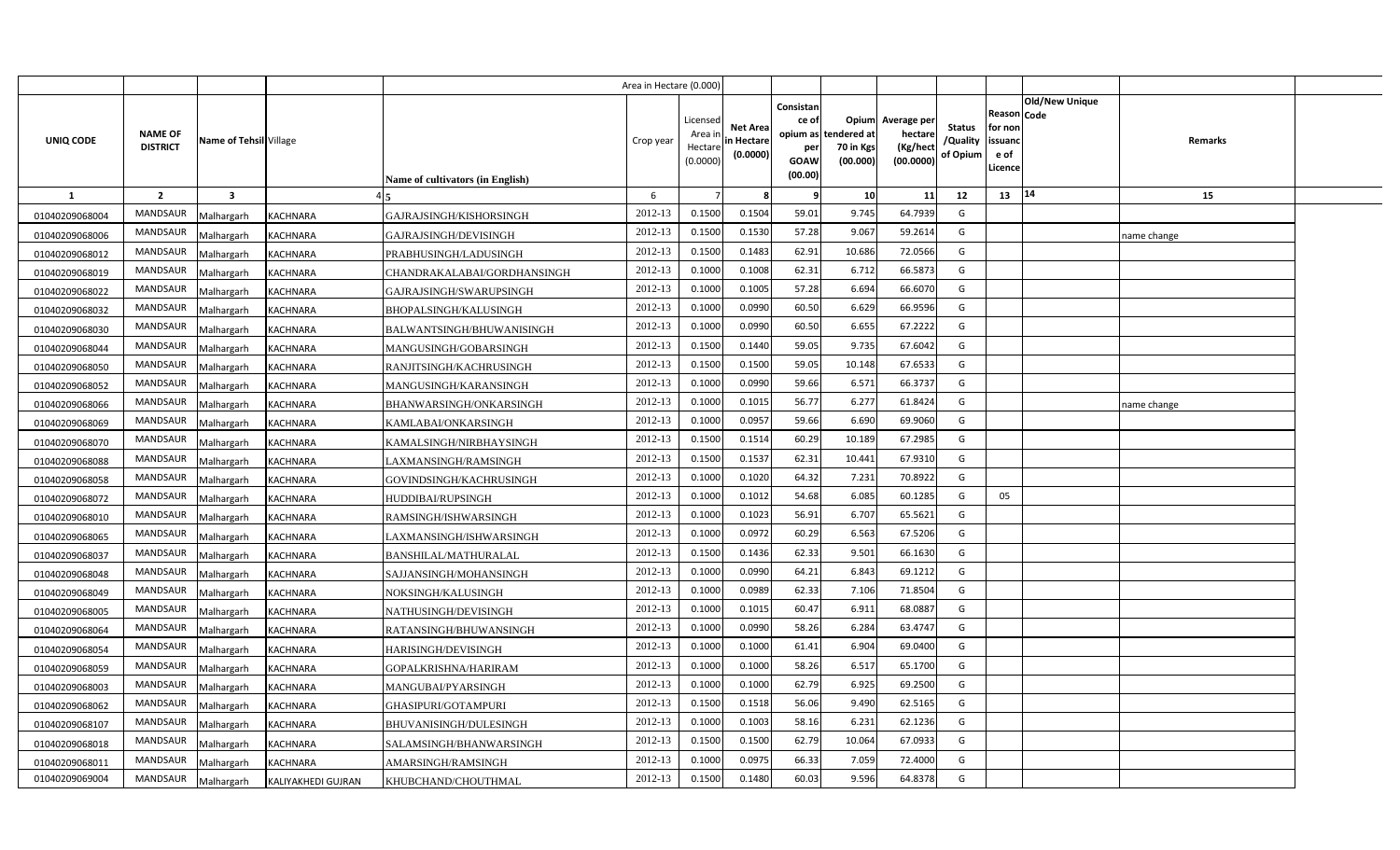|  |  |  |  |  | Area in Hectare (0.000) |  |  |  |  |  |  |  |  |  |  |
|---|---|---|---|---|---|---|---|---|---|---|---|---|---|---|---|
| UNIQ CODE | NAME OF DISTRICT | Name of Tehsil | Village | Name of cultivators (in English) | Crop year | Licensed Area in Hectare (0.0000) | Net Area in Hectare (0.0000) | Consistance of opium as per GOAW (00.00) | Opium tendered at 70 in Kgs (00.000) | Average per hectare (Kg/hect (00.0000) | Status /Quality of Opium | Reason for non issuance of Licence | Code Old/New Unique | Remarks |  |
| 1 | 2 | 3 | 4 | 5 | 6 | 7 | 8 | 9 | 10 | 11 | 12 | 13 | 14 | 15 |  |
| 01040209068004 | MANDSAUR | Malhargarh | KACHNARA | GAJRAJSINGH/KISHORSINGH | 2012-13 | 0.1500 | 0.1504 | 59.01 | 9.745 | 64.7939 | G |  |  |  |  |
| 01040209068006 | MANDSAUR | Malhargarh | KACHNARA | GAJRAJSINGH/DEVISINGH | 2012-13 | 0.1500 | 0.1530 | 57.28 | 9.067 | 59.2614 | G |  |  | name change |  |
| 01040209068012 | MANDSAUR | Malhargarh | KACHNARA | PRABHUSINGH/LADUSINGH | 2012-13 | 0.1500 | 0.1483 | 62.91 | 10.686 | 72.0566 | G |  |  |  |  |
| 01040209068019 | MANDSAUR | Malhargarh | KACHNARA | CHANDRAKALABAI/GORDHANSINGH | 2012-13 | 0.1000 | 0.1008 | 62.31 | 6.712 | 66.5873 | G |  |  |  |  |
| 01040209068022 | MANDSAUR | Malhargarh | KACHNARA | GAJRAJSINGH/SWARUPSINGH | 2012-13 | 0.1000 | 0.1005 | 57.28 | 6.694 | 66.6070 | G |  |  |  |  |
| 01040209068032 | MANDSAUR | Malhargarh | KACHNARA | BHOPALSINGH/KALUSINGH | 2012-13 | 0.1000 | 0.0990 | 60.50 | 6.629 | 66.9596 | G |  |  |  |  |
| 01040209068030 | MANDSAUR | Malhargarh | KACHNARA | BALWANTSINGH/BHUWANISINGH | 2012-13 | 0.1000 | 0.0990 | 60.50 | 6.655 | 67.2222 | G |  |  |  |  |
| 01040209068044 | MANDSAUR | Malhargarh | KACHNARA | MANGUSINGH/GOBARSINGH | 2012-13 | 0.1500 | 0.1440 | 59.05 | 9.735 | 67.6042 | G |  |  |  |  |
| 01040209068050 | MANDSAUR | Malhargarh | KACHNARA | RANJITSINGH/KACHRUSINGH | 2012-13 | 0.1500 | 0.1500 | 59.05 | 10.148 | 67.6533 | G |  |  |  |  |
| 01040209068052 | MANDSAUR | Malhargarh | KACHNARA | MANGUSINGH/KARANSINGH | 2012-13 | 0.1000 | 0.0990 | 59.66 | 6.571 | 66.3737 | G |  |  |  |  |
| 01040209068066 | MANDSAUR | Malhargarh | KACHNARA | BHANWARSINGH/ONKARSINGH | 2012-13 | 0.1000 | 0.1015 | 56.77 | 6.277 | 61.8424 | G |  |  | name change |  |
| 01040209068069 | MANDSAUR | Malhargarh | KACHNARA | KAMLABAI/ONKARSINGH | 2012-13 | 0.1000 | 0.0957 | 59.66 | 6.690 | 69.9060 | G |  |  |  |  |
| 01040209068070 | MANDSAUR | Malhargarh | KACHNARA | KAMALSINGH/NIRBHAYSINGH | 2012-13 | 0.1500 | 0.1514 | 60.29 | 10.189 | 67.2985 | G |  |  |  |  |
| 01040209068088 | MANDSAUR | Malhargarh | KACHNARA | LAXMANSINGH/RAMSINGH | 2012-13 | 0.1500 | 0.1537 | 62.31 | 10.441 | 67.9310 | G |  |  |  |  |
| 01040209068058 | MANDSAUR | Malhargarh | KACHNARA | GOVINDSINGH/KACHRUSINGH | 2012-13 | 0.1000 | 0.1020 | 64.32 | 7.231 | 70.8922 | G |  |  |  |  |
| 01040209068072 | MANDSAUR | Malhargarh | KACHNARA | HUDDIBAI/RUPSINGH | 2012-13 | 0.1000 | 0.1012 | 54.68 | 6.085 | 60.1285 | G | 05 |  |  |  |
| 01040209068010 | MANDSAUR | Malhargarh | KACHNARA | RAMSINGH/ISHWARSINGH | 2012-13 | 0.1000 | 0.1023 | 56.91 | 6.707 | 65.5621 | G |  |  |  |  |
| 01040209068065 | MANDSAUR | Malhargarh | KACHNARA | LAXMANSINGH/ISHWARSINGH | 2012-13 | 0.1000 | 0.0972 | 60.29 | 6.563 | 67.5206 | G |  |  |  |  |
| 01040209068037 | MANDSAUR | Malhargarh | KACHNARA | BANSHILAL/MATHURALAL | 2012-13 | 0.1500 | 0.1436 | 62.33 | 9.501 | 66.1630 | G |  |  |  |  |
| 01040209068048 | MANDSAUR | Malhargarh | KACHNARA | SAJJANSINGH/MOHANSINGH | 2012-13 | 0.1000 | 0.0990 | 64.21 | 6.843 | 69.1212 | G |  |  |  |  |
| 01040209068049 | MANDSAUR | Malhargarh | KACHNARA | NOKSINGH/KALUSINGH | 2012-13 | 0.1000 | 0.0989 | 62.33 | 7.106 | 71.8504 | G |  |  |  |  |
| 01040209068005 | MANDSAUR | Malhargarh | KACHNARA | NATHUSINGH/DEVISINGH | 2012-13 | 0.1000 | 0.1015 | 60.47 | 6.911 | 68.0887 | G |  |  |  |  |
| 01040209068064 | MANDSAUR | Malhargarh | KACHNARA | RATANSINGH/BHUWANSINGH | 2012-13 | 0.1000 | 0.0990 | 58.26 | 6.284 | 63.4747 | G |  |  |  |  |
| 01040209068054 | MANDSAUR | Malhargarh | KACHNARA | HARISINGH/DEVISINGH | 2012-13 | 0.1000 | 0.1000 | 61.41 | 6.904 | 69.0400 | G |  |  |  |  |
| 01040209068059 | MANDSAUR | Malhargarh | KACHNARA | GOPALKRISHNA/HARIRAM | 2012-13 | 0.1000 | 0.1000 | 58.26 | 6.517 | 65.1700 | G |  |  |  |  |
| 01040209068003 | MANDSAUR | Malhargarh | KACHNARA | MANGUBAI/PYARSINGH | 2012-13 | 0.1000 | 0.1000 | 62.79 | 6.925 | 69.2500 | G |  |  |  |  |
| 01040209068062 | MANDSAUR | Malhargarh | KACHNARA | GHASIPURI/GOTAMPURI | 2012-13 | 0.1500 | 0.1518 | 56.06 | 9.490 | 62.5165 | G |  |  |  |  |
| 01040209068107 | MANDSAUR | Malhargarh | KACHNARA | BHUVANISINGH/DULESINGH | 2012-13 | 0.1000 | 0.1003 | 58.16 | 6.231 | 62.1236 | G |  |  |  |  |
| 01040209068018 | MANDSAUR | Malhargarh | KACHNARA | SALAMSINGH/BHANWARSINGH | 2012-13 | 0.1500 | 0.1500 | 62.79 | 10.064 | 67.0933 | G |  |  |  |  |
| 01040209068011 | MANDSAUR | Malhargarh | KACHNARA | AMARSINGH/RAMSINGH | 2012-13 | 0.1000 | 0.0975 | 66.33 | 7.059 | 72.4000 | G |  |  |  |  |
| 01040209069004 | MANDSAUR | Malhargarh | KALIYAKHEDI GUJRAN | KHUBCHAND/CHOUTHMAL | 2012-13 | 0.1500 | 0.1480 | 60.03 | 9.596 | 64.8378 | G |  |  |  |  |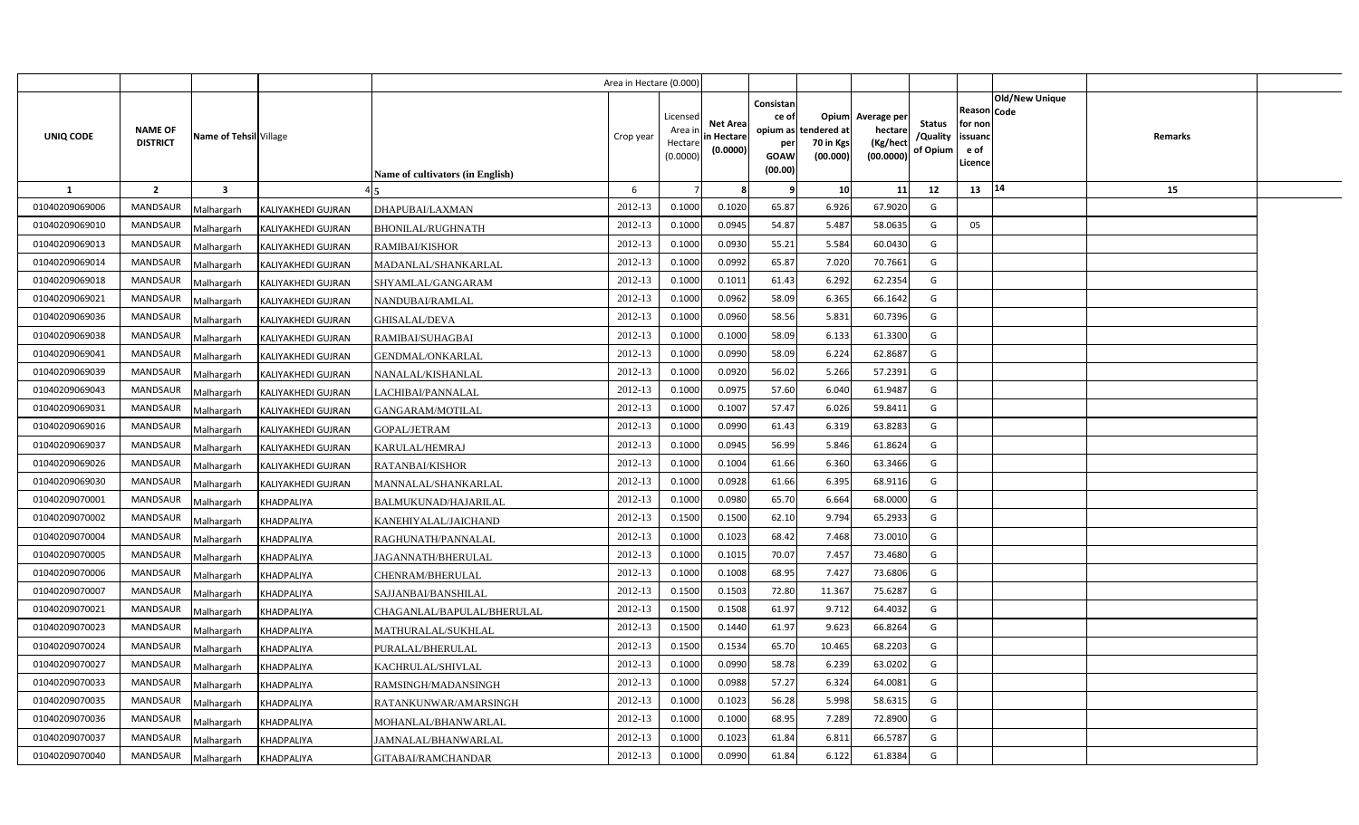| | | | | Area in Hectare (0.000) | | | | | | | | | | | |
|---|---|---|---|---|---|---|---|---|---|---|---|---|---|---|---|
| UNIQ CODE | NAME OF DISTRICT | Name of Tehsil | Village | Name of cultivators (in English) | Crop year | Licensed Area in Hectare (0.0000) | Net Area in Hectare (0.0000) | Consistance of opium as per GOAW (00.00) | Opium tendered at 70 in Kgs (00.000) | Average per hectare (Kg/hect (00.0000) | Status /Quality of Opium | Reason for non issuance of Licence | Code | Old/New Unique | Remarks |
| 1 | 2 | 3 | 4 | 5 | 6 | 7 | 8 | 9 | 10 | 11 | 12 | 13 | 14 | | 15 |
| 01040209069006 | MANDSAUR | Malhargarh | KALIYAKHEDI GUJRAN | DHAPUBAI/LAXMAN | 2012-13 | 0.1000 | 0.1020 | 65.87 | 6.926 | 67.9020 | G | | | | |
| 01040209069010 | MANDSAUR | Malhargarh | KALIYAKHEDI GUJRAN | BHONILAL/RUGHNATH | 2012-13 | 0.1000 | 0.0945 | 54.87 | 5.487 | 58.0635 | G | 05 | | | |
| 01040209069013 | MANDSAUR | Malhargarh | KALIYAKHEDI GUJRAN | RAMIBAI/KISHOR | 2012-13 | 0.1000 | 0.0930 | 55.21 | 5.584 | 60.0430 | G | | | | |
| 01040209069014 | MANDSAUR | Malhargarh | KALIYAKHEDI GUJRAN | MADANLAL/SHANKARLAL | 2012-13 | 0.1000 | 0.0992 | 65.87 | 7.020 | 70.7661 | G | | | | |
| 01040209069018 | MANDSAUR | Malhargarh | KALIYAKHEDI GUJRAN | SHYAMLAL/GANGARAM | 2012-13 | 0.1000 | 0.1011 | 61.43 | 6.292 | 62.2354 | G | | | | |
| 01040209069021 | MANDSAUR | Malhargarh | KALIYAKHEDI GUJRAN | NANDUBAI/RAMLAL | 2012-13 | 0.1000 | 0.0962 | 58.09 | 6.365 | 66.1642 | G | | | | |
| 01040209069036 | MANDSAUR | Malhargarh | KALIYAKHEDI GUJRAN | GHISALAL/DEVA | 2012-13 | 0.1000 | 0.0960 | 58.56 | 5.831 | 60.7396 | G | | | | |
| 01040209069038 | MANDSAUR | Malhargarh | KALIYAKHEDI GUJRAN | RAMIBAI/SUHAGBAI | 2012-13 | 0.1000 | 0.1000 | 58.09 | 6.133 | 61.3300 | G | | | | |
| 01040209069041 | MANDSAUR | Malhargarh | KALIYAKHEDI GUJRAN | GENDMAL/ONKARLAL | 2012-13 | 0.1000 | 0.0990 | 58.09 | 6.224 | 62.8687 | G | | | | |
| 01040209069039 | MANDSAUR | Malhargarh | KALIYAKHEDI GUJRAN | NANALAL/KISHANLAL | 2012-13 | 0.1000 | 0.0920 | 56.02 | 5.266 | 57.2391 | G | | | | |
| 01040209069043 | MANDSAUR | Malhargarh | KALIYAKHEDI GUJRAN | LACHIBAI/PANNALAL | 2012-13 | 0.1000 | 0.0975 | 57.60 | 6.040 | 61.9487 | G | | | | |
| 01040209069031 | MANDSAUR | Malhargarh | KALIYAKHEDI GUJRAN | GANGARAM/MOTILAL | 2012-13 | 0.1000 | 0.1007 | 57.47 | 6.026 | 59.8411 | G | | | | |
| 01040209069016 | MANDSAUR | Malhargarh | KALIYAKHEDI GUJRAN | GOPAL/JETRAM | 2012-13 | 0.1000 | 0.0990 | 61.43 | 6.319 | 63.8283 | G | | | | |
| 01040209069037 | MANDSAUR | Malhargarh | KALIYAKHEDI GUJRAN | KARULAL/HEMRAJ | 2012-13 | 0.1000 | 0.0945 | 56.99 | 5.846 | 61.8624 | G | | | | |
| 01040209069026 | MANDSAUR | Malhargarh | KALIYAKHEDI GUJRAN | RATANBAI/KISHOR | 2012-13 | 0.1000 | 0.1004 | 61.66 | 6.360 | 63.3466 | G | | | | |
| 01040209069030 | MANDSAUR | Malhargarh | KALIYAKHEDI GUJRAN | MANNALAL/SHANKARLAL | 2012-13 | 0.1000 | 0.0928 | 61.66 | 6.395 | 68.9116 | G | | | | |
| 01040209070001 | MANDSAUR | Malhargarh | KHADPALIYA | BALMUKUNAD/HAJARILAL | 2012-13 | 0.1000 | 0.0980 | 65.70 | 6.664 | 68.0000 | G | | | | |
| 01040209070002 | MANDSAUR | Malhargarh | KHADPALIYA | KANEHIYALAL/JAICHAND | 2012-13 | 0.1500 | 0.1500 | 62.10 | 9.794 | 65.2933 | G | | | | |
| 01040209070004 | MANDSAUR | Malhargarh | KHADPALIYA | RAGHUNATH/PANNALAL | 2012-13 | 0.1000 | 0.1023 | 68.42 | 7.468 | 73.0010 | G | | | | |
| 01040209070005 | MANDSAUR | Malhargarh | KHADPALIYA | JAGANNATH/BHERULAL | 2012-13 | 0.1000 | 0.1015 | 70.07 | 7.457 | 73.4680 | G | | | | |
| 01040209070006 | MANDSAUR | Malhargarh | KHADPALIYA | CHENRAM/BHERULAL | 2012-13 | 0.1000 | 0.1008 | 68.95 | 7.427 | 73.6806 | G | | | | |
| 01040209070007 | MANDSAUR | Malhargarh | KHADPALIYA | SAJJANBAI/BANSHILAL | 2012-13 | 0.1500 | 0.1503 | 72.80 | 11.367 | 75.6287 | G | | | | |
| 01040209070021 | MANDSAUR | Malhargarh | KHADPALIYA | CHAGANLAL/BAPULAL/BHERULAL | 2012-13 | 0.1500 | 0.1508 | 61.97 | 9.712 | 64.4032 | G | | | | |
| 01040209070023 | MANDSAUR | Malhargarh | KHADPALIYA | MATHURALAL/SUKHLAL | 2012-13 | 0.1500 | 0.1440 | 61.97 | 9.623 | 66.8264 | G | | | | |
| 01040209070024 | MANDSAUR | Malhargarh | KHADPALIYA | PURALAL/BHERULAL | 2012-13 | 0.1500 | 0.1534 | 65.70 | 10.465 | 68.2203 | G | | | | |
| 01040209070027 | MANDSAUR | Malhargarh | KHADPALIYA | KACHRULAL/SHIVLAL | 2012-13 | 0.1000 | 0.0990 | 58.78 | 6.239 | 63.0202 | G | | | | |
| 01040209070033 | MANDSAUR | Malhargarh | KHADPALIYA | RAMSINGH/MADANSINGH | 2012-13 | 0.1000 | 0.0988 | 57.27 | 6.324 | 64.0081 | G | | | | |
| 01040209070035 | MANDSAUR | Malhargarh | KHADPALIYA | RATANKUNWAR/AMARSINGH | 2012-13 | 0.1000 | 0.1023 | 56.28 | 5.998 | 58.6315 | G | | | | |
| 01040209070036 | MANDSAUR | Malhargarh | KHADPALIYA | MOHANLAL/BHANWARLAL | 2012-13 | 0.1000 | 0.1000 | 68.95 | 7.289 | 72.8900 | G | | | | |
| 01040209070037 | MANDSAUR | Malhargarh | KHADPALIYA | JAMNALAL/BHANWARLAL | 2012-13 | 0.1000 | 0.1023 | 61.84 | 6.811 | 66.5787 | G | | | | |
| 01040209070040 | MANDSAUR | Malhargarh | KHADPALIYA | GITABAI/RAMCHANDAR | 2012-13 | 0.1000 | 0.0990 | 61.84 | 6.122 | 61.8384 | G | | | | |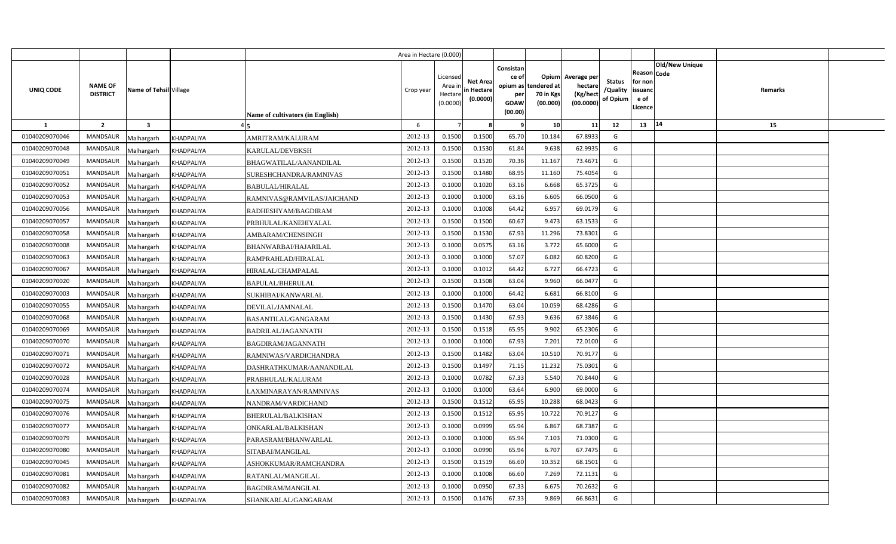| | | | | Area in Hectare (0.000) | | | | | | | | | | | |
|---|---|---|---|---|---|---|---|---|---|---|---|---|---|---|---|
| UNIQ CODE | NAME OF DISTRICT | Name of Tehsil | Village | Name of cultivators (in English) | Crop year | Licensed Area in Hectare (0.0000) | Net Area in Hectare (0.0000) | Consistance of opium as per GOAW (00.00) | Opium tendered at 70 in Kgs (00.000) | Average per hectare (Kg/hect (00.0000) | Status /Quality of Opium | Reason for non issuance of Licence | Code | Old/New Unique | Remarks |
| 1 | 2 | 3 | 4 | 5 | 6 | 7 | 8 | 9 | 10 | 11 | 12 | 13 | 14 | | 15 |
| 01040209070046 | MANDSAUR | Malhargarh | KHADPALIYA | AMRITRAM/KALURAM | 2012-13 | 0.1500 | 0.1500 | 65.70 | 10.184 | 67.8933 | G | | | | |
| 01040209070048 | MANDSAUR | Malhargarh | KHADPALIYA | KARULAL/DEVBKSH | 2012-13 | 0.1500 | 0.1530 | 61.84 | 9.638 | 62.9935 | G | | | | |
| 01040209070049 | MANDSAUR | Malhargarh | KHADPALIYA | BHAGWATILAL/AANANDILAL | 2012-13 | 0.1500 | 0.1520 | 70.36 | 11.167 | 73.4671 | G | | | | |
| 01040209070051 | MANDSAUR | Malhargarh | KHADPALIYA | SURESHCHANDRA/RAMNIVAS | 2012-13 | 0.1500 | 0.1480 | 68.95 | 11.160 | 75.4054 | G | | | | |
| 01040209070052 | MANDSAUR | Malhargarh | KHADPALIYA | BABULAL/HIRALAL | 2012-13 | 0.1000 | 0.1020 | 63.16 | 6.668 | 65.3725 | G | | | | |
| 01040209070053 | MANDSAUR | Malhargarh | KHADPALIYA | RAMNIVAS@RAMVILAS/JAICHAND | 2012-13 | 0.1000 | 0.1000 | 63.16 | 6.605 | 66.0500 | G | | | | |
| 01040209070056 | MANDSAUR | Malhargarh | KHADPALIYA | RADHESHYAM/BAGDIRAM | 2012-13 | 0.1000 | 0.1008 | 64.42 | 6.957 | 69.0179 | G | | | | |
| 01040209070057 | MANDSAUR | Malhargarh | KHADPALIYA | PRBHULAL/KANEHIYALAL | 2012-13 | 0.1500 | 0.1500 | 60.67 | 9.473 | 63.1533 | G | | | | |
| 01040209070058 | MANDSAUR | Malhargarh | KHADPALIYA | AMBARAM/CHENSINGH | 2012-13 | 0.1500 | 0.1530 | 67.93 | 11.296 | 73.8301 | G | | | | |
| 01040209070008 | MANDSAUR | Malhargarh | KHADPALIYA | BHANWARBAI/HAJARILAL | 2012-13 | 0.1000 | 0.0575 | 63.16 | 3.772 | 65.6000 | G | | | | |
| 01040209070063 | MANDSAUR | Malhargarh | KHADPALIYA | RAMPRAHLAD/HIRALAL | 2012-13 | 0.1000 | 0.1000 | 57.07 | 6.082 | 60.8200 | G | | | | |
| 01040209070067 | MANDSAUR | Malhargarh | KHADPALIYA | HIRALAL/CHAMPALAL | 2012-13 | 0.1000 | 0.1012 | 64.42 | 6.727 | 66.4723 | G | | | | |
| 01040209070020 | MANDSAUR | Malhargarh | KHADPALIYA | BAPULAL/BHERULAL | 2012-13 | 0.1500 | 0.1508 | 63.04 | 9.960 | 66.0477 | G | | | | |
| 01040209070003 | MANDSAUR | Malhargarh | KHADPALIYA | SUKHIBAI/KANWARLAL | 2012-13 | 0.1000 | 0.1000 | 64.42 | 6.681 | 66.8100 | G | | | | |
| 01040209070055 | MANDSAUR | Malhargarh | KHADPALIYA | DEVILAL/JAMNALAL | 2012-13 | 0.1500 | 0.1470 | 63.04 | 10.059 | 68.4286 | G | | | | |
| 01040209070068 | MANDSAUR | Malhargarh | KHADPALIYA | BASANTILAL/GANGARAM | 2012-13 | 0.1500 | 0.1430 | 67.93 | 9.636 | 67.3846 | G | | | | |
| 01040209070069 | MANDSAUR | Malhargarh | KHADPALIYA | BADRILAL/JAGANNATH | 2012-13 | 0.1500 | 0.1518 | 65.95 | 9.902 | 65.2306 | G | | | | |
| 01040209070070 | MANDSAUR | Malhargarh | KHADPALIYA | BAGDIRAM/JAGANNATH | 2012-13 | 0.1000 | 0.1000 | 67.93 | 7.201 | 72.0100 | G | | | | |
| 01040209070071 | MANDSAUR | Malhargarh | KHADPALIYA | RAMNIWAS/VARDICHANDRA | 2012-13 | 0.1500 | 0.1482 | 63.04 | 10.510 | 70.9177 | G | | | | |
| 01040209070072 | MANDSAUR | Malhargarh | KHADPALIYA | DASHRATHKUMAR/AANANDILAL | 2012-13 | 0.1500 | 0.1497 | 71.15 | 11.232 | 75.0301 | G | | | | |
| 01040209070028 | MANDSAUR | Malhargarh | KHADPALIYA | PRABHULAL/KALURAM | 2012-13 | 0.1000 | 0.0782 | 67.33 | 5.540 | 70.8440 | G | | | | |
| 01040209070074 | MANDSAUR | Malhargarh | KHADPALIYA | LAXMINARAYAN/RAMNIVAS | 2012-13 | 0.1000 | 0.1000 | 63.64 | 6.900 | 69.0000 | G | | | | |
| 01040209070075 | MANDSAUR | Malhargarh | KHADPALIYA | NANDRAM/VARDICHAND | 2012-13 | 0.1500 | 0.1512 | 65.95 | 10.288 | 68.0423 | G | | | | |
| 01040209070076 | MANDSAUR | Malhargarh | KHADPALIYA | BHERULAL/BALKISHAN | 2012-13 | 0.1500 | 0.1512 | 65.95 | 10.722 | 70.9127 | G | | | | |
| 01040209070077 | MANDSAUR | Malhargarh | KHADPALIYA | ONKARLAL/BALKISHAN | 2012-13 | 0.1000 | 0.0999 | 65.94 | 6.867 | 68.7387 | G | | | | |
| 01040209070079 | MANDSAUR | Malhargarh | KHADPALIYA | PARASRAM/BHANWARLAL | 2012-13 | 0.1000 | 0.1000 | 65.94 | 7.103 | 71.0300 | G | | | | |
| 01040209070080 | MANDSAUR | Malhargarh | KHADPALIYA | SITABAI/MANGILAL | 2012-13 | 0.1000 | 0.0990 | 65.94 | 6.707 | 67.7475 | G | | | | |
| 01040209070045 | MANDSAUR | Malhargarh | KHADPALIYA | ASHOKKUMAR/RAMCHANDRA | 2012-13 | 0.1500 | 0.1519 | 66.60 | 10.352 | 68.1501 | G | | | | |
| 01040209070081 | MANDSAUR | Malhargarh | KHADPALIYA | RATANLAL/MANGILAL | 2012-13 | 0.1000 | 0.1008 | 66.60 | 7.269 | 72.1131 | G | | | | |
| 01040209070082 | MANDSAUR | Malhargarh | KHADPALIYA | BAGDIRAM/MANGILAL | 2012-13 | 0.1000 | 0.0950 | 67.33 | 6.675 | 70.2632 | G | | | | |
| 01040209070083 | MANDSAUR | Malhargarh | KHADPALIYA | SHANKARLAL/GANGARAM | 2012-13 | 0.1500 | 0.1476 | 67.33 | 9.869 | 66.8631 | G | | | | |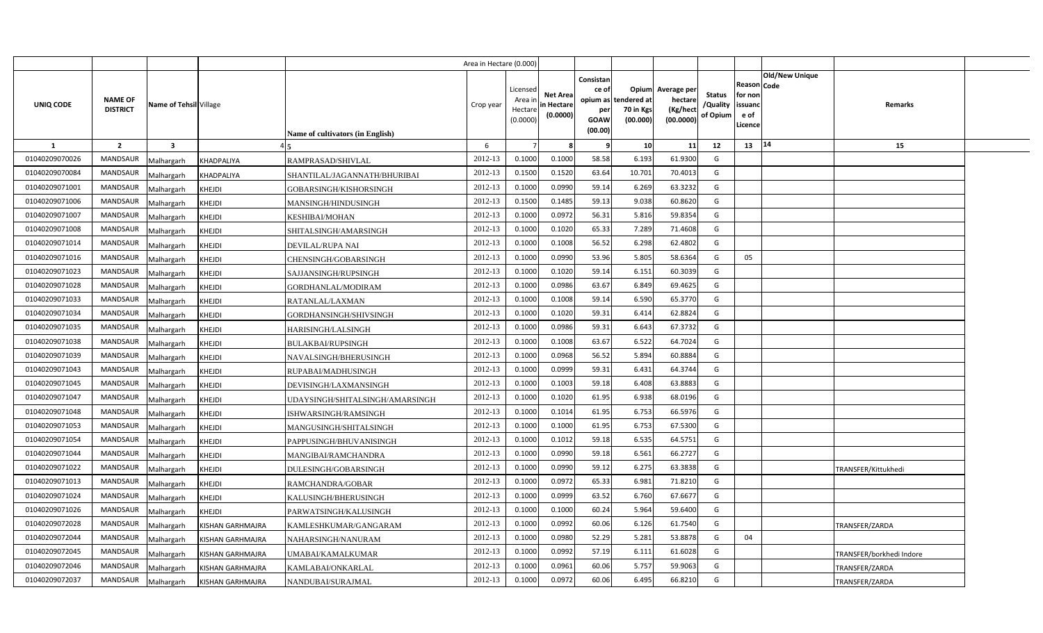| UNIQ CODE | NAME OF DISTRICT | Name of Tehsil | Village | Name of cultivators (in English) | Crop year | Licensed Area in Hectare (0.0000) | Net Area in Hectare (0.0000) | Consistance of opium as per GOAW (00.00) | Opium tendered at 70 in Kgs (00.000) | Average per hectare (Kg/hect (00.0000) | Status /Quality of Opium | Reason for non issuance of Licence | Old/New Unique Code | Remarks |
|---|---|---|---|---|---|---|---|---|---|---|---|---|---|---|
| 1 | 2 | 3 | 4 | 5 | 6 | 7 | 8 | 9 | 10 | 11 | 12 | 13 | 14 | 15 |
| 01040209070026 | MANDSAUR | Malhargarh | KHADPALIYA | RAMPRASAD/SHIVLAL | 2012-13 | 0.1000 | 0.1000 | 58.58 | 6.193 | 61.9300 | G | | | |
| 01040209070084 | MANDSAUR | Malhargarh | KHADPALIYA | SHANTILAL/JAGANNATH/BHURIBAI | 2012-13 | 0.1500 | 0.1520 | 63.64 | 10.701 | 70.4013 | G | | | |
| 01040209071001 | MANDSAUR | Malhargarh | KHEJDI | GOBARSINGH/KISHORSINGH | 2012-13 | 0.1000 | 0.0990 | 59.14 | 6.269 | 63.3232 | G | | | |
| 01040209071006 | MANDSAUR | Malhargarh | KHEJDI | MANSINGH/HINDUSINGH | 2012-13 | 0.1500 | 0.1485 | 59.13 | 9.038 | 60.8620 | G | | | |
| 01040209071007 | MANDSAUR | Malhargarh | KHEJDI | KESHIBAI/MOHAN | 2012-13 | 0.1000 | 0.0972 | 56.31 | 5.816 | 59.8354 | G | | | |
| 01040209071008 | MANDSAUR | Malhargarh | KHEJDI | SHITALSINGH/AMARSINGH | 2012-13 | 0.1000 | 0.1020 | 65.33 | 7.289 | 71.4608 | G | | | |
| 01040209071014 | MANDSAUR | Malhargarh | KHEJDI | DEVILAL/RUPA NAI | 2012-13 | 0.1000 | 0.1008 | 56.52 | 6.298 | 62.4802 | G | | | |
| 01040209071016 | MANDSAUR | Malhargarh | KHEJDI | CHENSINGH/GOBARSINGH | 2012-13 | 0.1000 | 0.0990 | 53.96 | 5.805 | 58.6364 | G | 05 | | |
| 01040209071023 | MANDSAUR | Malhargarh | KHEJDI | SAJJANSINGH/RUPSINGH | 2012-13 | 0.1000 | 0.1020 | 59.14 | 6.151 | 60.3039 | G | | | |
| 01040209071028 | MANDSAUR | Malhargarh | KHEJDI | GORDHANLAL/MODIRAM | 2012-13 | 0.1000 | 0.0986 | 63.67 | 6.849 | 69.4625 | G | | | |
| 01040209071033 | MANDSAUR | Malhargarh | KHEJDI | RATANLAL/LAXMAN | 2012-13 | 0.1000 | 0.1008 | 59.14 | 6.590 | 65.3770 | G | | | |
| 01040209071034 | MANDSAUR | Malhargarh | KHEJDI | GORDHANSINGH/SHIVSINGH | 2012-13 | 0.1000 | 0.1020 | 59.31 | 6.414 | 62.8824 | G | | | |
| 01040209071035 | MANDSAUR | Malhargarh | KHEJDI | HARISINGH/LALSINGH | 2012-13 | 0.1000 | 0.0986 | 59.31 | 6.643 | 67.3732 | G | | | |
| 01040209071038 | MANDSAUR | Malhargarh | KHEJDI | BULAKBAI/RUPSINGH | 2012-13 | 0.1000 | 0.1008 | 63.67 | 6.522 | 64.7024 | G | | | |
| 01040209071039 | MANDSAUR | Malhargarh | KHEJDI | NAVALSINGH/BHERUSINGH | 2012-13 | 0.1000 | 0.0968 | 56.52 | 5.894 | 60.8884 | G | | | |
| 01040209071043 | MANDSAUR | Malhargarh | KHEJDI | RUPABAI/MADHUSINGH | 2012-13 | 0.1000 | 0.0999 | 59.31 | 6.431 | 64.3744 | G | | | |
| 01040209071045 | MANDSAUR | Malhargarh | KHEJDI | DEVISINGH/LAXMANSINGH | 2012-13 | 0.1000 | 0.1003 | 59.18 | 6.408 | 63.8883 | G | | | |
| 01040209071047 | MANDSAUR | Malhargarh | KHEJDI | UDAYSINGH/SHITALSINGH/AMARSINGH | 2012-13 | 0.1000 | 0.1020 | 61.95 | 6.938 | 68.0196 | G | | | |
| 01040209071048 | MANDSAUR | Malhargarh | KHEJDI | ISHWARSINGH/RAMSINGH | 2012-13 | 0.1000 | 0.1014 | 61.95 | 6.753 | 66.5976 | G | | | |
| 01040209071053 | MANDSAUR | Malhargarh | KHEJDI | MANGUSINGH/SHITALSINGH | 2012-13 | 0.1000 | 0.1000 | 61.95 | 6.753 | 67.5300 | G | | | |
| 01040209071054 | MANDSAUR | Malhargarh | KHEJDI | PAPPUSINGH/BHUVANISINGH | 2012-13 | 0.1000 | 0.1012 | 59.18 | 6.535 | 64.5751 | G | | | |
| 01040209071044 | MANDSAUR | Malhargarh | KHEJDI | MANGIBAI/RAMCHANDRA | 2012-13 | 0.1000 | 0.0990 | 59.18 | 6.561 | 66.2727 | G | | | |
| 01040209071022 | MANDSAUR | Malhargarh | KHEJDI | DULESINGH/GOBARSINGH | 2012-13 | 0.1000 | 0.0990 | 59.12 | 6.275 | 63.3838 | G | | | TRANSFER/Kittukhedi |
| 01040209071013 | MANDSAUR | Malhargarh | KHEJDI | RAMCHANDRA/GOBAR | 2012-13 | 0.1000 | 0.0972 | 65.33 | 6.981 | 71.8210 | G | | | |
| 01040209071024 | MANDSAUR | Malhargarh | KHEJDI | KALUSINGH/BHERUSINGH | 2012-13 | 0.1000 | 0.0999 | 63.52 | 6.760 | 67.6677 | G | | | |
| 01040209071026 | MANDSAUR | Malhargarh | KHEJDI | PARWATSINGH/KALUSINGH | 2012-13 | 0.1000 | 0.1000 | 60.24 | 5.964 | 59.6400 | G | | | |
| 01040209072028 | MANDSAUR | Malhargarh | KISHAN GARHMAJRA | KAMLESHKUMAR/GANGARAM | 2012-13 | 0.1000 | 0.0992 | 60.06 | 6.126 | 61.7540 | G | | | TRANSFER/ZARDA |
| 01040209072044 | MANDSAUR | Malhargarh | KISHAN GARHMAJRA | NAHARSINGH/NANURAM | 2012-13 | 0.1000 | 0.0980 | 52.29 | 5.281 | 53.8878 | G | 04 | | |
| 01040209072045 | MANDSAUR | Malhargarh | KISHAN GARHMAJRA | UMABAI/KAMALKUMAR | 2012-13 | 0.1000 | 0.0992 | 57.19 | 6.111 | 61.6028 | G | | | TRANSFER/borkhedi Indore |
| 01040209072046 | MANDSAUR | Malhargarh | KISHAN GARHMAJRA | KAMLABAI/ONKARLAL | 2012-13 | 0.1000 | 0.0961 | 60.06 | 5.757 | 59.9063 | G | | | TRANSFER/ZARDA |
| 01040209072037 | MANDSAUR | Malhargarh | KISHAN GARHMAJRA | NANDUBAI/SURAJMAL | 2012-13 | 0.1000 | 0.0972 | 60.06 | 6.495 | 66.8210 | G | | | TRANSFER/ZARDA |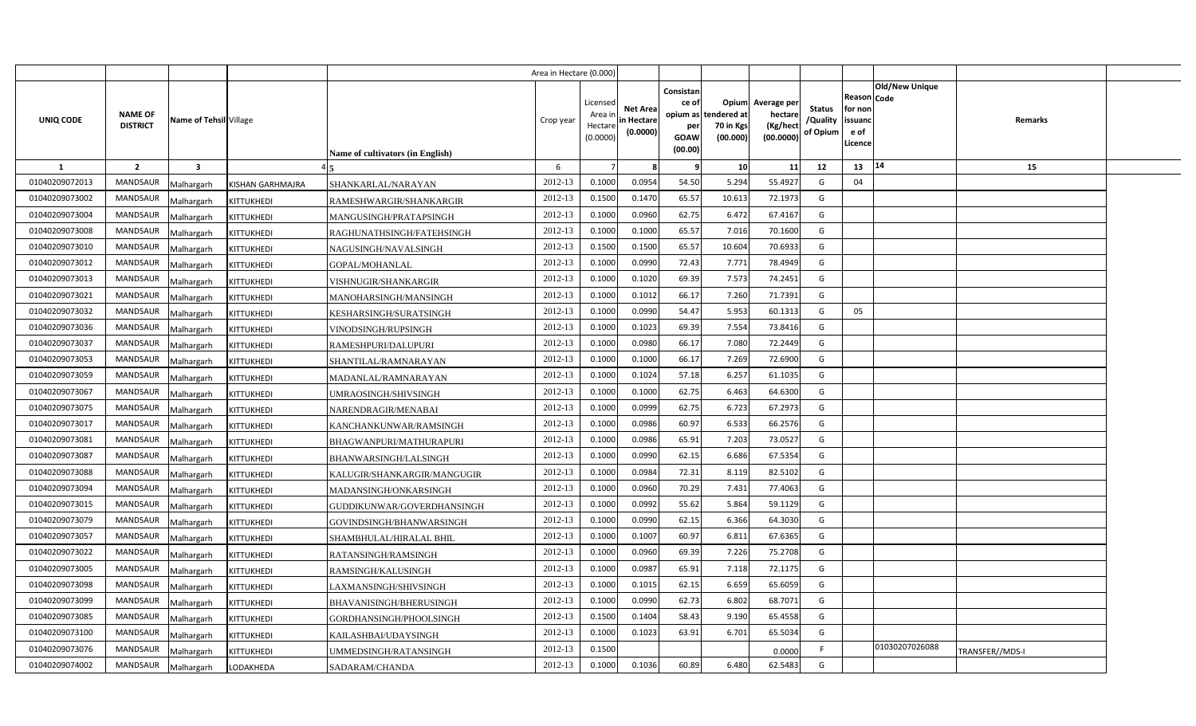| UNIQ CODE | NAME OF DISTRICT | Name of Tehsil | Village | Name of cultivators (in English) | Crop year | Licensed Area in Hectare (0.0000) | Net Area in Hectare (0.0000) | Consistance of opium as per GOAW (00.00) | Opium tendered at 70 in Kgs (00.000) | Average per hectare (Kg/hect (00.0000) | Status /Quality of Opium | Reason for non issuance of Licence | Code | Old/New Unique Code | Remarks |
|---|---|---|---|---|---|---|---|---|---|---|---|---|---|---|---|
| 1 | 2 | 3 | 4 | 5 | 6 | 7 | 8 | 9 | 10 | 11 | 12 | 13 | | 14 | 15 |
| 01040209072013 | MANDSAUR | Malhargarh | KISHAN GARHMAJRA | SHANKARLAL/NARAYAN | 2012-13 | 0.1000 | 0.0954 | 54.50 | 5.294 | 55.4927 | G | 04 | | | |
| 01040209073002 | MANDSAUR | Malhargarh | KITTUKHEDI | RAMESHWARGIR/SHANKARGIR | 2012-13 | 0.1500 | 0.1470 | 65.57 | 10.613 | 72.1973 | G | | | | |
| 01040209073004 | MANDSAUR | Malhargarh | KITTUKHEDI | MANGUSINGH/PRATAPSINGH | 2012-13 | 0.1000 | 0.0960 | 62.75 | 6.472 | 67.4167 | G | | | | |
| 01040209073008 | MANDSAUR | Malhargarh | KITTUKHEDI | RAGHUNATHSINGH/FATEHSINGH | 2012-13 | 0.1000 | 0.1000 | 65.57 | 7.016 | 70.1600 | G | | | | |
| 01040209073010 | MANDSAUR | Malhargarh | KITTUKHEDI | NAGUSINGH/NAVALSINGH | 2012-13 | 0.1500 | 0.1500 | 65.57 | 10.604 | 70.6933 | G | | | | |
| 01040209073012 | MANDSAUR | Malhargarh | KITTUKHEDI | GOPAL/MOHANLAL | 2012-13 | 0.1000 | 0.0990 | 72.43 | 7.771 | 78.4949 | G | | | | |
| 01040209073013 | MANDSAUR | Malhargarh | KITTUKHEDI | VISHNUGIR/SHANKARGIR | 2012-13 | 0.1000 | 0.1020 | 69.39 | 7.573 | 74.2451 | G | | | | |
| 01040209073021 | MANDSAUR | Malhargarh | KITTUKHEDI | MANOHARSINGH/MANSINGH | 2012-13 | 0.1000 | 0.1012 | 66.17 | 7.260 | 71.7391 | G | | | | |
| 01040209073032 | MANDSAUR | Malhargarh | KITTUKHEDI | KESHARSINGH/SURATSINGH | 2012-13 | 0.1000 | 0.0990 | 54.47 | 5.953 | 60.1313 | G | 05 | | | |
| 01040209073036 | MANDSAUR | Malhargarh | KITTUKHEDI | VINODSINGH/RUPSINGH | 2012-13 | 0.1000 | 0.1023 | 69.39 | 7.554 | 73.8416 | G | | | | |
| 01040209073037 | MANDSAUR | Malhargarh | KITTUKHEDI | RAMESHPURI/DALUPURI | 2012-13 | 0.1000 | 0.0980 | 66.17 | 7.080 | 72.2449 | G | | | | |
| 01040209073053 | MANDSAUR | Malhargarh | KITTUKHEDI | SHANTILAL/RAMNARAYAN | 2012-13 | 0.1000 | 0.1000 | 66.17 | 7.269 | 72.6900 | G | | | | |
| 01040209073059 | MANDSAUR | Malhargarh | KITTUKHEDI | MADANLAL/RAMNARAYAN | 2012-13 | 0.1000 | 0.1024 | 57.18 | 6.257 | 61.1035 | G | | | | |
| 01040209073067 | MANDSAUR | Malhargarh | KITTUKHEDI | UMRAOSINGH/SHIVSINGH | 2012-13 | 0.1000 | 0.1000 | 62.75 | 6.463 | 64.6300 | G | | | | |
| 01040209073075 | MANDSAUR | Malhargarh | KITTUKHEDI | NARENDRAGIR/MENABAI | 2012-13 | 0.1000 | 0.0999 | 62.75 | 6.723 | 67.2973 | G | | | | |
| 01040209073017 | MANDSAUR | Malhargarh | KITTUKHEDI | KANCHANKUNWAR/RAMSINGH | 2012-13 | 0.1000 | 0.0986 | 60.97 | 6.533 | 66.2576 | G | | | | |
| 01040209073081 | MANDSAUR | Malhargarh | KITTUKHEDI | BHAGWANPURI/MATHURAPURI | 2012-13 | 0.1000 | 0.0986 | 65.91 | 7.203 | 73.0527 | G | | | | |
| 01040209073087 | MANDSAUR | Malhargarh | KITTUKHEDI | BHANWARSINGH/LALSINGH | 2012-13 | 0.1000 | 0.0990 | 62.15 | 6.686 | 67.5354 | G | | | | |
| 01040209073088 | MANDSAUR | Malhargarh | KITTUKHEDI | KALUGIR/SHANKARGIR/MANGUGIR | 2012-13 | 0.1000 | 0.0984 | 72.31 | 8.119 | 82.5102 | G | | | | |
| 01040209073094 | MANDSAUR | Malhargarh | KITTUKHEDI | MADANSINGH/ONKARSINGH | 2012-13 | 0.1000 | 0.0960 | 70.29 | 7.431 | 77.4063 | G | | | | |
| 01040209073015 | MANDSAUR | Malhargarh | KITTUKHEDI | GUDDIKUNWAR/GOVERDHANSINGH | 2012-13 | 0.1000 | 0.0992 | 55.62 | 5.864 | 59.1129 | G | | | | |
| 01040209073079 | MANDSAUR | Malhargarh | KITTUKHEDI | GOVINDSINGH/BHANWARSINGH | 2012-13 | 0.1000 | 0.0990 | 62.15 | 6.366 | 64.3030 | G | | | | |
| 01040209073057 | MANDSAUR | Malhargarh | KITTUKHEDI | SHAMBHULAL/HIRALAL BHIL | 2012-13 | 0.1000 | 0.1007 | 60.97 | 6.811 | 67.6365 | G | | | | |
| 01040209073022 | MANDSAUR | Malhargarh | KITTUKHEDI | RATANSINGH/RAMSINGH | 2012-13 | 0.1000 | 0.0960 | 69.39 | 7.226 | 75.2708 | G | | | | |
| 01040209073005 | MANDSAUR | Malhargarh | KITTUKHEDI | RAMSINGH/KALUSINGH | 2012-13 | 0.1000 | 0.0987 | 65.91 | 7.118 | 72.1175 | G | | | | |
| 01040209073098 | MANDSAUR | Malhargarh | KITTUKHEDI | LAXMANSINGH/SHIVSINGH | 2012-13 | 0.1000 | 0.1015 | 62.15 | 6.659 | 65.6059 | G | | | | |
| 01040209073099 | MANDSAUR | Malhargarh | KITTUKHEDI | BHAVANISINGH/BHERUSINGH | 2012-13 | 0.1000 | 0.0990 | 62.73 | 6.802 | 68.7071 | G | | | | |
| 01040209073085 | MANDSAUR | Malhargarh | KITTUKHEDI | GORDHANSINGH/PHOOLSINGH | 2012-13 | 0.1500 | 0.1404 | 58.43 | 9.190 | 65.4558 | G | | | | |
| 01040209073100 | MANDSAUR | Malhargarh | KITTUKHEDI | KAILASHBAI/UDAYSINGH | 2012-13 | 0.1000 | 0.1023 | 63.91 | 6.701 | 65.5034 | G | | | | |
| 01040209073076 | MANDSAUR | Malhargarh | KITTUKHEDI | UMMEDSINGH/RATANSINGH | 2012-13 | 0.1500 | | | | 0.0000 | F | | | 01030207026088 | TRANSFER//MDS-I |
| 01040209074002 | MANDSAUR | Malhargarh | LODAKHEDA | SADARAM/CHANDA | 2012-13 | 0.1000 | 0.1036 | 60.89 | 6.480 | 62.5483 | G | | | | |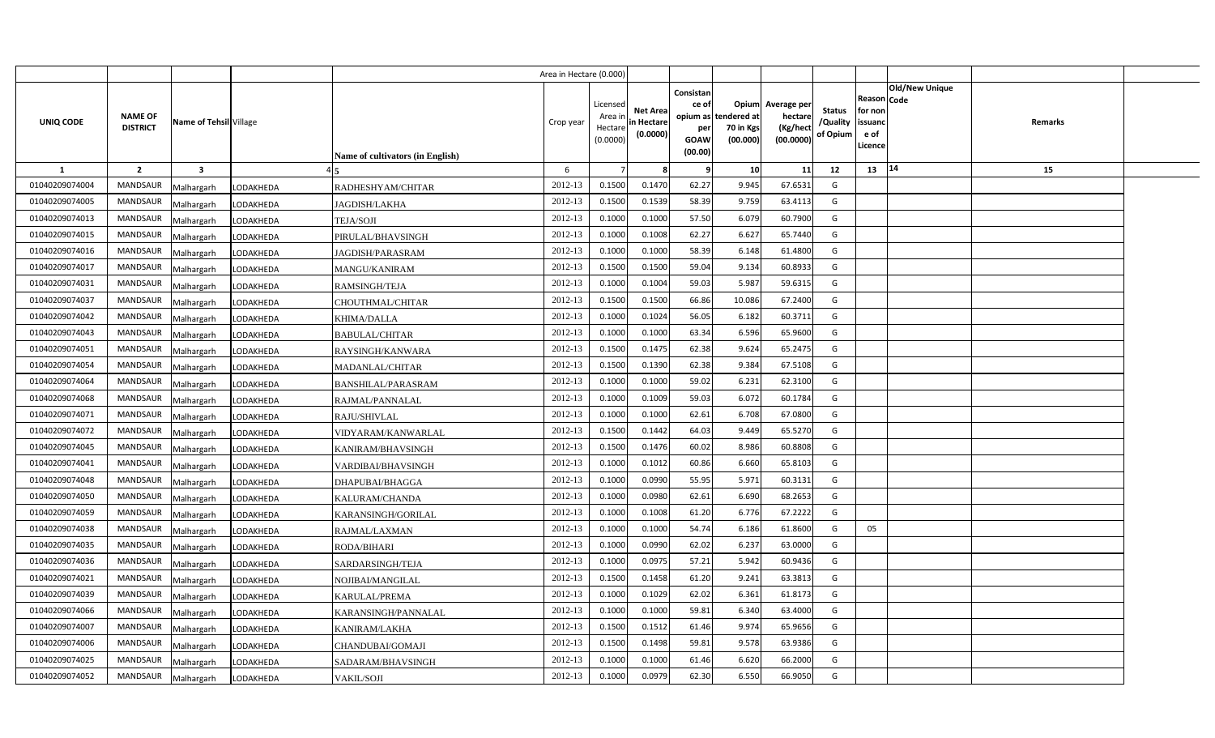| | | | | | Area in Hectare (0.000) | | | | | | | | | | | |
|---|---|---|---|---|---|---|---|---|---|---|---|---|---|---|---|---|
| UNIQ CODE | NAME OF DISTRICT | Name of Tehsil | Village | Name of cultivators (in English) | Crop year | Licensed Area in Hectare (0.0000) | Net Area in Hectare (0.0000) | Consistance of opium as per GOAW (00.00) | Opium tendered at 70 in Kgs (00.000) | Average per hectare (Kg/hect (00.0000) | Status /Quality of Opium | Reason for non issuance of Licence | Code | Old/New Unique | Remarks | |
| 1 | 2 | 3 | 4 | 5 | 6 | 7 | 8 | 9 | 10 | 11 | 12 | 13 | 14 | | 15 | |
| 01040209074004 | MANDSAUR | Malhargarh | LODAKHEDA | RADHESHYAM/CHITAR | 2012-13 | 0.1500 | 0.1470 | 62.27 | 9.945 | 67.6531 | G | | | | | |
| 01040209074005 | MANDSAUR | Malhargarh | LODAKHEDA | JAGDISH/LAKHA | 2012-13 | 0.1500 | 0.1539 | 58.39 | 9.759 | 63.4113 | G | | | | | |
| 01040209074013 | MANDSAUR | Malhargarh | LODAKHEDA | TEJA/SOJI | 2012-13 | 0.1000 | 0.1000 | 57.50 | 6.079 | 60.7900 | G | | | | | |
| 01040209074015 | MANDSAUR | Malhargarh | LODAKHEDA | PIRULAL/BHAVSINGH | 2012-13 | 0.1000 | 0.1008 | 62.27 | 6.627 | 65.7440 | G | | | | | |
| 01040209074016 | MANDSAUR | Malhargarh | LODAKHEDA | JAGDISH/PARASRAM | 2012-13 | 0.1000 | 0.1000 | 58.39 | 6.148 | 61.4800 | G | | | | | |
| 01040209074017 | MANDSAUR | Malhargarh | LODAKHEDA | MANGU/KANIRAM | 2012-13 | 0.1500 | 0.1500 | 59.04 | 9.134 | 60.8933 | G | | | | | |
| 01040209074031 | MANDSAUR | Malhargarh | LODAKHEDA | RAMSINGH/TEJA | 2012-13 | 0.1000 | 0.1004 | 59.03 | 5.987 | 59.6315 | G | | | | | |
| 01040209074037 | MANDSAUR | Malhargarh | LODAKHEDA | CHOUTHMAL/CHITAR | 2012-13 | 0.1500 | 0.1500 | 66.86 | 10.086 | 67.2400 | G | | | | | |
| 01040209074042 | MANDSAUR | Malhargarh | LODAKHEDA | KHIMA/DALLA | 2012-13 | 0.1000 | 0.1024 | 56.05 | 6.182 | 60.3711 | G | | | | | |
| 01040209074043 | MANDSAUR | Malhargarh | LODAKHEDA | BABULAL/CHITAR | 2012-13 | 0.1000 | 0.1000 | 63.34 | 6.596 | 65.9600 | G | | | | | |
| 01040209074051 | MANDSAUR | Malhargarh | LODAKHEDA | RAYSINGH/KANWARA | 2012-13 | 0.1500 | 0.1475 | 62.38 | 9.624 | 65.2475 | G | | | | | |
| 01040209074054 | MANDSAUR | Malhargarh | LODAKHEDA | MADANLAL/CHITAR | 2012-13 | 0.1500 | 0.1390 | 62.38 | 9.384 | 67.5108 | G | | | | | |
| 01040209074064 | MANDSAUR | Malhargarh | LODAKHEDA | BANSHILAL/PARASRAM | 2012-13 | 0.1000 | 0.1000 | 59.02 | 6.231 | 62.3100 | G | | | | | |
| 01040209074068 | MANDSAUR | Malhargarh | LODAKHEDA | RAJMAL/PANNALAL | 2012-13 | 0.1000 | 0.1009 | 59.03 | 6.072 | 60.1784 | G | | | | | |
| 01040209074071 | MANDSAUR | Malhargarh | LODAKHEDA | RAJU/SHIVLAL | 2012-13 | 0.1000 | 0.1000 | 62.61 | 6.708 | 67.0800 | G | | | | | |
| 01040209074072 | MANDSAUR | Malhargarh | LODAKHEDA | VIDYARAM/KANWARLAL | 2012-13 | 0.1500 | 0.1442 | 64.03 | 9.449 | 65.5270 | G | | | | | |
| 01040209074045 | MANDSAUR | Malhargarh | LODAKHEDA | KANIRAM/BHAVSINGH | 2012-13 | 0.1500 | 0.1476 | 60.02 | 8.986 | 60.8808 | G | | | | | |
| 01040209074041 | MANDSAUR | Malhargarh | LODAKHEDA | VARDIBAI/BHAVSINGH | 2012-13 | 0.1000 | 0.1012 | 60.86 | 6.660 | 65.8103 | G | | | | | |
| 01040209074048 | MANDSAUR | Malhargarh | LODAKHEDA | DHAPUBAI/BHAGGA | 2012-13 | 0.1000 | 0.0990 | 55.95 | 5.971 | 60.3131 | G | | | | | |
| 01040209074050 | MANDSAUR | Malhargarh | LODAKHEDA | KALURAM/CHANDA | 2012-13 | 0.1000 | 0.0980 | 62.61 | 6.690 | 68.2653 | G | | | | | |
| 01040209074059 | MANDSAUR | Malhargarh | LODAKHEDA | KARANSINGH/GORILAL | 2012-13 | 0.1000 | 0.1008 | 61.20 | 6.776 | 67.2222 | G | | | | | |
| 01040209074038 | MANDSAUR | Malhargarh | LODAKHEDA | RAJMAL/LAXMAN | 2012-13 | 0.1000 | 0.1000 | 54.74 | 6.186 | 61.8600 | G | 05 | | | | |
| 01040209074035 | MANDSAUR | Malhargarh | LODAKHEDA | RODA/BIHARI | 2012-13 | 0.1000 | 0.0990 | 62.02 | 6.237 | 63.0000 | G | | | | | |
| 01040209074036 | MANDSAUR | Malhargarh | LODAKHEDA | SARDARSINGH/TEJA | 2012-13 | 0.1000 | 0.0975 | 57.21 | 5.942 | 60.9436 | G | | | | | |
| 01040209074021 | MANDSAUR | Malhargarh | LODAKHEDA | NOJIBAI/MANGILAL | 2012-13 | 0.1500 | 0.1458 | 61.20 | 9.241 | 63.3813 | G | | | | | |
| 01040209074039 | MANDSAUR | Malhargarh | LODAKHEDA | KARULAL/PREMA | 2012-13 | 0.1000 | 0.1029 | 62.02 | 6.361 | 61.8173 | G | | | | | |
| 01040209074066 | MANDSAUR | Malhargarh | LODAKHEDA | KARANSINGH/PANNALAL | 2012-13 | 0.1000 | 0.1000 | 59.81 | 6.340 | 63.4000 | G | | | | | |
| 01040209074007 | MANDSAUR | Malhargarh | LODAKHEDA | KANIRAM/LAKHA | 2012-13 | 0.1500 | 0.1512 | 61.46 | 9.974 | 65.9656 | G | | | | | |
| 01040209074006 | MANDSAUR | Malhargarh | LODAKHEDA | CHANDUBAI/GOMAJI | 2012-13 | 0.1500 | 0.1498 | 59.81 | 9.578 | 63.9386 | G | | | | | |
| 01040209074025 | MANDSAUR | Malhargarh | LODAKHEDA | SADARAM/BHAVSINGH | 2012-13 | 0.1000 | 0.1000 | 61.46 | 6.620 | 66.2000 | G | | | | | |
| 01040209074052 | MANDSAUR | Malhargarh | LODAKHEDA | VAKIL/SOJI | 2012-13 | 0.1000 | 0.0979 | 62.30 | 6.550 | 66.9050 | G | | | | | |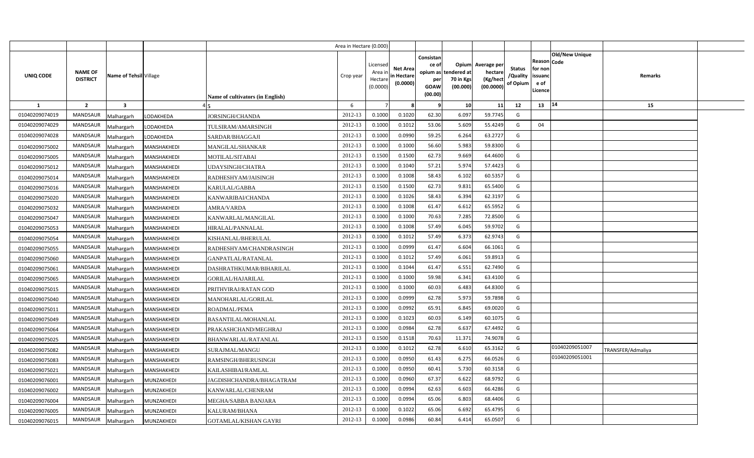| | | | | Area in Hectare (0.000) | | | | | | | | | | | |
|---|---|---|---|---|---|---|---|---|---|---|---|---|---|---|---|
| UNIQ CODE | NAME OF DISTRICT | Name of Tehsil | Village | Name of cultivators (in English) | Crop year | Licensed Area in Hectare (0.0000) | Net Area in Hectare (0.0000) | Consistance of opium as per GOAW (00.00) | Opium tendered at 70 in Kgs (00.000) | Average per hectare (Kg/hect (00.0000) | Status /Quality of Opium | Reason for non issuance of Licence | Code | Old/New Unique | Remarks |
| 1 | 2 | 3 | 4 | 5 | 6 | 7 | 8 | 9 | 10 | 11 | 12 | 13 | 14 | | 15 |
| 01040209074019 | MANDSAUR | Malhargarh | LODAKHEDA | JORSINGH/CHANDA | 2012-13 | 0.1000 | 0.1020 | 62.30 | 6.097 | 59.7745 | G | | | | |
| 01040209074029 | MANDSAUR | Malhargarh | LODAKHEDA | TULSIRAM/AMARSINGH | 2012-13 | 0.1000 | 0.1012 | 53.06 | 5.609 | 55.4249 | G | 04 | | | |
| 01040209074028 | MANDSAUR | Malhargarh | LODAKHEDA | SARDAR/BHAGGAJI | 2012-13 | 0.1000 | 0.0990 | 59.25 | 6.264 | 63.2727 | G | | | | |
| 01040209075002 | MANDSAUR | Malhargarh | MANSHAKHEDI | MANGILAL/SHANKAR | 2012-13 | 0.1000 | 0.1000 | 56.60 | 5.983 | 59.8300 | G | | | | |
| 01040209075005 | MANDSAUR | Malhargarh | MANSHAKHEDI | MOTILAL/SITABAI | 2012-13 | 0.1500 | 0.1500 | 62.73 | 9.669 | 64.4600 | G | | | | |
| 01040209075012 | MANDSAUR | Malhargarh | MANSHAKHEDI | UDAYSINGH/CHATRA | 2012-13 | 0.1000 | 0.1040 | 57.21 | 5.974 | 57.4423 | G | | | | |
| 01040209075014 | MANDSAUR | Malhargarh | MANSHAKHEDI | RADHESHYAM/JAISINGH | 2012-13 | 0.1000 | 0.1008 | 58.43 | 6.102 | 60.5357 | G | | | | |
| 01040209075016 | MANDSAUR | Malhargarh | MANSHAKHEDI | KARULAL/GABBA | 2012-13 | 0.1500 | 0.1500 | 62.73 | 9.831 | 65.5400 | G | | | | |
| 01040209075020 | MANDSAUR | Malhargarh | MANSHAKHEDI | KANWARIBAI/CHANDA | 2012-13 | 0.1000 | 0.1026 | 58.43 | 6.394 | 62.3197 | G | | | | |
| 01040209075032 | MANDSAUR | Malhargarh | MANSHAKHEDI | AMRA/VARDA | 2012-13 | 0.1000 | 0.1008 | 61.47 | 6.612 | 65.5952 | G | | | | |
| 01040209075047 | MANDSAUR | Malhargarh | MANSHAKHEDI | KANWARLAL/MANGILAL | 2012-13 | 0.1000 | 0.1000 | 70.63 | 7.285 | 72.8500 | G | | | | |
| 01040209075053 | MANDSAUR | Malhargarh | MANSHAKHEDI | HIRALAL/PANNALAL | 2012-13 | 0.1000 | 0.1008 | 57.49 | 6.045 | 59.9702 | G | | | | |
| 01040209075054 | MANDSAUR | Malhargarh | MANSHAKHEDI | KISHANLAL/BHERULAL | 2012-13 | 0.1000 | 0.1012 | 57.49 | 6.373 | 62.9743 | G | | | | |
| 01040209075055 | MANDSAUR | Malhargarh | MANSHAKHEDI | RADHESHYAM/CHANDRASINGH | 2012-13 | 0.1000 | 0.0999 | 61.47 | 6.604 | 66.1061 | G | | | | |
| 01040209075060 | MANDSAUR | Malhargarh | MANSHAKHEDI | GANPATLAL/RATANLAL | 2012-13 | 0.1000 | 0.1012 | 57.49 | 6.061 | 59.8913 | G | | | | |
| 01040209075061 | MANDSAUR | Malhargarh | MANSHAKHEDI | DASHRATHKUMAR/BIHARILAL | 2012-13 | 0.1000 | 0.1044 | 61.47 | 6.551 | 62.7490 | G | | | | |
| 01040209075065 | MANDSAUR | Malhargarh | MANSHAKHEDI | GORILAL/HAJARILAL | 2012-13 | 0.1000 | 0.1000 | 59.98 | 6.341 | 63.4100 | G | | | | |
| 01040209075015 | MANDSAUR | Malhargarh | MANSHAKHEDI | PRITHVIRAJ/RATAN GOD | 2012-13 | 0.1000 | 0.1000 | 60.03 | 6.483 | 64.8300 | G | | | | |
| 01040209075040 | MANDSAUR | Malhargarh | MANSHAKHEDI | MANOHARLAL/GORILAL | 2012-13 | 0.1000 | 0.0999 | 62.78 | 5.973 | 59.7898 | G | | | | |
| 01040209075011 | MANDSAUR | Malhargarh | MANSHAKHEDI | ROADMAL/PEMA | 2012-13 | 0.1000 | 0.0992 | 65.91 | 6.845 | 69.0020 | G | | | | |
| 01040209075049 | MANDSAUR | Malhargarh | MANSHAKHEDI | BASANTILAL/MOHANLAL | 2012-13 | 0.1000 | 0.1023 | 60.03 | 6.149 | 60.1075 | G | | | | |
| 01040209075064 | MANDSAUR | Malhargarh | MANSHAKHEDI | PRAKASHCHAND/MEGHRAJ | 2012-13 | 0.1000 | 0.0984 | 62.78 | 6.637 | 67.4492 | G | | | | |
| 01040209075025 | MANDSAUR | Malhargarh | MANSHAKHEDI | BHANWARLAL/RATANLAL | 2012-13 | 0.1500 | 0.1518 | 70.63 | 11.371 | 74.9078 | G | | | | |
| 01040209075082 | MANDSAUR | Malhargarh | MANSHAKHEDI | SURAJMAL/MANGU | 2012-13 | 0.1000 | 0.1012 | 62.78 | 6.610 | 65.3162 | G | | | 01040209051007 | TRANSFER/Admaliya |
| 01040209075083 | MANDSAUR | Malhargarh | MANSHAKHEDI | RAMSINGH/BHERUSINGH | 2012-13 | 0.1000 | 0.0950 | 61.43 | 6.275 | 66.0526 | G | | | 01040209051001 | |
| 01040209075021 | MANDSAUR | Malhargarh | MANSHAKHEDI | KAILASHIBAI/RAMLAL | 2012-13 | 0.1000 | 0.0950 | 60.41 | 5.730 | 60.3158 | G | | | | |
| 01040209076001 | MANDSAUR | Malhargarh | MUNZAKHEDI | JAGDISHCHANDRA/BHAGATRAM | 2012-13 | 0.1000 | 0.0960 | 67.37 | 6.622 | 68.9792 | G | | | | |
| 01040209076002 | MANDSAUR | Malhargarh | MUNZAKHEDI | KANWARLAL/CHENRAM | 2012-13 | 0.1000 | 0.0994 | 62.63 | 6.603 | 66.4286 | G | | | | |
| 01040209076004 | MANDSAUR | Malhargarh | MUNZAKHEDI | MEGHA/SABBA BANJARA | 2012-13 | 0.1000 | 0.0994 | 65.06 | 6.803 | 68.4406 | G | | | | |
| 01040209076005 | MANDSAUR | Malhargarh | MUNZAKHEDI | KALURAM/BHANA | 2012-13 | 0.1000 | 0.1022 | 65.06 | 6.692 | 65.4795 | G | | | | |
| 01040209076015 | MANDSAUR | Malhargarh | MUNZAKHEDI | GOTAMLAL/KISHAN GAYRI | 2012-13 | 0.1000 | 0.0986 | 60.84 | 6.414 | 65.0507 | G | | | | |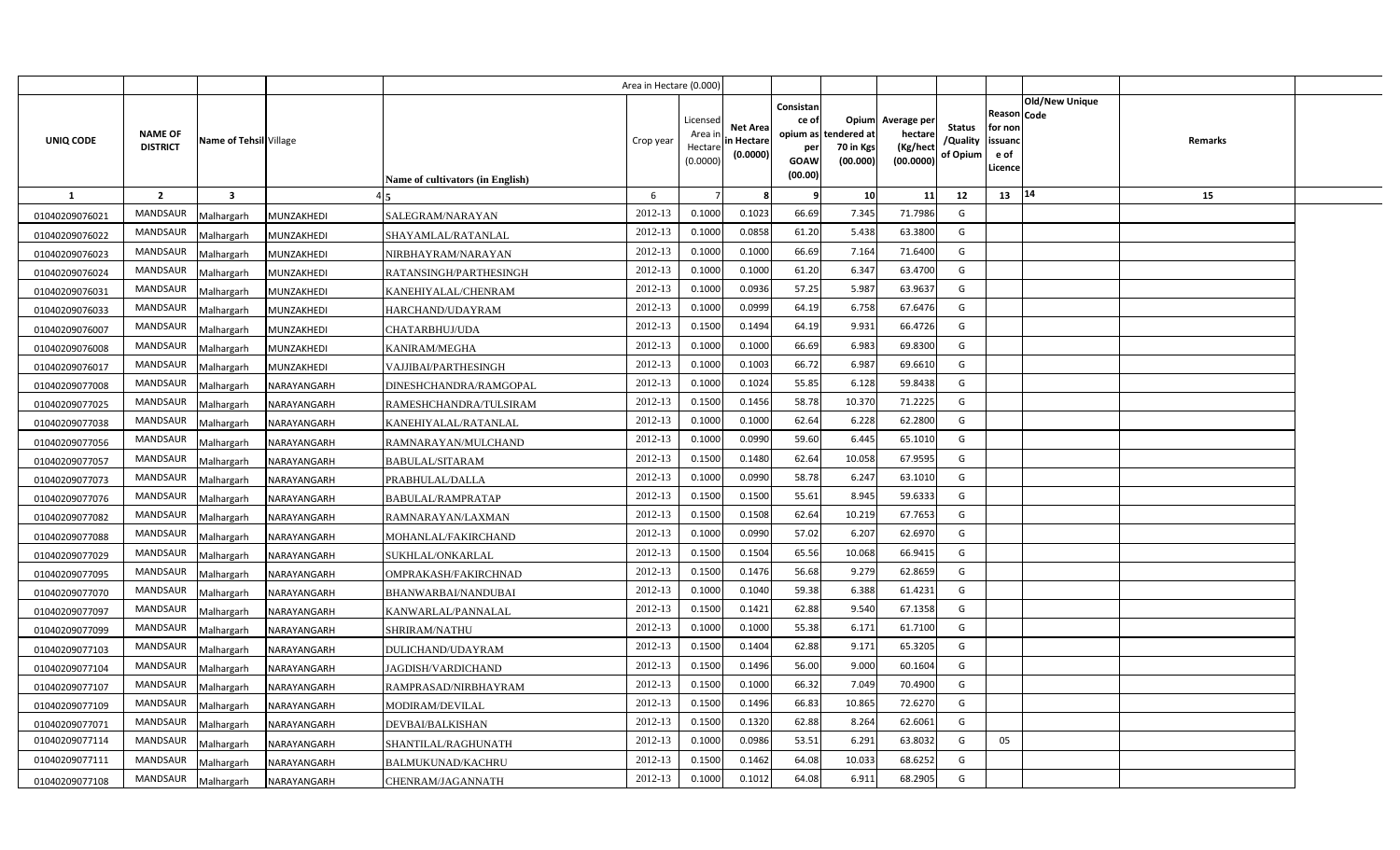| UNIQ CODE | NAME OF DISTRICT | Name of Tehsil | Village | Name of cultivators (in English) | Crop year | Licensed Area in Hectare (0.0000) | Net Area in Hectare (0.0000) | Consistance of opium as per GOAW (00.00) | Opium tendered at 70 in Kgs (00.000) | Average per hectare (Kg/hect (00.0000) | Status /Quality of Opium | Reason for non issuance of Licence | Code | Old/New Unique | Remarks |
|---|---|---|---|---|---|---|---|---|---|---|---|---|---|---|---|
| 1 | 2 | 3 | 4 | 5 | 6 | 7 | 8 | 9 | 10 | 11 | 12 | 13 | 14 | | 15 |
| 01040209076021 | MANDSAUR | Malhargarh | MUNZAKHEDI | SALEGRAM/NARAYAN | 2012-13 | 0.1000 | 0.1023 | 66.69 | 7.345 | 71.7986 | G | | | | |
| 01040209076022 | MANDSAUR | Malhargarh | MUNZAKHEDI | SHAYAMLAL/RATANLAL | 2012-13 | 0.1000 | 0.0858 | 61.20 | 5.438 | 63.3800 | G | | | | |
| 01040209076023 | MANDSAUR | Malhargarh | MUNZAKHEDI | NIRBHAYRAM/NARAYAN | 2012-13 | 0.1000 | 0.1000 | 66.69 | 7.164 | 71.6400 | G | | | | |
| 01040209076024 | MANDSAUR | Malhargarh | MUNZAKHEDI | RATANSINGH/PARTHESINGH | 2012-13 | 0.1000 | 0.1000 | 61.20 | 6.347 | 63.4700 | G | | | | |
| 01040209076031 | MANDSAUR | Malhargarh | MUNZAKHEDI | KANEHIYALAL/CHENRAM | 2012-13 | 0.1000 | 0.0936 | 57.25 | 5.987 | 63.9637 | G | | | | |
| 01040209076033 | MANDSAUR | Malhargarh | MUNZAKHEDI | HARCHAND/UDAYRAM | 2012-13 | 0.1000 | 0.0999 | 64.19 | 6.758 | 67.6476 | G | | | | |
| 01040209076007 | MANDSAUR | Malhargarh | MUNZAKHEDI | CHATARBHUJ/UDA | 2012-13 | 0.1500 | 0.1494 | 64.19 | 9.931 | 66.4726 | G | | | | |
| 01040209076008 | MANDSAUR | Malhargarh | MUNZAKHEDI | KANIRAM/MEGHA | 2012-13 | 0.1000 | 0.1000 | 66.69 | 6.983 | 69.8300 | G | | | | |
| 01040209076017 | MANDSAUR | Malhargarh | MUNZAKHEDI | VAJJIBAI/PARTHESINGH | 2012-13 | 0.1000 | 0.1003 | 66.72 | 6.987 | 69.6610 | G | | | | |
| 01040209077008 | MANDSAUR | Malhargarh | NARAYANGARH | DINESHCHANDRA/RAMGOPAL | 2012-13 | 0.1000 | 0.1024 | 55.85 | 6.128 | 59.8438 | G | | | | |
| 01040209077025 | MANDSAUR | Malhargarh | NARAYANGARH | RAMESHCHANDRA/TULSIRAM | 2012-13 | 0.1500 | 0.1456 | 58.78 | 10.370 | 71.2225 | G | | | | |
| 01040209077038 | MANDSAUR | Malhargarh | NARAYANGARH | KANEHIYALAL/RATANLAL | 2012-13 | 0.1000 | 0.1000 | 62.64 | 6.228 | 62.2800 | G | | | | |
| 01040209077056 | MANDSAUR | Malhargarh | NARAYANGARH | RAMNARAYAN/MULCHAND | 2012-13 | 0.1000 | 0.0990 | 59.60 | 6.445 | 65.1010 | G | | | | |
| 01040209077057 | MANDSAUR | Malhargarh | NARAYANGARH | BABULAL/SITARAM | 2012-13 | 0.1500 | 0.1480 | 62.64 | 10.058 | 67.9595 | G | | | | |
| 01040209077073 | MANDSAUR | Malhargarh | NARAYANGARH | PRABHULAL/DALLA | 2012-13 | 0.1000 | 0.0990 | 58.78 | 6.247 | 63.1010 | G | | | | |
| 01040209077076 | MANDSAUR | Malhargarh | NARAYANGARH | BABULAL/RAMPRATAP | 2012-13 | 0.1500 | 0.1500 | 55.61 | 8.945 | 59.6333 | G | | | | |
| 01040209077082 | MANDSAUR | Malhargarh | NARAYANGARH | RAMNARAYAN/LAXMAN | 2012-13 | 0.1500 | 0.1508 | 62.64 | 10.219 | 67.7653 | G | | | | |
| 01040209077088 | MANDSAUR | Malhargarh | NARAYANGARH | MOHANLAL/FAKIRCHAND | 2012-13 | 0.1000 | 0.0990 | 57.02 | 6.207 | 62.6970 | G | | | | |
| 01040209077029 | MANDSAUR | Malhargarh | NARAYANGARH | SUKHLAL/ONKARLAL | 2012-13 | 0.1500 | 0.1504 | 65.56 | 10.068 | 66.9415 | G | | | | |
| 01040209077095 | MANDSAUR | Malhargarh | NARAYANGARH | OMPRAKASH/FAKIRCHNAD | 2012-13 | 0.1500 | 0.1476 | 56.68 | 9.279 | 62.8659 | G | | | | |
| 01040209077070 | MANDSAUR | Malhargarh | NARAYANGARH | BHANWARBAI/NANDUBAI | 2012-13 | 0.1000 | 0.1040 | 59.38 | 6.388 | 61.4231 | G | | | | |
| 01040209077097 | MANDSAUR | Malhargarh | NARAYANGARH | KANWARLAL/PANNALAL | 2012-13 | 0.1500 | 0.1421 | 62.88 | 9.540 | 67.1358 | G | | | | |
| 01040209077099 | MANDSAUR | Malhargarh | NARAYANGARH | SHRIRAM/NATHU | 2012-13 | 0.1000 | 0.1000 | 55.38 | 6.171 | 61.7100 | G | | | | |
| 01040209077103 | MANDSAUR | Malhargarh | NARAYANGARH | DULICHAND/UDAYRAM | 2012-13 | 0.1500 | 0.1404 | 62.88 | 9.171 | 65.3205 | G | | | | |
| 01040209077104 | MANDSAUR | Malhargarh | NARAYANGARH | JAGDISH/VARDICHAND | 2012-13 | 0.1500 | 0.1496 | 56.00 | 9.000 | 60.1604 | G | | | | |
| 01040209077107 | MANDSAUR | Malhargarh | NARAYANGARH | RAMPRASAD/NIRBHAYRAM | 2012-13 | 0.1500 | 0.1000 | 66.32 | 7.049 | 70.4900 | G | | | | |
| 01040209077109 | MANDSAUR | Malhargarh | NARAYANGARH | MODIRAM/DEVILAL | 2012-13 | 0.1500 | 0.1496 | 66.83 | 10.865 | 72.6270 | G | | | | |
| 01040209077071 | MANDSAUR | Malhargarh | NARAYANGARH | DEVBAI/BALKISHAN | 2012-13 | 0.1500 | 0.1320 | 62.88 | 8.264 | 62.6061 | G | | | | |
| 01040209077114 | MANDSAUR | Malhargarh | NARAYANGARH | SHANTILAL/RAGHUNATH | 2012-13 | 0.1000 | 0.0986 | 53.51 | 6.291 | 63.8032 | G | 05 | | | |
| 01040209077111 | MANDSAUR | Malhargarh | NARAYANGARH | BALMUKUNAD/KACHRU | 2012-13 | 0.1500 | 0.1462 | 64.08 | 10.033 | 68.6252 | G | | | | |
| 01040209077108 | MANDSAUR | Malhargarh | NARAYANGARH | CHENRAM/JAGANNATH | 2012-13 | 0.1000 | 0.1012 | 64.08 | 6.911 | 68.2905 | G | | | | |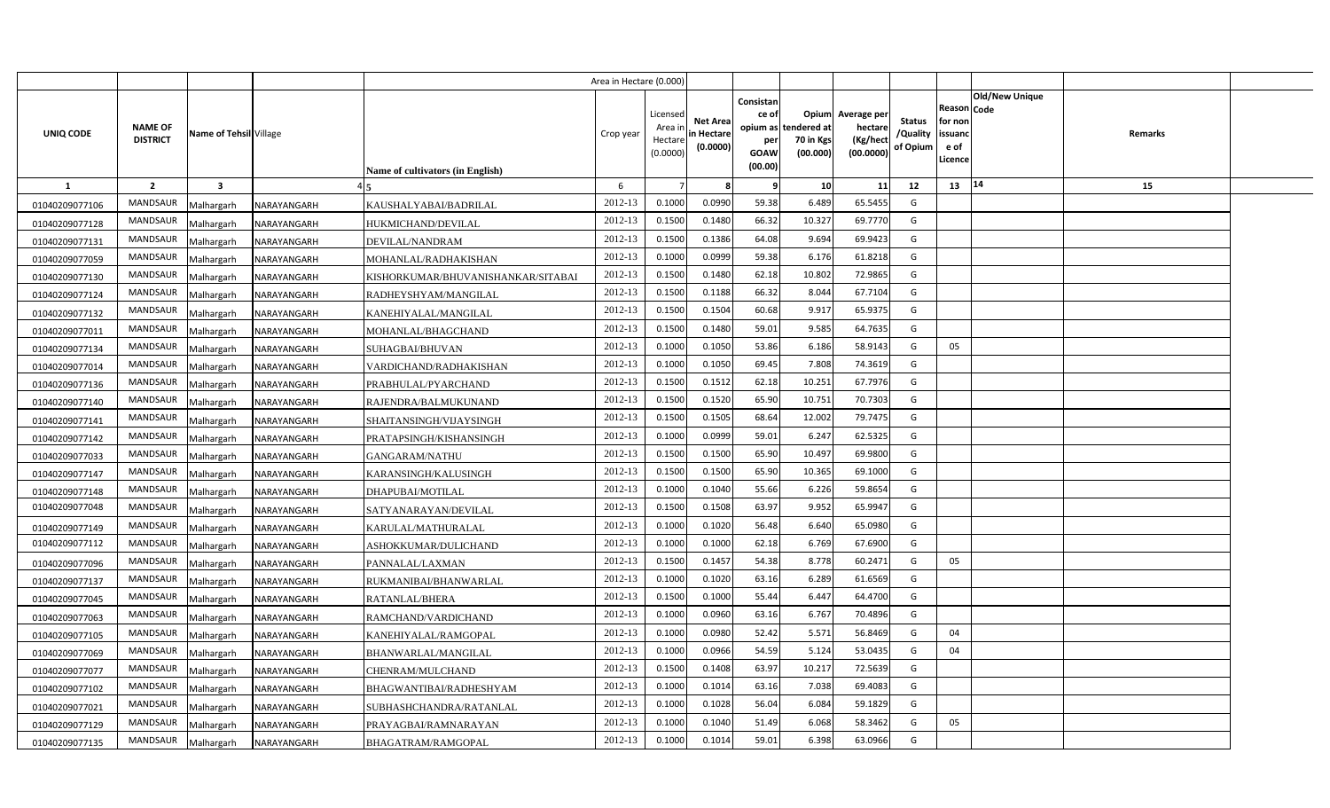| UNIQ CODE | NAME OF DISTRICT | Name of Tehsil | Village | Name of cultivators (in English) | Crop year | Licensed Area in Hectare (0.0000) | Net Area in Hectare (0.0000) | Consistance of opium as per GOAW (00.00) | Opium tendered at 70 in Kgs (00.000) | Average per hectare (Kg/hect (00.0000) | Status /Quality of Opium | Reason for non issuance of Licence | Code | Old/New Unique | Remarks |
|---|---|---|---|---|---|---|---|---|---|---|---|---|---|---|---|
| 1 | 2 | 3 | 4 | 5 | 6 | 7 | 8 | 9 | 10 | 11 | 12 | 13 | | 14 | 15 |
| 01040209077106 | MANDSAUR | Malhargarh | NARAYANGARH | KAUSHALYABAI/BADRILAL | 2012-13 | 0.1000 | 0.0990 | 59.38 | 6.489 | 65.5455 | G | | | | |
| 01040209077128 | MANDSAUR | Malhargarh | NARAYANGARH | HUKMICHAND/DEVILAL | 2012-13 | 0.1500 | 0.1480 | 66.32 | 10.327 | 69.7770 | G | | | | |
| 01040209077131 | MANDSAUR | Malhargarh | NARAYANGARH | DEVILAL/NANDRAM | 2012-13 | 0.1500 | 0.1386 | 64.08 | 9.694 | 69.9423 | G | | | | |
| 01040209077059 | MANDSAUR | Malhargarh | NARAYANGARH | MOHANLAL/RADHAKISHAN | 2012-13 | 0.1000 | 0.0999 | 59.38 | 6.176 | 61.8218 | G | | | | |
| 01040209077130 | MANDSAUR | Malhargarh | NARAYANGARH | KISHORKUMAR/BHUVANISHANKAR/SITABAI | 2012-13 | 0.1500 | 0.1480 | 62.18 | 10.802 | 72.9865 | G | | | | |
| 01040209077124 | MANDSAUR | Malhargarh | NARAYANGARH | RADHEYSHYAM/MANGILAL | 2012-13 | 0.1500 | 0.1188 | 66.32 | 8.044 | 67.7104 | G | | | | |
| 01040209077132 | MANDSAUR | Malhargarh | NARAYANGARH | KANEHIYALAL/MANGILAL | 2012-13 | 0.1500 | 0.1504 | 60.68 | 9.917 | 65.9375 | G | | | | |
| 01040209077011 | MANDSAUR | Malhargarh | NARAYANGARH | MOHANLAL/BHAGCHAND | 2012-13 | 0.1500 | 0.1480 | 59.01 | 9.585 | 64.7635 | G | | | | |
| 01040209077134 | MANDSAUR | Malhargarh | NARAYANGARH | SUHAGBAI/BHUVAN | 2012-13 | 0.1000 | 0.1050 | 53.86 | 6.186 | 58.9143 | G | 05 | | | |
| 01040209077014 | MANDSAUR | Malhargarh | NARAYANGARH | VARDICHAND/RADHAKISHAN | 2012-13 | 0.1000 | 0.1050 | 69.45 | 7.808 | 74.3619 | G | | | | |
| 01040209077136 | MANDSAUR | Malhargarh | NARAYANGARH | PRABHULAL/PYARCHAND | 2012-13 | 0.1500 | 0.1512 | 62.18 | 10.251 | 67.7976 | G | | | | |
| 01040209077140 | MANDSAUR | Malhargarh | NARAYANGARH | RAJENDRA/BALMUKUNAND | 2012-13 | 0.1500 | 0.1520 | 65.90 | 10.751 | 70.7303 | G | | | | |
| 01040209077141 | MANDSAUR | Malhargarh | NARAYANGARH | SHAITANSINGH/VIJAYSINGH | 2012-13 | 0.1500 | 0.1505 | 68.64 | 12.002 | 79.7475 | G | | | | |
| 01040209077142 | MANDSAUR | Malhargarh | NARAYANGARH | PRATAPSINGH/KISHANSINGH | 2012-13 | 0.1000 | 0.0999 | 59.01 | 6.247 | 62.5325 | G | | | | |
| 01040209077033 | MANDSAUR | Malhargarh | NARAYANGARH | GANGARAM/NATHU | 2012-13 | 0.1500 | 0.1500 | 65.90 | 10.497 | 69.9800 | G | | | | |
| 01040209077147 | MANDSAUR | Malhargarh | NARAYANGARH | KARANSINGH/KALUSINGH | 2012-13 | 0.1500 | 0.1500 | 65.90 | 10.365 | 69.1000 | G | | | | |
| 01040209077148 | MANDSAUR | Malhargarh | NARAYANGARH | DHAPUBAI/MOTILAL | 2012-13 | 0.1000 | 0.1040 | 55.66 | 6.226 | 59.8654 | G | | | | |
| 01040209077048 | MANDSAUR | Malhargarh | NARAYANGARH | SATYANARAYAN/DEVILAL | 2012-13 | 0.1500 | 0.1508 | 63.97 | 9.952 | 65.9947 | G | | | | |
| 01040209077149 | MANDSAUR | Malhargarh | NARAYANGARH | KARULAL/MATHURALAL | 2012-13 | 0.1000 | 0.1020 | 56.48 | 6.640 | 65.0980 | G | | | | |
| 01040209077112 | MANDSAUR | Malhargarh | NARAYANGARH | ASHOKKUMAR/DULICHAND | 2012-13 | 0.1000 | 0.1000 | 62.18 | 6.769 | 67.6900 | G | | | | |
| 01040209077096 | MANDSAUR | Malhargarh | NARAYANGARH | PANNALAL/LAXMAN | 2012-13 | 0.1500 | 0.1457 | 54.38 | 8.778 | 60.2471 | G | 05 | | | |
| 01040209077137 | MANDSAUR | Malhargarh | NARAYANGARH | RUKMANIBAI/BHANWARLAL | 2012-13 | 0.1000 | 0.1020 | 63.16 | 6.289 | 61.6569 | G | | | | |
| 01040209077045 | MANDSAUR | Malhargarh | NARAYANGARH | RATANLAL/BHERA | 2012-13 | 0.1500 | 0.1000 | 55.44 | 6.447 | 64.4700 | G | | | | |
| 01040209077063 | MANDSAUR | Malhargarh | NARAYANGARH | RAMCHAND/VARDICHAND | 2012-13 | 0.1000 | 0.0960 | 63.16 | 6.767 | 70.4896 | G | | | | |
| 01040209077105 | MANDSAUR | Malhargarh | NARAYANGARH | KANEHIYALAL/RAMGOPAL | 2012-13 | 0.1000 | 0.0980 | 52.42 | 5.571 | 56.8469 | G | 04 | | | |
| 01040209077069 | MANDSAUR | Malhargarh | NARAYANGARH | BHANWARLAL/MANGILAL | 2012-13 | 0.1000 | 0.0966 | 54.59 | 5.124 | 53.0435 | G | 04 | | | |
| 01040209077077 | MANDSAUR | Malhargarh | NARAYANGARH | CHENRAM/MULCHAND | 2012-13 | 0.1500 | 0.1408 | 63.97 | 10.217 | 72.5639 | G | | | | |
| 01040209077102 | MANDSAUR | Malhargarh | NARAYANGARH | BHAGWANTIBAI/RADHESHYAM | 2012-13 | 0.1000 | 0.1014 | 63.16 | 7.038 | 69.4083 | G | | | | |
| 01040209077021 | MANDSAUR | Malhargarh | NARAYANGARH | SUBHASHCHANDRA/RATANLAL | 2012-13 | 0.1000 | 0.1028 | 56.04 | 6.084 | 59.1829 | G | | | | |
| 01040209077129 | MANDSAUR | Malhargarh | NARAYANGARH | PRAYAGBAI/RAMNARAYAN | 2012-13 | 0.1000 | 0.1040 | 51.49 | 6.068 | 58.3462 | G | 05 | | | |
| 01040209077135 | MANDSAUR | Malhargarh | NARAYANGARH | BHAGATRAM/RAMGOPAL | 2012-13 | 0.1000 | 0.1014 | 59.01 | 6.398 | 63.0966 | G | | | | |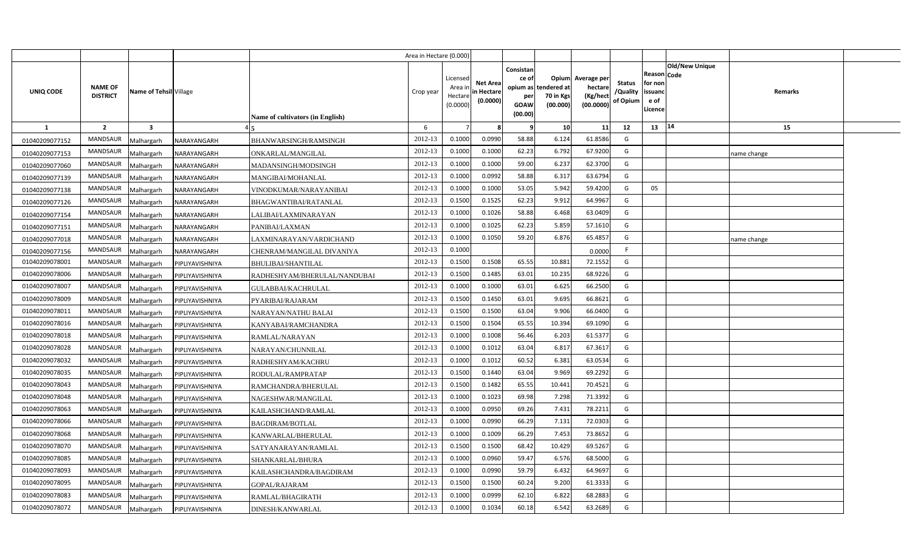| UNIQ CODE | NAME OF DISTRICT | Name of Tehsil | Village | Name of cultivators (in English) | Crop year | Licensed Area in Hectare (0.0000) | Net Area in Hectare (0.0000) | Consistance of opium as per GOAW (00.00) | Opium tendered at 70 in Kgs (00.000) | Average per hectare (Kg/hect (00.0000) | Status /Quality of Opium | Reason for non issuance of Licence | Code | Old/New Unique | Remarks |
|---|---|---|---|---|---|---|---|---|---|---|---|---|---|---|---|
| 1 | 2 | 3 | 4 | 5 | 6 | 7 | 8 | 9 | 10 | 11 | 12 | 13 | 14 | | 15 |
| 01040209077152 | MANDSAUR | Malhargarh | NARAYANGARH | BHANWARSINGH/RAMSINGH | 2012-13 | 0.1000 | 0.0990 | 58.88 | 6.124 | 61.8586 | G | | | | |
| 01040209077153 | MANDSAUR | Malhargarh | NARAYANGARH | ONKARLAL/MANGILAL | 2012-13 | 0.1000 | 0.1000 | 62.23 | 6.792 | 67.9200 | G | | | | name change |
| 01040209077060 | MANDSAUR | Malhargarh | NARAYANGARH | MADANSINGH/MODSINGH | 2012-13 | 0.1000 | 0.1000 | 59.00 | 6.237 | 62.3700 | G | | | | |
| 01040209077139 | MANDSAUR | Malhargarh | NARAYANGARH | MANGIBAI/MOHANLAL | 2012-13 | 0.1000 | 0.0992 | 58.88 | 6.317 | 63.6794 | G | | | | |
| 01040209077138 | MANDSAUR | Malhargarh | NARAYANGARH | VINODKUMAR/NARAYANIBAI | 2012-13 | 0.1000 | 0.1000 | 53.05 | 5.942 | 59.4200 | G | 05 | | | |
| 01040209077126 | MANDSAUR | Malhargarh | NARAYANGARH | BHAGWANTIBAI/RATANLAL | 2012-13 | 0.1500 | 0.1525 | 62.23 | 9.912 | 64.9967 | G | | | | |
| 01040209077154 | MANDSAUR | Malhargarh | NARAYANGARH | LALIBAI/LAXMINARAYAN | 2012-13 | 0.1000 | 0.1026 | 58.88 | 6.468 | 63.0409 | G | | | | |
| 01040209077151 | MANDSAUR | Malhargarh | NARAYANGARH | PANIBAI/LAXMAN | 2012-13 | 0.1000 | 0.1025 | 62.23 | 5.859 | 57.1610 | G | | | | |
| 01040209077018 | MANDSAUR | Malhargarh | NARAYANGARH | LAXMINARAYAN/VARDICHAND | 2012-13 | 0.1000 | 0.1050 | 59.20 | 6.876 | 65.4857 | G | | | | name change |
| 01040209077156 | MANDSAUR | Malhargarh | NARAYANGARH | CHENRAM/MANGILAL DIVANIYA | 2012-13 | 0.1000 | | | | 0.0000 | F | | | | |
| 01040209078001 | MANDSAUR | Malhargarh | PIPLIYAVISHNIYA | BHULIBAI/SHANTILAL | 2012-13 | 0.1500 | 0.1508 | 65.55 | 10.881 | 72.1552 | G | | | | |
| 01040209078006 | MANDSAUR | Malhargarh | PIPLIYAVISHNIYA | RADHESHYAM/BHERULAL/NANDUBAI | 2012-13 | 0.1500 | 0.1485 | 63.01 | 10.235 | 68.9226 | G | | | | |
| 01040209078007 | MANDSAUR | Malhargarh | PIPLIYAVISHNIYA | GULABBAI/KACHRULAL | 2012-13 | 0.1000 | 0.1000 | 63.01 | 6.625 | 66.2500 | G | | | | |
| 01040209078009 | MANDSAUR | Malhargarh | PIPLIYAVISHNIYA | PYARIBAI/RAJARAM | 2012-13 | 0.1500 | 0.1450 | 63.01 | 9.695 | 66.8621 | G | | | | |
| 01040209078011 | MANDSAUR | Malhargarh | PIPLIYAVISHNIYA | NARAYAN/NATHU BALAI | 2012-13 | 0.1500 | 0.1500 | 63.04 | 9.906 | 66.0400 | G | | | | |
| 01040209078016 | MANDSAUR | Malhargarh | PIPLIYAVISHNIYA | KANYABAI/RAMCHANDRA | 2012-13 | 0.1500 | 0.1504 | 65.55 | 10.394 | 69.1090 | G | | | | |
| 01040209078018 | MANDSAUR | Malhargarh | PIPLIYAVISHNIYA | RAMLAL/NARAYAN | 2012-13 | 0.1000 | 0.1008 | 56.46 | 6.203 | 61.5377 | G | | | | |
| 01040209078028 | MANDSAUR | Malhargarh | PIPLIYAVISHNIYA | NARAYAN/CHUNNILAL | 2012-13 | 0.1000 | 0.1012 | 63.04 | 6.817 | 67.3617 | G | | | | |
| 01040209078032 | MANDSAUR | Malhargarh | PIPLIYAVISHNIYA | RADHESHYAM/KACHRU | 2012-13 | 0.1000 | 0.1012 | 60.52 | 6.381 | 63.0534 | G | | | | |
| 01040209078035 | MANDSAUR | Malhargarh | PIPLIYAVISHNIYA | RODULAL/RAMPRATAP | 2012-13 | 0.1500 | 0.1440 | 63.04 | 9.969 | 69.2292 | G | | | | |
| 01040209078043 | MANDSAUR | Malhargarh | PIPLIYAVISHNIYA | RAMCHANDRA/BHERULAL | 2012-13 | 0.1500 | 0.1482 | 65.55 | 10.441 | 70.4521 | G | | | | |
| 01040209078048 | MANDSAUR | Malhargarh | PIPLIYAVISHNIYA | NAGESHWAR/MANGILAL | 2012-13 | 0.1000 | 0.1023 | 69.98 | 7.298 | 71.3392 | G | | | | |
| 01040209078063 | MANDSAUR | Malhargarh | PIPLIYAVISHNIYA | KAILASHCHAND/RAMLAL | 2012-13 | 0.1000 | 0.0950 | 69.26 | 7.431 | 78.2211 | G | | | | |
| 01040209078066 | MANDSAUR | Malhargarh | PIPLIYAVISHNIYA | BAGDIRAM/BOTLAL | 2012-13 | 0.1000 | 0.0990 | 66.29 | 7.131 | 72.0303 | G | | | | |
| 01040209078068 | MANDSAUR | Malhargarh | PIPLIYAVISHNIYA | KANWARLAL/BHERULAL | 2012-13 | 0.1000 | 0.1009 | 66.29 | 7.453 | 73.8652 | G | | | | |
| 01040209078070 | MANDSAUR | Malhargarh | PIPLIYAVISHNIYA | SATYANARAYAN/RAMLAL | 2012-13 | 0.1500 | 0.1500 | 68.42 | 10.429 | 69.5267 | G | | | | |
| 01040209078085 | MANDSAUR | Malhargarh | PIPLIYAVISHNIYA | SHANKARLAL/BHURA | 2012-13 | 0.1000 | 0.0960 | 59.47 | 6.576 | 68.5000 | G | | | | |
| 01040209078093 | MANDSAUR | Malhargarh | PIPLIYAVISHNIYA | KAILASHCHANDRA/BAGDIRAM | 2012-13 | 0.1000 | 0.0990 | 59.79 | 6.432 | 64.9697 | G | | | | |
| 01040209078095 | MANDSAUR | Malhargarh | PIPLIYAVISHNIYA | GOPAL/RAJARAM | 2012-13 | 0.1500 | 0.1500 | 60.24 | 9.200 | 61.3333 | G | | | | |
| 01040209078083 | MANDSAUR | Malhargarh | PIPLIYAVISHNIYA | RAMLAL/BHAGIRATH | 2012-13 | 0.1000 | 0.0999 | 62.10 | 6.822 | 68.2883 | G | | | | |
| 01040209078072 | MANDSAUR | Malhargarh | PIPLIYAVISHNIYA | DINESH/KANWARLAL | 2012-13 | 0.1000 | 0.1034 | 60.18 | 6.542 | 63.2689 | G | | | | |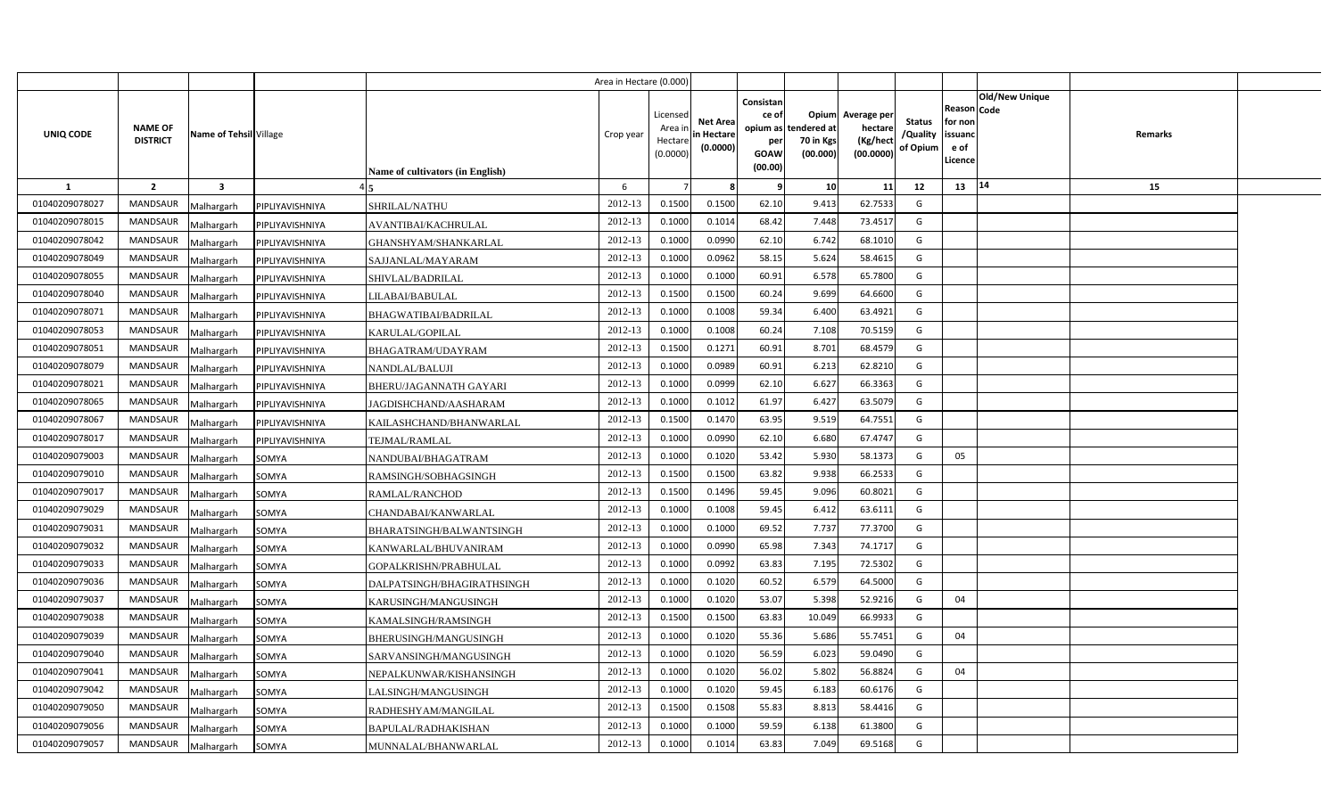| UNIQ CODE | NAME OF DISTRICT | Name of Tehsil | Village | Name of cultivators (in English) | Crop year | Licensed Area in Hectare (0.0000) | Net Area in Hectare (0.0000) | Consistance of opium as per GOAW (00.00) | Opium tendered at 70 in Kgs (00.000) | Average per hectare (Kg/hect (00.0000) | Status /Quality of Opium | Reason for non issuance of Licence | Code | Old/New Unique | Remarks |
|---|---|---|---|---|---|---|---|---|---|---|---|---|---|---|---|
| 1 | 2 | 3 | 4 | 5 | 6 | 7 | 8 | 9 | 10 | 11 | 12 | 13 | 14 | | 15 |
| 01040209078027 | MANDSAUR | Malhargarh | PIPLIYAVISHNIYA | SHRILAL/NATHU | 2012-13 | 0.1500 | 0.1500 | 62.10 | 9.413 | 62.7533 | G | | | | |
| 01040209078015 | MANDSAUR | Malhargarh | PIPLIYAVISHNIYA | AVANTIBAI/KACHRULAL | 2012-13 | 0.1000 | 0.1014 | 68.42 | 7.448 | 73.4517 | G | | | | |
| 01040209078042 | MANDSAUR | Malhargarh | PIPLIYAVISHNIYA | GHANSHYAM/SHANKARLAL | 2012-13 | 0.1000 | 0.0990 | 62.10 | 6.742 | 68.1010 | G | | | | |
| 01040209078049 | MANDSAUR | Malhargarh | PIPLIYAVISHNIYA | SAJJANLAL/MAYARAM | 2012-13 | 0.1000 | 0.0962 | 58.15 | 5.624 | 58.4615 | G | | | | |
| 01040209078055 | MANDSAUR | Malhargarh | PIPLIYAVISHNIYA | SHIVLAL/BADRILAL | 2012-13 | 0.1000 | 0.1000 | 60.91 | 6.578 | 65.7800 | G | | | | |
| 01040209078040 | MANDSAUR | Malhargarh | PIPLIYAVISHNIYA | LILABAI/BABULAL | 2012-13 | 0.1500 | 0.1500 | 60.24 | 9.699 | 64.6600 | G | | | | |
| 01040209078071 | MANDSAUR | Malhargarh | PIPLIYAVISHNIYA | BHAGWATIBAI/BADRILAL | 2012-13 | 0.1000 | 0.1008 | 59.34 | 6.400 | 63.4921 | G | | | | |
| 01040209078053 | MANDSAUR | Malhargarh | PIPLIYAVISHNIYA | KARULAL/GOPILAL | 2012-13 | 0.1000 | 0.1008 | 60.24 | 7.108 | 70.5159 | G | | | | |
| 01040209078051 | MANDSAUR | Malhargarh | PIPLIYAVISHNIYA | BHAGATRAM/UDAYRAM | 2012-13 | 0.1500 | 0.1271 | 60.91 | 8.701 | 68.4579 | G | | | | |
| 01040209078079 | MANDSAUR | Malhargarh | PIPLIYAVISHNIYA | NANDLAL/BALUJI | 2012-13 | 0.1000 | 0.0989 | 60.91 | 6.213 | 62.8210 | G | | | | |
| 01040209078021 | MANDSAUR | Malhargarh | PIPLIYAVISHNIYA | BHERU/JAGANNATH GAYARI | 2012-13 | 0.1000 | 0.0999 | 62.10 | 6.627 | 66.3363 | G | | | | |
| 01040209078065 | MANDSAUR | Malhargarh | PIPLIYAVISHNIYA | JAGDISHCHAND/AASHARAM | 2012-13 | 0.1000 | 0.1012 | 61.97 | 6.427 | 63.5079 | G | | | | |
| 01040209078067 | MANDSAUR | Malhargarh | PIPLIYAVISHNIYA | KAILASHCHAND/BHANWARLAL | 2012-13 | 0.1500 | 0.1470 | 63.95 | 9.519 | 64.7551 | G | | | | |
| 01040209078017 | MANDSAUR | Malhargarh | PIPLIYAVISHNIYA | TEJMAL/RAMLAL | 2012-13 | 0.1000 | 0.0990 | 62.10 | 6.680 | 67.4747 | G | | | | |
| 01040209079003 | MANDSAUR | Malhargarh | SOMYA | NANDUBAI/BHAGATRAM | 2012-13 | 0.1000 | 0.1020 | 53.42 | 5.930 | 58.1373 | G | 05 | | | |
| 01040209079010 | MANDSAUR | Malhargarh | SOMYA | RAMSINGH/SOBHAGSINGH | 2012-13 | 0.1500 | 0.1500 | 63.82 | 9.938 | 66.2533 | G | | | | |
| 01040209079017 | MANDSAUR | Malhargarh | SOMYA | RAMLAL/RANCHOD | 2012-13 | 0.1500 | 0.1496 | 59.45 | 9.096 | 60.8021 | G | | | | |
| 01040209079029 | MANDSAUR | Malhargarh | SOMYA | CHANDABAI/KANWARLAL | 2012-13 | 0.1000 | 0.1008 | 59.45 | 6.412 | 63.6111 | G | | | | |
| 01040209079031 | MANDSAUR | Malhargarh | SOMYA | BHARATSINGH/BALWANTSINGH | 2012-13 | 0.1000 | 0.1000 | 69.52 | 7.737 | 77.3700 | G | | | | |
| 01040209079032 | MANDSAUR | Malhargarh | SOMYA | KANWARLAL/BHUVANIRAM | 2012-13 | 0.1000 | 0.0990 | 65.98 | 7.343 | 74.1717 | G | | | | |
| 01040209079033 | MANDSAUR | Malhargarh | SOMYA | GOPALKRISHN/PRABHULAL | 2012-13 | 0.1000 | 0.0992 | 63.83 | 7.195 | 72.5302 | G | | | | |
| 01040209079036 | MANDSAUR | Malhargarh | SOMYA | DALPATSINGH/BHAGIRATHSINGH | 2012-13 | 0.1000 | 0.1020 | 60.52 | 6.579 | 64.5000 | G | | | | |
| 01040209079037 | MANDSAUR | Malhargarh | SOMYA | KARUSINGH/MANGUSINGH | 2012-13 | 0.1000 | 0.1020 | 53.07 | 5.398 | 52.9216 | G | 04 | | | |
| 01040209079038 | MANDSAUR | Malhargarh | SOMYA | KAMALSINGH/RAMSINGH | 2012-13 | 0.1500 | 0.1500 | 63.83 | 10.049 | 66.9933 | G | | | | |
| 01040209079039 | MANDSAUR | Malhargarh | SOMYA | BHERUSINGH/MANGUSINGH | 2012-13 | 0.1000 | 0.1020 | 55.36 | 5.686 | 55.7451 | G | 04 | | | |
| 01040209079040 | MANDSAUR | Malhargarh | SOMYA | SARVANSINGH/MANGUSINGH | 2012-13 | 0.1000 | 0.1020 | 56.59 | 6.023 | 59.0490 | G | | | | |
| 01040209079041 | MANDSAUR | Malhargarh | SOMYA | NEPALKUNWAR/KISHANSINGH | 2012-13 | 0.1000 | 0.1020 | 56.02 | 5.802 | 56.8824 | G | 04 | | | |
| 01040209079042 | MANDSAUR | Malhargarh | SOMYA | LALSINGH/MANGUSINGH | 2012-13 | 0.1000 | 0.1020 | 59.45 | 6.183 | 60.6176 | G | | | | |
| 01040209079050 | MANDSAUR | Malhargarh | SOMYA | RADHESHYAM/MANGILAL | 2012-13 | 0.1500 | 0.1508 | 55.83 | 8.813 | 58.4416 | G | | | | |
| 01040209079056 | MANDSAUR | Malhargarh | SOMYA | BAPULAL/RADHAKISHAN | 2012-13 | 0.1000 | 0.1000 | 59.59 | 6.138 | 61.3800 | G | | | | |
| 01040209079057 | MANDSAUR | Malhargarh | SOMYA | MUNNALAL/BHANWARLAL | 2012-13 | 0.1000 | 0.1014 | 63.83 | 7.049 | 69.5168 | G | | | | |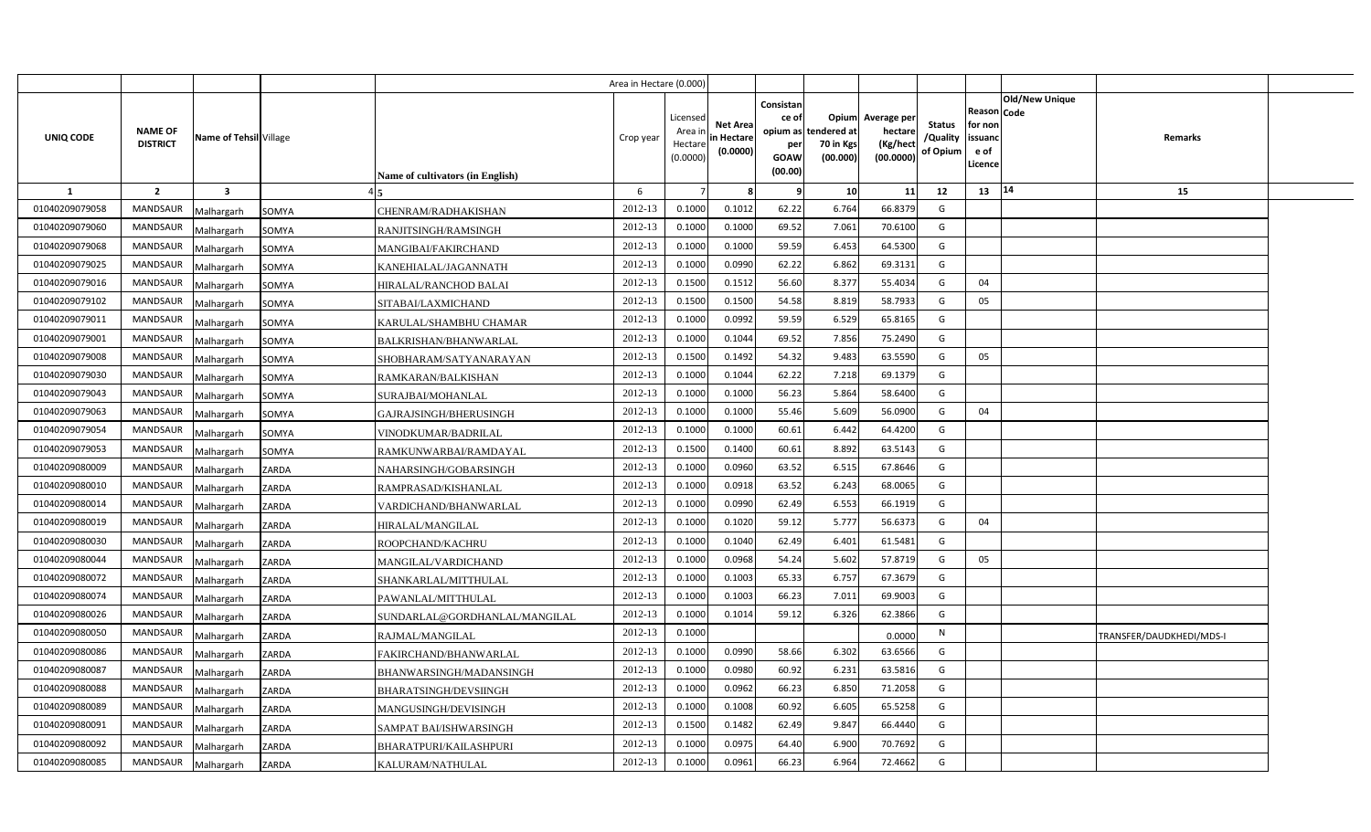| | | | | Area in Hectare (0.000) | | | | | | | | | | | |
|---|---|---|---|---|---|---|---|---|---|---|---|---|---|---|---|
| UNIQ CODE | NAME OF DISTRICT | Name of Tehsil | Village | Name of cultivators (in English) | Crop year | Licensed Area in Hectare (0.0000) | Net Area in Hectare (0.0000) | Consistance of opium as per GOAW (00.00) | Opium tendered at 70 in Kgs (00.000) | Average per hectare (Kg/hect (00.0000) | Status /Quality of Opium | Reason for non issuance of Licence | Code | Old/New Unique | Remarks |
| 1 | 2 | 3 | 4 | 5 | 6 | 7 | 8 | 9 | 10 | 11 | 12 | 13 | 14 | | 15 |
| 01040209079058 | MANDSAUR | Malhargarh | SOMYA | CHENRAM/RADHAKISHAN | 2012-13 | 0.1000 | 0.1012 | 62.22 | 6.764 | 66.8379 | G | | | | |
| 01040209079060 | MANDSAUR | Malhargarh | SOMYA | RANJITSINGH/RAMSINGH | 2012-13 | 0.1000 | 0.1000 | 69.52 | 7.061 | 70.6100 | G | | | | |
| 01040209079068 | MANDSAUR | Malhargarh | SOMYA | MANGIBAI/FAKIRCHAND | 2012-13 | 0.1000 | 0.1000 | 59.59 | 6.453 | 64.5300 | G | | | | |
| 01040209079025 | MANDSAUR | Malhargarh | SOMYA | KANEHIALAL/JAGANNATH | 2012-13 | 0.1000 | 0.0990 | 62.22 | 6.862 | 69.3131 | G | | | | |
| 01040209079016 | MANDSAUR | Malhargarh | SOMYA | HIRALAL/RANCHOD BALAI | 2012-13 | 0.1500 | 0.1512 | 56.60 | 8.377 | 55.4034 | G | 04 | | | |
| 01040209079102 | MANDSAUR | Malhargarh | SOMYA | SITABAI/LAXMICHAND | 2012-13 | 0.1500 | 0.1500 | 54.58 | 8.819 | 58.7933 | G | 05 | | | |
| 01040209079011 | MANDSAUR | Malhargarh | SOMYA | KARULAL/SHAMBHU CHAMAR | 2012-13 | 0.1000 | 0.0992 | 59.59 | 6.529 | 65.8165 | G | | | | |
| 01040209079001 | MANDSAUR | Malhargarh | SOMYA | BALKRISHAN/BHANWARLAL | 2012-13 | 0.1000 | 0.1044 | 69.52 | 7.856 | 75.2490 | G | | | | |
| 01040209079008 | MANDSAUR | Malhargarh | SOMYA | SHOBHARAM/SATYANARAYAN | 2012-13 | 0.1500 | 0.1492 | 54.32 | 9.483 | 63.5590 | G | 05 | | | |
| 01040209079030 | MANDSAUR | Malhargarh | SOMYA | RAMKARAN/BALKISHAN | 2012-13 | 0.1000 | 0.1044 | 62.22 | 7.218 | 69.1379 | G | | | | |
| 01040209079043 | MANDSAUR | Malhargarh | SOMYA | SURAJBAI/MOHANLAL | 2012-13 | 0.1000 | 0.1000 | 56.23 | 5.864 | 58.6400 | G | | | | |
| 01040209079063 | MANDSAUR | Malhargarh | SOMYA | GAJRAJSINGH/BHERUSINGH | 2012-13 | 0.1000 | 0.1000 | 55.46 | 5.609 | 56.0900 | G | 04 | | | |
| 01040209079054 | MANDSAUR | Malhargarh | SOMYA | VINODKUMAR/BADRILAL | 2012-13 | 0.1000 | 0.1000 | 60.61 | 6.442 | 64.4200 | G | | | | |
| 01040209079053 | MANDSAUR | Malhargarh | SOMYA | RAMKUNWARBAI/RAMDAYAL | 2012-13 | 0.1500 | 0.1400 | 60.61 | 8.892 | 63.5143 | G | | | | |
| 01040209080009 | MANDSAUR | Malhargarh | ZARDA | NAHARSINGH/GOBARSINGH | 2012-13 | 0.1000 | 0.0960 | 63.52 | 6.515 | 67.8646 | G | | | | |
| 01040209080010 | MANDSAUR | Malhargarh | ZARDA | RAMPRASAD/KISHANLAL | 2012-13 | 0.1000 | 0.0918 | 63.52 | 6.243 | 68.0065 | G | | | | |
| 01040209080014 | MANDSAUR | Malhargarh | ZARDA | VARDICHAND/BHANWARLAL | 2012-13 | 0.1000 | 0.0990 | 62.49 | 6.553 | 66.1919 | G | | | | |
| 01040209080019 | MANDSAUR | Malhargarh | ZARDA | HIRALAL/MANGILAL | 2012-13 | 0.1000 | 0.1020 | 59.12 | 5.777 | 56.6373 | G | 04 | | | |
| 01040209080030 | MANDSAUR | Malhargarh | ZARDA | ROOPCHAND/KACHRU | 2012-13 | 0.1000 | 0.1040 | 62.49 | 6.401 | 61.5481 | G | | | | |
| 01040209080044 | MANDSAUR | Malhargarh | ZARDA | MANGILAL/VARDICHAND | 2012-13 | 0.1000 | 0.0968 | 54.24 | 5.602 | 57.8719 | G | 05 | | | |
| 01040209080072 | MANDSAUR | Malhargarh | ZARDA | SHANKARLAL/MITTHULAL | 2012-13 | 0.1000 | 0.1003 | 65.33 | 6.757 | 67.3679 | G | | | | |
| 01040209080074 | MANDSAUR | Malhargarh | ZARDA | PAWANLAL/MITTHULAL | 2012-13 | 0.1000 | 0.1003 | 66.23 | 7.011 | 69.9003 | G | | | | |
| 01040209080026 | MANDSAUR | Malhargarh | ZARDA | SUNDARLAL@GORDHANLAL/MANGILAL | 2012-13 | 0.1000 | 0.1014 | 59.12 | 6.326 | 62.3866 | G | | | | |
| 01040209080050 | MANDSAUR | Malhargarh | ZARDA | RAJMAL/MANGILAL | 2012-13 | 0.1000 | | | | 0.0000 | N | | | | TRANSFER/DAUDKHEDI/MDS-I |
| 01040209080086 | MANDSAUR | Malhargarh | ZARDA | FAKIRCHAND/BHANWARLAL | 2012-13 | 0.1000 | 0.0990 | 58.66 | 6.302 | 63.6566 | G | | | | |
| 01040209080087 | MANDSAUR | Malhargarh | ZARDA | BHANWARSINGH/MADANSINGH | 2012-13 | 0.1000 | 0.0980 | 60.92 | 6.231 | 63.5816 | G | | | | |
| 01040209080088 | MANDSAUR | Malhargarh | ZARDA | BHARATSINGH/DEVSIINGH | 2012-13 | 0.1000 | 0.0962 | 66.23 | 6.850 | 71.2058 | G | | | | |
| 01040209080089 | MANDSAUR | Malhargarh | ZARDA | MANGUSINGH/DEVISINGH | 2012-13 | 0.1000 | 0.1008 | 60.92 | 6.605 | 65.5258 | G | | | | |
| 01040209080091 | MANDSAUR | Malhargarh | ZARDA | SAMPAT BAI/ISHWARSINGH | 2012-13 | 0.1500 | 0.1482 | 62.49 | 9.847 | 66.4440 | G | | | | |
| 01040209080092 | MANDSAUR | Malhargarh | ZARDA | BHARATPURI/KAILASHPURI | 2012-13 | 0.1000 | 0.0975 | 64.40 | 6.900 | 70.7692 | G | | | | |
| 01040209080085 | MANDSAUR | Malhargarh | ZARDA | KALURAM/NATHULAL | 2012-13 | 0.1000 | 0.0961 | 66.23 | 6.964 | 72.4662 | G | | | | |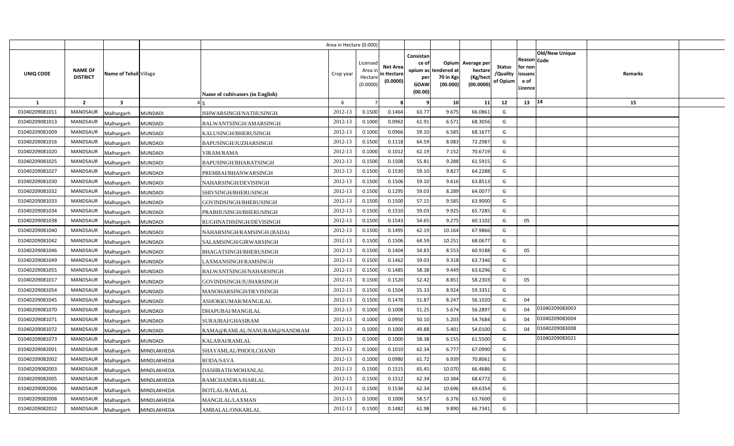| | | | | | Area in Hectare (0.000) | | | | | | | | | | | |
|---|---|---|---|---|---|---|---|---|---|---|---|---|---|---|---|---|
| UNIQ CODE | NAME OF DISTRICT | Name of Tehsil | Village | Name of cultivators (in English) | Crop year | Licensed Area in Hectare (0.0000) | Net Area in Hectare (0.0000) | Consistance of opium as per GOAW (00.00) | Opium tendered at 70 in Kgs (00.000) | Average per hectare (Kg/hect (00.0000) | Status /Quality of Opium | Reason for non issuance of Licence | Code | Old/New Unique | Remarks | |
| 1 | 2 | 3 | 4 | 5 | 6 | 7 | 8 | 9 | 10 | 11 | 12 | 13 | 14 | | 15 | |
| 01040209081011 | MANDSAUR | Malhargarh | MUNDADI | ISHWARSINGH/NATHUSINGH | 2012-13 | 0.1500 | 0.1464 | 63.77 | 9.675 | 66.0861 | G | | | | | |
| 01040209081013 | MANDSAUR | Malhargarh | MUNDADI | BALWANTSINGH/AMARSINGH | 2012-13 | 0.1000 | 0.0962 | 61.91 | 6.571 | 68.3056 | G | | | | | |
| 01040209081009 | MANDSAUR | Malhargarh | MUNDADI | KALUSINGH/BHERUSINGH | 2012-13 | 0.1000 | 0.0966 | 59.10 | 6.585 | 68.1677 | G | | | | | |
| 01040209081016 | MANDSAUR | Malhargarh | MUNDADI | BAPUSINGH/JUZHARSINGH | 2012-13 | 0.1500 | 0.1118 | 64.59 | 8.083 | 72.2987 | G | | | | | |
| 01040209081020 | MANDSAUR | Malhargarh | MUNDADI | VIRAM/RAMA | 2012-13 | 0.1000 | 0.1012 | 62.19 | 7.152 | 70.6719 | G | | | | | |
| 01040209081025 | MANDSAUR | Malhargarh | MUNDADI | BAPUSINGH/BHARATSINGH | 2012-13 | 0.1500 | 0.1508 | 55.81 | 9.288 | 61.5915 | G | | | | | |
| 01040209081027 | MANDSAUR | Malhargarh | MUNDADI | PREMBAI/BHANWARSINGH | 2012-13 | 0.1500 | 0.1530 | 59.10 | 9.827 | 64.2288 | G | | | | | |
| 01040209081030 | MANDSAUR | Malhargarh | MUNDADI | NAHARSINGH/DEVISINGH | 2012-13 | 0.1500 | 0.1506 | 59.10 | 9.616 | 63.8513 | G | | | | | |
| 01040209081032 | MANDSAUR | Malhargarh | MUNDADI | SHIVSINGH/BHERUSINGH | 2012-13 | 0.1500 | 0.1295 | 59.03 | 8.289 | 64.0077 | G | | | | | |
| 01040209081033 | MANDSAUR | Malhargarh | MUNDADI | GOVINDSINGH/BHERUSINGH | 2012-13 | 0.1500 | 0.1500 | 57.15 | 9.585 | 63.9000 | G | | | | | |
| 01040209081034 | MANDSAUR | Malhargarh | MUNDADI | PRABHUSINGH/BHERUSINGH | 2012-13 | 0.1500 | 0.1510 | 59.03 | 9.925 | 65.7285 | G | | | | | |
| 01040209081038 | MANDSAUR | Malhargarh | MUNDADI | RUGHNATHSINGH/DEVISINGH | 2012-13 | 0.1500 | 0.1543 | 54.65 | 9.275 | 60.1102 | G | 05 | | | | |
| 01040209081040 | MANDSAUR | Malhargarh | MUNDADI | NAHARSINGH/RAMSINGH (BADA) | 2012-13 | 0.1500 | 0.1495 | 62.19 | 10.164 | 67.9866 | G | | | | | |
| 01040209081042 | MANDSAUR | Malhargarh | MUNDADI | SALAMSINGH/GIRWARSINGH | 2012-13 | 0.1500 | 0.1506 | 64.59 | 10.251 | 68.0677 | G | | | | | |
| 01040209081046 | MANDSAUR | Malhargarh | MUNDADI | BHAGATSINGH/BHERUSINGH | 2012-13 | 0.1500 | 0.1404 | 54.83 | 8.553 | 60.9188 | G | 05 | | | | |
| 01040209081049 | MANDSAUR | Malhargarh | MUNDADI | LAXMANSINGH/RAMSINGH | 2012-13 | 0.1500 | 0.1462 | 59.03 | 9.318 | 63.7346 | G | | | | | |
| 01040209081055 | MANDSAUR | Malhargarh | MUNDADI | BALWANTSINGH/NAHARSINGH | 2012-13 | 0.1500 | 0.1485 | 58.38 | 9.449 | 63.6296 | G | | | | | |
| 01040209081017 | MANDSAUR | Malhargarh | MUNDADI | GOVINDSINGH/JUJHARSINGH | 2012-13 | 0.1500 | 0.1520 | 52.42 | 8.851 | 58.2303 | G | 05 | | | | |
| 01040209081054 | MANDSAUR | Malhargarh | MUNDADI | MANOHARSINGH/DEVISINGH | 2012-13 | 0.1500 | 0.1504 | 55.33 | 8.924 | 59.3351 | G | | | | | |
| 01040209081045 | MANDSAUR | Malhargarh | MUNDADI | ASHOKKUMAR/MANGILAL | 2012-13 | 0.1500 | 0.1470 | 51.87 | 8.247 | 56.1020 | G | 04 | | | | |
| 01040209081070 | MANDSAUR | Malhargarh | MUNDADI | DHAPUBAI/MANGILAL | 2012-13 | 0.1000 | 0.1008 | 51.25 | 5.674 | 56.2897 | G | 04 | | 01040209083003 | | |
| 01040209081071 | MANDSAUR | Malhargarh | MUNDADI | SURAJBAI/GHASIRAM | 2012-13 | 0.1000 | 0.0950 | 50.10 | 5.203 | 54.7684 | G | 04 | | 01040209083004 | | |
| 01040209081072 | MANDSAUR | Malhargarh | MUNDADI | RAMA@RAMLAL/NANURAM@NANDRAM | 2012-13 | 0.1000 | 0.1000 | 49.88 | 5.401 | 54.0100 | G | 04 | | 01040209083008 | | |
| 01040209081073 | MANDSAUR | Malhargarh | MUNDADI | KALABAI/RAMLAL | 2012-13 | 0.1000 | 0.1000 | 58.38 | 6.155 | 61.5500 | G | | | 01040209083021 | | |
| 01040209082001 | MANDSAUR | Malhargarh | MINDLAKHEDA | SHAYAMLAL/PHOOLCHAND | 2012-13 | 0.1000 | 0.1010 | 62.34 | 6.777 | 67.0990 | G | | | | | |
| 01040209082002 | MANDSAUR | Malhargarh | MINDLAKHEDA | RODA/SAVA | 2012-13 | 0.1000 | 0.0980 | 61.72 | 6.939 | 70.8061 | G | | | | | |
| 01040209082003 | MANDSAUR | Malhargarh | MINDLAKHEDA | DASHRATH/MOHANLAL | 2012-13 | 0.1500 | 0.1515 | 65.45 | 10.070 | 66.4686 | G | | | | | |
| 01040209082005 | MANDSAUR | Malhargarh | MINDLAKHEDA | RAMCHANDRA/HARLAL | 2012-13 | 0.1500 | 0.1512 | 62.34 | 10.384 | 68.6772 | G | | | | | |
| 01040209082006 | MANDSAUR | Malhargarh | MINDLAKHEDA | BOTLAL/RAMLAL | 2012-13 | 0.1500 | 0.1536 | 62.34 | 10.696 | 69.6354 | G | | | | | |
| 01040209082008 | MANDSAUR | Malhargarh | MINDLAKHEDA | MANGILAL/LAXMAN | 2012-13 | 0.1000 | 0.1000 | 58.57 | 6.376 | 63.7600 | G | | | | | |
| 01040209082012 | MANDSAUR | Malhargarh | MINDLAKHEDA | AMBALAL/ONKARLAL | 2012-13 | 0.1500 | 0.1482 | 61.98 | 9.890 | 66.7341 | G | | | | | |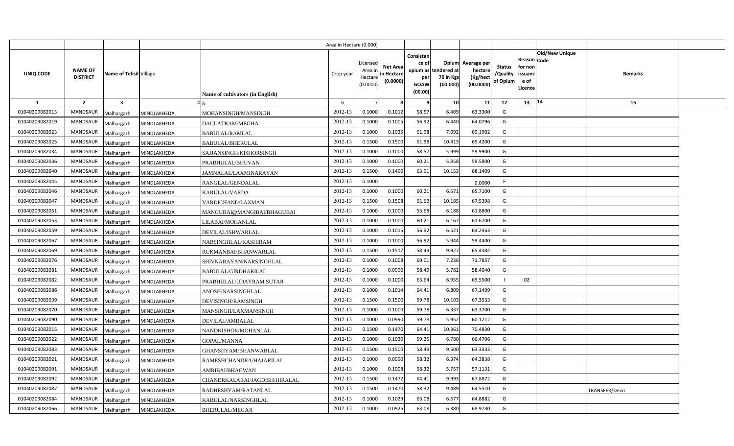| UNIQ CODE | NAME OF DISTRICT | Name of Tehsil | Village | Name of cultivators (in English) | Crop year | Licensed Area in Hectare (0.0000) | Net Area in Hectare (0.0000) | Consistance of opium as per GOAW (00.00) | Opium tendered at 70 in Kgs (00.000) | Average per hectare (Kg/hect (00.0000) | Status /Quality of Opium | Reason for non issuance of Licence | Code | Old/New Unique | Remarks |
|---|---|---|---|---|---|---|---|---|---|---|---|---|---|---|---|
| 1 | 2 | 3 | 4 | 5 | 6 | 7 | 8 | 9 | 10 | 11 | 12 | 13 | 14 | | 15 |
| 01040209082013 | MANDSAUR | Malhargarh | MINDLAKHEDA | MOHANSINGH/MANSINGH | 2012-13 | 0.1000 | 0.1012 | 58.57 | 6.409 | 63.3300 | G | | | | |
| 01040209082019 | MANDSAUR | Malhargarh | MINDLAKHEDA | DAULATRAM/MEGHA | 2012-13 | 0.1000 | 0.1005 | 56.92 | 6.440 | 64.0796 | G | | | | |
| 01040209082023 | MANDSAUR | Malhargarh | MINDLAKHEDA | BABULAL/RAMLAL | 2012-13 | 0.1000 | 0.1025 | 61.98 | 7.092 | 69.1902 | G | | | | |
| 01040209082025 | MANDSAUR | Malhargarh | MINDLAKHEDA | BABULAL/BHERULAL | 2012-13 | 0.1500 | 0.1500 | 61.98 | 10.413 | 69.4200 | G | | | | |
| 01040209082034 | MANDSAUR | Malhargarh | MINDLAKHEDA | SAJJANSINGH/KISHORSINGH | 2012-13 | 0.1000 | 0.1000 | 58.57 | 5.999 | 59.9900 | G | | | | |
| 01040209082036 | MANDSAUR | Malhargarh | MINDLAKHEDA | PRABHULAL/BHUVAN | 2012-13 | 0.1000 | 0.1000 | 60.21 | 5.858 | 58.5800 | G | | | | |
| 01040209082040 | MANDSAUR | Malhargarh | MINDLAKHEDA | JAMNALAL/LAXMINARAYAN | 2012-13 | 0.1500 | 0.1490 | 63.91 | 10.153 | 68.1409 | G | | | | |
| 01040209082045 | MANDSAUR | Malhargarh | MINDLAKHEDA | RANGLAL/GENDALAL | 2012-13 | 0.1000 | | | | 0.0000 | F | | | | |
| 01040209082046 | MANDSAUR | Malhargarh | MINDLAKHEDA | KARULAL/VARDA | 2012-13 | 0.1000 | 0.1000 | 60.21 | 6.571 | 65.7100 | G | | | | |
| 01040209082047 | MANDSAUR | Malhargarh | MINDLAKHEDA | VARDICHAND/LAXMAN | 2012-13 | 0.1500 | 0.1508 | 61.62 | 10.185 | 67.5398 | G | | | | |
| 01040209082051 | MANDSAUR | Malhargarh | MINDLAKHEDA | MANGUBAI@MANGIBAI/BHAGUBAI | 2012-13 | 0.1000 | 0.1000 | 55.68 | 6.188 | 61.8800 | G | | | | |
| 01040209082053 | MANDSAUR | Malhargarh | MINDLAKHEDA | LILABAI/MOHANLAL | 2012-13 | 0.1000 | 0.1000 | 60.21 | 6.167 | 61.6700 | G | | | | |
| 01040209082059 | MANDSAUR | Malhargarh | MINDLAKHEDA | DEVILAL/ISHWARLAL | 2012-13 | 0.1000 | 0.1015 | 56.92 | 6.521 | 64.2463 | G | | | | |
| 01040209082067 | MANDSAUR | Malhargarh | MINDLAKHEDA | NARSINGHLAL/KASHIRAM | 2012-13 | 0.1000 | 0.1000 | 56.92 | 5.944 | 59.4400 | G | | | | |
| 01040209082069 | MANDSAUR | Malhargarh | MINDLAKHEDA | RUKMANBAI/BHANWARLAL | 2012-13 | 0.1500 | 0.1517 | 58.49 | 9.927 | 65.4384 | G | | | | |
| 01040209082076 | MANDSAUR | Malhargarh | MINDLAKHEDA | SHIVNARAYAN/NARSINGHLAL | 2012-13 | 0.1000 | 0.1008 | 69.01 | 7.236 | 71.7857 | G | | | | |
| 01040209082081 | MANDSAUR | Malhargarh | MINDLAKHEDA | BABULAL/GIRDHARILAL | 2012-13 | 0.1000 | 0.0990 | 58.49 | 5.782 | 58.4040 | G | | | | |
| 01040209082082 | MANDSAUR | Malhargarh | MINDLAKHEDA | PRABHULAL/UDAYRAM SUTAR | 2012-13 | 0.1000 | 0.1000 | 63.64 | 6.955 | 69.5500 | I | 02 | | | |
| 01040209082086 | MANDSAUR | Malhargarh | MINDLAKHEDA | ANOSH/NARSINGHLAL | 2012-13 | 0.1000 | 0.1014 | 64.41 | 6.809 | 67.1499 | G | | | | |
| 01040209082039 | MANDSAUR | Malhargarh | MINDLAKHEDA | DEVISINGH/RAMSINGH | 2012-13 | 0.1500 | 0.1500 | 59.78 | 10.103 | 67.3533 | G | | | | |
| 01040209082070 | MANDSAUR | Malhargarh | MINDLAKHEDA | MANSINGH/LAXMANSINGH | 2012-13 | 0.1000 | 0.1000 | 59.78 | 6.337 | 63.3700 | G | | | | |
| 01040209082090 | MANDSAUR | Malhargarh | MINDLAKHEDA | DEVILAL/AMBALAL | 2012-13 | 0.1000 | 0.0990 | 59.78 | 5.952 | 60.1212 | G | | | | |
| 01040209082015 | MANDSAUR | Malhargarh | MINDLAKHEDA | NANDKISHOR/MOHANLAL | 2012-13 | 0.1500 | 0.1470 | 64.41 | 10.361 | 70.4830 | G | | | | |
| 01040209082022 | MANDSAUR | Malhargarh | MINDLAKHEDA | GOPAL/MANNA | 2012-13 | 0.1000 | 0.1020 | 59.25 | 6.780 | 66.4706 | G | | | | |
| 01040209082083 | MANDSAUR | Malhargarh | MINDLAKHEDA | GHANSHYAM/BHANWARLAL | 2012-13 | 0.1500 | 0.1500 | 58.49 | 9.500 | 63.3333 | G | | | | |
| 01040209082021 | MANDSAUR | Malhargarh | MINDLAKHEDA | RAMESHCHANDRA/HAJARILAL | 2012-13 | 0.1000 | 0.0990 | 58.32 | 6.374 | 64.3838 | G | | | | |
| 01040209082091 | MANDSAUR | Malhargarh | MINDLAKHEDA | AMRIBAI/BHAGWAN | 2012-13 | 0.1000 | 0.1008 | 58.32 | 5.757 | 57.1131 | G | | | | |
| 01040209082092 | MANDSAUR | Malhargarh | MINDLAKHEDA | CHANDRKALABAI/JAGDISH/HIRALAL | 2012-13 | 0.1500 | 0.1472 | 64.41 | 9.993 | 67.8872 | G | | | | |
| 01040209082087 | MANDSAUR | Malhargarh | MINDLAKHEDA | RADHESHYAM/RATANLAL | 2012-13 | 0.1500 | 0.1470 | 58.32 | 9.489 | 64.5510 | G | | | | TRANSFER/Devri |
| 01040209082084 | MANDSAUR | Malhargarh | MINDLAKHEDA | KARULAL/NARSINGHLAL | 2012-13 | 0.1000 | 0.1029 | 63.08 | 6.677 | 64.8882 | G | | | | |
| 01040209082066 | MANDSAUR | Malhargarh | MINDLAKHEDA | BHERULAL/MEGAJI | 2012-13 | 0.1000 | 0.0925 | 63.08 | 6.380 | 68.9730 | G | | | | |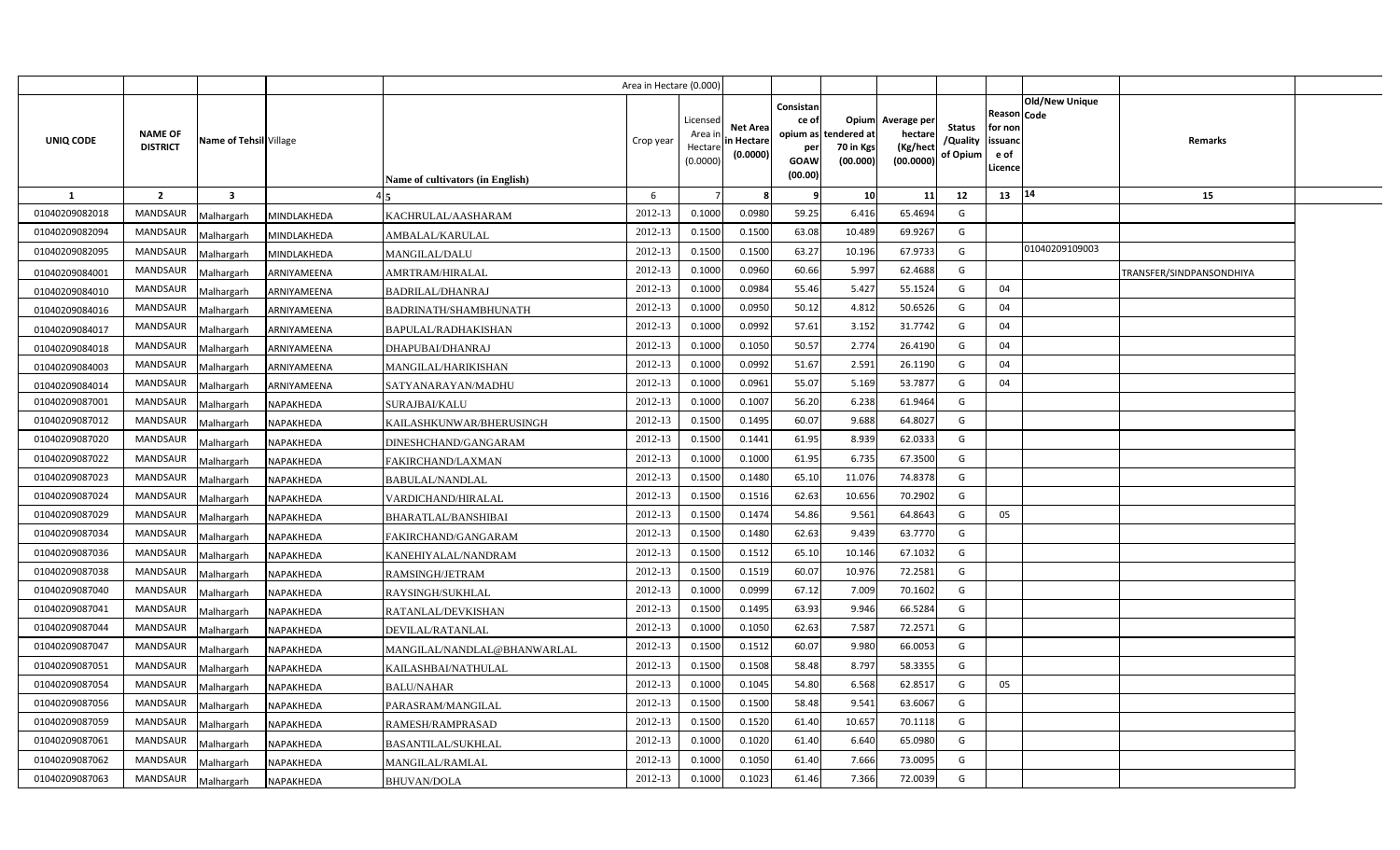| | | | | Area in Hectare (0.000) | | | | | | | | | | | |
|---|---|---|---|---|---|---|---|---|---|---|---|---|---|---|---|
| UNIQ CODE | NAME OF DISTRICT | Name of Tehsil | Village | Name of cultivators (in English) | Crop year | Licensed Area in Hectare (0.0000) | Net Area in Hectare (0.0000) | Consistance of opium as per GOAW (00.00) | Opium tendered at 70 in Kgs (00.000) | Average per hectare (Kg/hect (00.0000) | Status /Quality of Opium | Reason for non issuance of Licence | Code | Old/New Unique | Remarks |
| 1 | 2 | 3 | 4 | 5 | 6 | 7 | 8 | 9 | 10 | 11 | 12 | 13 | 14 | | 15 |
| 01040209082018 | MANDSAUR | Malhargarh | MINDLAKHEDA | KACHRULAL/AASHARAM | 2012-13 | 0.1000 | 0.0980 | 59.25 | 6.416 | 65.4694 | G | | | | |
| 01040209082094 | MANDSAUR | Malhargarh | MINDLAKHEDA | AMBALAL/KARULAL | 2012-13 | 0.1500 | 0.1500 | 63.08 | 10.489 | 69.9267 | G | | | | |
| 01040209082095 | MANDSAUR | Malhargarh | MINDLAKHEDA | MANGILAL/DALU | 2012-13 | 0.1500 | 0.1500 | 63.27 | 10.196 | 67.9733 | G | | 01040209109003 | | |
| 01040209084001 | MANDSAUR | Malhargarh | ARNIYAMEENA | AMRTRAM/HIRALAL | 2012-13 | 0.1000 | 0.0960 | 60.66 | 5.997 | 62.4688 | G | | | | TRANSFER/SINDPANSONDHIYA |
| 01040209084010 | MANDSAUR | Malhargarh | ARNIYAMEENA | BADRILAL/DHANRAJ | 2012-13 | 0.1000 | 0.0984 | 55.46 | 5.427 | 55.1524 | G | 04 | | | |
| 01040209084016 | MANDSAUR | Malhargarh | ARNIYAMEENA | BADRINATH/SHAMBHUNATH | 2012-13 | 0.1000 | 0.0950 | 50.12 | 4.812 | 50.6526 | G | 04 | | | |
| 01040209084017 | MANDSAUR | Malhargarh | ARNIYAMEENA | BAPULAL/RADHAKISHAN | 2012-13 | 0.1000 | 0.0992 | 57.61 | 3.152 | 31.7742 | G | 04 | | | |
| 01040209084018 | MANDSAUR | Malhargarh | ARNIYAMEENA | DHAPUBAI/DHANRAJ | 2012-13 | 0.1000 | 0.1050 | 50.57 | 2.774 | 26.4190 | G | 04 | | | |
| 01040209084003 | MANDSAUR | Malhargarh | ARNIYAMEENA | MANGILAL/HARIKISHAN | 2012-13 | 0.1000 | 0.0992 | 51.67 | 2.591 | 26.1190 | G | 04 | | | |
| 01040209084014 | MANDSAUR | Malhargarh | ARNIYAMEENA | SATYANARAYAN/MADHU | 2012-13 | 0.1000 | 0.0961 | 55.07 | 5.169 | 53.7877 | G | 04 | | | |
| 01040209087001 | MANDSAUR | Malhargarh | NAPAKHEDA | SURAJBAI/KALU | 2012-13 | 0.1000 | 0.1007 | 56.20 | 6.238 | 61.9464 | G | | | | |
| 01040209087012 | MANDSAUR | Malhargarh | NAPAKHEDA | KAILASHKUNWAR/BHERUSINGH | 2012-13 | 0.1500 | 0.1495 | 60.07 | 9.688 | 64.8027 | G | | | | |
| 01040209087020 | MANDSAUR | Malhargarh | NAPAKHEDA | DINESHCHAND/GANGARAM | 2012-13 | 0.1500 | 0.1441 | 61.95 | 8.939 | 62.0333 | G | | | | |
| 01040209087022 | MANDSAUR | Malhargarh | NAPAKHEDA | FAKIRCHAND/LAXMAN | 2012-13 | 0.1000 | 0.1000 | 61.95 | 6.735 | 67.3500 | G | | | | |
| 01040209087023 | MANDSAUR | Malhargarh | NAPAKHEDA | BABULAL/NANDLAL | 2012-13 | 0.1500 | 0.1480 | 65.10 | 11.076 | 74.8378 | G | | | | |
| 01040209087024 | MANDSAUR | Malhargarh | NAPAKHEDA | VARDICHAND/HIRALAL | 2012-13 | 0.1500 | 0.1516 | 62.63 | 10.656 | 70.2902 | G | | | | |
| 01040209087029 | MANDSAUR | Malhargarh | NAPAKHEDA | BHARATLAL/BANSHIBAI | 2012-13 | 0.1500 | 0.1474 | 54.86 | 9.561 | 64.8643 | G | 05 | | | |
| 01040209087034 | MANDSAUR | Malhargarh | NAPAKHEDA | FAKIRCHAND/GANGARAM | 2012-13 | 0.1500 | 0.1480 | 62.63 | 9.439 | 63.7770 | G | | | | |
| 01040209087036 | MANDSAUR | Malhargarh | NAPAKHEDA | KANEHIYALAL/NANDRAM | 2012-13 | 0.1500 | 0.1512 | 65.10 | 10.146 | 67.1032 | G | | | | |
| 01040209087038 | MANDSAUR | Malhargarh | NAPAKHEDA | RAMSINGH/JETRAM | 2012-13 | 0.1500 | 0.1519 | 60.07 | 10.976 | 72.2581 | G | | | | |
| 01040209087040 | MANDSAUR | Malhargarh | NAPAKHEDA | RAYSINGH/SUKHLAL | 2012-13 | 0.1000 | 0.0999 | 67.12 | 7.009 | 70.1602 | G | | | | |
| 01040209087041 | MANDSAUR | Malhargarh | NAPAKHEDA | RATANLAL/DEVKISHAN | 2012-13 | 0.1500 | 0.1495 | 63.93 | 9.946 | 66.5284 | G | | | | |
| 01040209087044 | MANDSAUR | Malhargarh | NAPAKHEDA | DEVILAL/RATANLAL | 2012-13 | 0.1000 | 0.1050 | 62.63 | 7.587 | 72.2571 | G | | | | |
| 01040209087047 | MANDSAUR | Malhargarh | NAPAKHEDA | MANGILAL/NANDLAL@BHANWARLAL | 2012-13 | 0.1500 | 0.1512 | 60.07 | 9.980 | 66.0053 | G | | | | |
| 01040209087051 | MANDSAUR | Malhargarh | NAPAKHEDA | KAILASHBAI/NATHULAL | 2012-13 | 0.1500 | 0.1508 | 58.48 | 8.797 | 58.3355 | G | | | | |
| 01040209087054 | MANDSAUR | Malhargarh | NAPAKHEDA | BALU/NAHAR | 2012-13 | 0.1000 | 0.1045 | 54.80 | 6.568 | 62.8517 | G | 05 | | | |
| 01040209087056 | MANDSAUR | Malhargarh | NAPAKHEDA | PARASRAM/MANGILAL | 2012-13 | 0.1500 | 0.1500 | 58.48 | 9.541 | 63.6067 | G | | | | |
| 01040209087059 | MANDSAUR | Malhargarh | NAPAKHEDA | RAMESH/RAMPRASAD | 2012-13 | 0.1500 | 0.1520 | 61.40 | 10.657 | 70.1118 | G | | | | |
| 01040209087061 | MANDSAUR | Malhargarh | NAPAKHEDA | BASANTILAL/SUKHLAL | 2012-13 | 0.1000 | 0.1020 | 61.40 | 6.640 | 65.0980 | G | | | | |
| 01040209087062 | MANDSAUR | Malhargarh | NAPAKHEDA | MANGILAL/RAMLAL | 2012-13 | 0.1000 | 0.1050 | 61.40 | 7.666 | 73.0095 | G | | | | |
| 01040209087063 | MANDSAUR | Malhargarh | NAPAKHEDA | BHUVAN/DOLA | 2012-13 | 0.1000 | 0.1023 | 61.46 | 7.366 | 72.0039 | G | | | | |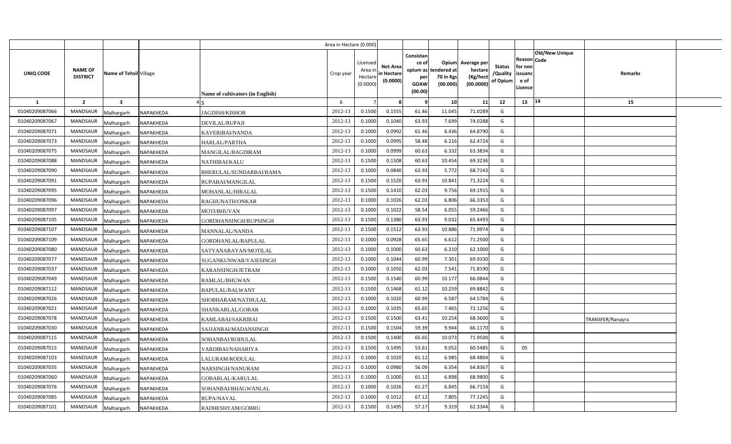| | | | | | Area in Hectare (0.000) | | | | | | | | | | | |
|---|---|---|---|---|---|---|---|---|---|---|---|---|---|---|---|---|
| UNIQ CODE | NAME OF DISTRICT | Name of Tehsil | Village | Name of cultivators (in English) | Crop year | Licensed Area in Hectare (0.0000) | Net Area in Hectare (0.0000) | Consistance of opium as per GOAW (00.00) | Opium tendered at 70 in Kgs (00.000) | Average per hectare (Kg/hect (00.0000) | Status /Quality of Opium | Reason for non issuance of Licence | Code | Old/New Unique | Remarks | |
| 1 | 2 | 3 | 4 | 5 | 6 | 7 | 8 | 9 | 10 | 11 | 12 | 13 | 14 | | 15 | |
| 01040209087066 | MANDSAUR | Malhargarh | NAPAKHEDA | JAGDISH/KISHOR | 2012-13 | 0.1500 | 0.1555 | 61.46 | 11.045 | 71.0289 | G | | | | | |
| 01040209087067 | MANDSAUR | Malhargarh | NAPAKHEDA | DEVILAL/RUPAJI | 2012-13 | 0.1000 | 0.1040 | 63.93 | 7.699 | 74.0288 | G | | | | | |
| 01040209087071 | MANDSAUR | Malhargarh | NAPAKHEDA | KAVERIBAI/NANDA | 2012-13 | 0.1000 | 0.0992 | 61.46 | 6.436 | 64.8790 | G | | | | | |
| 01040209087073 | MANDSAUR | Malhargarh | NAPAKHEDA | HARLAL/PARTHA | 2012-13 | 0.1000 | 0.0995 | 58.48 | 6.216 | 62.4724 | G | | | | | |
| 01040209087075 | MANDSAUR | Malhargarh | NAPAKHEDA | MANGILAL/BAGDIRAM | 2012-13 | 0.1000 | 0.0999 | 60.63 | 6.332 | 63.3834 | G | | | | | |
| 01040209087088 | MANDSAUR | Malhargarh | NAPAKHEDA | NATHIBAI/KALU | 2012-13 | 0.1500 | 0.1508 | 60.63 | 10.454 | 69.3236 | G | | | | | |
| 01040209087090 | MANDSAUR | Malhargarh | NAPAKHEDA | BHERULAL/SUNDARBAI/RAMA | 2012-13 | 0.1000 | 0.0840 | 63.93 | 5.772 | 68.7143 | G | | | | | |
| 01040209087091 | MANDSAUR | Malhargarh | NAPAKHEDA | RUPABAI/MANGILAL | 2012-13 | 0.1500 | 0.1520 | 63.93 | 10.841 | 71.3224 | G | | | | | |
| 01040209087095 | MANDSAUR | Malhargarh | NAPAKHEDA | MOHANLAL/HIRALAL | 2012-13 | 0.1500 | 0.1410 | 62.03 | 9.756 | 69.1915 | G | | | | | |
| 01040209087096 | MANDSAUR | Malhargarh | NAPAKHEDA | RAGHUNATH/ONKAR | 2012-13 | 0.1000 | 0.1026 | 62.03 | 6.806 | 66.3353 | G | | | | | |
| 01040209087097 | MANDSAUR | Malhargarh | NAPAKHEDA | MOTI/BHUVAN | 2012-13 | 0.1000 | 0.1022 | 58.54 | 6.055 | 59.2466 | G | | | | | |
| 01040209087105 | MANDSAUR | Malhargarh | NAPAKHEDA | GORDHANSINGH/RUPSINGH | 2012-13 | 0.1500 | 0.1380 | 63.93 | 9.032 | 65.4493 | G | | | | | |
| 01040209087107 | MANDSAUR | Malhargarh | NAPAKHEDA | MANNALAL/NANDA | 2012-13 | 0.1500 | 0.1512 | 63.93 | 10.886 | 71.9974 | G | | | | | |
| 01040209087109 | MANDSAUR | Malhargarh | NAPAKHEDA | GORDHANLAL/BAPULAL | 2012-13 | 0.1000 | 0.0928 | 65.65 | 6.612 | 71.2500 | G | | | | | |
| 01040209087080 | MANDSAUR | Malhargarh | NAPAKHEDA | SATYANARAYAN/MOTILAL | 2012-13 | 0.1000 | 0.1000 | 60.63 | 6.210 | 62.1000 | G | | | | | |
| 01040209087077 | MANDSAUR | Malhargarh | NAPAKHEDA | SUGANKUNWAR/VAJESINGH | 2012-13 | 0.1000 | 0.1044 | 60.99 | 7.301 | 69.9330 | G | | | | | |
| 01040209087037 | MANDSAUR | Malhargarh | NAPAKHEDA | KARANSINGH/JETRAM | 2012-13 | 0.1000 | 0.1050 | 62.03 | 7.541 | 71.8190 | G | | | | | |
| 01040209087049 | MANDSAUR | Malhargarh | NAPAKHEDA | RAMLAL/BHUWAN | 2012-13 | 0.1500 | 0.1540 | 60.99 | 10.177 | 66.0844 | G | | | | | |
| 01040209087112 | MANDSAUR | Malhargarh | NAPAKHEDA | BAPULAL/BALWANT | 2012-13 | 0.1500 | 0.1468 | 61.12 | 10.259 | 69.8842 | G | | | | | |
| 01040209087026 | MANDSAUR | Malhargarh | NAPAKHEDA | SHOBHARAM/NATHULAL | 2012-13 | 0.1000 | 0.1020 | 60.99 | 6.587 | 64.5784 | G | | | | | |
| 01040209087021 | MANDSAUR | Malhargarh | NAPAKHEDA | SHANKARLAL/GOBAR | 2012-13 | 0.1000 | 0.1035 | 65.65 | 7.465 | 72.1256 | G | | | | | |
| 01040209087078 | MANDSAUR | Malhargarh | NAPAKHEDA | KAMLABAI/SAKRIBAI | 2012-13 | 0.1500 | 0.1500 | 63.41 | 10.254 | 68.3600 | G | | | | TRANSFER/Ranayra | |
| 01040209087030 | MANDSAUR | Malhargarh | NAPAKHEDA | SAJJANBAI/MADANSINGH | 2012-13 | 0.1500 | 0.1504 | 59.39 | 9.944 | 66.1170 | G | | | | | |
| 01040209087115 | MANDSAUR | Malhargarh | NAPAKHEDA | SOHANBAI/RODULAL | 2012-13 | 0.1500 | 0.1400 | 65.65 | 10.073 | 71.9500 | G | | | | | |
| 01040209087015 | MANDSAUR | Malhargarh | NAPAKHEDA | VARDIBAI/NAHARIYA | 2012-13 | 0.1500 | 0.1495 | 53.61 | 9.052 | 60.5485 | G | 05 | | | | |
| 01040209087103 | MANDSAUR | Malhargarh | NAPAKHEDA | LALURAM/RODULAL | 2012-13 | 0.1000 | 0.1020 | 61.12 | 6.985 | 68.4804 | G | | | | | |
| 01040209087035 | MANDSAUR | Malhargarh | NAPAKHEDA | NARSINGH/NANURAM | 2012-13 | 0.1000 | 0.0980 | 56.09 | 6.354 | 64.8367 | G | | | | | |
| 01040209087060 | MANDSAUR | Malhargarh | NAPAKHEDA | GOBARLAL/KARULAL | 2012-13 | 0.1000 | 0.1000 | 61.12 | 6.898 | 68.9800 | G | | | | | |
| 01040209087076 | MANDSAUR | Malhargarh | NAPAKHEDA | SOHANBAI/BHAGWANLAL | 2012-13 | 0.1000 | 0.1026 | 61.27 | 6.845 | 66.7154 | G | | | | | |
| 01040209087085 | MANDSAUR | Malhargarh | NAPAKHEDA | RUPA/NAVAL | 2012-13 | 0.1000 | 0.1012 | 67.12 | 7.805 | 77.1245 | G | | | | | |
| 01040209087101 | MANDSAUR | Malhargarh | NAPAKHEDA | RADHESHYAM/GOBRU | 2012-13 | 0.1500 | 0.1495 | 57.17 | 9.319 | 62.3344 | G | | | | | |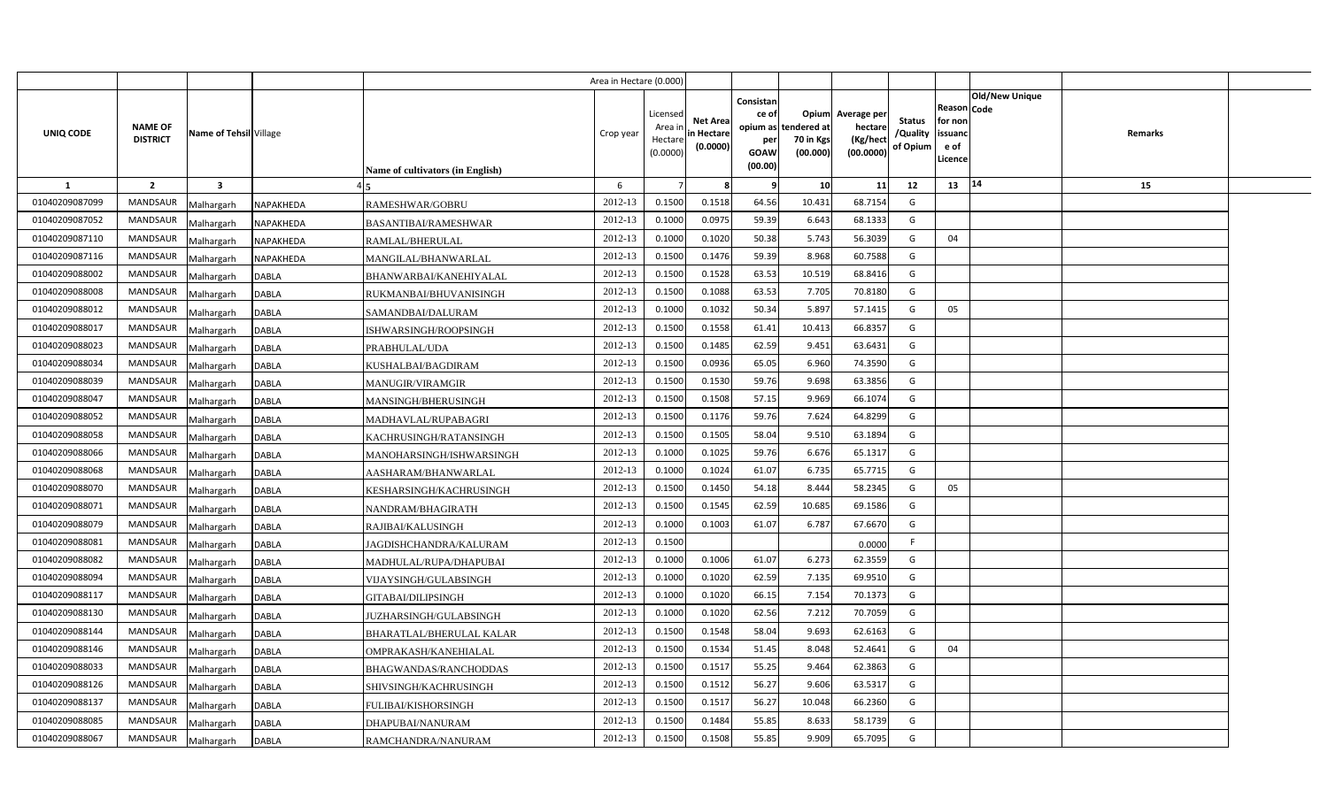| | | | | | Area in Hectare (0.000) | | | | | | | | | | | |
|---|---|---|---|---|---|---|---|---|---|---|---|---|---|---|---|---|
| UNIQ CODE | NAME OF DISTRICT | Name of Tehsil | Village | Name of cultivators (in English) | Crop year | Licensed Area in Hectare (0.0000) | Net Area in Hectare (0.0000) | Consistance of opium as per GOAW (00.00) | Opium tendered at 70 in Kgs (00.000) | Average per hectare (Kg/hect (00.0000) | Status /Quality of Opium | Reason for non issuance of Licence | Code | Old/New Unique | Remarks | |
| 1 | 2 | 3 | 4 | 5 | 6 | 7 | 8 | 9 | 10 | 11 | 12 | 13 | 14 | | 15 | |
| 01040209087099 | MANDSAUR | Malhargarh | NAPAKHEDA | RAMESHWAR/GOBRU | 2012-13 | 0.1500 | 0.1518 | 64.56 | 10.431 | 68.7154 | G | | | | | |
| 01040209087052 | MANDSAUR | Malhargarh | NAPAKHEDA | BASANTIBAI/RAMESHWAR | 2012-13 | 0.1000 | 0.0975 | 59.39 | 6.643 | 68.1333 | G | | | | | |
| 01040209087110 | MANDSAUR | Malhargarh | NAPAKHEDA | RAMLAL/BHERULAL | 2012-13 | 0.1000 | 0.1020 | 50.38 | 5.743 | 56.3039 | G | 04 | | | | |
| 01040209087116 | MANDSAUR | Malhargarh | NAPAKHEDA | MANGILAL/BHANWARLAL | 2012-13 | 0.1500 | 0.1476 | 59.39 | 8.968 | 60.7588 | G | | | | | |
| 01040209088002 | MANDSAUR | Malhargarh | DABLA | BHANWARBAI/KANEHIYALAL | 2012-13 | 0.1500 | 0.1528 | 63.53 | 10.519 | 68.8416 | G | | | | | |
| 01040209088008 | MANDSAUR | Malhargarh | DABLA | RUKMANBAI/BHUVANISINGH | 2012-13 | 0.1500 | 0.1088 | 63.53 | 7.705 | 70.8180 | G | | | | | |
| 01040209088012 | MANDSAUR | Malhargarh | DABLA | SAMANDBAI/DALURAM | 2012-13 | 0.1000 | 0.1032 | 50.34 | 5.897 | 57.1415 | G | 05 | | | | |
| 01040209088017 | MANDSAUR | Malhargarh | DABLA | ISHWARSINGH/ROOPSINGH | 2012-13 | 0.1500 | 0.1558 | 61.41 | 10.413 | 66.8357 | G | | | | | |
| 01040209088023 | MANDSAUR | Malhargarh | DABLA | PRABHULAL/UDA | 2012-13 | 0.1500 | 0.1485 | 62.59 | 9.451 | 63.6431 | G | | | | | |
| 01040209088034 | MANDSAUR | Malhargarh | DABLA | KUSHALBAI/BAGDIRAM | 2012-13 | 0.1500 | 0.0936 | 65.05 | 6.960 | 74.3590 | G | | | | | |
| 01040209088039 | MANDSAUR | Malhargarh | DABLA | MANUGIR/VIRAMGIR | 2012-13 | 0.1500 | 0.1530 | 59.76 | 9.698 | 63.3856 | G | | | | | |
| 01040209088047 | MANDSAUR | Malhargarh | DABLA | MANSINGH/BHERUSINGH | 2012-13 | 0.1500 | 0.1508 | 57.15 | 9.969 | 66.1074 | G | | | | | |
| 01040209088052 | MANDSAUR | Malhargarh | DABLA | MADHAVLAL/RUPABAGRI | 2012-13 | 0.1500 | 0.1176 | 59.76 | 7.624 | 64.8299 | G | | | | | |
| 01040209088058 | MANDSAUR | Malhargarh | DABLA | KACHRUSINGH/RATANSINGH | 2012-13 | 0.1500 | 0.1505 | 58.04 | 9.510 | 63.1894 | G | | | | | |
| 01040209088066 | MANDSAUR | Malhargarh | DABLA | MANOHARSINGH/ISHWARSINGH | 2012-13 | 0.1000 | 0.1025 | 59.76 | 6.676 | 65.1317 | G | | | | | |
| 01040209088068 | MANDSAUR | Malhargarh | DABLA | AASHARAM/BHANWARLAL | 2012-13 | 0.1000 | 0.1024 | 61.07 | 6.735 | 65.7715 | G | | | | | |
| 01040209088070 | MANDSAUR | Malhargarh | DABLA | KESHARSINGH/KACHRUSINGH | 2012-13 | 0.1500 | 0.1450 | 54.18 | 8.444 | 58.2345 | G | 05 | | | | |
| 01040209088071 | MANDSAUR | Malhargarh | DABLA | NANDRAM/BHAGIRATH | 2012-13 | 0.1500 | 0.1545 | 62.59 | 10.685 | 69.1586 | G | | | | | |
| 01040209088079 | MANDSAUR | Malhargarh | DABLA | RAJIBAI/KALUSINGH | 2012-13 | 0.1000 | 0.1003 | 61.07 | 6.787 | 67.6670 | G | | | | | |
| 01040209088081 | MANDSAUR | Malhargarh | DABLA | JAGDISHCHANDRA/KALURAM | 2012-13 | 0.1500 | | | | 0.0000 | F | | | | | |
| 01040209088082 | MANDSAUR | Malhargarh | DABLA | MADHULAL/RUPA/DHAPUBAI | 2012-13 | 0.1000 | 0.1006 | 61.07 | 6.273 | 62.3559 | G | | | | | |
| 01040209088094 | MANDSAUR | Malhargarh | DABLA | VIJAYSINGH/GULABSINGH | 2012-13 | 0.1000 | 0.1020 | 62.59 | 7.135 | 69.9510 | G | | | | | |
| 01040209088117 | MANDSAUR | Malhargarh | DABLA | GITABAI/DILIPSINGH | 2012-13 | 0.1000 | 0.1020 | 66.15 | 7.154 | 70.1373 | G | | | | | |
| 01040209088130 | MANDSAUR | Malhargarh | DABLA | JUZHARSINGH/GULABSINGH | 2012-13 | 0.1000 | 0.1020 | 62.56 | 7.212 | 70.7059 | G | | | | | |
| 01040209088144 | MANDSAUR | Malhargarh | DABLA | BHARATLAL/BHERULAL KALAR | 2012-13 | 0.1500 | 0.1548 | 58.04 | 9.693 | 62.6163 | G | | | | | |
| 01040209088146 | MANDSAUR | Malhargarh | DABLA | OMPRAKASH/KANEHIALAL | 2012-13 | 0.1500 | 0.1534 | 51.45 | 8.048 | 52.4641 | G | 04 | | | | |
| 01040209088033 | MANDSAUR | Malhargarh | DABLA | BHAGWANDAS/RANCHODDAS | 2012-13 | 0.1500 | 0.1517 | 55.25 | 9.464 | 62.3863 | G | | | | | |
| 01040209088126 | MANDSAUR | Malhargarh | DABLA | SHIVSINGH/KACHRUSINGH | 2012-13 | 0.1500 | 0.1512 | 56.27 | 9.606 | 63.5317 | G | | | | | |
| 01040209088137 | MANDSAUR | Malhargarh | DABLA | FULIBAI/KISHORSINGH | 2012-13 | 0.1500 | 0.1517 | 56.27 | 10.048 | 66.2360 | G | | | | | |
| 01040209088085 | MANDSAUR | Malhargarh | DABLA | DHAPUBAI/NANURAM | 2012-13 | 0.1500 | 0.1484 | 55.85 | 8.633 | 58.1739 | G | | | | | |
| 01040209088067 | MANDSAUR | Malhargarh | DABLA | RAMCHANDRA/NANURAM | 2012-13 | 0.1500 | 0.1508 | 55.85 | 9.909 | 65.7095 | G | | | | | |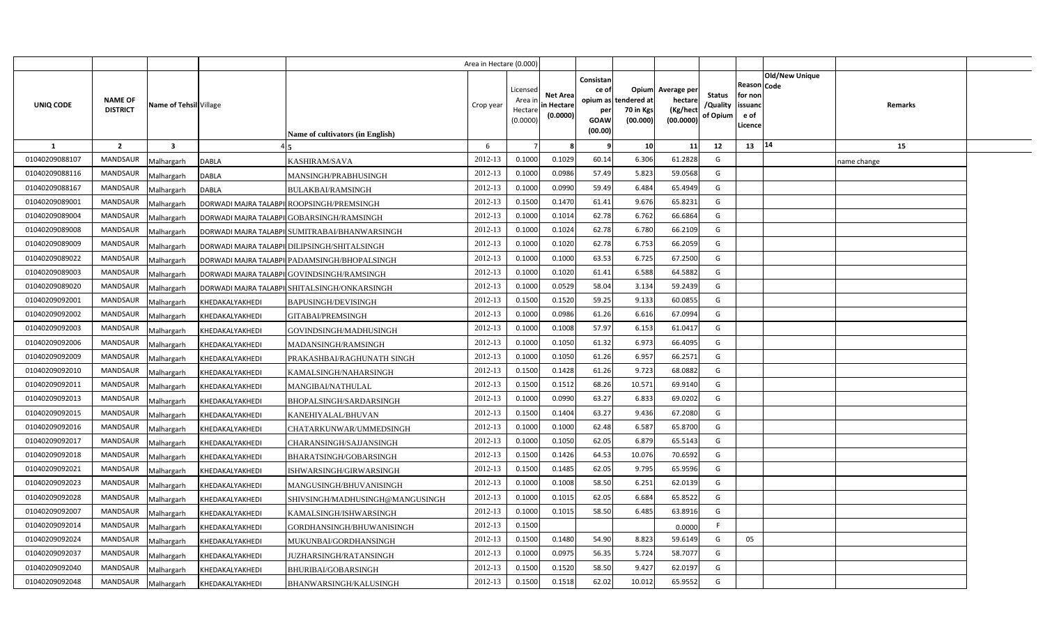| UNIQ CODE | NAME OF DISTRICT | Name of Tehsil | Village | Name of cultivators (in English) | Crop year | Licensed Area in Hectare (0.0000) | Net Area in Hectare (0.0000) | Consistance of opium as per GOAW (00.00) | Opium tendered at 70 in Kgs (00.000) | Average per hectare (Kg/hect (00.0000) | Status /Quality of Opium | Reason for non issuance of Licence | Code | Old/New Unique | Remarks |
|---|---|---|---|---|---|---|---|---|---|---|---|---|---|---|---|
| 1 | 2 | 3 | 4 | 5 | 6 | 7 | 8 | 9 | 10 | 11 | 12 | 13 | | 14 | 15 |
| 01040209088107 | MANDSAUR | Malhargarh | DABLA | KASHIRAM/SAVA | 2012-13 | 0.1000 | 0.1029 | 60.14 | 6.306 | 61.2828 | G | | | | name change |
| 01040209088116 | MANDSAUR | Malhargarh | DABLA | MANSINGH/PRABHUSINGH | 2012-13 | 0.1000 | 0.0986 | 57.49 | 5.823 | 59.0568 | G | | | | |
| 01040209088167 | MANDSAUR | Malhargarh | DABLA | BULAKBAI/RAMSINGH | 2012-13 | 0.1000 | 0.0990 | 59.49 | 6.484 | 65.4949 | G | | | | |
| 01040209089001 | MANDSAUR | Malhargarh | DORWADI MAJRA TALABPI | ROOPSINGH/PREMSINGH | 2012-13 | 0.1500 | 0.1470 | 61.41 | 9.676 | 65.8231 | G | | | | |
| 01040209089004 | MANDSAUR | Malhargarh | DORWADI MAJRA TALABPI | GOBARSINGH/RAMSINGH | 2012-13 | 0.1000 | 0.1014 | 62.78 | 6.762 | 66.6864 | G | | | | |
| 01040209089008 | MANDSAUR | Malhargarh | DORWADI MAJRA TALABPI | SUMITRABAI/BHANWARSINGH | 2012-13 | 0.1000 | 0.1024 | 62.78 | 6.780 | 66.2109 | G | | | | |
| 01040209089009 | MANDSAUR | Malhargarh | DORWADI MAJRA TALABPI | DILIPSINGH/SHITALSINGH | 2012-13 | 0.1000 | 0.1020 | 62.78 | 6.753 | 66.2059 | G | | | | |
| 01040209089022 | MANDSAUR | Malhargarh | DORWADI MAJRA TALABPI | PADAMSINGH/BHOPALSINGH | 2012-13 | 0.1000 | 0.1000 | 63.53 | 6.725 | 67.2500 | G | | | | |
| 01040209089003 | MANDSAUR | Malhargarh | DORWADI MAJRA TALABPI | GOVINDSINGH/RAMSINGH | 2012-13 | 0.1000 | 0.1020 | 61.41 | 6.588 | 64.5882 | G | | | | |
| 01040209089020 | MANDSAUR | Malhargarh | DORWADI MAJRA TALABPI | SHITALSINGH/ONKARSINGH | 2012-13 | 0.1000 | 0.0529 | 58.04 | 3.134 | 59.2439 | G | | | | |
| 01040209092001 | MANDSAUR | Malhargarh | KHEDAKALYAKHEDI | BAPUSINGH/DEVISINGH | 2012-13 | 0.1500 | 0.1520 | 59.25 | 9.133 | 60.0855 | G | | | | |
| 01040209092002 | MANDSAUR | Malhargarh | KHEDAKALYAKHEDI | GITABAI/PREMSINGH | 2012-13 | 0.1000 | 0.0986 | 61.26 | 6.616 | 67.0994 | G | | | | |
| 01040209092003 | MANDSAUR | Malhargarh | KHEDAKALYAKHEDI | GOVINDSINGH/MADHUSINGH | 2012-13 | 0.1000 | 0.1008 | 57.97 | 6.153 | 61.0417 | G | | | | |
| 01040209092006 | MANDSAUR | Malhargarh | KHEDAKALYAKHEDI | MADANSINGH/RAMSINGH | 2012-13 | 0.1000 | 0.1050 | 61.32 | 6.973 | 66.4095 | G | | | | |
| 01040209092009 | MANDSAUR | Malhargarh | KHEDAKALYAKHEDI | PRAKASHBAI/RAGHUNATH SINGH | 2012-13 | 0.1000 | 0.1050 | 61.26 | 6.957 | 66.2571 | G | | | | |
| 01040209092010 | MANDSAUR | Malhargarh | KHEDAKALYAKHEDI | KAMALSINGH/NAHARSINGH | 2012-13 | 0.1500 | 0.1428 | 61.26 | 9.723 | 68.0882 | G | | | | |
| 01040209092011 | MANDSAUR | Malhargarh | KHEDAKALYAKHEDI | MANGIBAI/NATHULAL | 2012-13 | 0.1500 | 0.1512 | 68.26 | 10.571 | 69.9140 | G | | | | |
| 01040209092013 | MANDSAUR | Malhargarh | KHEDAKALYAKHEDI | BHOPALSINGH/SARDARSINGH | 2012-13 | 0.1000 | 0.0990 | 63.27 | 6.833 | 69.0202 | G | | | | |
| 01040209092015 | MANDSAUR | Malhargarh | KHEDAKALYAKHEDI | KANEHIYALAL/BHUVAN | 2012-13 | 0.1500 | 0.1404 | 63.27 | 9.436 | 67.2080 | G | | | | |
| 01040209092016 | MANDSAUR | Malhargarh | KHEDAKALYAKHEDI | CHATARKUNWAR/UMMEDSINGH | 2012-13 | 0.1000 | 0.1000 | 62.48 | 6.587 | 65.8700 | G | | | | |
| 01040209092017 | MANDSAUR | Malhargarh | KHEDAKALYAKHEDI | CHARANSINGH/SAJJANSINGH | 2012-13 | 0.1000 | 0.1050 | 62.05 | 6.879 | 65.5143 | G | | | | |
| 01040209092018 | MANDSAUR | Malhargarh | KHEDAKALYAKHEDI | BHARATSINGH/GOBARSINGH | 2012-13 | 0.1500 | 0.1426 | 64.53 | 10.076 | 70.6592 | G | | | | |
| 01040209092021 | MANDSAUR | Malhargarh | KHEDAKALYAKHEDI | ISHWARSINGH/GIRWARSINGH | 2012-13 | 0.1500 | 0.1485 | 62.05 | 9.795 | 65.9596 | G | | | | |
| 01040209092023 | MANDSAUR | Malhargarh | KHEDAKALYAKHEDI | MANGUSINGH/BHUVANISINGH | 2012-13 | 0.1000 | 0.1008 | 58.50 | 6.251 | 62.0139 | G | | | | |
| 01040209092028 | MANDSAUR | Malhargarh | KHEDAKALYAKHEDI | SHIVSINGH/MADHUSINGH@MANGUSINGH | 2012-13 | 0.1000 | 0.1015 | 62.05 | 6.684 | 65.8522 | G | | | | |
| 01040209092007 | MANDSAUR | Malhargarh | KHEDAKALYAKHEDI | KAMALSINGH/ISHWARSINGH | 2012-13 | 0.1000 | 0.1015 | 58.50 | 6.485 | 63.8916 | G | | | | |
| 01040209092014 | MANDSAUR | Malhargarh | KHEDAKALYAKHEDI | GORDHANSINGH/BHUWANISINGH | 2012-13 | 0.1500 | | | | 0.0000 | F | | | | |
| 01040209092024 | MANDSAUR | Malhargarh | KHEDAKALYAKHEDI | MUKUNBAI/GORDHANSINGH | 2012-13 | 0.1500 | 0.1480 | 54.90 | 8.823 | 59.6149 | G | 05 | | | |
| 01040209092037 | MANDSAUR | Malhargarh | KHEDAKALYAKHEDI | JUZHARSINGH/RATANSINGH | 2012-13 | 0.1000 | 0.0975 | 56.35 | 5.724 | 58.7077 | G | | | | |
| 01040209092040 | MANDSAUR | Malhargarh | KHEDAKALYAKHEDI | BHURIBAI/GOBARSINGH | 2012-13 | 0.1500 | 0.1520 | 58.50 | 9.427 | 62.0197 | G | | | | |
| 01040209092048 | MANDSAUR | Malhargarh | KHEDAKALYAKHEDI | BHANWARSINGH/KALUSINGH | 2012-13 | 0.1500 | 0.1518 | 62.02 | 10.012 | 65.9552 | G | | | | |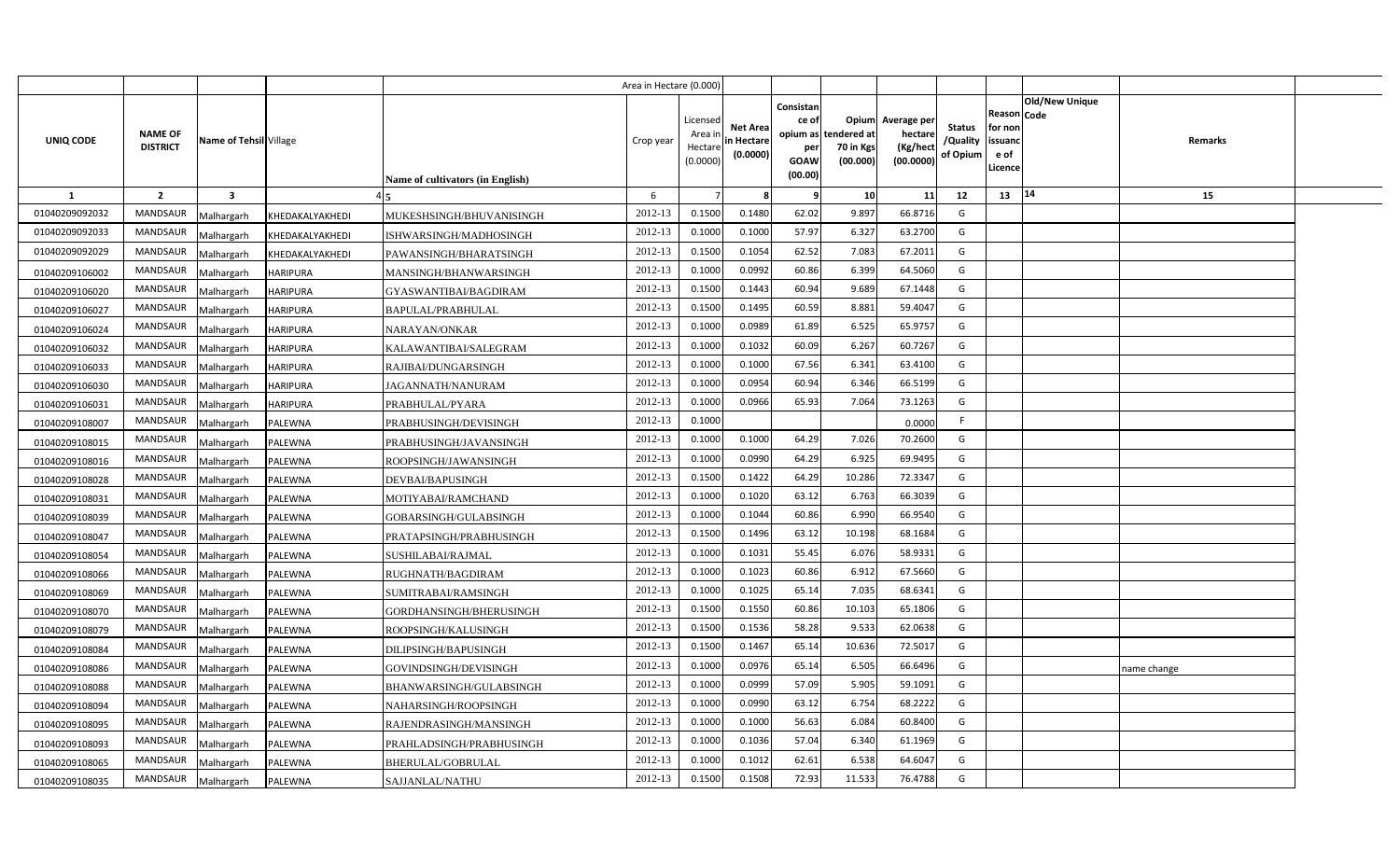| | | | | Area in Hectare (0.000) | | | | | | | | | | | |
|---|---|---|---|---|---|---|---|---|---|---|---|---|---|---|---|
| UNIQ CODE | NAME OF DISTRICT | Name of Tehsil | Village | Name of cultivators (in English) | Crop year | Licensed Area in Hectare (0.0000) | Net Area in Hectare (0.0000) | Consistance of opium as per GOAW (00.00) | Opium tendered at 70 in Kgs (00.000) | Average per hectare (Kg/hect (00.0000) | Status /Quality of Opium | Reason for non issuance of Licence | Code | Old/New Unique | Remarks |
| 1 | 2 | 3 | 4 | 5 | 6 | 7 | 8 | 9 | 10 | 11 | 12 | 13 | 14 | | 15 |
| 01040209092032 | MANDSAUR | Malhargarh | KHEDAKALYAKHEDI | MUKESHSINGH/BHUVANISINGH | 2012-13 | 0.1500 | 0.1480 | 62.02 | 9.897 | 66.8716 | G | | | | |
| 01040209092033 | MANDSAUR | Malhargarh | KHEDAKALYAKHEDI | ISHWARSINGH/MADHOSINGH | 2012-13 | 0.1000 | 0.1000 | 57.97 | 6.327 | 63.2700 | G | | | | |
| 01040209092029 | MANDSAUR | Malhargarh | KHEDAKALYAKHEDI | PAWANSINGH/BHARATSINGH | 2012-13 | 0.1500 | 0.1054 | 62.52 | 7.083 | 67.2011 | G | | | | |
| 01040209106002 | MANDSAUR | Malhargarh | HARIPURA | MANSINGH/BHANWARSINGH | 2012-13 | 0.1000 | 0.0992 | 60.86 | 6.399 | 64.5060 | G | | | | |
| 01040209106020 | MANDSAUR | Malhargarh | HARIPURA | GYASWANTIBAI/BAGDIRAM | 2012-13 | 0.1500 | 0.1443 | 60.94 | 9.689 | 67.1448 | G | | | | |
| 01040209106027 | MANDSAUR | Malhargarh | HARIPURA | BAPULAL/PRABHULAL | 2012-13 | 0.1500 | 0.1495 | 60.59 | 8.881 | 59.4047 | G | | | | |
| 01040209106024 | MANDSAUR | Malhargarh | HARIPURA | NARAYAN/ONKAR | 2012-13 | 0.1000 | 0.0989 | 61.89 | 6.525 | 65.9757 | G | | | | |
| 01040209106032 | MANDSAUR | Malhargarh | HARIPURA | KALAWANTIBAI/SALEGRAM | 2012-13 | 0.1000 | 0.1032 | 60.09 | 6.267 | 60.7267 | G | | | | |
| 01040209106033 | MANDSAUR | Malhargarh | HARIPURA | RAJIBAI/DUNGARSINGH | 2012-13 | 0.1000 | 0.1000 | 67.56 | 6.341 | 63.4100 | G | | | | |
| 01040209106030 | MANDSAUR | Malhargarh | HARIPURA | JAGANNATH/NANURAM | 2012-13 | 0.1000 | 0.0954 | 60.94 | 6.346 | 66.5199 | G | | | | |
| 01040209106031 | MANDSAUR | Malhargarh | HARIPURA | PRABHULAL/PYARA | 2012-13 | 0.1000 | 0.0966 | 65.93 | 7.064 | 73.1263 | G | | | | |
| 01040209108007 | MANDSAUR | Malhargarh | PALEWNA | PRABHUSINGH/DEVISINGH | 2012-13 | 0.1000 | | | | 0.0000 | F | | | | |
| 01040209108015 | MANDSAUR | Malhargarh | PALEWNA | PRABHUSINGH/JAVANSINGH | 2012-13 | 0.1000 | 0.1000 | 64.29 | 7.026 | 70.2600 | G | | | | |
| 01040209108016 | MANDSAUR | Malhargarh | PALEWNA | ROOPSINGH/JAWANSINGH | 2012-13 | 0.1000 | 0.0990 | 64.29 | 6.925 | 69.9495 | G | | | | |
| 01040209108028 | MANDSAUR | Malhargarh | PALEWNA | DEVBAI/BAPUSINGH | 2012-13 | 0.1500 | 0.1422 | 64.29 | 10.286 | 72.3347 | G | | | | |
| 01040209108031 | MANDSAUR | Malhargarh | PALEWNA | MOTIYABAI/RAMCHAND | 2012-13 | 0.1000 | 0.1020 | 63.12 | 6.763 | 66.3039 | G | | | | |
| 01040209108039 | MANDSAUR | Malhargarh | PALEWNA | GOBARSINGH/GULABSINGH | 2012-13 | 0.1000 | 0.1044 | 60.86 | 6.990 | 66.9540 | G | | | | |
| 01040209108047 | MANDSAUR | Malhargarh | PALEWNA | PRATAPSINGH/PRABHUSINGH | 2012-13 | 0.1500 | 0.1496 | 63.12 | 10.198 | 68.1684 | G | | | | |
| 01040209108054 | MANDSAUR | Malhargarh | PALEWNA | SUSHILABAI/RAJMAL | 2012-13 | 0.1000 | 0.1031 | 55.45 | 6.076 | 58.9331 | G | | | | |
| 01040209108066 | MANDSAUR | Malhargarh | PALEWNA | RUGHNATH/BAGDIRAM | 2012-13 | 0.1000 | 0.1023 | 60.86 | 6.912 | 67.5660 | G | | | | |
| 01040209108069 | MANDSAUR | Malhargarh | PALEWNA | SUMITRABAI/RAMSINGH | 2012-13 | 0.1000 | 0.1025 | 65.14 | 7.035 | 68.6341 | G | | | | |
| 01040209108070 | MANDSAUR | Malhargarh | PALEWNA | GORDHANSINGH/BHERUSINGH | 2012-13 | 0.1500 | 0.1550 | 60.86 | 10.103 | 65.1806 | G | | | | |
| 01040209108079 | MANDSAUR | Malhargarh | PALEWNA | ROOPSINGH/KALUSINGH | 2012-13 | 0.1500 | 0.1536 | 58.28 | 9.533 | 62.0638 | G | | | | |
| 01040209108084 | MANDSAUR | Malhargarh | PALEWNA | DILIPSINGH/BAPUSINGH | 2012-13 | 0.1500 | 0.1467 | 65.14 | 10.636 | 72.5017 | G | | | | |
| 01040209108086 | MANDSAUR | Malhargarh | PALEWNA | GOVINDSINGH/DEVISINGH | 2012-13 | 0.1000 | 0.0976 | 65.14 | 6.505 | 66.6496 | G | | | | name change |
| 01040209108088 | MANDSAUR | Malhargarh | PALEWNA | BHANWARSINGH/GULABSINGH | 2012-13 | 0.1000 | 0.0999 | 57.09 | 5.905 | 59.1091 | G | | | | |
| 01040209108094 | MANDSAUR | Malhargarh | PALEWNA | NAHARSINGH/ROOPSINGH | 2012-13 | 0.1000 | 0.0990 | 63.12 | 6.754 | 68.2222 | G | | | | |
| 01040209108095 | MANDSAUR | Malhargarh | PALEWNA | RAJENDRASINGH/MANSINGH | 2012-13 | 0.1000 | 0.1000 | 56.63 | 6.084 | 60.8400 | G | | | | |
| 01040209108093 | MANDSAUR | Malhargarh | PALEWNA | PRAHLADSINGH/PRABHUSINGH | 2012-13 | 0.1000 | 0.1036 | 57.04 | 6.340 | 61.1969 | G | | | | |
| 01040209108065 | MANDSAUR | Malhargarh | PALEWNA | BHERULAL/GOBRULAL | 2012-13 | 0.1000 | 0.1012 | 62.61 | 6.538 | 64.6047 | G | | | | |
| 01040209108035 | MANDSAUR | Malhargarh | PALEWNA | SAJJANLAL/NATHU | 2012-13 | 0.1500 | 0.1508 | 72.93 | 11.533 | 76.4788 | G | | | | |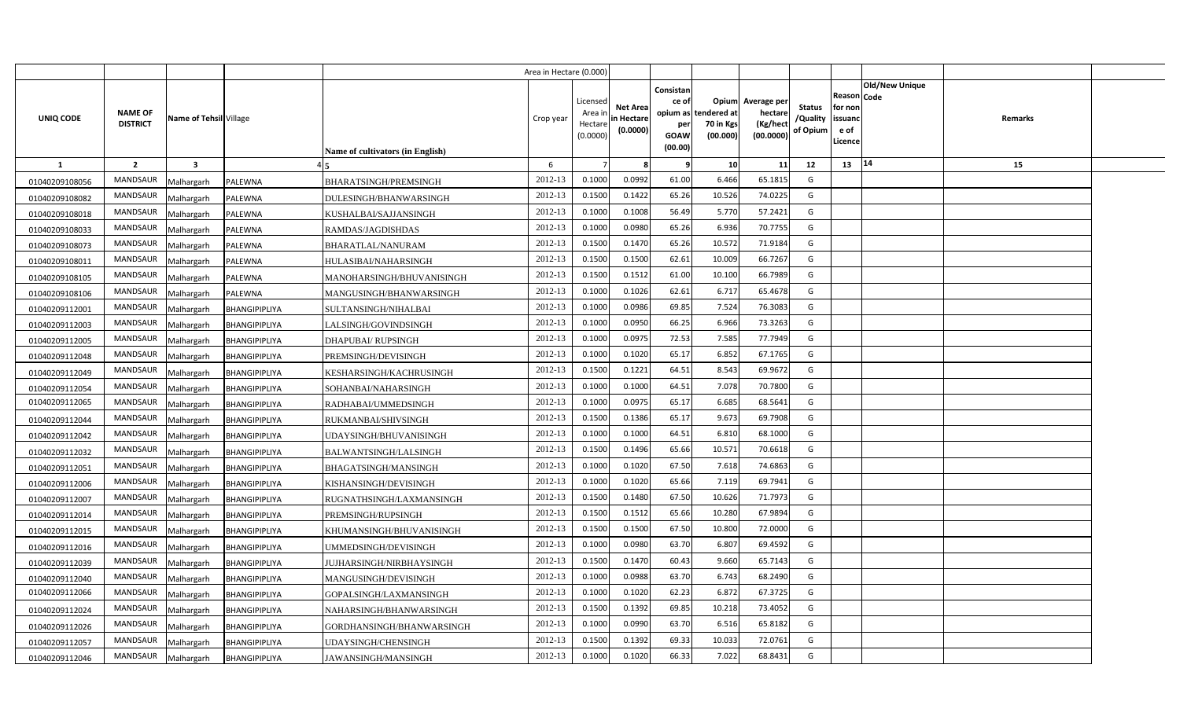| | | | | Area in Hectare (0.000) | | | | | | | | | | | |
|---|---|---|---|---|---|---|---|---|---|---|---|---|---|---|---|
| UNIQ CODE | NAME OF DISTRICT | Name of Tehsil | Village | Name of cultivators (in English) | Crop year | Licensed Area in Hectare (0.0000) | Net Area in Hectare (0.0000) | Consistance of opium as per GOAW (00.00) | Opium tendered at 70 in Kgs (00.000) | Average per hectare (Kg/hect (00.0000) | Status /Quality of Opium | Reason for non issuance of Licence | Code | Old/New Unique | Remarks |
| 1 | 2 | 3 | 4 | 5 | 6 | 7 | 8 | 9 | 10 | 11 | 12 | 13 | 14 | | 15 |
| 01040209108056 | MANDSAUR | Malhargarh | PALEWNA | BHARATSINGH/PREMSINGH | 2012-13 | 0.1000 | 0.0992 | 61.00 | 6.466 | 65.1815 | G | | | | |
| 01040209108082 | MANDSAUR | Malhargarh | PALEWNA | DULESINGH/BHANWARSINGH | 2012-13 | 0.1500 | 0.1422 | 65.26 | 10.526 | 74.0225 | G | | | | |
| 01040209108018 | MANDSAUR | Malhargarh | PALEWNA | KUSHALBAI/SAJJANSINGH | 2012-13 | 0.1000 | 0.1008 | 56.49 | 5.770 | 57.2421 | G | | | | |
| 01040209108033 | MANDSAUR | Malhargarh | PALEWNA | RAMDAS/JAGDISHDAS | 2012-13 | 0.1000 | 0.0980 | 65.26 | 6.936 | 70.7755 | G | | | | |
| 01040209108073 | MANDSAUR | Malhargarh | PALEWNA | BHARATLAL/NANURAM | 2012-13 | 0.1500 | 0.1470 | 65.26 | 10.572 | 71.9184 | G | | | | |
| 01040209108011 | MANDSAUR | Malhargarh | PALEWNA | HULASIBAI/NAHARSINGH | 2012-13 | 0.1500 | 0.1500 | 62.61 | 10.009 | 66.7267 | G | | | | |
| 01040209108105 | MANDSAUR | Malhargarh | PALEWNA | MANOHARSINGH/BHUVANISINGH | 2012-13 | 0.1500 | 0.1512 | 61.00 | 10.100 | 66.7989 | G | | | | |
| 01040209108106 | MANDSAUR | Malhargarh | PALEWNA | MANGUSINGH/BHANWARSINGH | 2012-13 | 0.1000 | 0.1026 | 62.61 | 6.717 | 65.4678 | G | | | | |
| 01040209112001 | MANDSAUR | Malhargarh | BHANGIPIPLIYA | SULTANSINGH/NIHALBAI | 2012-13 | 0.1000 | 0.0986 | 69.85 | 7.524 | 76.3083 | G | | | | |
| 01040209112003 | MANDSAUR | Malhargarh | BHANGIPIPLIYA | LALSINGH/GOVINDSINGH | 2012-13 | 0.1000 | 0.0950 | 66.25 | 6.966 | 73.3263 | G | | | | |
| 01040209112005 | MANDSAUR | Malhargarh | BHANGIPIPLIYA | DHAPUBAI/ RUPSINGH | 2012-13 | 0.1000 | 0.0975 | 72.53 | 7.585 | 77.7949 | G | | | | |
| 01040209112048 | MANDSAUR | Malhargarh | BHANGIPIPLIYA | PREMSINGH/DEVISINGH | 2012-13 | 0.1000 | 0.1020 | 65.17 | 6.852 | 67.1765 | G | | | | |
| 01040209112049 | MANDSAUR | Malhargarh | BHANGIPIPLIYA | KESHARSINGH/KACHRUSINGH | 2012-13 | 0.1500 | 0.1221 | 64.51 | 8.543 | 69.9672 | G | | | | |
| 01040209112054 | MANDSAUR | Malhargarh | BHANGIPIPLIYA | SOHANBAI/NAHARSINGH | 2012-13 | 0.1000 | 0.1000 | 64.51 | 7.078 | 70.7800 | G | | | | |
| 01040209112065 | MANDSAUR | Malhargarh | BHANGIPIPLIYA | RADHABAI/UMMEDSINGH | 2012-13 | 0.1000 | 0.0975 | 65.17 | 6.685 | 68.5641 | G | | | | |
| 01040209112044 | MANDSAUR | Malhargarh | BHANGIPIPLIYA | RUKMANBAI/SHIVSINGH | 2012-13 | 0.1500 | 0.1386 | 65.17 | 9.673 | 69.7908 | G | | | | |
| 01040209112042 | MANDSAUR | Malhargarh | BHANGIPIPLIYA | UDAYSINGH/BHUVANISINGH | 2012-13 | 0.1000 | 0.1000 | 64.51 | 6.810 | 68.1000 | G | | | | |
| 01040209112032 | MANDSAUR | Malhargarh | BHANGIPIPLIYA | BALWANTSINGH/LALSINGH | 2012-13 | 0.1500 | 0.1496 | 65.66 | 10.571 | 70.6618 | G | | | | |
| 01040209112051 | MANDSAUR | Malhargarh | BHANGIPIPLIYA | BHAGATSINGH/MANSINGH | 2012-13 | 0.1000 | 0.1020 | 67.50 | 7.618 | 74.6863 | G | | | | |
| 01040209112006 | MANDSAUR | Malhargarh | BHANGIPIPLIYA | KISHANSINGH/DEVISINGH | 2012-13 | 0.1000 | 0.1020 | 65.66 | 7.119 | 69.7941 | G | | | | |
| 01040209112007 | MANDSAUR | Malhargarh | BHANGIPIPLIYA | RUGNATHSINGH/LAXMANSINGH | 2012-13 | 0.1500 | 0.1480 | 67.50 | 10.626 | 71.7973 | G | | | | |
| 01040209112014 | MANDSAUR | Malhargarh | BHANGIPIPLIYA | PREMSINGH/RUPSINGH | 2012-13 | 0.1500 | 0.1512 | 65.66 | 10.280 | 67.9894 | G | | | | |
| 01040209112015 | MANDSAUR | Malhargarh | BHANGIPIPLIYA | KHUMANSINGH/BHUVANISINGH | 2012-13 | 0.1500 | 0.1500 | 67.50 | 10.800 | 72.0000 | G | | | | |
| 01040209112016 | MANDSAUR | Malhargarh | BHANGIPIPLIYA | UMMEDSINGH/DEVISINGH | 2012-13 | 0.1000 | 0.0980 | 63.70 | 6.807 | 69.4592 | G | | | | |
| 01040209112039 | MANDSAUR | Malhargarh | BHANGIPIPLIYA | JUJHARSINGH/NIRBHAYSINGH | 2012-13 | 0.1500 | 0.1470 | 60.43 | 9.660 | 65.7143 | G | | | | |
| 01040209112040 | MANDSAUR | Malhargarh | BHANGIPIPLIYA | MANGUSINGH/DEVISINGH | 2012-13 | 0.1000 | 0.0988 | 63.70 | 6.743 | 68.2490 | G | | | | |
| 01040209112066 | MANDSAUR | Malhargarh | BHANGIPIPLIYA | GOPALSINGH/LAXMANSINGH | 2012-13 | 0.1000 | 0.1020 | 62.23 | 6.872 | 67.3725 | G | | | | |
| 01040209112024 | MANDSAUR | Malhargarh | BHANGIPIPLIYA | NAHARSINGH/BHANWARSINGH | 2012-13 | 0.1500 | 0.1392 | 69.85 | 10.218 | 73.4052 | G | | | | |
| 01040209112026 | MANDSAUR | Malhargarh | BHANGIPIPLIYA | GORDHANSINGH/BHANWARSINGH | 2012-13 | 0.1000 | 0.0990 | 63.70 | 6.516 | 65.8182 | G | | | | |
| 01040209112057 | MANDSAUR | Malhargarh | BHANGIPIPLIYA | UDAYSINGH/CHENSINGH | 2012-13 | 0.1500 | 0.1392 | 69.33 | 10.033 | 72.0761 | G | | | | |
| 01040209112046 | MANDSAUR | Malhargarh | BHANGIPIPLIYA | JAWANSINGH/MANSINGH | 2012-13 | 0.1000 | 0.1020 | 66.33 | 7.022 | 68.8431 | G | | | | |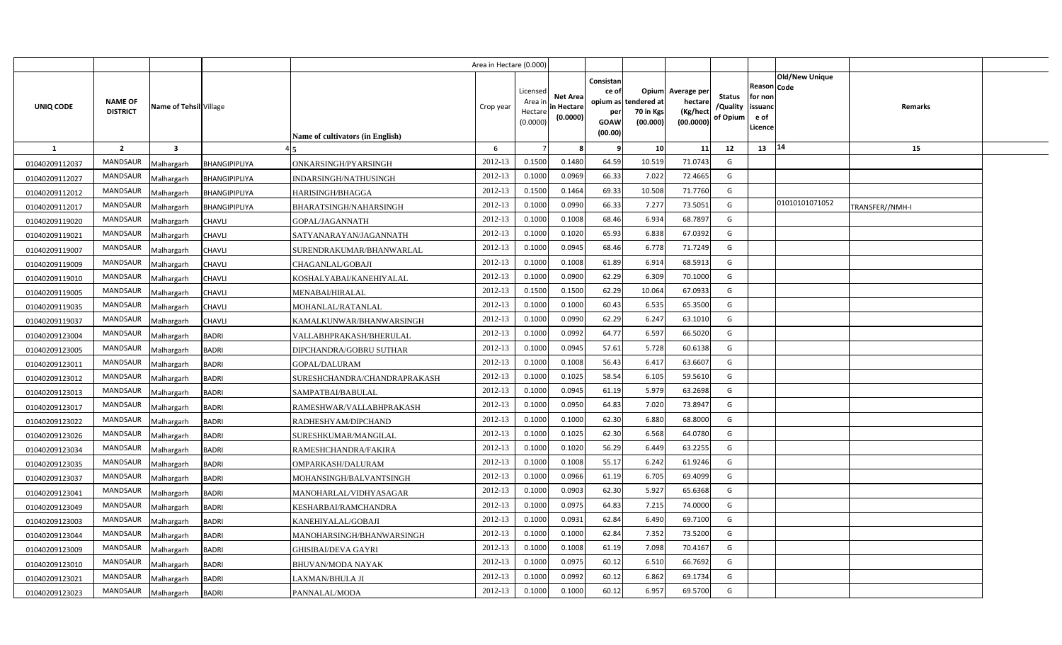| UNIQ CODE | NAME OF DISTRICT | Name of Tehsil | Village | Name of cultivators (in English) | Crop year | Licensed Area in Hectare (0.0000) | Net Area in Hectare (0.0000) | Consistance of opium as per GOAW (00.00) | Opium tendered at 70 in Kgs (00.000) | Average per hectare (Kg/hect (00.0000) | Status /Quality of Opium | Reason for non issuance of Licence | Code | Old/New Unique Code | Remarks |
|---|---|---|---|---|---|---|---|---|---|---|---|---|---|---|---|
| 1 | 2 | 3 | 4 | 5 | 6 | 7 | 8 | 9 | 10 | 11 | 12 | 13 | 14 | | 15 |
| 01040209112037 | MANDSAUR | Malhargarh | BHANGIPIPLIYA | ONKARSINGH/PYARSINGH | 2012-13 | 0.1500 | 0.1480 | 64.59 | 10.519 | 71.0743 | G | | | | |
| 01040209112027 | MANDSAUR | Malhargarh | BHANGIPIPLIYA | INDARSINGH/NATHUSINGH | 2012-13 | 0.1000 | 0.0969 | 66.33 | 7.022 | 72.4665 | G | | | | |
| 01040209112012 | MANDSAUR | Malhargarh | BHANGIPIPLIYA | HARISINGH/BHAGGA | 2012-13 | 0.1500 | 0.1464 | 69.33 | 10.508 | 71.7760 | G | | | | |
| 01040209112017 | MANDSAUR | Malhargarh | BHANGIPIPLIYA | BHARATSINGH/NAHARSINGH | 2012-13 | 0.1000 | 0.0990 | 66.33 | 7.277 | 73.5051 | G | | | 01010101071052 | TRANSFER//NMH-I |
| 01040209119020 | MANDSAUR | Malhargarh | CHAVLI | GOPAL/JAGANNATH | 2012-13 | 0.1000 | 0.1008 | 68.46 | 6.934 | 68.7897 | G | | | | |
| 01040209119021 | MANDSAUR | Malhargarh | CHAVLI | SATYANARAYAN/JAGANNATH | 2012-13 | 0.1000 | 0.1020 | 65.93 | 6.838 | 67.0392 | G | | | | |
| 01040209119007 | MANDSAUR | Malhargarh | CHAVLI | SURENDRAKUMAR/BHANWARLAL | 2012-13 | 0.1000 | 0.0945 | 68.46 | 6.778 | 71.7249 | G | | | | |
| 01040209119009 | MANDSAUR | Malhargarh | CHAVLI | CHAGANLAL/GOBAJI | 2012-13 | 0.1000 | 0.1008 | 61.89 | 6.914 | 68.5913 | G | | | | |
| 01040209119010 | MANDSAUR | Malhargarh | CHAVLI | KOSHALYABAI/KANEHIYALAL | 2012-13 | 0.1000 | 0.0900 | 62.29 | 6.309 | 70.1000 | G | | | | |
| 01040209119005 | MANDSAUR | Malhargarh | CHAVLI | MENABAI/HIRALAL | 2012-13 | 0.1500 | 0.1500 | 62.29 | 10.064 | 67.0933 | G | | | | |
| 01040209119035 | MANDSAUR | Malhargarh | CHAVLI | MOHANLAL/RATANLAL | 2012-13 | 0.1000 | 0.1000 | 60.43 | 6.535 | 65.3500 | G | | | | |
| 01040209119037 | MANDSAUR | Malhargarh | CHAVLI | KAMALKUNWAR/BHANWARSINGH | 2012-13 | 0.1000 | 0.0990 | 62.29 | 6.247 | 63.1010 | G | | | | |
| 01040209123004 | MANDSAUR | Malhargarh | BADRI | VALLABHPRAKASH/BHERULAL | 2012-13 | 0.1000 | 0.0992 | 64.77 | 6.597 | 66.5020 | G | | | | |
| 01040209123005 | MANDSAUR | Malhargarh | BADRI | DIPCHANDRA/GOBRU SUTHAR | 2012-13 | 0.1000 | 0.0945 | 57.61 | 5.728 | 60.6138 | G | | | | |
| 01040209123011 | MANDSAUR | Malhargarh | BADRI | GOPAL/DALURAM | 2012-13 | 0.1000 | 0.1008 | 56.43 | 6.417 | 63.6607 | G | | | | |
| 01040209123012 | MANDSAUR | Malhargarh | BADRI | SURESHCHANDRA/CHANDRAPRAKASH | 2012-13 | 0.1000 | 0.1025 | 58.54 | 6.105 | 59.5610 | G | | | | |
| 01040209123013 | MANDSAUR | Malhargarh | BADRI | SAMPATBAI/BABULAL | 2012-13 | 0.1000 | 0.0945 | 61.19 | 5.979 | 63.2698 | G | | | | |
| 01040209123017 | MANDSAUR | Malhargarh | BADRI | RAMESHWAR/VALLABHPRAKASH | 2012-13 | 0.1000 | 0.0950 | 64.83 | 7.020 | 73.8947 | G | | | | |
| 01040209123022 | MANDSAUR | Malhargarh | BADRI | RADHESHYAM/DIPCHAND | 2012-13 | 0.1000 | 0.1000 | 62.30 | 6.880 | 68.8000 | G | | | | |
| 01040209123026 | MANDSAUR | Malhargarh | BADRI | SURESHKUMAR/MANGILAL | 2012-13 | 0.1000 | 0.1025 | 62.30 | 6.568 | 64.0780 | G | | | | |
| 01040209123034 | MANDSAUR | Malhargarh | BADRI | RAMESHCHANDRA/FAKIRA | 2012-13 | 0.1000 | 0.1020 | 56.29 | 6.449 | 63.2255 | G | | | | |
| 01040209123035 | MANDSAUR | Malhargarh | BADRI | OMPARKASH/DALURAM | 2012-13 | 0.1000 | 0.1008 | 55.17 | 6.242 | 61.9246 | G | | | | |
| 01040209123037 | MANDSAUR | Malhargarh | BADRI | MOHANSINGH/BALVANTSINGH | 2012-13 | 0.1000 | 0.0966 | 61.19 | 6.705 | 69.4099 | G | | | | |
| 01040209123041 | MANDSAUR | Malhargarh | BADRI | MANOHARLAL/VIDHYASAGAR | 2012-13 | 0.1000 | 0.0903 | 62.30 | 5.927 | 65.6368 | G | | | | |
| 01040209123049 | MANDSAUR | Malhargarh | BADRI | KESHARBAI/RAMCHANDRA | 2012-13 | 0.1000 | 0.0975 | 64.83 | 7.215 | 74.0000 | G | | | | |
| 01040209123003 | MANDSAUR | Malhargarh | BADRI | KANEHIYALAL/GOBAJI | 2012-13 | 0.1000 | 0.0931 | 62.84 | 6.490 | 69.7100 | G | | | | |
| 01040209123044 | MANDSAUR | Malhargarh | BADRI | MANOHARSINGH/BHANWARSINGH | 2012-13 | 0.1000 | 0.1000 | 62.84 | 7.352 | 73.5200 | G | | | | |
| 01040209123009 | MANDSAUR | Malhargarh | BADRI | GHISIBAI/DEVA GAYRI | 2012-13 | 0.1000 | 0.1008 | 61.19 | 7.098 | 70.4167 | G | | | | |
| 01040209123010 | MANDSAUR | Malhargarh | BADRI | BHUVAN/MODA NAYAK | 2012-13 | 0.1000 | 0.0975 | 60.12 | 6.510 | 66.7692 | G | | | | |
| 01040209123021 | MANDSAUR | Malhargarh | BADRI | LAXMAN/BHULA JI | 2012-13 | 0.1000 | 0.0992 | 60.12 | 6.862 | 69.1734 | G | | | | |
| 01040209123023 | MANDSAUR | Malhargarh | BADRI | PANNALAL/MODA | 2012-13 | 0.1000 | 0.1000 | 60.12 | 6.957 | 69.5700 | G | | | | |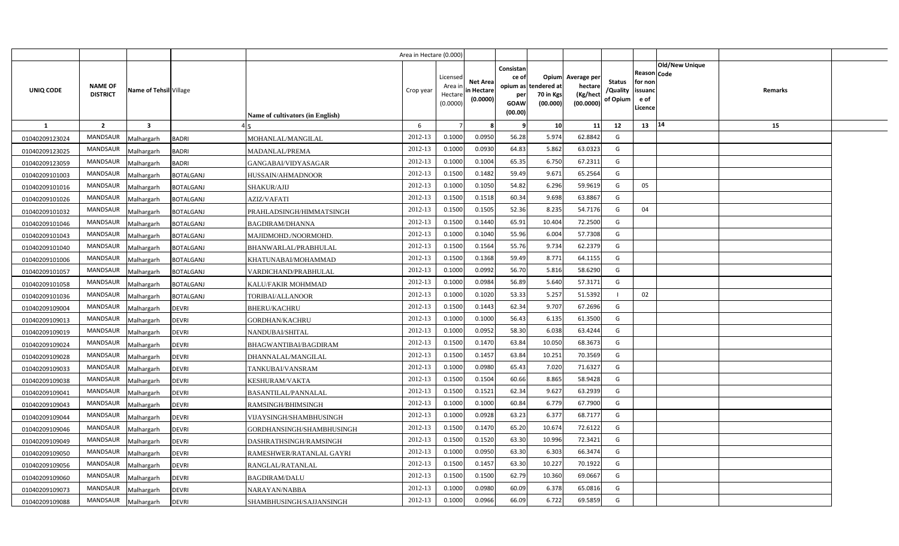| | | | | Area in Hectare (0.000) | | | | | | | | | | | |
|---|---|---|---|---|---|---|---|---|---|---|---|---|---|---|---|
| UNIQ CODE | NAME OF DISTRICT | Name of Tehsil | Village | Name of cultivators (in English) | Crop year | Licensed Area in Hectare (0.0000) | Net Area in Hectare (0.0000) | Consistance of opium as per GOAW (00.00) | Opium tendered at 70 in Kgs (00.000) | Average per hectare (Kg/hect (00.0000) | Status /Quality of Opium | Reason for non issuance of Licence | Old/New Unique Code | Remarks | |
| 1 | 2 | 3 | 4 | 5 | 6 | 7 | 8 | 9 | 10 | 11 | 12 | 13 | 14 | 15 | |
| 01040209123024 | MANDSAUR | Malhargarh | BADRI | MOHANLAL/MANGILAL | 2012-13 | 0.1000 | 0.0950 | 56.28 | 5.974 | 62.8842 | G | | | | |
| 01040209123025 | MANDSAUR | Malhargarh | BADRI | MADANLAL/PREMA | 2012-13 | 0.1000 | 0.0930 | 64.83 | 5.862 | 63.0323 | G | | | | |
| 01040209123059 | MANDSAUR | Malhargarh | BADRI | GANGABAI/VIDYASAGAR | 2012-13 | 0.1000 | 0.1004 | 65.35 | 6.750 | 67.2311 | G | | | | |
| 01040209101003 | MANDSAUR | Malhargarh | BOTALGANJ | HUSSAIN/AHMADNOOR | 2012-13 | 0.1500 | 0.1482 | 59.49 | 9.671 | 65.2564 | G | | | | |
| 01040209101016 | MANDSAUR | Malhargarh | BOTALGANJ | SHAKUR/AJIJ | 2012-13 | 0.1000 | 0.1050 | 54.82 | 6.296 | 59.9619 | G | 05 | | | |
| 01040209101026 | MANDSAUR | Malhargarh | BOTALGANJ | AZIZ/VAFATI | 2012-13 | 0.1500 | 0.1518 | 60.34 | 9.698 | 63.8867 | G | | | | |
| 01040209101032 | MANDSAUR | Malhargarh | BOTALGANJ | PRAHLADSINGH/HIMMATSINGH | 2012-13 | 0.1500 | 0.1505 | 52.36 | 8.235 | 54.7176 | G | 04 | | | |
| 01040209101046 | MANDSAUR | Malhargarh | BOTALGANJ | BAGDIRAM/DHANNA | 2012-13 | 0.1500 | 0.1440 | 65.91 | 10.404 | 72.2500 | G | | | | |
| 01040209101043 | MANDSAUR | Malhargarh | BOTALGANJ | MAJIDMOHD./NOORMOHD. | 2012-13 | 0.1000 | 0.1040 | 55.96 | 6.004 | 57.7308 | G | | | | |
| 01040209101040 | MANDSAUR | Malhargarh | BOTALGANJ | BHANWARLAL/PRABHULAL | 2012-13 | 0.1500 | 0.1564 | 55.76 | 9.734 | 62.2379 | G | | | | |
| 01040209101006 | MANDSAUR | Malhargarh | BOTALGANJ | KHATUNABAI/MOHAMMAD | 2012-13 | 0.1500 | 0.1368 | 59.49 | 8.771 | 64.1155 | G | | | | |
| 01040209101057 | MANDSAUR | Malhargarh | BOTALGANJ | VARDICHAND/PRABHULAL | 2012-13 | 0.1000 | 0.0992 | 56.70 | 5.816 | 58.6290 | G | | | | |
| 01040209101058 | MANDSAUR | Malhargarh | BOTALGANJ | KALU/FAKIR MOHMMAD | 2012-13 | 0.1000 | 0.0984 | 56.89 | 5.640 | 57.3171 | G | | | | |
| 01040209101036 | MANDSAUR | Malhargarh | BOTALGANJ | TORIBAI/ALLANOOR | 2012-13 | 0.1000 | 0.1020 | 53.33 | 5.257 | 51.5392 | I | 02 | | | |
| 01040209109004 | MANDSAUR | Malhargarh | DEVRI | BHERU/KACHRU | 2012-13 | 0.1500 | 0.1443 | 62.34 | 9.707 | 67.2696 | G | | | | |
| 01040209109013 | MANDSAUR | Malhargarh | DEVRI | GORDHAN/KACHRU | 2012-13 | 0.1000 | 0.1000 | 56.43 | 6.135 | 61.3500 | G | | | | |
| 01040209109019 | MANDSAUR | Malhargarh | DEVRI | NANDUBAI/SHITAL | 2012-13 | 0.1000 | 0.0952 | 58.30 | 6.038 | 63.4244 | G | | | | |
| 01040209109024 | MANDSAUR | Malhargarh | DEVRI | BHAGWANTIBAI/BAGDIRAM | 2012-13 | 0.1500 | 0.1470 | 63.84 | 10.050 | 68.3673 | G | | | | |
| 01040209109028 | MANDSAUR | Malhargarh | DEVRI | DHANNALAL/MANGILAL | 2012-13 | 0.1500 | 0.1457 | 63.84 | 10.251 | 70.3569 | G | | | | |
| 01040209109033 | MANDSAUR | Malhargarh | DEVRI | TANKUBAI/VANSRAM | 2012-13 | 0.1000 | 0.0980 | 65.43 | 7.020 | 71.6327 | G | | | | |
| 01040209109038 | MANDSAUR | Malhargarh | DEVRI | KESHURAM/VAKTA | 2012-13 | 0.1500 | 0.1504 | 60.66 | 8.865 | 58.9428 | G | | | | |
| 01040209109041 | MANDSAUR | Malhargarh | DEVRI | BASANTILAL/PANNALAL | 2012-13 | 0.1500 | 0.1521 | 62.34 | 9.627 | 63.2939 | G | | | | |
| 01040209109043 | MANDSAUR | Malhargarh | DEVRI | RAMSINGH/BHIMSINGH | 2012-13 | 0.1000 | 0.1000 | 60.84 | 6.779 | 67.7900 | G | | | | |
| 01040209109044 | MANDSAUR | Malhargarh | DEVRI | VIJAYSINGH/SHAMBHUSINGH | 2012-13 | 0.1000 | 0.0928 | 63.23 | 6.377 | 68.7177 | G | | | | |
| 01040209109046 | MANDSAUR | Malhargarh | DEVRI | GORDHANSINGH/SHAMBHUSINGH | 2012-13 | 0.1500 | 0.1470 | 65.20 | 10.674 | 72.6122 | G | | | | |
| 01040209109049 | MANDSAUR | Malhargarh | DEVRI | DASHRATHSINGH/RAMSINGH | 2012-13 | 0.1500 | 0.1520 | 63.30 | 10.996 | 72.3421 | G | | | | |
| 01040209109050 | MANDSAUR | Malhargarh | DEVRI | RAMESHWER/RATANLAL GAYRI | 2012-13 | 0.1000 | 0.0950 | 63.30 | 6.303 | 66.3474 | G | | | | |
| 01040209109056 | MANDSAUR | Malhargarh | DEVRI | RANGLAL/RATANLAL | 2012-13 | 0.1500 | 0.1457 | 63.30 | 10.227 | 70.1922 | G | | | | |
| 01040209109060 | MANDSAUR | Malhargarh | DEVRI | BAGDIRAM/DALU | 2012-13 | 0.1500 | 0.1500 | 62.79 | 10.360 | 69.0667 | G | | | | |
| 01040209109073 | MANDSAUR | Malhargarh | DEVRI | NARAYAN/NABBA | 2012-13 | 0.1000 | 0.0980 | 60.09 | 6.378 | 65.0816 | G | | | | |
| 01040209109088 | MANDSAUR | Malhargarh | DEVRI | SHAMBHUSINGH/SAJJANSINGH | 2012-13 | 0.1000 | 0.0966 | 66.09 | 6.722 | 69.5859 | G | | | | |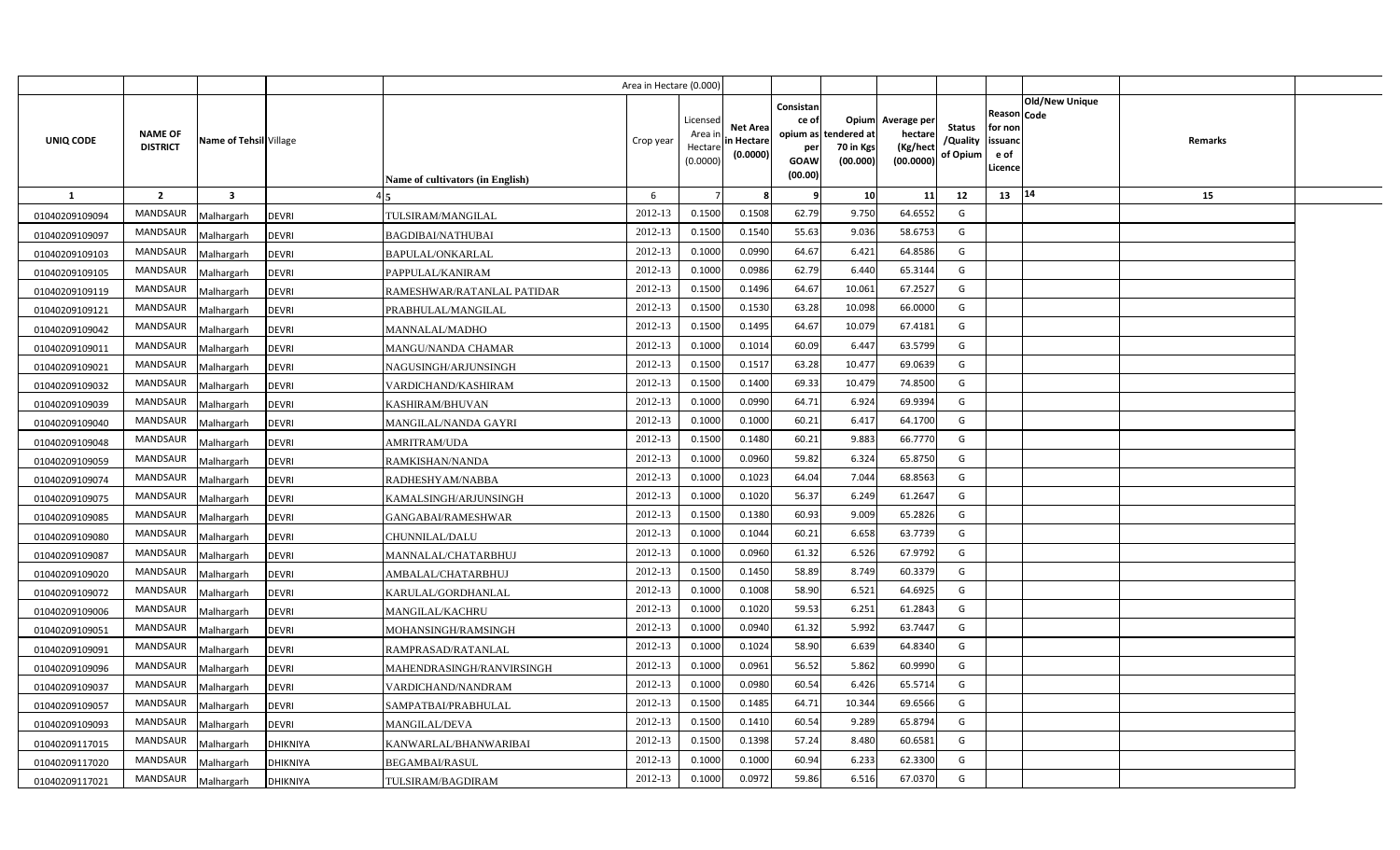| UNIQ CODE | NAME OF DISTRICT | Name of Tehsil | Village | Name of cultivators (in English) | Crop year | Licensed Area in Hectare (0.0000) | Net Area in Hectare (0.0000) | Consistance of opium as per GOAW (00.00) | Opium tendered at 70 in Kgs (00.000) | Average per hectare (Kg/hect) (00.0000) | Status /Quality of Opium | Reason for non issuance of Licence | Code | Old/New Unique | Remarks |
|---|---|---|---|---|---|---|---|---|---|---|---|---|---|---|---|
| 1 | 2 | 3 | 4 | 5 | 6 | 7 | 8 | 9 | 10 | 11 | 12 | 13 | 14 | | 15 |
| 01040209109094 | MANDSAUR | Malhargarh | DEVRI | TULSIRAM/MANGILAL | 2012-13 | 0.1500 | 0.1508 | 62.79 | 9.750 | 64.6552 | G | | | | |
| 01040209109097 | MANDSAUR | Malhargarh | DEVRI | BAGDIBAI/NATHUBAI | 2012-13 | 0.1500 | 0.1540 | 55.63 | 9.036 | 58.6753 | G | | | | |
| 01040209109103 | MANDSAUR | Malhargarh | DEVRI | BAPULAL/ONKARLAL | 2012-13 | 0.1000 | 0.0990 | 64.67 | 6.421 | 64.8586 | G | | | | |
| 01040209109105 | MANDSAUR | Malhargarh | DEVRI | PAPPULAL/KANIRAM | 2012-13 | 0.1000 | 0.0986 | 62.79 | 6.440 | 65.3144 | G | | | | |
| 01040209109119 | MANDSAUR | Malhargarh | DEVRI | RAMESHWAR/RATANLAL PATIDAR | 2012-13 | 0.1500 | 0.1496 | 64.67 | 10.061 | 67.2527 | G | | | | |
| 01040209109121 | MANDSAUR | Malhargarh | DEVRI | PRABHULAL/MANGILAL | 2012-13 | 0.1500 | 0.1530 | 63.28 | 10.098 | 66.0000 | G | | | | |
| 01040209109042 | MANDSAUR | Malhargarh | DEVRI | MANNALAL/MADHO | 2012-13 | 0.1500 | 0.1495 | 64.67 | 10.079 | 67.4181 | G | | | | |
| 01040209109011 | MANDSAUR | Malhargarh | DEVRI | MANGU/NANDA CHAMAR | 2012-13 | 0.1000 | 0.1014 | 60.09 | 6.447 | 63.5799 | G | | | | |
| 01040209109021 | MANDSAUR | Malhargarh | DEVRI | NAGUSINGH/ARJUNSINGH | 2012-13 | 0.1500 | 0.1517 | 63.28 | 10.477 | 69.0639 | G | | | | |
| 01040209109032 | MANDSAUR | Malhargarh | DEVRI | VARDICHAND/KASHIRAM | 2012-13 | 0.1500 | 0.1400 | 69.33 | 10.479 | 74.8500 | G | | | | |
| 01040209109039 | MANDSAUR | Malhargarh | DEVRI | KASHIRAM/BHUVAN | 2012-13 | 0.1000 | 0.0990 | 64.71 | 6.924 | 69.9394 | G | | | | |
| 01040209109040 | MANDSAUR | Malhargarh | DEVRI | MANGILAL/NANDA GAYRI | 2012-13 | 0.1000 | 0.1000 | 60.21 | 6.417 | 64.1700 | G | | | | |
| 01040209109048 | MANDSAUR | Malhargarh | DEVRI | AMRITRAM/UDA | 2012-13 | 0.1500 | 0.1480 | 60.21 | 9.883 | 66.7770 | G | | | | |
| 01040209109059 | MANDSAUR | Malhargarh | DEVRI | RAMKISHAN/NANDA | 2012-13 | 0.1000 | 0.0960 | 59.82 | 6.324 | 65.8750 | G | | | | |
| 01040209109074 | MANDSAUR | Malhargarh | DEVRI | RADHESHYAM/NABBA | 2012-13 | 0.1000 | 0.1023 | 64.04 | 7.044 | 68.8563 | G | | | | |
| 01040209109075 | MANDSAUR | Malhargarh | DEVRI | KAMALSINGH/ARJUNSINGH | 2012-13 | 0.1000 | 0.1020 | 56.37 | 6.249 | 61.2647 | G | | | | |
| 01040209109085 | MANDSAUR | Malhargarh | DEVRI | GANGABAI/RAMESHWAR | 2012-13 | 0.1500 | 0.1380 | 60.93 | 9.009 | 65.2826 | G | | | | |
| 01040209109080 | MANDSAUR | Malhargarh | DEVRI | CHUNNILAL/DALU | 2012-13 | 0.1000 | 0.1044 | 60.21 | 6.658 | 63.7739 | G | | | | |
| 01040209109087 | MANDSAUR | Malhargarh | DEVRI | MANNALAL/CHATARBHUJ | 2012-13 | 0.1000 | 0.0960 | 61.32 | 6.526 | 67.9792 | G | | | | |
| 01040209109020 | MANDSAUR | Malhargarh | DEVRI | AMBALAL/CHATARBHUJ | 2012-13 | 0.1500 | 0.1450 | 58.89 | 8.749 | 60.3379 | G | | | | |
| 01040209109072 | MANDSAUR | Malhargarh | DEVRI | KARULAL/GORDHANLAL | 2012-13 | 0.1000 | 0.1008 | 58.90 | 6.521 | 64.6925 | G | | | | |
| 01040209109006 | MANDSAUR | Malhargarh | DEVRI | MANGILAL/KACHRU | 2012-13 | 0.1000 | 0.1020 | 59.53 | 6.251 | 61.2843 | G | | | | |
| 01040209109051 | MANDSAUR | Malhargarh | DEVRI | MOHANSINGH/RAMSINGH | 2012-13 | 0.1000 | 0.0940 | 61.32 | 5.992 | 63.7447 | G | | | | |
| 01040209109091 | MANDSAUR | Malhargarh | DEVRI | RAMPRASAD/RATANLAL | 2012-13 | 0.1000 | 0.1024 | 58.90 | 6.639 | 64.8340 | G | | | | |
| 01040209109096 | MANDSAUR | Malhargarh | DEVRI | MAHENDRASINGH/RANVIRSINGH | 2012-13 | 0.1000 | 0.0961 | 56.52 | 5.862 | 60.9990 | G | | | | |
| 01040209109037 | MANDSAUR | Malhargarh | DEVRI | VARDICHAND/NANDRAM | 2012-13 | 0.1000 | 0.0980 | 60.54 | 6.426 | 65.5714 | G | | | | |
| 01040209109057 | MANDSAUR | Malhargarh | DEVRI | SAMPATBAI/PRABHULAL | 2012-13 | 0.1500 | 0.1485 | 64.71 | 10.344 | 69.6566 | G | | | | |
| 01040209109093 | MANDSAUR | Malhargarh | DEVRI | MANGILAL/DEVA | 2012-13 | 0.1500 | 0.1410 | 60.54 | 9.289 | 65.8794 | G | | | | |
| 01040209117015 | MANDSAUR | Malhargarh | DHIKNIYA | KANWARLAL/BHANWARIBAI | 2012-13 | 0.1500 | 0.1398 | 57.24 | 8.480 | 60.6581 | G | | | | |
| 01040209117020 | MANDSAUR | Malhargarh | DHIKNIYA | BEGAMBAI/RASUL | 2012-13 | 0.1000 | 0.1000 | 60.94 | 6.233 | 62.3300 | G | | | | |
| 01040209117021 | MANDSAUR | Malhargarh | DHIKNIYA | TULSIRAM/BAGDIRAM | 2012-13 | 0.1000 | 0.0972 | 59.86 | 6.516 | 67.0370 | G | | | | |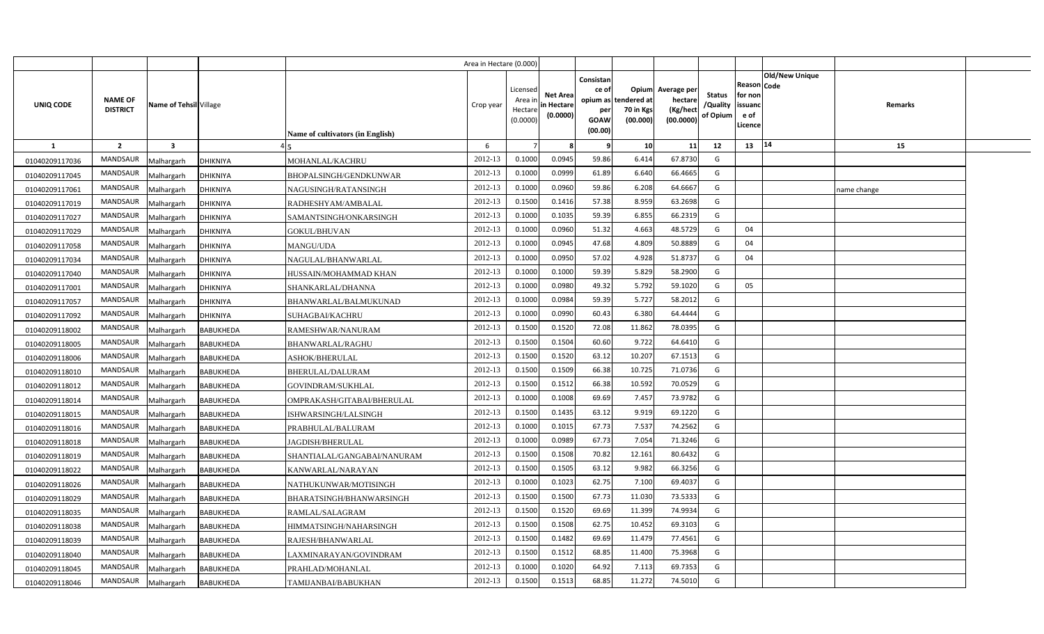| | | | | Area in Hectare (0.000) | | | | | | | | | | |
|---|---|---|---|---|---|---|---|---|---|---|---|---|---|---|
| UNIQ CODE | NAME OF DISTRICT | Name of Tehsil | Village | Name of cultivators (in English) | Crop year | Licensed Area in Hectare (0.0000) | Net Area in Hectare (0.0000) | Consistance of opium as per GOAW (00.00) | Opium tendered at 70 in Kgs (00.000) | Average per hectare (Kg/hect (00.0000) | Status /Quality of Opium | Reason for non issuance of Licence | Code | Old/New Unique | Remarks |
| 1 | 2 | 3 | 4 | 5 | 6 | 7 | 8 | 9 | 10 | 11 | 12 | 13 | 14 | | 15 |
| 01040209117036 | MANDSAUR | Malhargarh | DHIKNIYA | MOHANLAL/KACHRU | 2012-13 | 0.1000 | 0.0945 | 59.86 | 6.414 | 67.8730 | G | | | | |
| 01040209117045 | MANDSAUR | Malhargarh | DHIKNIYA | BHOPALSINGH/GENDKUNWAR | 2012-13 | 0.1000 | 0.0999 | 61.89 | 6.640 | 66.4665 | G | | | | |
| 01040209117061 | MANDSAUR | Malhargarh | DHIKNIYA | NAGUSINGH/RATANSINGH | 2012-13 | 0.1000 | 0.0960 | 59.86 | 6.208 | 64.6667 | G | | | | name change |
| 01040209117019 | MANDSAUR | Malhargarh | DHIKNIYA | RADHESHYAM/AMBALAL | 2012-13 | 0.1500 | 0.1416 | 57.38 | 8.959 | 63.2698 | G | | | | |
| 01040209117027 | MANDSAUR | Malhargarh | DHIKNIYA | SAMANTSINGH/ONKARSINGH | 2012-13 | 0.1000 | 0.1035 | 59.39 | 6.855 | 66.2319 | G | | | | |
| 01040209117029 | MANDSAUR | Malhargarh | DHIKNIYA | GOKUL/BHUVAN | 2012-13 | 0.1000 | 0.0960 | 51.32 | 4.663 | 48.5729 | G | 04 | | | |
| 01040209117058 | MANDSAUR | Malhargarh | DHIKNIYA | MANGU/UDA | 2012-13 | 0.1000 | 0.0945 | 47.68 | 4.809 | 50.8889 | G | 04 | | | |
| 01040209117034 | MANDSAUR | Malhargarh | DHIKNIYA | NAGULAL/BHANWARLAL | 2012-13 | 0.1000 | 0.0950 | 57.02 | 4.928 | 51.8737 | G | 04 | | | |
| 01040209117040 | MANDSAUR | Malhargarh | DHIKNIYA | HUSSAIN/MOHAMMAD KHAN | 2012-13 | 0.1000 | 0.1000 | 59.39 | 5.829 | 58.2900 | G | | | | |
| 01040209117001 | MANDSAUR | Malhargarh | DHIKNIYA | SHANKARLAL/DHANNA | 2012-13 | 0.1000 | 0.0980 | 49.32 | 5.792 | 59.1020 | G | 05 | | | |
| 01040209117057 | MANDSAUR | Malhargarh | DHIKNIYA | BHANWARLAL/BALMUKUNAD | 2012-13 | 0.1000 | 0.0984 | 59.39 | 5.727 | 58.2012 | G | | | | |
| 01040209117092 | MANDSAUR | Malhargarh | DHIKNIYA | SUHAGBAI/KACHRU | 2012-13 | 0.1000 | 0.0990 | 60.43 | 6.380 | 64.4444 | G | | | | |
| 01040209118002 | MANDSAUR | Malhargarh | BABUKHEDA | RAMESHWAR/NANURAM | 2012-13 | 0.1500 | 0.1520 | 72.08 | 11.862 | 78.0395 | G | | | | |
| 01040209118005 | MANDSAUR | Malhargarh | BABUKHEDA | BHANWARLAL/RAGHU | 2012-13 | 0.1500 | 0.1504 | 60.60 | 9.722 | 64.6410 | G | | | | |
| 01040209118006 | MANDSAUR | Malhargarh | BABUKHEDA | ASHOK/BHERULAL | 2012-13 | 0.1500 | 0.1520 | 63.12 | 10.207 | 67.1513 | G | | | | |
| 01040209118010 | MANDSAUR | Malhargarh | BABUKHEDA | BHERULAL/DALURAM | 2012-13 | 0.1500 | 0.1509 | 66.38 | 10.725 | 71.0736 | G | | | | |
| 01040209118012 | MANDSAUR | Malhargarh | BABUKHEDA | GOVINDRAM/SUKHLAL | 2012-13 | 0.1500 | 0.1512 | 66.38 | 10.592 | 70.0529 | G | | | | |
| 01040209118014 | MANDSAUR | Malhargarh | BABUKHEDA | OMPRAKASH/GITABAI/BHERULAL | 2012-13 | 0.1000 | 0.1008 | 69.69 | 7.457 | 73.9782 | G | | | | |
| 01040209118015 | MANDSAUR | Malhargarh | BABUKHEDA | ISHWARSINGH/LALSINGH | 2012-13 | 0.1500 | 0.1435 | 63.12 | 9.919 | 69.1220 | G | | | | |
| 01040209118016 | MANDSAUR | Malhargarh | BABUKHEDA | PRABHULAL/BALURAM | 2012-13 | 0.1000 | 0.1015 | 67.73 | 7.537 | 74.2562 | G | | | | |
| 01040209118018 | MANDSAUR | Malhargarh | BABUKHEDA | JAGDISH/BHERULAL | 2012-13 | 0.1000 | 0.0989 | 67.73 | 7.054 | 71.3246 | G | | | | |
| 01040209118019 | MANDSAUR | Malhargarh | BABUKHEDA | SHANTIALAL/GANGABAI/NANURAM | 2012-13 | 0.1500 | 0.1508 | 70.82 | 12.161 | 80.6432 | G | | | | |
| 01040209118022 | MANDSAUR | Malhargarh | BABUKHEDA | KANWARLAL/NARAYAN | 2012-13 | 0.1500 | 0.1505 | 63.12 | 9.982 | 66.3256 | G | | | | |
| 01040209118026 | MANDSAUR | Malhargarh | BABUKHEDA | NATHUKUNWAR/MOTISINGH | 2012-13 | 0.1000 | 0.1023 | 62.75 | 7.100 | 69.4037 | G | | | | |
| 01040209118029 | MANDSAUR | Malhargarh | BABUKHEDA | BHARATSINGH/BHANWARSINGH | 2012-13 | 0.1500 | 0.1500 | 67.73 | 11.030 | 73.5333 | G | | | | |
| 01040209118035 | MANDSAUR | Malhargarh | BABUKHEDA | RAMLAL/SALAGRAM | 2012-13 | 0.1500 | 0.1520 | 69.69 | 11.399 | 74.9934 | G | | | | |
| 01040209118038 | MANDSAUR | Malhargarh | BABUKHEDA | HIMMATSINGH/NAHARSINGH | 2012-13 | 0.1500 | 0.1508 | 62.75 | 10.452 | 69.3103 | G | | | | |
| 01040209118039 | MANDSAUR | Malhargarh | BABUKHEDA | RAJESH/BHANWARLAL | 2012-13 | 0.1500 | 0.1482 | 69.69 | 11.479 | 77.4561 | G | | | | |
| 01040209118040 | MANDSAUR | Malhargarh | BABUKHEDA | LAXMINARAYAN/GOVINDRAM | 2012-13 | 0.1500 | 0.1512 | 68.85 | 11.400 | 75.3968 | G | | | | |
| 01040209118045 | MANDSAUR | Malhargarh | BABUKHEDA | PRAHLAD/MOHANLAL | 2012-13 | 0.1000 | 0.1020 | 64.92 | 7.113 | 69.7353 | G | | | | |
| 01040209118046 | MANDSAUR | Malhargarh | BABUKHEDA | TAMIJANBAI/BABUKHAN | 2012-13 | 0.1500 | 0.1513 | 68.85 | 11.272 | 74.5010 | G | | | | |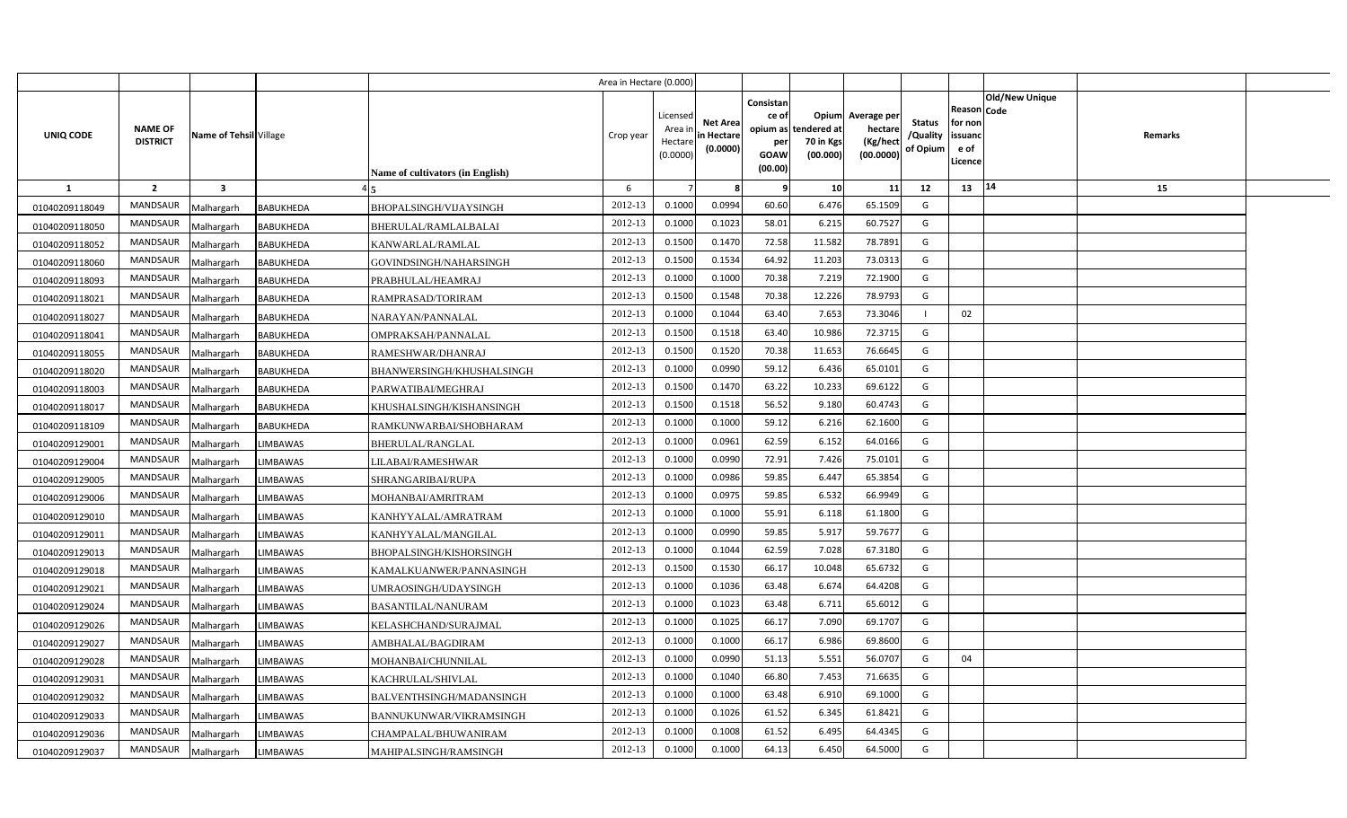| | | | | Area in Hectare (0.000) | | | | | | | | | | | |
|---|---|---|---|---|---|---|---|---|---|---|---|---|---|---|---|
| UNIQ CODE | NAME OF DISTRICT | Name of Tehsil | Village | Name of cultivators (in English) | Crop year | Licensed Area in Hectare (0.0000) | Net Area in Hectare (0.0000) | Consistance of opium as per GOAW (00.00) | Opium tendered at 70 in Kgs (00.000) | Average per hectare (Kg/hect (00.0000) | Status /Quality of Opium | Reason for non issuance of Licence | Code | Old/New Unique | Remarks |
| 1 | 2 | 3 | 4 | 5 | 6 | 7 | 8 | 9 | 10 | 11 | 12 | 13 | 14 | | 15 |
| 01040209118049 | MANDSAUR | Malhargarh | BABUKHEDA | BHOPALSINGH/VIJAYSINGH | 2012-13 | 0.1000 | 0.0994 | 60.60 | 6.476 | 65.1509 | G | | | | |
| 01040209118050 | MANDSAUR | Malhargarh | BABUKHEDA | BHERULAL/RAMLALBALAI | 2012-13 | 0.1000 | 0.1023 | 58.01 | 6.215 | 60.7527 | G | | | | |
| 01040209118052 | MANDSAUR | Malhargarh | BABUKHEDA | KANWARLAL/RAMLAL | 2012-13 | 0.1500 | 0.1470 | 72.58 | 11.582 | 78.7891 | G | | | | |
| 01040209118060 | MANDSAUR | Malhargarh | BABUKHEDA | GOVINDSINGH/NAHARSINGH | 2012-13 | 0.1500 | 0.1534 | 64.92 | 11.203 | 73.0313 | G | | | | |
| 01040209118093 | MANDSAUR | Malhargarh | BABUKHEDA | PRABHULAL/HEAMRAJ | 2012-13 | 0.1000 | 0.1000 | 70.38 | 7.219 | 72.1900 | G | | | | |
| 01040209118021 | MANDSAUR | Malhargarh | BABUKHEDA | RAMPRASAD/TORIRAM | 2012-13 | 0.1500 | 0.1548 | 70.38 | 12.226 | 78.9793 | G | | | | |
| 01040209118027 | MANDSAUR | Malhargarh | BABUKHEDA | NARAYAN/PANNALAL | 2012-13 | 0.1000 | 0.1044 | 63.40 | 7.653 | 73.3046 | I | 02 | | | |
| 01040209118041 | MANDSAUR | Malhargarh | BABUKHEDA | OMPRAKSAH/PANNALAL | 2012-13 | 0.1500 | 0.1518 | 63.40 | 10.986 | 72.3715 | G | | | | |
| 01040209118055 | MANDSAUR | Malhargarh | BABUKHEDA | RAMESHWAR/DHANRAJ | 2012-13 | 0.1500 | 0.1520 | 70.38 | 11.653 | 76.6645 | G | | | | |
| 01040209118020 | MANDSAUR | Malhargarh | BABUKHEDA | BHANWERSINGH/KHUSHALSINGH | 2012-13 | 0.1000 | 0.0990 | 59.12 | 6.436 | 65.0101 | G | | | | |
| 01040209118003 | MANDSAUR | Malhargarh | BABUKHEDA | PARWATIBAI/MEGHRAJ | 2012-13 | 0.1500 | 0.1470 | 63.22 | 10.233 | 69.6122 | G | | | | |
| 01040209118017 | MANDSAUR | Malhargarh | BABUKHEDA | KHUSHALSINGH/KISHANSINGH | 2012-13 | 0.1500 | 0.1518 | 56.52 | 9.180 | 60.4743 | G | | | | |
| 01040209118109 | MANDSAUR | Malhargarh | BABUKHEDA | RAMKUNWARBAI/SHOBHARAM | 2012-13 | 0.1000 | 0.1000 | 59.12 | 6.216 | 62.1600 | G | | | | |
| 01040209129001 | MANDSAUR | Malhargarh | LIMBAWAS | BHERULAL/RANGLAL | 2012-13 | 0.1000 | 0.0961 | 62.59 | 6.152 | 64.0166 | G | | | | |
| 01040209129004 | MANDSAUR | Malhargarh | LIMBAWAS | LILABAI/RAMESHWAR | 2012-13 | 0.1000 | 0.0990 | 72.91 | 7.426 | 75.0101 | G | | | | |
| 01040209129005 | MANDSAUR | Malhargarh | LIMBAWAS | SHRANGARIBAI/RUPA | 2012-13 | 0.1000 | 0.0986 | 59.85 | 6.447 | 65.3854 | G | | | | |
| 01040209129006 | MANDSAUR | Malhargarh | LIMBAWAS | MOHANBAI/AMRITRAM | 2012-13 | 0.1000 | 0.0975 | 59.85 | 6.532 | 66.9949 | G | | | | |
| 01040209129010 | MANDSAUR | Malhargarh | LIMBAWAS | KANHYYALAL/AMRATRAM | 2012-13 | 0.1000 | 0.1000 | 55.91 | 6.118 | 61.1800 | G | | | | |
| 01040209129011 | MANDSAUR | Malhargarh | LIMBAWAS | KANHYYALAL/MANGILAL | 2012-13 | 0.1000 | 0.0990 | 59.85 | 5.917 | 59.7677 | G | | | | |
| 01040209129013 | MANDSAUR | Malhargarh | LIMBAWAS | BHOPALSINGH/KISHORSINGH | 2012-13 | 0.1000 | 0.1044 | 62.59 | 7.028 | 67.3180 | G | | | | |
| 01040209129018 | MANDSAUR | Malhargarh | LIMBAWAS | KAMALKUANWER/PANNASINGH | 2012-13 | 0.1500 | 0.1530 | 66.17 | 10.048 | 65.6732 | G | | | | |
| 01040209129021 | MANDSAUR | Malhargarh | LIMBAWAS | UMRAOSINGH/UDAYSINGH | 2012-13 | 0.1000 | 0.1036 | 63.48 | 6.674 | 64.4208 | G | | | | |
| 01040209129024 | MANDSAUR | Malhargarh | LIMBAWAS | BASANTILAL/NANURAM | 2012-13 | 0.1000 | 0.1023 | 63.48 | 6.711 | 65.6012 | G | | | | |
| 01040209129026 | MANDSAUR | Malhargarh | LIMBAWAS | KELASHCHAND/SURAJMAL | 2012-13 | 0.1000 | 0.1025 | 66.17 | 7.090 | 69.1707 | G | | | | |
| 01040209129027 | MANDSAUR | Malhargarh | LIMBAWAS | AMBHALAL/BAGDIRAM | 2012-13 | 0.1000 | 0.1000 | 66.17 | 6.986 | 69.8600 | G | | | | |
| 01040209129028 | MANDSAUR | Malhargarh | LIMBAWAS | MOHANBAI/CHUNNILAL | 2012-13 | 0.1000 | 0.0990 | 51.13 | 5.551 | 56.0707 | G | 04 | | | |
| 01040209129031 | MANDSAUR | Malhargarh | LIMBAWAS | KACHRULAL/SHIVLAL | 2012-13 | 0.1000 | 0.1040 | 66.80 | 7.453 | 71.6635 | G | | | | |
| 01040209129032 | MANDSAUR | Malhargarh | LIMBAWAS | BALVENTHSINGH/MADANSINGH | 2012-13 | 0.1000 | 0.1000 | 63.48 | 6.910 | 69.1000 | G | | | | |
| 01040209129033 | MANDSAUR | Malhargarh | LIMBAWAS | BANNUKUNWAR/VIKRAMSINGH | 2012-13 | 0.1000 | 0.1026 | 61.52 | 6.345 | 61.8421 | G | | | | |
| 01040209129036 | MANDSAUR | Malhargarh | LIMBAWAS | CHAMPALAL/BHUWANIRAM | 2012-13 | 0.1000 | 0.1008 | 61.52 | 6.495 | 64.4345 | G | | | | |
| 01040209129037 | MANDSAUR | Malhargarh | LIMBAWAS | MAHIPALSINGH/RAMSINGH | 2012-13 | 0.1000 | 0.1000 | 64.13 | 6.450 | 64.5000 | G | | | | |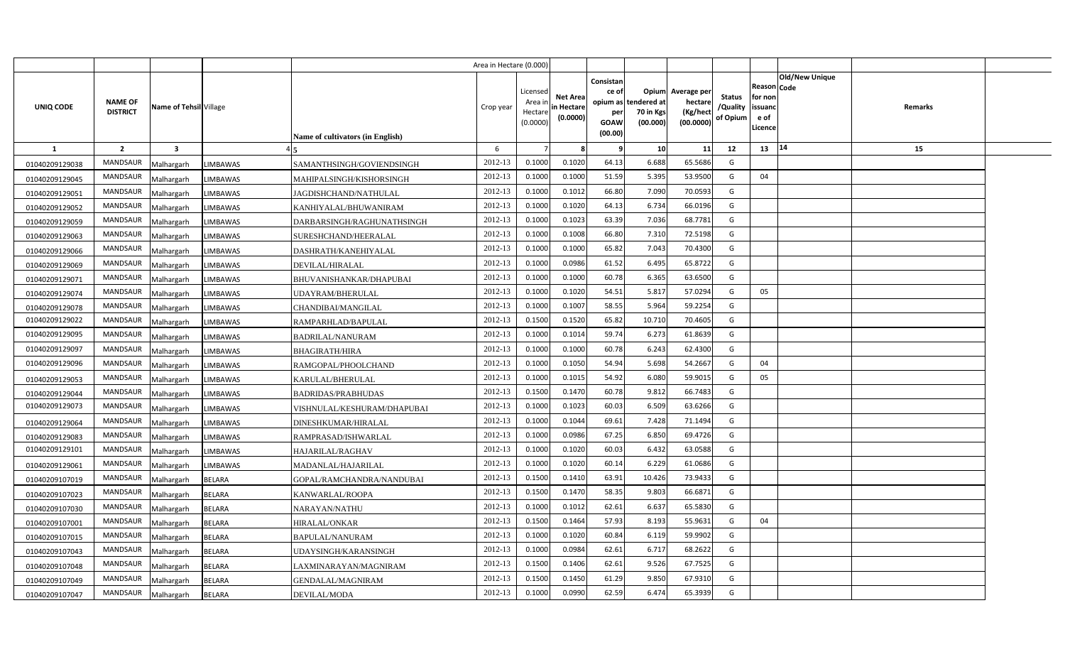| | | | | Area in Hectare (0.000) | | | | | | | | | | | |
|---|---|---|---|---|---|---|---|---|---|---|---|---|---|---|---|
| UNIQ CODE | NAME OF DISTRICT | Name of Tehsil | Village | Name of cultivators (in English) | Crop year | Licensed Area in Hectare (0.0000) | Net Area in Hectare (0.0000) | Consistance of opium as per GOAW (00.00) | Opium tendered at 70 in Kgs (00.000) | Average per hectare (Kg/hect (00.0000) | Status /Quality of Opium | Reason for non issuance of Licence | Code | Old/New Unique | Remarks |
| 1 | 2 | 3 | 4 | 5 | 6 | 7 | 8 | 9 | 10 | 11 | 12 | 13 | 14 | | 15 |
| 01040209129038 | MANDSAUR | Malhargarh | LIMBAWAS | SAMANTHSINGH/GOVIENDSINGH | 2012-13 | 0.1000 | 0.1020 | 64.13 | 6.688 | 65.5686 | G | | | | |
| 01040209129045 | MANDSAUR | Malhargarh | LIMBAWAS | MAHIPALSINGH/KISHORSINGH | 2012-13 | 0.1000 | 0.1000 | 51.59 | 5.395 | 53.9500 | G | 04 | | | |
| 01040209129051 | MANDSAUR | Malhargarh | LIMBAWAS | JAGDISHCHAND/NATHULAL | 2012-13 | 0.1000 | 0.1012 | 66.80 | 7.090 | 70.0593 | G | | | | |
| 01040209129052 | MANDSAUR | Malhargarh | LIMBAWAS | KANHIYALAL/BHUWANIRAM | 2012-13 | 0.1000 | 0.1020 | 64.13 | 6.734 | 66.0196 | G | | | | |
| 01040209129059 | MANDSAUR | Malhargarh | LIMBAWAS | DARBARSINGH/RAGHUNATHSINGH | 2012-13 | 0.1000 | 0.1023 | 63.39 | 7.036 | 68.7781 | G | | | | |
| 01040209129063 | MANDSAUR | Malhargarh | LIMBAWAS | SURESHCHAND/HEERALAL | 2012-13 | 0.1000 | 0.1008 | 66.80 | 7.310 | 72.5198 | G | | | | |
| 01040209129066 | MANDSAUR | Malhargarh | LIMBAWAS | DASHRATH/KANEHIYALAL | 2012-13 | 0.1000 | 0.1000 | 65.82 | 7.043 | 70.4300 | G | | | | |
| 01040209129069 | MANDSAUR | Malhargarh | LIMBAWAS | DEVILAL/HIRALAL | 2012-13 | 0.1000 | 0.0986 | 61.52 | 6.495 | 65.8722 | G | | | | |
| 01040209129071 | MANDSAUR | Malhargarh | LIMBAWAS | BHUVANISHANKAR/DHAPUBAI | 2012-13 | 0.1000 | 0.1000 | 60.78 | 6.365 | 63.6500 | G | | | | |
| 01040209129074 | MANDSAUR | Malhargarh | LIMBAWAS | UDAYRAM/BHERULAL | 2012-13 | 0.1000 | 0.1020 | 54.51 | 5.817 | 57.0294 | G | 05 | | | |
| 01040209129078 | MANDSAUR | Malhargarh | LIMBAWAS | CHANDIBAI/MANGILAL | 2012-13 | 0.1000 | 0.1007 | 58.55 | 5.964 | 59.2254 | G | | | | |
| 01040209129022 | MANDSAUR | Malhargarh | LIMBAWAS | RAMPARHLAD/BAPULAL | 2012-13 | 0.1500 | 0.1520 | 65.82 | 10.710 | 70.4605 | G | | | | |
| 01040209129095 | MANDSAUR | Malhargarh | LIMBAWAS | BADRILAL/NANURAM | 2012-13 | 0.1000 | 0.1014 | 59.74 | 6.273 | 61.8639 | G | | | | |
| 01040209129097 | MANDSAUR | Malhargarh | LIMBAWAS | BHAGIRATH/HIRA | 2012-13 | 0.1000 | 0.1000 | 60.78 | 6.243 | 62.4300 | G | | | | |
| 01040209129096 | MANDSAUR | Malhargarh | LIMBAWAS | RAMGOPAL/PHOOLCHAND | 2012-13 | 0.1000 | 0.1050 | 54.94 | 5.698 | 54.2667 | G | 04 | | | |
| 01040209129053 | MANDSAUR | Malhargarh | LIMBAWAS | KARULAL/BHERULAL | 2012-13 | 0.1000 | 0.1015 | 54.92 | 6.080 | 59.9015 | G | 05 | | | |
| 01040209129044 | MANDSAUR | Malhargarh | LIMBAWAS | BADRIDAS/PRABHUDAS | 2012-13 | 0.1500 | 0.1470 | 60.78 | 9.812 | 66.7483 | G | | | | |
| 01040209129073 | MANDSAUR | Malhargarh | LIMBAWAS | VISHNULAL/KESHURAM/DHAPUBAI | 2012-13 | 0.1000 | 0.1023 | 60.03 | 6.509 | 63.6266 | G | | | | |
| 01040209129064 | MANDSAUR | Malhargarh | LIMBAWAS | DINESHKUMAR/HIRALAL | 2012-13 | 0.1000 | 0.1044 | 69.61 | 7.428 | 71.1494 | G | | | | |
| 01040209129083 | MANDSAUR | Malhargarh | LIMBAWAS | RAMPRASAD/ISHWARLAL | 2012-13 | 0.1000 | 0.0986 | 67.25 | 6.850 | 69.4726 | G | | | | |
| 01040209129101 | MANDSAUR | Malhargarh | LIMBAWAS | HAJARILAL/RAGHAV | 2012-13 | 0.1000 | 0.1020 | 60.03 | 6.432 | 63.0588 | G | | | | |
| 01040209129061 | MANDSAUR | Malhargarh | LIMBAWAS | MADANLAL/HAJARILAL | 2012-13 | 0.1000 | 0.1020 | 60.14 | 6.229 | 61.0686 | G | | | | |
| 01040209107019 | MANDSAUR | Malhargarh | BELARA | GOPAL/RAMCHANDRA/NANDUBAI | 2012-13 | 0.1500 | 0.1410 | 63.91 | 10.426 | 73.9433 | G | | | | |
| 01040209107023 | MANDSAUR | Malhargarh | BELARA | KANWARLAL/ROOPA | 2012-13 | 0.1500 | 0.1470 | 58.35 | 9.803 | 66.6871 | G | | | | |
| 01040209107030 | MANDSAUR | Malhargarh | BELARA | NARAYAN/NATHU | 2012-13 | 0.1000 | 0.1012 | 62.61 | 6.637 | 65.5830 | G | | | | |
| 01040209107001 | MANDSAUR | Malhargarh | BELARA | HIRALAL/ONKAR | 2012-13 | 0.1500 | 0.1464 | 57.93 | 8.193 | 55.9631 | G | 04 | | | |
| 01040209107015 | MANDSAUR | Malhargarh | BELARA | BAPULAL/NANURAM | 2012-13 | 0.1000 | 0.1020 | 60.84 | 6.119 | 59.9902 | G | | | | |
| 01040209107043 | MANDSAUR | Malhargarh | BELARA | UDAYSINGH/KARANSINGH | 2012-13 | 0.1000 | 0.0984 | 62.61 | 6.717 | 68.2622 | G | | | | |
| 01040209107048 | MANDSAUR | Malhargarh | BELARA | LAXMINARAYAN/MAGNIRAM | 2012-13 | 0.1500 | 0.1406 | 62.61 | 9.526 | 67.7525 | G | | | | |
| 01040209107049 | MANDSAUR | Malhargarh | BELARA | GENDALAL/MAGNIRAM | 2012-13 | 0.1500 | 0.1450 | 61.29 | 9.850 | 67.9310 | G | | | | |
| 01040209107047 | MANDSAUR | Malhargarh | BELARA | DEVILAL/MODA | 2012-13 | 0.1000 | 0.0990 | 62.59 | 6.474 | 65.3939 | G | | | | |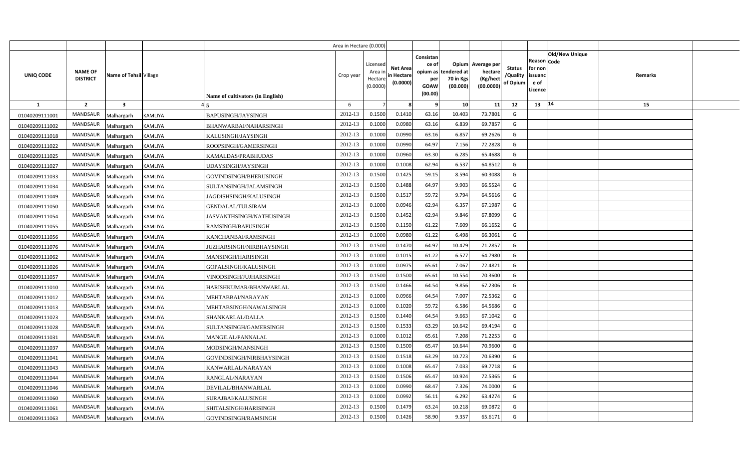| UNIQ CODE | NAME OF DISTRICT | Name of Tehsil | Village | Name of cultivators (in English) | Crop year | Licensed Area in Hectare (0.0000) | Net Area in Hectare (0.0000) | Consistance of opium as per GOAW (00.00) | Opium tendered at 70 in Kgs (00.000) | Average per hectare (Kg/hect (00.0000) | Status /Quality of Opium | Reason for non issuance of Licence | Code | Old/New Unique | Remarks |
|---|---|---|---|---|---|---|---|---|---|---|---|---|---|---|---|
| 1 | 2 | 3 | 4 | 5 | 6 | 7 | 8 | 9 | 10 | 11 | 12 | 13 | 14 | | 15 |
| 01040209111001 | MANDSAUR | Malhargarh | KAMLIYA | BAPUSINGH/JAYSINGH | 2012-13 | 0.1500 | 0.1410 | 63.16 | 10.403 | 73.7801 | G | | | | |
| 01040209111002 | MANDSAUR | Malhargarh | KAMLIYA | BHANWARBAI/NAHARSINGH | 2012-13 | 0.1000 | 0.0980 | 63.16 | 6.839 | 69.7857 | G | | | | |
| 01040209111018 | MANDSAUR | Malhargarh | KAMLIYA | KALUSINGH/JAYSINGH | 2012-13 | 0.1000 | 0.0990 | 63.16 | 6.857 | 69.2626 | G | | | | |
| 01040209111022 | MANDSAUR | Malhargarh | KAMLIYA | ROOPSINGH/GAMERSINGH | 2012-13 | 0.1000 | 0.0990 | 64.97 | 7.156 | 72.2828 | G | | | | |
| 01040209111025 | MANDSAUR | Malhargarh | KAMLIYA | KAMALDAS/PRABHUDAS | 2012-13 | 0.1000 | 0.0960 | 63.30 | 6.285 | 65.4688 | G | | | | |
| 01040209111027 | MANDSAUR | Malhargarh | KAMLIYA | UDAYSINGH/JAYSINGH | 2012-13 | 0.1000 | 0.1008 | 62.94 | 6.537 | 64.8512 | G | | | | |
| 01040209111033 | MANDSAUR | Malhargarh | KAMLIYA | GOVINDSINGH/BHERUSINGH | 2012-13 | 0.1500 | 0.1425 | 59.15 | 8.594 | 60.3088 | G | | | | |
| 01040209111034 | MANDSAUR | Malhargarh | KAMLIYA | SULTANSINGH/JALAMSINGH | 2012-13 | 0.1500 | 0.1488 | 64.97 | 9.903 | 66.5524 | G | | | | |
| 01040209111049 | MANDSAUR | Malhargarh | KAMLIYA | JAGDISHSINGH/KALUSINGH | 2012-13 | 0.1500 | 0.1517 | 59.72 | 9.794 | 64.5616 | G | | | | |
| 01040209111050 | MANDSAUR | Malhargarh | KAMLIYA | GENDALAL/TULSIRAM | 2012-13 | 0.1000 | 0.0946 | 62.94 | 6.357 | 67.1987 | G | | | | |
| 01040209111054 | MANDSAUR | Malhargarh | KAMLIYA | JASVANTHSINGH/NATHUSINGH | 2012-13 | 0.1500 | 0.1452 | 62.94 | 9.846 | 67.8099 | G | | | | |
| 01040209111055 | MANDSAUR | Malhargarh | KAMLIYA | RAMSINGH/BAPUSINGH | 2012-13 | 0.1500 | 0.1150 | 61.22 | 7.609 | 66.1652 | G | | | | |
| 01040209111056 | MANDSAUR | Malhargarh | KAMLIYA | KANCHANBAI/RAMSINGH | 2012-13 | 0.1000 | 0.0980 | 61.22 | 6.498 | 66.3061 | G | | | | |
| 01040209111076 | MANDSAUR | Malhargarh | KAMLIYA | JUZHARSINGH/NIRBHAYSINGH | 2012-13 | 0.1500 | 0.1470 | 64.97 | 10.479 | 71.2857 | G | | | | |
| 01040209111062 | MANDSAUR | Malhargarh | KAMLIYA | MANSINGH/HARISINGH | 2012-13 | 0.1000 | 0.1015 | 61.22 | 6.577 | 64.7980 | G | | | | |
| 01040209111026 | MANDSAUR | Malhargarh | KAMLIYA | GOPALSINGH/KALUSINGH | 2012-13 | 0.1000 | 0.0975 | 65.61 | 7.067 | 72.4821 | G | | | | |
| 01040209111057 | MANDSAUR | Malhargarh | KAMLIYA | VINODSINGH/JUJHARSINGH | 2012-13 | 0.1500 | 0.1500 | 65.61 | 10.554 | 70.3600 | G | | | | |
| 01040209111010 | MANDSAUR | Malhargarh | KAMLIYA | HARISHKUMAR/BHANWARLAL | 2012-13 | 0.1500 | 0.1466 | 64.54 | 9.856 | 67.2306 | G | | | | |
| 01040209111012 | MANDSAUR | Malhargarh | KAMLIYA | MEHTABBAI/NARAYAN | 2012-13 | 0.1000 | 0.0966 | 64.54 | 7.007 | 72.5362 | G | | | | |
| 01040209111013 | MANDSAUR | Malhargarh | KAMLIYA | MEHTABSINGH/NAWALSINGH | 2012-13 | 0.1000 | 0.1020 | 59.72 | 6.586 | 64.5686 | G | | | | |
| 01040209111023 | MANDSAUR | Malhargarh | KAMLIYA | SHANKARLAL/DALLA | 2012-13 | 0.1500 | 0.1440 | 64.54 | 9.663 | 67.1042 | G | | | | |
| 01040209111028 | MANDSAUR | Malhargarh | KAMLIYA | SULTANSINGH/GAMERSINGH | 2012-13 | 0.1500 | 0.1533 | 63.29 | 10.642 | 69.4194 | G | | | | |
| 01040209111031 | MANDSAUR | Malhargarh | KAMLIYA | MANGILAL/PANNALAL | 2012-13 | 0.1000 | 0.1012 | 65.61 | 7.208 | 71.2253 | G | | | | |
| 01040209111037 | MANDSAUR | Malhargarh | KAMLIYA | MODSINGH/MANSINGH | 2012-13 | 0.1500 | 0.1500 | 65.47 | 10.644 | 70.9600 | G | | | | |
| 01040209111041 | MANDSAUR | Malhargarh | KAMLIYA | GOVINDSINGH/NIRBHAYSINGH | 2012-13 | 0.1500 | 0.1518 | 63.29 | 10.723 | 70.6390 | G | | | | |
| 01040209111043 | MANDSAUR | Malhargarh | KAMLIYA | KANWARLAL/NARAYAN | 2012-13 | 0.1000 | 0.1008 | 65.47 | 7.033 | 69.7718 | G | | | | |
| 01040209111044 | MANDSAUR | Malhargarh | KAMLIYA | RANGLAL/NARAYAN | 2012-13 | 0.1500 | 0.1506 | 65.47 | 10.924 | 72.5365 | G | | | | |
| 01040209111046 | MANDSAUR | Malhargarh | KAMLIYA | DEVILAL/BHANWARLAL | 2012-13 | 0.1000 | 0.0990 | 68.47 | 7.326 | 74.0000 | G | | | | |
| 01040209111060 | MANDSAUR | Malhargarh | KAMLIYA | SURAJBAI/KALUSINGH | 2012-13 | 0.1000 | 0.0992 | 56.11 | 6.292 | 63.4274 | G | | | | |
| 01040209111061 | MANDSAUR | Malhargarh | KAMLIYA | SHITALSINGH/HARISINGH | 2012-13 | 0.1500 | 0.1479 | 63.24 | 10.218 | 69.0872 | G | | | | |
| 01040209111063 | MANDSAUR | Malhargarh | KAMLIYA | GOVINDSINGH/RAMSINGH | 2012-13 | 0.1500 | 0.1426 | 58.90 | 9.357 | 65.6171 | G | | | | |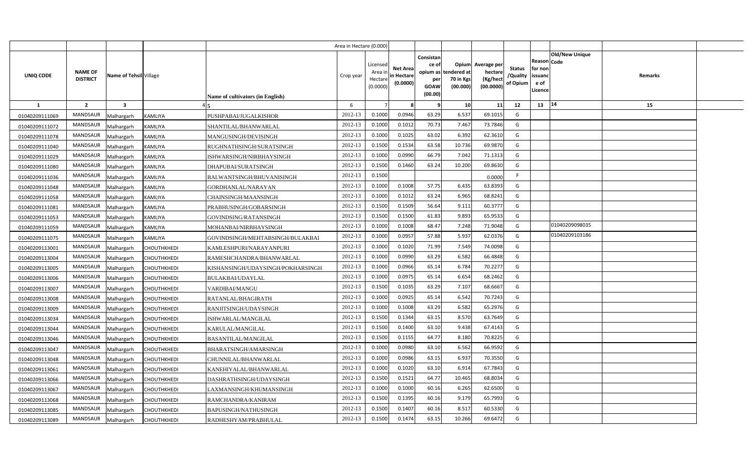| | | | | Area in Hectare (0.000) | | | | | | | | | | | |
|---|---|---|---|---|---|---|---|---|---|---|---|---|---|---|---|
| UNIQ CODE | NAME OF DISTRICT | Name of Tehsil | Village | Name of cultivators (in English) | Crop year | Licensed Area in Hectare (0.0000) | Net Area in Hectare (0.0000) | Consistance of opium as per GOAW (00.00) | Opium tendered at 70 in Kgs (00.000) | Average per hectare (Kg/hect (00.0000) | Status /Quality of Opium | Reason for non issuance of Licence | Code | Old/New Unique | Remarks |
| 1 | 2 | 3 | 4 | 5 | 6 | 7 | 8 | 9 | 10 | 11 | 12 | 13 | | 14 | 15 |
| 01040209111069 | MANDSAUR | Malhargarh | KAMLIYA | PUSHPABAI/JUGALKISHOR | 2012-13 | 0.1000 | 0.0946 | 63.29 | 6.537 | 69.1015 | G | | | | |
| 01040209111072 | MANDSAUR | Malhargarh | KAMLIYA | SHANTILAL/BHANWARLAL | 2012-13 | 0.1000 | 0.1012 | 70.73 | 7.467 | 73.7846 | G | | | | |
| 01040209111078 | MANDSAUR | Malhargarh | KAMLIYA | MANGUSINGH/DEVISINGH | 2012-13 | 0.1000 | 0.1025 | 63.02 | 6.392 | 62.3610 | G | | | | |
| 01040209111040 | MANDSAUR | Malhargarh | KAMLIYA | RUGHNATHSINGH/SURATSINGH | 2012-13 | 0.1500 | 0.1534 | 63.58 | 10.736 | 69.9870 | G | | | | |
| 01040209111029 | MANDSAUR | Malhargarh | KAMLIYA | ISHWARSINGH/NIRBHAYSINGH | 2012-13 | 0.1000 | 0.0990 | 66.79 | 7.042 | 71.1313 | G | | | | |
| 01040209111080 | MANDSAUR | Malhargarh | KAMLIYA | DHAPUBAI/SURATSINGH | 2012-13 | 0.1500 | 0.1460 | 63.24 | 10.200 | 69.8630 | G | | | | |
| 01040209111036 | MANDSAUR | Malhargarh | KAMLIYA | BALWANTSINGH/BHUVANISINGH | 2012-13 | 0.1500 | | | | 0.0000 | F | | | | |
| 01040209111048 | MANDSAUR | Malhargarh | KAMLIYA | GORDHANLAL/NARAYAN | 2012-13 | 0.1000 | 0.1008 | 57.75 | 6.435 | 63.8393 | G | | | | |
| 01040209111058 | MANDSAUR | Malhargarh | KAMLIYA | CHAINSINGH/MAANSINGH | 2012-13 | 0.1000 | 0.1012 | 63.24 | 6.965 | 68.8241 | G | | | | |
| 01040209111081 | MANDSAUR | Malhargarh | KAMLIYA | PRABHUSINGH/GOBARSINGH | 2012-13 | 0.1500 | 0.1509 | 56.64 | 9.111 | 60.3777 | G | | | | |
| 01040209111053 | MANDSAUR | Malhargarh | KAMLIYA | GOVINDSING/RATANSINGH | 2012-13 | 0.1500 | 0.1500 | 61.83 | 9.893 | 65.9533 | G | | | | |
| 01040209111059 | MANDSAUR | Malhargarh | KAMLIYA | MOHANBAI/NIRBHAYSINGH | 2012-13 | 0.1000 | 0.1008 | 68.47 | 7.248 | 71.9048 | G | | | 01040209098035 | |
| 01040209111075 | MANDSAUR | Malhargarh | KAMLIYA | GOVINDSINGH/MEHTABSINGH/BULAKBAI | 2012-13 | 0.1000 | 0.0957 | 57.88 | 5.937 | 62.0376 | G | | | 01040209103186 | |
| 01040209113001 | MANDSAUR | Malhargarh | CHOUTHKHEDI | KAMLESHPURI/NARAYANPURI | 2012-13 | 0.1000 | 0.1020 | 71.99 | 7.549 | 74.0098 | G | | | | |
| 01040209113004 | MANDSAUR | Malhargarh | CHOUTHKHEDI | RAMESHCHANDRA/BHANWARLAL | 2012-13 | 0.1000 | 0.0990 | 63.29 | 6.582 | 66.4848 | G | | | | |
| 01040209113005 | MANDSAUR | Malhargarh | CHOUTHKHEDI | KISHANSINGH/UDAYSINGH/POKHARSINGH | 2012-13 | 0.1000 | 0.0966 | 65.14 | 6.784 | 70.2277 | G | | | | |
| 01040209113006 | MANDSAUR | Malhargarh | CHOUTHKHEDI | BULAKBAI/UDAYLAL | 2012-13 | 0.1000 | 0.0975 | 65.14 | 6.654 | 68.2462 | G | | | | |
| 01040209113007 | MANDSAUR | Malhargarh | CHOUTHKHEDI | VARDIBAI/MANGU | 2012-13 | 0.1500 | 0.1035 | 63.29 | 7.107 | 68.6667 | G | | | | |
| 01040209113008 | MANDSAUR | Malhargarh | CHOUTHKHEDI | RATANLAL/BHAGIRATH | 2012-13 | 0.1000 | 0.0925 | 65.14 | 6.542 | 70.7243 | G | | | | |
| 01040209113009 | MANDSAUR | Malhargarh | CHOUTHKHEDI | RANJITSINGH/UDAYSINGH | 2012-13 | 0.1000 | 0.1008 | 63.29 | 6.582 | 65.2976 | G | | | | |
| 01040209113034 | MANDSAUR | Malhargarh | CHOUTHKHEDI | ISHWARLAL/MANGILAL | 2012-13 | 0.1500 | 0.1344 | 63.15 | 8.570 | 63.7649 | G | | | | |
| 01040209113044 | MANDSAUR | Malhargarh | CHOUTHKHEDI | KARULAL/MANGILAL | 2012-13 | 0.1500 | 0.1400 | 63.10 | 9.438 | 67.4143 | G | | | | |
| 01040209113046 | MANDSAUR | Malhargarh | CHOUTHKHEDI | BASANTILAL/MANGILAL | 2012-13 | 0.1500 | 0.1155 | 64.77 | 8.180 | 70.8225 | G | | | | |
| 01040209113047 | MANDSAUR | Malhargarh | CHOUTHKHEDI | BHARATSINGH/AMARSINGH | 2012-13 | 0.1000 | 0.0980 | 63.10 | 6.562 | 66.9592 | G | | | | |
| 01040209113048 | MANDSAUR | Malhargarh | CHOUTHKHEDI | CHUNNILAL/BHANWARLAL | 2012-13 | 0.1000 | 0.0986 | 63.15 | 6.937 | 70.3550 | G | | | | |
| 01040209113061 | MANDSAUR | Malhargarh | CHOUTHKHEDI | KANEHIYALAL/BHANWARLAL | 2012-13 | 0.1000 | 0.1020 | 63.10 | 6.914 | 67.7843 | G | | | | |
| 01040209113066 | MANDSAUR | Malhargarh | CHOUTHKHEDI | DASHRATHSINGH/UDAYSINGH | 2012-13 | 0.1500 | 0.1521 | 64.77 | 10.465 | 68.8034 | G | | | | |
| 01040209113067 | MANDSAUR | Malhargarh | CHOUTHKHEDI | LAXMANSINGH/KHUMANSINGH | 2012-13 | 0.1000 | 0.1000 | 60.16 | 6.265 | 62.6500 | G | | | | |
| 01040209113068 | MANDSAUR | Malhargarh | CHOUTHKHEDI | RAMCHANDRA/KANIRAM | 2012-13 | 0.1500 | 0.1395 | 60.16 | 9.179 | 65.7993 | G | | | | |
| 01040209113085 | MANDSAUR | Malhargarh | CHOUTHKHEDI | BAPUSINGH/NATHUSINGH | 2012-13 | 0.1500 | 0.1407 | 60.16 | 8.517 | 60.5330 | G | | | | |
| 01040209113089 | MANDSAUR | Malhargarh | CHOUTHKHEDI | RADHESHYAM/PRABHULAL | 2012-13 | 0.1500 | 0.1474 | 63.15 | 10.266 | 69.6472 | G | | | | |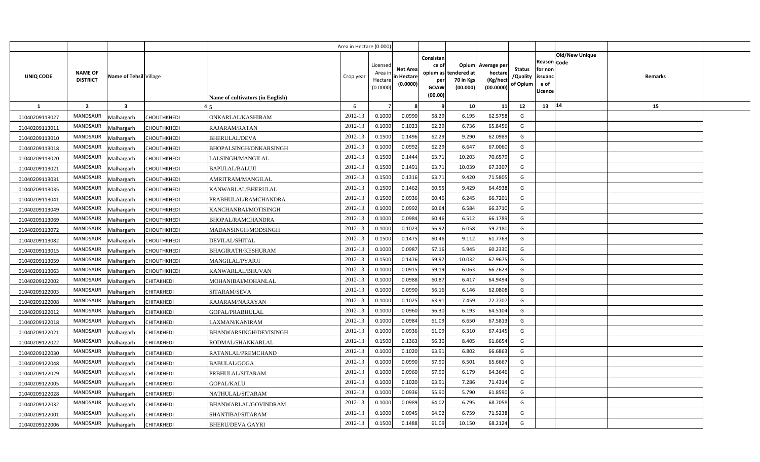| | | | | | Area in Hectare (0.000) | | | | | | | | | | |
|---|---|---|---|---|---|---|---|---|---|---|---|---|---|---|---|
| UNIQ CODE | NAME OF DISTRICT | Name of Tehsil | Village | Name of cultivators (in English) | Crop year | Licensed Area in Hectare (0.0000) | Net Area in Hectare (0.0000) | Consistance of opium as per GOAW (00.00) | Opium tendered at 70 in Kgs (00.000) | Average per hectare (Kg/hect (00.0000) | Status /Quality of Opium | Reason for non issuance of Licence | Code | Old/New Unique | Remarks |
| 1 | 2 | 3 | 4 | 5 | 6 | 7 | 8 | 9 | 10 | 11 | 12 | 13 | 14 | | 15 |
| 01040209113027 | MANDSAUR | Malhargarh | CHOUTHKHEDI | ONKARLAL/KASHIRAM | 2012-13 | 0.1000 | 0.0990 | 58.29 | 6.195 | 62.5758 | G | | | | |
| 01040209113011 | MANDSAUR | Malhargarh | CHOUTHKHEDI | RAJARAM/RATAN | 2012-13 | 0.1000 | 0.1023 | 62.29 | 6.736 | 65.8456 | G | | | | |
| 01040209113010 | MANDSAUR | Malhargarh | CHOUTHKHEDI | BHERULAL/DEVA | 2012-13 | 0.1500 | 0.1496 | 62.29 | 9.290 | 62.0989 | G | | | | |
| 01040209113018 | MANDSAUR | Malhargarh | CHOUTHKHEDI | BHOPALSINGH/ONKARSINGH | 2012-13 | 0.1000 | 0.0992 | 62.29 | 6.647 | 67.0060 | G | | | | |
| 01040209113020 | MANDSAUR | Malhargarh | CHOUTHKHEDI | LALSINGH/MANGILAL | 2012-13 | 0.1500 | 0.1444 | 63.71 | 10.203 | 70.6579 | G | | | | |
| 01040209113021 | MANDSAUR | Malhargarh | CHOUTHKHEDI | BAPULAL/BALUJI | 2012-13 | 0.1500 | 0.1491 | 63.71 | 10.039 | 67.3307 | G | | | | |
| 01040209113031 | MANDSAUR | Malhargarh | CHOUTHKHEDI | AMRITRAM/MANGILAL | 2012-13 | 0.1500 | 0.1316 | 63.71 | 9.420 | 71.5805 | G | | | | |
| 01040209113035 | MANDSAUR | Malhargarh | CHOUTHKHEDI | KANWARLAL/BHERULAL | 2012-13 | 0.1500 | 0.1462 | 60.55 | 9.429 | 64.4938 | G | | | | |
| 01040209113041 | MANDSAUR | Malhargarh | CHOUTHKHEDI | PRABHULAL/RAMCHANDRA | 2012-13 | 0.1500 | 0.0936 | 60.46 | 6.245 | 66.7201 | G | | | | |
| 01040209113049 | MANDSAUR | Malhargarh | CHOUTHKHEDI | KANCHANBAI/MOTISINGH | 2012-13 | 0.1000 | 0.0992 | 60.64 | 6.584 | 66.3710 | G | | | | |
| 01040209113069 | MANDSAUR | Malhargarh | CHOUTHKHEDI | BHOPAL/RAMCHANDRA | 2012-13 | 0.1000 | 0.0984 | 60.46 | 6.512 | 66.1789 | G | | | | |
| 01040209113072 | MANDSAUR | Malhargarh | CHOUTHKHEDI | MADANSINGH/MODSINGH | 2012-13 | 0.1000 | 0.1023 | 56.92 | 6.058 | 59.2180 | G | | | | |
| 01040209113082 | MANDSAUR | Malhargarh | CHOUTHKHEDI | DEVILAL/SHITAL | 2012-13 | 0.1500 | 0.1475 | 60.46 | 9.112 | 61.7763 | G | | | | |
| 01040209113015 | MANDSAUR | Malhargarh | CHOUTHKHEDI | BHAGIRATH/KESHURAM | 2012-13 | 0.1000 | 0.0987 | 57.16 | 5.945 | 60.2330 | G | | | | |
| 01040209113059 | MANDSAUR | Malhargarh | CHOUTHKHEDI | MANGILAL/PYARJI | 2012-13 | 0.1500 | 0.1476 | 59.97 | 10.032 | 67.9675 | G | | | | |
| 01040209113063 | MANDSAUR | Malhargarh | CHOUTHKHEDI | KANWARLAL/BHUVAN | 2012-13 | 0.1000 | 0.0915 | 59.19 | 6.063 | 66.2623 | G | | | | |
| 01040209122002 | MANDSAUR | Malhargarh | CHITAKHEDI | MOHANIBAI/MOHANLAL | 2012-13 | 0.1000 | 0.0988 | 60.87 | 6.417 | 64.9494 | G | | | | |
| 01040209122003 | MANDSAUR | Malhargarh | CHITAKHEDI | SITARAM/SEVA | 2012-13 | 0.1000 | 0.0990 | 56.16 | 6.146 | 62.0808 | G | | | | |
| 01040209122008 | MANDSAUR | Malhargarh | CHITAKHEDI | RAJARAM/NARAYAN | 2012-13 | 0.1000 | 0.1025 | 63.91 | 7.459 | 72.7707 | G | | | | |
| 01040209122012 | MANDSAUR | Malhargarh | CHITAKHEDI | GOPAL/PRABHULAL | 2012-13 | 0.1000 | 0.0960 | 56.30 | 6.193 | 64.5104 | G | | | | |
| 01040209122018 | MANDSAUR | Malhargarh | CHITAKHEDI | LAXMAN/KANIRAM | 2012-13 | 0.1000 | 0.0984 | 61.09 | 6.650 | 67.5813 | G | | | | |
| 01040209122021 | MANDSAUR | Malhargarh | CHITAKHEDI | BHANWARSINGH/DEVISINGH | 2012-13 | 0.1000 | 0.0936 | 61.09 | 6.310 | 67.4145 | G | | | | |
| 01040209122022 | MANDSAUR | Malhargarh | CHITAKHEDI | RODMAL/SHANKARLAL | 2012-13 | 0.1500 | 0.1363 | 56.30 | 8.405 | 61.6654 | G | | | | |
| 01040209122030 | MANDSAUR | Malhargarh | CHITAKHEDI | RATANLAL/PREMCHAND | 2012-13 | 0.1000 | 0.1020 | 63.91 | 6.802 | 66.6863 | G | | | | |
| 01040209122048 | MANDSAUR | Malhargarh | CHITAKHEDI | BABULAL/GOGA | 2012-13 | 0.1000 | 0.0990 | 57.90 | 6.501 | 65.6667 | G | | | | |
| 01040209122029 | MANDSAUR | Malhargarh | CHITAKHEDI | PRBHULAL/SITARAM | 2012-13 | 0.1000 | 0.0960 | 57.90 | 6.179 | 64.3646 | G | | | | |
| 01040209122005 | MANDSAUR | Malhargarh | CHITAKHEDI | GOPAL/KALU | 2012-13 | 0.1000 | 0.1020 | 63.91 | 7.286 | 71.4314 | G | | | | |
| 01040209122028 | MANDSAUR | Malhargarh | CHITAKHEDI | NATHULAL/SITARAM | 2012-13 | 0.1000 | 0.0936 | 55.90 | 5.790 | 61.8590 | G | | | | |
| 01040209122032 | MANDSAUR | Malhargarh | CHITAKHEDI | BHANWARLAL/GOVINDRAM | 2012-13 | 0.1000 | 0.0989 | 64.02 | 6.795 | 68.7058 | G | | | | |
| 01040209122001 | MANDSAUR | Malhargarh | CHITAKHEDI | SHANTIBAI/SITARAM | 2012-13 | 0.1000 | 0.0945 | 64.02 | 6.759 | 71.5238 | G | | | | |
| 01040209122006 | MANDSAUR | Malhargarh | CHITAKHEDI | BHERU/DEVA GAYRI | 2012-13 | 0.1500 | 0.1488 | 61.09 | 10.150 | 68.2124 | G | | | | |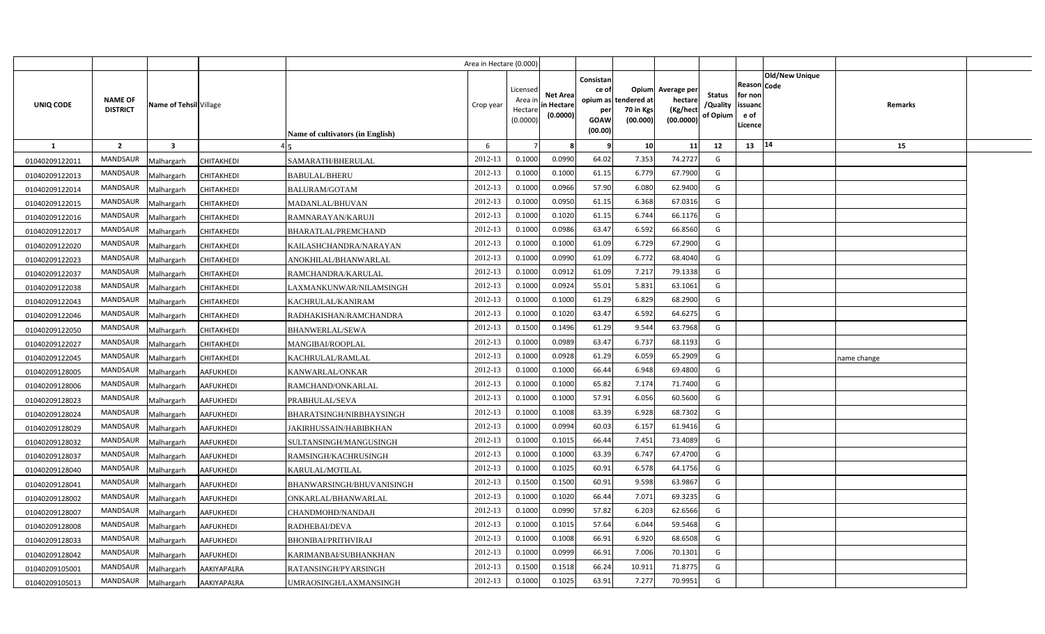| UNIQ CODE | NAME OF DISTRICT | Name of Tehsil | Village | Name of cultivators (in English) | Crop year | Licensed Area in Hectare (0.0000) | Net Area in Hectare (0.0000) | Consistance of opium as per GOAW (00.00) | Opium tendered at 70 in Kgs (00.000) | Average per hectare (Kg/hect (00.0000) | Status /Quality of Opium | Reason for non issuance of Licence | Old/New Unique Code | Remarks |
|---|---|---|---|---|---|---|---|---|---|---|---|---|---|---|
| 1 | 2 | 3 | 4 | 5 | 6 | 7 | 8 | 9 | 10 | 11 | 12 | 13 | 14 | 15 |
| 01040209122011 | MANDSAUR | Malhargarh | CHITAKHEDI | SAMARATH/BHERULAL | 2012-13 | 0.1000 | 0.0990 | 64.02 | 7.353 | 74.2727 | G | | | |
| 01040209122013 | MANDSAUR | Malhargarh | CHITAKHEDI | BABULAL/BHERU | 2012-13 | 0.1000 | 0.1000 | 61.15 | 6.779 | 67.7900 | G | | | |
| 01040209122014 | MANDSAUR | Malhargarh | CHITAKHEDI | BALURAM/GOTAM | 2012-13 | 0.1000 | 0.0966 | 57.90 | 6.080 | 62.9400 | G | | | |
| 01040209122015 | MANDSAUR | Malhargarh | CHITAKHEDI | MADANLAL/BHUVAN | 2012-13 | 0.1000 | 0.0950 | 61.15 | 6.368 | 67.0316 | G | | | |
| 01040209122016 | MANDSAUR | Malhargarh | CHITAKHEDI | RAMNARAYAN/KARUJI | 2012-13 | 0.1000 | 0.1020 | 61.15 | 6.744 | 66.1176 | G | | | |
| 01040209122017 | MANDSAUR | Malhargarh | CHITAKHEDI | BHARATLAL/PREMCHAND | 2012-13 | 0.1000 | 0.0986 | 63.47 | 6.592 | 66.8560 | G | | | |
| 01040209122020 | MANDSAUR | Malhargarh | CHITAKHEDI | KAILASHCHANDRA/NARAYAN | 2012-13 | 0.1000 | 0.1000 | 61.09 | 6.729 | 67.2900 | G | | | |
| 01040209122023 | MANDSAUR | Malhargarh | CHITAKHEDI | ANOKHILAL/BHANWARLAL | 2012-13 | 0.1000 | 0.0990 | 61.09 | 6.772 | 68.4040 | G | | | |
| 01040209122037 | MANDSAUR | Malhargarh | CHITAKHEDI | RAMCHANDRA/KARULAL | 2012-13 | 0.1000 | 0.0912 | 61.09 | 7.217 | 79.1338 | G | | | |
| 01040209122038 | MANDSAUR | Malhargarh | CHITAKHEDI | LAXMANKUNWAR/NILAMSINGH | 2012-13 | 0.1000 | 0.0924 | 55.01 | 5.831 | 63.1061 | G | | | |
| 01040209122043 | MANDSAUR | Malhargarh | CHITAKHEDI | KACHRULAL/KANIRAM | 2012-13 | 0.1000 | 0.1000 | 61.29 | 6.829 | 68.2900 | G | | | |
| 01040209122046 | MANDSAUR | Malhargarh | CHITAKHEDI | RADHAKISHAN/RAMCHANDRA | 2012-13 | 0.1000 | 0.1020 | 63.47 | 6.592 | 64.6275 | G | | | |
| 01040209122050 | MANDSAUR | Malhargarh | CHITAKHEDI | BHANWERLAL/SEWA | 2012-13 | 0.1500 | 0.1496 | 61.29 | 9.544 | 63.7968 | G | | | |
| 01040209122027 | MANDSAUR | Malhargarh | CHITAKHEDI | MANGIBAI/ROOPLAL | 2012-13 | 0.1000 | 0.0989 | 63.47 | 6.737 | 68.1193 | G | | | |
| 01040209122045 | MANDSAUR | Malhargarh | CHITAKHEDI | KACHRULAL/RAMLAL | 2012-13 | 0.1000 | 0.0928 | 61.29 | 6.059 | 65.2909 | G | | | name change |
| 01040209128005 | MANDSAUR | Malhargarh | AAFUKHEDI | KANWARLAL/ONKAR | 2012-13 | 0.1000 | 0.1000 | 66.44 | 6.948 | 69.4800 | G | | | |
| 01040209128006 | MANDSAUR | Malhargarh | AAFUKHEDI | RAMCHAND/ONKARLAL | 2012-13 | 0.1000 | 0.1000 | 65.82 | 7.174 | 71.7400 | G | | | |
| 01040209128023 | MANDSAUR | Malhargarh | AAFUKHEDI | PRABHULAL/SEVA | 2012-13 | 0.1000 | 0.1000 | 57.91 | 6.056 | 60.5600 | G | | | |
| 01040209128024 | MANDSAUR | Malhargarh | AAFUKHEDI | BHARATSINGH/NIRBHAYSINGH | 2012-13 | 0.1000 | 0.1008 | 63.39 | 6.928 | 68.7302 | G | | | |
| 01040209128029 | MANDSAUR | Malhargarh | AAFUKHEDI | JAKIRHUSSAIN/HABIBKHAN | 2012-13 | 0.1000 | 0.0994 | 60.03 | 6.157 | 61.9416 | G | | | |
| 01040209128032 | MANDSAUR | Malhargarh | AAFUKHEDI | SULTANSINGH/MANGUSINGH | 2012-13 | 0.1000 | 0.1015 | 66.44 | 7.451 | 73.4089 | G | | | |
| 01040209128037 | MANDSAUR | Malhargarh | AAFUKHEDI | RAMSINGH/KACHRUSINGH | 2012-13 | 0.1000 | 0.1000 | 63.39 | 6.747 | 67.4700 | G | | | |
| 01040209128040 | MANDSAUR | Malhargarh | AAFUKHEDI | KARULAL/MOTILAL | 2012-13 | 0.1000 | 0.1025 | 60.91 | 6.578 | 64.1756 | G | | | |
| 01040209128041 | MANDSAUR | Malhargarh | AAFUKHEDI | BHANWARSINGH/BHUVANISINGH | 2012-13 | 0.1500 | 0.1500 | 60.91 | 9.598 | 63.9867 | G | | | |
| 01040209128002 | MANDSAUR | Malhargarh | AAFUKHEDI | ONKARLAL/BHANWARLAL | 2012-13 | 0.1000 | 0.1020 | 66.44 | 7.071 | 69.3235 | G | | | |
| 01040209128007 | MANDSAUR | Malhargarh | AAFUKHEDI | CHANDMOHD/NANDAJI | 2012-13 | 0.1000 | 0.0990 | 57.82 | 6.203 | 62.6566 | G | | | |
| 01040209128008 | MANDSAUR | Malhargarh | AAFUKHEDI | RADHEBAI/DEVA | 2012-13 | 0.1000 | 0.1015 | 57.64 | 6.044 | 59.5468 | G | | | |
| 01040209128033 | MANDSAUR | Malhargarh | AAFUKHEDI | BHONIBAI/PRITHVIRAJ | 2012-13 | 0.1000 | 0.1008 | 66.91 | 6.920 | 68.6508 | G | | | |
| 01040209128042 | MANDSAUR | Malhargarh | AAFUKHEDI | KARIMANBAI/SUBHANKHAN | 2012-13 | 0.1000 | 0.0999 | 66.91 | 7.006 | 70.1301 | G | | | |
| 01040209105001 | MANDSAUR | Malhargarh | AAKIYAPALRA | RATANSINGH/PYARSINGH | 2012-13 | 0.1500 | 0.1518 | 66.24 | 10.911 | 71.8775 | G | | | |
| 01040209105013 | MANDSAUR | Malhargarh | AAKIYAPALRA | UMRAOSINGH/LAXMANSINGH | 2012-13 | 0.1000 | 0.1025 | 63.91 | 7.277 | 70.9951 | G | | | |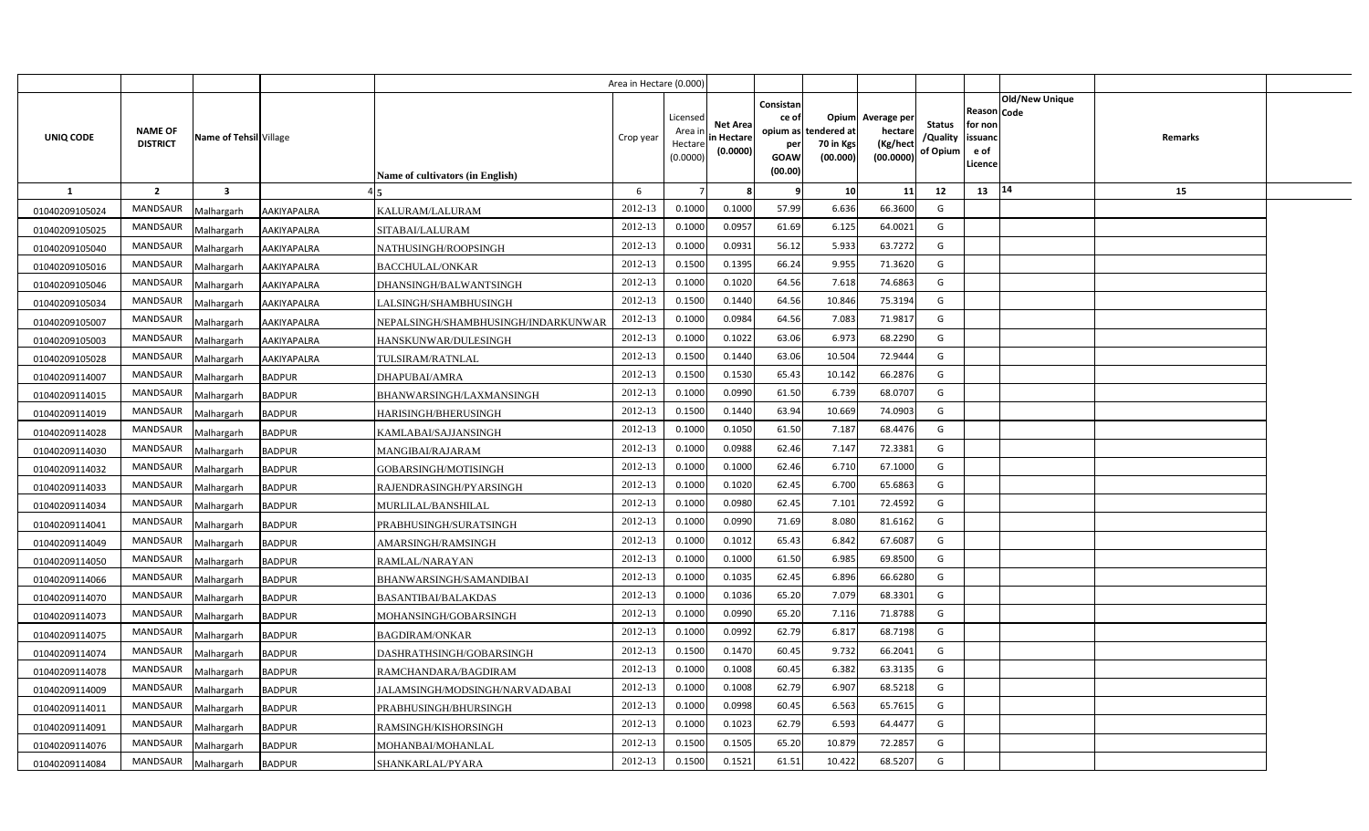| UNIQ CODE | NAME OF DISTRICT | Name of Tehsil | Village | Name of cultivators (in English) | Crop year | Licensed Area in Hectare (0.0000) | Net Area in Hectare (0.0000) | Consistance of opium as per GOAW (00.00) | Opium tendered at 70 in Kgs (00.000) | Average per hectare (Kg/hect (00.0000) | Status /Quality of Opium | Reason for non issuance of Licence | Old/New Unique Code | Remarks |
|---|---|---|---|---|---|---|---|---|---|---|---|---|---|---|
| 1 | 2 | 3 | 4 | 5 | 6 | 7 | 8 | 9 | 10 | 11 | 12 | 13 | 14 | 15 |
| 01040209105024 | MANDSAUR | Malhargarh | AAKIYAPALRA | KALURAM/LALURAM | 2012-13 | 0.1000 | 0.1000 | 57.99 | 6.636 | 66.3600 | G | | | |
| 01040209105025 | MANDSAUR | Malhargarh | AAKIYAPALRA | SITABAI/LALURAM | 2012-13 | 0.1000 | 0.0957 | 61.69 | 6.125 | 64.0021 | G | | | |
| 01040209105040 | MANDSAUR | Malhargarh | AAKIYAPALRA | NATHUSINGH/ROOPSINGH | 2012-13 | 0.1000 | 0.0931 | 56.12 | 5.933 | 63.7272 | G | | | |
| 01040209105016 | MANDSAUR | Malhargarh | AAKIYAPALRA | BACCHULAL/ONKAR | 2012-13 | 0.1500 | 0.1395 | 66.24 | 9.955 | 71.3620 | G | | | |
| 01040209105046 | MANDSAUR | Malhargarh | AAKIYAPALRA | DHANSINGH/BALWANTSINGH | 2012-13 | 0.1000 | 0.1020 | 64.56 | 7.618 | 74.6863 | G | | | |
| 01040209105034 | MANDSAUR | Malhargarh | AAKIYAPALRA | LALSINGH/SHAMBHUSINGH | 2012-13 | 0.1500 | 0.1440 | 64.56 | 10.846 | 75.3194 | G | | | |
| 01040209105007 | MANDSAUR | Malhargarh | AAKIYAPALRA | NEPALSINGH/SHAMBHUSINGH/INDARKUNWAR | 2012-13 | 0.1000 | 0.0984 | 64.56 | 7.083 | 71.9817 | G | | | |
| 01040209105003 | MANDSAUR | Malhargarh | AAKIYAPALRA | HANSKUNWAR/DULESINGH | 2012-13 | 0.1000 | 0.1022 | 63.06 | 6.973 | 68.2290 | G | | | |
| 01040209105028 | MANDSAUR | Malhargarh | AAKIYAPALRA | TULSIRAM/RATNLAL | 2012-13 | 0.1500 | 0.1440 | 63.06 | 10.504 | 72.9444 | G | | | |
| 01040209114007 | MANDSAUR | Malhargarh | BADPUR | DHAPUBAI/AMRA | 2012-13 | 0.1500 | 0.1530 | 65.43 | 10.142 | 66.2876 | G | | | |
| 01040209114015 | MANDSAUR | Malhargarh | BADPUR | BHANWARSINGH/LAXMANSINGH | 2012-13 | 0.1000 | 0.0990 | 61.50 | 6.739 | 68.0707 | G | | | |
| 01040209114019 | MANDSAUR | Malhargarh | BADPUR | HARISINGH/BHERUSINGH | 2012-13 | 0.1500 | 0.1440 | 63.94 | 10.669 | 74.0903 | G | | | |
| 01040209114028 | MANDSAUR | Malhargarh | BADPUR | KAMLABAI/SAJJANSINGH | 2012-13 | 0.1000 | 0.1050 | 61.50 | 7.187 | 68.4476 | G | | | |
| 01040209114030 | MANDSAUR | Malhargarh | BADPUR | MANGIBAI/RAJARAM | 2012-13 | 0.1000 | 0.0988 | 62.46 | 7.147 | 72.3381 | G | | | |
| 01040209114032 | MANDSAUR | Malhargarh | BADPUR | GOBARSINGH/MOTISINGH | 2012-13 | 0.1000 | 0.1000 | 62.46 | 6.710 | 67.1000 | G | | | |
| 01040209114033 | MANDSAUR | Malhargarh | BADPUR | RAJENDRASINGH/PYARSINGH | 2012-13 | 0.1000 | 0.1020 | 62.45 | 6.700 | 65.6863 | G | | | |
| 01040209114034 | MANDSAUR | Malhargarh | BADPUR | MURLILAL/BANSHILAL | 2012-13 | 0.1000 | 0.0980 | 62.45 | 7.101 | 72.4592 | G | | | |
| 01040209114041 | MANDSAUR | Malhargarh | BADPUR | PRABHUSINGH/SURATSINGH | 2012-13 | 0.1000 | 0.0990 | 71.69 | 8.080 | 81.6162 | G | | | |
| 01040209114049 | MANDSAUR | Malhargarh | BADPUR | AMARSINGH/RAMSINGH | 2012-13 | 0.1000 | 0.1012 | 65.43 | 6.842 | 67.6087 | G | | | |
| 01040209114050 | MANDSAUR | Malhargarh | BADPUR | RAMLAL/NARAYAN | 2012-13 | 0.1000 | 0.1000 | 61.50 | 6.985 | 69.8500 | G | | | |
| 01040209114066 | MANDSAUR | Malhargarh | BADPUR | BHANWARSINGH/SAMANDIBAI | 2012-13 | 0.1000 | 0.1035 | 62.45 | 6.896 | 66.6280 | G | | | |
| 01040209114070 | MANDSAUR | Malhargarh | BADPUR | BASANTIBAI/BALAKDAS | 2012-13 | 0.1000 | 0.1036 | 65.20 | 7.079 | 68.3301 | G | | | |
| 01040209114073 | MANDSAUR | Malhargarh | BADPUR | MOHANSINGH/GOBARSINGH | 2012-13 | 0.1000 | 0.0990 | 65.20 | 7.116 | 71.8788 | G | | | |
| 01040209114075 | MANDSAUR | Malhargarh | BADPUR | BAGDIRAM/ONKAR | 2012-13 | 0.1000 | 0.0992 | 62.79 | 6.817 | 68.7198 | G | | | |
| 01040209114074 | MANDSAUR | Malhargarh | BADPUR | DASHRATHSINGH/GOBARSINGH | 2012-13 | 0.1500 | 0.1470 | 60.45 | 9.732 | 66.2041 | G | | | |
| 01040209114078 | MANDSAUR | Malhargarh | BADPUR | RAMCHANDARA/BAGDIRAM | 2012-13 | 0.1000 | 0.1008 | 60.45 | 6.382 | 63.3135 | G | | | |
| 01040209114009 | MANDSAUR | Malhargarh | BADPUR | JALAMSINGH/MODSINGH/NARVADABAI | 2012-13 | 0.1000 | 0.1008 | 62.79 | 6.907 | 68.5218 | G | | | |
| 01040209114011 | MANDSAUR | Malhargarh | BADPUR | PRABHUSINGH/BHURSINGH | 2012-13 | 0.1000 | 0.0998 | 60.45 | 6.563 | 65.7615 | G | | | |
| 01040209114091 | MANDSAUR | Malhargarh | BADPUR | RAMSINGH/KISHORSINGH | 2012-13 | 0.1000 | 0.1023 | 62.79 | 6.593 | 64.4477 | G | | | |
| 01040209114076 | MANDSAUR | Malhargarh | BADPUR | MOHANBAI/MOHANLAL | 2012-13 | 0.1500 | 0.1505 | 65.20 | 10.879 | 72.2857 | G | | | |
| 01040209114084 | MANDSAUR | Malhargarh | BADPUR | SHANKARLAL/PYARA | 2012-13 | 0.1500 | 0.1521 | 61.51 | 10.422 | 68.5207 | G | | | |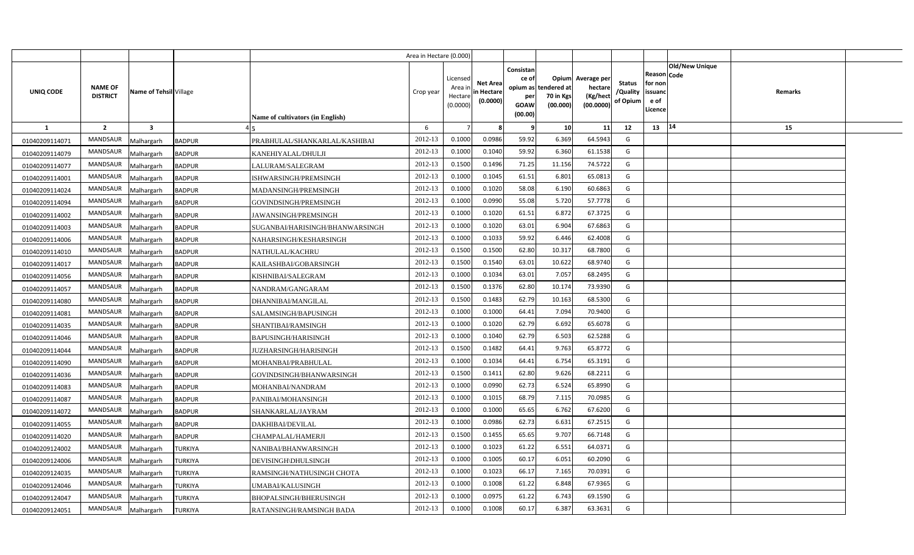| | | | | Area in Hectare (0.000) | | | | | | | | | | |
|---|---|---|---|---|---|---|---|---|---|---|---|---|---|---|
| UNIQ CODE | NAME OF DISTRICT | Name of Tehsil | Village | Name of cultivators (in English) | Crop year | Licensed Area in Hectare (0.0000) | Net Area in Hectare (0.0000) | Consistance of opium as per GOAW (00.00) | Opium tendered at 70 in Kgs (00.000) | Average per hectare (Kg/hect (00.0000) | Status /Quality of Opium | Reason for non issuance of Licence | Code Old/New Unique | Remarks |
| 1 | 2 | 3 | 4 | 5 | 6 | 7 | 8 | 9 | 10 | 11 | 12 | 13 | 14 | 15 |
| 01040209114071 | MANDSAUR | Malhargarh | BADPUR | PRABHULAL/SHANKARLAL/KASHIBAI | 2012-13 | 0.1000 | 0.0986 | 59.92 | 6.369 | 64.5943 | G | | | |
| 01040209114079 | MANDSAUR | Malhargarh | BADPUR | KANEHIYALAL/DHULJI | 2012-13 | 0.1000 | 0.1040 | 59.92 | 6.360 | 61.1538 | G | | | |
| 01040209114077 | MANDSAUR | Malhargarh | BADPUR | LALURAM/SALEGRAM | 2012-13 | 0.1500 | 0.1496 | 71.25 | 11.156 | 74.5722 | G | | | |
| 01040209114001 | MANDSAUR | Malhargarh | BADPUR | ISHWARSINGH/PREMSINGH | 2012-13 | 0.1000 | 0.1045 | 61.51 | 6.801 | 65.0813 | G | | | |
| 01040209114024 | MANDSAUR | Malhargarh | BADPUR | MADANSINGH/PREMSINGH | 2012-13 | 0.1000 | 0.1020 | 58.08 | 6.190 | 60.6863 | G | | | |
| 01040209114094 | MANDSAUR | Malhargarh | BADPUR | GOVINDSINGH/PREMSINGH | 2012-13 | 0.1000 | 0.0990 | 55.08 | 5.720 | 57.7778 | G | | | |
| 01040209114002 | MANDSAUR | Malhargarh | BADPUR | JAWANSINGH/PREMSINGH | 2012-13 | 0.1000 | 0.1020 | 61.51 | 6.872 | 67.3725 | G | | | |
| 01040209114003 | MANDSAUR | Malhargarh | BADPUR | SUGANBAI/HARISINGH/BHANWARSINGH | 2012-13 | 0.1000 | 0.1020 | 63.01 | 6.904 | 67.6863 | G | | | |
| 01040209114006 | MANDSAUR | Malhargarh | BADPUR | NAHARSINGH/KESHARSINGH | 2012-13 | 0.1000 | 0.1033 | 59.92 | 6.446 | 62.4008 | G | | | |
| 01040209114010 | MANDSAUR | Malhargarh | BADPUR | NATHULAL/KACHRU | 2012-13 | 0.1500 | 0.1500 | 62.80 | 10.317 | 68.7800 | G | | | |
| 01040209114017 | MANDSAUR | Malhargarh | BADPUR | KAILASHBAI/GOBARSINGH | 2012-13 | 0.1500 | 0.1540 | 63.01 | 10.622 | 68.9740 | G | | | |
| 01040209114056 | MANDSAUR | Malhargarh | BADPUR | KISHNIBAI/SALEGRAM | 2012-13 | 0.1000 | 0.1034 | 63.01 | 7.057 | 68.2495 | G | | | |
| 01040209114057 | MANDSAUR | Malhargarh | BADPUR | NANDRAM/GANGARAM | 2012-13 | 0.1500 | 0.1376 | 62.80 | 10.174 | 73.9390 | G | | | |
| 01040209114080 | MANDSAUR | Malhargarh | BADPUR | DHANNIBAI/MANGILAL | 2012-13 | 0.1500 | 0.1483 | 62.79 | 10.163 | 68.5300 | G | | | |
| 01040209114081 | MANDSAUR | Malhargarh | BADPUR | SALAMSINGH/BAPUSINGH | 2012-13 | 0.1000 | 0.1000 | 64.41 | 7.094 | 70.9400 | G | | | |
| 01040209114035 | MANDSAUR | Malhargarh | BADPUR | SHANTIBAI/RAMSINGH | 2012-13 | 0.1000 | 0.1020 | 62.79 | 6.692 | 65.6078 | G | | | |
| 01040209114046 | MANDSAUR | Malhargarh | BADPUR | BAPUSINGH/HARISINGH | 2012-13 | 0.1000 | 0.1040 | 62.79 | 6.503 | 62.5288 | G | | | |
| 01040209114044 | MANDSAUR | Malhargarh | BADPUR | JUZHARSINGH/HARISINGH | 2012-13 | 0.1500 | 0.1482 | 64.41 | 9.763 | 65.8772 | G | | | |
| 01040209114090 | MANDSAUR | Malhargarh | BADPUR | MOHANBAI/PRABHULAL | 2012-13 | 0.1000 | 0.1034 | 64.41 | 6.754 | 65.3191 | G | | | |
| 01040209114036 | MANDSAUR | Malhargarh | BADPUR | GOVINDSINGH/BHANWARSINGH | 2012-13 | 0.1500 | 0.1411 | 62.80 | 9.626 | 68.2211 | G | | | |
| 01040209114083 | MANDSAUR | Malhargarh | BADPUR | MOHANBAI/NANDRAM | 2012-13 | 0.1000 | 0.0990 | 62.73 | 6.524 | 65.8990 | G | | | |
| 01040209114087 | MANDSAUR | Malhargarh | BADPUR | PANIBAI/MOHANSINGH | 2012-13 | 0.1000 | 0.1015 | 68.79 | 7.115 | 70.0985 | G | | | |
| 01040209114072 | MANDSAUR | Malhargarh | BADPUR | SHANKARLAL/JAYRAM | 2012-13 | 0.1000 | 0.1000 | 65.65 | 6.762 | 67.6200 | G | | | |
| 01040209114055 | MANDSAUR | Malhargarh | BADPUR | DAKHIBAI/DEVILAL | 2012-13 | 0.1000 | 0.0986 | 62.73 | 6.631 | 67.2515 | G | | | |
| 01040209114020 | MANDSAUR | Malhargarh | BADPUR | CHAMPALAL/HAMERJI | 2012-13 | 0.1500 | 0.1455 | 65.65 | 9.707 | 66.7148 | G | | | |
| 01040209124002 | MANDSAUR | Malhargarh | TURKIYA | NANIBAI/BHANWARSINGH | 2012-13 | 0.1000 | 0.1023 | 61.22 | 6.551 | 64.0371 | G | | | |
| 01040209124006 | MANDSAUR | Malhargarh | TURKIYA | DEVISINGH\DHULSINGH | 2012-13 | 0.1000 | 0.1005 | 60.17 | 6.051 | 60.2090 | G | | | |
| 01040209124035 | MANDSAUR | Malhargarh | TURKIYA | RAMSINGH/NATHUSINGH CHOTA | 2012-13 | 0.1000 | 0.1023 | 66.17 | 7.165 | 70.0391 | G | | | |
| 01040209124046 | MANDSAUR | Malhargarh | TURKIYA | UMABAI/KALUSINGH | 2012-13 | 0.1000 | 0.1008 | 61.22 | 6.848 | 67.9365 | G | | | |
| 01040209124047 | MANDSAUR | Malhargarh | TURKIYA | BHOPALSINGH/BHERUSINGH | 2012-13 | 0.1000 | 0.0975 | 61.22 | 6.743 | 69.1590 | G | | | |
| 01040209124051 | MANDSAUR | Malhargarh | TURKIYA | RATANSINGH/RAMSINGH BADA | 2012-13 | 0.1000 | 0.1008 | 60.17 | 6.387 | 63.3631 | G | | | |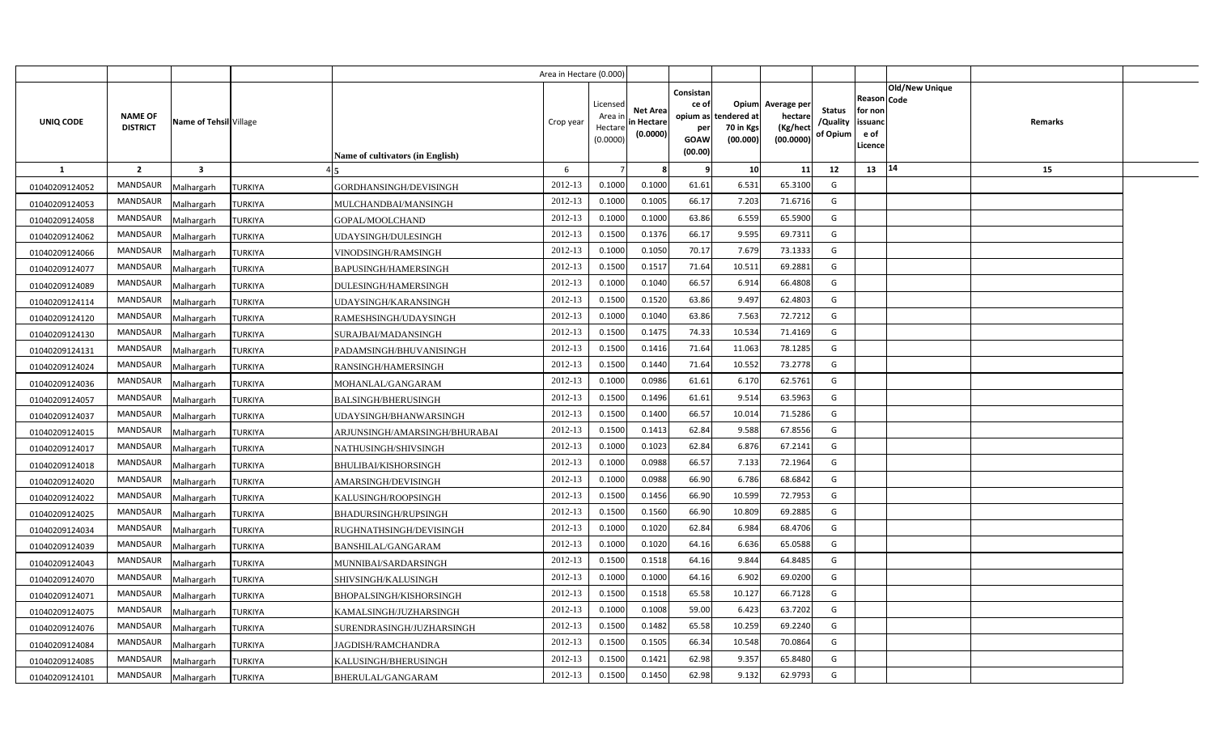| | | | | Area in Hectare (0.000) | | | | | | | | | | |
|---|---|---|---|---|---|---|---|---|---|---|---|---|---|---|
| UNIQ CODE | NAME OF DISTRICT | Name of Tehsil | Village | Name of cultivators (in English) | Crop year | Licensed Area in Hectare (0.0000) | Net Area in Hectare (0.0000) | Consistance of opium as per GOAW (00.00) | Opium tendered at 70 in Kgs (00.000) | Average per hectare (Kg/hect (00.0000) | Status /Quality of Opium | Reason for non issuance of Licence | Code | Old/New Unique | Remarks |
| 1 | 2 | 3 | 4 | 5 | 6 | 7 | 8 | 9 | 10 | 11 | 12 | 13 | 14 | | 15 |
| 01040209124052 | MANDSAUR | Malhargarh | TURKIYA | GORDHANSINGH/DEVISINGH | 2012-13 | 0.1000 | 0.1000 | 61.61 | 6.531 | 65.3100 | G | | | | |
| 01040209124053 | MANDSAUR | Malhargarh | TURKIYA | MULCHANDBAI/MANSINGH | 2012-13 | 0.1000 | 0.1005 | 66.17 | 7.203 | 71.6716 | G | | | | |
| 01040209124058 | MANDSAUR | Malhargarh | TURKIYA | GOPAL/MOOLCHAND | 2012-13 | 0.1000 | 0.1000 | 63.86 | 6.559 | 65.5900 | G | | | | |
| 01040209124062 | MANDSAUR | Malhargarh | TURKIYA | UDAYSINGH/DULESINGH | 2012-13 | 0.1500 | 0.1376 | 66.17 | 9.595 | 69.7311 | G | | | | |
| 01040209124066 | MANDSAUR | Malhargarh | TURKIYA | VINODSINGH/RAMSINGH | 2012-13 | 0.1000 | 0.1050 | 70.17 | 7.679 | 73.1333 | G | | | | |
| 01040209124077 | MANDSAUR | Malhargarh | TURKIYA | BAPUSINGH/HAMERSINGH | 2012-13 | 0.1500 | 0.1517 | 71.64 | 10.511 | 69.2881 | G | | | | |
| 01040209124089 | MANDSAUR | Malhargarh | TURKIYA | DULESINGH/HAMERSINGH | 2012-13 | 0.1000 | 0.1040 | 66.57 | 6.914 | 66.4808 | G | | | | |
| 01040209124114 | MANDSAUR | Malhargarh | TURKIYA | UDAYSINGH/KARANSINGH | 2012-13 | 0.1500 | 0.1520 | 63.86 | 9.497 | 62.4803 | G | | | | |
| 01040209124120 | MANDSAUR | Malhargarh | TURKIYA | RAMESHSINGH/UDAYSINGH | 2012-13 | 0.1000 | 0.1040 | 63.86 | 7.563 | 72.7212 | G | | | | |
| 01040209124130 | MANDSAUR | Malhargarh | TURKIYA | SURAJBAI/MADANSINGH | 2012-13 | 0.1500 | 0.1475 | 74.33 | 10.534 | 71.4169 | G | | | | |
| 01040209124131 | MANDSAUR | Malhargarh | TURKIYA | PADAMSINGH/BHUVANISINGH | 2012-13 | 0.1500 | 0.1416 | 71.64 | 11.063 | 78.1285 | G | | | | |
| 01040209124024 | MANDSAUR | Malhargarh | TURKIYA | RANSINGH/HAMERSINGH | 2012-13 | 0.1500 | 0.1440 | 71.64 | 10.552 | 73.2778 | G | | | | |
| 01040209124036 | MANDSAUR | Malhargarh | TURKIYA | MOHANLAL/GANGARAM | 2012-13 | 0.1000 | 0.0986 | 61.61 | 6.170 | 62.5761 | G | | | | |
| 01040209124057 | MANDSAUR | Malhargarh | TURKIYA | BALSINGH/BHERUSINGH | 2012-13 | 0.1500 | 0.1496 | 61.61 | 9.514 | 63.5963 | G | | | | |
| 01040209124037 | MANDSAUR | Malhargarh | TURKIYA | UDAYSINGH/BHANWARSINGH | 2012-13 | 0.1500 | 0.1400 | 66.57 | 10.014 | 71.5286 | G | | | | |
| 01040209124015 | MANDSAUR | Malhargarh | TURKIYA | ARJUNSINGH/AMARSINGH/BHURABAI | 2012-13 | 0.1500 | 0.1413 | 62.84 | 9.588 | 67.8556 | G | | | | |
| 01040209124017 | MANDSAUR | Malhargarh | TURKIYA | NATHUSINGH/SHIVSINGH | 2012-13 | 0.1000 | 0.1023 | 62.84 | 6.876 | 67.2141 | G | | | | |
| 01040209124018 | MANDSAUR | Malhargarh | TURKIYA | BHULIBAI/KISHORSINGH | 2012-13 | 0.1000 | 0.0988 | 66.57 | 7.133 | 72.1964 | G | | | | |
| 01040209124020 | MANDSAUR | Malhargarh | TURKIYA | AMARSINGH/DEVISINGH | 2012-13 | 0.1000 | 0.0988 | 66.90 | 6.786 | 68.6842 | G | | | | |
| 01040209124022 | MANDSAUR | Malhargarh | TURKIYA | KALUSINGH/ROOPSINGH | 2012-13 | 0.1500 | 0.1456 | 66.90 | 10.599 | 72.7953 | G | | | | |
| 01040209124025 | MANDSAUR | Malhargarh | TURKIYA | BHADURSINGH/RUPSINGH | 2012-13 | 0.1500 | 0.1560 | 66.90 | 10.809 | 69.2885 | G | | | | |
| 01040209124034 | MANDSAUR | Malhargarh | TURKIYA | RUGHNATHSINGH/DEVISINGH | 2012-13 | 0.1000 | 0.1020 | 62.84 | 6.984 | 68.4706 | G | | | | |
| 01040209124039 | MANDSAUR | Malhargarh | TURKIYA | BANSHILAL/GANGARAM | 2012-13 | 0.1000 | 0.1020 | 64.16 | 6.636 | 65.0588 | G | | | | |
| 01040209124043 | MANDSAUR | Malhargarh | TURKIYA | MUNNIBAI/SARDARSINGH | 2012-13 | 0.1500 | 0.1518 | 64.16 | 9.844 | 64.8485 | G | | | | |
| 01040209124070 | MANDSAUR | Malhargarh | TURKIYA | SHIVSINGH/KALUSINGH | 2012-13 | 0.1000 | 0.1000 | 64.16 | 6.902 | 69.0200 | G | | | | |
| 01040209124071 | MANDSAUR | Malhargarh | TURKIYA | BHOPALSINGH/KISHORSINGH | 2012-13 | 0.1500 | 0.1518 | 65.58 | 10.127 | 66.7128 | G | | | | |
| 01040209124075 | MANDSAUR | Malhargarh | TURKIYA | KAMALSINGH/JUZHARSINGH | 2012-13 | 0.1000 | 0.1008 | 59.00 | 6.423 | 63.7202 | G | | | | |
| 01040209124076 | MANDSAUR | Malhargarh | TURKIYA | SURENDRASINGH/JUZHARSINGH | 2012-13 | 0.1500 | 0.1482 | 65.58 | 10.259 | 69.2240 | G | | | | |
| 01040209124084 | MANDSAUR | Malhargarh | TURKIYA | JAGDISH/RAMCHANDRA | 2012-13 | 0.1500 | 0.1505 | 66.34 | 10.548 | 70.0864 | G | | | | |
| 01040209124085 | MANDSAUR | Malhargarh | TURKIYA | KALUSINGH/BHERUSINGH | 2012-13 | 0.1500 | 0.1421 | 62.98 | 9.357 | 65.8480 | G | | | | |
| 01040209124101 | MANDSAUR | Malhargarh | TURKIYA | BHERULAL/GANGARAM | 2012-13 | 0.1500 | 0.1450 | 62.98 | 9.132 | 62.9793 | G | | | | |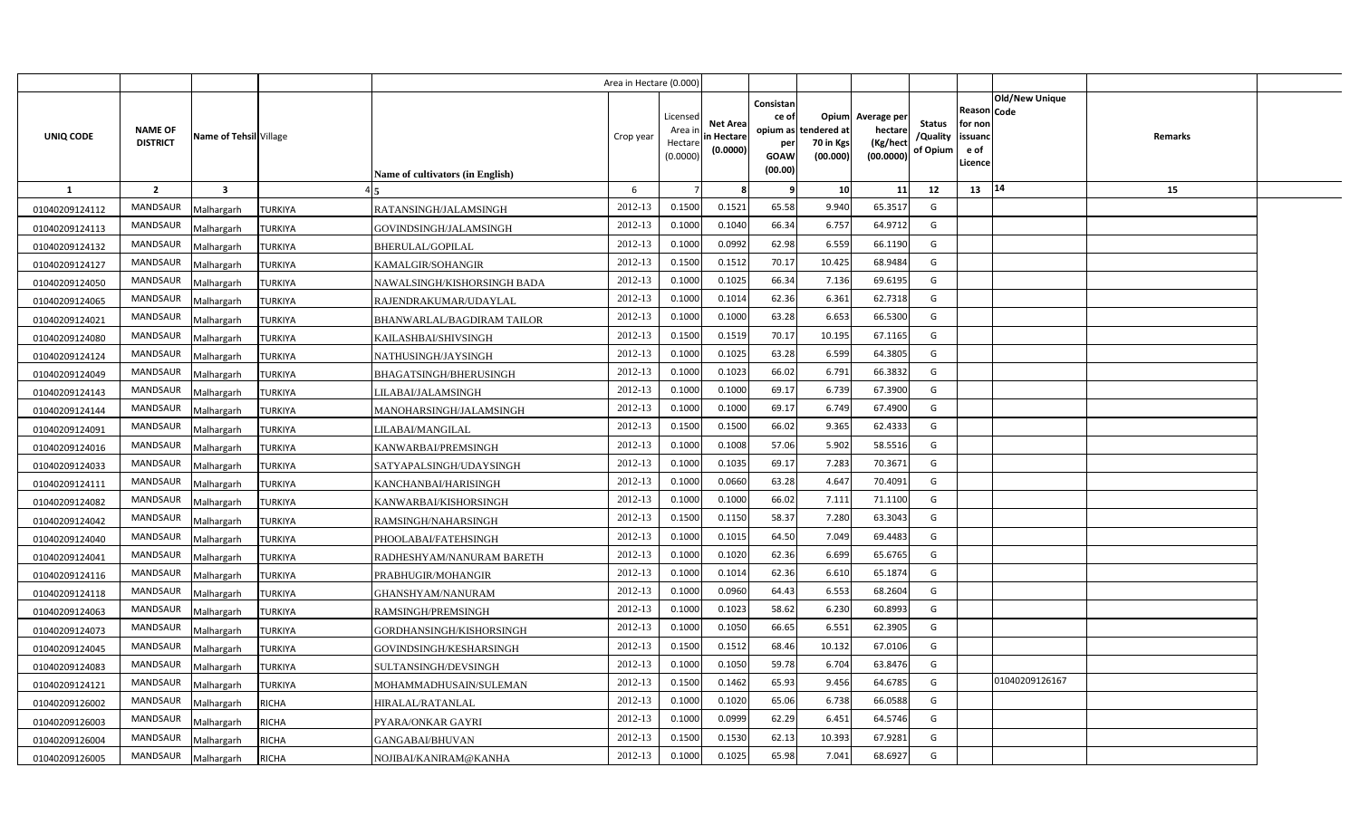| | | | | Area in Hectare (0.000) | | | | | | | | | | |
|---|---|---|---|---|---|---|---|---|---|---|---|---|---|---|
| UNIQ CODE | NAME OF DISTRICT | Name of Tehsil | Village | Name of cultivators (in English) | Crop year | Licensed Area in Hectare (0.0000) | Net Area in Hectare (0.0000) | Consistance of opium as per GOAW (00.00) | Opium tendered at 70 in Kgs (00.000) | Average per hectare (Kg/hect (00.0000) | Status /Quality of Opium | Reason for non issuance of Licence | Code Old/New Unique | Remarks |
| 1 | 2 | 3 | 4 | 5 | 6 | 7 | 8 | 9 | 10 | 11 | 12 | 13 | 14 | 15 |
| 01040209124112 | MANDSAUR | Malhargarh | TURKIYA | RATANSINGH/JALAMSINGH | 2012-13 | 0.1500 | 0.1521 | 65.58 | 9.940 | 65.3517 | G | | | |
| 01040209124113 | MANDSAUR | Malhargarh | TURKIYA | GOVINDSINGH/JALAMSINGH | 2012-13 | 0.1000 | 0.1040 | 66.34 | 6.757 | 64.9712 | G | | | |
| 01040209124132 | MANDSAUR | Malhargarh | TURKIYA | BHERULAL/GOPILAL | 2012-13 | 0.1000 | 0.0992 | 62.98 | 6.559 | 66.1190 | G | | | |
| 01040209124127 | MANDSAUR | Malhargarh | TURKIYA | KAMALGIR/SOHANGIR | 2012-13 | 0.1500 | 0.1512 | 70.17 | 10.425 | 68.9484 | G | | | |
| 01040209124050 | MANDSAUR | Malhargarh | TURKIYA | NAWALSINGH/KISHORSINGH BADA | 2012-13 | 0.1000 | 0.1025 | 66.34 | 7.136 | 69.6195 | G | | | |
| 01040209124065 | MANDSAUR | Malhargarh | TURKIYA | RAJENDRAKUMAR/UDAYLAL | 2012-13 | 0.1000 | 0.1014 | 62.36 | 6.361 | 62.7318 | G | | | |
| 01040209124021 | MANDSAUR | Malhargarh | TURKIYA | BHANWARLAL/BAGDIRAM TAILOR | 2012-13 | 0.1000 | 0.1000 | 63.28 | 6.653 | 66.5300 | G | | | |
| 01040209124080 | MANDSAUR | Malhargarh | TURKIYA | KAILASHBAI/SHIVSINGH | 2012-13 | 0.1500 | 0.1519 | 70.17 | 10.195 | 67.1165 | G | | | |
| 01040209124124 | MANDSAUR | Malhargarh | TURKIYA | NATHUSINGH/JAYSINGH | 2012-13 | 0.1000 | 0.1025 | 63.28 | 6.599 | 64.3805 | G | | | |
| 01040209124049 | MANDSAUR | Malhargarh | TURKIYA | BHAGATSINGH/BHERUSINGH | 2012-13 | 0.1000 | 0.1023 | 66.02 | 6.791 | 66.3832 | G | | | |
| 01040209124143 | MANDSAUR | Malhargarh | TURKIYA | LILABAI/JALAMSINGH | 2012-13 | 0.1000 | 0.1000 | 69.17 | 6.739 | 67.3900 | G | | | |
| 01040209124144 | MANDSAUR | Malhargarh | TURKIYA | MANOHARSINGH/JALAMSINGH | 2012-13 | 0.1000 | 0.1000 | 69.17 | 6.749 | 67.4900 | G | | | |
| 01040209124091 | MANDSAUR | Malhargarh | TURKIYA | LILABAI/MANGILAL | 2012-13 | 0.1500 | 0.1500 | 66.02 | 9.365 | 62.4333 | G | | | |
| 01040209124016 | MANDSAUR | Malhargarh | TURKIYA | KANWARBAI/PREMSINGH | 2012-13 | 0.1000 | 0.1008 | 57.06 | 5.902 | 58.5516 | G | | | |
| 01040209124033 | MANDSAUR | Malhargarh | TURKIYA | SATYAPALSINGH/UDAYSINGH | 2012-13 | 0.1000 | 0.1035 | 69.17 | 7.283 | 70.3671 | G | | | |
| 01040209124111 | MANDSAUR | Malhargarh | TURKIYA | KANCHANBAI/HARISINGH | 2012-13 | 0.1000 | 0.0660 | 63.28 | 4.647 | 70.4091 | G | | | |
| 01040209124082 | MANDSAUR | Malhargarh | TURKIYA | KANWARBAI/KISHORSINGH | 2012-13 | 0.1000 | 0.1000 | 66.02 | 7.111 | 71.1100 | G | | | |
| 01040209124042 | MANDSAUR | Malhargarh | TURKIYA | RAMSINGH/NAHARSINGH | 2012-13 | 0.1500 | 0.1150 | 58.37 | 7.280 | 63.3043 | G | | | |
| 01040209124040 | MANDSAUR | Malhargarh | TURKIYA | PHOOLABAI/FATEHSINGH | 2012-13 | 0.1000 | 0.1015 | 64.50 | 7.049 | 69.4483 | G | | | |
| 01040209124041 | MANDSAUR | Malhargarh | TURKIYA | RADHESHYAM/NANURAM BARETH | 2012-13 | 0.1000 | 0.1020 | 62.36 | 6.699 | 65.6765 | G | | | |
| 01040209124116 | MANDSAUR | Malhargarh | TURKIYA | PRABHUGIR/MOHANGIR | 2012-13 | 0.1000 | 0.1014 | 62.36 | 6.610 | 65.1874 | G | | | |
| 01040209124118 | MANDSAUR | Malhargarh | TURKIYA | GHANSHYAM/NANURAM | 2012-13 | 0.1000 | 0.0960 | 64.43 | 6.553 | 68.2604 | G | | | |
| 01040209124063 | MANDSAUR | Malhargarh | TURKIYA | RAMSINGH/PREMSINGH | 2012-13 | 0.1000 | 0.1023 | 58.62 | 6.230 | 60.8993 | G | | | |
| 01040209124073 | MANDSAUR | Malhargarh | TURKIYA | GORDHANSINGH/KISHORSINGH | 2012-13 | 0.1000 | 0.1050 | 66.65 | 6.551 | 62.3905 | G | | | |
| 01040209124045 | MANDSAUR | Malhargarh | TURKIYA | GOVINDSINGH/KESHARSINGH | 2012-13 | 0.1500 | 0.1512 | 68.46 | 10.132 | 67.0106 | G | | | |
| 01040209124083 | MANDSAUR | Malhargarh | TURKIYA | SULTANSINGH/DEVSINGH | 2012-13 | 0.1000 | 0.1050 | 59.78 | 6.704 | 63.8476 | G | | | |
| 01040209124121 | MANDSAUR | Malhargarh | TURKIYA | MOHAMMADHUSAIN/SULEMAN | 2012-13 | 0.1500 | 0.1462 | 65.93 | 9.456 | 64.6785 | G | | 01040209126167 | |
| 01040209126002 | MANDSAUR | Malhargarh | RICHA | HIRALAL/RATANLAL | 2012-13 | 0.1000 | 0.1020 | 65.06 | 6.738 | 66.0588 | G | | | |
| 01040209126003 | MANDSAUR | Malhargarh | RICHA | PYARA/ONKAR GAYRI | 2012-13 | 0.1000 | 0.0999 | 62.29 | 6.451 | 64.5746 | G | | | |
| 01040209126004 | MANDSAUR | Malhargarh | RICHA | GANGABAI/BHUVAN | 2012-13 | 0.1500 | 0.1530 | 62.13 | 10.393 | 67.9281 | G | | | |
| 01040209126005 | MANDSAUR | Malhargarh | RICHA | NOJIBAI/KANIRAM@KANHA | 2012-13 | 0.1000 | 0.1025 | 65.98 | 7.041 | 68.6927 | G | | | |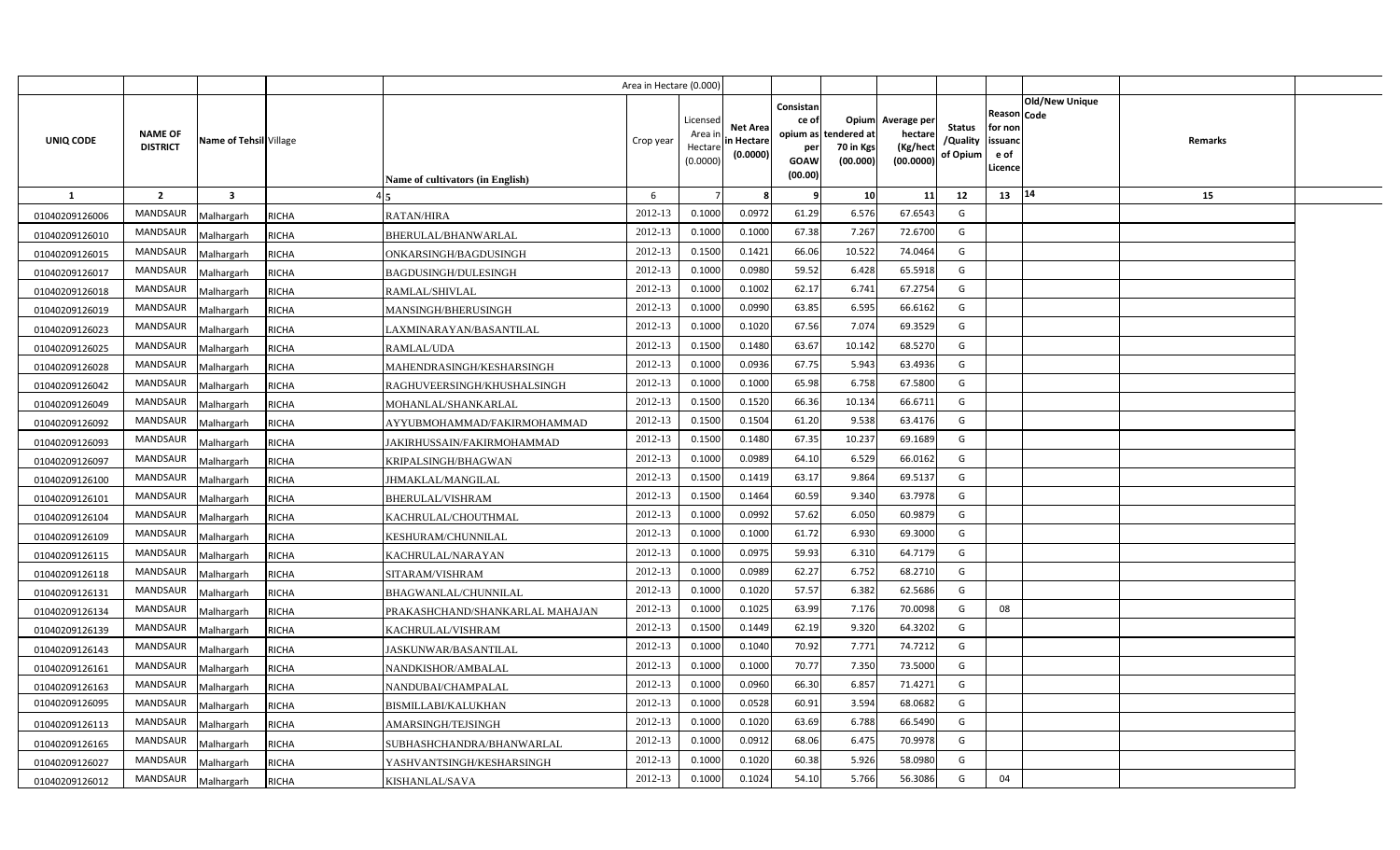| | | | | Area in Hectare (0.000) | | | | | | | | | | |
|---|---|---|---|---|---|---|---|---|---|---|---|---|---|---|
| UNIQ CODE | NAME OF DISTRICT | Name of Tehsil | Village | Name of cultivators (in English) | Crop year | Licensed Area in Hectare (0.0000) | Net Area in Hectare (0.0000) | Consistance of opium as per GOAW (00.00) | Opium tendered at 70 in Kgs (00.000) | Average per hectare (Kg/hect (00.0000) | Status /Quality of Opium | Reason for non issuance of Licence | Code Old/New Unique | Remarks |
| 1 | 2 | 3 | 4 | 5 | 6 | 7 | 8 | 9 | 10 | 11 | 12 | 13 | 14 | 15 |
| 01040209126006 | MANDSAUR | Malhargarh | RICHA | RATAN/HIRA | 2012-13 | 0.1000 | 0.0972 | 61.29 | 6.576 | 67.6543 | G | | | |
| 01040209126010 | MANDSAUR | Malhargarh | RICHA | BHERULAL/BHANWARLAL | 2012-13 | 0.1000 | 0.1000 | 67.38 | 7.267 | 72.6700 | G | | | |
| 01040209126015 | MANDSAUR | Malhargarh | RICHA | ONKARSINGH/BAGDUSINGH | 2012-13 | 0.1500 | 0.1421 | 66.06 | 10.522 | 74.0464 | G | | | |
| 01040209126017 | MANDSAUR | Malhargarh | RICHA | BAGDUSINGH/DULESINGH | 2012-13 | 0.1000 | 0.0980 | 59.52 | 6.428 | 65.5918 | G | | | |
| 01040209126018 | MANDSAUR | Malhargarh | RICHA | RAMLAL/SHIVLAL | 2012-13 | 0.1000 | 0.1002 | 62.17 | 6.741 | 67.2754 | G | | | |
| 01040209126019 | MANDSAUR | Malhargarh | RICHA | MANSINGH/BHERUSINGH | 2012-13 | 0.1000 | 0.0990 | 63.85 | 6.595 | 66.6162 | G | | | |
| 01040209126023 | MANDSAUR | Malhargarh | RICHA | LAXMINARAYAN/BASANTILAL | 2012-13 | 0.1000 | 0.1020 | 67.56 | 7.074 | 69.3529 | G | | | |
| 01040209126025 | MANDSAUR | Malhargarh | RICHA | RAMLAL/UDA | 2012-13 | 0.1500 | 0.1480 | 63.67 | 10.142 | 68.5270 | G | | | |
| 01040209126028 | MANDSAUR | Malhargarh | RICHA | MAHENDRASINGH/KESHARSINGH | 2012-13 | 0.1000 | 0.0936 | 67.75 | 5.943 | 63.4936 | G | | | |
| 01040209126042 | MANDSAUR | Malhargarh | RICHA | RAGHUVEERSINGH/KHUSHALSINGH | 2012-13 | 0.1000 | 0.1000 | 65.98 | 6.758 | 67.5800 | G | | | |
| 01040209126049 | MANDSAUR | Malhargarh | RICHA | MOHANLAL/SHANKARLAL | 2012-13 | 0.1500 | 0.1520 | 66.36 | 10.134 | 66.6711 | G | | | |
| 01040209126092 | MANDSAUR | Malhargarh | RICHA | AYYUBMOHAMMAD/FAKIRMOHAMMAD | 2012-13 | 0.1500 | 0.1504 | 61.20 | 9.538 | 63.4176 | G | | | |
| 01040209126093 | MANDSAUR | Malhargarh | RICHA | JAKIRHUSSAIN/FAKIRMOHAMMAD | 2012-13 | 0.1500 | 0.1480 | 67.35 | 10.237 | 69.1689 | G | | | |
| 01040209126097 | MANDSAUR | Malhargarh | RICHA | KRIPALSINGH/BHAGWAN | 2012-13 | 0.1000 | 0.0989 | 64.10 | 6.529 | 66.0162 | G | | | |
| 01040209126100 | MANDSAUR | Malhargarh | RICHA | JHMAKLAL/MANGILAL | 2012-13 | 0.1500 | 0.1419 | 63.17 | 9.864 | 69.5137 | G | | | |
| 01040209126101 | MANDSAUR | Malhargarh | RICHA | BHERULAL/VISHRAM | 2012-13 | 0.1500 | 0.1464 | 60.59 | 9.340 | 63.7978 | G | | | |
| 01040209126104 | MANDSAUR | Malhargarh | RICHA | KACHRULAL/CHOUTHMAL | 2012-13 | 0.1000 | 0.0992 | 57.62 | 6.050 | 60.9879 | G | | | |
| 01040209126109 | MANDSAUR | Malhargarh | RICHA | KESHURAM/CHUNNILAL | 2012-13 | 0.1000 | 0.1000 | 61.72 | 6.930 | 69.3000 | G | | | |
| 01040209126115 | MANDSAUR | Malhargarh | RICHA | KACHRULAL/NARAYAN | 2012-13 | 0.1000 | 0.0975 | 59.93 | 6.310 | 64.7179 | G | | | |
| 01040209126118 | MANDSAUR | Malhargarh | RICHA | SITARAM/VISHRAM | 2012-13 | 0.1000 | 0.0989 | 62.27 | 6.752 | 68.2710 | G | | | |
| 01040209126131 | MANDSAUR | Malhargarh | RICHA | BHAGWANLAL/CHUNNILAL | 2012-13 | 0.1000 | 0.1020 | 57.57 | 6.382 | 62.5686 | G | | | |
| 01040209126134 | MANDSAUR | Malhargarh | RICHA | PRAKASHCHAND/SHANKARLAL MAHAJAN | 2012-13 | 0.1000 | 0.1025 | 63.99 | 7.176 | 70.0098 | G | 08 | | |
| 01040209126139 | MANDSAUR | Malhargarh | RICHA | KACHRULAL/VISHRAM | 2012-13 | 0.1500 | 0.1449 | 62.19 | 9.320 | 64.3202 | G | | | |
| 01040209126143 | MANDSAUR | Malhargarh | RICHA | JASKUNWAR/BASANTILAL | 2012-13 | 0.1000 | 0.1040 | 70.92 | 7.771 | 74.7212 | G | | | |
| 01040209126161 | MANDSAUR | Malhargarh | RICHA | NANDKISHOR/AMBALAL | 2012-13 | 0.1000 | 0.1000 | 70.77 | 7.350 | 73.5000 | G | | | |
| 01040209126163 | MANDSAUR | Malhargarh | RICHA | NANDUBAI/CHAMPALAL | 2012-13 | 0.1000 | 0.0960 | 66.30 | 6.857 | 71.4271 | G | | | |
| 01040209126095 | MANDSAUR | Malhargarh | RICHA | BISMILLABI/KALUKHAN | 2012-13 | 0.1000 | 0.0528 | 60.91 | 3.594 | 68.0682 | G | | | |
| 01040209126113 | MANDSAUR | Malhargarh | RICHA | AMARSINGH/TEJSINGH | 2012-13 | 0.1000 | 0.1020 | 63.69 | 6.788 | 66.5490 | G | | | |
| 01040209126165 | MANDSAUR | Malhargarh | RICHA | SUBHASHCHANDRA/BHANWARLAL | 2012-13 | 0.1000 | 0.0912 | 68.06 | 6.475 | 70.9978 | G | | | |
| 01040209126027 | MANDSAUR | Malhargarh | RICHA | YASHVANTSINGH/KESHARSINGH | 2012-13 | 0.1000 | 0.1020 | 60.38 | 5.926 | 58.0980 | G | | | |
| 01040209126012 | MANDSAUR | Malhargarh | RICHA | KISHANLAL/SAVA | 2012-13 | 0.1000 | 0.1024 | 54.10 | 5.766 | 56.3086 | G | 04 | | |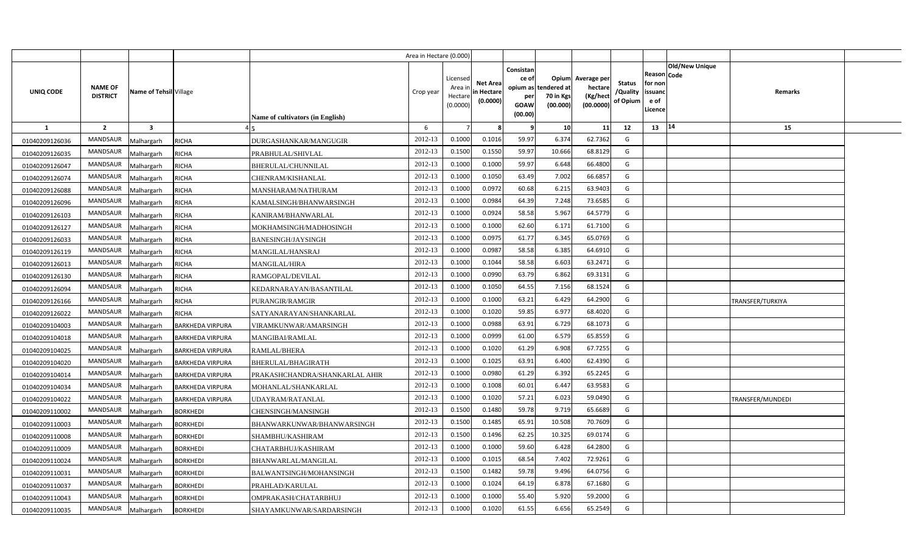| | | | | Area in Hectare (0.000) | | | | | | | | | | | |
|---|---|---|---|---|---|---|---|---|---|---|---|---|---|---|---|
| UNIQ CODE | NAME OF DISTRICT | Name of Tehsil | Village | Name of cultivators (in English) | Crop year | Licensed Area in Hectare (0.0000) | Net Area in Hectare (0.0000) | Consistance of opium as per GOAW (00.00) | Opium tendered at 70 in Kgs (00.000) | Average per hectare (Kg/hect (00.0000) | Status /Quality of Opium | Reason for non issuance of Licence | Code | Old/New Unique | Remarks |
| 1 | 2 | 3 | 4 | 5 | 6 | 7 | 8 | 9 | 10 | 11 | 12 | 13 | | 14 | 15 |
| 01040209126036 | MANDSAUR | Malhargarh | RICHA | DURGASHANKAR/MANGUGIR | 2012-13 | 0.1000 | 0.1016 | 59.97 | 6.374 | 62.7362 | G | | | | |
| 01040209126035 | MANDSAUR | Malhargarh | RICHA | PRABHULAL/SHIVLAL | 2012-13 | 0.1500 | 0.1550 | 59.97 | 10.666 | 68.8129 | G | | | | |
| 01040209126047 | MANDSAUR | Malhargarh | RICHA | BHERULAL/CHUNNILAL | 2012-13 | 0.1000 | 0.1000 | 59.97 | 6.648 | 66.4800 | G | | | | |
| 01040209126074 | MANDSAUR | Malhargarh | RICHA | CHENRAM/KISHANLAL | 2012-13 | 0.1000 | 0.1050 | 63.49 | 7.002 | 66.6857 | G | | | | |
| 01040209126088 | MANDSAUR | Malhargarh | RICHA | MANSHARAM/NATHURAM | 2012-13 | 0.1000 | 0.0972 | 60.68 | 6.215 | 63.9403 | G | | | | |
| 01040209126096 | MANDSAUR | Malhargarh | RICHA | KAMALSINGH/BHANWARSINGH | 2012-13 | 0.1000 | 0.0984 | 64.39 | 7.248 | 73.6585 | G | | | | |
| 01040209126103 | MANDSAUR | Malhargarh | RICHA | KANIRAM/BHANWARLAL | 2012-13 | 0.1000 | 0.0924 | 58.58 | 5.967 | 64.5779 | G | | | | |
| 01040209126127 | MANDSAUR | Malhargarh | RICHA | MOKHAMSINGH/MADHOSINGH | 2012-13 | 0.1000 | 0.1000 | 62.60 | 6.171 | 61.7100 | G | | | | |
| 01040209126033 | MANDSAUR | Malhargarh | RICHA | BANESINGH/JAYSINGH | 2012-13 | 0.1000 | 0.0975 | 61.77 | 6.345 | 65.0769 | G | | | | |
| 01040209126119 | MANDSAUR | Malhargarh | RICHA | MANGILAL/HANSRAJ | 2012-13 | 0.1000 | 0.0987 | 58.58 | 6.385 | 64.6910 | G | | | | |
| 01040209126013 | MANDSAUR | Malhargarh | RICHA | MANGILAL/HIRA | 2012-13 | 0.1000 | 0.1044 | 58.58 | 6.603 | 63.2471 | G | | | | |
| 01040209126130 | MANDSAUR | Malhargarh | RICHA | RAMGOPAL/DEVILAL | 2012-13 | 0.1000 | 0.0990 | 63.79 | 6.862 | 69.3131 | G | | | | |
| 01040209126094 | MANDSAUR | Malhargarh | RICHA | KEDARNARAYAN/BASANTILAL | 2012-13 | 0.1000 | 0.1050 | 64.55 | 7.156 | 68.1524 | G | | | | |
| 01040209126166 | MANDSAUR | Malhargarh | RICHA | PURANGIR/RAMGIR | 2012-13 | 0.1000 | 0.1000 | 63.21 | 6.429 | 64.2900 | G | | | | TRANSFER/TURKIYA |
| 01040209126022 | MANDSAUR | Malhargarh | RICHA | SATYANARAYAN/SHANKARLAL | 2012-13 | 0.1000 | 0.1020 | 59.85 | 6.977 | 68.4020 | G | | | | |
| 01040209104003 | MANDSAUR | Malhargarh | BARKHEDA VIRPURA | VIRAMKUNWAR/AMARSINGH | 2012-13 | 0.1000 | 0.0988 | 63.91 | 6.729 | 68.1073 | G | | | | |
| 01040209104018 | MANDSAUR | Malhargarh | BARKHEDA VIRPURA | MANGIBAI/RAMLAL | 2012-13 | 0.1000 | 0.0999 | 61.00 | 6.579 | 65.8559 | G | | | | |
| 01040209104025 | MANDSAUR | Malhargarh | BARKHEDA VIRPURA | RAMLAL/BHERA | 2012-13 | 0.1000 | 0.1020 | 61.29 | 6.908 | 67.7255 | G | | | | |
| 01040209104020 | MANDSAUR | Malhargarh | BARKHEDA VIRPURA | BHERULAL/BHAGIRATH | 2012-13 | 0.1000 | 0.1025 | 63.91 | 6.400 | 62.4390 | G | | | | |
| 01040209104014 | MANDSAUR | Malhargarh | BARKHEDA VIRPURA | PRAKASHCHANDRA/SHANKARLAL AHIR | 2012-13 | 0.1000 | 0.0980 | 61.29 | 6.392 | 65.2245 | G | | | | |
| 01040209104034 | MANDSAUR | Malhargarh | BARKHEDA VIRPURA | MOHANLAL/SHANKARLAL | 2012-13 | 0.1000 | 0.1008 | 60.01 | 6.447 | 63.9583 | G | | | | |
| 01040209104022 | MANDSAUR | Malhargarh | BARKHEDA VIRPURA | UDAYRAM/RATANLAL | 2012-13 | 0.1000 | 0.1020 | 57.21 | 6.023 | 59.0490 | G | | | | TRANSFER/MUNDEDI |
| 01040209110002 | MANDSAUR | Malhargarh | BORKHEDI | CHENSINGH/MANSINGH | 2012-13 | 0.1500 | 0.1480 | 59.78 | 9.719 | 65.6689 | G | | | | |
| 01040209110003 | MANDSAUR | Malhargarh | BORKHEDI | BHANWARKUNWAR/BHANWARSINGH | 2012-13 | 0.1500 | 0.1485 | 65.91 | 10.508 | 70.7609 | G | | | | |
| 01040209110008 | MANDSAUR | Malhargarh | BORKHEDI | SHAMBHU/KASHIRAM | 2012-13 | 0.1500 | 0.1496 | 62.25 | 10.325 | 69.0174 | G | | | | |
| 01040209110009 | MANDSAUR | Malhargarh | BORKHEDI | CHATARBHUJ/KASHIRAM | 2012-13 | 0.1000 | 0.1000 | 59.60 | 6.428 | 64.2800 | G | | | | |
| 01040209110024 | MANDSAUR | Malhargarh | BORKHEDI | BHANWARLAL/MANGILAL | 2012-13 | 0.1000 | 0.1015 | 68.54 | 7.402 | 72.9261 | G | | | | |
| 01040209110031 | MANDSAUR | Malhargarh | BORKHEDI | BALWANTSINGH/MOHANSINGH | 2012-13 | 0.1500 | 0.1482 | 59.78 | 9.496 | 64.0756 | G | | | | |
| 01040209110037 | MANDSAUR | Malhargarh | BORKHEDI | PRAHLAD/KARULAL | 2012-13 | 0.1000 | 0.1024 | 64.19 | 6.878 | 67.1680 | G | | | | |
| 01040209110043 | MANDSAUR | Malhargarh | BORKHEDI | OMPRAKASH/CHATARBHUJ | 2012-13 | 0.1000 | 0.1000 | 55.40 | 5.920 | 59.2000 | G | | | | |
| 01040209110035 | MANDSAUR | Malhargarh | BORKHEDI | SHAYAMKUNWAR/SARDARSINGH | 2012-13 | 0.1000 | 0.1020 | 61.55 | 6.656 | 65.2549 | G | | | | |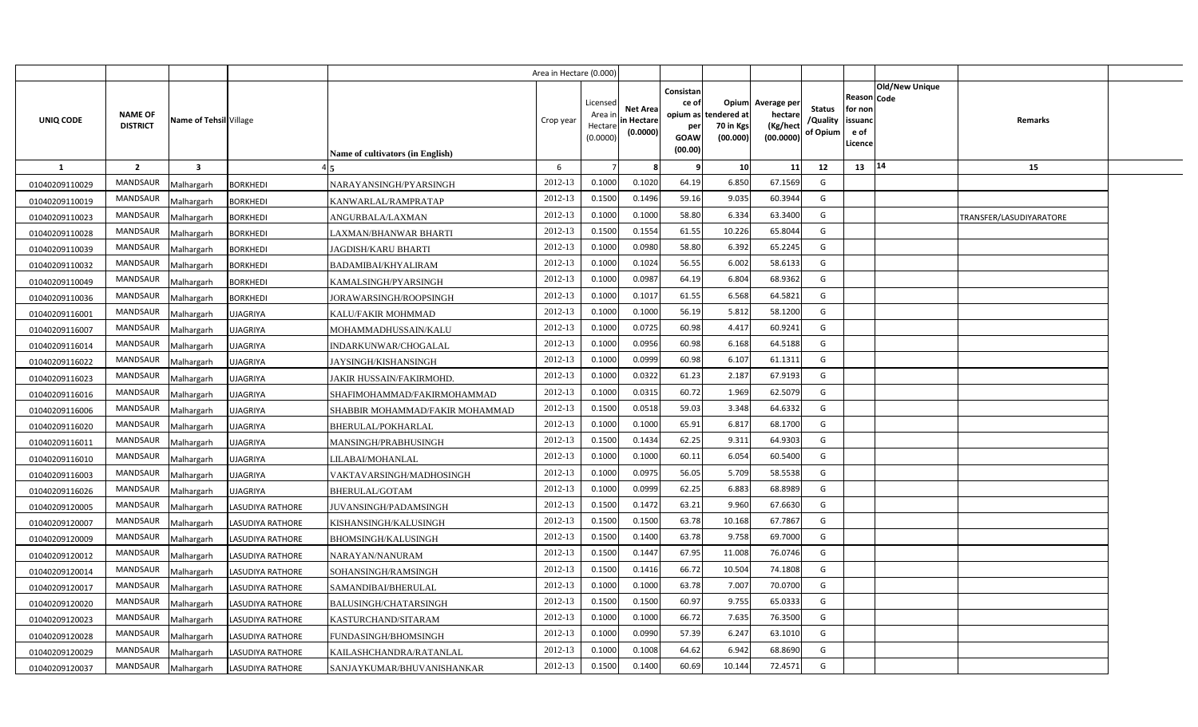| UNIQ CODE | NAME OF DISTRICT | Name of Tehsil | Village | Name of cultivators (in English) | Crop year | Licensed Area in Hectare (0.0000) | Net Area in Hectare (0.0000) | Consistance of opium as per GOAW (00.00) | Opium tendered at 70 in Kgs (00.000) | Average per hectare (Kg/hect (00.0000) | Status /Quality of Opium | Reason for non issuance of Licence | Code | Old/New Unique | Remarks |
|---|---|---|---|---|---|---|---|---|---|---|---|---|---|---|---|
| 1 | 2 | 3 | 4 | 5 | 6 | 7 | 8 | 9 | 10 | 11 | 12 | 13 | 14 | | 15 |
| 01040209110029 | MANDSAUR | Malhargarh | BORKHEDI | NARAYANSINGH/PYARSINGH | 2012-13 | 0.1000 | 0.1020 | 64.19 | 6.850 | 67.1569 | G | | | | |
| 01040209110019 | MANDSAUR | Malhargarh | BORKHEDI | KANWARLAL/RAMPRATAP | 2012-13 | 0.1500 | 0.1496 | 59.16 | 9.035 | 60.3944 | G | | | | |
| 01040209110023 | MANDSAUR | Malhargarh | BORKHEDI | ANGURBALA/LAXMAN | 2012-13 | 0.1000 | 0.1000 | 58.80 | 6.334 | 63.3400 | G | | | | TRANSFER/LASUDIYARATORE |
| 01040209110028 | MANDSAUR | Malhargarh | BORKHEDI | LAXMAN/BHANWAR BHARTI | 2012-13 | 0.1500 | 0.1554 | 61.55 | 10.226 | 65.8044 | G | | | | |
| 01040209110039 | MANDSAUR | Malhargarh | BORKHEDI | JAGDISH/KARU BHARTI | 2012-13 | 0.1000 | 0.0980 | 58.80 | 6.392 | 65.2245 | G | | | | |
| 01040209110032 | MANDSAUR | Malhargarh | BORKHEDI | BADAMIBAI/KHYALIRAM | 2012-13 | 0.1000 | 0.1024 | 56.55 | 6.002 | 58.6133 | G | | | | |
| 01040209110049 | MANDSAUR | Malhargarh | BORKHEDI | KAMALSINGH/PYARSINGH | 2012-13 | 0.1000 | 0.0987 | 64.19 | 6.804 | 68.9362 | G | | | | |
| 01040209110036 | MANDSAUR | Malhargarh | BORKHEDI | JORAWARSINGH/ROOPSINGH | 2012-13 | 0.1000 | 0.1017 | 61.55 | 6.568 | 64.5821 | G | | | | |
| 01040209116001 | MANDSAUR | Malhargarh | UJAGRIYA | KALU/FAKIR MOHMMAD | 2012-13 | 0.1000 | 0.1000 | 56.19 | 5.812 | 58.1200 | G | | | | |
| 01040209116007 | MANDSAUR | Malhargarh | UJAGRIYA | MOHAMMADHUSSAIN/KALU | 2012-13 | 0.1000 | 0.0725 | 60.98 | 4.417 | 60.9241 | G | | | | |
| 01040209116014 | MANDSAUR | Malhargarh | UJAGRIYA | INDARKUNWAR/CHOGALAL | 2012-13 | 0.1000 | 0.0956 | 60.98 | 6.168 | 64.5188 | G | | | | |
| 01040209116022 | MANDSAUR | Malhargarh | UJAGRIYA | JAYSINGH/KISHANSINGH | 2012-13 | 0.1000 | 0.0999 | 60.98 | 6.107 | 61.1311 | G | | | | |
| 01040209116023 | MANDSAUR | Malhargarh | UJAGRIYA | JAKIR HUSSAIN/FAKIRMOHD. | 2012-13 | 0.1000 | 0.0322 | 61.23 | 2.187 | 67.9193 | G | | | | |
| 01040209116016 | MANDSAUR | Malhargarh | UJAGRIYA | SHAFIMOHAMMAD/FAKIRMOHAMMAD | 2012-13 | 0.1000 | 0.0315 | 60.72 | 1.969 | 62.5079 | G | | | | |
| 01040209116006 | MANDSAUR | Malhargarh | UJAGRIYA | SHABBIR MOHAMMAD/FAKIR MOHAMMAD | 2012-13 | 0.1500 | 0.0518 | 59.03 | 3.348 | 64.6332 | G | | | | |
| 01040209116020 | MANDSAUR | Malhargarh | UJAGRIYA | BHERULAL/POKHARLAL | 2012-13 | 0.1000 | 0.1000 | 65.91 | 6.817 | 68.1700 | G | | | | |
| 01040209116011 | MANDSAUR | Malhargarh | UJAGRIYA | MANSINGH/PRABHUSINGH | 2012-13 | 0.1500 | 0.1434 | 62.25 | 9.311 | 64.9303 | G | | | | |
| 01040209116010 | MANDSAUR | Malhargarh | UJAGRIYA | LILABAI/MOHANLAL | 2012-13 | 0.1000 | 0.1000 | 60.11 | 6.054 | 60.5400 | G | | | | |
| 01040209116003 | MANDSAUR | Malhargarh | UJAGRIYA | VAKTAVARSINGH/MADHOSINGH | 2012-13 | 0.1000 | 0.0975 | 56.05 | 5.709 | 58.5538 | G | | | | |
| 01040209116026 | MANDSAUR | Malhargarh | UJAGRIYA | BHERULAL/GOTAM | 2012-13 | 0.1000 | 0.0999 | 62.25 | 6.883 | 68.8989 | G | | | | |
| 01040209120005 | MANDSAUR | Malhargarh | LASUDIYA RATHORE | JUVANSINGH/PADAMSINGH | 2012-13 | 0.1500 | 0.1472 | 63.21 | 9.960 | 67.6630 | G | | | | |
| 01040209120007 | MANDSAUR | Malhargarh | LASUDIYA RATHORE | KISHANSINGH/KALUSINGH | 2012-13 | 0.1500 | 0.1500 | 63.78 | 10.168 | 67.7867 | G | | | | |
| 01040209120009 | MANDSAUR | Malhargarh | LASUDIYA RATHORE | BHOMSINGH/KALUSINGH | 2012-13 | 0.1500 | 0.1400 | 63.78 | 9.758 | 69.7000 | G | | | | |
| 01040209120012 | MANDSAUR | Malhargarh | LASUDIYA RATHORE | NARAYAN/NANURAM | 2012-13 | 0.1500 | 0.1447 | 67.95 | 11.008 | 76.0746 | G | | | | |
| 01040209120014 | MANDSAUR | Malhargarh | LASUDIYA RATHORE | SOHANSINGH/RAMSINGH | 2012-13 | 0.1500 | 0.1416 | 66.72 | 10.504 | 74.1808 | G | | | | |
| 01040209120017 | MANDSAUR | Malhargarh | LASUDIYA RATHORE | SAMANDIBAI/BHERULAL | 2012-13 | 0.1000 | 0.1000 | 63.78 | 7.007 | 70.0700 | G | | | | |
| 01040209120020 | MANDSAUR | Malhargarh | LASUDIYA RATHORE | BALUSINGH/CHATARSINGH | 2012-13 | 0.1500 | 0.1500 | 60.97 | 9.755 | 65.0333 | G | | | | |
| 01040209120023 | MANDSAUR | Malhargarh | LASUDIYA RATHORE | KASTURCHAND/SITARAM | 2012-13 | 0.1000 | 0.1000 | 66.72 | 7.635 | 76.3500 | G | | | | |
| 01040209120028 | MANDSAUR | Malhargarh | LASUDIYA RATHORE | FUNDASINGH/BHOMSINGH | 2012-13 | 0.1000 | 0.0990 | 57.39 | 6.247 | 63.1010 | G | | | | |
| 01040209120029 | MANDSAUR | Malhargarh | LASUDIYA RATHORE | KAILASHCHANDRA/RATANLAL | 2012-13 | 0.1000 | 0.1008 | 64.62 | 6.942 | 68.8690 | G | | | | |
| 01040209120037 | MANDSAUR | Malhargarh | LASUDIYA RATHORE | SANJAYKUMAR/BHUVANISHANKAR | 2012-13 | 0.1500 | 0.1400 | 60.69 | 10.144 | 72.4571 | G | | | | |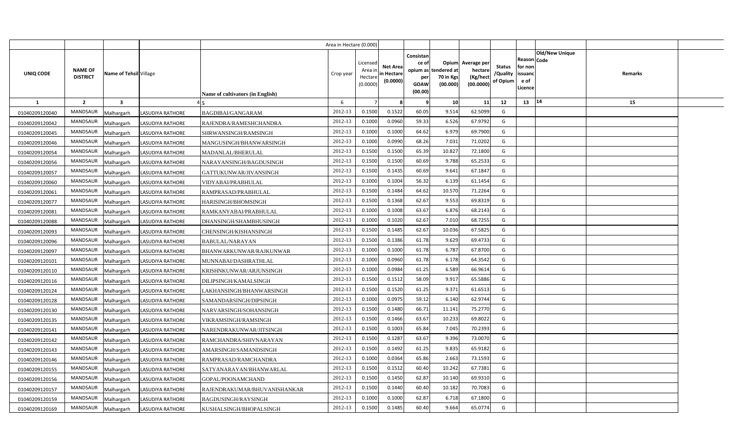| UNIQ CODE | NAME OF DISTRICT | Name of Tehsil | Village | Name of cultivators (in English) | Crop year | Licensed Area in Hectare (0.0000) | Net Area in Hectare (0.0000) | Consistance of opium as per GOAW (00.00) | Opium tendered at 70 in Kgs (00.000) | Average per hectare (Kg/hect (00.0000) | Status /Quality of Opium | Reason for non issuance of Licence | Code | Old/New Unique | Remarks |
|---|---|---|---|---|---|---|---|---|---|---|---|---|---|---|---|
| 1 | 2 | 3 | 4 | 5 | 6 | 7 | 8 | 9 | 10 | 11 | 12 | 13 | 14 | | 15 |
| 01040209120040 | MANDSAUR | Malhargarh | LASUDIYA RATHORE | BAGDIBAI/GANGARAM | 2012-13 | 0.1500 | 0.1522 | 60.05 | 9.514 | 62.5099 | G | | | | |
| 01040209120042 | MANDSAUR | Malhargarh | LASUDIYA RATHORE | RAJENDRA/RAMESHCHANDRA | 2012-13 | 0.1000 | 0.0960 | 59.33 | 6.526 | 67.9792 | G | | | | |
| 01040209120045 | MANDSAUR | Malhargarh | LASUDIYA RATHORE | SHRWANSINGH/RAMSINGH | 2012-13 | 0.1000 | 0.1000 | 64.62 | 6.979 | 69.7900 | G | | | | |
| 01040209120046 | MANDSAUR | Malhargarh | LASUDIYA RATHORE | MANGUSINGH/BHANWARSINGH | 2012-13 | 0.1000 | 0.0990 | 68.26 | 7.031 | 71.0202 | G | | | | |
| 01040209120054 | MANDSAUR | Malhargarh | LASUDIYA RATHORE | MADANLAL/BHERULAL | 2012-13 | 0.1500 | 0.1500 | 65.39 | 10.827 | 72.1800 | G | | | | |
| 01040209120056 | MANDSAUR | Malhargarh | LASUDIYA RATHORE | NARAYANSINGH/BAGDUSINGH | 2012-13 | 0.1500 | 0.1500 | 60.69 | 9.788 | 65.2533 | G | | | | |
| 01040209120057 | MANDSAUR | Malhargarh | LASUDIYA RATHORE | GATTUKUNWAR/JIVANSINGH | 2012-13 | 0.1500 | 0.1435 | 60.69 | 9.641 | 67.1847 | G | | | | |
| 01040209120060 | MANDSAUR | Malhargarh | LASUDIYA RATHORE | VIDYABAI/PRABHULAL | 2012-13 | 0.1000 | 0.1004 | 56.32 | 6.139 | 61.1454 | G | | | | |
| 01040209120061 | MANDSAUR | Malhargarh | LASUDIYA RATHORE | RAMPRASAD/PRABHULAL | 2012-13 | 0.1500 | 0.1484 | 64.62 | 10.570 | 71.2264 | G | | | | |
| 01040209120077 | MANDSAUR | Malhargarh | LASUDIYA RATHORE | HARISINGH/BHOMSINGH | 2012-13 | 0.1500 | 0.1368 | 62.67 | 9.553 | 69.8319 | G | | | | |
| 01040209120081 | MANDSAUR | Malhargarh | LASUDIYA RATHORE | RAMKANYABAI/PRABHULAL | 2012-13 | 0.1000 | 0.1008 | 63.67 | 6.876 | 68.2143 | G | | | | |
| 01040209120088 | MANDSAUR | Malhargarh | LASUDIYA RATHORE | DHANSINGH/SHAMBHUSINGH | 2012-13 | 0.1000 | 0.1020 | 62.67 | 7.010 | 68.7255 | G | | | | |
| 01040209120093 | MANDSAUR | Malhargarh | LASUDIYA RATHORE | CHENSINGH/KISHANSINGH | 2012-13 | 0.1500 | 0.1485 | 62.67 | 10.036 | 67.5825 | G | | | | |
| 01040209120096 | MANDSAUR | Malhargarh | LASUDIYA RATHORE | BABULAL/NARAYAN | 2012-13 | 0.1500 | 0.1386 | 61.78 | 9.629 | 69.4733 | G | | | | |
| 01040209120097 | MANDSAUR | Malhargarh | LASUDIYA RATHORE | BHANWARKUNWAR/RAJKUNWAR | 2012-13 | 0.1000 | 0.1000 | 61.78 | 6.787 | 67.8700 | G | | | | |
| 01040209120101 | MANDSAUR | Malhargarh | LASUDIYA RATHORE | MUNNABAI/DASHRATHLAL | 2012-13 | 0.1000 | 0.0960 | 61.78 | 6.178 | 64.3542 | G | | | | |
| 01040209120110 | MANDSAUR | Malhargarh | LASUDIYA RATHORE | KRISHNKUNWAR/ARJUNSINGH | 2012-13 | 0.1000 | 0.0984 | 61.25 | 6.589 | 66.9614 | G | | | | |
| 01040209120116 | MANDSAUR | Malhargarh | LASUDIYA RATHORE | DILIPSINGH/KAMALSINGH | 2012-13 | 0.1500 | 0.1512 | 58.09 | 9.917 | 65.5886 | G | | | | |
| 01040209120124 | MANDSAUR | Malhargarh | LASUDIYA RATHORE | LAKHANSINGH/BHANWARSINGH | 2012-13 | 0.1500 | 0.1520 | 61.25 | 9.371 | 61.6513 | G | | | | |
| 01040209120128 | MANDSAUR | Malhargarh | LASUDIYA RATHORE | SAMANDARSINGH/DIPSINGH | 2012-13 | 0.1000 | 0.0975 | 59.12 | 6.140 | 62.9744 | G | | | | |
| 01040209120130 | MANDSAUR | Malhargarh | LASUDIYA RATHORE | NARVARSINGH/SOHANSINGH | 2012-13 | 0.1500 | 0.1480 | 66.71 | 11.141 | 75.2770 | G | | | | |
| 01040209120135 | MANDSAUR | Malhargarh | LASUDIYA RATHORE | VIKRAMSINGH/RAMSINGH | 2012-13 | 0.1500 | 0.1466 | 63.67 | 10.233 | 69.8022 | G | | | | |
| 01040209120141 | MANDSAUR | Malhargarh | LASUDIYA RATHORE | NARENDRAKUNWAR/JITSINGH | 2012-13 | 0.1500 | 0.1003 | 65.84 | 7.045 | 70.2393 | G | | | | |
| 01040209120142 | MANDSAUR | Malhargarh | LASUDIYA RATHORE | RAMCHANDRA/SHIVNARAYAN | 2012-13 | 0.1500 | 0.1287 | 63.67 | 9.396 | 73.0070 | G | | | | |
| 01040209120143 | MANDSAUR | Malhargarh | LASUDIYA RATHORE | AMARSINGH/SAMANDSINGH | 2012-13 | 0.1500 | 0.1492 | 61.25 | 9.835 | 65.9182 | G | | | | |
| 01040209120146 | MANDSAUR | Malhargarh | LASUDIYA RATHORE | RAMPRASAD/RAMCHANDRA | 2012-13 | 0.1000 | 0.0364 | 65.86 | 2.663 | 73.1593 | G | | | | |
| 01040209120155 | MANDSAUR | Malhargarh | LASUDIYA RATHORE | SATYANARAYAN/BHANWARLAL | 2012-13 | 0.1500 | 0.1512 | 60.40 | 10.242 | 67.7381 | G | | | | |
| 01040209120156 | MANDSAUR | Malhargarh | LASUDIYA RATHORE | GOPAL/POONAMCHAND | 2012-13 | 0.1500 | 0.1450 | 62.87 | 10.140 | 69.9310 | G | | | | |
| 01040209120157 | MANDSAUR | Malhargarh | LASUDIYA RATHORE | RAJENDRAKUMAR/BHUVANISHANKAR | 2012-13 | 0.1500 | 0.1440 | 60.40 | 10.182 | 70.7083 | G | | | | |
| 01040209120159 | MANDSAUR | Malhargarh | LASUDIYA RATHORE | BAGDUSINGH/RAYSINGH | 2012-13 | 0.1000 | 0.1000 | 62.87 | 6.718 | 67.1800 | G | | | | |
| 01040209120169 | MANDSAUR | Malhargarh | LASUDIYA RATHORE | KUSHALSINGH/BHOPALSINGH | 2012-13 | 0.1500 | 0.1485 | 60.40 | 9.664 | 65.0774 | G | | | | |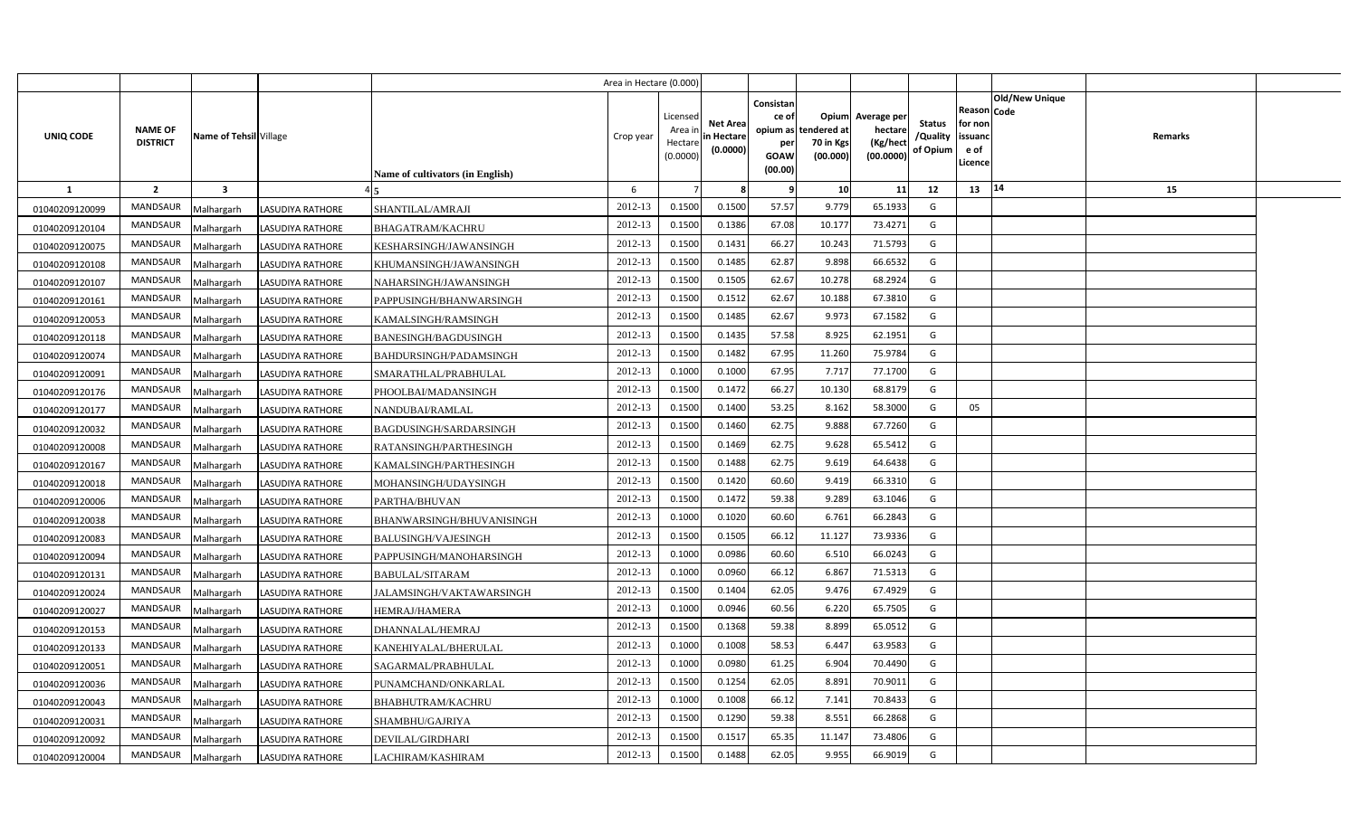| UNIQ CODE | NAME OF DISTRICT | Name of Tehsil | Village | Name of cultivators (in English) | Crop year | Licensed Area in Hectare (0.0000) | Net Area in Hectare (0.0000) | Consistance of opium as per GOAW (00.00) | Opium tendered at 70 in Kgs (00.000) | Average per hectare (Kg/hect (00.0000) | Status /Quality of Opium | Reason for non issuance of Licence | Code | Old/New Unique | Remarks |
|---|---|---|---|---|---|---|---|---|---|---|---|---|---|---|---|
| 1 | 2 | 3 | 4 | 5 | 6 | 7 | 8 | 9 | 10 | 11 | 12 | 13 | 14 | | 15 |
| 01040209120099 | MANDSAUR | Malhargarh | LASUDIYA RATHORE | SHANTILAL/AMRAJI | 2012-13 | 0.1500 | 0.1500 | 57.57 | 9.779 | 65.1933 | G | | | | |
| 01040209120104 | MANDSAUR | Malhargarh | LASUDIYA RATHORE | BHAGATRAM/KACHRU | 2012-13 | 0.1500 | 0.1386 | 67.08 | 10.177 | 73.4271 | G | | | | |
| 01040209120075 | MANDSAUR | Malhargarh | LASUDIYA RATHORE | KESHARSINGH/JAWANSINGH | 2012-13 | 0.1500 | 0.1431 | 66.27 | 10.243 | 71.5793 | G | | | | |
| 01040209120108 | MANDSAUR | Malhargarh | LASUDIYA RATHORE | KHUMANSINGH/JAWANSINGH | 2012-13 | 0.1500 | 0.1485 | 62.87 | 9.898 | 66.6532 | G | | | | |
| 01040209120107 | MANDSAUR | Malhargarh | LASUDIYA RATHORE | NAHARSINGH/JAWANSINGH | 2012-13 | 0.1500 | 0.1505 | 62.67 | 10.278 | 68.2924 | G | | | | |
| 01040209120161 | MANDSAUR | Malhargarh | LASUDIYA RATHORE | PAPPUSINGH/BHANWARSINGH | 2012-13 | 0.1500 | 0.1512 | 62.67 | 10.188 | 67.3810 | G | | | | |
| 01040209120053 | MANDSAUR | Malhargarh | LASUDIYA RATHORE | KAMALSINGH/RAMSINGH | 2012-13 | 0.1500 | 0.1485 | 62.67 | 9.973 | 67.1582 | G | | | | |
| 01040209120118 | MANDSAUR | Malhargarh | LASUDIYA RATHORE | BANESINGH/BAGDUSINGH | 2012-13 | 0.1500 | 0.1435 | 57.58 | 8.925 | 62.1951 | G | | | | |
| 01040209120074 | MANDSAUR | Malhargarh | LASUDIYA RATHORE | BAHDURSINGH/PADAMSINGH | 2012-13 | 0.1500 | 0.1482 | 67.95 | 11.260 | 75.9784 | G | | | | |
| 01040209120091 | MANDSAUR | Malhargarh | LASUDIYA RATHORE | SMARATHLAL/PRABHULAL | 2012-13 | 0.1000 | 0.1000 | 67.95 | 7.717 | 77.1700 | G | | | | |
| 01040209120176 | MANDSAUR | Malhargarh | LASUDIYA RATHORE | PHOOLBAI/MADANSINGH | 2012-13 | 0.1500 | 0.1472 | 66.27 | 10.130 | 68.8179 | G | | | | |
| 01040209120177 | MANDSAUR | Malhargarh | LASUDIYA RATHORE | NANDUBAI/RAMLAL | 2012-13 | 0.1500 | 0.1400 | 53.25 | 8.162 | 58.3000 | G | 05 | | | |
| 01040209120032 | MANDSAUR | Malhargarh | LASUDIYA RATHORE | BAGDUSINGH/SARDARSINGH | 2012-13 | 0.1500 | 0.1460 | 62.75 | 9.888 | 67.7260 | G | | | | |
| 01040209120008 | MANDSAUR | Malhargarh | LASUDIYA RATHORE | RATANSINGH/PARTHESINGH | 2012-13 | 0.1500 | 0.1469 | 62.75 | 9.628 | 65.5412 | G | | | | |
| 01040209120167 | MANDSAUR | Malhargarh | LASUDIYA RATHORE | KAMALSINGH/PARTHESINGH | 2012-13 | 0.1500 | 0.1488 | 62.75 | 9.619 | 64.6438 | G | | | | |
| 01040209120018 | MANDSAUR | Malhargarh | LASUDIYA RATHORE | MOHANSINGH/UDAYSINGH | 2012-13 | 0.1500 | 0.1420 | 60.60 | 9.419 | 66.3310 | G | | | | |
| 01040209120006 | MANDSAUR | Malhargarh | LASUDIYA RATHORE | PARTHA/BHUVAN | 2012-13 | 0.1500 | 0.1472 | 59.38 | 9.289 | 63.1046 | G | | | | |
| 01040209120038 | MANDSAUR | Malhargarh | LASUDIYA RATHORE | BHANWARSINGH/BHUVANISINGH | 2012-13 | 0.1000 | 0.1020 | 60.60 | 6.761 | 66.2843 | G | | | | |
| 01040209120083 | MANDSAUR | Malhargarh | LASUDIYA RATHORE | BALUSINGH/VAJESINGH | 2012-13 | 0.1500 | 0.1505 | 66.12 | 11.127 | 73.9336 | G | | | | |
| 01040209120094 | MANDSAUR | Malhargarh | LASUDIYA RATHORE | PAPPUSINGH/MANOHARSINGH | 2012-13 | 0.1000 | 0.0986 | 60.60 | 6.510 | 66.0243 | G | | | | |
| 01040209120131 | MANDSAUR | Malhargarh | LASUDIYA RATHORE | BABULAL/SITARAM | 2012-13 | 0.1000 | 0.0960 | 66.12 | 6.867 | 71.5313 | G | | | | |
| 01040209120024 | MANDSAUR | Malhargarh | LASUDIYA RATHORE | JALAMSINGH/VAKTAWARSINGH | 2012-13 | 0.1500 | 0.1404 | 62.05 | 9.476 | 67.4929 | G | | | | |
| 01040209120027 | MANDSAUR | Malhargarh | LASUDIYA RATHORE | HEMRAJ/HAMERA | 2012-13 | 0.1000 | 0.0946 | 60.56 | 6.220 | 65.7505 | G | | | | |
| 01040209120153 | MANDSAUR | Malhargarh | LASUDIYA RATHORE | DHANNALAL/HEMRAJ | 2012-13 | 0.1500 | 0.1368 | 59.38 | 8.899 | 65.0512 | G | | | | |
| 01040209120133 | MANDSAUR | Malhargarh | LASUDIYA RATHORE | KANEHIYALAL/BHERULAL | 2012-13 | 0.1000 | 0.1008 | 58.53 | 6.447 | 63.9583 | G | | | | |
| 01040209120051 | MANDSAUR | Malhargarh | LASUDIYA RATHORE | SAGARMAL/PRABHULAL | 2012-13 | 0.1000 | 0.0980 | 61.25 | 6.904 | 70.4490 | G | | | | |
| 01040209120036 | MANDSAUR | Malhargarh | LASUDIYA RATHORE | PUNAMCHAND/ONKARLAL | 2012-13 | 0.1500 | 0.1254 | 62.05 | 8.891 | 70.9011 | G | | | | |
| 01040209120043 | MANDSAUR | Malhargarh | LASUDIYA RATHORE | BHABHUTRAM/KACHRU | 2012-13 | 0.1000 | 0.1008 | 66.12 | 7.141 | 70.8433 | G | | | | |
| 01040209120031 | MANDSAUR | Malhargarh | LASUDIYA RATHORE | SHAMBHU/GAJRIYA | 2012-13 | 0.1500 | 0.1290 | 59.38 | 8.551 | 66.2868 | G | | | | |
| 01040209120092 | MANDSAUR | Malhargarh | LASUDIYA RATHORE | DEVILAL/GIRDHARI | 2012-13 | 0.1500 | 0.1517 | 65.35 | 11.147 | 73.4806 | G | | | | |
| 01040209120004 | MANDSAUR | Malhargarh | LASUDIYA RATHORE | LACHIRAM/KASHIRAM | 2012-13 | 0.1500 | 0.1488 | 62.05 | 9.955 | 66.9019 | G | | | | |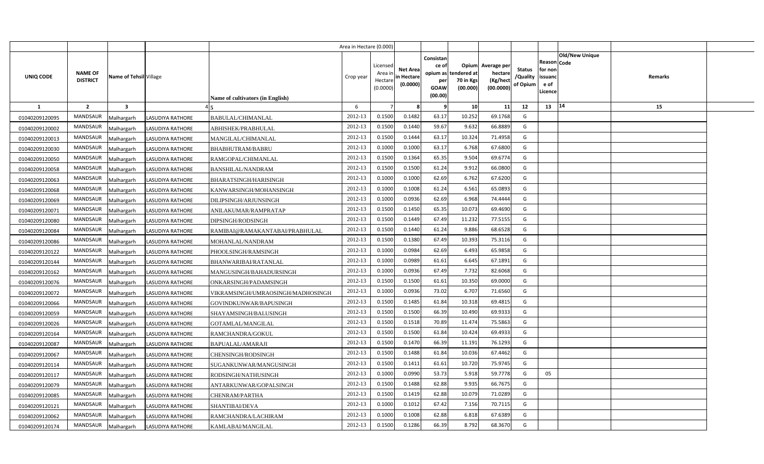| UNIQ CODE | NAME OF DISTRICT | Name of Tehsil | Village | Name of cultivators (in English) | Crop year | Licensed Area in Hectare (0.0000) | Net Area in Hectare (0.0000) | Consistance of opium as per GOAW (00.00) | Opium tendered at 70 in Kgs (00.000) | Average per hectare (Kg/hect (00.0000) | Status /Quality of Opium | Reason for non issuance of Licence | Code | Old/New Unique | Remarks |
|---|---|---|---|---|---|---|---|---|---|---|---|---|---|---|---|
| 1 | 2 | 3 | 4 | 5 | 6 | 7 | 8 | 9 | 10 | 11 | 12 | 13 | 14 | | 15 |
| 01040209120095 | MANDSAUR | Malhargarh | LASUDIYA RATHORE | BABULAL/CHIMANLAL | 2012-13 | 0.1500 | 0.1482 | 63.17 | 10.252 | 69.1768 | G | | | | |
| 01040209120002 | MANDSAUR | Malhargarh | LASUDIYA RATHORE | ABHISHEK/PRABHULAL | 2012-13 | 0.1500 | 0.1440 | 59.67 | 9.632 | 66.8889 | G | | | | |
| 01040209120013 | MANDSAUR | Malhargarh | LASUDIYA RATHORE | MANGILAL/CHIMANLAL | 2012-13 | 0.1500 | 0.1444 | 63.17 | 10.324 | 71.4958 | G | | | | |
| 01040209120030 | MANDSAUR | Malhargarh | LASUDIYA RATHORE | BHABHUTRAM/BABRU | 2012-13 | 0.1000 | 0.1000 | 63.17 | 6.768 | 67.6800 | G | | | | |
| 01040209120050 | MANDSAUR | Malhargarh | LASUDIYA RATHORE | RAMGOPAL/CHIMANLAL | 2012-13 | 0.1500 | 0.1364 | 65.35 | 9.504 | 69.6774 | G | | | | |
| 01040209120058 | MANDSAUR | Malhargarh | LASUDIYA RATHORE | BANSHILAL/NANDRAM | 2012-13 | 0.1500 | 0.1500 | 61.24 | 9.912 | 66.0800 | G | | | | |
| 01040209120063 | MANDSAUR | Malhargarh | LASUDIYA RATHORE | BHARATSINGH/HARISINGH | 2012-13 | 0.1000 | 0.1000 | 62.69 | 6.762 | 67.6200 | G | | | | |
| 01040209120068 | MANDSAUR | Malhargarh | LASUDIYA RATHORE | KANWARSINGH/MOHANSINGH | 2012-13 | 0.1000 | 0.1008 | 61.24 | 6.561 | 65.0893 | G | | | | |
| 01040209120069 | MANDSAUR | Malhargarh | LASUDIYA RATHORE | DILIPSINGH/ARJUNSINGH | 2012-13 | 0.1000 | 0.0936 | 62.69 | 6.968 | 74.4444 | G | | | | |
| 01040209120071 | MANDSAUR | Malhargarh | LASUDIYA RATHORE | ANILAKUMAR/RAMPRATAP | 2012-13 | 0.1500 | 0.1450 | 65.35 | 10.073 | 69.4690 | G | | | | |
| 01040209120080 | MANDSAUR | Malhargarh | LASUDIYA RATHORE | DIPSINGH/RODSINGH | 2012-13 | 0.1500 | 0.1449 | 67.49 | 11.232 | 77.5155 | G | | | | |
| 01040209120084 | MANDSAUR | Malhargarh | LASUDIYA RATHORE | RAMIBAI@RAMAKANTABAI/PRABHULAL | 2012-13 | 0.1500 | 0.1440 | 61.24 | 9.886 | 68.6528 | G | | | | |
| 01040209120086 | MANDSAUR | Malhargarh | LASUDIYA RATHORE | MOHANLAL/NANDRAM | 2012-13 | 0.1500 | 0.1380 | 67.49 | 10.393 | 75.3116 | G | | | | |
| 01040209120122 | MANDSAUR | Malhargarh | LASUDIYA RATHORE | PHOOLSINGH/RAMSINGH | 2012-13 | 0.1000 | 0.0984 | 62.69 | 6.493 | 65.9858 | G | | | | |
| 01040209120144 | MANDSAUR | Malhargarh | LASUDIYA RATHORE | BHANWARIBAI/RATANLAL | 2012-13 | 0.1000 | 0.0989 | 61.61 | 6.645 | 67.1891 | G | | | | |
| 01040209120162 | MANDSAUR | Malhargarh | LASUDIYA RATHORE | MANGUSINGH/BAHADURSINGH | 2012-13 | 0.1000 | 0.0936 | 67.49 | 7.732 | 82.6068 | G | | | | |
| 01040209120076 | MANDSAUR | Malhargarh | LASUDIYA RATHORE | ONKARSINGH/PADAMSINGH | 2012-13 | 0.1500 | 0.1500 | 61.61 | 10.350 | 69.0000 | G | | | | |
| 01040209120072 | MANDSAUR | Malhargarh | LASUDIYA RATHORE | VIKRAMSINGH/UMRAOSINGH/MADHOSINGH | 2012-13 | 0.1000 | 0.0936 | 73.02 | 6.707 | 71.6560 | G | | | | |
| 01040209120066 | MANDSAUR | Malhargarh | LASUDIYA RATHORE | GOVINDKUNWAR/BAPUSINGH | 2012-13 | 0.1500 | 0.1485 | 61.84 | 10.318 | 69.4815 | G | | | | |
| 01040209120059 | MANDSAUR | Malhargarh | LASUDIYA RATHORE | SHAYAMSINGH/BALUSINGH | 2012-13 | 0.1500 | 0.1500 | 66.39 | 10.490 | 69.9333 | G | | | | |
| 01040209120026 | MANDSAUR | Malhargarh | LASUDIYA RATHORE | GOTAMLAL/MANGILAL | 2012-13 | 0.1500 | 0.1518 | 70.89 | 11.474 | 75.5863 | G | | | | |
| 01040209120164 | MANDSAUR | Malhargarh | LASUDIYA RATHORE | RAMCHANDRA/GOKUL | 2012-13 | 0.1500 | 0.1500 | 61.84 | 10.424 | 69.4933 | G | | | | |
| 01040209120087 | MANDSAUR | Malhargarh | LASUDIYA RATHORE | BAPUALAL/AMARAJI | 2012-13 | 0.1500 | 0.1470 | 66.39 | 11.191 | 76.1293 | G | | | | |
| 01040209120067 | MANDSAUR | Malhargarh | LASUDIYA RATHORE | CHENSINGH/RODSINGH | 2012-13 | 0.1500 | 0.1488 | 61.84 | 10.036 | 67.4462 | G | | | | |
| 01040209120114 | MANDSAUR | Malhargarh | LASUDIYA RATHORE | SUGANKUNWAR/MANGUSINGH | 2012-13 | 0.1500 | 0.1411 | 61.61 | 10.720 | 75.9745 | G | | | | |
| 01040209120117 | MANDSAUR | Malhargarh | LASUDIYA RATHORE | RODSINGH/NATHUSINGH | 2012-13 | 0.1000 | 0.0990 | 53.73 | 5.918 | 59.7778 | G | 05 | | | |
| 01040209120079 | MANDSAUR | Malhargarh | LASUDIYA RATHORE | ANTARKUNWAR/GOPALSINGH | 2012-13 | 0.1500 | 0.1488 | 62.88 | 9.935 | 66.7675 | G | | | | |
| 01040209120085 | MANDSAUR | Malhargarh | LASUDIYA RATHORE | CHENRAM/PARTHA | 2012-13 | 0.1500 | 0.1419 | 62.88 | 10.079 | 71.0289 | G | | | | |
| 01040209120121 | MANDSAUR | Malhargarh | LASUDIYA RATHORE | SHANTIBAI/DEVA | 2012-13 | 0.1000 | 0.1012 | 67.42 | 7.156 | 70.7115 | G | | | | |
| 01040209120062 | MANDSAUR | Malhargarh | LASUDIYA RATHORE | RAMCHANDRA/LACHIRAM | 2012-13 | 0.1000 | 0.1008 | 62.88 | 6.818 | 67.6389 | G | | | | |
| 01040209120174 | MANDSAUR | Malhargarh | LASUDIYA RATHORE | KAMLABAI/MANGILAL | 2012-13 | 0.1500 | 0.1286 | 66.39 | 8.792 | 68.3670 | G | | | | |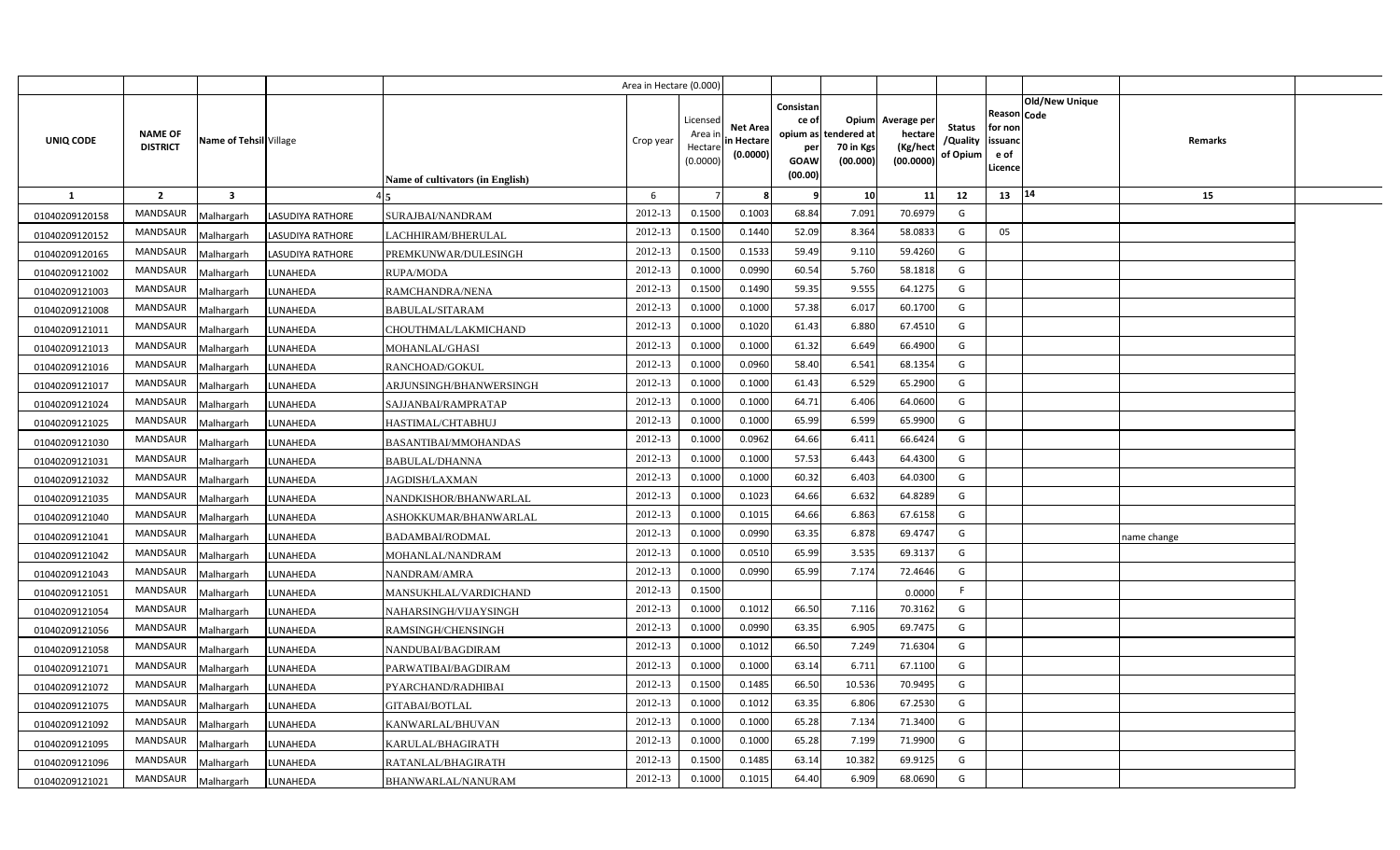| | | | | Area in Hectare (0.000) | | | | | | | | | | | |
|---|---|---|---|---|---|---|---|---|---|---|---|---|---|---|---|
| UNIQ CODE | NAME OF DISTRICT | Name of Tehsil | Village | Name of cultivators (in English) | Crop year | Licensed Area in Hectare (0.0000) | Net Area in Hectare (0.0000) | Consistance of opium as per GOAW (00.00) | Opium tendered at 70 in Kgs (00.000) | Average per hectare (Kg/hect (00.0000) | Status /Quality of Opium | Reason for non issuance of Licence | Code | Old/New Unique | Remarks |
| 1 | 2 | 3 | 4 | 5 | 6 | 7 | 8 | 9 | 10 | 11 | 12 | 13 | 14 | | 15 |
| 01040209120158 | MANDSAUR | Malhargarh | LASUDIYA RATHORE | SURAJBAI/NANDRAM | 2012-13 | 0.1500 | 0.1003 | 68.84 | 7.091 | 70.6979 | G | | | | |
| 01040209120152 | MANDSAUR | Malhargarh | LASUDIYA RATHORE | LACHHIRAM/BHERULAL | 2012-13 | 0.1500 | 0.1440 | 52.09 | 8.364 | 58.0833 | G | 05 | | | |
| 01040209120165 | MANDSAUR | Malhargarh | LASUDIYA RATHORE | PREMKUNWAR/DULESINGH | 2012-13 | 0.1500 | 0.1533 | 59.49 | 9.110 | 59.4260 | G | | | | |
| 01040209121002 | MANDSAUR | Malhargarh | LUNAHEDA | RUPA/MODA | 2012-13 | 0.1000 | 0.0990 | 60.54 | 5.760 | 58.1818 | G | | | | |
| 01040209121003 | MANDSAUR | Malhargarh | LUNAHEDA | RAMCHANDRA/NENA | 2012-13 | 0.1500 | 0.1490 | 59.35 | 9.555 | 64.1275 | G | | | | |
| 01040209121008 | MANDSAUR | Malhargarh | LUNAHEDA | BABULAL/SITARAM | 2012-13 | 0.1000 | 0.1000 | 57.38 | 6.017 | 60.1700 | G | | | | |
| 01040209121011 | MANDSAUR | Malhargarh | LUNAHEDA | CHOUTHMAL/LAKMICHAND | 2012-13 | 0.1000 | 0.1020 | 61.43 | 6.880 | 67.4510 | G | | | | |
| 01040209121013 | MANDSAUR | Malhargarh | LUNAHEDA | MOHANLAL/GHASI | 2012-13 | 0.1000 | 0.1000 | 61.32 | 6.649 | 66.4900 | G | | | | |
| 01040209121016 | MANDSAUR | Malhargarh | LUNAHEDA | RANCHOAD/GOKUL | 2012-13 | 0.1000 | 0.0960 | 58.40 | 6.541 | 68.1354 | G | | | | |
| 01040209121017 | MANDSAUR | Malhargarh | LUNAHEDA | ARJUNSINGH/BHANWERSINGH | 2012-13 | 0.1000 | 0.1000 | 61.43 | 6.529 | 65.2900 | G | | | | |
| 01040209121024 | MANDSAUR | Malhargarh | LUNAHEDA | SAJJANBAI/RAMPRATAP | 2012-13 | 0.1000 | 0.1000 | 64.71 | 6.406 | 64.0600 | G | | | | |
| 01040209121025 | MANDSAUR | Malhargarh | LUNAHEDA | HASTIMAL/CHTABHUJ | 2012-13 | 0.1000 | 0.1000 | 65.99 | 6.599 | 65.9900 | G | | | | |
| 01040209121030 | MANDSAUR | Malhargarh | LUNAHEDA | BASANTIBAI/MMOHANDAS | 2012-13 | 0.1000 | 0.0962 | 64.66 | 6.411 | 66.6424 | G | | | | |
| 01040209121031 | MANDSAUR | Malhargarh | LUNAHEDA | BABULAL/DHANNA | 2012-13 | 0.1000 | 0.1000 | 57.53 | 6.443 | 64.4300 | G | | | | |
| 01040209121032 | MANDSAUR | Malhargarh | LUNAHEDA | JAGDISH/LAXMAN | 2012-13 | 0.1000 | 0.1000 | 60.32 | 6.403 | 64.0300 | G | | | | |
| 01040209121035 | MANDSAUR | Malhargarh | LUNAHEDA | NANDKISHOR/BHANWARLAL | 2012-13 | 0.1000 | 0.1023 | 64.66 | 6.632 | 64.8289 | G | | | | |
| 01040209121040 | MANDSAUR | Malhargarh | LUNAHEDA | ASHOKKUMAR/BHANWARLAL | 2012-13 | 0.1000 | 0.1015 | 64.66 | 6.863 | 67.6158 | G | | | | |
| 01040209121041 | MANDSAUR | Malhargarh | LUNAHEDA | BADAMBAI/RODMAL | 2012-13 | 0.1000 | 0.0990 | 63.35 | 6.878 | 69.4747 | G | | | | name change |
| 01040209121042 | MANDSAUR | Malhargarh | LUNAHEDA | MOHANLAL/NANDRAM | 2012-13 | 0.1000 | 0.0510 | 65.99 | 3.535 | 69.3137 | G | | | | |
| 01040209121043 | MANDSAUR | Malhargarh | LUNAHEDA | NANDRAM/AMRA | 2012-13 | 0.1000 | 0.0990 | 65.99 | 7.174 | 72.4646 | G | | | | |
| 01040209121051 | MANDSAUR | Malhargarh | LUNAHEDA | MANSUKHLAL/VARDICHAND | 2012-13 | 0.1500 | | | | 0.0000 | F | | | | |
| 01040209121054 | MANDSAUR | Malhargarh | LUNAHEDA | NAHARSINGH/VIJAYSINGH | 2012-13 | 0.1000 | 0.1012 | 66.50 | 7.116 | 70.3162 | G | | | | |
| 01040209121056 | MANDSAUR | Malhargarh | LUNAHEDA | RAMSINGH/CHENSINGH | 2012-13 | 0.1000 | 0.0990 | 63.35 | 6.905 | 69.7475 | G | | | | |
| 01040209121058 | MANDSAUR | Malhargarh | LUNAHEDA | NANDUBAI/BAGDIRAM | 2012-13 | 0.1000 | 0.1012 | 66.50 | 7.249 | 71.6304 | G | | | | |
| 01040209121071 | MANDSAUR | Malhargarh | LUNAHEDA | PARWATIBAI/BAGDIRAM | 2012-13 | 0.1000 | 0.1000 | 63.14 | 6.711 | 67.1100 | G | | | | |
| 01040209121072 | MANDSAUR | Malhargarh | LUNAHEDA | PYARCHAND/RADHIBAI | 2012-13 | 0.1500 | 0.1485 | 66.50 | 10.536 | 70.9495 | G | | | | |
| 01040209121075 | MANDSAUR | Malhargarh | LUNAHEDA | GITABAI/BOTLAL | 2012-13 | 0.1000 | 0.1012 | 63.35 | 6.806 | 67.2530 | G | | | | |
| 01040209121092 | MANDSAUR | Malhargarh | LUNAHEDA | KANWARLAL/BHUVAN | 2012-13 | 0.1000 | 0.1000 | 65.28 | 7.134 | 71.3400 | G | | | | |
| 01040209121095 | MANDSAUR | Malhargarh | LUNAHEDA | KARULAL/BHAGIRATH | 2012-13 | 0.1000 | 0.1000 | 65.28 | 7.199 | 71.9900 | G | | | | |
| 01040209121096 | MANDSAUR | Malhargarh | LUNAHEDA | RATANLAL/BHAGIRATH | 2012-13 | 0.1500 | 0.1485 | 63.14 | 10.382 | 69.9125 | G | | | | |
| 01040209121021 | MANDSAUR | Malhargarh | LUNAHEDA | BHANWARLAL/NANURAM | 2012-13 | 0.1000 | 0.1015 | 64.40 | 6.909 | 68.0690 | G | | | | |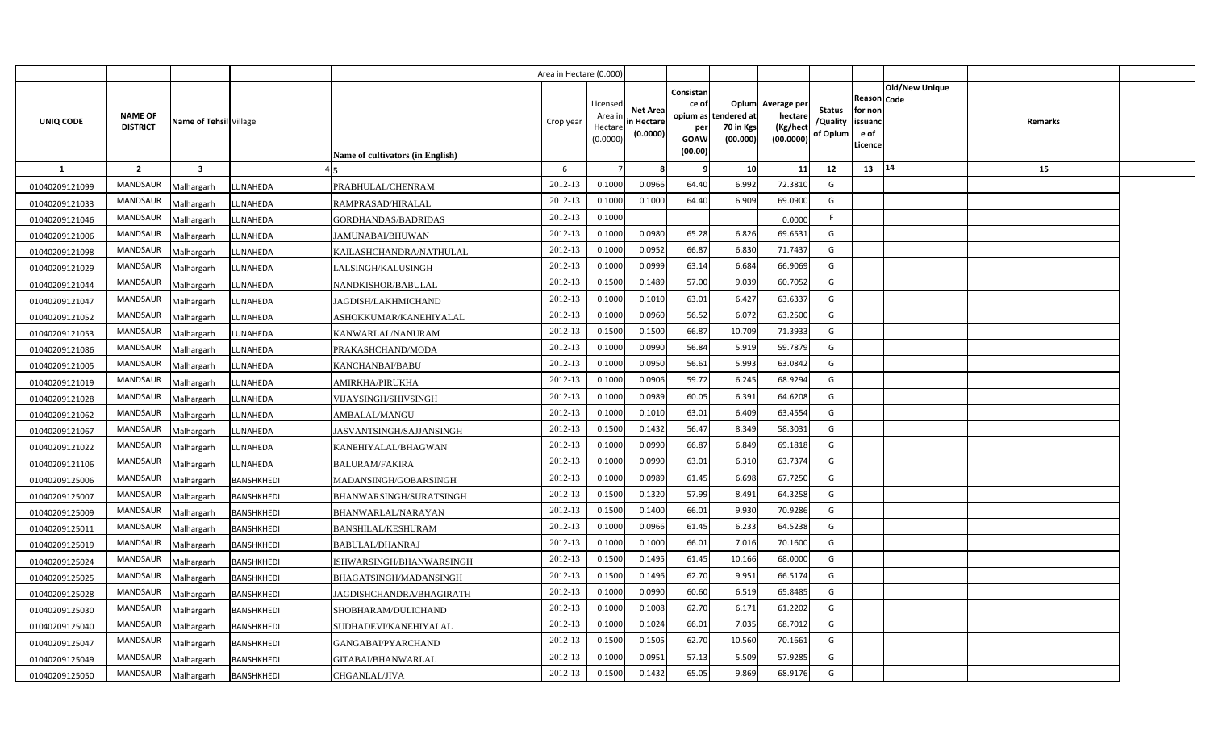| | | | | Area in Hectare (0.000) | | | | | | | | | | | |
|---|---|---|---|---|---|---|---|---|---|---|---|---|---|---|---|
| UNIQ CODE | NAME OF DISTRICT | Name of Tehsil | Village | Name of cultivators (in English) | Crop year | Licensed Area in Hectare (0.0000) | Net Area in Hectare (0.0000) | Consistance of opium as per GOAW (00.00) | Opium tendered at 70 in Kgs (00.000) | Average per hectare (Kg/hect (00.0000) | Status /Quality of Opium | Reason for non issuance of Licence | Code | Old/New Unique | Remarks |
| 1 | 2 | 3 | 4 | 5 | 6 | 7 | 8 | 9 | 10 | 11 | 12 | 13 | 14 | | 15 |
| 01040209121099 | MANDSAUR | Malhargarh | LUNAHEDA | PRABHULAL/CHENRAM | 2012-13 | 0.1000 | 0.0966 | 64.40 | 6.992 | 72.3810 | G | | | | |
| 01040209121033 | MANDSAUR | Malhargarh | LUNAHEDA | RAMPRASAD/HIRALAL | 2012-13 | 0.1000 | 0.1000 | 64.40 | 6.909 | 69.0900 | G | | | | |
| 01040209121046 | MANDSAUR | Malhargarh | LUNAHEDA | GORDHANDAS/BADRIDAS | 2012-13 | 0.1000 | | | | 0.0000 | F | | | | |
| 01040209121006 | MANDSAUR | Malhargarh | LUNAHEDA | JAMUNABAI/BHUWAN | 2012-13 | 0.1000 | 0.0980 | 65.28 | 6.826 | 69.6531 | G | | | | |
| 01040209121098 | MANDSAUR | Malhargarh | LUNAHEDA | KAILASHCHANDRA/NATHULAL | 2012-13 | 0.1000 | 0.0952 | 66.87 | 6.830 | 71.7437 | G | | | | |
| 01040209121029 | MANDSAUR | Malhargarh | LUNAHEDA | LALSINGH/KALUSINGH | 2012-13 | 0.1000 | 0.0999 | 63.14 | 6.684 | 66.9069 | G | | | | |
| 01040209121044 | MANDSAUR | Malhargarh | LUNAHEDA | NANDKISHOR/BABULAL | 2012-13 | 0.1500 | 0.1489 | 57.00 | 9.039 | 60.7052 | G | | | | |
| 01040209121047 | MANDSAUR | Malhargarh | LUNAHEDA | JAGDISH/LAKHMICHAND | 2012-13 | 0.1000 | 0.1010 | 63.01 | 6.427 | 63.6337 | G | | | | |
| 01040209121052 | MANDSAUR | Malhargarh | LUNAHEDA | ASHOKKUMAR/KANEHIYALAL | 2012-13 | 0.1000 | 0.0960 | 56.52 | 6.072 | 63.2500 | G | | | | |
| 01040209121053 | MANDSAUR | Malhargarh | LUNAHEDA | KANWARLAL/NANURAM | 2012-13 | 0.1500 | 0.1500 | 66.87 | 10.709 | 71.3933 | G | | | | |
| 01040209121086 | MANDSAUR | Malhargarh | LUNAHEDA | PRAKASHCHAND/MODA | 2012-13 | 0.1000 | 0.0990 | 56.84 | 5.919 | 59.7879 | G | | | | |
| 01040209121005 | MANDSAUR | Malhargarh | LUNAHEDA | KANCHANBAI/BABU | 2012-13 | 0.1000 | 0.0950 | 56.61 | 5.993 | 63.0842 | G | | | | |
| 01040209121019 | MANDSAUR | Malhargarh | LUNAHEDA | AMIRKHA/PIRUKHA | 2012-13 | 0.1000 | 0.0906 | 59.72 | 6.245 | 68.9294 | G | | | | |
| 01040209121028 | MANDSAUR | Malhargarh | LUNAHEDA | VIJAYSINGH/SHIVSINGH | 2012-13 | 0.1000 | 0.0989 | 60.05 | 6.391 | 64.6208 | G | | | | |
| 01040209121062 | MANDSAUR | Malhargarh | LUNAHEDA | AMBALAL/MANGU | 2012-13 | 0.1000 | 0.1010 | 63.01 | 6.409 | 63.4554 | G | | | | |
| 01040209121067 | MANDSAUR | Malhargarh | LUNAHEDA | JASVANTSINGH/SAJJANSINGH | 2012-13 | 0.1500 | 0.1432 | 56.47 | 8.349 | 58.3031 | G | | | | |
| 01040209121022 | MANDSAUR | Malhargarh | LUNAHEDA | KANEHIYALAL/BHAGWAN | 2012-13 | 0.1000 | 0.0990 | 66.87 | 6.849 | 69.1818 | G | | | | |
| 01040209121106 | MANDSAUR | Malhargarh | LUNAHEDA | BALURAM/FAKIRA | 2012-13 | 0.1000 | 0.0990 | 63.01 | 6.310 | 63.7374 | G | | | | |
| 01040209125006 | MANDSAUR | Malhargarh | BANSHKHEDI | MADANSINGH/GOBARSINGH | 2012-13 | 0.1000 | 0.0989 | 61.45 | 6.698 | 67.7250 | G | | | | |
| 01040209125007 | MANDSAUR | Malhargarh | BANSHKHEDI | BHANWARSINGH/SURATSINGH | 2012-13 | 0.1500 | 0.1320 | 57.99 | 8.491 | 64.3258 | G | | | | |
| 01040209125009 | MANDSAUR | Malhargarh | BANSHKHEDI | BHANWARLAL/NARAYAN | 2012-13 | 0.1500 | 0.1400 | 66.01 | 9.930 | 70.9286 | G | | | | |
| 01040209125011 | MANDSAUR | Malhargarh | BANSHKHEDI | BANSHILAL/KESHURAM | 2012-13 | 0.1000 | 0.0966 | 61.45 | 6.233 | 64.5238 | G | | | | |
| 01040209125019 | MANDSAUR | Malhargarh | BANSHKHEDI | BABULAL/DHANRAJ | 2012-13 | 0.1000 | 0.1000 | 66.01 | 7.016 | 70.1600 | G | | | | |
| 01040209125024 | MANDSAUR | Malhargarh | BANSHKHEDI | ISHWARSINGH/BHANWARSINGH | 2012-13 | 0.1500 | 0.1495 | 61.45 | 10.166 | 68.0000 | G | | | | |
| 01040209125025 | MANDSAUR | Malhargarh | BANSHKHEDI | BHAGATSINGH/MADANSINGH | 2012-13 | 0.1500 | 0.1496 | 62.70 | 9.951 | 66.5174 | G | | | | |
| 01040209125028 | MANDSAUR | Malhargarh | BANSHKHEDI | JAGDISHCHANDRA/BHAGIRATH | 2012-13 | 0.1000 | 0.0990 | 60.60 | 6.519 | 65.8485 | G | | | | |
| 01040209125030 | MANDSAUR | Malhargarh | BANSHKHEDI | SHOBHARAM/DULICHAND | 2012-13 | 0.1000 | 0.1008 | 62.70 | 6.171 | 61.2202 | G | | | | |
| 01040209125040 | MANDSAUR | Malhargarh | BANSHKHEDI | SUDHADEVI/KANEHIYALAL | 2012-13 | 0.1000 | 0.1024 | 66.01 | 7.035 | 68.7012 | G | | | | |
| 01040209125047 | MANDSAUR | Malhargarh | BANSHKHEDI | GANGABAI/PYARCHAND | 2012-13 | 0.1500 | 0.1505 | 62.70 | 10.560 | 70.1661 | G | | | | |
| 01040209125049 | MANDSAUR | Malhargarh | BANSHKHEDI | GITABAI/BHANWARLAL | 2012-13 | 0.1000 | 0.0951 | 57.13 | 5.509 | 57.9285 | G | | | | |
| 01040209125050 | MANDSAUR | Malhargarh | BANSHKHEDI | CHGANLAL/JIVA | 2012-13 | 0.1500 | 0.1432 | 65.05 | 9.869 | 68.9176 | G | | | | |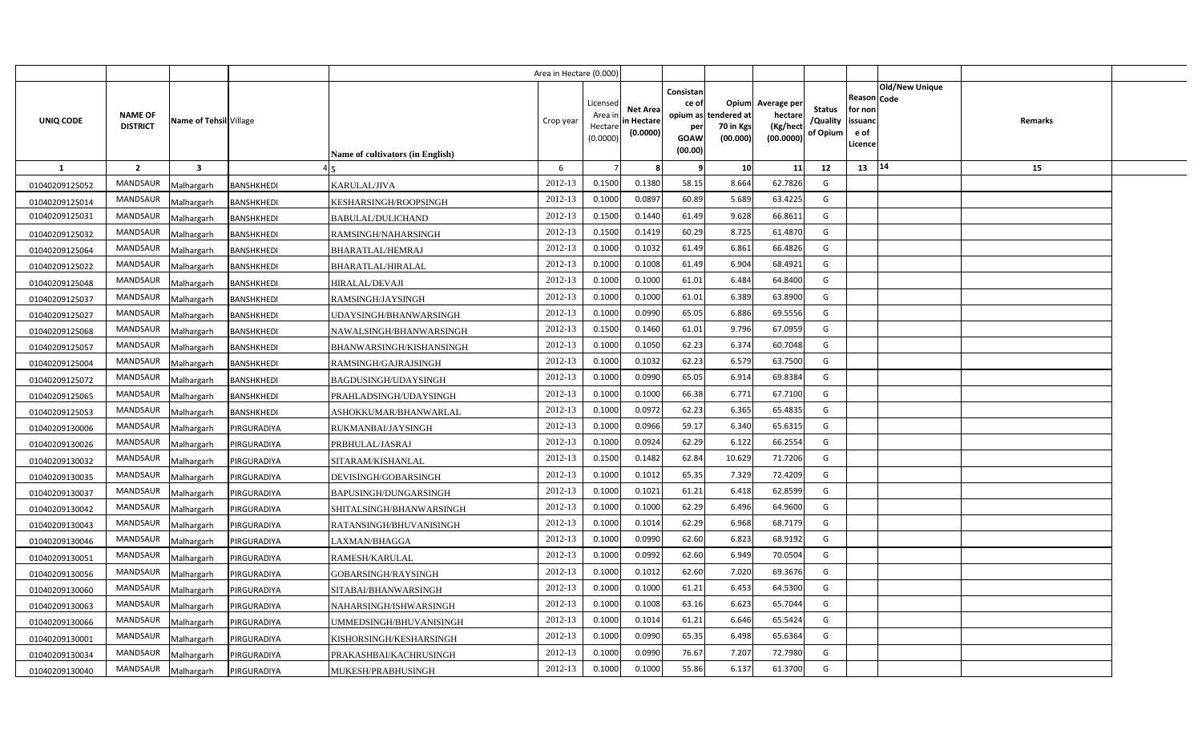| | | | | | Area in Hectare (0.000) | | | | | | | | | | |
|---|---|---|---|---|---|---|---|---|---|---|---|---|---|---|---|
| UNIQ CODE | NAME OF DISTRICT | Name of Tehsil | Village | Name of cultivators (in English) | Crop year | Licensed Area in Hectare (0.0000) | Net Area in Hectare (0.0000) | Consistance of opium as per GOAW (00.00) | Opium tendered at 70 in Kgs (00.000) | Average per hectare (Kg/hect (00.0000) | Status /Quality of Opium | Reason for non issuance of Licence | Code | Old/New Unique | Remarks |
| 1 | 2 | 3 | 4 | 5 | 6 | 7 | 8 | 9 | 10 | 11 | 12 | 13 | | 14 | 15 |
| 01040209125052 | MANDSAUR | Malhargarh | BANSHKHEDI | KARULAL/JIVA | 2012-13 | 0.1500 | 0.1380 | 58.15 | 8.664 | 62.7826 | G | | | | |
| 01040209125014 | MANDSAUR | Malhargarh | BANSHKHEDI | KESHARSINGH/ROOPSINGH | 2012-13 | 0.1000 | 0.0897 | 60.89 | 5.689 | 63.4225 | G | | | | |
| 01040209125031 | MANDSAUR | Malhargarh | BANSHKHEDI | BABULAL/DULICHAND | 2012-13 | 0.1500 | 0.1440 | 61.49 | 9.628 | 66.8611 | G | | | | |
| 01040209125032 | MANDSAUR | Malhargarh | BANSHKHEDI | RAMSINGH/NAHARSINGH | 2012-13 | 0.1500 | 0.1419 | 60.29 | 8.725 | 61.4870 | G | | | | |
| 01040209125064 | MANDSAUR | Malhargarh | BANSHKHEDI | BHARATLAL/HEMRAJ | 2012-13 | 0.1000 | 0.1032 | 61.49 | 6.861 | 66.4826 | G | | | | |
| 01040209125022 | MANDSAUR | Malhargarh | BANSHKHEDI | BHARATLAL/HIRALAL | 2012-13 | 0.1000 | 0.1008 | 61.49 | 6.904 | 68.4921 | G | | | | |
| 01040209125048 | MANDSAUR | Malhargarh | BANSHKHEDI | HIRALAL/DEVAJI | 2012-13 | 0.1000 | 0.1000 | 61.01 | 6.484 | 64.8400 | G | | | | |
| 01040209125037 | MANDSAUR | Malhargarh | BANSHKHEDI | RAMSINGH/JAYSINGH | 2012-13 | 0.1000 | 0.1000 | 61.01 | 6.389 | 63.8900 | G | | | | |
| 01040209125027 | MANDSAUR | Malhargarh | BANSHKHEDI | UDAYSINGH/BHANWARSINGH | 2012-13 | 0.1000 | 0.0990 | 65.05 | 6.886 | 69.5556 | G | | | | |
| 01040209125068 | MANDSAUR | Malhargarh | BANSHKHEDI | NAWALSINGH/BHANWARSINGH | 2012-13 | 0.1500 | 0.1460 | 61.01 | 9.796 | 67.0959 | G | | | | |
| 01040209125057 | MANDSAUR | Malhargarh | BANSHKHEDI | BHANWARSINGH/KISHANSINGH | 2012-13 | 0.1000 | 0.1050 | 62.23 | 6.374 | 60.7048 | G | | | | |
| 01040209125004 | MANDSAUR | Malhargarh | BANSHKHEDI | RAMSINGH/GAJRAJSINGH | 2012-13 | 0.1000 | 0.1032 | 62.23 | 6.579 | 63.7500 | G | | | | |
| 01040209125072 | MANDSAUR | Malhargarh | BANSHKHEDI | BAGDUSINGH/UDAYSINGH | 2012-13 | 0.1000 | 0.0990 | 65.05 | 6.914 | 69.8384 | G | | | | |
| 01040209125065 | MANDSAUR | Malhargarh | BANSHKHEDI | PRAHLADSINGH/UDAYSINGH | 2012-13 | 0.1000 | 0.1000 | 66.38 | 6.771 | 67.7100 | G | | | | |
| 01040209125053 | MANDSAUR | Malhargarh | BANSHKHEDI | ASHOKKUMAR/BHANWARLAL | 2012-13 | 0.1000 | 0.0972 | 62.23 | 6.365 | 65.4835 | G | | | | |
| 01040209130006 | MANDSAUR | Malhargarh | PIRGURADIYA | RUKMANBAI/JAYSINGH | 2012-13 | 0.1000 | 0.0966 | 59.17 | 6.340 | 65.6315 | G | | | | |
| 01040209130026 | MANDSAUR | Malhargarh | PIRGURADIYA | PRBHULAL/JASRAJ | 2012-13 | 0.1000 | 0.0924 | 62.29 | 6.122 | 66.2554 | G | | | | |
| 01040209130032 | MANDSAUR | Malhargarh | PIRGURADIYA | SITARAM/KISHANLAL | 2012-13 | 0.1500 | 0.1482 | 62.84 | 10.629 | 71.7206 | G | | | | |
| 01040209130035 | MANDSAUR | Malhargarh | PIRGURADIYA | DEVISINGH/GOBARSINGH | 2012-13 | 0.1000 | 0.1012 | 65.35 | 7.329 | 72.4209 | G | | | | |
| 01040209130037 | MANDSAUR | Malhargarh | PIRGURADIYA | BAPUSINGH/DUNGARSINGH | 2012-13 | 0.1000 | 0.1021 | 61.21 | 6.418 | 62.8599 | G | | | | |
| 01040209130042 | MANDSAUR | Malhargarh | PIRGURADIYA | SHITALSINGH/BHANWARSINGH | 2012-13 | 0.1000 | 0.1000 | 62.29 | 6.496 | 64.9600 | G | | | | |
| 01040209130043 | MANDSAUR | Malhargarh | PIRGURADIYA | RATANSINGH/BHUVANISINGH | 2012-13 | 0.1000 | 0.1014 | 62.29 | 6.968 | 68.7179 | G | | | | |
| 01040209130046 | MANDSAUR | Malhargarh | PIRGURADIYA | LAXMAN/BHAGGA | 2012-13 | 0.1000 | 0.0990 | 62.60 | 6.823 | 68.9192 | G | | | | |
| 01040209130051 | MANDSAUR | Malhargarh | PIRGURADIYA | RAMESH/KARULAL | 2012-13 | 0.1000 | 0.0992 | 62.60 | 6.949 | 70.0504 | G | | | | |
| 01040209130056 | MANDSAUR | Malhargarh | PIRGURADIYA | GOBARSINGH/RAYSINGH | 2012-13 | 0.1000 | 0.1012 | 62.60 | 7.020 | 69.3676 | G | | | | |
| 01040209130060 | MANDSAUR | Malhargarh | PIRGURADIYA | SITABAI/BHANWARSINGH | 2012-13 | 0.1000 | 0.1000 | 61.21 | 6.453 | 64.5300 | G | | | | |
| 01040209130063 | MANDSAUR | Malhargarh | PIRGURADIYA | NAHARSINGH/ISHWARSINGH | 2012-13 | 0.1000 | 0.1008 | 63.16 | 6.623 | 65.7044 | G | | | | |
| 01040209130066 | MANDSAUR | Malhargarh | PIRGURADIYA | UMMEDSINGH/BHUVANISINGH | 2012-13 | 0.1000 | 0.1014 | 61.21 | 6.646 | 65.5424 | G | | | | |
| 01040209130001 | MANDSAUR | Malhargarh | PIRGURADIYA | KISHORSINGH/KESHARSINGH | 2012-13 | 0.1000 | 0.0990 | 65.35 | 6.498 | 65.6364 | G | | | | |
| 01040209130034 | MANDSAUR | Malhargarh | PIRGURADIYA | PRAKASHBAI/KACHRUSINGH | 2012-13 | 0.1000 | 0.0990 | 76.67 | 7.207 | 72.7980 | G | | | | |
| 01040209130040 | MANDSAUR | Malhargarh | PIRGURADIYA | MUKESH/PRABHUSINGH | 2012-13 | 0.1000 | 0.1000 | 55.86 | 6.137 | 61.3700 | G | | | | |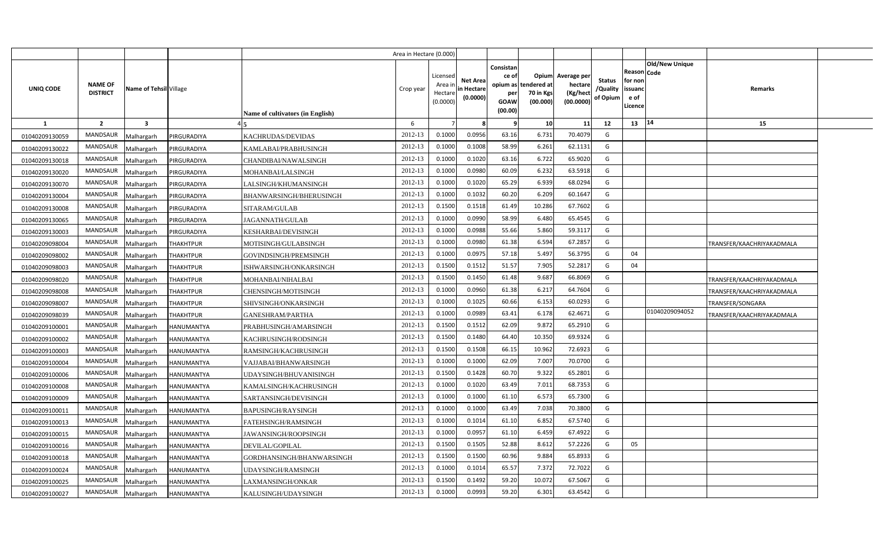| | | | | Area in Hectare (0.000) | | | | | | | | | | | |
|---|---|---|---|---|---|---|---|---|---|---|---|---|---|---|---|
| UNIQ CODE | NAME OF DISTRICT | Name of Tehsil | Village | Name of cultivators (in English) | Crop year | Licensed Area in Hectare (0.0000) | Net Area in Hectare (0.0000) | Consistance of opium as per GOAW (00.00) | Opium tendered at 70 in Kgs (00.000) | Average per hectare (Kg/hect (00.0000) | Status /Quality of Opium | Reason for non issuance of Licence | Code | Old/New Unique | Remarks |
| 1 | 2 | 3 | 4 | 5 | 6 | 7 | 8 | 9 | 10 | 11 | 12 | 13 | | 14 | 15 |
| 01040209130059 | MANDSAUR | Malhargarh | PIRGURADIYA | KACHRUDAS/DEVIDAS | 2012-13 | 0.1000 | 0.0956 | 63.16 | 6.731 | 70.4079 | G | | | | |
| 01040209130022 | MANDSAUR | Malhargarh | PIRGURADIYA | KAMLABAI/PRABHUSINGH | 2012-13 | 0.1000 | 0.1008 | 58.99 | 6.261 | 62.1131 | G | | | | |
| 01040209130018 | MANDSAUR | Malhargarh | PIRGURADIYA | CHANDIBAI/NAWALSINGH | 2012-13 | 0.1000 | 0.1020 | 63.16 | 6.722 | 65.9020 | G | | | | |
| 01040209130020 | MANDSAUR | Malhargarh | PIRGURADIYA | MOHANBAI/LALSINGH | 2012-13 | 0.1000 | 0.0980 | 60.09 | 6.232 | 63.5918 | G | | | | |
| 01040209130070 | MANDSAUR | Malhargarh | PIRGURADIYA | LALSINGH/KHUMANSINGH | 2012-13 | 0.1000 | 0.1020 | 65.29 | 6.939 | 68.0294 | G | | | | |
| 01040209130004 | MANDSAUR | Malhargarh | PIRGURADIYA | BHANWARSINGH/BHERUSINGH | 2012-13 | 0.1000 | 0.1032 | 60.20 | 6.209 | 60.1647 | G | | | | |
| 01040209130008 | MANDSAUR | Malhargarh | PIRGURADIYA | SITARAM/GULAB | 2012-13 | 0.1500 | 0.1518 | 61.49 | 10.286 | 67.7602 | G | | | | |
| 01040209130065 | MANDSAUR | Malhargarh | PIRGURADIYA | JAGANNATH/GULAB | 2012-13 | 0.1000 | 0.0990 | 58.99 | 6.480 | 65.4545 | G | | | | |
| 01040209130003 | MANDSAUR | Malhargarh | PIRGURADIYA | KESHARBAI/DEVISINGH | 2012-13 | 0.1000 | 0.0988 | 55.66 | 5.860 | 59.3117 | G | | | | |
| 01040209098004 | MANDSAUR | Malhargarh | THAKHTPUR | MOTISINGH/GULABSINGH | 2012-13 | 0.1000 | 0.0980 | 61.38 | 6.594 | 67.2857 | G | | | | TRANSFER/KAACHRIYAKADMALA |
| 01040209098002 | MANDSAUR | Malhargarh | THAKHTPUR | GOVINDSINGH/PREMSINGH | 2012-13 | 0.1000 | 0.0975 | 57.18 | 5.497 | 56.3795 | G | 04 | | | |
| 01040209098003 | MANDSAUR | Malhargarh | THAKHTPUR | ISHWARSINGH/ONKARSINGH | 2012-13 | 0.1500 | 0.1512 | 51.57 | 7.905 | 52.2817 | G | 04 | | | |
| 01040209098020 | MANDSAUR | Malhargarh | THAKHTPUR | MOHANBAI/NIHALBAI | 2012-13 | 0.1500 | 0.1450 | 61.48 | 9.687 | 66.8069 | G | | | | TRANSFER/KAACHRIYAKADMALA |
| 01040209098008 | MANDSAUR | Malhargarh | THAKHTPUR | CHENSINGH/MOTISINGH | 2012-13 | 0.1000 | 0.0960 | 61.38 | 6.217 | 64.7604 | G | | | | TRANSFER/KAACHRIYAKADMALA |
| 01040209098007 | MANDSAUR | Malhargarh | THAKHTPUR | SHIVSINGH/ONKARSINGH | 2012-13 | 0.1000 | 0.1025 | 60.66 | 6.153 | 60.0293 | G | | | | TRANSFER/SONGARA |
| 01040209098039 | MANDSAUR | Malhargarh | THAKHTPUR | GANESHRAM/PARTHA | 2012-13 | 0.1000 | 0.0989 | 63.41 | 6.178 | 62.4671 | G | | | 01040209094052 | TRANSFER/KAACHRIYAKADMALA |
| 01040209100001 | MANDSAUR | Malhargarh | HANUMANTYA | PRABHUSINGH/AMARSINGH | 2012-13 | 0.1500 | 0.1512 | 62.09 | 9.872 | 65.2910 | G | | | | |
| 01040209100002 | MANDSAUR | Malhargarh | HANUMANTYA | KACHRUSINGH/RODSINGH | 2012-13 | 0.1500 | 0.1480 | 64.40 | 10.350 | 69.9324 | G | | | | |
| 01040209100003 | MANDSAUR | Malhargarh | HANUMANTYA | RAMSINGH/KACHRUSINGH | 2012-13 | 0.1500 | 0.1508 | 66.15 | 10.962 | 72.6923 | G | | | | |
| 01040209100004 | MANDSAUR | Malhargarh | HANUMANTYA | VAJJABAI/BHANWARSINGH | 2012-13 | 0.1000 | 0.1000 | 62.09 | 7.007 | 70.0700 | G | | | | |
| 01040209100006 | MANDSAUR | Malhargarh | HANUMANTYA | UDAYSINGH/BHUVANISINGH | 2012-13 | 0.1500 | 0.1428 | 60.70 | 9.322 | 65.2801 | G | | | | |
| 01040209100008 | MANDSAUR | Malhargarh | HANUMANTYA | KAMALSINGH/KACHRUSINGH | 2012-13 | 0.1000 | 0.1020 | 63.49 | 7.011 | 68.7353 | G | | | | |
| 01040209100009 | MANDSAUR | Malhargarh | HANUMANTYA | SARTANSINGH/DEVISINGH | 2012-13 | 0.1000 | 0.1000 | 61.10 | 6.573 | 65.7300 | G | | | | |
| 01040209100011 | MANDSAUR | Malhargarh | HANUMANTYA | BAPUSINGH/RAYSINGH | 2012-13 | 0.1000 | 0.1000 | 63.49 | 7.038 | 70.3800 | G | | | | |
| 01040209100013 | MANDSAUR | Malhargarh | HANUMANTYA | FATEHSINGH/RAMSINGH | 2012-13 | 0.1000 | 0.1014 | 61.10 | 6.852 | 67.5740 | G | | | | |
| 01040209100015 | MANDSAUR | Malhargarh | HANUMANTYA | JAWANSINGH/ROOPSINGH | 2012-13 | 0.1000 | 0.0957 | 61.10 | 6.459 | 67.4922 | G | | | | |
| 01040209100016 | MANDSAUR | Malhargarh | HANUMANTYA | DEVILAL/GOPILAL | 2012-13 | 0.1500 | 0.1505 | 52.88 | 8.612 | 57.2226 | G | 05 | | | |
| 01040209100018 | MANDSAUR | Malhargarh | HANUMANTYA | GORDHANSINGH/BHANWARSINGH | 2012-13 | 0.1500 | 0.1500 | 60.96 | 9.884 | 65.8933 | G | | | | |
| 01040209100024 | MANDSAUR | Malhargarh | HANUMANTYA | UDAYSINGH/RAMSINGH | 2012-13 | 0.1000 | 0.1014 | 65.57 | 7.372 | 72.7022 | G | | | | |
| 01040209100025 | MANDSAUR | Malhargarh | HANUMANTYA | LAXMANSINGH/ONKAR | 2012-13 | 0.1500 | 0.1492 | 59.20 | 10.072 | 67.5067 | G | | | | |
| 01040209100027 | MANDSAUR | Malhargarh | HANUMANTYA | KALUSINGH/UDAYSINGH | 2012-13 | 0.1000 | 0.0993 | 59.20 | 6.301 | 63.4542 | G | | | | |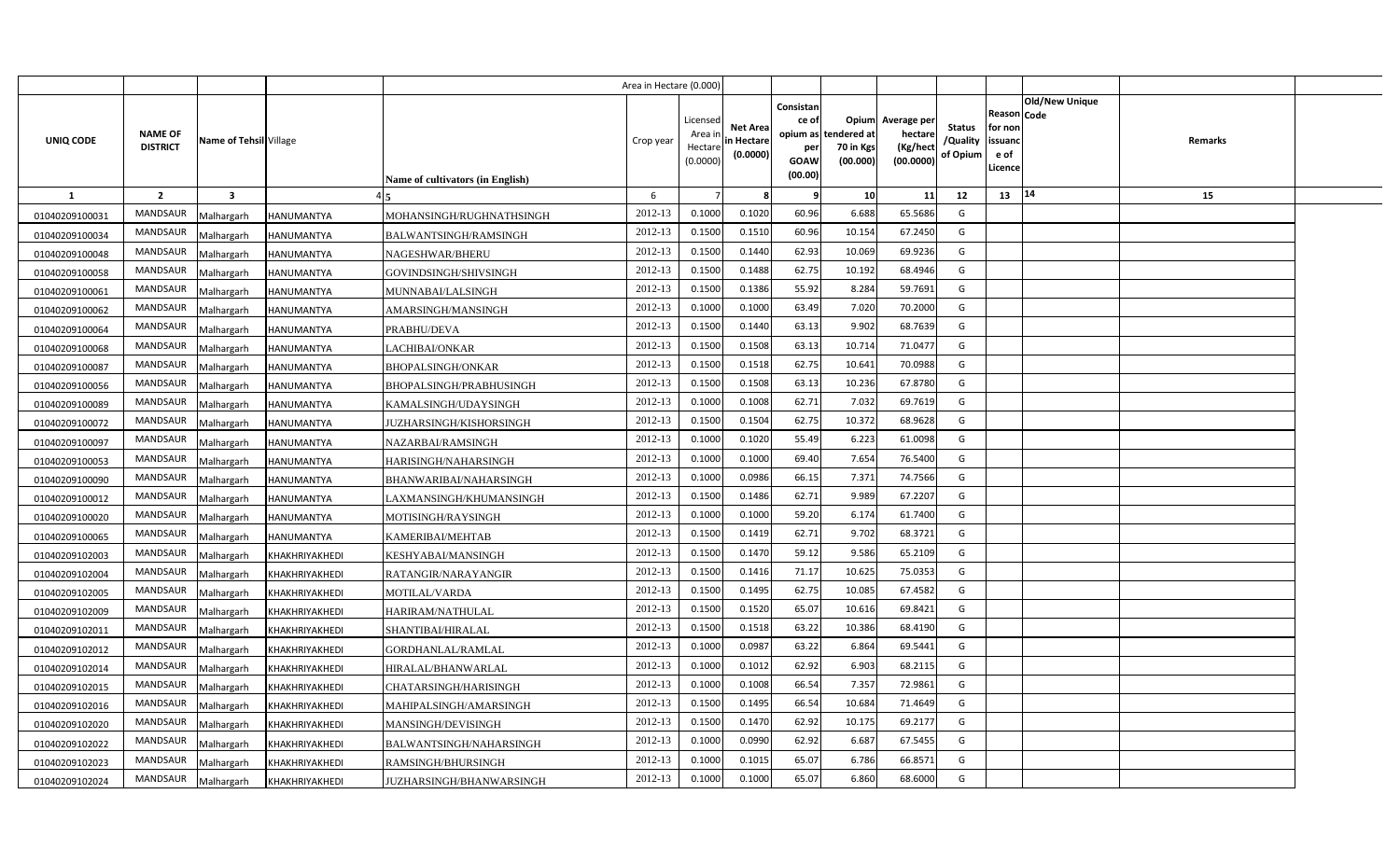| | | | | Area in Hectare (0.000) | | | | | | | | | | | |
|---|---|---|---|---|---|---|---|---|---|---|---|---|---|---|---|
| UNIQ CODE | NAME OF DISTRICT | Name of Tehsil | Village | Name of cultivators (in English) | Crop year | Licensed Area in Hectare (0.0000) | Net Area in Hectare (0.0000) | Consistance of opium as per GOAW (00.00) | Opium tendered at 70 in Kgs (00.000) | Average per hectare (Kg/hect (00.0000) | Status /Quality of Opium | Reason for non issuance of Licence | Code | Old/New Unique | Remarks |
| 1 | 2 | 3 | 4 | 5 | 6 | 7 | 8 | 9 | 10 | 11 | 12 | 13 | 14 | | 15 |
| 01040209100031 | MANDSAUR | Malhargarh | HANUMANTYA | MOHANSINGH/RUGHNATHSINGH | 2012-13 | 0.1000 | 0.1020 | 60.96 | 6.688 | 65.5686 | G | | | | |
| 01040209100034 | MANDSAUR | Malhargarh | HANUMANTYA | BALWANTSINGH/RAMSINGH | 2012-13 | 0.1500 | 0.1510 | 60.96 | 10.154 | 67.2450 | G | | | | |
| 01040209100048 | MANDSAUR | Malhargarh | HANUMANTYA | NAGESHWAR/BHERU | 2012-13 | 0.1500 | 0.1440 | 62.93 | 10.069 | 69.9236 | G | | | | |
| 01040209100058 | MANDSAUR | Malhargarh | HANUMANTYA | GOVINDSINGH/SHIVSINGH | 2012-13 | 0.1500 | 0.1488 | 62.75 | 10.192 | 68.4946 | G | | | | |
| 01040209100061 | MANDSAUR | Malhargarh | HANUMANTYA | MUNNABAI/LALSINGH | 2012-13 | 0.1500 | 0.1386 | 55.92 | 8.284 | 59.7691 | G | | | | |
| 01040209100062 | MANDSAUR | Malhargarh | HANUMANTYA | AMARSINGH/MANSINGH | 2012-13 | 0.1000 | 0.1000 | 63.49 | 7.020 | 70.2000 | G | | | | |
| 01040209100064 | MANDSAUR | Malhargarh | HANUMANTYA | PRABHU/DEVA | 2012-13 | 0.1500 | 0.1440 | 63.13 | 9.902 | 68.7639 | G | | | | |
| 01040209100068 | MANDSAUR | Malhargarh | HANUMANTYA | LACHIBAI/ONKAR | 2012-13 | 0.1500 | 0.1508 | 63.13 | 10.714 | 71.0477 | G | | | | |
| 01040209100087 | MANDSAUR | Malhargarh | HANUMANTYA | BHOPALSINGH/ONKAR | 2012-13 | 0.1500 | 0.1518 | 62.75 | 10.641 | 70.0988 | G | | | | |
| 01040209100056 | MANDSAUR | Malhargarh | HANUMANTYA | BHOPALSINGH/PRABHUSINGH | 2012-13 | 0.1500 | 0.1508 | 63.13 | 10.236 | 67.8780 | G | | | | |
| 01040209100089 | MANDSAUR | Malhargarh | HANUMANTYA | KAMALSINGH/UDAYSINGH | 2012-13 | 0.1000 | 0.1008 | 62.71 | 7.032 | 69.7619 | G | | | | |
| 01040209100072 | MANDSAUR | Malhargarh | HANUMANTYA | JUZHARSINGH/KISHORSINGH | 2012-13 | 0.1500 | 0.1504 | 62.75 | 10.372 | 68.9628 | G | | | | |
| 01040209100097 | MANDSAUR | Malhargarh | HANUMANTYA | NAZARBAI/RAMSINGH | 2012-13 | 0.1000 | 0.1020 | 55.49 | 6.223 | 61.0098 | G | | | | |
| 01040209100053 | MANDSAUR | Malhargarh | HANUMANTYA | HARISINGH/NAHARSINGH | 2012-13 | 0.1000 | 0.1000 | 69.40 | 7.654 | 76.5400 | G | | | | |
| 01040209100090 | MANDSAUR | Malhargarh | HANUMANTYA | BHANWARIBAI/NAHARSINGH | 2012-13 | 0.1000 | 0.0986 | 66.15 | 7.371 | 74.7566 | G | | | | |
| 01040209100012 | MANDSAUR | Malhargarh | HANUMANTYA | LAXMANSINGH/KHUMANSINGH | 2012-13 | 0.1500 | 0.1486 | 62.71 | 9.989 | 67.2207 | G | | | | |
| 01040209100020 | MANDSAUR | Malhargarh | HANUMANTYA | MOTISINGH/RAYSINGH | 2012-13 | 0.1000 | 0.1000 | 59.20 | 6.174 | 61.7400 | G | | | | |
| 01040209100065 | MANDSAUR | Malhargarh | HANUMANTYA | KAMERIBAI/MEHTAB | 2012-13 | 0.1500 | 0.1419 | 62.71 | 9.702 | 68.3721 | G | | | | |
| 01040209102003 | MANDSAUR | Malhargarh | KHAKHRIYAKHEDI | KESHYABAI/MANSINGH | 2012-13 | 0.1500 | 0.1470 | 59.12 | 9.586 | 65.2109 | G | | | | |
| 01040209102004 | MANDSAUR | Malhargarh | KHAKHRIYAKHEDI | RATANGIR/NARAYANGIR | 2012-13 | 0.1500 | 0.1416 | 71.17 | 10.625 | 75.0353 | G | | | | |
| 01040209102005 | MANDSAUR | Malhargarh | KHAKHRIYAKHEDI | MOTILAL/VARDA | 2012-13 | 0.1500 | 0.1495 | 62.75 | 10.085 | 67.4582 | G | | | | |
| 01040209102009 | MANDSAUR | Malhargarh | KHAKHRIYAKHEDI | HARIRAM/NATHULAL | 2012-13 | 0.1500 | 0.1520 | 65.07 | 10.616 | 69.8421 | G | | | | |
| 01040209102011 | MANDSAUR | Malhargarh | KHAKHRIYAKHEDI | SHANTIBAI/HIRALAL | 2012-13 | 0.1500 | 0.1518 | 63.22 | 10.386 | 68.4190 | G | | | | |
| 01040209102012 | MANDSAUR | Malhargarh | KHAKHRIYAKHEDI | GORDHANLAL/RAMLAL | 2012-13 | 0.1000 | 0.0987 | 63.22 | 6.864 | 69.5441 | G | | | | |
| 01040209102014 | MANDSAUR | Malhargarh | KHAKHRIYAKHEDI | HIRALAL/BHANWARLAL | 2012-13 | 0.1000 | 0.1012 | 62.92 | 6.903 | 68.2115 | G | | | | |
| 01040209102015 | MANDSAUR | Malhargarh | KHAKHRIYAKHEDI | CHATARSINGH/HARISINGH | 2012-13 | 0.1000 | 0.1008 | 66.54 | 7.357 | 72.9861 | G | | | | |
| 01040209102016 | MANDSAUR | Malhargarh | KHAKHRIYAKHEDI | MAHIPALSINGH/AMARSINGH | 2012-13 | 0.1500 | 0.1495 | 66.54 | 10.684 | 71.4649 | G | | | | |
| 01040209102020 | MANDSAUR | Malhargarh | KHAKHRIYAKHEDI | MANSINGH/DEVISINGH | 2012-13 | 0.1500 | 0.1470 | 62.92 | 10.175 | 69.2177 | G | | | | |
| 01040209102022 | MANDSAUR | Malhargarh | KHAKHRIYAKHEDI | BALWANTSINGH/NAHARSINGH | 2012-13 | 0.1000 | 0.0990 | 62.92 | 6.687 | 67.5455 | G | | | | |
| 01040209102023 | MANDSAUR | Malhargarh | KHAKHRIYAKHEDI | RAMSINGH/BHURSINGH | 2012-13 | 0.1000 | 0.1015 | 65.07 | 6.786 | 66.8571 | G | | | | |
| 01040209102024 | MANDSAUR | Malhargarh | KHAKHRIYAKHEDI | JUZHARSINGH/BHANWARSINGH | 2012-13 | 0.1000 | 0.1000 | 65.07 | 6.860 | 68.6000 | G | | | | |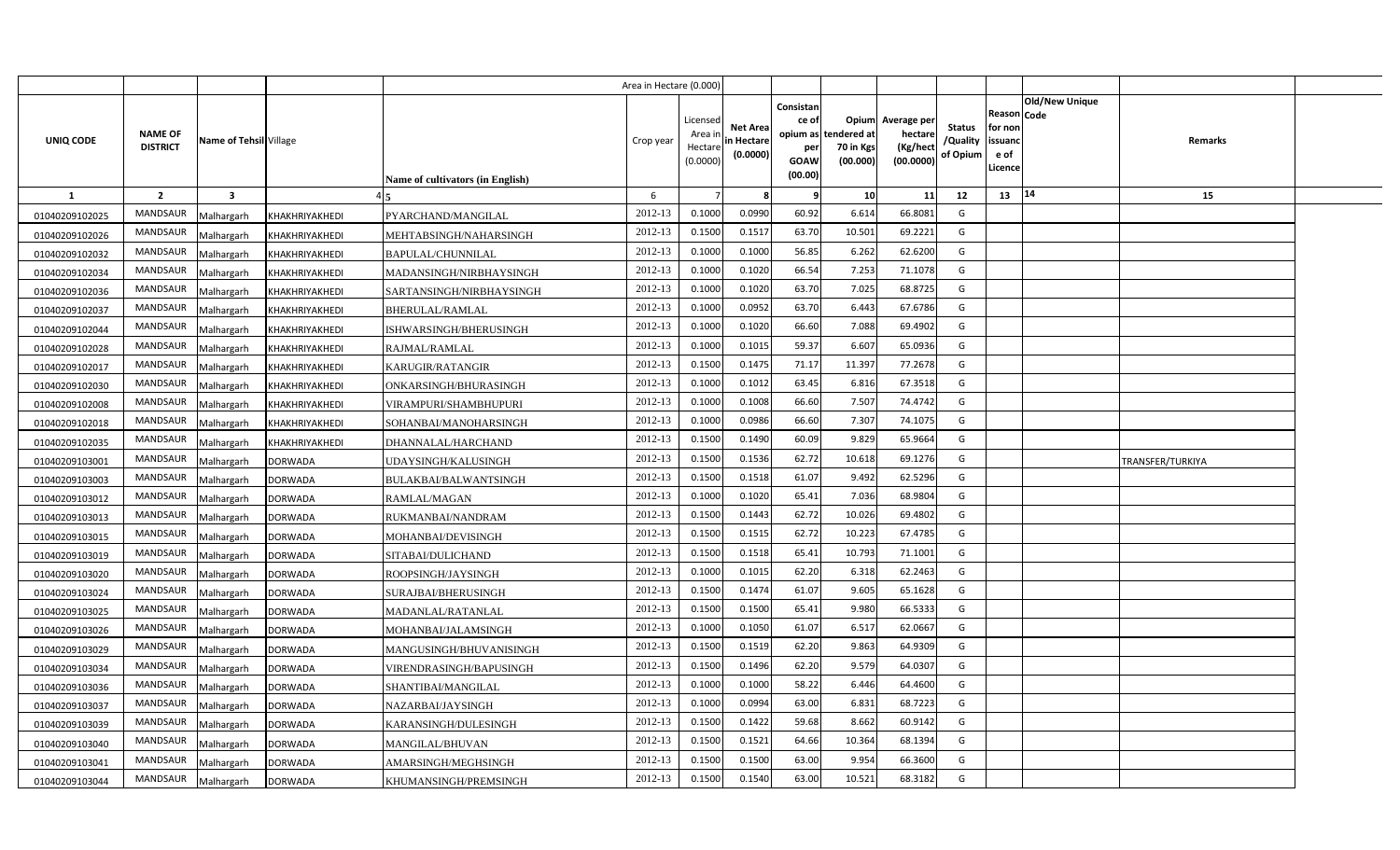| | | | | | Area in Hectare (0.000) | | | | | | | | | | |
|---|---|---|---|---|---|---|---|---|---|---|---|---|---|---|---|
| UNIQ CODE | NAME OF DISTRICT | Name of Tehsil | Village | Name of cultivators (in English) | Crop year | Licensed Area in Hectare (0.0000) | Net Area in Hectare (0.0000) | Consistance of opium as per GOAW (00.00) | Opium tendered at 70 in Kgs (00.000) | Average per hectare (Kg/hect (00.0000) | Status /Quality of Opium | Reason for non issuance of Licence | Code | Old/New Unique | Remarks |
| 1 | 2 | 3 | 4 | 5 | 6 | 7 | 8 | 9 | 10 | 11 | 12 | 13 | 14 | | 15 |
| 01040209102025 | MANDSAUR | Malhargarh | KHAKHRIYAKHEDI | PYARCHAND/MANGILAL | 2012-13 | 0.1000 | 0.0990 | 60.92 | 6.614 | 66.8081 | G | | | | |
| 01040209102026 | MANDSAUR | Malhargarh | KHAKHRIYAKHEDI | MEHTABSINGH/NAHARSINGH | 2012-13 | 0.1500 | 0.1517 | 63.70 | 10.501 | 69.2221 | G | | | | |
| 01040209102032 | MANDSAUR | Malhargarh | KHAKHRIYAKHEDI | BAPULAL/CHUNNILAL | 2012-13 | 0.1000 | 0.1000 | 56.85 | 6.262 | 62.6200 | G | | | | |
| 01040209102034 | MANDSAUR | Malhargarh | KHAKHRIYAKHEDI | MADANSINGH/NIRBHAYSINGH | 2012-13 | 0.1000 | 0.1020 | 66.54 | 7.253 | 71.1078 | G | | | | |
| 01040209102036 | MANDSAUR | Malhargarh | KHAKHRIYAKHEDI | SARTANSINGH/NIRBHAYSINGH | 2012-13 | 0.1000 | 0.1020 | 63.70 | 7.025 | 68.8725 | G | | | | |
| 01040209102037 | MANDSAUR | Malhargarh | KHAKHRIYAKHEDI | BHERULAL/RAMLAL | 2012-13 | 0.1000 | 0.0952 | 63.70 | 6.443 | 67.6786 | G | | | | |
| 01040209102044 | MANDSAUR | Malhargarh | KHAKHRIYAKHEDI | ISHWARSINGH/BHERUSINGH | 2012-13 | 0.1000 | 0.1020 | 66.60 | 7.088 | 69.4902 | G | | | | |
| 01040209102028 | MANDSAUR | Malhargarh | KHAKHRIYAKHEDI | RAJMAL/RAMLAL | 2012-13 | 0.1000 | 0.1015 | 59.37 | 6.607 | 65.0936 | G | | | | |
| 01040209102017 | MANDSAUR | Malhargarh | KHAKHRIYAKHEDI | KARUGIR/RATANGIR | 2012-13 | 0.1500 | 0.1475 | 71.17 | 11.397 | 77.2678 | G | | | | |
| 01040209102030 | MANDSAUR | Malhargarh | KHAKHRIYAKHEDI | ONKARSINGH/BHURASINGH | 2012-13 | 0.1000 | 0.1012 | 63.45 | 6.816 | 67.3518 | G | | | | |
| 01040209102008 | MANDSAUR | Malhargarh | KHAKHRIYAKHEDI | VIRAMPURI/SHAMBHUPURI | 2012-13 | 0.1000 | 0.1008 | 66.60 | 7.507 | 74.4742 | G | | | | |
| 01040209102018 | MANDSAUR | Malhargarh | KHAKHRIYAKHEDI | SOHANBAI/MANOHARSINGH | 2012-13 | 0.1000 | 0.0986 | 66.60 | 7.307 | 74.1075 | G | | | | |
| 01040209102035 | MANDSAUR | Malhargarh | KHAKHRIYAKHEDI | DHANNALAL/HARCHAND | 2012-13 | 0.1500 | 0.1490 | 60.09 | 9.829 | 65.9664 | G | | | | |
| 01040209103001 | MANDSAUR | Malhargarh | DORWADA | UDAYSINGH/KALUSINGH | 2012-13 | 0.1500 | 0.1536 | 62.72 | 10.618 | 69.1276 | G | | | | TRANSFER/TURKIYA |
| 01040209103003 | MANDSAUR | Malhargarh | DORWADA | BULAKBAI/BALWANTSINGH | 2012-13 | 0.1500 | 0.1518 | 61.07 | 9.492 | 62.5296 | G | | | | |
| 01040209103012 | MANDSAUR | Malhargarh | DORWADA | RAMLAL/MAGAN | 2012-13 | 0.1000 | 0.1020 | 65.41 | 7.036 | 68.9804 | G | | | | |
| 01040209103013 | MANDSAUR | Malhargarh | DORWADA | RUKMANBAI/NANDRAM | 2012-13 | 0.1500 | 0.1443 | 62.72 | 10.026 | 69.4802 | G | | | | |
| 01040209103015 | MANDSAUR | Malhargarh | DORWADA | MOHANBAI/DEVISINGH | 2012-13 | 0.1500 | 0.1515 | 62.72 | 10.223 | 67.4785 | G | | | | |
| 01040209103019 | MANDSAUR | Malhargarh | DORWADA | SITABAI/DULICHAND | 2012-13 | 0.1500 | 0.1518 | 65.41 | 10.793 | 71.1001 | G | | | | |
| 01040209103020 | MANDSAUR | Malhargarh | DORWADA | ROOPSINGH/JAYSINGH | 2012-13 | 0.1000 | 0.1015 | 62.20 | 6.318 | 62.2463 | G | | | | |
| 01040209103024 | MANDSAUR | Malhargarh | DORWADA | SURAJBAI/BHERUSINGH | 2012-13 | 0.1500 | 0.1474 | 61.07 | 9.605 | 65.1628 | G | | | | |
| 01040209103025 | MANDSAUR | Malhargarh | DORWADA | MADANLAL/RATANLAL | 2012-13 | 0.1500 | 0.1500 | 65.41 | 9.980 | 66.5333 | G | | | | |
| 01040209103026 | MANDSAUR | Malhargarh | DORWADA | MOHANBAI/JALAMSINGH | 2012-13 | 0.1000 | 0.1050 | 61.07 | 6.517 | 62.0667 | G | | | | |
| 01040209103029 | MANDSAUR | Malhargarh | DORWADA | MANGUSINGH/BHUVANISINGH | 2012-13 | 0.1500 | 0.1519 | 62.20 | 9.863 | 64.9309 | G | | | | |
| 01040209103034 | MANDSAUR | Malhargarh | DORWADA | VIRENDRASINGH/BAPUSINGH | 2012-13 | 0.1500 | 0.1496 | 62.20 | 9.579 | 64.0307 | G | | | | |
| 01040209103036 | MANDSAUR | Malhargarh | DORWADA | SHANTIBAI/MANGILAL | 2012-13 | 0.1000 | 0.1000 | 58.22 | 6.446 | 64.4600 | G | | | | |
| 01040209103037 | MANDSAUR | Malhargarh | DORWADA | NAZARBAI/JAYSINGH | 2012-13 | 0.1000 | 0.0994 | 63.00 | 6.831 | 68.7223 | G | | | | |
| 01040209103039 | MANDSAUR | Malhargarh | DORWADA | KARANSINGH/DULESINGH | 2012-13 | 0.1500 | 0.1422 | 59.68 | 8.662 | 60.9142 | G | | | | |
| 01040209103040 | MANDSAUR | Malhargarh | DORWADA | MANGILAL/BHUVAN | 2012-13 | 0.1500 | 0.1521 | 64.66 | 10.364 | 68.1394 | G | | | | |
| 01040209103041 | MANDSAUR | Malhargarh | DORWADA | AMARSINGH/MEGHSINGH | 2012-13 | 0.1500 | 0.1500 | 63.00 | 9.954 | 66.3600 | G | | | | |
| 01040209103044 | MANDSAUR | Malhargarh | DORWADA | KHUMANSINGH/PREMSINGH | 2012-13 | 0.1500 | 0.1540 | 63.00 | 10.521 | 68.3182 | G | | | | |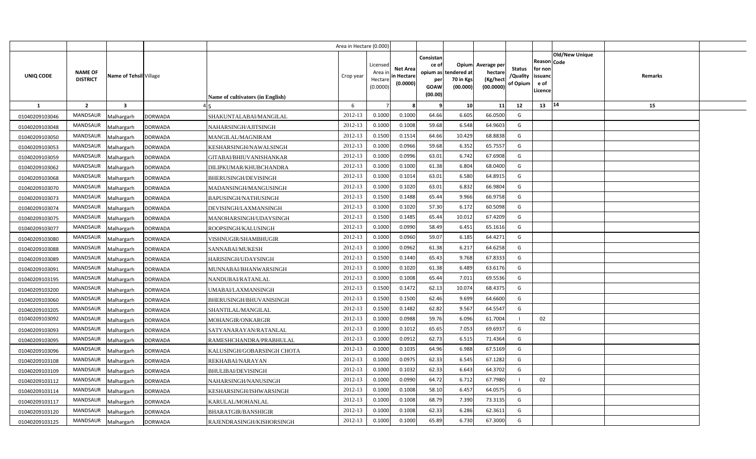| UNIQ CODE | NAME OF DISTRICT | Name of Tehsil | Village | Name of cultivators (in English) | Crop year | Licensed Area in Hectare (0.0000) | Net Area in Hectare (0.0000) | Consistance of opium as per GOAW (00.00) | Opium tendered at 70 in Kgs (00.000) | Average per hectare (Kg/hect (00.0000) | Status /Quality of Opium | Reason for non issuance of Licence | Code | Old/New Unique | Remarks |
|---|---|---|---|---|---|---|---|---|---|---|---|---|---|---|---|
| 1 | 2 | 3 | 4 | 5 | 6 | 7 | 8 | 9 | 10 | 11 | 12 | 13 | 14 | | 15 |
| 01040209103046 | MANDSAUR | Malhargarh | DORWADA | SHAKUNTALABAI/MANGILAL | 2012-13 | 0.1000 | 0.1000 | 64.66 | 6.605 | 66.0500 | G | | | | |
| 01040209103048 | MANDSAUR | Malhargarh | DORWADA | NAHARSINGH/AJITSINGH | 2012-13 | 0.1000 | 0.1008 | 59.68 | 6.548 | 64.9603 | G | | | | |
| 01040209103050 | MANDSAUR | Malhargarh | DORWADA | MANGILAL/MAGNIRAM | 2012-13 | 0.1500 | 0.1514 | 64.66 | 10.429 | 68.8838 | G | | | | |
| 01040209103053 | MANDSAUR | Malhargarh | DORWADA | KESHARSINGH/NAWALSINGH | 2012-13 | 0.1000 | 0.0966 | 59.68 | 6.352 | 65.7557 | G | | | | |
| 01040209103059 | MANDSAUR | Malhargarh | DORWADA | GITABAI/BHIUVANISHANKAR | 2012-13 | 0.1000 | 0.0996 | 63.01 | 6.742 | 67.6908 | G | | | | |
| 01040209103062 | MANDSAUR | Malhargarh | DORWADA | DILIPKUMAR/KHUBCHANDRA | 2012-13 | 0.1000 | 0.1000 | 61.38 | 6.804 | 68.0400 | G | | | | |
| 01040209103068 | MANDSAUR | Malhargarh | DORWADA | BHERUSINGH/DEVISINGH | 2012-13 | 0.1000 | 0.1014 | 63.01 | 6.580 | 64.8915 | G | | | | |
| 01040209103070 | MANDSAUR | Malhargarh | DORWADA | MADANSINGH/MANGUSINGH | 2012-13 | 0.1000 | 0.1020 | 63.01 | 6.832 | 66.9804 | G | | | | |
| 01040209103073 | MANDSAUR | Malhargarh | DORWADA | BAPUSINGH/NATHUSINGH | 2012-13 | 0.1500 | 0.1488 | 65.44 | 9.966 | 66.9758 | G | | | | |
| 01040209103074 | MANDSAUR | Malhargarh | DORWADA | DEVISINGH/LAXMANSINGH | 2012-13 | 0.1000 | 0.1020 | 57.30 | 6.172 | 60.5098 | G | | | | |
| 01040209103075 | MANDSAUR | Malhargarh | DORWADA | MANOHARSINGH/UDAYSINGH | 2012-13 | 0.1500 | 0.1485 | 65.44 | 10.012 | 67.4209 | G | | | | |
| 01040209103077 | MANDSAUR | Malhargarh | DORWADA | ROOPSINGH/KALUSINGH | 2012-13 | 0.1000 | 0.0990 | 58.49 | 6.451 | 65.1616 | G | | | | |
| 01040209103080 | MANDSAUR | Malhargarh | DORWADA | VISHNUGIR/SHAMBHUGIR | 2012-13 | 0.1000 | 0.0960 | 59.07 | 6.185 | 64.4271 | G | | | | |
| 01040209103088 | MANDSAUR | Malhargarh | DORWADA | SANNABAI/MUKESH | 2012-13 | 0.1000 | 0.0962 | 61.38 | 6.217 | 64.6258 | G | | | | |
| 01040209103089 | MANDSAUR | Malhargarh | DORWADA | HARISINGH/UDAYSINGH | 2012-13 | 0.1500 | 0.1440 | 65.43 | 9.768 | 67.8333 | G | | | | |
| 01040209103091 | MANDSAUR | Malhargarh | DORWADA | MUNNABAI/BHANWARSINGH | 2012-13 | 0.1000 | 0.1020 | 61.38 | 6.489 | 63.6176 | G | | | | |
| 01040209103195 | MANDSAUR | Malhargarh | DORWADA | NANDUBAI/RATANLAL | 2012-13 | 0.1000 | 0.1008 | 65.44 | 7.011 | 69.5536 | G | | | | |
| 01040209103200 | MANDSAUR | Malhargarh | DORWADA | UMABAI/LAXMANSINGH | 2012-13 | 0.1500 | 0.1472 | 62.13 | 10.074 | 68.4375 | G | | | | |
| 01040209103060 | MANDSAUR | Malhargarh | DORWADA | BHERUSINGH/BHUVANISINGH | 2012-13 | 0.1500 | 0.1500 | 62.46 | 9.699 | 64.6600 | G | | | | |
| 01040209103205 | MANDSAUR | Malhargarh | DORWADA | SHANTILAL/MANGILAL | 2012-13 | 0.1500 | 0.1482 | 62.82 | 9.567 | 64.5547 | G | | | | |
| 01040209103092 | MANDSAUR | Malhargarh | DORWADA | MOHANGIR/ONKARGIR | 2012-13 | 0.1000 | 0.0988 | 59.76 | 6.096 | 61.7004 | I | 02 | | | |
| 01040209103093 | MANDSAUR | Malhargarh | DORWADA | SATYANARAYAN/RATANLAL | 2012-13 | 0.1000 | 0.1012 | 65.65 | 7.053 | 69.6937 | G | | | | |
| 01040209103095 | MANDSAUR | Malhargarh | DORWADA | RAMESHCHANDRA/PRABHULAL | 2012-13 | 0.1000 | 0.0912 | 62.73 | 6.515 | 71.4364 | G | | | | |
| 01040209103096 | MANDSAUR | Malhargarh | DORWADA | KALUSINGH/GOBARSINGH CHOTA | 2012-13 | 0.1000 | 0.1035 | 64.96 | 6.988 | 67.5169 | G | | | | |
| 01040209103108 | MANDSAUR | Malhargarh | DORWADA | REKHABAI/NARAYAN | 2012-13 | 0.1000 | 0.0975 | 62.33 | 6.545 | 67.1282 | G | | | | |
| 01040209103109 | MANDSAUR | Malhargarh | DORWADA | BHULIBAI/DEVISINGH | 2012-13 | 0.1000 | 0.1032 | 62.33 | 6.643 | 64.3702 | G | | | | |
| 01040209103112 | MANDSAUR | Malhargarh | DORWADA | NAHARSINGH/NANUSINGH | 2012-13 | 0.1000 | 0.0990 | 64.72 | 6.712 | 67.7980 | I | 02 | | | |
| 01040209103114 | MANDSAUR | Malhargarh | DORWADA | KESHARSINGH/ISHWARSINGH | 2012-13 | 0.1000 | 0.1008 | 58.10 | 6.457 | 64.0575 | G | | | | |
| 01040209103117 | MANDSAUR | Malhargarh | DORWADA | KARULAL/MOHANLAL | 2012-13 | 0.1000 | 0.1008 | 68.79 | 7.390 | 73.3135 | G | | | | |
| 01040209103120 | MANDSAUR | Malhargarh | DORWADA | BHARATGIR/BANSHIGIR | 2012-13 | 0.1000 | 0.1008 | 62.33 | 6.286 | 62.3611 | G | | | | |
| 01040209103125 | MANDSAUR | Malhargarh | DORWADA | RAJENDRASINGH/KISHORSINGH | 2012-13 | 0.1000 | 0.1000 | 65.89 | 6.730 | 67.3000 | G | | | | |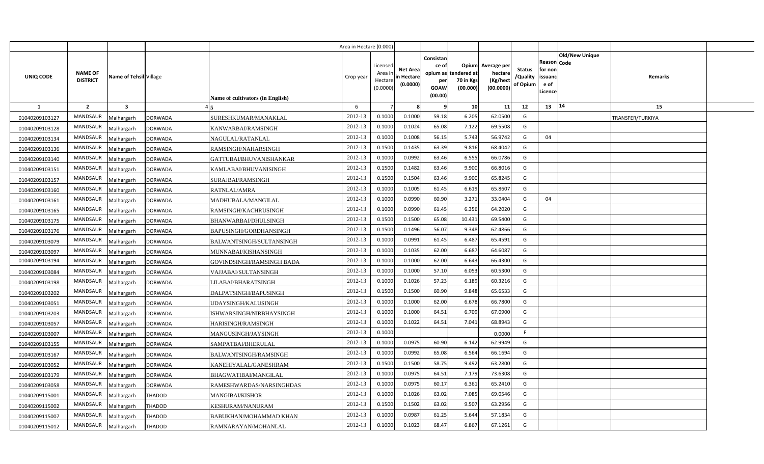| | | | | Area in Hectare (0.000) | | | | | | | | | | | |
|---|---|---|---|---|---|---|---|---|---|---|---|---|---|---|---|
| UNIQ CODE | NAME OF DISTRICT | Name of Tehsil | Village | Name of cultivators (in English) | Crop year | Licensed Area in Hectare (0.0000) | Net Area in Hectare (0.0000) | Consistance of opium as per GOAW (00.00) | Opium tendered at 70 in Kgs (00.000) | Average per hectare (Kg/hect (00.0000) | Status /Quality of Opium | Reason for non issuance of Licence | Code | Old/New Unique | Remarks |
| 1 | 2 | 3 | 4 | 5 | 6 | 7 | 8 | 9 | 10 | 11 | 12 | 13 | 14 | | 15 |
| 01040209103127 | MANDSAUR | Malhargarh | DORWADA | SURESHKUMAR/MANAKLAL | 2012-13 | 0.1000 | 0.1000 | 59.18 | 6.205 | 62.0500 | G | | | | TRANSFER/TURKIYA |
| 01040209103128 | MANDSAUR | Malhargarh | DORWADA | KANWARBAI/RAMSINGH | 2012-13 | 0.1000 | 0.1024 | 65.08 | 7.122 | 69.5508 | G | | | | |
| 01040209103134 | MANDSAUR | Malhargarh | DORWADA | NAGULAL/RATANLAL | 2012-13 | 0.1000 | 0.1008 | 56.15 | 5.743 | 56.9742 | G | 04 | | | |
| 01040209103136 | MANDSAUR | Malhargarh | DORWADA | RAMSINGH/NAHARSINGH | 2012-13 | 0.1500 | 0.1435 | 63.39 | 9.816 | 68.4042 | G | | | | |
| 01040209103140 | MANDSAUR | Malhargarh | DORWADA | GATTUBAI/BHUVANISHANKAR | 2012-13 | 0.1000 | 0.0992 | 63.46 | 6.555 | 66.0786 | G | | | | |
| 01040209103151 | MANDSAUR | Malhargarh | DORWADA | KAMLABAI/BHUVANISINGH | 2012-13 | 0.1500 | 0.1482 | 63.46 | 9.900 | 66.8016 | G | | | | |
| 01040209103157 | MANDSAUR | Malhargarh | DORWADA | SURAJBAI/RAMSINGH | 2012-13 | 0.1500 | 0.1504 | 63.46 | 9.900 | 65.8245 | G | | | | |
| 01040209103160 | MANDSAUR | Malhargarh | DORWADA | RATNLAL/AMRA | 2012-13 | 0.1000 | 0.1005 | 61.45 | 6.619 | 65.8607 | G | | | | |
| 01040209103161 | MANDSAUR | Malhargarh | DORWADA | MADHUBALA/MANGILAL | 2012-13 | 0.1000 | 0.0990 | 60.90 | 3.271 | 33.0404 | G | 04 | | | |
| 01040209103165 | MANDSAUR | Malhargarh | DORWADA | RAMSINGH/KACHRUSINGH | 2012-13 | 0.1000 | 0.0990 | 61.45 | 6.356 | 64.2020 | G | | | | |
| 01040209103175 | MANDSAUR | Malhargarh | DORWADA | BHANWARBAI/DHULSINGH | 2012-13 | 0.1500 | 0.1500 | 65.08 | 10.431 | 69.5400 | G | | | | |
| 01040209103176 | MANDSAUR | Malhargarh | DORWADA | BAPUSINGH/GORDHANSINGH | 2012-13 | 0.1500 | 0.1496 | 56.07 | 9.348 | 62.4866 | G | | | | |
| 01040209103079 | MANDSAUR | Malhargarh | DORWADA | BALWANTSINGH/SULTANSINGH | 2012-13 | 0.1000 | 0.0991 | 61.45 | 6.487 | 65.4591 | G | | | | |
| 01040209103097 | MANDSAUR | Malhargarh | DORWADA | MUNNABAI/KISHANSINGH | 2012-13 | 0.1000 | 0.1035 | 62.00 | 6.687 | 64.6087 | G | | | | |
| 01040209103194 | MANDSAUR | Malhargarh | DORWADA | GOVINDSINGH/RAMSINGH BADA | 2012-13 | 0.1000 | 0.1000 | 62.00 | 6.643 | 66.4300 | G | | | | |
| 01040209103084 | MANDSAUR | Malhargarh | DORWADA | VAJJABAI/SULTANSINGH | 2012-13 | 0.1000 | 0.1000 | 57.10 | 6.053 | 60.5300 | G | | | | |
| 01040209103198 | MANDSAUR | Malhargarh | DORWADA | LILABAI/BHARATSINGH | 2012-13 | 0.1000 | 0.1026 | 57.23 | 6.189 | 60.3216 | G | | | | |
| 01040209103202 | MANDSAUR | Malhargarh | DORWADA | DALPATSINGH/BAPUSINGH | 2012-13 | 0.1500 | 0.1500 | 60.90 | 9.848 | 65.6533 | G | | | | |
| 01040209103051 | MANDSAUR | Malhargarh | DORWADA | UDAYSINGH/KALUSINGH | 2012-13 | 0.1000 | 0.1000 | 62.00 | 6.678 | 66.7800 | G | | | | |
| 01040209103203 | MANDSAUR | Malhargarh | DORWADA | ISHWARSINGH/NIRBHAYSINGH | 2012-13 | 0.1000 | 0.1000 | 64.51 | 6.709 | 67.0900 | G | | | | |
| 01040209103057 | MANDSAUR | Malhargarh | DORWADA | HARISINGH/RAMSINGH | 2012-13 | 0.1000 | 0.1022 | 64.51 | 7.041 | 68.8943 | G | | | | |
| 01040209103007 | MANDSAUR | Malhargarh | DORWADA | MANGUSINGH/JAYSINGH | 2012-13 | 0.1000 | | | | 0.0000 | F | | | | |
| 01040209103155 | MANDSAUR | Malhargarh | DORWADA | SAMPATBAI/BHERULAL | 2012-13 | 0.1000 | 0.0975 | 60.90 | 6.142 | 62.9949 | G | | | | |
| 01040209103167 | MANDSAUR | Malhargarh | DORWADA | BALWANTSINGH/RAMSINGH | 2012-13 | 0.1000 | 0.0992 | 65.08 | 6.564 | 66.1694 | G | | | | |
| 01040209103052 | MANDSAUR | Malhargarh | DORWADA | KANEHIYALAL/GANESHRAM | 2012-13 | 0.1500 | 0.1500 | 58.75 | 9.492 | 63.2800 | G | | | | |
| 01040209103179 | MANDSAUR | Malhargarh | DORWADA | BHAGWATIBAI/MANGILAL | 2012-13 | 0.1000 | 0.0975 | 64.51 | 7.179 | 73.6308 | G | | | | |
| 01040209103058 | MANDSAUR | Malhargarh | DORWADA | RAMESHWARDAS/NARSINGHDAS | 2012-13 | 0.1000 | 0.0975 | 60.17 | 6.361 | 65.2410 | G | | | | |
| 01040209115001 | MANDSAUR | Malhargarh | THADOD | MANGIBAI/KISHOR | 2012-13 | 0.1000 | 0.1026 | 63.02 | 7.085 | 69.0546 | G | | | | |
| 01040209115002 | MANDSAUR | Malhargarh | THADOD | KESHURAM/NANURAM | 2012-13 | 0.1500 | 0.1502 | 63.02 | 9.507 | 63.2956 | G | | | | |
| 01040209115007 | MANDSAUR | Malhargarh | THADOD | BABUKHAN/MOHAMMAD KHAN | 2012-13 | 0.1000 | 0.0987 | 61.25 | 5.644 | 57.1834 | G | | | | |
| 01040209115012 | MANDSAUR | Malhargarh | THADOD | RAMNARAYAN/MOHANLAL | 2012-13 | 0.1000 | 0.1023 | 68.47 | 6.867 | 67.1261 | G | | | | |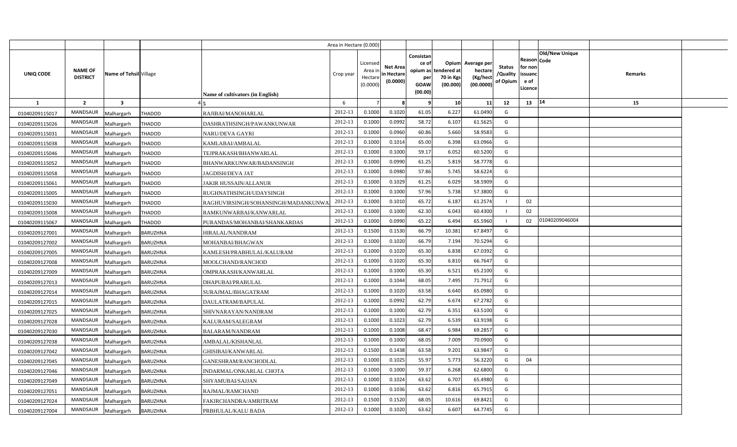| | | | | Area in Hectare (0.000) | | | | | | | | | | | |
|---|---|---|---|---|---|---|---|---|---|---|---|---|---|---|---|
| UNIQ CODE | NAME OF DISTRICT | Name of Tehsil | Village | Name of cultivators (in English) | Crop year | Licensed Area in Hectare (0.0000) | Net Area in Hectare (0.0000) | Consistance of opium as per GOAW (00.00) | Opium tendered at 70 in Kgs (00.000) | Average per hectare (Kg/hect (00.0000) | Status /Quality of Opium | Reason for non issuance of Licence | Code | Old/New Unique | Remarks |
| 1 | 2 | 3 | 4 | 5 | 6 | 7 | 8 | 9 | 10 | 11 | 12 | 13 | | 14 | 15 |
| 01040209115017 | MANDSAUR | Malhargarh | THADOD | RAJIBAI/MANOHARLAL | 2012-13 | 0.1000 | 0.1020 | 61.05 | 6.227 | 61.0490 | G | | | | |
| 01040209115026 | MANDSAUR | Malhargarh | THADOD | DASHRATHSINGH/PAWANKUNWAR | 2012-13 | 0.1000 | 0.0992 | 58.72 | 6.107 | 61.5625 | G | | | | |
| 01040209115031 | MANDSAUR | Malhargarh | THADOD | NARU/DEVA GAYRI | 2012-13 | 0.1000 | 0.0960 | 60.86 | 5.660 | 58.9583 | G | | | | |
| 01040209115038 | MANDSAUR | Malhargarh | THADOD | KAMLABAI/AMBALAL | 2012-13 | 0.1000 | 0.1014 | 65.00 | 6.398 | 63.0966 | G | | | | |
| 01040209115046 | MANDSAUR | Malhargarh | THADOD | TEJPRAKASH/BHANWARLAL | 2012-13 | 0.1000 | 0.1000 | 59.17 | 6.052 | 60.5200 | G | | | | |
| 01040209115052 | MANDSAUR | Malhargarh | THADOD | BHANWARKUNWAR/BADANSINGH | 2012-13 | 0.1000 | 0.0990 | 61.25 | 5.819 | 58.7778 | G | | | | |
| 01040209115058 | MANDSAUR | Malhargarh | THADOD | JAGDISH/DEVA JAT | 2012-13 | 0.1000 | 0.0980 | 57.86 | 5.745 | 58.6224 | G | | | | |
| 01040209115061 | MANDSAUR | Malhargarh | THADOD | JAKIR HUSSAIN/ALLANUR | 2012-13 | 0.1000 | 0.1029 | 61.25 | 6.029 | 58.5909 | G | | | | |
| 01040209115005 | MANDSAUR | Malhargarh | THADOD | RUGHNATHSINGH/UDAYSINGH | 2012-13 | 0.1000 | 0.1000 | 57.96 | 5.738 | 57.3800 | G | | | | |
| 01040209115030 | MANDSAUR | Malhargarh | THADOD | RAGHUVIRSINGH/SOHANSINGH/MADANKUNWA | 2012-13 | 0.1000 | 0.1010 | 65.72 | 6.187 | 61.2574 | I | 02 | | | |
| 01040209115008 | MANDSAUR | Malhargarh | THADOD | RAMKUNWARBAI/KANWARLAL | 2012-13 | 0.1000 | 0.1000 | 62.30 | 6.043 | 60.4300 | I | 02 | | | |
| 01040209115067 | MANDSAUR | Malhargarh | THADOD | PURANDAS/MOHANBAI/SHANKARDAS | 2012-13 | 0.1000 | 0.0990 | 65.22 | 6.494 | 65.5960 | I | 02 | | 01040209046004 | |
| 01040209127001 | MANDSAUR | Malhargarh | BARUZHNA | HIRALAL/NANDRAM | 2012-13 | 0.1500 | 0.1530 | 66.79 | 10.381 | 67.8497 | G | | | | |
| 01040209127002 | MANDSAUR | Malhargarh | BARUZHNA | MOHANBAI/BHAGWAN | 2012-13 | 0.1000 | 0.1020 | 66.79 | 7.194 | 70.5294 | G | | | | |
| 01040209127005 | MANDSAUR | Malhargarh | BARUZHNA | KAMLESH/PRABHULAL/KALURAM | 2012-13 | 0.1000 | 0.1020 | 65.30 | 6.838 | 67.0392 | G | | | | |
| 01040209127008 | MANDSAUR | Malhargarh | BARUZHNA | MOOLCHAND/RANCHOD | 2012-13 | 0.1000 | 0.1020 | 65.30 | 6.810 | 66.7647 | G | | | | |
| 01040209127009 | MANDSAUR | Malhargarh | BARUZHNA | OMPRAKASH/KANWARLAL | 2012-13 | 0.1000 | 0.1000 | 65.30 | 6.521 | 65.2100 | G | | | | |
| 01040209127013 | MANDSAUR | Malhargarh | BARUZHNA | DHAPUBAI/PRABULAL | 2012-13 | 0.1000 | 0.1044 | 68.05 | 7.495 | 71.7912 | G | | | | |
| 01040209127014 | MANDSAUR | Malhargarh | BARUZHNA | SURAJMAL/BHAGATRAM | 2012-13 | 0.1000 | 0.1020 | 63.58 | 6.640 | 65.0980 | G | | | | |
| 01040209127015 | MANDSAUR | Malhargarh | BARUZHNA | DAULATRAM/BAPULAL | 2012-13 | 0.1000 | 0.0992 | 62.79 | 6.674 | 67.2782 | G | | | | |
| 01040209127025 | MANDSAUR | Malhargarh | BARUZHNA | SHIVNARAYAN/NANDRAM | 2012-13 | 0.1000 | 0.1000 | 62.79 | 6.351 | 63.5100 | G | | | | |
| 01040209127028 | MANDSAUR | Malhargarh | BARUZHNA | KALURAM/SALEGRAM | 2012-13 | 0.1000 | 0.1023 | 62.79 | 6.539 | 63.9198 | G | | | | |
| 01040209127030 | MANDSAUR | Malhargarh | BARUZHNA | BALARAM/NANDRAM | 2012-13 | 0.1000 | 0.1008 | 68.47 | 6.984 | 69.2857 | G | | | | |
| 01040209127038 | MANDSAUR | Malhargarh | BARUZHNA | AMBALAL/KISHANLAL | 2012-13 | 0.1000 | 0.1000 | 68.05 | 7.009 | 70.0900 | G | | | | |
| 01040209127042 | MANDSAUR | Malhargarh | BARUZHNA | GHISIBAI/KANWARLAL | 2012-13 | 0.1500 | 0.1438 | 63.58 | 9.201 | 63.9847 | G | | | | |
| 01040209127045 | MANDSAUR | Malhargarh | BARUZHNA | GANESHRAM/RANCHODLAL | 2012-13 | 0.1000 | 0.1025 | 55.97 | 5.773 | 56.3220 | G | 04 | | | |
| 01040209127046 | MANDSAUR | Malhargarh | BARUZHNA | INDARMAL/ONKARLAL CHOTA | 2012-13 | 0.1000 | 0.1000 | 59.37 | 6.268 | 62.6800 | G | | | | |
| 01040209127049 | MANDSAUR | Malhargarh | BARUZHNA | SHYAMUBAI/SAJJAN | 2012-13 | 0.1000 | 0.1024 | 63.62 | 6.707 | 65.4980 | G | | | | |
| 01040209127051 | MANDSAUR | Malhargarh | BARUZHNA | RAJMAL/RAMCHAND | 2012-13 | 0.1000 | 0.1036 | 63.62 | 6.816 | 65.7915 | G | | | | |
| 01040209127024 | MANDSAUR | Malhargarh | BARUZHNA | FAKIRCHANDRA/AMRITRAM | 2012-13 | 0.1500 | 0.1520 | 68.05 | 10.616 | 69.8421 | G | | | | |
| 01040209127004 | MANDSAUR | Malhargarh | BARUZHNA | PRBHULAL/KALU BADA | 2012-13 | 0.1000 | 0.1020 | 63.62 | 6.607 | 64.7745 | G | | | | |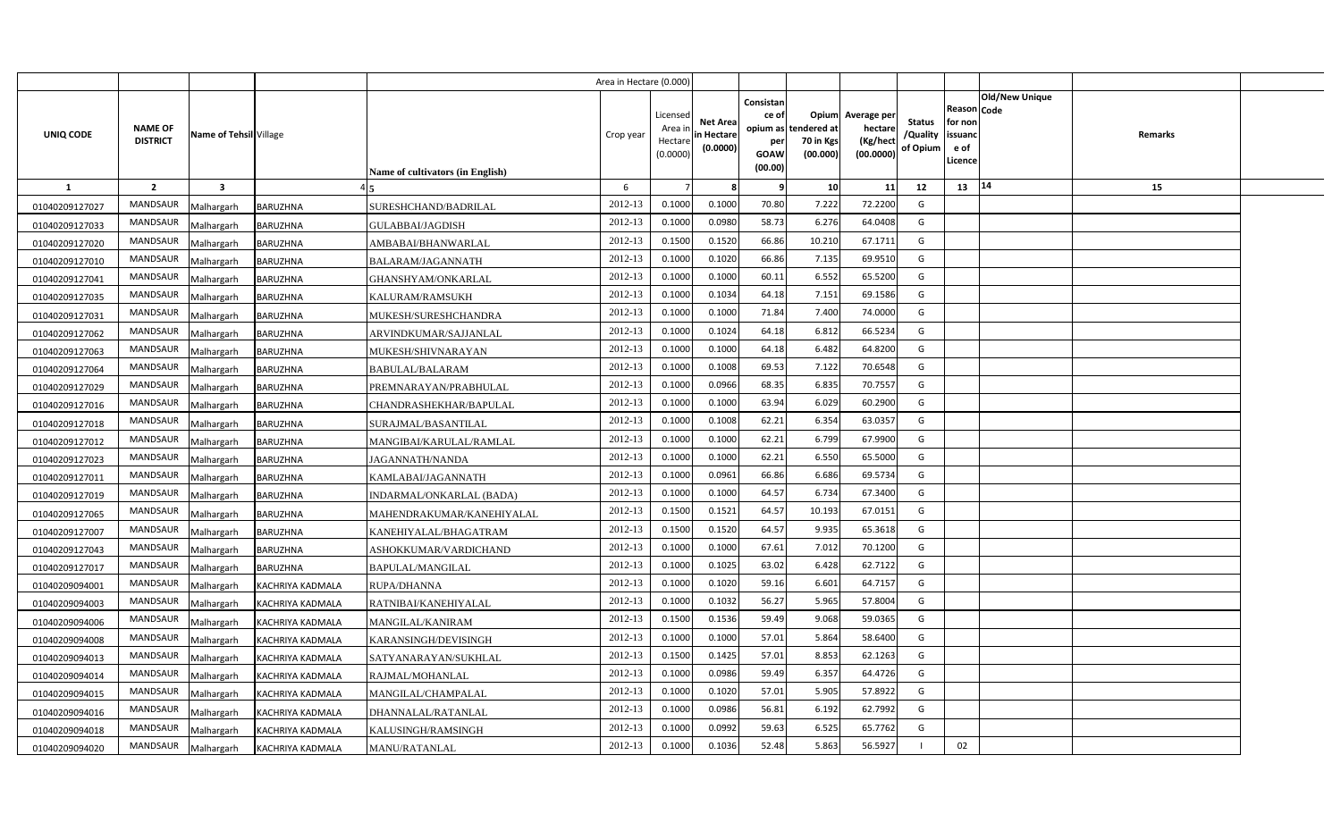| | | | | Area in Hectare (0.000) | | | | | | | | | | | |
|---|---|---|---|---|---|---|---|---|---|---|---|---|---|---|---|
| UNIQ CODE | NAME OF DISTRICT | Name of Tehsil | Village | Name of cultivators (in English) | Crop year | Licensed Area in Hectare (0.0000) | Net Area in Hectare (0.0000) | Consistance of opium as per GOAW (00.00) | Opium tendered at 70 in Kgs (00.000) | Average per hectare (Kg/hect (00.0000) | Status /Quality of Opium | Reason for non issuance of Licence | Code | Old/New Unique | Remarks |
| 1 | 2 | 3 | 4 | 5 | 6 | 7 | 8 | 9 | 10 | 11 | 12 | 13 | 14 | | 15 |
| 01040209127027 | MANDSAUR | Malhargarh | BARUZHNA | SURESHCHAND/BADRILAL | 2012-13 | 0.1000 | 0.1000 | 70.80 | 7.222 | 72.2200 | G | | | | |
| 01040209127033 | MANDSAUR | Malhargarh | BARUZHNA | GULABBAI/JAGDISH | 2012-13 | 0.1000 | 0.0980 | 58.73 | 6.276 | 64.0408 | G | | | | |
| 01040209127020 | MANDSAUR | Malhargarh | BARUZHNA | AMBABAI/BHANWARLAL | 2012-13 | 0.1500 | 0.1520 | 66.86 | 10.210 | 67.1711 | G | | | | |
| 01040209127010 | MANDSAUR | Malhargarh | BARUZHNA | BALARAM/JAGANNATH | 2012-13 | 0.1000 | 0.1020 | 66.86 | 7.135 | 69.9510 | G | | | | |
| 01040209127041 | MANDSAUR | Malhargarh | BARUZHNA | GHANSHYAM/ONKARLAL | 2012-13 | 0.1000 | 0.1000 | 60.11 | 6.552 | 65.5200 | G | | | | |
| 01040209127035 | MANDSAUR | Malhargarh | BARUZHNA | KALURAM/RAMSUKH | 2012-13 | 0.1000 | 0.1034 | 64.18 | 7.151 | 69.1586 | G | | | | |
| 01040209127031 | MANDSAUR | Malhargarh | BARUZHNA | MUKESH/SURESHCHANDRA | 2012-13 | 0.1000 | 0.1000 | 71.84 | 7.400 | 74.0000 | G | | | | |
| 01040209127062 | MANDSAUR | Malhargarh | BARUZHNA | ARVINDKUMAR/SAJJANLAL | 2012-13 | 0.1000 | 0.1024 | 64.18 | 6.812 | 66.5234 | G | | | | |
| 01040209127063 | MANDSAUR | Malhargarh | BARUZHNA | MUKESH/SHIVNARAYAN | 2012-13 | 0.1000 | 0.1000 | 64.18 | 6.482 | 64.8200 | G | | | | |
| 01040209127064 | MANDSAUR | Malhargarh | BARUZHNA | BABULAL/BALARAM | 2012-13 | 0.1000 | 0.1008 | 69.53 | 7.122 | 70.6548 | G | | | | |
| 01040209127029 | MANDSAUR | Malhargarh | BARUZHNA | PREMNARAYAN/PRABHULAL | 2012-13 | 0.1000 | 0.0966 | 68.35 | 6.835 | 70.7557 | G | | | | |
| 01040209127016 | MANDSAUR | Malhargarh | BARUZHNA | CHANDRASHEKHAR/BAPULAL | 2012-13 | 0.1000 | 0.1000 | 63.94 | 6.029 | 60.2900 | G | | | | |
| 01040209127018 | MANDSAUR | Malhargarh | BARUZHNA | SURAJMAL/BASANTILAL | 2012-13 | 0.1000 | 0.1008 | 62.21 | 6.354 | 63.0357 | G | | | | |
| 01040209127012 | MANDSAUR | Malhargarh | BARUZHNA | MANGIBAI/KARULAL/RAMLAL | 2012-13 | 0.1000 | 0.1000 | 62.21 | 6.799 | 67.9900 | G | | | | |
| 01040209127023 | MANDSAUR | Malhargarh | BARUZHNA | JAGANNATH/NANDA | 2012-13 | 0.1000 | 0.1000 | 62.21 | 6.550 | 65.5000 | G | | | | |
| 01040209127011 | MANDSAUR | Malhargarh | BARUZHNA | KAMLABAI/JAGANNATH | 2012-13 | 0.1000 | 0.0961 | 66.86 | 6.686 | 69.5734 | G | | | | |
| 01040209127019 | MANDSAUR | Malhargarh | BARUZHNA | INDARMAL/ONKARLAL (BADA) | 2012-13 | 0.1000 | 0.1000 | 64.57 | 6.734 | 67.3400 | G | | | | |
| 01040209127065 | MANDSAUR | Malhargarh | BARUZHNA | MAHENDRAKUMAR/KANEHIYALAL | 2012-13 | 0.1500 | 0.1521 | 64.57 | 10.193 | 67.0151 | G | | | | |
| 01040209127007 | MANDSAUR | Malhargarh | BARUZHNA | KANEHIYALAL/BHAGATRAM | 2012-13 | 0.1500 | 0.1520 | 64.57 | 9.935 | 65.3618 | G | | | | |
| 01040209127043 | MANDSAUR | Malhargarh | BARUZHNA | ASHOKKUMAR/VARDICHAND | 2012-13 | 0.1000 | 0.1000 | 67.61 | 7.012 | 70.1200 | G | | | | |
| 01040209127017 | MANDSAUR | Malhargarh | BARUZHNA | BAPULAL/MANGILAL | 2012-13 | 0.1000 | 0.1025 | 63.02 | 6.428 | 62.7122 | G | | | | |
| 01040209094001 | MANDSAUR | Malhargarh | KACHRIYA KADMALA | RUPA/DHANNA | 2012-13 | 0.1000 | 0.1020 | 59.16 | 6.601 | 64.7157 | G | | | | |
| 01040209094003 | MANDSAUR | Malhargarh | KACHRIYA KADMALA | RATNIBAI/KANEHIYALAL | 2012-13 | 0.1000 | 0.1032 | 56.27 | 5.965 | 57.8004 | G | | | | |
| 01040209094006 | MANDSAUR | Malhargarh | KACHRIYA KADMALA | MANGILAL/KANIRAM | 2012-13 | 0.1500 | 0.1536 | 59.49 | 9.068 | 59.0365 | G | | | | |
| 01040209094008 | MANDSAUR | Malhargarh | KACHRIYA KADMALA | KARANSINGH/DEVISINGH | 2012-13 | 0.1000 | 0.1000 | 57.01 | 5.864 | 58.6400 | G | | | | |
| 01040209094013 | MANDSAUR | Malhargarh | KACHRIYA KADMALA | SATYANARAYAN/SUKHLAL | 2012-13 | 0.1500 | 0.1425 | 57.01 | 8.853 | 62.1263 | G | | | | |
| 01040209094014 | MANDSAUR | Malhargarh | KACHRIYA KADMALA | RAJMAL/MOHANLAL | 2012-13 | 0.1000 | 0.0986 | 59.49 | 6.357 | 64.4726 | G | | | | |
| 01040209094015 | MANDSAUR | Malhargarh | KACHRIYA KADMALA | MANGILAL/CHAMPALAL | 2012-13 | 0.1000 | 0.1020 | 57.01 | 5.905 | 57.8922 | G | | | | |
| 01040209094016 | MANDSAUR | Malhargarh | KACHRIYA KADMALA | DHANNALAL/RATANLAL | 2012-13 | 0.1000 | 0.0986 | 56.81 | 6.192 | 62.7992 | G | | | | |
| 01040209094018 | MANDSAUR | Malhargarh | KACHRIYA KADMALA | KALUSINGH/RAMSINGH | 2012-13 | 0.1000 | 0.0992 | 59.63 | 6.525 | 65.7762 | G | | | | |
| 01040209094020 | MANDSAUR | Malhargarh | KACHRIYA KADMALA | MANU/RATANLAL | 2012-13 | 0.1000 | 0.1036 | 52.48 | 5.863 | 56.5927 | I | 02 | | | |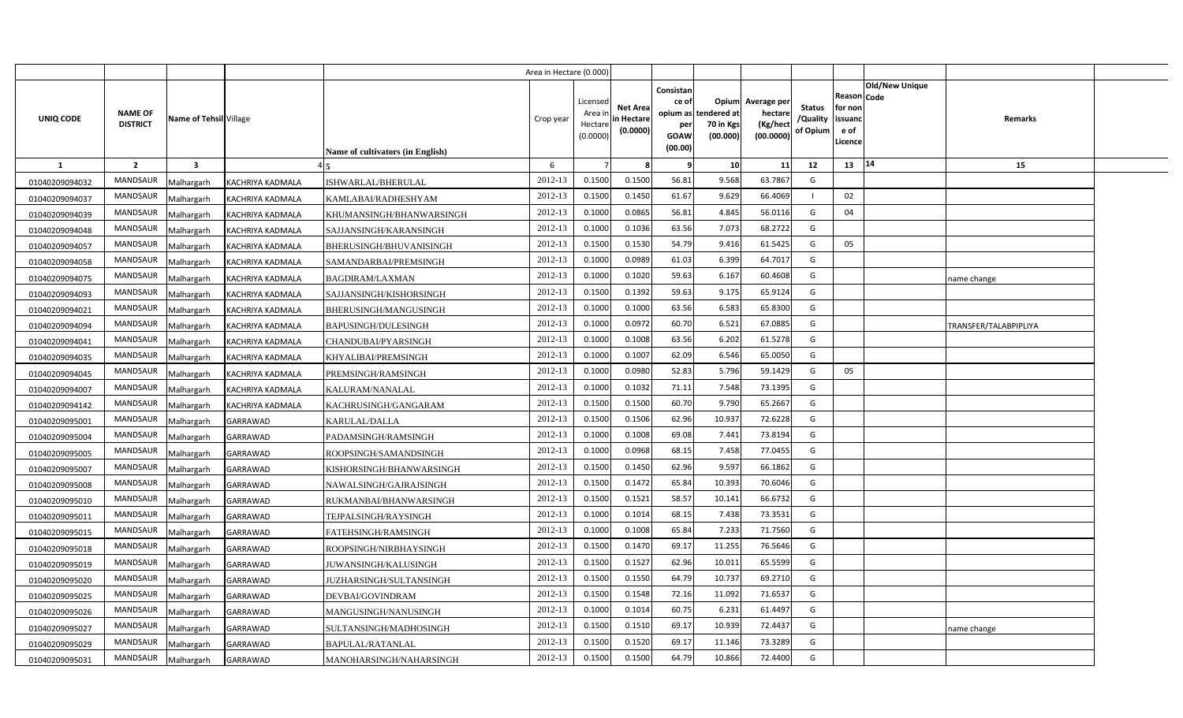| UNIQ CODE | NAME OF DISTRICT | Name of Tehsil | Village | Name of cultivators (in English) | Crop year | Licensed Area in Hectare (0.0000) | Net Area in Hectare (0.0000) | Consistance of opium as per GOAW (00.00) | Opium tendered at 70 in Kgs (00.000) | Average per hectare (Kg/hect (00.0000) | Status /Quality of Opium | Reason for non issuance of Licence | Code | Old/New Unique | Remarks |
|---|---|---|---|---|---|---|---|---|---|---|---|---|---|---|---|
| 1 | 2 | 3 | 4 | 5 | 6 | 7 | 8 | 9 | 10 | 11 | 12 | 13 | 14 | | 15 |
| 01040209094032 | MANDSAUR | Malhargarh | KACHRIYA KADMALA | ISHWARLAL/BHERULAL | 2012-13 | 0.1500 | 0.1500 | 56.81 | 9.568 | 63.7867 | G | | | | |
| 01040209094037 | MANDSAUR | Malhargarh | KACHRIYA KADMALA | KAMLABAI/RADHESHYAM | 2012-13 | 0.1500 | 0.1450 | 61.67 | 9.629 | 66.4069 | I | 02 | | | |
| 01040209094039 | MANDSAUR | Malhargarh | KACHRIYA KADMALA | KHUMANSINGH/BHANWARSINGH | 2012-13 | 0.1000 | 0.0865 | 56.81 | 4.845 | 56.0116 | G | 04 | | | |
| 01040209094048 | MANDSAUR | Malhargarh | KACHRIYA KADMALA | SAJJANSINGH/KARANSINGH | 2012-13 | 0.1000 | 0.1036 | 63.56 | 7.073 | 68.2722 | G | | | | |
| 01040209094057 | MANDSAUR | Malhargarh | KACHRIYA KADMALA | BHERUSINGH/BHUVANISINGH | 2012-13 | 0.1500 | 0.1530 | 54.79 | 9.416 | 61.5425 | G | 05 | | | |
| 01040209094058 | MANDSAUR | Malhargarh | KACHRIYA KADMALA | SAMANDARBAI/PREMSINGH | 2012-13 | 0.1000 | 0.0989 | 61.03 | 6.399 | 64.7017 | G | | | | |
| 01040209094075 | MANDSAUR | Malhargarh | KACHRIYA KADMALA | BAGDIRAM/LAXMAN | 2012-13 | 0.1000 | 0.1020 | 59.63 | 6.167 | 60.4608 | G | | | | name change |
| 01040209094093 | MANDSAUR | Malhargarh | KACHRIYA KADMALA | SAJJANSINGH/KISHORSINGH | 2012-13 | 0.1500 | 0.1392 | 59.63 | 9.175 | 65.9124 | G | | | | |
| 01040209094021 | MANDSAUR | Malhargarh | KACHRIYA KADMALA | BHERUSINGH/MANGUSINGH | 2012-13 | 0.1000 | 0.1000 | 63.56 | 6.583 | 65.8300 | G | | | | |
| 01040209094094 | MANDSAUR | Malhargarh | KACHRIYA KADMALA | BAPUSINGH/DULESINGH | 2012-13 | 0.1000 | 0.0972 | 60.70 | 6.521 | 67.0885 | G | | | | TRANSFER/TALABPIPLIYA |
| 01040209094041 | MANDSAUR | Malhargarh | KACHRIYA KADMALA | CHANDUBAI/PYARSINGH | 2012-13 | 0.1000 | 0.1008 | 63.56 | 6.202 | 61.5278 | G | | | | |
| 01040209094035 | MANDSAUR | Malhargarh | KACHRIYA KADMALA | KHYALIBAI/PREMSINGH | 2012-13 | 0.1000 | 0.1007 | 62.09 | 6.546 | 65.0050 | G | | | | |
| 01040209094045 | MANDSAUR | Malhargarh | KACHRIYA KADMALA | PREMSINGH/RAMSINGH | 2012-13 | 0.1000 | 0.0980 | 52.83 | 5.796 | 59.1429 | G | 05 | | | |
| 01040209094007 | MANDSAUR | Malhargarh | KACHRIYA KADMALA | KALURAM/NANALAL | 2012-13 | 0.1000 | 0.1032 | 71.11 | 7.548 | 73.1395 | G | | | | |
| 01040209094142 | MANDSAUR | Malhargarh | KACHRIYA KADMALA | KACHRUSINGH/GANGARAM | 2012-13 | 0.1500 | 0.1500 | 60.70 | 9.790 | 65.2667 | G | | | | |
| 01040209095001 | MANDSAUR | Malhargarh | GARRAWAD | KARULAL/DALLA | 2012-13 | 0.1500 | 0.1506 | 62.96 | 10.937 | 72.6228 | G | | | | |
| 01040209095004 | MANDSAUR | Malhargarh | GARRAWAD | PADAMSINGH/RAMSINGH | 2012-13 | 0.1000 | 0.1008 | 69.08 | 7.441 | 73.8194 | G | | | | |
| 01040209095005 | MANDSAUR | Malhargarh | GARRAWAD | ROOPSINGH/SAMANDSINGH | 2012-13 | 0.1000 | 0.0968 | 68.15 | 7.458 | 77.0455 | G | | | | |
| 01040209095007 | MANDSAUR | Malhargarh | GARRAWAD | KISHORSINGH/BHANWARSINGH | 2012-13 | 0.1500 | 0.1450 | 62.96 | 9.597 | 66.1862 | G | | | | |
| 01040209095008 | MANDSAUR | Malhargarh | GARRAWAD | NAWALSINGH/GAJRAJSINGH | 2012-13 | 0.1500 | 0.1472 | 65.84 | 10.393 | 70.6046 | G | | | | |
| 01040209095010 | MANDSAUR | Malhargarh | GARRAWAD | RUKMANBAI/BHANWARSINGH | 2012-13 | 0.1500 | 0.1521 | 58.57 | 10.141 | 66.6732 | G | | | | |
| 01040209095011 | MANDSAUR | Malhargarh | GARRAWAD | TEJPALSINGH/RAYSINGH | 2012-13 | 0.1000 | 0.1014 | 68.15 | 7.438 | 73.3531 | G | | | | |
| 01040209095015 | MANDSAUR | Malhargarh | GARRAWAD | FATEHSINGH/RAMSINGH | 2012-13 | 0.1000 | 0.1008 | 65.84 | 7.233 | 71.7560 | G | | | | |
| 01040209095018 | MANDSAUR | Malhargarh | GARRAWAD | ROOPSINGH/NIRBHAYSINGH | 2012-13 | 0.1500 | 0.1470 | 69.17 | 11.255 | 76.5646 | G | | | | |
| 01040209095019 | MANDSAUR | Malhargarh | GARRAWAD | JUWANSINGH/KALUSINGH | 2012-13 | 0.1500 | 0.1527 | 62.96 | 10.011 | 65.5599 | G | | | | |
| 01040209095020 | MANDSAUR | Malhargarh | GARRAWAD | JUZHARSINGH/SULTANSINGH | 2012-13 | 0.1500 | 0.1550 | 64.79 | 10.737 | 69.2710 | G | | | | |
| 01040209095025 | MANDSAUR | Malhargarh | GARRAWAD | DEVBAI/GOVINDRAM | 2012-13 | 0.1500 | 0.1548 | 72.16 | 11.092 | 71.6537 | G | | | | |
| 01040209095026 | MANDSAUR | Malhargarh | GARRAWAD | MANGUSINGH/NANUSINGH | 2012-13 | 0.1000 | 0.1014 | 60.75 | 6.231 | 61.4497 | G | | | | |
| 01040209095027 | MANDSAUR | Malhargarh | GARRAWAD | SULTANSINGH/MADHOSINGH | 2012-13 | 0.1500 | 0.1510 | 69.17 | 10.939 | 72.4437 | G | | | | name change |
| 01040209095029 | MANDSAUR | Malhargarh | GARRAWAD | BAPULAL/RATANLAL | 2012-13 | 0.1500 | 0.1520 | 69.17 | 11.146 | 73.3289 | G | | | | |
| 01040209095031 | MANDSAUR | Malhargarh | GARRAWAD | MANOHARSINGH/NAHARSINGH | 2012-13 | 0.1500 | 0.1500 | 64.79 | 10.866 | 72.4400 | G | | | | |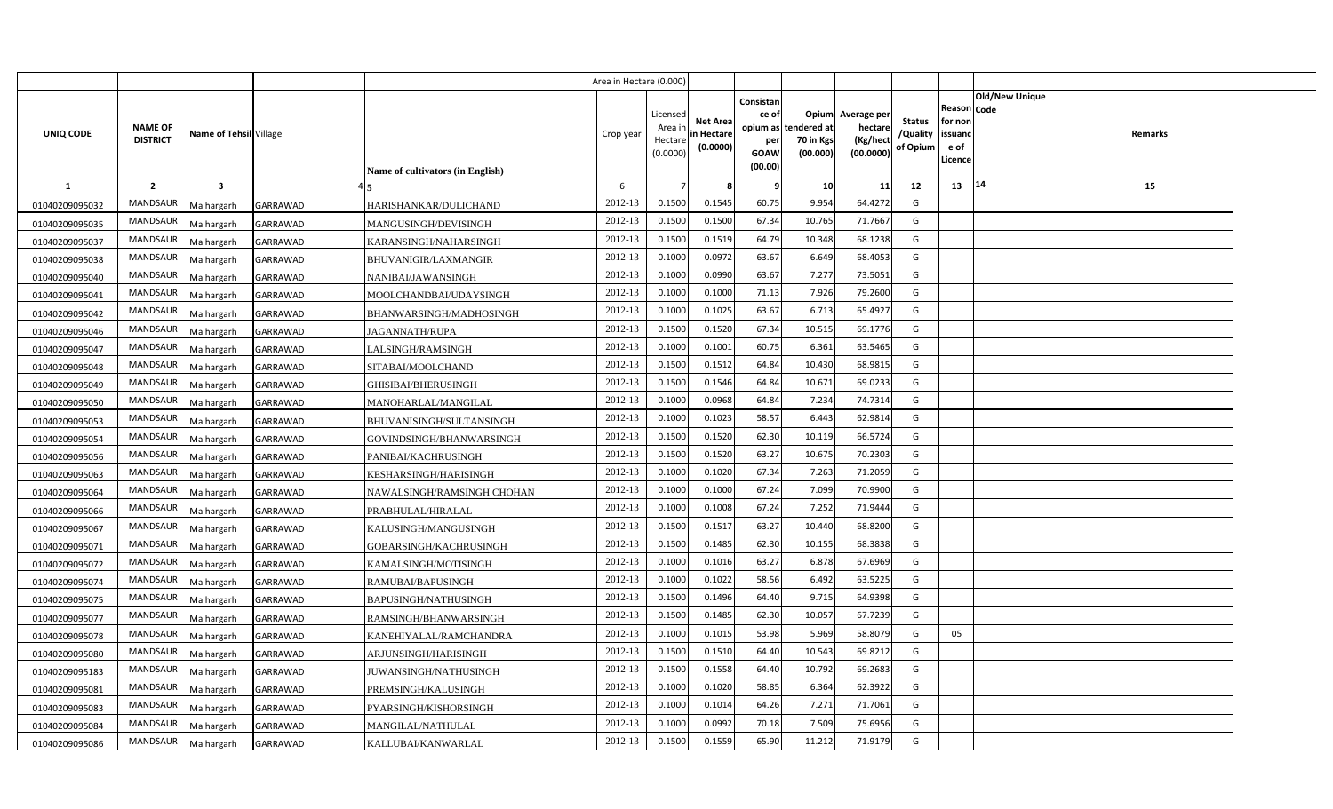| | | | | Area in Hectare (0.000) | | | | | | | | | | | |
|---|---|---|---|---|---|---|---|---|---|---|---|---|---|---|---|
| UNIQ CODE | NAME OF DISTRICT | Name of Tehsil | Village | Name of cultivators (in English) | Crop year | Licensed Area in Hectare (0.0000) | Net Area in Hectare (0.0000) | Consistance of opium as per GOAW (00.00) | Opium tendered at 70 in Kgs (00.000) | Average per hectare (Kg/hect (00.0000) | Status /Quality of Opium | Reason for non issuance of Licence | Code | Old/New Unique | Remarks |
| 1 | 2 | 3 | 4 | 5 | 6 | 7 | 8 | 9 | 10 | 11 | 12 | 13 | 14 | | 15 |
| 01040209095032 | MANDSAUR | Malhargarh | GARRAWAD | HARISHANKAR/DULICHAND | 2012-13 | 0.1500 | 0.1545 | 60.75 | 9.954 | 64.4272 | G | | | | |
| 01040209095035 | MANDSAUR | Malhargarh | GARRAWAD | MANGUSINGH/DEVISINGH | 2012-13 | 0.1500 | 0.1500 | 67.34 | 10.765 | 71.7667 | G | | | | |
| 01040209095037 | MANDSAUR | Malhargarh | GARRAWAD | KARANSINGH/NAHARSINGH | 2012-13 | 0.1500 | 0.1519 | 64.79 | 10.348 | 68.1238 | G | | | | |
| 01040209095038 | MANDSAUR | Malhargarh | GARRAWAD | BHUVANIGIR/LAXMANGIR | 2012-13 | 0.1000 | 0.0972 | 63.67 | 6.649 | 68.4053 | G | | | | |
| 01040209095040 | MANDSAUR | Malhargarh | GARRAWAD | NANIBAI/JAWANSINGH | 2012-13 | 0.1000 | 0.0990 | 63.67 | 7.277 | 73.5051 | G | | | | |
| 01040209095041 | MANDSAUR | Malhargarh | GARRAWAD | MOOLCHANDBAI/UDAYSINGH | 2012-13 | 0.1000 | 0.1000 | 71.13 | 7.926 | 79.2600 | G | | | | |
| 01040209095042 | MANDSAUR | Malhargarh | GARRAWAD | BHANWARSINGH/MADHOSINGH | 2012-13 | 0.1000 | 0.1025 | 63.67 | 6.713 | 65.4927 | G | | | | |
| 01040209095046 | MANDSAUR | Malhargarh | GARRAWAD | JAGANNATH/RUPA | 2012-13 | 0.1500 | 0.1520 | 67.34 | 10.515 | 69.1776 | G | | | | |
| 01040209095047 | MANDSAUR | Malhargarh | GARRAWAD | LALSINGH/RAMSINGH | 2012-13 | 0.1000 | 0.1001 | 60.75 | 6.361 | 63.5465 | G | | | | |
| 01040209095048 | MANDSAUR | Malhargarh | GARRAWAD | SITABAI/MOOLCHAND | 2012-13 | 0.1500 | 0.1512 | 64.84 | 10.430 | 68.9815 | G | | | | |
| 01040209095049 | MANDSAUR | Malhargarh | GARRAWAD | GHISIBAI/BHERUSINGH | 2012-13 | 0.1500 | 0.1546 | 64.84 | 10.671 | 69.0233 | G | | | | |
| 01040209095050 | MANDSAUR | Malhargarh | GARRAWAD | MANOHARLAL/MANGILAL | 2012-13 | 0.1000 | 0.0968 | 64.84 | 7.234 | 74.7314 | G | | | | |
| 01040209095053 | MANDSAUR | Malhargarh | GARRAWAD | BHUVANISINGH/SULTANSINGH | 2012-13 | 0.1000 | 0.1023 | 58.57 | 6.443 | 62.9814 | G | | | | |
| 01040209095054 | MANDSAUR | Malhargarh | GARRAWAD | GOVINDSINGH/BHANWARSINGH | 2012-13 | 0.1500 | 0.1520 | 62.30 | 10.119 | 66.5724 | G | | | | |
| 01040209095056 | MANDSAUR | Malhargarh | GARRAWAD | PANIBAI/KACHRUSINGH | 2012-13 | 0.1500 | 0.1520 | 63.27 | 10.675 | 70.2303 | G | | | | |
| 01040209095063 | MANDSAUR | Malhargarh | GARRAWAD | KESHARSINGH/HARISINGH | 2012-13 | 0.1000 | 0.1020 | 67.34 | 7.263 | 71.2059 | G | | | | |
| 01040209095064 | MANDSAUR | Malhargarh | GARRAWAD | NAWALSINGH/RAMSINGH CHOHAN | 2012-13 | 0.1000 | 0.1000 | 67.24 | 7.099 | 70.9900 | G | | | | |
| 01040209095066 | MANDSAUR | Malhargarh | GARRAWAD | PRABHULAL/HIRALAL | 2012-13 | 0.1000 | 0.1008 | 67.24 | 7.252 | 71.9444 | G | | | | |
| 01040209095067 | MANDSAUR | Malhargarh | GARRAWAD | KALUSINGH/MANGUSINGH | 2012-13 | 0.1500 | 0.1517 | 63.27 | 10.440 | 68.8200 | G | | | | |
| 01040209095071 | MANDSAUR | Malhargarh | GARRAWAD | GOBARSINGH/KACHRUSINGH | 2012-13 | 0.1500 | 0.1485 | 62.30 | 10.155 | 68.3838 | G | | | | |
| 01040209095072 | MANDSAUR | Malhargarh | GARRAWAD | KAMALSINGH/MOTISINGH | 2012-13 | 0.1000 | 0.1016 | 63.27 | 6.878 | 67.6969 | G | | | | |
| 01040209095074 | MANDSAUR | Malhargarh | GARRAWAD | RAMUBAI/BAPUSINGH | 2012-13 | 0.1000 | 0.1022 | 58.56 | 6.492 | 63.5225 | G | | | | |
| 01040209095075 | MANDSAUR | Malhargarh | GARRAWAD | BAPUSINGH/NATHUSINGH | 2012-13 | 0.1500 | 0.1496 | 64.40 | 9.715 | 64.9398 | G | | | | |
| 01040209095077 | MANDSAUR | Malhargarh | GARRAWAD | RAMSINGH/BHANWARSINGH | 2012-13 | 0.1500 | 0.1485 | 62.30 | 10.057 | 67.7239 | G | | | | |
| 01040209095078 | MANDSAUR | Malhargarh | GARRAWAD | KANEHIYALAL/RAMCHANDRA | 2012-13 | 0.1000 | 0.1015 | 53.98 | 5.969 | 58.8079 | G | 05 | | | |
| 01040209095080 | MANDSAUR | Malhargarh | GARRAWAD | ARJUNSINGH/HARISINGH | 2012-13 | 0.1500 | 0.1510 | 64.40 | 10.543 | 69.8212 | G | | | | |
| 01040209095183 | MANDSAUR | Malhargarh | GARRAWAD | JUWANSINGH/NATHUSINGH | 2012-13 | 0.1500 | 0.1558 | 64.40 | 10.792 | 69.2683 | G | | | | |
| 01040209095081 | MANDSAUR | Malhargarh | GARRAWAD | PREMSINGH/KALUSINGH | 2012-13 | 0.1000 | 0.1020 | 58.85 | 6.364 | 62.3922 | G | | | | |
| 01040209095083 | MANDSAUR | Malhargarh | GARRAWAD | PYARSINGH/KISHORSINGH | 2012-13 | 0.1000 | 0.1014 | 64.26 | 7.271 | 71.7061 | G | | | | |
| 01040209095084 | MANDSAUR | Malhargarh | GARRAWAD | MANGILAL/NATHULAL | 2012-13 | 0.1000 | 0.0992 | 70.18 | 7.509 | 75.6956 | G | | | | |
| 01040209095086 | MANDSAUR | Malhargarh | GARRAWAD | KALLUBAI/KANWARLAL | 2012-13 | 0.1500 | 0.1559 | 65.90 | 11.212 | 71.9179 | G | | | | |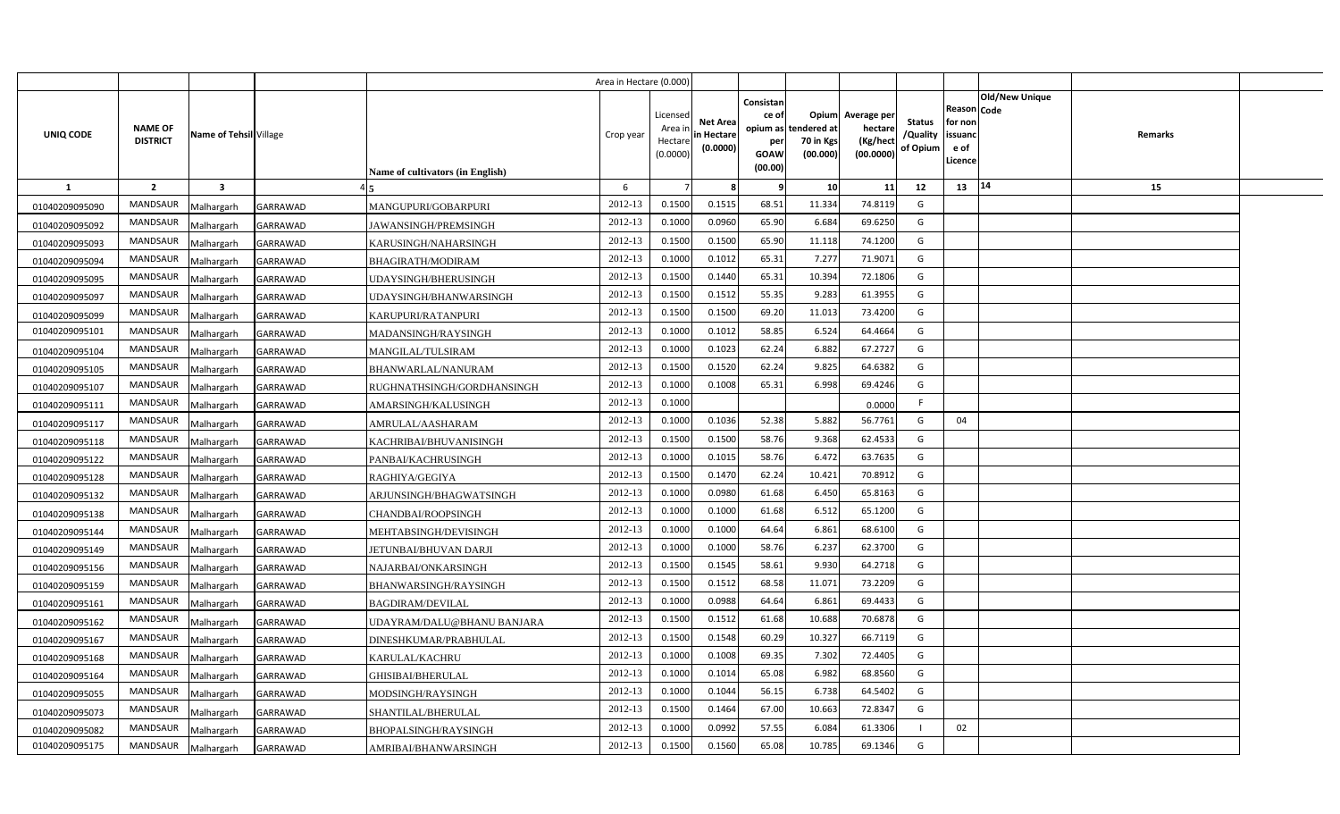| | | | | | Area in Hectare (0.000) | | | | | | | | | | |
|---|---|---|---|---|---|---|---|---|---|---|---|---|---|---|---|
| UNIQ CODE | NAME OF DISTRICT | Name of Tehsil | Village | Name of cultivators (in English) | Crop year | Licensed Area in Hectare (0.0000) | Net Area in Hectare (0.0000) | Consistance of opium as per GOAW (00.00) | Opium tendered at 70 in Kgs (00.000) | Average per hectare (Kg/hect (00.0000) | Status /Quality of Opium | Reason for non issuance of Licence | Code | Old/New Unique | Remarks |
| 1 | 2 | 3 | 4 | 5 | 6 | 7 | 8 | 9 | 10 | 11 | 12 | 13 | 14 | | 15 |
| 01040209095090 | MANDSAUR | Malhargarh | GARRAWAD | MANGUPURI/GOBARPURI | 2012-13 | 0.1500 | 0.1515 | 68.51 | 11.334 | 74.8119 | G | | | | |
| 01040209095092 | MANDSAUR | Malhargarh | GARRAWAD | JAWANSINGH/PREMSINGH | 2012-13 | 0.1000 | 0.0960 | 65.90 | 6.684 | 69.6250 | G | | | | |
| 01040209095093 | MANDSAUR | Malhargarh | GARRAWAD | KARUSINGH/NAHARSINGH | 2012-13 | 0.1500 | 0.1500 | 65.90 | 11.118 | 74.1200 | G | | | | |
| 01040209095094 | MANDSAUR | Malhargarh | GARRAWAD | BHAGIRATH/MODIRAM | 2012-13 | 0.1000 | 0.1012 | 65.31 | 7.277 | 71.9071 | G | | | | |
| 01040209095095 | MANDSAUR | Malhargarh | GARRAWAD | UDAYSINGH/BHERUSINGH | 2012-13 | 0.1500 | 0.1440 | 65.31 | 10.394 | 72.1806 | G | | | | |
| 01040209095097 | MANDSAUR | Malhargarh | GARRAWAD | UDAYSINGH/BHANWARSINGH | 2012-13 | 0.1500 | 0.1512 | 55.35 | 9.283 | 61.3955 | G | | | | |
| 01040209095099 | MANDSAUR | Malhargarh | GARRAWAD | KARUPURI/RATANPURI | 2012-13 | 0.1500 | 0.1500 | 69.20 | 11.013 | 73.4200 | G | | | | |
| 01040209095101 | MANDSAUR | Malhargarh | GARRAWAD | MADANSINGH/RAYSINGH | 2012-13 | 0.1000 | 0.1012 | 58.85 | 6.524 | 64.4664 | G | | | | |
| 01040209095104 | MANDSAUR | Malhargarh | GARRAWAD | MANGILAL/TULSIRAM | 2012-13 | 0.1000 | 0.1023 | 62.24 | 6.882 | 67.2727 | G | | | | |
| 01040209095105 | MANDSAUR | Malhargarh | GARRAWAD | BHANWARLAL/NANURAM | 2012-13 | 0.1500 | 0.1520 | 62.24 | 9.825 | 64.6382 | G | | | | |
| 01040209095107 | MANDSAUR | Malhargarh | GARRAWAD | RUGHNATHSINGH/GORDHANSINGH | 2012-13 | 0.1000 | 0.1008 | 65.31 | 6.998 | 69.4246 | G | | | | |
| 01040209095111 | MANDSAUR | Malhargarh | GARRAWAD | AMARSINGH/KALUSINGH | 2012-13 | 0.1000 | | | | 0.0000 | F | | | | |
| 01040209095117 | MANDSAUR | Malhargarh | GARRAWAD | AMRULAL/AASHARAM | 2012-13 | 0.1000 | 0.1036 | 52.38 | 5.882 | 56.7761 | G | 04 | | | |
| 01040209095118 | MANDSAUR | Malhargarh | GARRAWAD | KACHRIBAI/BHUVANISINGH | 2012-13 | 0.1500 | 0.1500 | 58.76 | 9.368 | 62.4533 | G | | | | |
| 01040209095122 | MANDSAUR | Malhargarh | GARRAWAD | PANBAI/KACHRUSINGH | 2012-13 | 0.1000 | 0.1015 | 58.76 | 6.472 | 63.7635 | G | | | | |
| 01040209095128 | MANDSAUR | Malhargarh | GARRAWAD | RAGHIYA/GEGIYA | 2012-13 | 0.1500 | 0.1470 | 62.24 | 10.421 | 70.8912 | G | | | | |
| 01040209095132 | MANDSAUR | Malhargarh | GARRAWAD | ARJUNSINGH/BHAGWATSINGH | 2012-13 | 0.1000 | 0.0980 | 61.68 | 6.450 | 65.8163 | G | | | | |
| 01040209095138 | MANDSAUR | Malhargarh | GARRAWAD | CHANDBAI/ROOPSINGH | 2012-13 | 0.1000 | 0.1000 | 61.68 | 6.512 | 65.1200 | G | | | | |
| 01040209095144 | MANDSAUR | Malhargarh | GARRAWAD | MEHTABSINGH/DEVISINGH | 2012-13 | 0.1000 | 0.1000 | 64.64 | 6.861 | 68.6100 | G | | | | |
| 01040209095149 | MANDSAUR | Malhargarh | GARRAWAD | JETUNBAI/BHUVAN DARJI | 2012-13 | 0.1000 | 0.1000 | 58.76 | 6.237 | 62.3700 | G | | | | |
| 01040209095156 | MANDSAUR | Malhargarh | GARRAWAD | NAJARBAI/ONKARSINGH | 2012-13 | 0.1500 | 0.1545 | 58.61 | 9.930 | 64.2718 | G | | | | |
| 01040209095159 | MANDSAUR | Malhargarh | GARRAWAD | BHANWARSINGH/RAYSINGH | 2012-13 | 0.1500 | 0.1512 | 68.58 | 11.071 | 73.2209 | G | | | | |
| 01040209095161 | MANDSAUR | Malhargarh | GARRAWAD | BAGDIRAM/DEVILAL | 2012-13 | 0.1000 | 0.0988 | 64.64 | 6.861 | 69.4433 | G | | | | |
| 01040209095162 | MANDSAUR | Malhargarh | GARRAWAD | UDAYRAM/DALU@BHANU BANJARA | 2012-13 | 0.1500 | 0.1512 | 61.68 | 10.688 | 70.6878 | G | | | | |
| 01040209095167 | MANDSAUR | Malhargarh | GARRAWAD | DINESHKUMAR/PRABHULAL | 2012-13 | 0.1500 | 0.1548 | 60.29 | 10.327 | 66.7119 | G | | | | |
| 01040209095168 | MANDSAUR | Malhargarh | GARRAWAD | KARULAL/KACHRU | 2012-13 | 0.1000 | 0.1008 | 69.35 | 7.302 | 72.4405 | G | | | | |
| 01040209095164 | MANDSAUR | Malhargarh | GARRAWAD | GHISIBAI/BHERULAL | 2012-13 | 0.1000 | 0.1014 | 65.08 | 6.982 | 68.8560 | G | | | | |
| 01040209095055 | MANDSAUR | Malhargarh | GARRAWAD | MODSINGH/RAYSINGH | 2012-13 | 0.1000 | 0.1044 | 56.15 | 6.738 | 64.5402 | G | | | | |
| 01040209095073 | MANDSAUR | Malhargarh | GARRAWAD | SHANTILAL/BHERULAL | 2012-13 | 0.1500 | 0.1464 | 67.00 | 10.663 | 72.8347 | G | | | | |
| 01040209095082 | MANDSAUR | Malhargarh | GARRAWAD | BHOPALSINGH/RAYSINGH | 2012-13 | 0.1000 | 0.0992 | 57.55 | 6.084 | 61.3306 | I | 02 | | | |
| 01040209095175 | MANDSAUR | Malhargarh | GARRAWAD | AMRIBAI/BHANWARSINGH | 2012-13 | 0.1500 | 0.1560 | 65.08 | 10.785 | 69.1346 | G | | | | |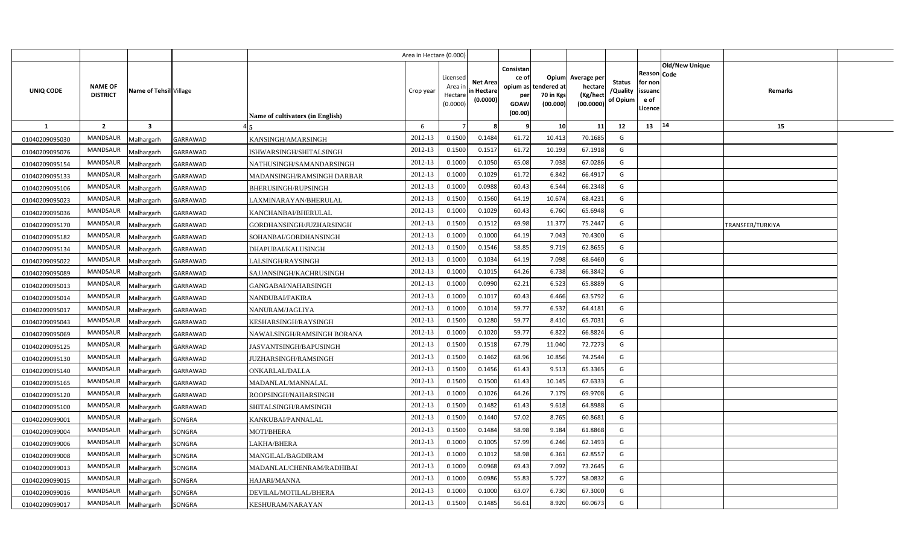| | | | | Area in Hectare (0.000) | | | | | | | | | | | |
|---|---|---|---|---|---|---|---|---|---|---|---|---|---|---|---|
| UNIQ CODE | NAME OF DISTRICT | Name of Tehsil | Village | Name of cultivators (in English) | Crop year | Licensed Area in Hectare (0.0000) | Net Area in Hectare (0.0000) | Consistance of opium as per GOAW (00.00) | Opium tendered at 70 in Kgs (00.000) | Average per hectare (Kg/hect (00.0000) | Status /Quality of Opium | Reason for non issuance of Licence | Code | Old/New Unique | Remarks |
| 1 | 2 | 3 | 4 | 5 | 6 | 7 | 8 | 9 | 10 | 11 | 12 | 13 | 14 | | 15 |
| 01040209095030 | MANDSAUR | Malhargarh | GARRAWAD | KANSINGH/AMARSINGH | 2012-13 | 0.1500 | 0.1484 | 61.72 | 10.413 | 70.1685 | G | | | | |
| 01040209095076 | MANDSAUR | Malhargarh | GARRAWAD | ISHWARSINGH/SHITALSINGH | 2012-13 | 0.1500 | 0.1517 | 61.72 | 10.193 | 67.1918 | G | | | | |
| 01040209095154 | MANDSAUR | Malhargarh | GARRAWAD | NATHUSINGH/SAMANDARSINGH | 2012-13 | 0.1000 | 0.1050 | 65.08 | 7.038 | 67.0286 | G | | | | |
| 01040209095133 | MANDSAUR | Malhargarh | GARRAWAD | MADANSINGH/RAMSINGH DARBAR | 2012-13 | 0.1000 | 0.1029 | 61.72 | 6.842 | 66.4917 | G | | | | |
| 01040209095106 | MANDSAUR | Malhargarh | GARRAWAD | BHERUSINGH/RUPSINGH | 2012-13 | 0.1000 | 0.0988 | 60.43 | 6.544 | 66.2348 | G | | | | |
| 01040209095023 | MANDSAUR | Malhargarh | GARRAWAD | LAXMINARAYAN/BHERULAL | 2012-13 | 0.1500 | 0.1560 | 64.19 | 10.674 | 68.4231 | G | | | | |
| 01040209095036 | MANDSAUR | Malhargarh | GARRAWAD | KANCHANBAI/BHERULAL | 2012-13 | 0.1000 | 0.1029 | 60.43 | 6.760 | 65.6948 | G | | | | |
| 01040209095170 | MANDSAUR | Malhargarh | GARRAWAD | GORDHANSINGH/JUZHARSINGH | 2012-13 | 0.1500 | 0.1512 | 69.98 | 11.377 | 75.2447 | G | | | | TRANSFER/TURKIYA |
| 01040209095182 | MANDSAUR | Malhargarh | GARRAWAD | SOHANBAI/GORDHANSINGH | 2012-13 | 0.1000 | 0.1000 | 64.19 | 7.043 | 70.4300 | G | | | | |
| 01040209095134 | MANDSAUR | Malhargarh | GARRAWAD | DHAPUBAI/KALUSINGH | 2012-13 | 0.1500 | 0.1546 | 58.85 | 9.719 | 62.8655 | G | | | | |
| 01040209095022 | MANDSAUR | Malhargarh | GARRAWAD | LALSINGH/RAYSINGH | 2012-13 | 0.1000 | 0.1034 | 64.19 | 7.098 | 68.6460 | G | | | | |
| 01040209095089 | MANDSAUR | Malhargarh | GARRAWAD | SAJJANSINGH/KACHRUSINGH | 2012-13 | 0.1000 | 0.1015 | 64.26 | 6.738 | 66.3842 | G | | | | |
| 01040209095013 | MANDSAUR | Malhargarh | GARRAWAD | GANGABAI/NAHARSINGH | 2012-13 | 0.1000 | 0.0990 | 62.21 | 6.523 | 65.8889 | G | | | | |
| 01040209095014 | MANDSAUR | Malhargarh | GARRAWAD | NANDUBAI/FAKIRA | 2012-13 | 0.1000 | 0.1017 | 60.43 | 6.466 | 63.5792 | G | | | | |
| 01040209095017 | MANDSAUR | Malhargarh | GARRAWAD | NANURAM/JAGLIYA | 2012-13 | 0.1000 | 0.1014 | 59.77 | 6.532 | 64.4181 | G | | | | |
| 01040209095043 | MANDSAUR | Malhargarh | GARRAWAD | KESHARSINGH/RAYSINGH | 2012-13 | 0.1500 | 0.1280 | 59.77 | 8.410 | 65.7031 | G | | | | |
| 01040209095069 | MANDSAUR | Malhargarh | GARRAWAD | NAWALSINGH/RAMSINGH BORANA | 2012-13 | 0.1000 | 0.1020 | 59.77 | 6.822 | 66.8824 | G | | | | |
| 01040209095125 | MANDSAUR | Malhargarh | GARRAWAD | JASVANTSINGH/BAPUSINGH | 2012-13 | 0.1500 | 0.1518 | 67.79 | 11.040 | 72.7273 | G | | | | |
| 01040209095130 | MANDSAUR | Malhargarh | GARRAWAD | JUZHARSINGH/RAMSINGH | 2012-13 | 0.1500 | 0.1462 | 68.96 | 10.856 | 74.2544 | G | | | | |
| 01040209095140 | MANDSAUR | Malhargarh | GARRAWAD | ONKARLAL/DALLA | 2012-13 | 0.1500 | 0.1456 | 61.43 | 9.513 | 65.3365 | G | | | | |
| 01040209095165 | MANDSAUR | Malhargarh | GARRAWAD | MADANLAL/MANNALAL | 2012-13 | 0.1500 | 0.1500 | 61.43 | 10.145 | 67.6333 | G | | | | |
| 01040209095120 | MANDSAUR | Malhargarh | GARRAWAD | ROOPSINGH/NAHARSINGH | 2012-13 | 0.1000 | 0.1026 | 64.26 | 7.179 | 69.9708 | G | | | | |
| 01040209095100 | MANDSAUR | Malhargarh | GARRAWAD | SHITALSINGH/RAMSINGH | 2012-13 | 0.1500 | 0.1482 | 61.43 | 9.618 | 64.8988 | G | | | | |
| 01040209099001 | MANDSAUR | Malhargarh | SONGRA | KANKUBAI/PANNALAL | 2012-13 | 0.1500 | 0.1440 | 57.02 | 8.765 | 60.8681 | G | | | | |
| 01040209099004 | MANDSAUR | Malhargarh | SONGRA | MOTI/BHERA | 2012-13 | 0.1500 | 0.1484 | 58.98 | 9.184 | 61.8868 | G | | | | |
| 01040209099006 | MANDSAUR | Malhargarh | SONGRA | LAKHA/BHERA | 2012-13 | 0.1000 | 0.1005 | 57.99 | 6.246 | 62.1493 | G | | | | |
| 01040209099008 | MANDSAUR | Malhargarh | SONGRA | MANGILAL/BAGDIRAM | 2012-13 | 0.1000 | 0.1012 | 58.98 | 6.361 | 62.8557 | G | | | | |
| 01040209099013 | MANDSAUR | Malhargarh | SONGRA | MADANLAL/CHENRAM/RADHIBAI | 2012-13 | 0.1000 | 0.0968 | 69.43 | 7.092 | 73.2645 | G | | | | |
| 01040209099015 | MANDSAUR | Malhargarh | SONGRA | HAJARI/MANNA | 2012-13 | 0.1000 | 0.0986 | 55.83 | 5.727 | 58.0832 | G | | | | |
| 01040209099016 | MANDSAUR | Malhargarh | SONGRA | DEVILAL/MOTILAL/BHERA | 2012-13 | 0.1000 | 0.1000 | 63.07 | 6.730 | 67.3000 | G | | | | |
| 01040209099017 | MANDSAUR | Malhargarh | SONGRA | KESHURAM/NARAYAN | 2012-13 | 0.1500 | 0.1485 | 56.61 | 8.920 | 60.0673 | G | | | | |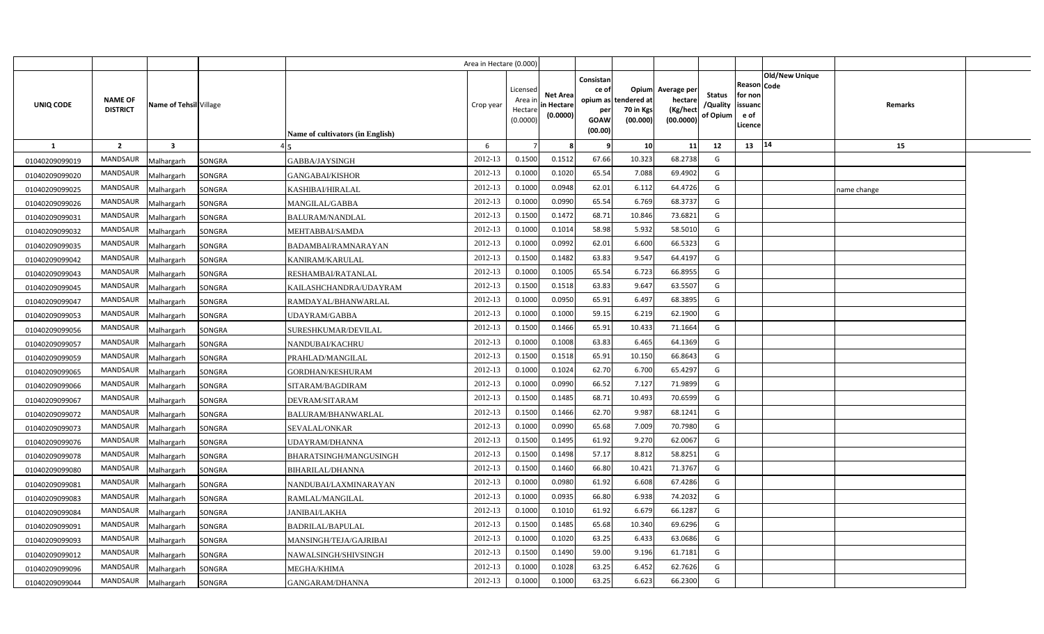| | | | | | Area in Hectare (0.000) | | | | | | | | | | |
|---|---|---|---|---|---|---|---|---|---|---|---|---|---|---|---|
| UNIQ CODE | NAME OF DISTRICT | Name of Tehsil | Village | Name of cultivators (in English) | Crop year | Licensed Area in Hectare (0.0000) | Net Area in Hectare (0.0000) | Consistance of opium as per GOAW (00.00) | Opium tendered at 70 in Kgs (00.000) | Average per hectare (Kg/hect (00.0000) | Status /Quality of Opium | Reason for non issuance of Licence | Code | Old/New Unique | Remarks |
| 1 | 2 | 3 | 4 | 5 | 6 | 7 | 8 | 9 | 10 | 11 | 12 | 13 | 14 | | 15 |
| 01040209099019 | MANDSAUR | Malhargarh | SONGRA | GABBA/JAYSINGH | 2012-13 | 0.1500 | 0.1512 | 67.66 | 10.323 | 68.2738 | G | | | | |
| 01040209099020 | MANDSAUR | Malhargarh | SONGRA | GANGABAI/KISHOR | 2012-13 | 0.1000 | 0.1020 | 65.54 | 7.088 | 69.4902 | G | | | | |
| 01040209099025 | MANDSAUR | Malhargarh | SONGRA | KASHIBAI/HIRALAL | 2012-13 | 0.1000 | 0.0948 | 62.01 | 6.112 | 64.4726 | G | | | | name change |
| 01040209099026 | MANDSAUR | Malhargarh | SONGRA | MANGILAL/GABBA | 2012-13 | 0.1000 | 0.0990 | 65.54 | 6.769 | 68.3737 | G | | | | |
| 01040209099031 | MANDSAUR | Malhargarh | SONGRA | BALURAM/NANDLAL | 2012-13 | 0.1500 | 0.1472 | 68.71 | 10.846 | 73.6821 | G | | | | |
| 01040209099032 | MANDSAUR | Malhargarh | SONGRA | MEHTABBAI/SAMDA | 2012-13 | 0.1000 | 0.1014 | 58.98 | 5.932 | 58.5010 | G | | | | |
| 01040209099035 | MANDSAUR | Malhargarh | SONGRA | BADAMBAI/RAMNARAYAN | 2012-13 | 0.1000 | 0.0992 | 62.01 | 6.600 | 66.5323 | G | | | | |
| 01040209099042 | MANDSAUR | Malhargarh | SONGRA | KANIRAM/KARULAL | 2012-13 | 0.1500 | 0.1482 | 63.83 | 9.547 | 64.4197 | G | | | | |
| 01040209099043 | MANDSAUR | Malhargarh | SONGRA | RESHAMBAI/RATANLAL | 2012-13 | 0.1000 | 0.1005 | 65.54 | 6.723 | 66.8955 | G | | | | |
| 01040209099045 | MANDSAUR | Malhargarh | SONGRA | KAILASHCHANDRA/UDAYRAM | 2012-13 | 0.1500 | 0.1518 | 63.83 | 9.647 | 63.5507 | G | | | | |
| 01040209099047 | MANDSAUR | Malhargarh | SONGRA | RAMDAYAL/BHANWARLAL | 2012-13 | 0.1000 | 0.0950 | 65.91 | 6.497 | 68.3895 | G | | | | |
| 01040209099053 | MANDSAUR | Malhargarh | SONGRA | UDAYRAM/GABBA | 2012-13 | 0.1000 | 0.1000 | 59.15 | 6.219 | 62.1900 | G | | | | |
| 01040209099056 | MANDSAUR | Malhargarh | SONGRA | SURESHKUMAR/DEVILAL | 2012-13 | 0.1500 | 0.1466 | 65.91 | 10.433 | 71.1664 | G | | | | |
| 01040209099057 | MANDSAUR | Malhargarh | SONGRA | NANDUBAI/KACHRU | 2012-13 | 0.1000 | 0.1008 | 63.83 | 6.465 | 64.1369 | G | | | | |
| 01040209099059 | MANDSAUR | Malhargarh | SONGRA | PRAHLAD/MANGILAL | 2012-13 | 0.1500 | 0.1518 | 65.91 | 10.150 | 66.8643 | G | | | | |
| 01040209099065 | MANDSAUR | Malhargarh | SONGRA | GORDHAN/KESHURAM | 2012-13 | 0.1000 | 0.1024 | 62.70 | 6.700 | 65.4297 | G | | | | |
| 01040209099066 | MANDSAUR | Malhargarh | SONGRA | SITARAM/BAGDIRAM | 2012-13 | 0.1000 | 0.0990 | 66.52 | 7.127 | 71.9899 | G | | | | |
| 01040209099067 | MANDSAUR | Malhargarh | SONGRA | DEVRAM/SITARAM | 2012-13 | 0.1500 | 0.1485 | 68.71 | 10.493 | 70.6599 | G | | | | |
| 01040209099072 | MANDSAUR | Malhargarh | SONGRA | BALURAM/BHANWARLAL | 2012-13 | 0.1500 | 0.1466 | 62.70 | 9.987 | 68.1241 | G | | | | |
| 01040209099073 | MANDSAUR | Malhargarh | SONGRA | SEVALAL/ONKAR | 2012-13 | 0.1000 | 0.0990 | 65.68 | 7.009 | 70.7980 | G | | | | |
| 01040209099076 | MANDSAUR | Malhargarh | SONGRA | UDAYRAM/DHANNA | 2012-13 | 0.1500 | 0.1495 | 61.92 | 9.270 | 62.0067 | G | | | | |
| 01040209099078 | MANDSAUR | Malhargarh | SONGRA | BHARATSINGH/MANGUSINGH | 2012-13 | 0.1500 | 0.1498 | 57.17 | 8.812 | 58.8251 | G | | | | |
| 01040209099080 | MANDSAUR | Malhargarh | SONGRA | BIHARILAL/DHANNA | 2012-13 | 0.1500 | 0.1460 | 66.80 | 10.421 | 71.3767 | G | | | | |
| 01040209099081 | MANDSAUR | Malhargarh | SONGRA | NANDUBAI/LAXMINARAYAN | 2012-13 | 0.1000 | 0.0980 | 61.92 | 6.608 | 67.4286 | G | | | | |
| 01040209099083 | MANDSAUR | Malhargarh | SONGRA | RAMLAL/MANGILAL | 2012-13 | 0.1000 | 0.0935 | 66.80 | 6.938 | 74.2032 | G | | | | |
| 01040209099084 | MANDSAUR | Malhargarh | SONGRA | JANIBAI/LAKHA | 2012-13 | 0.1000 | 0.1010 | 61.92 | 6.679 | 66.1287 | G | | | | |
| 01040209099091 | MANDSAUR | Malhargarh | SONGRA | BADRILAL/BAPULAL | 2012-13 | 0.1500 | 0.1485 | 65.68 | 10.340 | 69.6296 | G | | | | |
| 01040209099093 | MANDSAUR | Malhargarh | SONGRA | MANSINGH/TEJA/GAJRIBAI | 2012-13 | 0.1000 | 0.1020 | 63.25 | 6.433 | 63.0686 | G | | | | |
| 01040209099012 | MANDSAUR | Malhargarh | SONGRA | NAWALSINGH/SHIVSINGH | 2012-13 | 0.1500 | 0.1490 | 59.00 | 9.196 | 61.7181 | G | | | | |
| 01040209099096 | MANDSAUR | Malhargarh | SONGRA | MEGHA/KHIMA | 2012-13 | 0.1000 | 0.1028 | 63.25 | 6.452 | 62.7626 | G | | | | |
| 01040209099044 | MANDSAUR | Malhargarh | SONGRA | GANGARAM/DHANNA | 2012-13 | 0.1000 | 0.1000 | 63.25 | 6.623 | 66.2300 | G | | | | |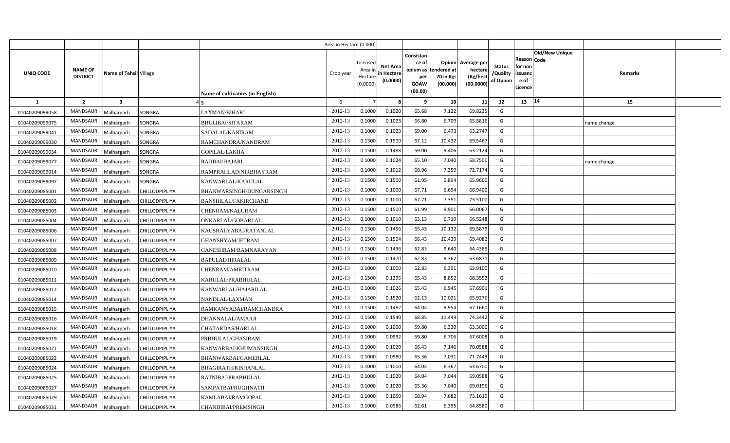| | | | | Area in Hectare (0.000) | | | | | | | | | | | |
|---|---|---|---|---|---|---|---|---|---|---|---|---|---|---|---|
| UNIQ CODE | NAME OF DISTRICT | Name of Tehsil | Village | Name of cultivators (in English) | Crop year | Licensed Area in Hectare (0.0000) | Net Area in Hectare (0.0000) | Consistan ce of opium as per GOAW (00.00) | Opium tendered at 70 in Kgs (00.000) | Average per hectare (Kg/hect (00.0000) | Status /Quality of Opium | Reason for non issuanc e of Licence | Code | Old/New Unique | Remarks |
| 1 | 2 | 3 | 4 | 5 | 6 | 7 | 8 | 9 | 10 | 11 | 12 | 13 | 14 | | 15 |
| 01040209099058 | MANDSAUR | Malhargarh | SONGRA | LAXMAN/BIHARI | 2012-13 | 0.1000 | 0.1020 | 65.68 | 7.122 | 69.8235 | G | | | | |
| 01040209099075 | MANDSAUR | Malhargarh | SONGRA | BHULIBAI/SITARAM | 2012-13 | 0.1000 | 0.1023 | 66.80 | 6.709 | 65.5816 | G | | | | name change |
| 01040209099041 | MANDSAUR | Malhargarh | SONGRA | SADALAL/KANIRAM | 2012-13 | 0.1000 | 0.1023 | 59.00 | 6.473 | 63.2747 | G | | | | |
| 01040209099030 | MANDSAUR | Malhargarh | SONGRA | RAMCHANDRA/NANDRAM | 2012-13 | 0.1500 | 0.1500 | 67.12 | 10.432 | 69.5467 | G | | | | |
| 01040209099034 | MANDSAUR | Malhargarh | SONGRA | GOPILAL/LAKHA | 2012-13 | 0.1500 | 0.1488 | 59.00 | 9.406 | 63.2124 | G | | | | |
| 01040209099077 | MANDSAUR | Malhargarh | SONGRA | RAJIBAI/HAJARI | 2012-13 | 0.1000 | 0.1024 | 65.10 | 7.040 | 68.7500 | G | | | | name change |
| 01040209099014 | MANDSAUR | Malhargarh | SONGRA | RAMPRAHLAD/NIRBHAYRAM | 2012-13 | 0.1000 | 0.1012 | 68.96 | 7.359 | 72.7174 | G | | | | |
| 01040209099097 | MANDSAUR | Malhargarh | SONGRA | KANWARLAL/KARULAL | 2012-13 | 0.1500 | 0.1500 | 61.95 | 9.894 | 65.9600 | G | | | | |
| 01040209085001 | MANDSAUR | Malhargarh | CHILLODPIPLIYA | BHANWARSINGH/DUNGARSINGH | 2012-13 | 0.1000 | 0.1000 | 67.71 | 6.694 | 66.9400 | G | | | | |
| 01040209085002 | MANDSAUR | Malhargarh | CHILLODPIPLIYA | BANSHILAL/FAKIRCHAND | 2012-13 | 0.1000 | 0.1000 | 67.71 | 7.351 | 73.5100 | G | | | | |
| 01040209085003 | MANDSAUR | Malhargarh | CHILLODPIPLIYA | CHENRAM/KALURAM | 2012-13 | 0.1500 | 0.1500 | 61.99 | 9.901 | 66.0067 | G | | | | |
| 01040209085004 | MANDSAUR | Malhargarh | CHILLODPIPLIYA | ONKARLAL/GOBARLAL | 2012-13 | 0.1000 | 0.1010 | 63.13 | 6.719 | 66.5248 | G | | | | |
| 01040209085006 | MANDSAUR | Malhargarh | CHILLODPIPLIYA | KAUSHALYABAI/RATANLAL | 2012-13 | 0.1500 | 0.1456 | 65.43 | 10.132 | 69.5879 | G | | | | |
| 01040209085007 | MANDSAUR | Malhargarh | CHILLODPIPLIYA | GHANSHYAM/JETRAM | 2012-13 | 0.1500 | 0.1504 | 66.43 | 10.439 | 69.4082 | G | | | | |
| 01040209085008 | MANDSAUR | Malhargarh | CHILLODPIPLIYA | GANESHRAM/RAMNARAYAN | 2012-13 | 0.1500 | 0.1496 | 62.83 | 9.640 | 64.4385 | G | | | | |
| 01040209085009 | MANDSAUR | Malhargarh | CHILLODPIPLIYA | BAPULAL/HIRALAL | 2012-13 | 0.1500 | 0.1470 | 62.83 | 9.362 | 63.6871 | G | | | | |
| 01040209085010 | MANDSAUR | Malhargarh | CHILLODPIPLIYA | CHENRAM/AMRITRAM | 2012-13 | 0.1000 | 0.1000 | 62.83 | 6.391 | 63.9100 | G | | | | |
| 01040209085011 | MANDSAUR | Malhargarh | CHILLODPIPLIYA | KARULAL/PRABHULAL | 2012-13 | 0.1500 | 0.1295 | 65.43 | 8.852 | 68.3552 | G | | | | |
| 01040209085012 | MANDSAUR | Malhargarh | CHILLODPIPLIYA | KANWARLAL/HAJARILAL | 2012-13 | 0.1000 | 0.1026 | 65.43 | 6.945 | 67.6901 | G | | | | |
| 01040209085014 | MANDSAUR | Malhargarh | CHILLODPIPLIYA | NANDLAL/LAXMAN | 2012-13 | 0.1500 | 0.1520 | 62.13 | 10.021 | 65.9276 | G | | | | |
| 01040209085015 | MANDSAUR | Malhargarh | CHILLODPIPLIYA | RAMKANYABAI/RAMCHANDRA | 2012-13 | 0.1500 | 0.1482 | 64.04 | 9.954 | 67.1660 | G | | | | |
| 01040209085016 | MANDSAUR | Malhargarh | CHILLODPIPLIYA | DHANNALAL/AMARJI | 2012-13 | 0.1500 | 0.1540 | 68.85 | 11.449 | 74.3442 | G | | | | |
| 01040209085018 | MANDSAUR | Malhargarh | CHILLODPIPLIYA | CHATARDAS/HARLAL | 2012-13 | 0.1000 | 0.1000 | 59.80 | 6.330 | 63.3000 | G | | | | |
| 01040209085019 | MANDSAUR | Malhargarh | CHILLODPIPLIYA | PRBHULAL/GHASIRAM | 2012-13 | 0.1000 | 0.0992 | 59.80 | 6.706 | 67.6008 | G | | | | |
| 01040209085021 | MANDSAUR | Malhargarh | CHILLODPIPLIYA | KANWARBAI/KHUMANSINGH | 2012-13 | 0.1000 | 0.1020 | 66.43 | 7.146 | 70.0588 | G | | | | |
| 01040209085023 | MANDSAUR | Malhargarh | CHILLODPIPLIYA | BHANWARBAI/GAMERLAL | 2012-13 | 0.1000 | 0.0980 | 65.36 | 7.031 | 71.7449 | G | | | | |
| 01040209085024 | MANDSAUR | Malhargarh | CHILLODPIPLIYA | BHAGIRATH/KISHANLAL | 2012-13 | 0.1000 | 0.1000 | 64.04 | 6.367 | 63.6700 | G | | | | |
| 01040209085025 | MANDSAUR | Malhargarh | CHILLODPIPLIYA | RATNIBAI/PRABHULAL | 2012-13 | 0.1000 | 0.1020 | 64.04 | 7.044 | 69.0588 | G | | | | |
| 01040209085027 | MANDSAUR | Malhargarh | CHILLODPIPLIYA | SAMPATBAI/RUGHNATH | 2012-13 | 0.1000 | 0.1020 | 65.36 | 7.040 | 69.0196 | G | | | | |
| 01040209085029 | MANDSAUR | Malhargarh | CHILLODPIPLIYA | KAMLABAI/RAMGOPAL | 2012-13 | 0.1000 | 0.1050 | 68.94 | 7.682 | 73.1619 | G | | | | |
| 01040209085031 | MANDSAUR | Malhargarh | CHILLODPIPLIYA | CHANDIBAI/PREMSINGH | 2012-13 | 0.1000 | 0.0986 | 62.61 | 6.395 | 64.8580 | G | | | | |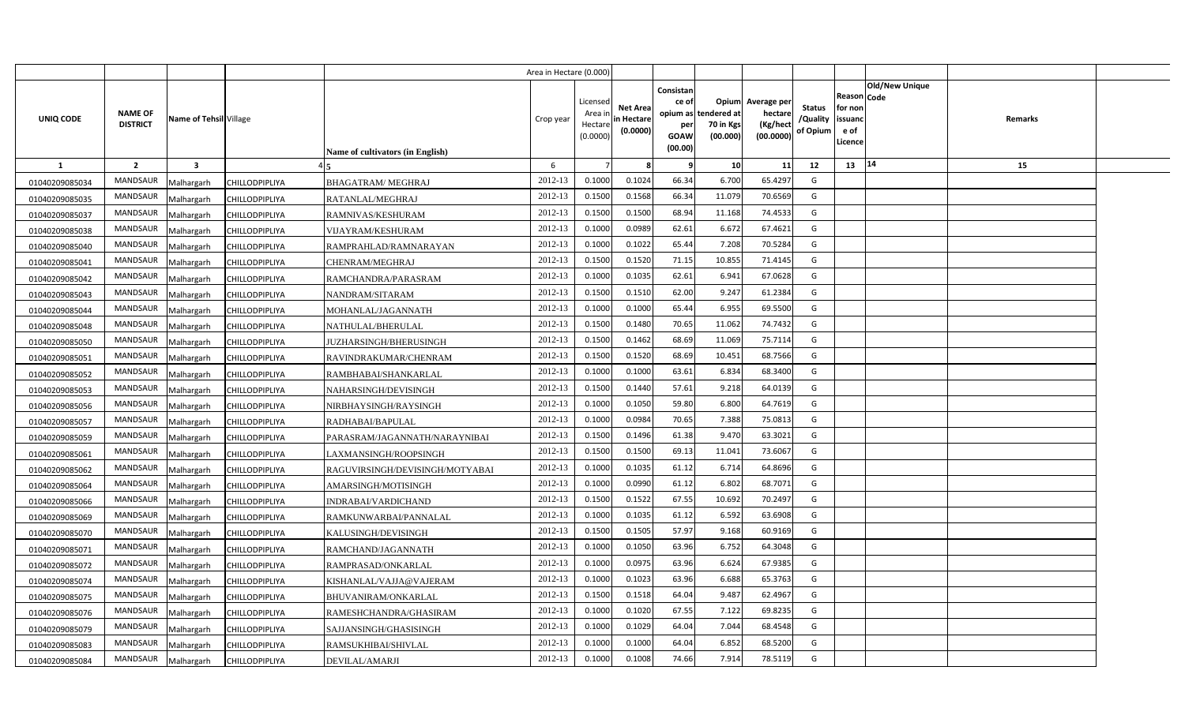| UNIQ CODE | NAME OF DISTRICT | Name of Tehsil | Village | Name of cultivators (in English) | Crop year | Licensed Area in Hectare (0.0000) | Net Area in Hectare (0.0000) | Consistance of opium as per GOAW (00.00) | Opium tendered at 70 in Kgs (00.000) | Average per hectare (Kg/hect (00.0000) | Status /Quality of Opium | Reason for non issuance of Licence | Code | Old/New Unique | Remarks |
|---|---|---|---|---|---|---|---|---|---|---|---|---|---|---|---|
| 1 | 2 | 3 | 4 | 5 | 6 | 7 | 8 | 9 | 10 | 11 | 12 | 13 | 14 | | 15 |
| 01040209085034 | MANDSAUR | Malhargarh | CHILLODPIPLIYA | BHAGATRAM/ MEGHRAJ | 2012-13 | 0.1000 | 0.1024 | 66.34 | 6.700 | 65.4297 | G | | | | |
| 01040209085035 | MANDSAUR | Malhargarh | CHILLODPIPLIYA | RATANLAL/MEGHRAJ | 2012-13 | 0.1500 | 0.1568 | 66.34 | 11.079 | 70.6569 | G | | | | |
| 01040209085037 | MANDSAUR | Malhargarh | CHILLODPIPLIYA | RAMNIVAS/KESHURAM | 2012-13 | 0.1500 | 0.1500 | 68.94 | 11.168 | 74.4533 | G | | | | |
| 01040209085038 | MANDSAUR | Malhargarh | CHILLODPIPLIYA | VIJAYRAM/KESHURAM | 2012-13 | 0.1000 | 0.0989 | 62.61 | 6.672 | 67.4621 | G | | | | |
| 01040209085040 | MANDSAUR | Malhargarh | CHILLODPIPLIYA | RAMPRAHLAD/RAMNARAYAN | 2012-13 | 0.1000 | 0.1022 | 65.44 | 7.208 | 70.5284 | G | | | | |
| 01040209085041 | MANDSAUR | Malhargarh | CHILLODPIPLIYA | CHENRAM/MEGHRAJ | 2012-13 | 0.1500 | 0.1520 | 71.15 | 10.855 | 71.4145 | G | | | | |
| 01040209085042 | MANDSAUR | Malhargarh | CHILLODPIPLIYA | RAMCHANDRA/PARASRAM | 2012-13 | 0.1000 | 0.1035 | 62.61 | 6.941 | 67.0628 | G | | | | |
| 01040209085043 | MANDSAUR | Malhargarh | CHILLODPIPLIYA | NANDRAM/SITARAM | 2012-13 | 0.1500 | 0.1510 | 62.00 | 9.247 | 61.2384 | G | | | | |
| 01040209085044 | MANDSAUR | Malhargarh | CHILLODPIPLIYA | MOHANLAL/JAGANNATH | 2012-13 | 0.1000 | 0.1000 | 65.44 | 6.955 | 69.5500 | G | | | | |
| 01040209085048 | MANDSAUR | Malhargarh | CHILLODPIPLIYA | NATHULAL/BHERULAL | 2012-13 | 0.1500 | 0.1480 | 70.65 | 11.062 | 74.7432 | G | | | | |
| 01040209085050 | MANDSAUR | Malhargarh | CHILLODPIPLIYA | JUZHARSINGH/BHERUSINGH | 2012-13 | 0.1500 | 0.1462 | 68.69 | 11.069 | 75.7114 | G | | | | |
| 01040209085051 | MANDSAUR | Malhargarh | CHILLODPIPLIYA | RAVINDRAKUMAR/CHENRAM | 2012-13 | 0.1500 | 0.1520 | 68.69 | 10.451 | 68.7566 | G | | | | |
| 01040209085052 | MANDSAUR | Malhargarh | CHILLODPIPLIYA | RAMBHABAI/SHANKARLAL | 2012-13 | 0.1000 | 0.1000 | 63.61 | 6.834 | 68.3400 | G | | | | |
| 01040209085053 | MANDSAUR | Malhargarh | CHILLODPIPLIYA | NAHARSINGH/DEVISINGH | 2012-13 | 0.1500 | 0.1440 | 57.61 | 9.218 | 64.0139 | G | | | | |
| 01040209085056 | MANDSAUR | Malhargarh | CHILLODPIPLIYA | NIRBHAYSINGH/RAYSINGH | 2012-13 | 0.1000 | 0.1050 | 59.80 | 6.800 | 64.7619 | G | | | | |
| 01040209085057 | MANDSAUR | Malhargarh | CHILLODPIPLIYA | RADHABAI/BAPULAL | 2012-13 | 0.1000 | 0.0984 | 70.65 | 7.388 | 75.0813 | G | | | | |
| 01040209085059 | MANDSAUR | Malhargarh | CHILLODPIPLIYA | PARASRAM/JAGANNATH/NARAYNIBAI | 2012-13 | 0.1500 | 0.1496 | 61.38 | 9.470 | 63.3021 | G | | | | |
| 01040209085061 | MANDSAUR | Malhargarh | CHILLODPIPLIYA | LAXMANSINGH/ROOPSINGH | 2012-13 | 0.1500 | 0.1500 | 69.13 | 11.041 | 73.6067 | G | | | | |
| 01040209085062 | MANDSAUR | Malhargarh | CHILLODPIPLIYA | RAGUVIRSINGH/DEVISINGH/MOTYABAI | 2012-13 | 0.1000 | 0.1035 | 61.12 | 6.714 | 64.8696 | G | | | | |
| 01040209085064 | MANDSAUR | Malhargarh | CHILLODPIPLIYA | AMARSINGH/MOTISINGH | 2012-13 | 0.1000 | 0.0990 | 61.12 | 6.802 | 68.7071 | G | | | | |
| 01040209085066 | MANDSAUR | Malhargarh | CHILLODPIPLIYA | INDRABAI/VARDICHAND | 2012-13 | 0.1500 | 0.1522 | 67.55 | 10.692 | 70.2497 | G | | | | |
| 01040209085069 | MANDSAUR | Malhargarh | CHILLODPIPLIYA | RAMKUNWARBAI/PANNALAL | 2012-13 | 0.1000 | 0.1035 | 61.12 | 6.592 | 63.6908 | G | | | | |
| 01040209085070 | MANDSAUR | Malhargarh | CHILLODPIPLIYA | KALUSINGH/DEVISINGH | 2012-13 | 0.1500 | 0.1505 | 57.97 | 9.168 | 60.9169 | G | | | | |
| 01040209085071 | MANDSAUR | Malhargarh | CHILLODPIPLIYA | RAMCHAND/JAGANNATH | 2012-13 | 0.1000 | 0.1050 | 63.96 | 6.752 | 64.3048 | G | | | | |
| 01040209085072 | MANDSAUR | Malhargarh | CHILLODPIPLIYA | RAMPRASAD/ONKARLAL | 2012-13 | 0.1000 | 0.0975 | 63.96 | 6.624 | 67.9385 | G | | | | |
| 01040209085074 | MANDSAUR | Malhargarh | CHILLODPIPLIYA | KISHANLAL/VAJJA@VAJERAM | 2012-13 | 0.1000 | 0.1023 | 63.96 | 6.688 | 65.3763 | G | | | | |
| 01040209085075 | MANDSAUR | Malhargarh | CHILLODPIPLIYA | BHUVANIRAM/ONKARLAL | 2012-13 | 0.1500 | 0.1518 | 64.04 | 9.487 | 62.4967 | G | | | | |
| 01040209085076 | MANDSAUR | Malhargarh | CHILLODPIPLIYA | RAMESHCHANDRA/GHASIRAM | 2012-13 | 0.1000 | 0.1020 | 67.55 | 7.122 | 69.8235 | G | | | | |
| 01040209085079 | MANDSAUR | Malhargarh | CHILLODPIPLIYA | SAJJANSINGH/GHASISINGH | 2012-13 | 0.1000 | 0.1029 | 64.04 | 7.044 | 68.4548 | G | | | | |
| 01040209085083 | MANDSAUR | Malhargarh | CHILLODPIPLIYA | RAMSUKHIBAI/SHIVLAL | 2012-13 | 0.1000 | 0.1000 | 64.04 | 6.852 | 68.5200 | G | | | | |
| 01040209085084 | MANDSAUR | Malhargarh | CHILLODPIPLIYA | DEVILAL/AMARJI | 2012-13 | 0.1000 | 0.1008 | 74.66 | 7.914 | 78.5119 | G | | | | |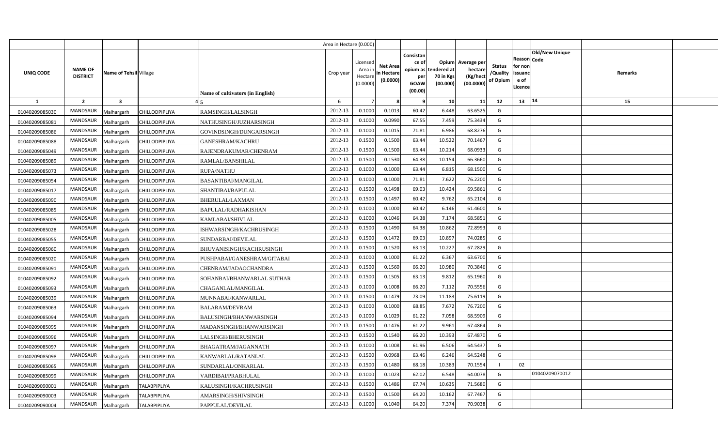| | | | | Area in Hectare (0.000) | | | | | | | | | | |
|---|---|---|---|---|---|---|---|---|---|---|---|---|---|---|
| UNIQ CODE | NAME OF DISTRICT | Name of Tehsil | Village | Name of cultivators (in English) | Crop year | Licensed Area in Hectare (0.0000) | Net Area in Hectare (0.0000) | Consistance of opium as per GOAW (00.00) | Opium tendered at 70 in Kgs (00.000) | Average per hectare (Kg/hect (00.0000) | Status /Quality of Opium | Reason for non issuance of Licence | Code | Old/New Unique | Remarks |
| 1 | 2 | 3 | 4 | 5 | 6 | 7 | 8 | 9 | 10 | 11 | 12 | 13 | 14 | 15 |
| 01040209085030 | MANDSAUR | Malhargarh | CHILLODPIPLIYA | RAMSINGH/LALSINGH | 2012-13 | 0.1000 | 0.1013 | 60.42 | 6.448 | 63.6525 | G | | | |
| 01040209085081 | MANDSAUR | Malhargarh | CHILLODPIPLIYA | NATHUSINGH/JUZHARSINGH | 2012-13 | 0.1000 | 0.0990 | 67.55 | 7.459 | 75.3434 | G | | | |
| 01040209085086 | MANDSAUR | Malhargarh | CHILLODPIPLIYA | GOVINDSINGH/DUNGARSINGH | 2012-13 | 0.1000 | 0.1015 | 71.81 | 6.986 | 68.8276 | G | | | |
| 01040209085088 | MANDSAUR | Malhargarh | CHILLODPIPLIYA | GANESHRAM/KACHRU | 2012-13 | 0.1500 | 0.1500 | 63.44 | 10.522 | 70.1467 | G | | | |
| 01040209085049 | MANDSAUR | Malhargarh | CHILLODPIPLIYA | RAJENDRAKUMAR/CHENRAM | 2012-13 | 0.1500 | 0.1500 | 63.44 | 10.214 | 68.0933 | G | | | |
| 01040209085089 | MANDSAUR | Malhargarh | CHILLODPIPLIYA | RAMLAL/BANSHILAL | 2012-13 | 0.1500 | 0.1530 | 64.38 | 10.154 | 66.3660 | G | | | |
| 01040209085073 | MANDSAUR | Malhargarh | CHILLODPIPLIYA | RUPA/NATHU | 2012-13 | 0.1000 | 0.1000 | 63.44 | 6.815 | 68.1500 | G | | | |
| 01040209085054 | MANDSAUR | Malhargarh | CHILLODPIPLIYA | BASANTIBAI/MANGILAL | 2012-13 | 0.1000 | 0.1000 | 71.81 | 7.622 | 76.2200 | G | | | |
| 01040209085017 | MANDSAUR | Malhargarh | CHILLODPIPLIYA | SHANTIBAI/BAPULAL | 2012-13 | 0.1500 | 0.1498 | 69.03 | 10.424 | 69.5861 | G | | | |
| 01040209085090 | MANDSAUR | Malhargarh | CHILLODPIPLIYA | BHERULAL/LAXMAN | 2012-13 | 0.1500 | 0.1497 | 60.42 | 9.762 | 65.2104 | G | | | |
| 01040209085085 | MANDSAUR | Malhargarh | CHILLODPIPLIYA | BAPULAL/RADHAKISHAN | 2012-13 | 0.1000 | 0.1000 | 60.42 | 6.146 | 61.4600 | G | | | |
| 01040209085005 | MANDSAUR | Malhargarh | CHILLODPIPLIYA | KAMLABAI/SHIVLAL | 2012-13 | 0.1000 | 0.1046 | 64.38 | 7.174 | 68.5851 | G | | | |
| 01040209085028 | MANDSAUR | Malhargarh | CHILLODPIPLIYA | ISHWARSINGH/KACHRUSINGH | 2012-13 | 0.1500 | 0.1490 | 64.38 | 10.862 | 72.8993 | G | | | |
| 01040209085055 | MANDSAUR | Malhargarh | CHILLODPIPLIYA | SUNDARBAI/DEVILAL | 2012-13 | 0.1500 | 0.1472 | 69.03 | 10.897 | 74.0285 | G | | | |
| 01040209085060 | MANDSAUR | Malhargarh | CHILLODPIPLIYA | BHUVANISINGH/KACHRUSINGH | 2012-13 | 0.1500 | 0.1520 | 63.13 | 10.227 | 67.2829 | G | | | |
| 01040209085020 | MANDSAUR | Malhargarh | CHILLODPIPLIYA | PUSHPABAI/GANESHRAM/GITABAI | 2012-13 | 0.1000 | 0.1000 | 61.22 | 6.367 | 63.6700 | G | | | |
| 01040209085091 | MANDSAUR | Malhargarh | CHILLODPIPLIYA | CHENRAM/JADAOCHANDRA | 2012-13 | 0.1500 | 0.1560 | 66.20 | 10.980 | 70.3846 | G | | | |
| 01040209085092 | MANDSAUR | Malhargarh | CHILLODPIPLIYA | SOHANBAI/BHANWARLAL SUTHAR | 2012-13 | 0.1500 | 0.1505 | 63.13 | 9.812 | 65.1960 | G | | | |
| 01040209085093 | MANDSAUR | Malhargarh | CHILLODPIPLIYA | CHAGANLAL/MANGILAL | 2012-13 | 0.1000 | 0.1008 | 66.20 | 7.112 | 70.5556 | G | | | |
| 01040209085039 | MANDSAUR | Malhargarh | CHILLODPIPLIYA | MUNNABAI/KANWARLAL | 2012-13 | 0.1500 | 0.1479 | 73.09 | 11.183 | 75.6119 | G | | | |
| 01040209085063 | MANDSAUR | Malhargarh | CHILLODPIPLIYA | BALARAM/DEVRAM | 2012-13 | 0.1000 | 0.1000 | 68.85 | 7.672 | 76.7200 | G | | | |
| 01040209085094 | MANDSAUR | Malhargarh | CHILLODPIPLIYA | BALUSINGH/BHANWARSINGH | 2012-13 | 0.1000 | 0.1029 | 61.22 | 7.058 | 68.5909 | G | | | |
| 01040209085095 | MANDSAUR | Malhargarh | CHILLODPIPLIYA | MADANSINGH/BHANWARSINGH | 2012-13 | 0.1500 | 0.1476 | 61.22 | 9.961 | 67.4864 | G | | | |
| 01040209085096 | MANDSAUR | Malhargarh | CHILLODPIPLIYA | LALSINGH/BHERUSINGH | 2012-13 | 0.1500 | 0.1540 | 66.20 | 10.393 | 67.4870 | G | | | |
| 01040209085097 | MANDSAUR | Malhargarh | CHILLODPIPLIYA | BHAGATRAM/JAGANNATH | 2012-13 | 0.1000 | 0.1008 | 61.96 | 6.506 | 64.5437 | G | | | |
| 01040209085098 | MANDSAUR | Malhargarh | CHILLODPIPLIYA | KANWARLAL/RATANLAL | 2012-13 | 0.1500 | 0.0968 | 63.46 | 6.246 | 64.5248 | G | | | |
| 01040209085065 | MANDSAUR | Malhargarh | CHILLODPIPLIYA | SUNDARLAL/ONKARLAL | 2012-13 | 0.1500 | 0.1480 | 68.18 | 10.383 | 70.1554 | I | 02 | | |
| 01040209085099 | MANDSAUR | Malhargarh | CHILLODPIPLIYA | VARDIBAI/PRABHULAL | 2012-13 | 0.1000 | 0.1023 | 62.02 | 6.548 | 64.0078 | G | | 01040209070012 | |
| 01040209090001 | MANDSAUR | Malhargarh | TALABPIPLIYA | KALUSINGH/KACHRUSINGH | 2012-13 | 0.1500 | 0.1486 | 67.74 | 10.635 | 71.5680 | G | | | |
| 01040209090003 | MANDSAUR | Malhargarh | TALABPIPLIYA | AMARSINGH/SHIVSINGH | 2012-13 | 0.1500 | 0.1500 | 64.20 | 10.162 | 67.7467 | G | | | |
| 01040209090004 | MANDSAUR | Malhargarh | TALABPIPLIYA | PAPPULAL/DEVILAL | 2012-13 | 0.1000 | 0.1040 | 64.20 | 7.374 | 70.9038 | G | | | |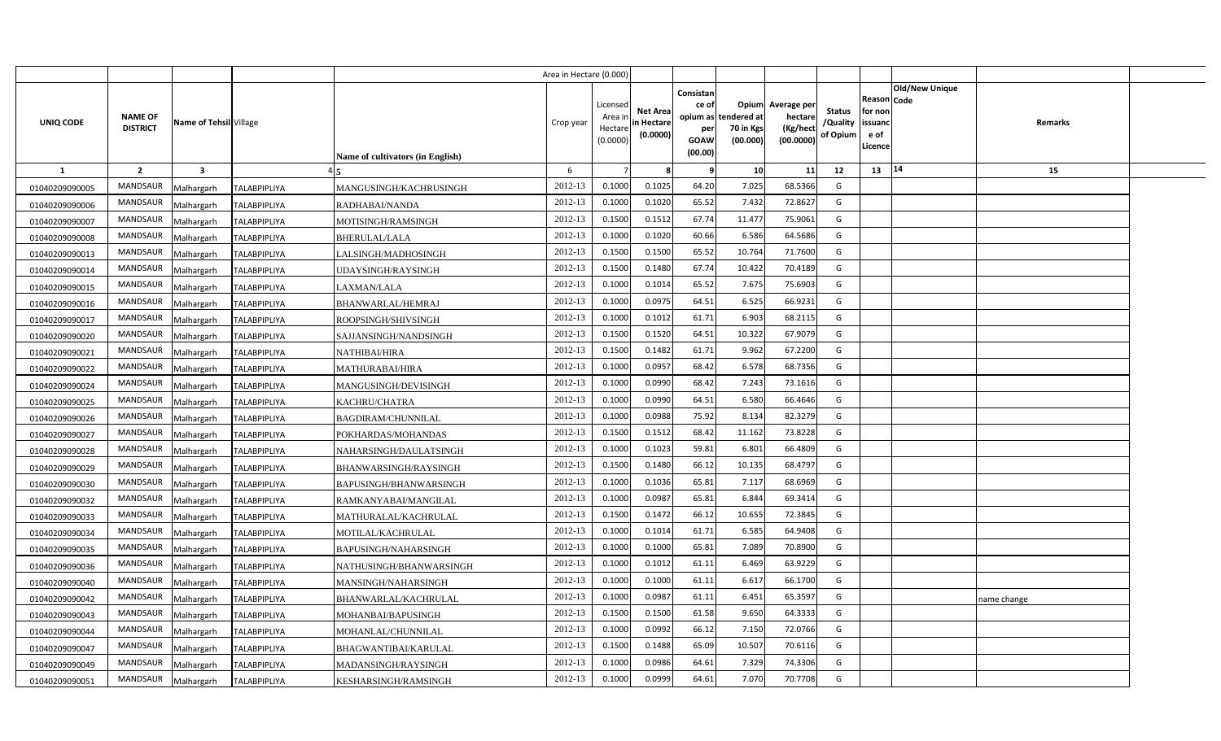| | | | | Area in Hectare (0.000) | | | | | | | | | | | |
|---|---|---|---|---|---|---|---|---|---|---|---|---|---|---|---|
| UNIQ CODE | NAME OF DISTRICT | Name of Tehsil | Village | Name of cultivators (in English) | Crop year | Licensed Area in Hectare (0.0000) | Net Area in Hectare (0.0000) | Consistance of opium as per GOAW (00.00) | Opium tendered at 70 in Kgs (00.000) | Average per hectare (Kg/hect (00.0000) | Status /Quality of Opium | Reason for non issuance of Licence | Code | Old/New Unique | Remarks |
| 1 | 2 | 3 | 4 | 5 | 6 | 7 | 8 | 9 | 10 | 11 | 12 | 13 | 14 | | 15 |
| 01040209090005 | MANDSAUR | Malhargarh | TALABPIPLIYA | MANGUSINGH/KACHRUSINGH | 2012-13 | 0.1000 | 0.1025 | 64.20 | 7.025 | 68.5366 | G | | | | |
| 01040209090006 | MANDSAUR | Malhargarh | TALABPIPLIYA | RADHABAI/NANDA | 2012-13 | 0.1000 | 0.1020 | 65.52 | 7.432 | 72.8627 | G | | | | |
| 01040209090007 | MANDSAUR | Malhargarh | TALABPIPLIYA | MOTISINGH/RAMSINGH | 2012-13 | 0.1500 | 0.1512 | 67.74 | 11.477 | 75.9061 | G | | | | |
| 01040209090008 | MANDSAUR | Malhargarh | TALABPIPLIYA | BHERULAL/LALA | 2012-13 | 0.1000 | 0.1020 | 60.66 | 6.586 | 64.5686 | G | | | | |
| 01040209090013 | MANDSAUR | Malhargarh | TALABPIPLIYA | LALSINGH/MADHOSINGH | 2012-13 | 0.1500 | 0.1500 | 65.52 | 10.764 | 71.7600 | G | | | | |
| 01040209090014 | MANDSAUR | Malhargarh | TALABPIPLIYA | UDAYSINGH/RAYSINGH | 2012-13 | 0.1500 | 0.1480 | 67.74 | 10.422 | 70.4189 | G | | | | |
| 01040209090015 | MANDSAUR | Malhargarh | TALABPIPLIYA | LAXMAN/LALA | 2012-13 | 0.1000 | 0.1014 | 65.52 | 7.675 | 75.6903 | G | | | | |
| 01040209090016 | MANDSAUR | Malhargarh | TALABPIPLIYA | BHANWARLAL/HEMRAJ | 2012-13 | 0.1000 | 0.0975 | 64.51 | 6.525 | 66.9231 | G | | | | |
| 01040209090017 | MANDSAUR | Malhargarh | TALABPIPLIYA | ROOPSINGH/SHIVSINGH | 2012-13 | 0.1000 | 0.1012 | 61.71 | 6.903 | 68.2115 | G | | | | |
| 01040209090020 | MANDSAUR | Malhargarh | TALABPIPLIYA | SAJJANSINGH/NANDSINGH | 2012-13 | 0.1500 | 0.1520 | 64.51 | 10.322 | 67.9079 | G | | | | |
| 01040209090021 | MANDSAUR | Malhargarh | TALABPIPLIYA | NATHIBAI/HIRA | 2012-13 | 0.1500 | 0.1482 | 61.71 | 9.962 | 67.2200 | G | | | | |
| 01040209090022 | MANDSAUR | Malhargarh | TALABPIPLIYA | MATHURABAI/HIRA | 2012-13 | 0.1000 | 0.0957 | 68.42 | 6.578 | 68.7356 | G | | | | |
| 01040209090024 | MANDSAUR | Malhargarh | TALABPIPLIYA | MANGUSINGH/DEVISINGH | 2012-13 | 0.1000 | 0.0990 | 68.42 | 7.243 | 73.1616 | G | | | | |
| 01040209090025 | MANDSAUR | Malhargarh | TALABPIPLIYA | KACHRU/CHATRA | 2012-13 | 0.1000 | 0.0990 | 64.51 | 6.580 | 66.4646 | G | | | | |
| 01040209090026 | MANDSAUR | Malhargarh | TALABPIPLIYA | BAGDIRAM/CHUNNILAL | 2012-13 | 0.1000 | 0.0988 | 75.92 | 8.134 | 82.3279 | G | | | | |
| 01040209090027 | MANDSAUR | Malhargarh | TALABPIPLIYA | POKHARDAS/MOHANDAS | 2012-13 | 0.1500 | 0.1512 | 68.42 | 11.162 | 73.8228 | G | | | | |
| 01040209090028 | MANDSAUR | Malhargarh | TALABPIPLIYA | NAHARSINGH/DAULATSINGH | 2012-13 | 0.1000 | 0.1023 | 59.81 | 6.801 | 66.4809 | G | | | | |
| 01040209090029 | MANDSAUR | Malhargarh | TALABPIPLIYA | BHANWARSINGH/RAYSINGH | 2012-13 | 0.1500 | 0.1480 | 66.12 | 10.135 | 68.4797 | G | | | | |
| 01040209090030 | MANDSAUR | Malhargarh | TALABPIPLIYA | BAPUSINGH/BHANWARSINGH | 2012-13 | 0.1000 | 0.1036 | 65.81 | 7.117 | 68.6969 | G | | | | |
| 01040209090032 | MANDSAUR | Malhargarh | TALABPIPLIYA | RAMKANYABAI/MANGILAL | 2012-13 | 0.1000 | 0.0987 | 65.81 | 6.844 | 69.3414 | G | | | | |
| 01040209090033 | MANDSAUR | Malhargarh | TALABPIPLIYA | MATHURALAL/KACHRULAL | 2012-13 | 0.1500 | 0.1472 | 66.12 | 10.655 | 72.3845 | G | | | | |
| 01040209090034 | MANDSAUR | Malhargarh | TALABPIPLIYA | MOTILAL/KACHRULAL | 2012-13 | 0.1000 | 0.1014 | 61.71 | 6.585 | 64.9408 | G | | | | |
| 01040209090035 | MANDSAUR | Malhargarh | TALABPIPLIYA | BAPUSINGH/NAHARSINGH | 2012-13 | 0.1000 | 0.1000 | 65.81 | 7.089 | 70.8900 | G | | | | |
| 01040209090036 | MANDSAUR | Malhargarh | TALABPIPLIYA | NATHUSINGH/BHANWARSINGH | 2012-13 | 0.1000 | 0.1012 | 61.11 | 6.469 | 63.9229 | G | | | | |
| 01040209090040 | MANDSAUR | Malhargarh | TALABPIPLIYA | MANSINGH/NAHARSINGH | 2012-13 | 0.1000 | 0.1000 | 61.11 | 6.617 | 66.1700 | G | | | | |
| 01040209090042 | MANDSAUR | Malhargarh | TALABPIPLIYA | BHANWARLAL/KACHRULAL | 2012-13 | 0.1000 | 0.0987 | 61.11 | 6.451 | 65.3597 | G | | | | name change |
| 01040209090043 | MANDSAUR | Malhargarh | TALABPIPLIYA | MOHANBAI/BAPUSINGH | 2012-13 | 0.1500 | 0.1500 | 61.58 | 9.650 | 64.3333 | G | | | | |
| 01040209090044 | MANDSAUR | Malhargarh | TALABPIPLIYA | MOHANLAL/CHUNNILAL | 2012-13 | 0.1000 | 0.0992 | 66.12 | 7.150 | 72.0766 | G | | | | |
| 01040209090047 | MANDSAUR | Malhargarh | TALABPIPLIYA | BHAGWANTIBAI/KARULAL | 2012-13 | 0.1500 | 0.1488 | 65.09 | 10.507 | 70.6116 | G | | | | |
| 01040209090049 | MANDSAUR | Malhargarh | TALABPIPLIYA | MADANSINGH/RAYSINGH | 2012-13 | 0.1000 | 0.0986 | 64.61 | 7.329 | 74.3306 | G | | | | |
| 01040209090051 | MANDSAUR | Malhargarh | TALABPIPLIYA | KESHARSINGH/RAMSINGH | 2012-13 | 0.1000 | 0.0999 | 64.61 | 7.070 | 70.7708 | G | | | | |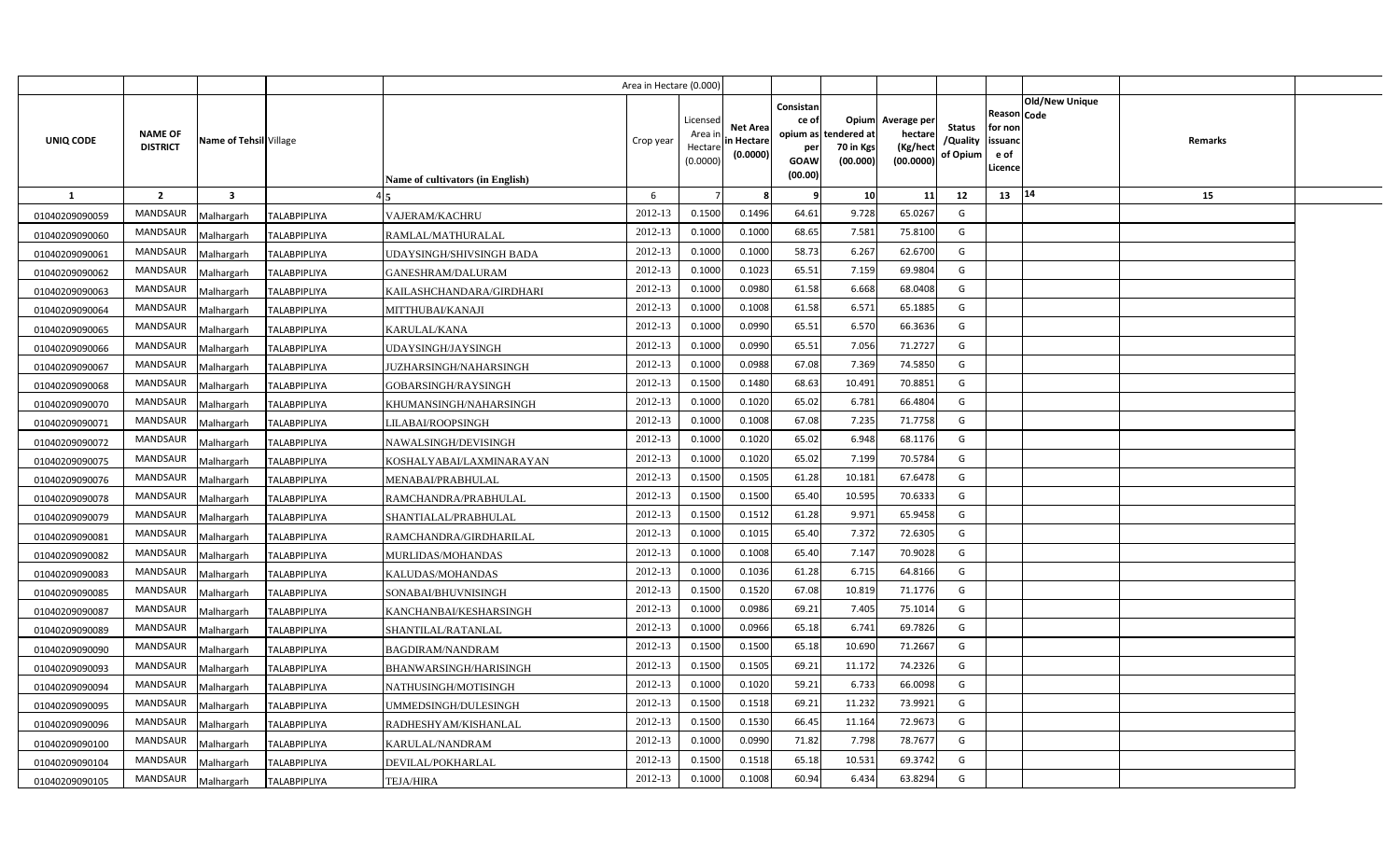| UNIQ CODE | NAME OF DISTRICT | Name of Tehsil | Village | Name of cultivators (in English) | Crop year | Licensed Area in Hectare (0.0000) | Net Area in Hectare (0.0000) | Consistance of opium as per GOAW (00.00) | Opium tendered at 70 in Kgs (00.000) | Average per hectare (Kg/hect (00.0000) | Status /Quality of Opium | Reason for non issuance of Licence | Code | Old/New Unique | Remarks |
|---|---|---|---|---|---|---|---|---|---|---|---|---|---|---|---|
| 1 | 2 | 3 | 4 | 5 | 6 | 7 | 8 | 9 | 10 | 11 | 12 | 13 | 14 | | 15 |
| 01040209090059 | MANDSAUR | Malhargarh | TALABPIPLIYA | VAJERAM/KACHRU | 2012-13 | 0.1500 | 0.1496 | 64.61 | 9.728 | 65.0267 | G | | | | |
| 01040209090060 | MANDSAUR | Malhargarh | TALABPIPLIYA | RAMLAL/MATHURALAL | 2012-13 | 0.1000 | 0.1000 | 68.65 | 7.581 | 75.8100 | G | | | | |
| 01040209090061 | MANDSAUR | Malhargarh | TALABPIPLIYA | UDAYSINGH/SHIVSINGH BADA | 2012-13 | 0.1000 | 0.1000 | 58.73 | 6.267 | 62.6700 | G | | | | |
| 01040209090062 | MANDSAUR | Malhargarh | TALABPIPLIYA | GANESHRAM/DALURAM | 2012-13 | 0.1000 | 0.1023 | 65.51 | 7.159 | 69.9804 | G | | | | |
| 01040209090063 | MANDSAUR | Malhargarh | TALABPIPLIYA | KAILASHCHANDARA/GIRDHARI | 2012-13 | 0.1000 | 0.0980 | 61.58 | 6.668 | 68.0408 | G | | | | |
| 01040209090064 | MANDSAUR | Malhargarh | TALABPIPLIYA | MITTHUBAI/KANAJI | 2012-13 | 0.1000 | 0.1008 | 61.58 | 6.571 | 65.1885 | G | | | | |
| 01040209090065 | MANDSAUR | Malhargarh | TALABPIPLIYA | KARULAL/KANA | 2012-13 | 0.1000 | 0.0990 | 65.51 | 6.570 | 66.3636 | G | | | | |
| 01040209090066 | MANDSAUR | Malhargarh | TALABPIPLIYA | UDAYSINGH/JAYSINGH | 2012-13 | 0.1000 | 0.0990 | 65.51 | 7.056 | 71.2727 | G | | | | |
| 01040209090067 | MANDSAUR | Malhargarh | TALABPIPLIYA | JUZHARSINGH/NAHARSINGH | 2012-13 | 0.1000 | 0.0988 | 67.08 | 7.369 | 74.5850 | G | | | | |
| 01040209090068 | MANDSAUR | Malhargarh | TALABPIPLIYA | GOBARSINGH/RAYSINGH | 2012-13 | 0.1500 | 0.1480 | 68.63 | 10.491 | 70.8851 | G | | | | |
| 01040209090070 | MANDSAUR | Malhargarh | TALABPIPLIYA | KHUMANSINGH/NAHARSINGH | 2012-13 | 0.1000 | 0.1020 | 65.02 | 6.781 | 66.4804 | G | | | | |
| 01040209090071 | MANDSAUR | Malhargarh | TALABPIPLIYA | LILABAI/ROOPSINGH | 2012-13 | 0.1000 | 0.1008 | 67.08 | 7.235 | 71.7758 | G | | | | |
| 01040209090072 | MANDSAUR | Malhargarh | TALABPIPLIYA | NAWALSINGH/DEVISINGH | 2012-13 | 0.1000 | 0.1020 | 65.02 | 6.948 | 68.1176 | G | | | | |
| 01040209090075 | MANDSAUR | Malhargarh | TALABPIPLIYA | KOSHALYABAI/LAXMINARAYAN | 2012-13 | 0.1000 | 0.1020 | 65.02 | 7.199 | 70.5784 | G | | | | |
| 01040209090076 | MANDSAUR | Malhargarh | TALABPIPLIYA | MENABAI/PRABHULAL | 2012-13 | 0.1500 | 0.1505 | 61.28 | 10.181 | 67.6478 | G | | | | |
| 01040209090078 | MANDSAUR | Malhargarh | TALABPIPLIYA | RAMCHANDRA/PRABHULAL | 2012-13 | 0.1500 | 0.1500 | 65.40 | 10.595 | 70.6333 | G | | | | |
| 01040209090079 | MANDSAUR | Malhargarh | TALABPIPLIYA | SHANTIALAL/PRABHULAL | 2012-13 | 0.1500 | 0.1512 | 61.28 | 9.971 | 65.9458 | G | | | | |
| 01040209090081 | MANDSAUR | Malhargarh | TALABPIPLIYA | RAMCHANDRA/GIRDHARILAL | 2012-13 | 0.1000 | 0.1015 | 65.40 | 7.372 | 72.6305 | G | | | | |
| 01040209090082 | MANDSAUR | Malhargarh | TALABPIPLIYA | MURLIDAS/MOHANDAS | 2012-13 | 0.1000 | 0.1008 | 65.40 | 7.147 | 70.9028 | G | | | | |
| 01040209090083 | MANDSAUR | Malhargarh | TALABPIPLIYA | KALUDAS/MOHANDAS | 2012-13 | 0.1000 | 0.1036 | 61.28 | 6.715 | 64.8166 | G | | | | |
| 01040209090085 | MANDSAUR | Malhargarh | TALABPIPLIYA | SONABAI/BHUVNISINGH | 2012-13 | 0.1500 | 0.1520 | 67.08 | 10.819 | 71.1776 | G | | | | |
| 01040209090087 | MANDSAUR | Malhargarh | TALABPIPLIYA | KANCHANBAI/KESHARSINGH | 2012-13 | 0.1000 | 0.0986 | 69.21 | 7.405 | 75.1014 | G | | | | |
| 01040209090089 | MANDSAUR | Malhargarh | TALABPIPLIYA | SHANTILAL/RATANLAL | 2012-13 | 0.1000 | 0.0966 | 65.18 | 6.741 | 69.7826 | G | | | | |
| 01040209090090 | MANDSAUR | Malhargarh | TALABPIPLIYA | BAGDIRAM/NANDRAM | 2012-13 | 0.1500 | 0.1500 | 65.18 | 10.690 | 71.2667 | G | | | | |
| 01040209090093 | MANDSAUR | Malhargarh | TALABPIPLIYA | BHANWARSINGH/HARISINGH | 2012-13 | 0.1500 | 0.1505 | 69.21 | 11.172 | 74.2326 | G | | | | |
| 01040209090094 | MANDSAUR | Malhargarh | TALABPIPLIYA | NATHUSINGH/MOTISINGH | 2012-13 | 0.1000 | 0.1020 | 59.21 | 6.733 | 66.0098 | G | | | | |
| 01040209090095 | MANDSAUR | Malhargarh | TALABPIPLIYA | UMMEDSINGH/DULESINGH | 2012-13 | 0.1500 | 0.1518 | 69.21 | 11.232 | 73.9921 | G | | | | |
| 01040209090096 | MANDSAUR | Malhargarh | TALABPIPLIYA | RADHESHYAM/KISHANLAL | 2012-13 | 0.1500 | 0.1530 | 66.45 | 11.164 | 72.9673 | G | | | | |
| 01040209090100 | MANDSAUR | Malhargarh | TALABPIPLIYA | KARULAL/NANDRAM | 2012-13 | 0.1000 | 0.0990 | 71.82 | 7.798 | 78.7677 | G | | | | |
| 01040209090104 | MANDSAUR | Malhargarh | TALABPIPLIYA | DEVILAL/POKHARLAL | 2012-13 | 0.1500 | 0.1518 | 65.18 | 10.531 | 69.3742 | G | | | | |
| 01040209090105 | MANDSAUR | Malhargarh | TALABPIPLIYA | TEJA/HIRA | 2012-13 | 0.1000 | 0.1008 | 60.94 | 6.434 | 63.8294 | G | | | | |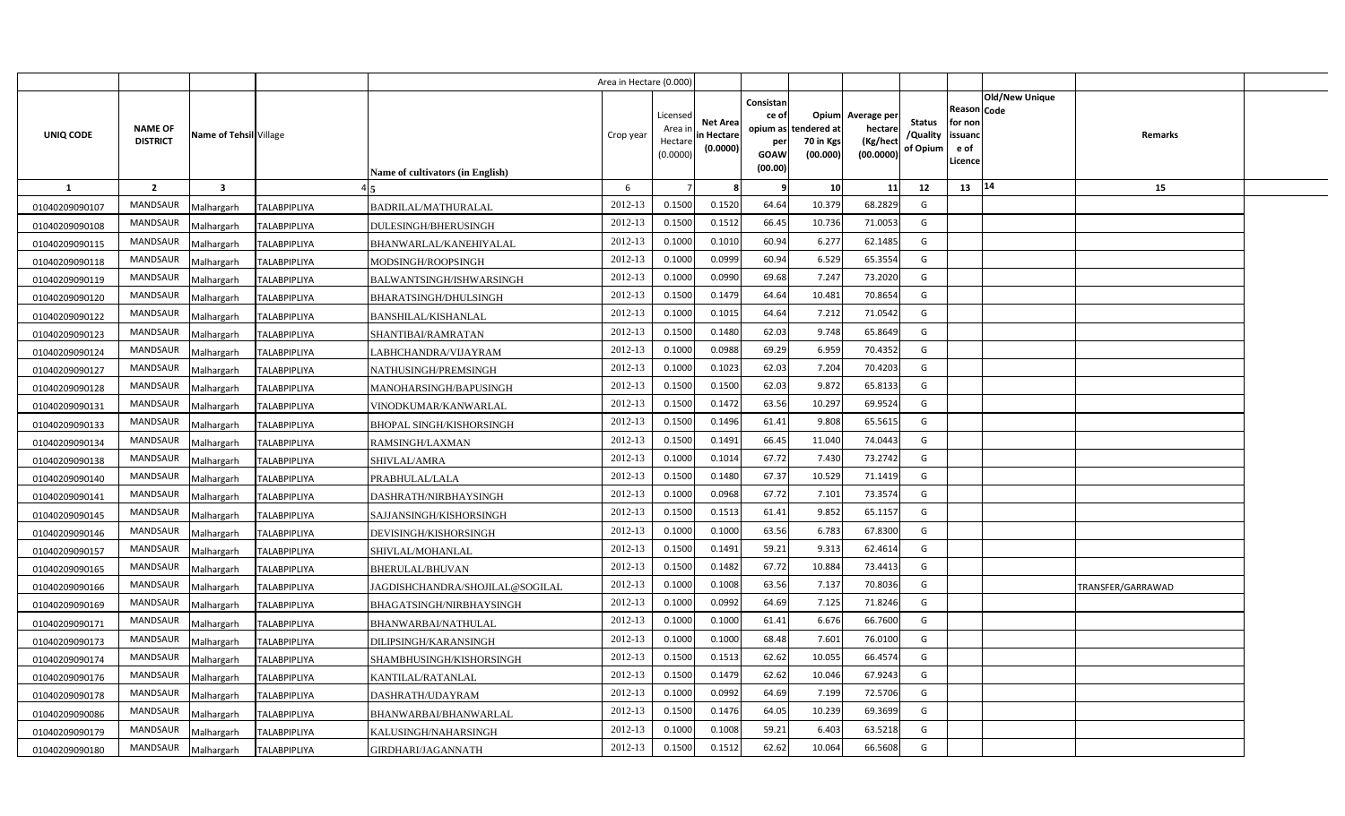| | | | | Area in Hectare (0.000) | | | | | | | | | | | |
|---|---|---|---|---|---|---|---|---|---|---|---|---|---|---|---|
| UNIQ CODE | NAME OF DISTRICT | Name of Tehsil | Village | Name of cultivators (in English) | Crop year | Licensed Area in Hectare (0.0000) | Net Area in Hectare (0.0000) | Consistance of opium as per GOAW (00.00) | Opium tendered at 70 in Kgs (00.000) | Average per hectare (Kg/hect (00.0000) | Status /Quality of Opium | Reason for non issuance of Licence | Code | Old/New Unique | Remarks |
| 1 | 2 | 3 | 4 | 5 | 6 | 7 | 8 | 9 | 10 | 11 | 12 | 13 | 14 | | 15 |
| 01040209090107 | MANDSAUR | Malhargarh | TALABPIPLIYA | BADRILAL/MATHURALAL | 2012-13 | 0.1500 | 0.1520 | 64.64 | 10.379 | 68.2829 | G | | | | |
| 01040209090108 | MANDSAUR | Malhargarh | TALABPIPLIYA | DULESINGH/BHERUSINGH | 2012-13 | 0.1500 | 0.1512 | 66.45 | 10.736 | 71.0053 | G | | | | |
| 01040209090115 | MANDSAUR | Malhargarh | TALABPIPLIYA | BHANWARLAL/KANEHIYALAL | 2012-13 | 0.1000 | 0.1010 | 60.94 | 6.277 | 62.1485 | G | | | | |
| 01040209090118 | MANDSAUR | Malhargarh | TALABPIPLIYA | MODSINGH/ROOPSINGH | 2012-13 | 0.1000 | 0.0999 | 60.94 | 6.529 | 65.3554 | G | | | | |
| 01040209090119 | MANDSAUR | Malhargarh | TALABPIPLIYA | BALWANTSINGH/ISHWARSINGH | 2012-13 | 0.1000 | 0.0990 | 69.68 | 7.247 | 73.2020 | G | | | | |
| 01040209090120 | MANDSAUR | Malhargarh | TALABPIPLIYA | BHARATSINGH/DHULSINGH | 2012-13 | 0.1500 | 0.1479 | 64.64 | 10.481 | 70.8654 | G | | | | |
| 01040209090122 | MANDSAUR | Malhargarh | TALABPIPLIYA | BANSHILAL/KISHANLAL | 2012-13 | 0.1000 | 0.1015 | 64.64 | 7.212 | 71.0542 | G | | | | |
| 01040209090123 | MANDSAUR | Malhargarh | TALABPIPLIYA | SHANTIBAI/RAMRATAN | 2012-13 | 0.1500 | 0.1480 | 62.03 | 9.748 | 65.8649 | G | | | | |
| 01040209090124 | MANDSAUR | Malhargarh | TALABPIPLIYA | LABHCHANDRA/VIJAYRAM | 2012-13 | 0.1000 | 0.0988 | 69.29 | 6.959 | 70.4352 | G | | | | |
| 01040209090127 | MANDSAUR | Malhargarh | TALABPIPLIYA | NATHUSINGH/PREMSINGH | 2012-13 | 0.1000 | 0.1023 | 62.03 | 7.204 | 70.4203 | G | | | | |
| 01040209090128 | MANDSAUR | Malhargarh | TALABPIPLIYA | MANOHARSINGH/BAPUSINGH | 2012-13 | 0.1500 | 0.1500 | 62.03 | 9.872 | 65.8133 | G | | | | |
| 01040209090131 | MANDSAUR | Malhargarh | TALABPIPLIYA | VINODKUMAR/KANWARLAL | 2012-13 | 0.1500 | 0.1472 | 63.56 | 10.297 | 69.9524 | G | | | | |
| 01040209090133 | MANDSAUR | Malhargarh | TALABPIPLIYA | BHOPAL SINGH/KISHORSINGH | 2012-13 | 0.1500 | 0.1496 | 61.41 | 9.808 | 65.5615 | G | | | | |
| 01040209090134 | MANDSAUR | Malhargarh | TALABPIPLIYA | RAMSINGH/LAXMAN | 2012-13 | 0.1500 | 0.1491 | 66.45 | 11.040 | 74.0443 | G | | | | |
| 01040209090138 | MANDSAUR | Malhargarh | TALABPIPLIYA | SHIVLAL/AMRA | 2012-13 | 0.1000 | 0.1014 | 67.72 | 7.430 | 73.2742 | G | | | | |
| 01040209090140 | MANDSAUR | Malhargarh | TALABPIPLIYA | PRABHULAL/LALA | 2012-13 | 0.1500 | 0.1480 | 67.37 | 10.529 | 71.1419 | G | | | | |
| 01040209090141 | MANDSAUR | Malhargarh | TALABPIPLIYA | DASHRATH/NIRBHAYSINGH | 2012-13 | 0.1000 | 0.0968 | 67.72 | 7.101 | 73.3574 | G | | | | |
| 01040209090145 | MANDSAUR | Malhargarh | TALABPIPLIYA | SAJJANSINGH/KISHORSINGH | 2012-13 | 0.1500 | 0.1513 | 61.41 | 9.852 | 65.1157 | G | | | | |
| 01040209090146 | MANDSAUR | Malhargarh | TALABPIPLIYA | DEVISINGH/KISHORSINGH | 2012-13 | 0.1000 | 0.1000 | 63.56 | 6.783 | 67.8300 | G | | | | |
| 01040209090157 | MANDSAUR | Malhargarh | TALABPIPLIYA | SHIVLAL/MOHANLAL | 2012-13 | 0.1500 | 0.1491 | 59.21 | 9.313 | 62.4614 | G | | | | |
| 01040209090165 | MANDSAUR | Malhargarh | TALABPIPLIYA | BHERULAL/BHUVAN | 2012-13 | 0.1500 | 0.1482 | 67.72 | 10.884 | 73.4413 | G | | | | |
| 01040209090166 | MANDSAUR | Malhargarh | TALABPIPLIYA | JAGDISHCHANDRA/SHOJILAL@SOGILAL | 2012-13 | 0.1000 | 0.1008 | 63.56 | 7.137 | 70.8036 | G | | | | TRANSFER/GARRAWAD |
| 01040209090169 | MANDSAUR | Malhargarh | TALABPIPLIYA | BHAGATSINGH/NIRBHAYSINGH | 2012-13 | 0.1000 | 0.0992 | 64.69 | 7.125 | 71.8246 | G | | | | |
| 01040209090171 | MANDSAUR | Malhargarh | TALABPIPLIYA | BHANWARBAI/NATHULAL | 2012-13 | 0.1000 | 0.1000 | 61.41 | 6.676 | 66.7600 | G | | | | |
| 01040209090173 | MANDSAUR | Malhargarh | TALABPIPLIYA | DILIPSINGH/KARANSINGH | 2012-13 | 0.1000 | 0.1000 | 68.48 | 7.601 | 76.0100 | G | | | | |
| 01040209090174 | MANDSAUR | Malhargarh | TALABPIPLIYA | SHAMBHUSINGH/KISHORSINGH | 2012-13 | 0.1500 | 0.1513 | 62.62 | 10.055 | 66.4574 | G | | | | |
| 01040209090176 | MANDSAUR | Malhargarh | TALABPIPLIYA | KANTILAL/RATANLAL | 2012-13 | 0.1500 | 0.1479 | 62.62 | 10.046 | 67.9243 | G | | | | |
| 01040209090178 | MANDSAUR | Malhargarh | TALABPIPLIYA | DASHRATH/UDAYRAM | 2012-13 | 0.1000 | 0.0992 | 64.69 | 7.199 | 72.5706 | G | | | | |
| 01040209090086 | MANDSAUR | Malhargarh | TALABPIPLIYA | BHANWARBAI/BHANWARLAL | 2012-13 | 0.1500 | 0.1476 | 64.05 | 10.239 | 69.3699 | G | | | | |
| 01040209090179 | MANDSAUR | Malhargarh | TALABPIPLIYA | KALUSINGH/NAHARSINGH | 2012-13 | 0.1000 | 0.1008 | 59.21 | 6.403 | 63.5218 | G | | | | |
| 01040209090180 | MANDSAUR | Malhargarh | TALABPIPLIYA | GIRDHARI/JAGANNATH | 2012-13 | 0.1500 | 0.1512 | 62.62 | 10.064 | 66.5608 | G | | | | |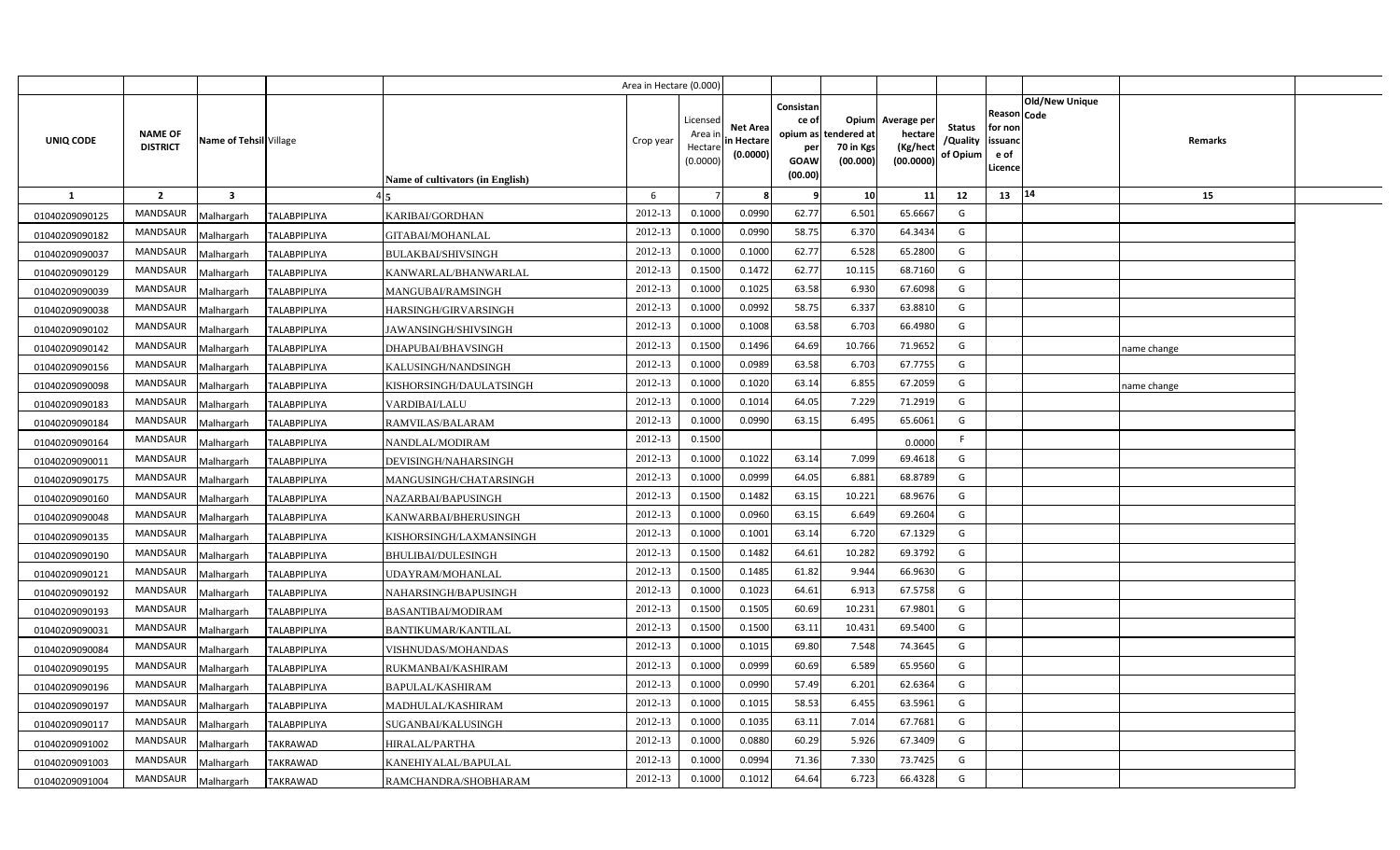| UNIQ CODE | NAME OF DISTRICT | Name of Tehsil | Village | Name of cultivators (in English) | Crop year | Licensed Area in Hectare (0.0000) | Net Area in Hectare (0.0000) | Consistance of opium as per GOAW (00.00) | Opium tendered at 70 in Kgs (00.000) | Average per hectare (Kg/hect (00.0000) | Status /Quality of Opium | Reason for non issuance of Licence | Code | Old/New Unique | Remarks |
|---|---|---|---|---|---|---|---|---|---|---|---|---|---|---|---|
| 1 | 2 | 3 | 4 | 5 | 6 | 7 | 8 | 9 | 10 | 11 | 12 | 13 | 14 | | 15 |
| 01040209090125 | MANDSAUR | Malhargarh | TALABPIPLIYA | KARIBAI/GORDHAN | 2012-13 | 0.1000 | 0.0990 | 62.77 | 6.501 | 65.6667 | G | | | | |
| 01040209090182 | MANDSAUR | Malhargarh | TALABPIPLIYA | GITABAI/MOHANLAL | 2012-13 | 0.1000 | 0.0990 | 58.75 | 6.370 | 64.3434 | G | | | | |
| 01040209090037 | MANDSAUR | Malhargarh | TALABPIPLIYA | BULAKBAI/SHIVSINGH | 2012-13 | 0.1000 | 0.1000 | 62.77 | 6.528 | 65.2800 | G | | | | |
| 01040209090129 | MANDSAUR | Malhargarh | TALABPIPLIYA | KANWARLAL/BHANWARLAL | 2012-13 | 0.1500 | 0.1472 | 62.77 | 10.115 | 68.7160 | G | | | | |
| 01040209090039 | MANDSAUR | Malhargarh | TALABPIPLIYA | MANGUBAI/RAMSINGH | 2012-13 | 0.1000 | 0.1025 | 63.58 | 6.930 | 67.6098 | G | | | | |
| 01040209090038 | MANDSAUR | Malhargarh | TALABPIPLIYA | HARSINGH/GIRVARSINGH | 2012-13 | 0.1000 | 0.0992 | 58.75 | 6.337 | 63.8810 | G | | | | |
| 01040209090102 | MANDSAUR | Malhargarh | TALABPIPLIYA | JAWANSINGH/SHIVSINGH | 2012-13 | 0.1000 | 0.1008 | 63.58 | 6.703 | 66.4980 | G | | | | |
| 01040209090142 | MANDSAUR | Malhargarh | TALABPIPLIYA | DHAPUBAI/BHAVSINGH | 2012-13 | 0.1500 | 0.1496 | 64.69 | 10.766 | 71.9652 | G | | | | name change |
| 01040209090156 | MANDSAUR | Malhargarh | TALABPIPLIYA | KALUSINGH/NANDSINGH | 2012-13 | 0.1000 | 0.0989 | 63.58 | 6.703 | 67.7755 | G | | | | |
| 01040209090098 | MANDSAUR | Malhargarh | TALABPIPLIYA | KISHORSINGH/DAULATSINGH | 2012-13 | 0.1000 | 0.1020 | 63.14 | 6.855 | 67.2059 | G | | | | name change |
| 01040209090183 | MANDSAUR | Malhargarh | TALABPIPLIYA | VARDIBAI/LALU | 2012-13 | 0.1000 | 0.1014 | 64.05 | 7.229 | 71.2919 | G | | | | |
| 01040209090184 | MANDSAUR | Malhargarh | TALABPIPLIYA | RAMVILAS/BALARAM | 2012-13 | 0.1000 | 0.0990 | 63.15 | 6.495 | 65.6061 | G | | | | |
| 01040209090164 | MANDSAUR | Malhargarh | TALABPIPLIYA | NANDLAL/MODIRAM | 2012-13 | 0.1500 | | | | 0.0000 | F | | | | |
| 01040209090011 | MANDSAUR | Malhargarh | TALABPIPLIYA | DEVISINGH/NAHARSINGH | 2012-13 | 0.1000 | 0.1022 | 63.14 | 7.099 | 69.4618 | G | | | | |
| 01040209090175 | MANDSAUR | Malhargarh | TALABPIPLIYA | MANGUSINGH/CHATARSINGH | 2012-13 | 0.1000 | 0.0999 | 64.05 | 6.881 | 68.8789 | G | | | | |
| 01040209090160 | MANDSAUR | Malhargarh | TALABPIPLIYA | NAZARBAI/BAPUSINGH | 2012-13 | 0.1500 | 0.1482 | 63.15 | 10.221 | 68.9676 | G | | | | |
| 01040209090048 | MANDSAUR | Malhargarh | TALABPIPLIYA | KANWARBAI/BHERUSINGH | 2012-13 | 0.1000 | 0.0960 | 63.15 | 6.649 | 69.2604 | G | | | | |
| 01040209090135 | MANDSAUR | Malhargarh | TALABPIPLIYA | KISHORSINGH/LAXMANSINGH | 2012-13 | 0.1000 | 0.1001 | 63.14 | 6.720 | 67.1329 | G | | | | |
| 01040209090190 | MANDSAUR | Malhargarh | TALABPIPLIYA | BHULIBAI/DULESINGH | 2012-13 | 0.1500 | 0.1482 | 64.61 | 10.282 | 69.3792 | G | | | | |
| 01040209090121 | MANDSAUR | Malhargarh | TALABPIPLIYA | UDAYRAM/MOHANLAL | 2012-13 | 0.1500 | 0.1485 | 61.82 | 9.944 | 66.9630 | G | | | | |
| 01040209090192 | MANDSAUR | Malhargarh | TALABPIPLIYA | NAHARSINGH/BAPUSINGH | 2012-13 | 0.1000 | 0.1023 | 64.61 | 6.913 | 67.5758 | G | | | | |
| 01040209090193 | MANDSAUR | Malhargarh | TALABPIPLIYA | BASANTIBAI/MODIRAM | 2012-13 | 0.1500 | 0.1505 | 60.69 | 10.231 | 67.9801 | G | | | | |
| 01040209090031 | MANDSAUR | Malhargarh | TALABPIPLIYA | BANTIKUMAR/KANTILAL | 2012-13 | 0.1500 | 0.1500 | 63.11 | 10.431 | 69.5400 | G | | | | |
| 01040209090084 | MANDSAUR | Malhargarh | TALABPIPLIYA | VISHNUDAS/MOHANDAS | 2012-13 | 0.1000 | 0.1015 | 69.80 | 7.548 | 74.3645 | G | | | | |
| 01040209090195 | MANDSAUR | Malhargarh | TALABPIPLIYA | RUKMANBAI/KASHIRAM | 2012-13 | 0.1000 | 0.0999 | 60.69 | 6.589 | 65.9560 | G | | | | |
| 01040209090196 | MANDSAUR | Malhargarh | TALABPIPLIYA | BAPULAL/KASHIRAM | 2012-13 | 0.1000 | 0.0990 | 57.49 | 6.201 | 62.6364 | G | | | | |
| 01040209090197 | MANDSAUR | Malhargarh | TALABPIPLIYA | MADHULAL/KASHIRAM | 2012-13 | 0.1000 | 0.1015 | 58.53 | 6.455 | 63.5961 | G | | | | |
| 01040209090117 | MANDSAUR | Malhargarh | TALABPIPLIYA | SUGANBAI/KALUSINGH | 2012-13 | 0.1000 | 0.1035 | 63.11 | 7.014 | 67.7681 | G | | | | |
| 01040209091002 | MANDSAUR | Malhargarh | TAKRAWAD | HIRALAL/PARTHA | 2012-13 | 0.1000 | 0.0880 | 60.29 | 5.926 | 67.3409 | G | | | | |
| 01040209091003 | MANDSAUR | Malhargarh | TAKRAWAD | KANEHIYALAL/BAPULAL | 2012-13 | 0.1000 | 0.0994 | 71.36 | 7.330 | 73.7425 | G | | | | |
| 01040209091004 | MANDSAUR | Malhargarh | TAKRAWAD | RAMCHANDRA/SHOBHARAM | 2012-13 | 0.1000 | 0.1012 | 64.64 | 6.723 | 66.4328 | G | | | | |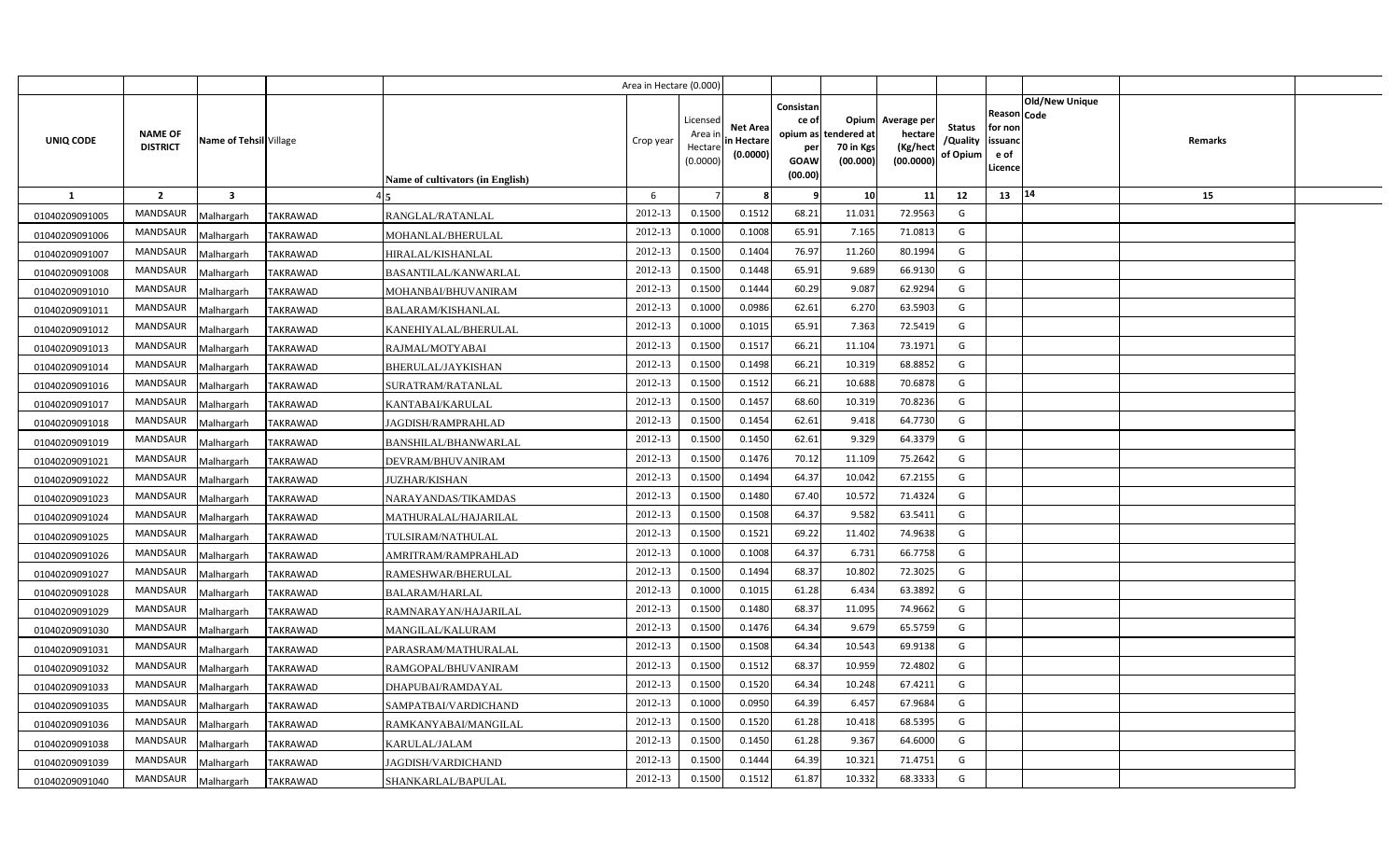| UNIQ CODE | NAME OF DISTRICT | Name of Tehsil | Village | Name of cultivators (in English) | Crop year | Licensed Area in Hectare (0.0000) | Net Area in Hectare (0.0000) | Consistance of opium as per GOAW (00.00) | Opium tendered at 70 in Kgs (00.000) | Average per hectare (Kg/hect (00.0000) | Status /Quality of Opium | Reason for non issuance of Licence | Code | Old/New Unique | Remarks |
|---|---|---|---|---|---|---|---|---|---|---|---|---|---|---|---|
| 1 | 2 | 3 | 4 | 5 | 6 | 7 | 8 | 9 | 10 | 11 | 12 | 13 | 14 | | 15 |
| 01040209091005 | MANDSAUR | Malhargarh | TAKRAWAD | RANGLAL/RATANLAL | 2012-13 | 0.1500 | 0.1512 | 68.21 | 11.031 | 72.9563 | G | | | | |
| 01040209091006 | MANDSAUR | Malhargarh | TAKRAWAD | MOHANLAL/BHERULAL | 2012-13 | 0.1000 | 0.1008 | 65.91 | 7.165 | 71.0813 | G | | | | |
| 01040209091007 | MANDSAUR | Malhargarh | TAKRAWAD | HIRALAL/KISHANLAL | 2012-13 | 0.1500 | 0.1404 | 76.97 | 11.260 | 80.1994 | G | | | | |
| 01040209091008 | MANDSAUR | Malhargarh | TAKRAWAD | BASANTILAL/KANWARLAL | 2012-13 | 0.1500 | 0.1448 | 65.91 | 9.689 | 66.9130 | G | | | | |
| 01040209091010 | MANDSAUR | Malhargarh | TAKRAWAD | MOHANBAI/BHUVANIRAM | 2012-13 | 0.1500 | 0.1444 | 60.29 | 9.087 | 62.9294 | G | | | | |
| 01040209091011 | MANDSAUR | Malhargarh | TAKRAWAD | BALARAM/KISHANLAL | 2012-13 | 0.1000 | 0.0986 | 62.61 | 6.270 | 63.5903 | G | | | | |
| 01040209091012 | MANDSAUR | Malhargarh | TAKRAWAD | KANEHIYALAL/BHERULAL | 2012-13 | 0.1000 | 0.1015 | 65.91 | 7.363 | 72.5419 | G | | | | |
| 01040209091013 | MANDSAUR | Malhargarh | TAKRAWAD | RAJMAL/MOTYABAI | 2012-13 | 0.1500 | 0.1517 | 66.21 | 11.104 | 73.1971 | G | | | | |
| 01040209091014 | MANDSAUR | Malhargarh | TAKRAWAD | BHERULAL/JAYKISHAN | 2012-13 | 0.1500 | 0.1498 | 66.21 | 10.319 | 68.8852 | G | | | | |
| 01040209091016 | MANDSAUR | Malhargarh | TAKRAWAD | SURATRAM/RATANLAL | 2012-13 | 0.1500 | 0.1512 | 66.21 | 10.688 | 70.6878 | G | | | | |
| 01040209091017 | MANDSAUR | Malhargarh | TAKRAWAD | KANTABAI/KARULAL | 2012-13 | 0.1500 | 0.1457 | 68.60 | 10.319 | 70.8236 | G | | | | |
| 01040209091018 | MANDSAUR | Malhargarh | TAKRAWAD | JAGDISH/RAMPRAHLAD | 2012-13 | 0.1500 | 0.1454 | 62.61 | 9.418 | 64.7730 | G | | | | |
| 01040209091019 | MANDSAUR | Malhargarh | TAKRAWAD | BANSHILAL/BHANWARLAL | 2012-13 | 0.1500 | 0.1450 | 62.61 | 9.329 | 64.3379 | G | | | | |
| 01040209091021 | MANDSAUR | Malhargarh | TAKRAWAD | DEVRAM/BHUVANIRAM | 2012-13 | 0.1500 | 0.1476 | 70.12 | 11.109 | 75.2642 | G | | | | |
| 01040209091022 | MANDSAUR | Malhargarh | TAKRAWAD | JUZHAR/KISHAN | 2012-13 | 0.1500 | 0.1494 | 64.37 | 10.042 | 67.2155 | G | | | | |
| 01040209091023 | MANDSAUR | Malhargarh | TAKRAWAD | NARAYANDAS/TIKAMDAS | 2012-13 | 0.1500 | 0.1480 | 67.40 | 10.572 | 71.4324 | G | | | | |
| 01040209091024 | MANDSAUR | Malhargarh | TAKRAWAD | MATHURALAL/HAJARILAL | 2012-13 | 0.1500 | 0.1508 | 64.37 | 9.582 | 63.5411 | G | | | | |
| 01040209091025 | MANDSAUR | Malhargarh | TAKRAWAD | TULSIRAM/NATHULAL | 2012-13 | 0.1500 | 0.1521 | 69.22 | 11.402 | 74.9638 | G | | | | |
| 01040209091026 | MANDSAUR | Malhargarh | TAKRAWAD | AMRITRAM/RAMPRAHLAD | 2012-13 | 0.1000 | 0.1008 | 64.37 | 6.731 | 66.7758 | G | | | | |
| 01040209091027 | MANDSAUR | Malhargarh | TAKRAWAD | RAMESHWAR/BHERULAL | 2012-13 | 0.1500 | 0.1494 | 68.37 | 10.802 | 72.3025 | G | | | | |
| 01040209091028 | MANDSAUR | Malhargarh | TAKRAWAD | BALARAM/HARLAL | 2012-13 | 0.1000 | 0.1015 | 61.28 | 6.434 | 63.3892 | G | | | | |
| 01040209091029 | MANDSAUR | Malhargarh | TAKRAWAD | RAMNARAYAN/HAJARILAL | 2012-13 | 0.1500 | 0.1480 | 68.37 | 11.095 | 74.9662 | G | | | | |
| 01040209091030 | MANDSAUR | Malhargarh | TAKRAWAD | MANGILAL/KALURAM | 2012-13 | 0.1500 | 0.1476 | 64.34 | 9.679 | 65.5759 | G | | | | |
| 01040209091031 | MANDSAUR | Malhargarh | TAKRAWAD | PARASRAM/MATHURALAL | 2012-13 | 0.1500 | 0.1508 | 64.34 | 10.543 | 69.9138 | G | | | | |
| 01040209091032 | MANDSAUR | Malhargarh | TAKRAWAD | RAMGOPAL/BHUVANIRAM | 2012-13 | 0.1500 | 0.1512 | 68.37 | 10.959 | 72.4802 | G | | | | |
| 01040209091033 | MANDSAUR | Malhargarh | TAKRAWAD | DHAPUBAI/RAMDAYAL | 2012-13 | 0.1500 | 0.1520 | 64.34 | 10.248 | 67.4211 | G | | | | |
| 01040209091035 | MANDSAUR | Malhargarh | TAKRAWAD | SAMPATBAI/VARDICHAND | 2012-13 | 0.1000 | 0.0950 | 64.39 | 6.457 | 67.9684 | G | | | | |
| 01040209091036 | MANDSAUR | Malhargarh | TAKRAWAD | RAMKANYABAI/MANGILAL | 2012-13 | 0.1500 | 0.1520 | 61.28 | 10.418 | 68.5395 | G | | | | |
| 01040209091038 | MANDSAUR | Malhargarh | TAKRAWAD | KARULAL/JALAM | 2012-13 | 0.1500 | 0.1450 | 61.28 | 9.367 | 64.6000 | G | | | | |
| 01040209091039 | MANDSAUR | Malhargarh | TAKRAWAD | JAGDISH/VARDICHAND | 2012-13 | 0.1500 | 0.1444 | 64.39 | 10.321 | 71.4751 | G | | | | |
| 01040209091040 | MANDSAUR | Malhargarh | TAKRAWAD | SHANKARLAL/BAPULAL | 2012-13 | 0.1500 | 0.1512 | 61.87 | 10.332 | 68.3333 | G | | | | |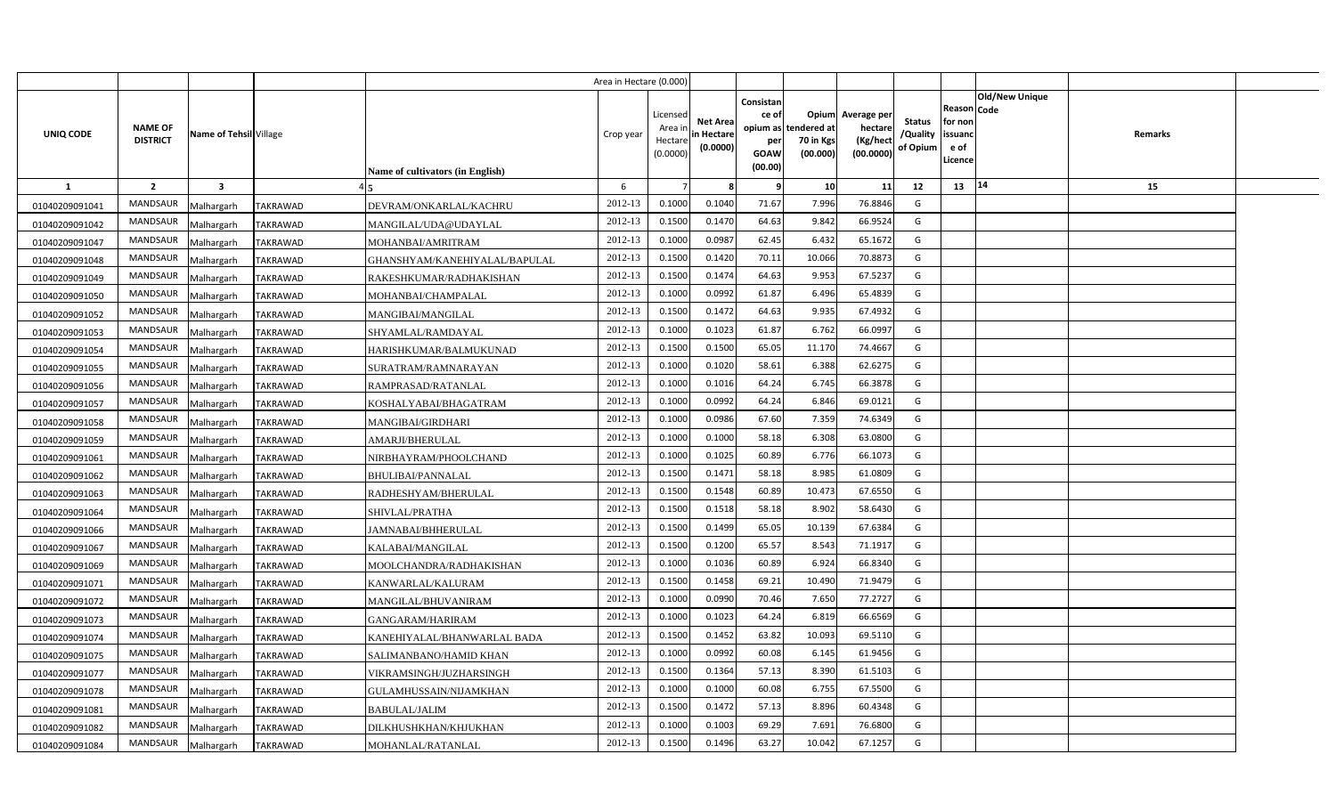| UNIQ CODE | NAME OF DISTRICT | Name of Tehsil | Village | Name of cultivators (in English) | Crop year | Licensed Area in Hectare (0.0000) | Net Area in Hectare (0.0000) | Consistance of opium as per GOAW (00.00) | Opium tendered at 70 in Kgs (00.000) | Average per hectare (Kg/hect (00.0000) | Status /Quality of Opium | Reason for non issuance of Licence | Code | Old/New Unique | Remarks |
|---|---|---|---|---|---|---|---|---|---|---|---|---|---|---|---|
| 1 | 2 | 3 | 4 | 5 | 6 | 7 | 8 | 9 | 10 | 11 | 12 | 13 | 14 | | 15 |
| 01040209091041 | MANDSAUR | Malhargarh | TAKRAWAD | DEVRAM/ONKARLAL/KACHRU | 2012-13 | 0.1000 | 0.1040 | 71.67 | 7.996 | 76.8846 | G | | | | |
| 01040209091042 | MANDSAUR | Malhargarh | TAKRAWAD | MANGILAL/UDA@UDAYLAL | 2012-13 | 0.1500 | 0.1470 | 64.63 | 9.842 | 66.9524 | G | | | | |
| 01040209091047 | MANDSAUR | Malhargarh | TAKRAWAD | MOHANBAI/AMRITRAM | 2012-13 | 0.1000 | 0.0987 | 62.45 | 6.432 | 65.1672 | G | | | | |
| 01040209091048 | MANDSAUR | Malhargarh | TAKRAWAD | GHANSHYAM/KANEHIYALAL/BAPULAL | 2012-13 | 0.1500 | 0.1420 | 70.11 | 10.066 | 70.8873 | G | | | | |
| 01040209091049 | MANDSAUR | Malhargarh | TAKRAWAD | RAKESHKUMAR/RADHAKISHAN | 2012-13 | 0.1500 | 0.1474 | 64.63 | 9.953 | 67.5237 | G | | | | |
| 01040209091050 | MANDSAUR | Malhargarh | TAKRAWAD | MOHANBAI/CHAMPALAL | 2012-13 | 0.1000 | 0.0992 | 61.87 | 6.496 | 65.4839 | G | | | | |
| 01040209091052 | MANDSAUR | Malhargarh | TAKRAWAD | MANGIBAI/MANGILAL | 2012-13 | 0.1500 | 0.1472 | 64.63 | 9.935 | 67.4932 | G | | | | |
| 01040209091053 | MANDSAUR | Malhargarh | TAKRAWAD | SHYAMLAL/RAMDAYAL | 2012-13 | 0.1000 | 0.1023 | 61.87 | 6.762 | 66.0997 | G | | | | |
| 01040209091054 | MANDSAUR | Malhargarh | TAKRAWAD | HARISHKUMAR/BALMUKUNAD | 2012-13 | 0.1500 | 0.1500 | 65.05 | 11.170 | 74.4667 | G | | | | |
| 01040209091055 | MANDSAUR | Malhargarh | TAKRAWAD | SURATRAM/RAMNARAYAN | 2012-13 | 0.1000 | 0.1020 | 58.61 | 6.388 | 62.6275 | G | | | | |
| 01040209091056 | MANDSAUR | Malhargarh | TAKRAWAD | RAMPRASAD/RATANLAL | 2012-13 | 0.1000 | 0.1016 | 64.24 | 6.745 | 66.3878 | G | | | | |
| 01040209091057 | MANDSAUR | Malhargarh | TAKRAWAD | KOSHALYABAI/BHAGATRAM | 2012-13 | 0.1000 | 0.0992 | 64.24 | 6.846 | 69.0121 | G | | | | |
| 01040209091058 | MANDSAUR | Malhargarh | TAKRAWAD | MANGIBAI/GIRDHARI | 2012-13 | 0.1000 | 0.0986 | 67.60 | 7.359 | 74.6349 | G | | | | |
| 01040209091059 | MANDSAUR | Malhargarh | TAKRAWAD | AMARJI/BHERULAL | 2012-13 | 0.1000 | 0.1000 | 58.18 | 6.308 | 63.0800 | G | | | | |
| 01040209091061 | MANDSAUR | Malhargarh | TAKRAWAD | NIRBHAYRAM/PHOOLCHAND | 2012-13 | 0.1000 | 0.1025 | 60.89 | 6.776 | 66.1073 | G | | | | |
| 01040209091062 | MANDSAUR | Malhargarh | TAKRAWAD | BHULIBAI/PANNALAL | 2012-13 | 0.1500 | 0.1471 | 58.18 | 8.985 | 61.0809 | G | | | | |
| 01040209091063 | MANDSAUR | Malhargarh | TAKRAWAD | RADHESHYAM/BHERULAL | 2012-13 | 0.1500 | 0.1548 | 60.89 | 10.473 | 67.6550 | G | | | | |
| 01040209091064 | MANDSAUR | Malhargarh | TAKRAWAD | SHIVLAL/PRATHA | 2012-13 | 0.1500 | 0.1518 | 58.18 | 8.902 | 58.6430 | G | | | | |
| 01040209091066 | MANDSAUR | Malhargarh | TAKRAWAD | JAMNABAI/BHHERULAL | 2012-13 | 0.1500 | 0.1499 | 65.05 | 10.139 | 67.6384 | G | | | | |
| 01040209091067 | MANDSAUR | Malhargarh | TAKRAWAD | KALABAI/MANGILAL | 2012-13 | 0.1500 | 0.1200 | 65.57 | 8.543 | 71.1917 | G | | | | |
| 01040209091069 | MANDSAUR | Malhargarh | TAKRAWAD | MOOLCHANDRA/RADHAKISHAN | 2012-13 | 0.1000 | 0.1036 | 60.89 | 6.924 | 66.8340 | G | | | | |
| 01040209091071 | MANDSAUR | Malhargarh | TAKRAWAD | KANWARLAL/KALURAM | 2012-13 | 0.1500 | 0.1458 | 69.21 | 10.490 | 71.9479 | G | | | | |
| 01040209091072 | MANDSAUR | Malhargarh | TAKRAWAD | MANGILAL/BHUVANIRAM | 2012-13 | 0.1000 | 0.0990 | 70.46 | 7.650 | 77.2727 | G | | | | |
| 01040209091073 | MANDSAUR | Malhargarh | TAKRAWAD | GANGARAM/HARIRAM | 2012-13 | 0.1000 | 0.1023 | 64.24 | 6.819 | 66.6569 | G | | | | |
| 01040209091074 | MANDSAUR | Malhargarh | TAKRAWAD | KANEHIYALAL/BHANWARLAL BADA | 2012-13 | 0.1500 | 0.1452 | 63.82 | 10.093 | 69.5110 | G | | | | |
| 01040209091075 | MANDSAUR | Malhargarh | TAKRAWAD | SALIMANBANO/HAMID KHAN | 2012-13 | 0.1000 | 0.0992 | 60.08 | 6.145 | 61.9456 | G | | | | |
| 01040209091077 | MANDSAUR | Malhargarh | TAKRAWAD | VIKRAMSINGH/JUZHARSINGH | 2012-13 | 0.1500 | 0.1364 | 57.13 | 8.390 | 61.5103 | G | | | | |
| 01040209091078 | MANDSAUR | Malhargarh | TAKRAWAD | GULAMHUSSAIN/NIJAMKHAN | 2012-13 | 0.1000 | 0.1000 | 60.08 | 6.755 | 67.5500 | G | | | | |
| 01040209091081 | MANDSAUR | Malhargarh | TAKRAWAD | BABULAL/JALIM | 2012-13 | 0.1500 | 0.1472 | 57.13 | 8.896 | 60.4348 | G | | | | |
| 01040209091082 | MANDSAUR | Malhargarh | TAKRAWAD | DILKHUSHKHAN/KHJUKHAN | 2012-13 | 0.1000 | 0.1003 | 69.29 | 7.691 | 76.6800 | G | | | | |
| 01040209091084 | MANDSAUR | Malhargarh | TAKRAWAD | MOHANLAL/RATANLAL | 2012-13 | 0.1500 | 0.1496 | 63.27 | 10.042 | 67.1257 | G | | | | |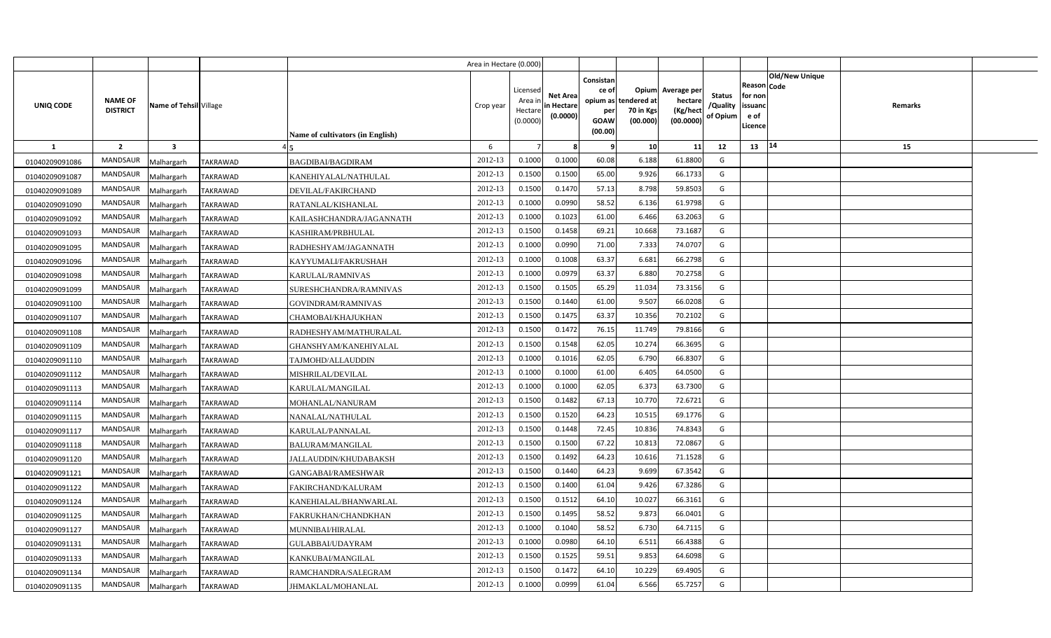| UNIQ CODE | NAME OF DISTRICT | Name of Tehsil | Village | Name of cultivators (in English) | Crop year | Licensed Area in Hectare (0.0000) | Net Area in Hectare (0.0000) | Consistance of opium as per GOAW (00.00) | Opium tendered at 70 in Kgs (00.000) | Average per hectare (Kg/hect (00.0000) | Status /Quality of Opium | Reason for non issuance of Licence | Code | Old/New Unique | Remarks |
|---|---|---|---|---|---|---|---|---|---|---|---|---|---|---|---|
| Area in Hectare (0.000) | | | | | | | | | | | | | | | |
| 1 | 2 | 3 | 4 | 5 | 6 | 7 | 8 | 9 | 10 | 11 | 12 | 13 | 14 | | 15 |
| 01040209091086 | MANDSAUR | Malhargarh | TAKRAWAD | BAGDIBAI/BAGDIRAM | 2012-13 | 0.1000 | 0.1000 | 60.08 | 6.188 | 61.8800 | G | | | | |
| 01040209091087 | MANDSAUR | Malhargarh | TAKRAWAD | KANEHIYALAL/NATHULAL | 2012-13 | 0.1500 | 0.1500 | 65.00 | 9.926 | 66.1733 | G | | | | |
| 01040209091089 | MANDSAUR | Malhargarh | TAKRAWAD | DEVILAL/FAKIRCHAND | 2012-13 | 0.1500 | 0.1470 | 57.13 | 8.798 | 59.8503 | G | | | | |
| 01040209091090 | MANDSAUR | Malhargarh | TAKRAWAD | RATANLAL/KISHANLAL | 2012-13 | 0.1000 | 0.0990 | 58.52 | 6.136 | 61.9798 | G | | | | |
| 01040209091092 | MANDSAUR | Malhargarh | TAKRAWAD | KAILASHCHANDRA/JAGANNATH | 2012-13 | 0.1000 | 0.1023 | 61.00 | 6.466 | 63.2063 | G | | | | |
| 01040209091093 | MANDSAUR | Malhargarh | TAKRAWAD | KASHIRAM/PRBHULAL | 2012-13 | 0.1500 | 0.1458 | 69.21 | 10.668 | 73.1687 | G | | | | |
| 01040209091095 | MANDSAUR | Malhargarh | TAKRAWAD | RADHESHYAM/JAGANNATH | 2012-13 | 0.1000 | 0.0990 | 71.00 | 7.333 | 74.0707 | G | | | | |
| 01040209091096 | MANDSAUR | Malhargarh | TAKRAWAD | KAYYUMALI/FAKRUSHAH | 2012-13 | 0.1000 | 0.1008 | 63.37 | 6.681 | 66.2798 | G | | | | |
| 01040209091098 | MANDSAUR | Malhargarh | TAKRAWAD | KARULAL/RAMNIVAS | 2012-13 | 0.1000 | 0.0979 | 63.37 | 6.880 | 70.2758 | G | | | | |
| 01040209091099 | MANDSAUR | Malhargarh | TAKRAWAD | SURESHCHANDRA/RAMNIVAS | 2012-13 | 0.1500 | 0.1505 | 65.29 | 11.034 | 73.3156 | G | | | | |
| 01040209091100 | MANDSAUR | Malhargarh | TAKRAWAD | GOVINDRAM/RAMNIVAS | 2012-13 | 0.1500 | 0.1440 | 61.00 | 9.507 | 66.0208 | G | | | | |
| 01040209091107 | MANDSAUR | Malhargarh | TAKRAWAD | CHAMOBAI/KHAJUKHAN | 2012-13 | 0.1500 | 0.1475 | 63.37 | 10.356 | 70.2102 | G | | | | |
| 01040209091108 | MANDSAUR | Malhargarh | TAKRAWAD | RADHESHYAM/MATHURALAL | 2012-13 | 0.1500 | 0.1472 | 76.15 | 11.749 | 79.8166 | G | | | | |
| 01040209091109 | MANDSAUR | Malhargarh | TAKRAWAD | GHANSHYAM/KANEHIYALAL | 2012-13 | 0.1500 | 0.1548 | 62.05 | 10.274 | 66.3695 | G | | | | |
| 01040209091110 | MANDSAUR | Malhargarh | TAKRAWAD | TAJMOHD/ALLAUDDIN | 2012-13 | 0.1000 | 0.1016 | 62.05 | 6.790 | 66.8307 | G | | | | |
| 01040209091112 | MANDSAUR | Malhargarh | TAKRAWAD | MISHRILAL/DEVILAL | 2012-13 | 0.1000 | 0.1000 | 61.00 | 6.405 | 64.0500 | G | | | | |
| 01040209091113 | MANDSAUR | Malhargarh | TAKRAWAD | KARULAL/MANGILAL | 2012-13 | 0.1000 | 0.1000 | 62.05 | 6.373 | 63.7300 | G | | | | |
| 01040209091114 | MANDSAUR | Malhargarh | TAKRAWAD | MOHANLAL/NANURAM | 2012-13 | 0.1500 | 0.1482 | 67.13 | 10.770 | 72.6721 | G | | | | |
| 01040209091115 | MANDSAUR | Malhargarh | TAKRAWAD | NANALAL/NATHULAL | 2012-13 | 0.1500 | 0.1520 | 64.23 | 10.515 | 69.1776 | G | | | | |
| 01040209091117 | MANDSAUR | Malhargarh | TAKRAWAD | KARULAL/PANNALAL | 2012-13 | 0.1500 | 0.1448 | 72.45 | 10.836 | 74.8343 | G | | | | |
| 01040209091118 | MANDSAUR | Malhargarh | TAKRAWAD | BALURAM/MANGILAL | 2012-13 | 0.1500 | 0.1500 | 67.22 | 10.813 | 72.0867 | G | | | | |
| 01040209091120 | MANDSAUR | Malhargarh | TAKRAWAD | JALLAUDDIN/KHUDABAKSH | 2012-13 | 0.1500 | 0.1492 | 64.23 | 10.616 | 71.1528 | G | | | | |
| 01040209091121 | MANDSAUR | Malhargarh | TAKRAWAD | GANGABAI/RAMESHWAR | 2012-13 | 0.1500 | 0.1440 | 64.23 | 9.699 | 67.3542 | G | | | | |
| 01040209091122 | MANDSAUR | Malhargarh | TAKRAWAD | FAKIRCHAND/KALURAM | 2012-13 | 0.1500 | 0.1400 | 61.04 | 9.426 | 67.3286 | G | | | | |
| 01040209091124 | MANDSAUR | Malhargarh | TAKRAWAD | KANEHIALAL/BHANWARLAL | 2012-13 | 0.1500 | 0.1512 | 64.10 | 10.027 | 66.3161 | G | | | | |
| 01040209091125 | MANDSAUR | Malhargarh | TAKRAWAD | FAKRUKHAN/CHANDKHAN | 2012-13 | 0.1500 | 0.1495 | 58.52 | 9.873 | 66.0401 | G | | | | |
| 01040209091127 | MANDSAUR | Malhargarh | TAKRAWAD | MUNNIBAI/HIRALAL | 2012-13 | 0.1000 | 0.1040 | 58.52 | 6.730 | 64.7115 | G | | | | |
| 01040209091131 | MANDSAUR | Malhargarh | TAKRAWAD | GULABBAI/UDAYRAM | 2012-13 | 0.1000 | 0.0980 | 64.10 | 6.511 | 66.4388 | G | | | | |
| 01040209091133 | MANDSAUR | Malhargarh | TAKRAWAD | KANKUBAI/MANGILAL | 2012-13 | 0.1500 | 0.1525 | 59.51 | 9.853 | 64.6098 | G | | | | |
| 01040209091134 | MANDSAUR | Malhargarh | TAKRAWAD | RAMCHANDRA/SALEGRAM | 2012-13 | 0.1500 | 0.1472 | 64.10 | 10.229 | 69.4905 | G | | | | |
| 01040209091135 | MANDSAUR | Malhargarh | TAKRAWAD | JHMAKLAL/MOHANLAL | 2012-13 | 0.1000 | 0.0999 | 61.04 | 6.566 | 65.7257 | G | | | | |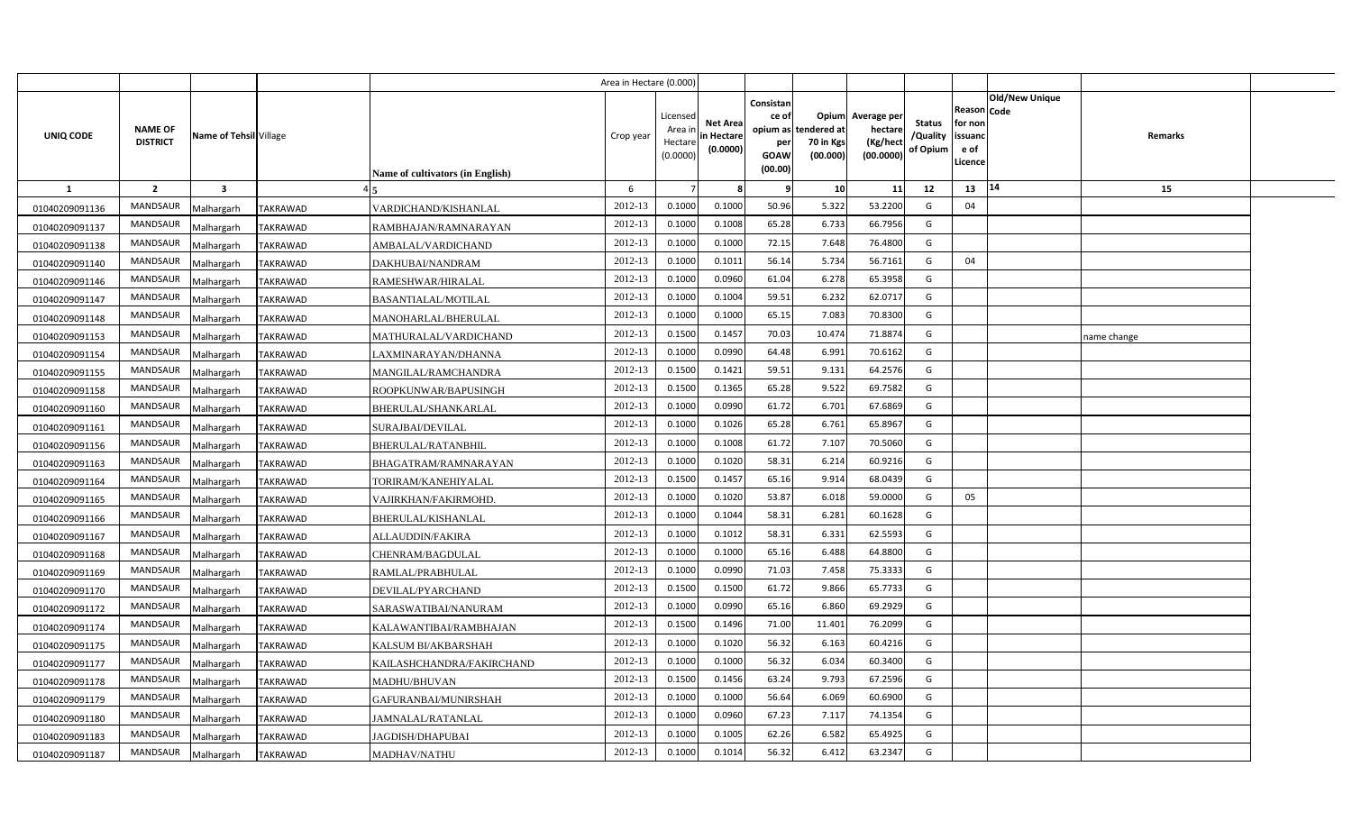| | | | | Area in Hectare (0.000) | | | | | | | | | | | |
|---|---|---|---|---|---|---|---|---|---|---|---|---|---|---|---|
| UNIQ CODE | NAME OF DISTRICT | Name of Tehsil | Village | Name of cultivators (in English) | Crop year | Licensed Area in Hectare (0.0000) | Net Area in Hectare (0.0000) | Consistance of opium as per GOAW (00.00) | Opium tendered at 70 in Kgs (00.000) | Average per hectare (Kg/hect (00.0000) | Status /Quality of Opium | Reason for non issuance of Licence | Code | Old/New Unique | Remarks |
| 1 | 2 | 3 | 4 | 5 | 6 | 7 | 8 | 9 | 10 | 11 | 12 | 13 | 14 | | 15 |
| 01040209091136 | MANDSAUR | Malhargarh | TAKRAWAD | VARDICHAND/KISHANLAL | 2012-13 | 0.1000 | 0.1000 | 50.96 | 5.322 | 53.2200 | G | 04 | | | |
| 01040209091137 | MANDSAUR | Malhargarh | TAKRAWAD | RAMBHAJAN/RAMNARAYAN | 2012-13 | 0.1000 | 0.1008 | 65.28 | 6.733 | 66.7956 | G | | | | |
| 01040209091138 | MANDSAUR | Malhargarh | TAKRAWAD | AMBALAL/VARDICHAND | 2012-13 | 0.1000 | 0.1000 | 72.15 | 7.648 | 76.4800 | G | | | | |
| 01040209091140 | MANDSAUR | Malhargarh | TAKRAWAD | DAKHUBAI/NANDRAM | 2012-13 | 0.1000 | 0.1011 | 56.14 | 5.734 | 56.7161 | G | 04 | | | |
| 01040209091146 | MANDSAUR | Malhargarh | TAKRAWAD | RAMESHWAR/HIRALAL | 2012-13 | 0.1000 | 0.0960 | 61.04 | 6.278 | 65.3958 | G | | | | |
| 01040209091147 | MANDSAUR | Malhargarh | TAKRAWAD | BASANTIALAL/MOTILAL | 2012-13 | 0.1000 | 0.1004 | 59.51 | 6.232 | 62.0717 | G | | | | |
| 01040209091148 | MANDSAUR | Malhargarh | TAKRAWAD | MANOHARLAL/BHERULAL | 2012-13 | 0.1000 | 0.1000 | 65.15 | 7.083 | 70.8300 | G | | | | |
| 01040209091153 | MANDSAUR | Malhargarh | TAKRAWAD | MATHURALAL/VARDICHAND | 2012-13 | 0.1500 | 0.1457 | 70.03 | 10.474 | 71.8874 | G | | | | name change |
| 01040209091154 | MANDSAUR | Malhargarh | TAKRAWAD | LAXMINARAYAN/DHANNA | 2012-13 | 0.1000 | 0.0990 | 64.48 | 6.991 | 70.6162 | G | | | | |
| 01040209091155 | MANDSAUR | Malhargarh | TAKRAWAD | MANGILAL/RAMCHANDRA | 2012-13 | 0.1500 | 0.1421 | 59.51 | 9.131 | 64.2576 | G | | | | |
| 01040209091158 | MANDSAUR | Malhargarh | TAKRAWAD | ROOPKUNWAR/BAPUSINGH | 2012-13 | 0.1500 | 0.1365 | 65.28 | 9.522 | 69.7582 | G | | | | |
| 01040209091160 | MANDSAUR | Malhargarh | TAKRAWAD | BHERULAL/SHANKARLAL | 2012-13 | 0.1000 | 0.0990 | 61.72 | 6.701 | 67.6869 | G | | | | |
| 01040209091161 | MANDSAUR | Malhargarh | TAKRAWAD | SURAJBAI/DEVILAL | 2012-13 | 0.1000 | 0.1026 | 65.28 | 6.761 | 65.8967 | G | | | | |
| 01040209091156 | MANDSAUR | Malhargarh | TAKRAWAD | BHERULAL/RATANBHIL | 2012-13 | 0.1000 | 0.1008 | 61.72 | 7.107 | 70.5060 | G | | | | |
| 01040209091163 | MANDSAUR | Malhargarh | TAKRAWAD | BHAGATRAM/RAMNARAYAN | 2012-13 | 0.1000 | 0.1020 | 58.31 | 6.214 | 60.9216 | G | | | | |
| 01040209091164 | MANDSAUR | Malhargarh | TAKRAWAD | TORIRAM/KANEHIYALAL | 2012-13 | 0.1500 | 0.1457 | 65.16 | 9.914 | 68.0439 | G | | | | |
| 01040209091165 | MANDSAUR | Malhargarh | TAKRAWAD | VAJIRKHAN/FAKIRMOHD. | 2012-13 | 0.1000 | 0.1020 | 53.87 | 6.018 | 59.0000 | G | 05 | | | |
| 01040209091166 | MANDSAUR | Malhargarh | TAKRAWAD | BHERULAL/KISHANLAL | 2012-13 | 0.1000 | 0.1044 | 58.31 | 6.281 | 60.1628 | G | | | | |
| 01040209091167 | MANDSAUR | Malhargarh | TAKRAWAD | ALLAUDDIN/FAKIRA | 2012-13 | 0.1000 | 0.1012 | 58.31 | 6.331 | 62.5593 | G | | | | |
| 01040209091168 | MANDSAUR | Malhargarh | TAKRAWAD | CHENRAM/BAGDULAL | 2012-13 | 0.1000 | 0.1000 | 65.16 | 6.488 | 64.8800 | G | | | | |
| 01040209091169 | MANDSAUR | Malhargarh | TAKRAWAD | RAMLAL/PRABHULAL | 2012-13 | 0.1000 | 0.0990 | 71.03 | 7.458 | 75.3333 | G | | | | |
| 01040209091170 | MANDSAUR | Malhargarh | TAKRAWAD | DEVILAL/PYARCHAND | 2012-13 | 0.1500 | 0.1500 | 61.72 | 9.866 | 65.7733 | G | | | | |
| 01040209091172 | MANDSAUR | Malhargarh | TAKRAWAD | SARASWATIBAI/NANURAM | 2012-13 | 0.1000 | 0.0990 | 65.16 | 6.860 | 69.2929 | G | | | | |
| 01040209091174 | MANDSAUR | Malhargarh | TAKRAWAD | KALAWANTIBAI/RAMBHAJAN | 2012-13 | 0.1500 | 0.1496 | 71.00 | 11.401 | 76.2099 | G | | | | |
| 01040209091175 | MANDSAUR | Malhargarh | TAKRAWAD | KALSUM BI/AKBARSHAH | 2012-13 | 0.1000 | 0.1020 | 56.32 | 6.163 | 60.4216 | G | | | | |
| 01040209091177 | MANDSAUR | Malhargarh | TAKRAWAD | KAILASHCHANDRA/FAKIRCHAND | 2012-13 | 0.1000 | 0.1000 | 56.32 | 6.034 | 60.3400 | G | | | | |
| 01040209091178 | MANDSAUR | Malhargarh | TAKRAWAD | MADHU/BHUVAN | 2012-13 | 0.1500 | 0.1456 | 63.24 | 9.793 | 67.2596 | G | | | | |
| 01040209091179 | MANDSAUR | Malhargarh | TAKRAWAD | GAFURANBAI/MUNIRSHAH | 2012-13 | 0.1000 | 0.1000 | 56.64 | 6.069 | 60.6900 | G | | | | |
| 01040209091180 | MANDSAUR | Malhargarh | TAKRAWAD | JAMNALAL/RATANLAL | 2012-13 | 0.1000 | 0.0960 | 67.23 | 7.117 | 74.1354 | G | | | | |
| 01040209091183 | MANDSAUR | Malhargarh | TAKRAWAD | JAGDISH/DHAPUBAI | 2012-13 | 0.1000 | 0.1005 | 62.26 | 6.582 | 65.4925 | G | | | | |
| 01040209091187 | MANDSAUR | Malhargarh | TAKRAWAD | MADHAV/NATHU | 2012-13 | 0.1000 | 0.1014 | 56.32 | 6.412 | 63.2347 | G | | | | |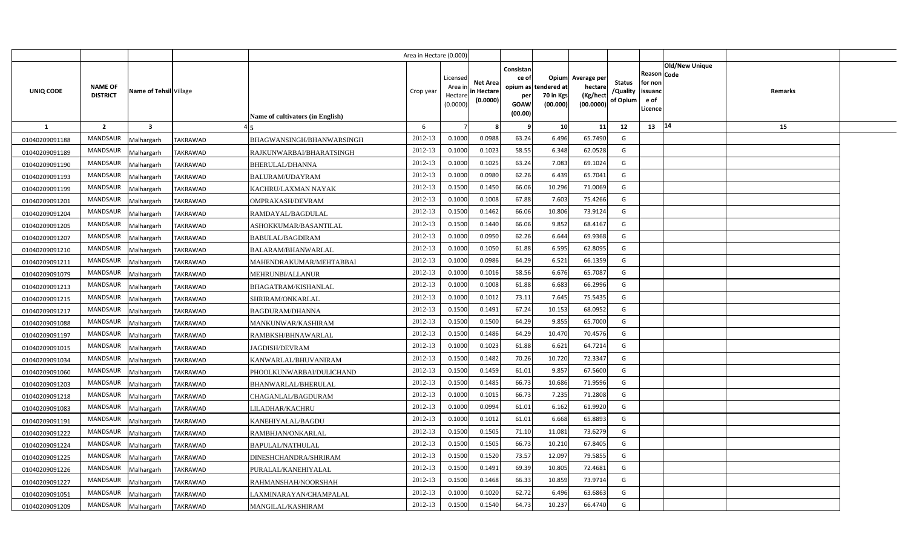| UNIQ CODE | NAME OF DISTRICT | Name of Tehsil | Village | Name of cultivators (in English) | Area in Hectare (0.000) Crop year | Licensed Area in Hectare (0.0000) | Net Area in Hectare (0.0000) | Consistance of opium as per GOAW (00.00) | Opium tendered at 70 in Kgs (00.000) | Average per hectare (Kg/hect (00.0000) | Status /Quality of Opium | Reason for non issuance of Licence | Code | Old/New Unique | Remarks |
|---|---|---|---|---|---|---|---|---|---|---|---|---|---|---|---|
| 1 | 2 | 3 | 4 | 5 | 6 | 7 | 8 | 9 | 10 | 11 | 12 | 13 | 14 | | 15 |
| 01040209091188 | MANDSAUR | Malhargarh | TAKRAWAD | BHAGWANSINGH/BHANWARSINGH | 2012-13 | 0.1000 | 0.0988 | 63.24 | 6.496 | 65.7490 | G | | | | |
| 01040209091189 | MANDSAUR | Malhargarh | TAKRAWAD | RAJKUNWARBAI/BHARATSINGH | 2012-13 | 0.1000 | 0.1023 | 58.55 | 6.348 | 62.0528 | G | | | | |
| 01040209091190 | MANDSAUR | Malhargarh | TAKRAWAD | BHERULAL/DHANNA | 2012-13 | 0.1000 | 0.1025 | 63.24 | 7.083 | 69.1024 | G | | | | |
| 01040209091193 | MANDSAUR | Malhargarh | TAKRAWAD | BALURAM/UDAYRAM | 2012-13 | 0.1000 | 0.0980 | 62.26 | 6.439 | 65.7041 | G | | | | |
| 01040209091199 | MANDSAUR | Malhargarh | TAKRAWAD | KACHRU/LAXMAN NAYAK | 2012-13 | 0.1500 | 0.1450 | 66.06 | 10.296 | 71.0069 | G | | | | |
| 01040209091201 | MANDSAUR | Malhargarh | TAKRAWAD | OMPRAKASH/DEVRAM | 2012-13 | 0.1000 | 0.1008 | 67.88 | 7.603 | 75.4266 | G | | | | |
| 01040209091204 | MANDSAUR | Malhargarh | TAKRAWAD | RAMDAYAL/BAGDULAL | 2012-13 | 0.1500 | 0.1462 | 66.06 | 10.806 | 73.9124 | G | | | | |
| 01040209091205 | MANDSAUR | Malhargarh | TAKRAWAD | ASHOKKUMAR/BASANTILAL | 2012-13 | 0.1500 | 0.1440 | 66.06 | 9.852 | 68.4167 | G | | | | |
| 01040209091207 | MANDSAUR | Malhargarh | TAKRAWAD | BABULAL/BAGDIRAM | 2012-13 | 0.1000 | 0.0950 | 62.26 | 6.644 | 69.9368 | G | | | | |
| 01040209091210 | MANDSAUR | Malhargarh | TAKRAWAD | BALARAM/BHANWARLAL | 2012-13 | 0.1000 | 0.1050 | 61.88 | 6.595 | 62.8095 | G | | | | |
| 01040209091211 | MANDSAUR | Malhargarh | TAKRAWAD | MAHENDRAKUMAR/MEHTABBAI | 2012-13 | 0.1000 | 0.0986 | 64.29 | 6.521 | 66.1359 | G | | | | |
| 01040209091079 | MANDSAUR | Malhargarh | TAKRAWAD | MEHRUNBI/ALLANUR | 2012-13 | 0.1000 | 0.1016 | 58.56 | 6.676 | 65.7087 | G | | | | |
| 01040209091213 | MANDSAUR | Malhargarh | TAKRAWAD | BHAGATRAM/KISHANLAL | 2012-13 | 0.1000 | 0.1008 | 61.88 | 6.683 | 66.2996 | G | | | | |
| 01040209091215 | MANDSAUR | Malhargarh | TAKRAWAD | SHRIRAM/ONKARLAL | 2012-13 | 0.1000 | 0.1012 | 73.11 | 7.645 | 75.5435 | G | | | | |
| 01040209091217 | MANDSAUR | Malhargarh | TAKRAWAD | BAGDURAM/DHANNA | 2012-13 | 0.1500 | 0.1491 | 67.24 | 10.153 | 68.0952 | G | | | | |
| 01040209091088 | MANDSAUR | Malhargarh | TAKRAWAD | MANKUNWAR/KASHIRAM | 2012-13 | 0.1500 | 0.1500 | 64.29 | 9.855 | 65.7000 | G | | | | |
| 01040209091197 | MANDSAUR | Malhargarh | TAKRAWAD | RAMBKSH/BHNAWARLAL | 2012-13 | 0.1500 | 0.1486 | 64.29 | 10.470 | 70.4576 | G | | | | |
| 01040209091015 | MANDSAUR | Malhargarh | TAKRAWAD | JAGDISH/DEVRAM | 2012-13 | 0.1000 | 0.1023 | 61.88 | 6.621 | 64.7214 | G | | | | |
| 01040209091034 | MANDSAUR | Malhargarh | TAKRAWAD | KANWARLAL/BHUVANIRAM | 2012-13 | 0.1500 | 0.1482 | 70.26 | 10.720 | 72.3347 | G | | | | |
| 01040209091060 | MANDSAUR | Malhargarh | TAKRAWAD | PHOOLKUNWARBAI/DULICHAND | 2012-13 | 0.1500 | 0.1459 | 61.01 | 9.857 | 67.5600 | G | | | | |
| 01040209091203 | MANDSAUR | Malhargarh | TAKRAWAD | BHANWARLAL/BHERULAL | 2012-13 | 0.1500 | 0.1485 | 66.73 | 10.686 | 71.9596 | G | | | | |
| 01040209091218 | MANDSAUR | Malhargarh | TAKRAWAD | CHAGANLAL/BAGDURAM | 2012-13 | 0.1000 | 0.1015 | 66.73 | 7.235 | 71.2808 | G | | | | |
| 01040209091083 | MANDSAUR | Malhargarh | TAKRAWAD | LILADHAR/KACHRU | 2012-13 | 0.1000 | 0.0994 | 61.01 | 6.162 | 61.9920 | G | | | | |
| 01040209091191 | MANDSAUR | Malhargarh | TAKRAWAD | KANEHIYALAL/BAGDU | 2012-13 | 0.1000 | 0.1012 | 61.01 | 6.668 | 65.8893 | G | | | | |
| 01040209091222 | MANDSAUR | Malhargarh | TAKRAWAD | RAMBHJAN/ONKARLAL | 2012-13 | 0.1500 | 0.1505 | 71.10 | 11.081 | 73.6279 | G | | | | |
| 01040209091224 | MANDSAUR | Malhargarh | TAKRAWAD | BAPULAL/NATHULAL | 2012-13 | 0.1500 | 0.1505 | 66.73 | 10.210 | 67.8405 | G | | | | |
| 01040209091225 | MANDSAUR | Malhargarh | TAKRAWAD | DINESHCHANDRA/SHRIRAM | 2012-13 | 0.1500 | 0.1520 | 73.57 | 12.097 | 79.5855 | G | | | | |
| 01040209091226 | MANDSAUR | Malhargarh | TAKRAWAD | PURALAL/KANEHIYALAL | 2012-13 | 0.1500 | 0.1491 | 69.39 | 10.805 | 72.4681 | G | | | | |
| 01040209091227 | MANDSAUR | Malhargarh | TAKRAWAD | RAHMANSHAH/NOORSHAH | 2012-13 | 0.1500 | 0.1468 | 66.33 | 10.859 | 73.9714 | G | | | | |
| 01040209091051 | MANDSAUR | Malhargarh | TAKRAWAD | LAXMINARAYAN/CHAMPALAL | 2012-13 | 0.1000 | 0.1020 | 62.72 | 6.496 | 63.6863 | G | | | | |
| 01040209091209 | MANDSAUR | Malhargarh | TAKRAWAD | MANGILAL/KASHIRAM | 2012-13 | 0.1500 | 0.1540 | 64.73 | 10.237 | 66.4740 | G | | | | |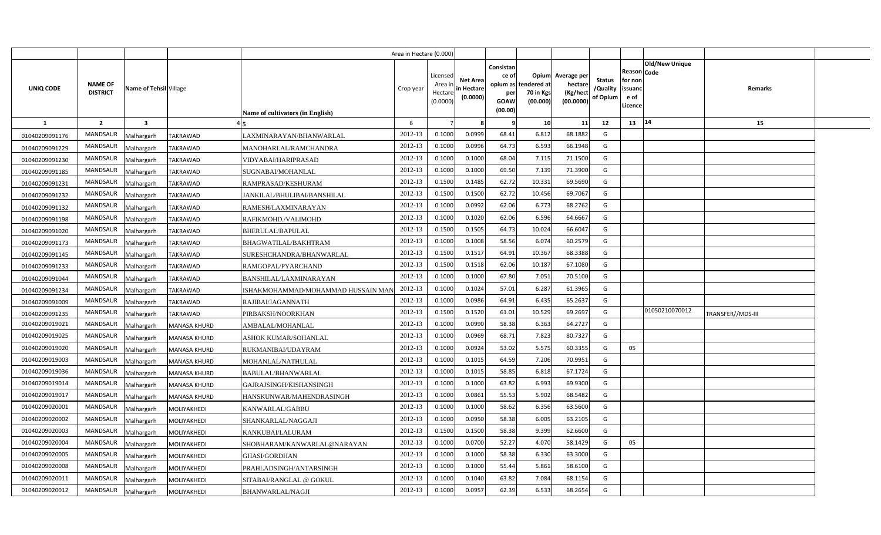| | | | | Area in Hectare (0.000) | | | | | | | | | | | |
|---|---|---|---|---|---|---|---|---|---|---|---|---|---|---|---|
| UNIQ CODE | NAME OF DISTRICT | Name of Tehsil | Village | Name of cultivators (in English) | Crop year | Licensed Area in Hectare (0.0000) | Net Area in Hectare (0.0000) | Consistance of opium as per GOAW (00.00) | Opium tendered at 70 in Kgs (00.000) | Average per hectare (Kg/hect (00.0000) | Status /Quality of Opium | Reason for non issuance of Licence | Code | Old/New Unique Code | Remarks |
| 1 | 2 | 3 | 4 | 5 | 6 | 7 | 8 | 9 | 10 | 11 | 12 | 13 | 14 | | 15 |
| 01040209091176 | MANDSAUR | Malhargarh | TAKRAWAD | LAXMINARAYAN/BHANWARLAL | 2012-13 | 0.1000 | 0.0999 | 68.41 | 6.812 | 68.1882 | G | | | | |
| 01040209091229 | MANDSAUR | Malhargarh | TAKRAWAD | MANOHARLAL/RAMCHANDRA | 2012-13 | 0.1000 | 0.0996 | 64.73 | 6.593 | 66.1948 | G | | | | |
| 01040209091230 | MANDSAUR | Malhargarh | TAKRAWAD | VIDYABAI/HARIPRASAD | 2012-13 | 0.1000 | 0.1000 | 68.04 | 7.115 | 71.1500 | G | | | | |
| 01040209091185 | MANDSAUR | Malhargarh | TAKRAWAD | SUGNABAI/MOHANLAL | 2012-13 | 0.1000 | 0.1000 | 69.50 | 7.139 | 71.3900 | G | | | | |
| 01040209091231 | MANDSAUR | Malhargarh | TAKRAWAD | RAMPRASAD/KESHURAM | 2012-13 | 0.1500 | 0.1485 | 62.72 | 10.331 | 69.5690 | G | | | | |
| 01040209091232 | MANDSAUR | Malhargarh | TAKRAWAD | JANKILAL/BHULIBAI/BANSHILAL | 2012-13 | 0.1500 | 0.1500 | 62.72 | 10.456 | 69.7067 | G | | | | |
| 01040209091132 | MANDSAUR | Malhargarh | TAKRAWAD | RAMESH/LAXMINARAYAN | 2012-13 | 0.1000 | 0.0992 | 62.06 | 6.773 | 68.2762 | G | | | | |
| 01040209091198 | MANDSAUR | Malhargarh | TAKRAWAD | RAFIKMOHD./VALIMOHD | 2012-13 | 0.1000 | 0.1020 | 62.06 | 6.596 | 64.6667 | G | | | | |
| 01040209091020 | MANDSAUR | Malhargarh | TAKRAWAD | BHERULAL/BAPULAL | 2012-13 | 0.1500 | 0.1505 | 64.73 | 10.024 | 66.6047 | G | | | | |
| 01040209091173 | MANDSAUR | Malhargarh | TAKRAWAD | BHAGWATILAL/BAKHTRAM | 2012-13 | 0.1000 | 0.1008 | 58.56 | 6.074 | 60.2579 | G | | | | |
| 01040209091145 | MANDSAUR | Malhargarh | TAKRAWAD | SURESHCHANDRA/BHANWARLAL | 2012-13 | 0.1500 | 0.1517 | 64.91 | 10.367 | 68.3388 | G | | | | |
| 01040209091233 | MANDSAUR | Malhargarh | TAKRAWAD | RAMGOPAL/PYARCHAND | 2012-13 | 0.1500 | 0.1518 | 62.06 | 10.187 | 67.1080 | G | | | | |
| 01040209091044 | MANDSAUR | Malhargarh | TAKRAWAD | BANSHILAL/LAXMINARAYAN | 2012-13 | 0.1000 | 0.1000 | 67.80 | 7.051 | 70.5100 | G | | | | |
| 01040209091234 | MANDSAUR | Malhargarh | TAKRAWAD | ISHAKMOHAMMAD/MOHAMMAD HUSSAIN MAN | 2012-13 | 0.1000 | 0.1024 | 57.01 | 6.287 | 61.3965 | G | | | | |
| 01040209091009 | MANDSAUR | Malhargarh | TAKRAWAD | RAJIBAI/JAGANNATH | 2012-13 | 0.1000 | 0.0986 | 64.91 | 6.435 | 65.2637 | G | | | | |
| 01040209091235 | MANDSAUR | Malhargarh | TAKRAWAD | PIRBAKSH/NOORKHAN | 2012-13 | 0.1500 | 0.1520 | 61.01 | 10.529 | 69.2697 | G | | | 01050210070012 | TRANSFER//MDS-III |
| 01040209019021 | MANDSAUR | Malhargarh | MANASA KHURD | AMBALAL/MOHANLAL | 2012-13 | 0.1000 | 0.0990 | 58.38 | 6.363 | 64.2727 | G | | | | |
| 01040209019025 | MANDSAUR | Malhargarh | MANASA KHURD | ASHOK KUMAR/SOHANLAL | 2012-13 | 0.1000 | 0.0969 | 68.71 | 7.823 | 80.7327 | G | | | | |
| 01040209019020 | MANDSAUR | Malhargarh | MANASA KHURD | RUKMANIBAI/UDAYRAM | 2012-13 | 0.1000 | 0.0924 | 53.02 | 5.575 | 60.3355 | G | 05 | | | |
| 01040209019003 | MANDSAUR | Malhargarh | MANASA KHURD | MOHANLAL/NATHULAL | 2012-13 | 0.1000 | 0.1015 | 64.59 | 7.206 | 70.9951 | G | | | | |
| 01040209019036 | MANDSAUR | Malhargarh | MANASA KHURD | BABULAL/BHANWARLAL | 2012-13 | 0.1000 | 0.1015 | 58.85 | 6.818 | 67.1724 | G | | | | |
| 01040209019014 | MANDSAUR | Malhargarh | MANASA KHURD | GAJRAJSINGH/KISHANSINGH | 2012-13 | 0.1000 | 0.1000 | 63.82 | 6.993 | 69.9300 | G | | | | |
| 01040209019017 | MANDSAUR | Malhargarh | MANASA KHURD | HANSKUNWAR/MAHENDRASINGH | 2012-13 | 0.1000 | 0.0861 | 55.53 | 5.902 | 68.5482 | G | | | | |
| 01040209020001 | MANDSAUR | Malhargarh | MOLIYAKHEDI | KANWARLAL/GABBU | 2012-13 | 0.1000 | 0.1000 | 58.62 | 6.356 | 63.5600 | G | | | | |
| 01040209020002 | MANDSAUR | Malhargarh | MOLIYAKHEDI | SHANKARLAL/NAGGAJI | 2012-13 | 0.1000 | 0.0950 | 58.38 | 6.005 | 63.2105 | G | | | | |
| 01040209020003 | MANDSAUR | Malhargarh | MOLIYAKHEDI | KANKUBAI/LALURAM | 2012-13 | 0.1500 | 0.1500 | 58.38 | 9.399 | 62.6600 | G | | | | |
| 01040209020004 | MANDSAUR | Malhargarh | MOLIYAKHEDI | SHOBHARAM/KANWARLAL@NARAYAN | 2012-13 | 0.1000 | 0.0700 | 52.27 | 4.070 | 58.1429 | G | 05 | | | |
| 01040209020005 | MANDSAUR | Malhargarh | MOLIYAKHEDI | GHASI/GORDHAN | 2012-13 | 0.1000 | 0.1000 | 58.38 | 6.330 | 63.3000 | G | | | | |
| 01040209020008 | MANDSAUR | Malhargarh | MOLIYAKHEDI | PRAHLADSINGH/ANTARSINGH | 2012-13 | 0.1000 | 0.1000 | 55.44 | 5.861 | 58.6100 | G | | | | |
| 01040209020011 | MANDSAUR | Malhargarh | MOLIYAKHEDI | SITABAI/RANGLAL @ GOKUL | 2012-13 | 0.1000 | 0.1040 | 63.82 | 7.084 | 68.1154 | G | | | | |
| 01040209020012 | MANDSAUR | Malhargarh | MOLIYAKHEDI | BHANWARLAL/NAGJI | 2012-13 | 0.1000 | 0.0957 | 62.39 | 6.533 | 68.2654 | G | | | | |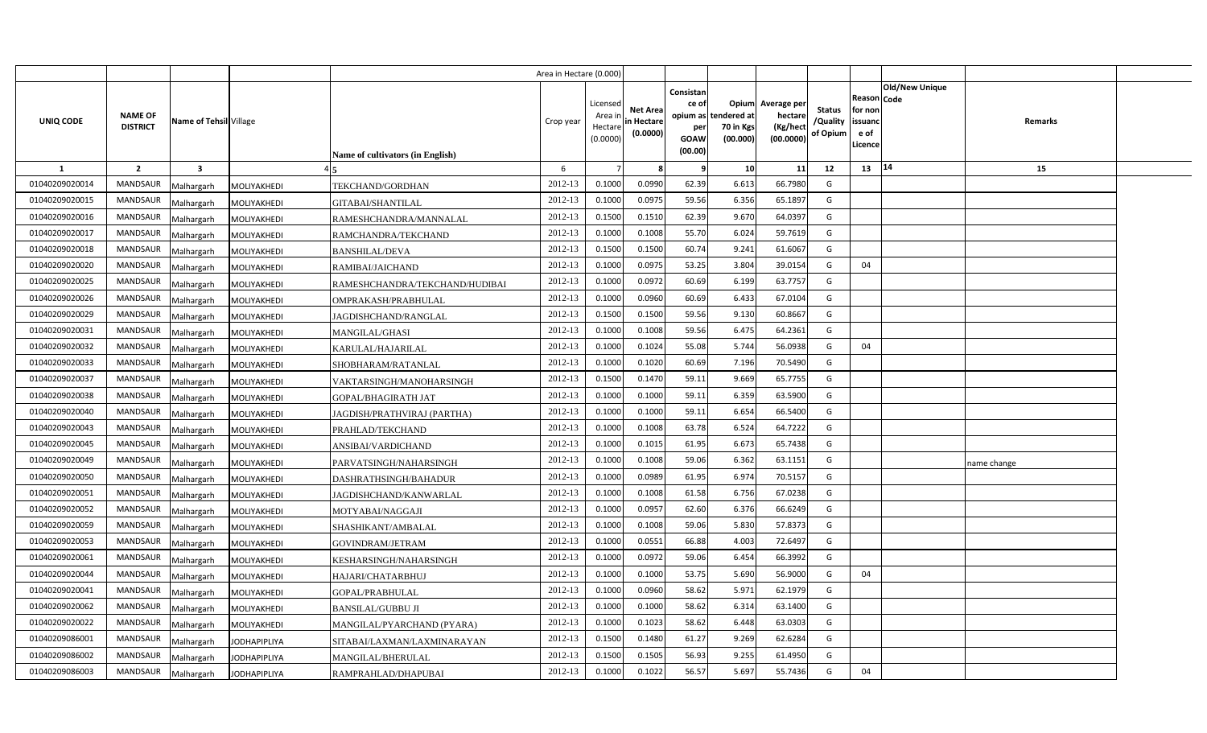|  |  |  |  |  | Area in Hectare (0.000) |  |  |  |  |  |  |  |  |  |
|---|---|---|---|---|---|---|---|---|---|---|---|---|---|---|
| UNIQ CODE | NAME OF DISTRICT | Name of Tehsil | Village | Name of cultivators (in English) | Crop year | Licensed Area in Hectare (0.0000) | Net Area in Hectare (0.0000) | Consistance of opium as per GOAW (00.00) | Opium tendered at 70 in Kgs (00.000) | Average per hectare (Kg/hect (00.0000) | Status /Quality of Opium | Reason for non issuance of Licence | Code | Old/New Unique Remarks |
| 1 | 2 | 3 | 4 | 5 | 6 | 7 | 8 | 9 | 10 | 11 | 12 | 13 | 14 | 15 |
| 01040209020014 | MANDSAUR | Malhargarh | MOLIYAKHEDI | TEKCHAND/GORDHAN | 2012-13 | 0.1000 | 0.0990 | 62.39 | 6.613 | 66.7980 | G |  |  |  |
| 01040209020015 | MANDSAUR | Malhargarh | MOLIYAKHEDI | GITABAI/SHANTILAL | 2012-13 | 0.1000 | 0.0975 | 59.56 | 6.356 | 65.1897 | G |  |  |  |
| 01040209020016 | MANDSAUR | Malhargarh | MOLIYAKHEDI | RAMESHCHANDRA/MANNALAL | 2012-13 | 0.1500 | 0.1510 | 62.39 | 9.670 | 64.0397 | G |  |  |  |
| 01040209020017 | MANDSAUR | Malhargarh | MOLIYAKHEDI | RAMCHANDRA/TEKCHAND | 2012-13 | 0.1000 | 0.1008 | 55.70 | 6.024 | 59.7619 | G |  |  |  |
| 01040209020018 | MANDSAUR | Malhargarh | MOLIYAKHEDI | BANSHILAL/DEVA | 2012-13 | 0.1500 | 0.1500 | 60.74 | 9.241 | 61.6067 | G |  |  |  |
| 01040209020020 | MANDSAUR | Malhargarh | MOLIYAKHEDI | RAMIBAI/JAICHAND | 2012-13 | 0.1000 | 0.0975 | 53.25 | 3.804 | 39.0154 | G | 04 |  |  |
| 01040209020025 | MANDSAUR | Malhargarh | MOLIYAKHEDI | RAMESHCHANDRA/TEKCHAND/HUDIBAI | 2012-13 | 0.1000 | 0.0972 | 60.69 | 6.199 | 63.7757 | G |  |  |  |
| 01040209020026 | MANDSAUR | Malhargarh | MOLIYAKHEDI | OMPRAKASH/PRABHULAL | 2012-13 | 0.1000 | 0.0960 | 60.69 | 6.433 | 67.0104 | G |  |  |  |
| 01040209020029 | MANDSAUR | Malhargarh | MOLIYAKHEDI | JAGDISHCHAND/RANGLAL | 2012-13 | 0.1500 | 0.1500 | 59.56 | 9.130 | 60.8667 | G |  |  |  |
| 01040209020031 | MANDSAUR | Malhargarh | MOLIYAKHEDI | MANGILAL/GHASI | 2012-13 | 0.1000 | 0.1008 | 59.56 | 6.475 | 64.2361 | G |  |  |  |
| 01040209020032 | MANDSAUR | Malhargarh | MOLIYAKHEDI | KARULAL/HAJARILAL | 2012-13 | 0.1000 | 0.1024 | 55.08 | 5.744 | 56.0938 | G | 04 |  |  |
| 01040209020033 | MANDSAUR | Malhargarh | MOLIYAKHEDI | SHOBHARAM/RATANLAL | 2012-13 | 0.1000 | 0.1020 | 60.69 | 7.196 | 70.5490 | G |  |  |  |
| 01040209020037 | MANDSAUR | Malhargarh | MOLIYAKHEDI | VAKTARSINGH/MANOHARSINGH | 2012-13 | 0.1500 | 0.1470 | 59.11 | 9.669 | 65.7755 | G |  |  |  |
| 01040209020038 | MANDSAUR | Malhargarh | MOLIYAKHEDI | GOPAL/BHAGIRATH JAT | 2012-13 | 0.1000 | 0.1000 | 59.11 | 6.359 | 63.5900 | G |  |  |  |
| 01040209020040 | MANDSAUR | Malhargarh | MOLIYAKHEDI | JAGDISH/PRATHVIRAJ (PARTHA) | 2012-13 | 0.1000 | 0.1000 | 59.11 | 6.654 | 66.5400 | G |  |  |  |
| 01040209020043 | MANDSAUR | Malhargarh | MOLIYAKHEDI | PRAHLAD/TEKCHAND | 2012-13 | 0.1000 | 0.1008 | 63.78 | 6.524 | 64.7222 | G |  |  |  |
| 01040209020045 | MANDSAUR | Malhargarh | MOLIYAKHEDI | ANSIBAI/VARDICHAND | 2012-13 | 0.1000 | 0.1015 | 61.95 | 6.673 | 65.7438 | G |  |  |  |
| 01040209020049 | MANDSAUR | Malhargarh | MOLIYAKHEDI | PARVATSINGH/NAHARSINGH | 2012-13 | 0.1000 | 0.1008 | 59.06 | 6.362 | 63.1151 | G |  |  | name change |
| 01040209020050 | MANDSAUR | Malhargarh | MOLIYAKHEDI | DASHRATHSINGH/BAHADUR | 2012-13 | 0.1000 | 0.0989 | 61.95 | 6.974 | 70.5157 | G |  |  |  |
| 01040209020051 | MANDSAUR | Malhargarh | MOLIYAKHEDI | JAGDISHCHAND/KANWARLAL | 2012-13 | 0.1000 | 0.1008 | 61.58 | 6.756 | 67.0238 | G |  |  |  |
| 01040209020052 | MANDSAUR | Malhargarh | MOLIYAKHEDI | MOTYABAI/NAGGAJI | 2012-13 | 0.1000 | 0.0957 | 62.60 | 6.376 | 66.6249 | G |  |  |  |
| 01040209020059 | MANDSAUR | Malhargarh | MOLIYAKHEDI | SHASHIKANT/AMBALAL | 2012-13 | 0.1000 | 0.1008 | 59.06 | 5.830 | 57.8373 | G |  |  |  |
| 01040209020053 | MANDSAUR | Malhargarh | MOLIYAKHEDI | GOVINDRAM/JETRAM | 2012-13 | 0.1000 | 0.0551 | 66.88 | 4.003 | 72.6497 | G |  |  |  |
| 01040209020061 | MANDSAUR | Malhargarh | MOLIYAKHEDI | KESHARSINGH/NAHARSINGH | 2012-13 | 0.1000 | 0.0972 | 59.06 | 6.454 | 66.3992 | G |  |  |  |
| 01040209020044 | MANDSAUR | Malhargarh | MOLIYAKHEDI | HAJARI/CHATARBHUJ | 2012-13 | 0.1000 | 0.1000 | 53.75 | 5.690 | 56.9000 | G | 04 |  |  |
| 01040209020041 | MANDSAUR | Malhargarh | MOLIYAKHEDI | GOPAL/PRABHULAL | 2012-13 | 0.1000 | 0.0960 | 58.62 | 5.971 | 62.1979 | G |  |  |  |
| 01040209020062 | MANDSAUR | Malhargarh | MOLIYAKHEDI | BANSILAL/GUBBU JI | 2012-13 | 0.1000 | 0.1000 | 58.62 | 6.314 | 63.1400 | G |  |  |  |
| 01040209020022 | MANDSAUR | Malhargarh | MOLIYAKHEDI | MANGILAL/PYARCHAND (PYARA) | 2012-13 | 0.1000 | 0.1023 | 58.62 | 6.448 | 63.0303 | G |  |  |  |
| 01040209086001 | MANDSAUR | Malhargarh | JODHAPIPLIYA | SITABAI/LAXMAN/LAXMINARAYAN | 2012-13 | 0.1500 | 0.1480 | 61.27 | 9.269 | 62.6284 | G |  |  |  |
| 01040209086002 | MANDSAUR | Malhargarh | JODHAPIPLIYA | MANGILAL/BHERULAL | 2012-13 | 0.1500 | 0.1505 | 56.93 | 9.255 | 61.4950 | G |  |  |  |
| 01040209086003 | MANDSAUR | Malhargarh | JODHAPIPLIYA | RAMPRAHLAD/DHAPUBAI | 2012-13 | 0.1000 | 0.1022 | 56.57 | 5.697 | 55.7436 | G | 04 |  |  |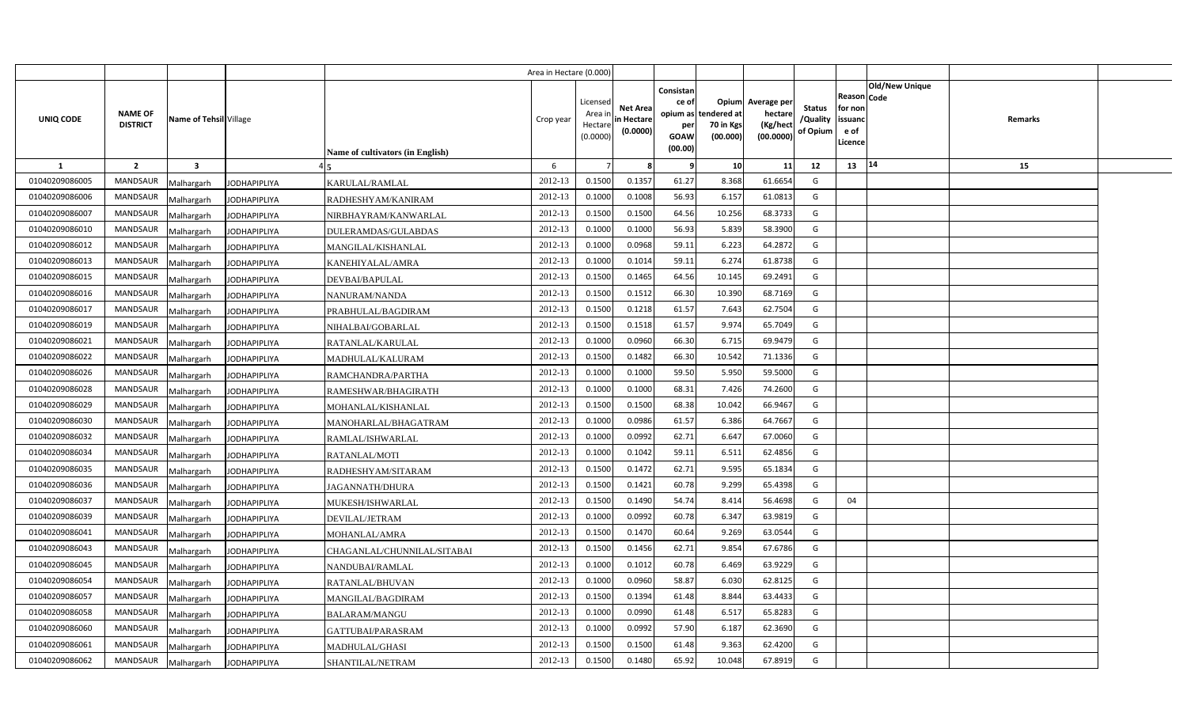| | | | | Area in Hectare (0.000) | | | | | | | | | | |
|---|---|---|---|---|---|---|---|---|---|---|---|---|---|---|
| UNIQ CODE | NAME OF DISTRICT | Name of Tehsil | Village | Name of cultivators (in English) | Crop year | Licensed Area in Hectare (0.0000) | Net Area in Hectare (0.0000) | Consistance of opium as per GOAW (00.00) | Opium tendered at 70 in Kgs (00.000) | Average per hectare (Kg/hect (00.0000) | Status /Quality of Opium | Reason for non issuance of Licence | Code | Old/New Unique | Remarks |
| 1 | 2 | 3 | 4 | 5 | 6 | 7 | 8 | 9 | 10 | 11 | 12 | 13 | 14 | | 15 |
| 01040209086005 | MANDSAUR | Malhargarh | JODHAPIPLIYA | KARULAL/RAMLAL | 2012-13 | 0.1500 | 0.1357 | 61.27 | 8.368 | 61.6654 | G | | | |
| 01040209086006 | MANDSAUR | Malhargarh | JODHAPIPLIYA | RADHESHYAM/KANIRAM | 2012-13 | 0.1000 | 0.1008 | 56.93 | 6.157 | 61.0813 | G | | | |
| 01040209086007 | MANDSAUR | Malhargarh | JODHAPIPLIYA | NIRBHAYRAM/KANWARLAL | 2012-13 | 0.1500 | 0.1500 | 64.56 | 10.256 | 68.3733 | G | | | |
| 01040209086010 | MANDSAUR | Malhargarh | JODHAPIPLIYA | DULERAMDAS/GULABDAS | 2012-13 | 0.1000 | 0.1000 | 56.93 | 5.839 | 58.3900 | G | | | |
| 01040209086012 | MANDSAUR | Malhargarh | JODHAPIPLIYA | MANGILAL/KISHANLAL | 2012-13 | 0.1000 | 0.0968 | 59.11 | 6.223 | 64.2872 | G | | | |
| 01040209086013 | MANDSAUR | Malhargarh | JODHAPIPLIYA | KANEHIYALAL/AMRA | 2012-13 | 0.1000 | 0.1014 | 59.11 | 6.274 | 61.8738 | G | | | |
| 01040209086015 | MANDSAUR | Malhargarh | JODHAPIPLIYA | DEVBAI/BAPULAL | 2012-13 | 0.1500 | 0.1465 | 64.56 | 10.145 | 69.2491 | G | | | |
| 01040209086016 | MANDSAUR | Malhargarh | JODHAPIPLIYA | NANURAM/NANDA | 2012-13 | 0.1500 | 0.1512 | 66.30 | 10.390 | 68.7169 | G | | | |
| 01040209086017 | MANDSAUR | Malhargarh | JODHAPIPLIYA | PRABHULAL/BAGDIRAM | 2012-13 | 0.1500 | 0.1218 | 61.57 | 7.643 | 62.7504 | G | | | |
| 01040209086019 | MANDSAUR | Malhargarh | JODHAPIPLIYA | NIHALBAI/GOBARLAL | 2012-13 | 0.1500 | 0.1518 | 61.57 | 9.974 | 65.7049 | G | | | |
| 01040209086021 | MANDSAUR | Malhargarh | JODHAPIPLIYA | RATANLAL/KARULAL | 2012-13 | 0.1000 | 0.0960 | 66.30 | 6.715 | 69.9479 | G | | | |
| 01040209086022 | MANDSAUR | Malhargarh | JODHAPIPLIYA | MADHULAL/KALURAM | 2012-13 | 0.1500 | 0.1482 | 66.30 | 10.542 | 71.1336 | G | | | |
| 01040209086026 | MANDSAUR | Malhargarh | JODHAPIPLIYA | RAMCHANDRA/PARTHA | 2012-13 | 0.1000 | 0.1000 | 59.50 | 5.950 | 59.5000 | G | | | |
| 01040209086028 | MANDSAUR | Malhargarh | JODHAPIPLIYA | RAMESHWAR/BHAGIRATH | 2012-13 | 0.1000 | 0.1000 | 68.31 | 7.426 | 74.2600 | G | | | |
| 01040209086029 | MANDSAUR | Malhargarh | JODHAPIPLIYA | MOHANLAL/KISHANLAL | 2012-13 | 0.1500 | 0.1500 | 68.38 | 10.042 | 66.9467 | G | | | |
| 01040209086030 | MANDSAUR | Malhargarh | JODHAPIPLIYA | MANOHARLAL/BHAGATRAM | 2012-13 | 0.1000 | 0.0986 | 61.57 | 6.386 | 64.7667 | G | | | |
| 01040209086032 | MANDSAUR | Malhargarh | JODHAPIPLIYA | RAMLAL/ISHWARLAL | 2012-13 | 0.1000 | 0.0992 | 62.71 | 6.647 | 67.0060 | G | | | |
| 01040209086034 | MANDSAUR | Malhargarh | JODHAPIPLIYA | RATANLAL/MOTI | 2012-13 | 0.1000 | 0.1042 | 59.11 | 6.511 | 62.4856 | G | | | |
| 01040209086035 | MANDSAUR | Malhargarh | JODHAPIPLIYA | RADHESHYAM/SITARAM | 2012-13 | 0.1500 | 0.1472 | 62.71 | 9.595 | 65.1834 | G | | | |
| 01040209086036 | MANDSAUR | Malhargarh | JODHAPIPLIYA | JAGANNATH/DHURA | 2012-13 | 0.1500 | 0.1421 | 60.78 | 9.299 | 65.4398 | G | | | |
| 01040209086037 | MANDSAUR | Malhargarh | JODHAPIPLIYA | MUKESH/ISHWARLAL | 2012-13 | 0.1500 | 0.1490 | 54.74 | 8.414 | 56.4698 | G | 04 | | |
| 01040209086039 | MANDSAUR | Malhargarh | JODHAPIPLIYA | DEVILAL/JETRAM | 2012-13 | 0.1000 | 0.0992 | 60.78 | 6.347 | 63.9819 | G | | | |
| 01040209086041 | MANDSAUR | Malhargarh | JODHAPIPLIYA | MOHANLAL/AMRA | 2012-13 | 0.1500 | 0.1470 | 60.64 | 9.269 | 63.0544 | G | | | |
| 01040209086043 | MANDSAUR | Malhargarh | JODHAPIPLIYA | CHAGANLAL/CHUNNILAL/SITABAI | 2012-13 | 0.1500 | 0.1456 | 62.71 | 9.854 | 67.6786 | G | | | |
| 01040209086045 | MANDSAUR | Malhargarh | JODHAPIPLIYA | NANDUBAI/RAMLAL | 2012-13 | 0.1000 | 0.1012 | 60.78 | 6.469 | 63.9229 | G | | | |
| 01040209086054 | MANDSAUR | Malhargarh | JODHAPIPLIYA | RATANLAL/BHUVAN | 2012-13 | 0.1000 | 0.0960 | 58.87 | 6.030 | 62.8125 | G | | | |
| 01040209086057 | MANDSAUR | Malhargarh | JODHAPIPLIYA | MANGILAL/BAGDIRAM | 2012-13 | 0.1500 | 0.1394 | 61.48 | 8.844 | 63.4433 | G | | | |
| 01040209086058 | MANDSAUR | Malhargarh | JODHAPIPLIYA | BALARAM/MANGU | 2012-13 | 0.1000 | 0.0990 | 61.48 | 6.517 | 65.8283 | G | | | |
| 01040209086060 | MANDSAUR | Malhargarh | JODHAPIPLIYA | GATTUBAI/PARASRAM | 2012-13 | 0.1000 | 0.0992 | 57.90 | 6.187 | 62.3690 | G | | | |
| 01040209086061 | MANDSAUR | Malhargarh | JODHAPIPLIYA | MADHULAL/GHASI | 2012-13 | 0.1500 | 0.1500 | 61.48 | 9.363 | 62.4200 | G | | | |
| 01040209086062 | MANDSAUR | Malhargarh | JODHAPIPLIYA | SHANTILAL/NETRAM | 2012-13 | 0.1500 | 0.1480 | 65.92 | 10.048 | 67.8919 | G | | | |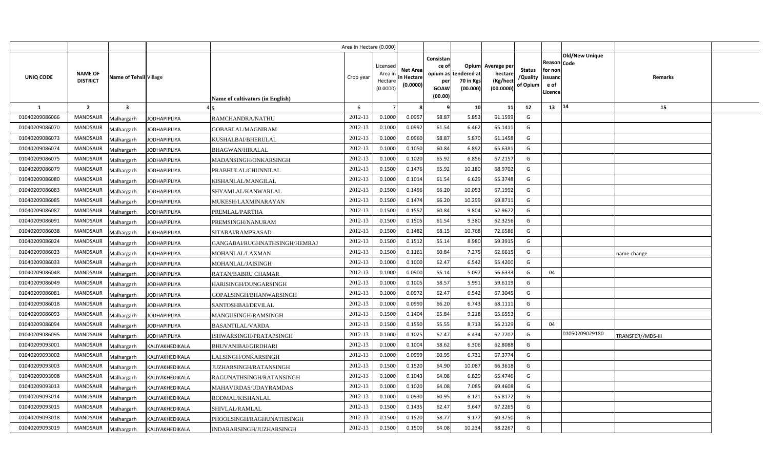| UNIQ CODE | NAME OF DISTRICT | Name of Tehsil | Village | Name of cultivators (in English) | Crop year | Licensed Area in Hectare (0.0000) | Net Area in Hectare (0.0000) | Consistance of opium as per GOAW (00.00) | Opium tendered at 70 in Kgs (00.000) | Average per hectare (Kg/hect (00.0000) | Status /Quality of Opium | Reason for non issuance of Licence | Code | Old/New Unique | Remarks |
|---|---|---|---|---|---|---|---|---|---|---|---|---|---|---|---|
| 1 | 2 | 3 | 4 | 5 | 6 | 7 | 8 | 9 | 10 | 11 | 12 | 13 | | 14 | 15 |
| 01040209086066 | MANDSAUR | Malhargarh | JODHAPIPLIYA | RAMCHANDRA/NATHU | 2012-13 | 0.1000 | 0.0957 | 58.87 | 5.853 | 61.1599 | G | | | | |
| 01040209086070 | MANDSAUR | Malhargarh | JODHAPIPLIYA | GOBARLAL/MAGNIRAM | 2012-13 | 0.1000 | 0.0992 | 61.54 | 6.462 | 65.1411 | G | | | | |
| 01040209086073 | MANDSAUR | Malhargarh | JODHAPIPLIYA | KUSHALBAI/BHERULAL | 2012-13 | 0.1000 | 0.0960 | 58.87 | 5.870 | 61.1458 | G | | | | |
| 01040209086074 | MANDSAUR | Malhargarh | JODHAPIPLIYA | BHAGWAN/HIRALAL | 2012-13 | 0.1000 | 0.1050 | 60.84 | 6.892 | 65.6381 | G | | | | |
| 01040209086075 | MANDSAUR | Malhargarh | JODHAPIPLIYA | MADANSINGH/ONKARSINGH | 2012-13 | 0.1000 | 0.1020 | 65.92 | 6.856 | 67.2157 | G | | | | |
| 01040209086079 | MANDSAUR | Malhargarh | JODHAPIPLIYA | PRABHULAL/CHUNNILAL | 2012-13 | 0.1500 | 0.1476 | 65.92 | 10.180 | 68.9702 | G | | | | |
| 01040209086080 | MANDSAUR | Malhargarh | JODHAPIPLIYA | KISHANLAL/MANGILAL | 2012-13 | 0.1000 | 0.1014 | 61.54 | 6.629 | 65.3748 | G | | | | |
| 01040209086083 | MANDSAUR | Malhargarh | JODHAPIPLIYA | SHYAMLAL/KANWARLAL | 2012-13 | 0.1500 | 0.1496 | 66.20 | 10.053 | 67.1992 | G | | | | |
| 01040209086085 | MANDSAUR | Malhargarh | JODHAPIPLIYA | MUKESH/LAXMINARAYAN | 2012-13 | 0.1500 | 0.1474 | 66.20 | 10.299 | 69.8711 | G | | | | |
| 01040209086087 | MANDSAUR | Malhargarh | JODHAPIPLIYA | PREMLAL/PARTHA | 2012-13 | 0.1500 | 0.1557 | 60.84 | 9.804 | 62.9672 | G | | | | |
| 01040209086091 | MANDSAUR | Malhargarh | JODHAPIPLIYA | PREMSINGH/NANURAM | 2012-13 | 0.1500 | 0.1505 | 61.54 | 9.380 | 62.3256 | G | | | | |
| 01040209086038 | MANDSAUR | Malhargarh | JODHAPIPLIYA | SITABAI/RAMPRASAD | 2012-13 | 0.1500 | 0.1482 | 68.15 | 10.768 | 72.6586 | G | | | | |
| 01040209086024 | MANDSAUR | Malhargarh | JODHAPIPLIYA | GANGABAI/RUGHNATHSINGH/HEMRAJ | 2012-13 | 0.1500 | 0.1512 | 55.14 | 8.980 | 59.3915 | G | | | | |
| 01040209086023 | MANDSAUR | Malhargarh | JODHAPIPLIYA | MOHANLAL/LAXMAN | 2012-13 | 0.1500 | 0.1161 | 60.84 | 7.275 | 62.6615 | G | | | | name change |
| 01040209086033 | MANDSAUR | Malhargarh | JODHAPIPLIYA | MOHANLAL/JAISINGH | 2012-13 | 0.1000 | 0.1000 | 62.47 | 6.542 | 65.4200 | G | | | | |
| 01040209086048 | MANDSAUR | Malhargarh | JODHAPIPLIYA | RATAN/BABRU CHAMAR | 2012-13 | 0.1000 | 0.0900 | 55.14 | 5.097 | 56.6333 | G | 04 | | | |
| 01040209086049 | MANDSAUR | Malhargarh | JODHAPIPLIYA | HARISINGH/DUNGARSINGH | 2012-13 | 0.1000 | 0.1005 | 58.57 | 5.991 | 59.6119 | G | | | | |
| 01040209086081 | MANDSAUR | Malhargarh | JODHAPIPLIYA | GOPALSINGH/BHANWARSINGH | 2012-13 | 0.1000 | 0.0972 | 62.47 | 6.542 | 67.3045 | G | | | | |
| 01040209086018 | MANDSAUR | Malhargarh | JODHAPIPLIYA | SANTOSHBAI/DEVILAL | 2012-13 | 0.1000 | 0.0990 | 66.20 | 6.743 | 68.1111 | G | | | | |
| 01040209086093 | MANDSAUR | Malhargarh | JODHAPIPLIYA | MANGUSINGH/RAMSINGH | 2012-13 | 0.1500 | 0.1404 | 65.84 | 9.218 | 65.6553 | G | | | | |
| 01040209086094 | MANDSAUR | Malhargarh | JODHAPIPLIYA | BASANTILAL/VARDA | 2012-13 | 0.1500 | 0.1550 | 55.55 | 8.713 | 56.2129 | G | 04 | | | |
| 01040209086095 | MANDSAUR | Malhargarh | JODHAPIPLIYA | ISHWARSINGH/PRATAPSINGH | 2012-13 | 0.1000 | 0.1025 | 62.47 | 6.434 | 62.7707 | G | | | 01050209029180 | TRANSFER//MDS-III |
| 01040209093001 | MANDSAUR | Malhargarh | KALIYAKHEDIKALA | BHUVANIBAI/GIRDHARI | 2012-13 | 0.1000 | 0.1004 | 58.62 | 6.306 | 62.8088 | G | | | | |
| 01040209093002 | MANDSAUR | Malhargarh | KALIYAKHEDIKALA | LALSINGH/ONKARSINGH | 2012-13 | 0.1000 | 0.0999 | 60.95 | 6.731 | 67.3774 | G | | | | |
| 01040209093003 | MANDSAUR | Malhargarh | KALIYAKHEDIKALA | JUZHARSINGH/RATANSINGH | 2012-13 | 0.1500 | 0.1520 | 64.90 | 10.087 | 66.3618 | G | | | | |
| 01040209093008 | MANDSAUR | Malhargarh | KALIYAKHEDIKALA | RAGUNATHSINGH/RATANSINGH | 2012-13 | 0.1000 | 0.1043 | 64.08 | 6.829 | 65.4746 | G | | | | |
| 01040209093013 | MANDSAUR | Malhargarh | KALIYAKHEDIKALA | MAHAVIRDAS/UDAYRAMDAS | 2012-13 | 0.1000 | 0.1020 | 64.08 | 7.085 | 69.4608 | G | | | | |
| 01040209093014 | MANDSAUR | Malhargarh | KALIYAKHEDIKALA | RODMAL/KISHANLAL | 2012-13 | 0.1000 | 0.0930 | 60.95 | 6.121 | 65.8172 | G | | | | |
| 01040209093015 | MANDSAUR | Malhargarh | KALIYAKHEDIKALA | SHIVLAL/RAMLAL | 2012-13 | 0.1500 | 0.1435 | 62.47 | 9.647 | 67.2265 | G | | | | |
| 01040209093018 | MANDSAUR | Malhargarh | KALIYAKHEDIKALA | PHOOLSINGH/RAGHUNATHSINGH | 2012-13 | 0.1500 | 0.1520 | 58.77 | 9.177 | 60.3750 | G | | | | |
| 01040209093019 | MANDSAUR | Malhargarh | KALIYAKHEDIKALA | INDARARSINGH/JUZHARSINGH | 2012-13 | 0.1500 | 0.1500 | 64.08 | 10.234 | 68.2267 | G | | | | |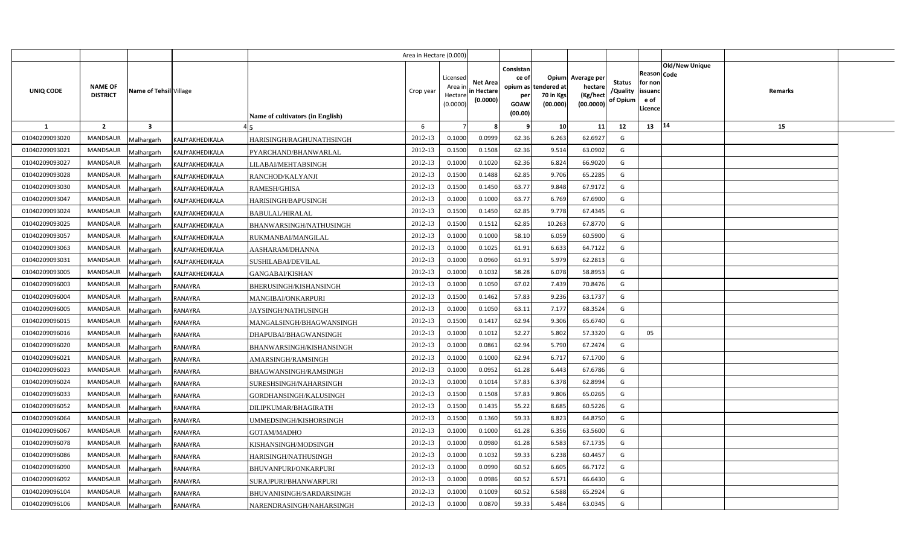| | | | | Area in Hectare (0.000) | | | | | | | | | | |
|---|---|---|---|---|---|---|---|---|---|---|---|---|---|---|
| UNIQ CODE | NAME OF DISTRICT | Name of Tehsil | Village | Name of cultivators (in English) | Crop year | Licensed Area in Hectare (0.0000) | Net Area in Hectare (0.0000) | Consistance of opium as per GOAW (00.00) | Opium tendered at 70 in Kgs (00.000) | Average per hectare (Kg/hect (00.0000) | Status /Quality of Opium | Reason for non issuance of Licence | Code | Old/New Unique | Remarks |
| 1 | 2 | 3 | 4 | 5 | 6 | 7 | 8 | 9 | 10 | 11 | 12 | 13 | 14 | 15 |
| 01040209093020 | MANDSAUR | Malhargarh | KALIYAKHEDIKALA | HARISINGH/RAGHUNATHSINGH | 2012-13 | 0.1000 | 0.0999 | 62.36 | 6.263 | 62.6927 | G | | | |
| 01040209093021 | MANDSAUR | Malhargarh | KALIYAKHEDIKALA | PYARCHAND/BHANWARLAL | 2012-13 | 0.1500 | 0.1508 | 62.36 | 9.514 | 63.0902 | G | | | |
| 01040209093027 | MANDSAUR | Malhargarh | KALIYAKHEDIKALA | LILABAI/MEHTABSINGH | 2012-13 | 0.1000 | 0.1020 | 62.36 | 6.824 | 66.9020 | G | | | |
| 01040209093028 | MANDSAUR | Malhargarh | KALIYAKHEDIKALA | RANCHOD/KALYANJI | 2012-13 | 0.1500 | 0.1488 | 62.85 | 9.706 | 65.2285 | G | | | |
| 01040209093030 | MANDSAUR | Malhargarh | KALIYAKHEDIKALA | RAMESH/GHISA | 2012-13 | 0.1500 | 0.1450 | 63.77 | 9.848 | 67.9172 | G | | | |
| 01040209093047 | MANDSAUR | Malhargarh | KALIYAKHEDIKALA | HARISINGH/BAPUSINGH | 2012-13 | 0.1000 | 0.1000 | 63.77 | 6.769 | 67.6900 | G | | | |
| 01040209093024 | MANDSAUR | Malhargarh | KALIYAKHEDIKALA | BABULAL/HIRALAL | 2012-13 | 0.1500 | 0.1450 | 62.85 | 9.778 | 67.4345 | G | | | |
| 01040209093025 | MANDSAUR | Malhargarh | KALIYAKHEDIKALA | BHANWARSINGH/NATHUSINGH | 2012-13 | 0.1500 | 0.1512 | 62.85 | 10.263 | 67.8770 | G | | | |
| 01040209093057 | MANDSAUR | Malhargarh | KALIYAKHEDIKALA | RUKMANBAI/MANGILAL | 2012-13 | 0.1000 | 0.1000 | 58.10 | 6.059 | 60.5900 | G | | | |
| 01040209093063 | MANDSAUR | Malhargarh | KALIYAKHEDIKALA | AASHARAM/DHANNA | 2012-13 | 0.1000 | 0.1025 | 61.91 | 6.633 | 64.7122 | G | | | |
| 01040209093031 | MANDSAUR | Malhargarh | KALIYAKHEDIKALA | SUSHILABAI/DEVILAL | 2012-13 | 0.1000 | 0.0960 | 61.91 | 5.979 | 62.2813 | G | | | |
| 01040209093005 | MANDSAUR | Malhargarh | KALIYAKHEDIKALA | GANGABAI/KISHAN | 2012-13 | 0.1000 | 0.1032 | 58.28 | 6.078 | 58.8953 | G | | | |
| 01040209096003 | MANDSAUR | Malhargarh | RANAYRA | BHERUSINGH/KISHANSINGH | 2012-13 | 0.1000 | 0.1050 | 67.02 | 7.439 | 70.8476 | G | | | |
| 01040209096004 | MANDSAUR | Malhargarh | RANAYRA | MANGIBAI/ONKARPURI | 2012-13 | 0.1500 | 0.1462 | 57.83 | 9.236 | 63.1737 | G | | | |
| 01040209096005 | MANDSAUR | Malhargarh | RANAYRA | JAYSINGH/NATHUSINGH | 2012-13 | 0.1000 | 0.1050 | 63.11 | 7.177 | 68.3524 | G | | | |
| 01040209096015 | MANDSAUR | Malhargarh | RANAYRA | MANGALSINGH/BHAGWANSINGH | 2012-13 | 0.1500 | 0.1417 | 62.94 | 9.306 | 65.6740 | G | | | |
| 01040209096016 | MANDSAUR | Malhargarh | RANAYRA | DHAPUBAI/BHAGWANSINGH | 2012-13 | 0.1000 | 0.1012 | 52.27 | 5.802 | 57.3320 | G | 05 | | |
| 01040209096020 | MANDSAUR | Malhargarh | RANAYRA | BHANWARSINGH/KISHANSINGH | 2012-13 | 0.1000 | 0.0861 | 62.94 | 5.790 | 67.2474 | G | | | |
| 01040209096021 | MANDSAUR | Malhargarh | RANAYRA | AMARSINGH/RAMSINGH | 2012-13 | 0.1000 | 0.1000 | 62.94 | 6.717 | 67.1700 | G | | | |
| 01040209096023 | MANDSAUR | Malhargarh | RANAYRA | BHAGWANSINGH/RAMSINGH | 2012-13 | 0.1000 | 0.0952 | 61.28 | 6.443 | 67.6786 | G | | | |
| 01040209096024 | MANDSAUR | Malhargarh | RANAYRA | SURESHSINGH/NAHARSINGH | 2012-13 | 0.1000 | 0.1014 | 57.83 | 6.378 | 62.8994 | G | | | |
| 01040209096033 | MANDSAUR | Malhargarh | RANAYRA | GORDHANSINGH/KALUSINGH | 2012-13 | 0.1500 | 0.1508 | 57.83 | 9.806 | 65.0265 | G | | | |
| 01040209096052 | MANDSAUR | Malhargarh | RANAYRA | DILIPKUMAR/BHAGIRATH | 2012-13 | 0.1500 | 0.1435 | 55.22 | 8.685 | 60.5226 | G | | | |
| 01040209096064 | MANDSAUR | Malhargarh | RANAYRA | UMMEDSINGH/KISHORSINGH | 2012-13 | 0.1500 | 0.1360 | 59.33 | 8.823 | 64.8750 | G | | | |
| 01040209096067 | MANDSAUR | Malhargarh | RANAYRA | GOTAM/MADHO | 2012-13 | 0.1000 | 0.1000 | 61.28 | 6.356 | 63.5600 | G | | | |
| 01040209096078 | MANDSAUR | Malhargarh | RANAYRA | KISHANSINGH/MODSINGH | 2012-13 | 0.1000 | 0.0980 | 61.28 | 6.583 | 67.1735 | G | | | |
| 01040209096086 | MANDSAUR | Malhargarh | RANAYRA | HARISINGH/NATHUSINGH | 2012-13 | 0.1000 | 0.1032 | 59.33 | 6.238 | 60.4457 | G | | | |
| 01040209096090 | MANDSAUR | Malhargarh | RANAYRA | BHUVANPURI/ONKARPURI | 2012-13 | 0.1000 | 0.0990 | 60.52 | 6.605 | 66.7172 | G | | | |
| 01040209096092 | MANDSAUR | Malhargarh | RANAYRA | SURAJPURI/BHANWARPURI | 2012-13 | 0.1000 | 0.0986 | 60.52 | 6.571 | 66.6430 | G | | | |
| 01040209096104 | MANDSAUR | Malhargarh | RANAYRA | BHUVANISINGH/SARDARSINGH | 2012-13 | 0.1000 | 0.1009 | 60.52 | 6.588 | 65.2924 | G | | | |
| 01040209096106 | MANDSAUR | Malhargarh | RANAYRA | NARENDRASINGH/NAHARSINGH | 2012-13 | 0.1000 | 0.0870 | 59.33 | 5.484 | 63.0345 | G | | | |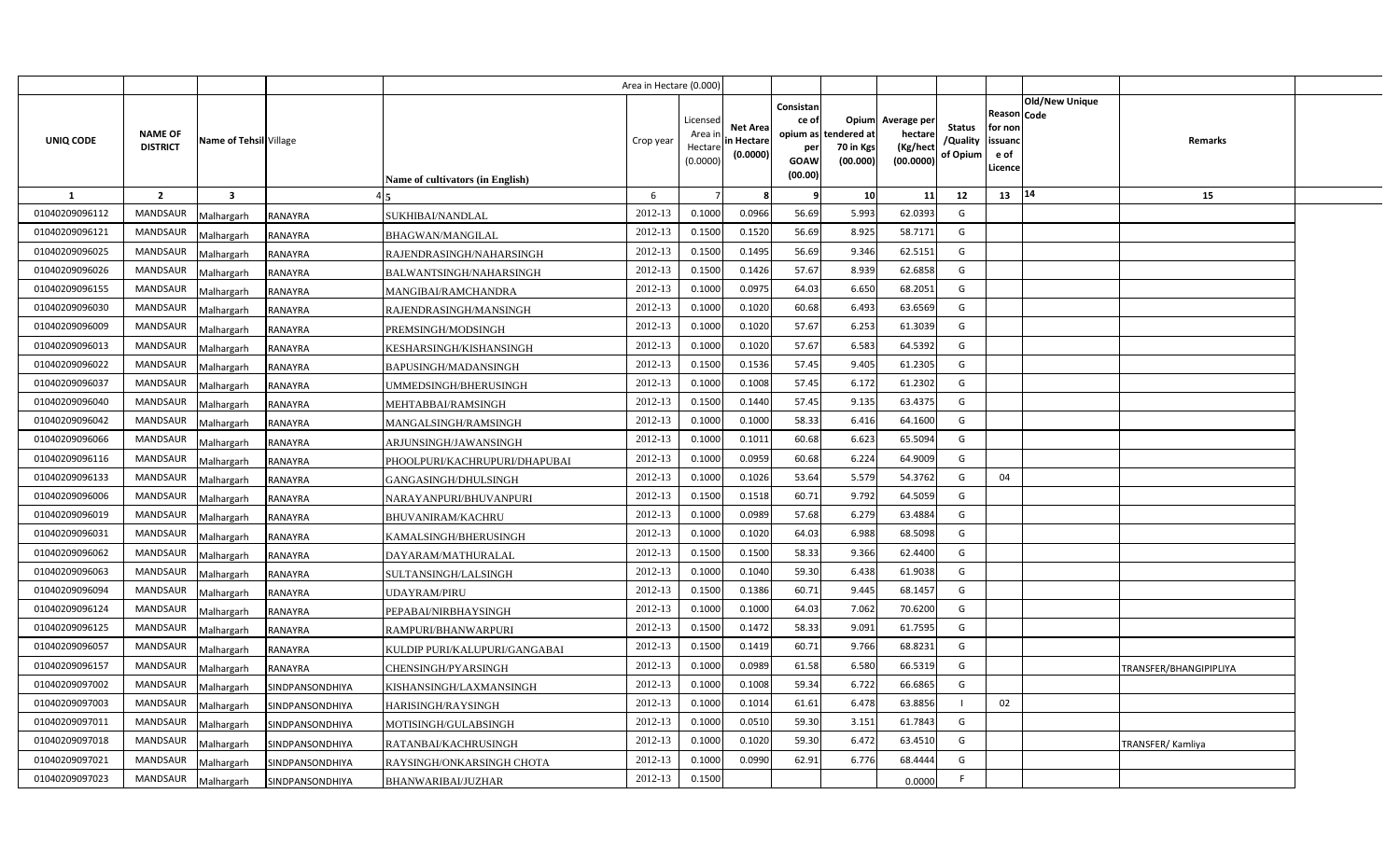| | | | | Area in Hectare (0.000) | | | | | | | | | | | |
|---|---|---|---|---|---|---|---|---|---|---|---|---|---|---|---|
| UNIQ CODE | NAME OF DISTRICT | Name of Tehsil | Village | Name of cultivators (in English) | Crop year | Licensed Area in Hectare (0.0000) | Net Area in Hectare (0.0000) | Consistance of opium as per GOAW (00.00) | Opium tendered at 70 in Kgs (00.000) | Average per hectare (Kg/hect (00.0000) | Status /Quality of Opium | Reason for non issuance of Licence | Code | Old/New Unique | Remarks |
| 1 | 2 | 3 | 4 | 5 | 6 | 7 | 8 | 9 | 10 | 11 | 12 | 13 | 14 | | 15 |
| 01040209096112 | MANDSAUR | Malhargarh | RANAYRA | SUKHIBAI/NANDLAL | 2012-13 | 0.1000 | 0.0966 | 56.69 | 5.993 | 62.0393 | G | | | | |
| 01040209096121 | MANDSAUR | Malhargarh | RANAYRA | BHAGWAN/MANGILAL | 2012-13 | 0.1500 | 0.1520 | 56.69 | 8.925 | 58.7171 | G | | | | |
| 01040209096025 | MANDSAUR | Malhargarh | RANAYRA | RAJENDRASINGH/NAHARSINGH | 2012-13 | 0.1500 | 0.1495 | 56.69 | 9.346 | 62.5151 | G | | | | |
| 01040209096026 | MANDSAUR | Malhargarh | RANAYRA | BALWANTSINGH/NAHARSINGH | 2012-13 | 0.1500 | 0.1426 | 57.67 | 8.939 | 62.6858 | G | | | | |
| 01040209096155 | MANDSAUR | Malhargarh | RANAYRA | MANGIBAI/RAMCHANDRA | 2012-13 | 0.1000 | 0.0975 | 64.03 | 6.650 | 68.2051 | G | | | | |
| 01040209096030 | MANDSAUR | Malhargarh | RANAYRA | RAJENDRASINGH/MANSINGH | 2012-13 | 0.1000 | 0.1020 | 60.68 | 6.493 | 63.6569 | G | | | | |
| 01040209096009 | MANDSAUR | Malhargarh | RANAYRA | PREMSINGH/MODSINGH | 2012-13 | 0.1000 | 0.1020 | 57.67 | 6.253 | 61.3039 | G | | | | |
| 01040209096013 | MANDSAUR | Malhargarh | RANAYRA | KESHARSINGH/KISHANSINGH | 2012-13 | 0.1000 | 0.1020 | 57.67 | 6.583 | 64.5392 | G | | | | |
| 01040209096022 | MANDSAUR | Malhargarh | RANAYRA | BAPUSINGH/MADANSINGH | 2012-13 | 0.1500 | 0.1536 | 57.45 | 9.405 | 61.2305 | G | | | | |
| 01040209096037 | MANDSAUR | Malhargarh | RANAYRA | UMMEDSINGH/BHERUSINGH | 2012-13 | 0.1000 | 0.1008 | 57.45 | 6.172 | 61.2302 | G | | | | |
| 01040209096040 | MANDSAUR | Malhargarh | RANAYRA | MEHTABBAI/RAMSINGH | 2012-13 | 0.1500 | 0.1440 | 57.45 | 9.135 | 63.4375 | G | | | | |
| 01040209096042 | MANDSAUR | Malhargarh | RANAYRA | MANGALSINGH/RAMSINGH | 2012-13 | 0.1000 | 0.1000 | 58.33 | 6.416 | 64.1600 | G | | | | |
| 01040209096066 | MANDSAUR | Malhargarh | RANAYRA | ARJUNSINGH/JAWANSINGH | 2012-13 | 0.1000 | 0.1011 | 60.68 | 6.623 | 65.5094 | G | | | | |
| 01040209096116 | MANDSAUR | Malhargarh | RANAYRA | PHOOLPURI/KACHRUPURI/DHAPUBAI | 2012-13 | 0.1000 | 0.0959 | 60.68 | 6.224 | 64.9009 | G | | | | |
| 01040209096133 | MANDSAUR | Malhargarh | RANAYRA | GANGASINGH/DHULSINGH | 2012-13 | 0.1000 | 0.1026 | 53.64 | 5.579 | 54.3762 | G | 04 | | | |
| 01040209096006 | MANDSAUR | Malhargarh | RANAYRA | NARAYANPURI/BHUVANPURI | 2012-13 | 0.1500 | 0.1518 | 60.71 | 9.792 | 64.5059 | G | | | | |
| 01040209096019 | MANDSAUR | Malhargarh | RANAYRA | BHUVANIRAM/KACHRU | 2012-13 | 0.1000 | 0.0989 | 57.68 | 6.279 | 63.4884 | G | | | | |
| 01040209096031 | MANDSAUR | Malhargarh | RANAYRA | KAMALSINGH/BHERUSINGH | 2012-13 | 0.1000 | 0.1020 | 64.03 | 6.988 | 68.5098 | G | | | | |
| 01040209096062 | MANDSAUR | Malhargarh | RANAYRA | DAYARAM/MATHURALAL | 2012-13 | 0.1500 | 0.1500 | 58.33 | 9.366 | 62.4400 | G | | | | |
| 01040209096063 | MANDSAUR | Malhargarh | RANAYRA | SULTANSINGH/LALSINGH | 2012-13 | 0.1000 | 0.1040 | 59.30 | 6.438 | 61.9038 | G | | | | |
| 01040209096094 | MANDSAUR | Malhargarh | RANAYRA | UDAYRAM/PIRU | 2012-13 | 0.1500 | 0.1386 | 60.71 | 9.445 | 68.1457 | G | | | | |
| 01040209096124 | MANDSAUR | Malhargarh | RANAYRA | PEPABAI/NIRBHAYSINGH | 2012-13 | 0.1000 | 0.1000 | 64.03 | 7.062 | 70.6200 | G | | | | |
| 01040209096125 | MANDSAUR | Malhargarh | RANAYRA | RAMPURI/BHANWARPURI | 2012-13 | 0.1500 | 0.1472 | 58.33 | 9.091 | 61.7595 | G | | | | |
| 01040209096057 | MANDSAUR | Malhargarh | RANAYRA | KULDIP PURI/KALUPURI/GANGABAI | 2012-13 | 0.1500 | 0.1419 | 60.71 | 9.766 | 68.8231 | G | | | | |
| 01040209096157 | MANDSAUR | Malhargarh | RANAYRA | CHENSINGH/PYARSINGH | 2012-13 | 0.1000 | 0.0989 | 61.58 | 6.580 | 66.5319 | G | | | | TRANSFER/BHANGIPIPLIYA |
| 01040209097002 | MANDSAUR | Malhargarh | SINDPANSONDHIYA | KISHANSINGH/LAXMANSINGH | 2012-13 | 0.1000 | 0.1008 | 59.34 | 6.722 | 66.6865 | G | | | | |
| 01040209097003 | MANDSAUR | Malhargarh | SINDPANSONDHIYA | HARISINGH/RAYSINGH | 2012-13 | 0.1000 | 0.1014 | 61.61 | 6.478 | 63.8856 | I | 02 | | | |
| 01040209097011 | MANDSAUR | Malhargarh | SINDPANSONDHIYA | MOTISINGH/GULABSINGH | 2012-13 | 0.1000 | 0.0510 | 59.30 | 3.151 | 61.7843 | G | | | | |
| 01040209097018 | MANDSAUR | Malhargarh | SINDPANSONDHIYA | RATANBAI/KACHRUSINGH | 2012-13 | 0.1000 | 0.1020 | 59.30 | 6.472 | 63.4510 | G | | | | TRANSFER/ Kamliya |
| 01040209097021 | MANDSAUR | Malhargarh | SINDPANSONDHIYA | RAYSINGH/ONKARSINGH CHOTA | 2012-13 | 0.1000 | 0.0990 | 62.91 | 6.776 | 68.4444 | G | | | | |
| 01040209097023 | MANDSAUR | Malhargarh | SINDPANSONDHIYA | BHANWARIBAI/JUZHAR | 2012-13 | 0.1500 | | | | 0.0000 | F | | | | |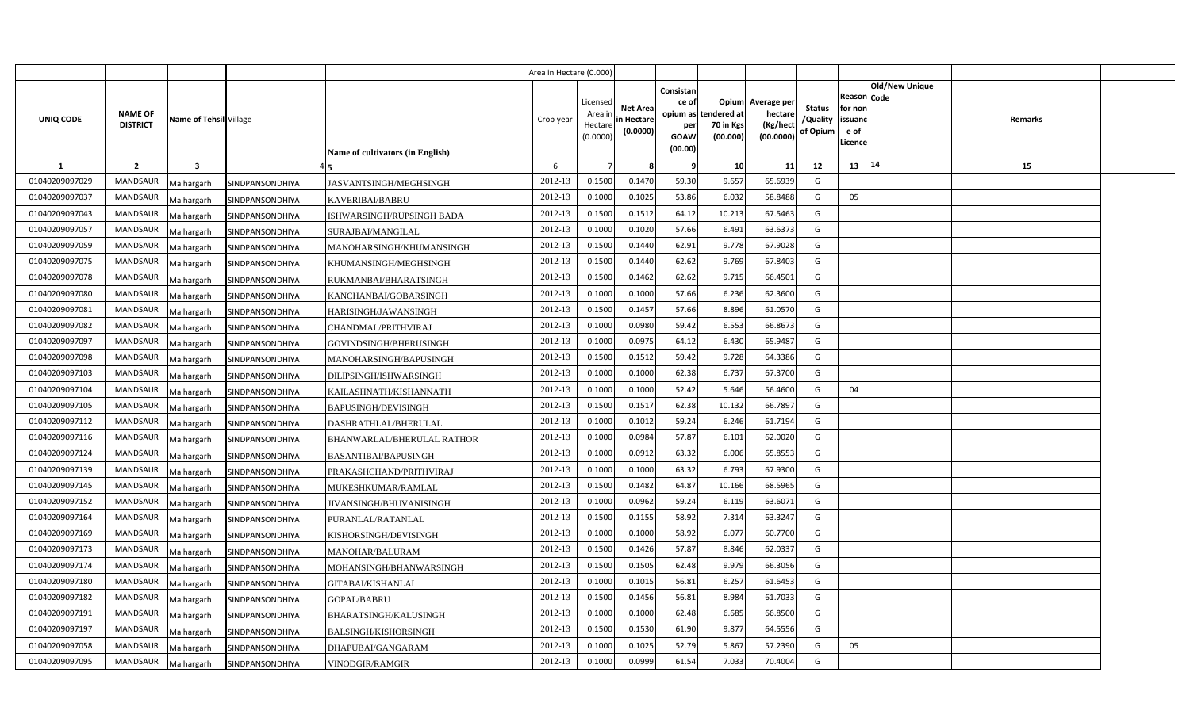|  |  |  |  |  | Area in Hectare (0.000) |  |  |  |  |  |  |  |  |  |
|---|---|---|---|---|---|---|---|---|---|---|---|---|---|---|
| UNIQ CODE | NAME OF DISTRICT | Name of Tehsil | Village | Name of cultivators (in English) | Crop year | Licensed Area in Hectare (0.0000) | Net Area in Hectare (0.0000) | Consistance of opium as per GOAW (00.00) | Opium tendered at 70 in Kgs (00.000) | Average per hectare (Kg/hect (00.0000) | Status /Quality of Opium | Reason for non issuance of Licence | Code | Old/New Unique | Remarks |
| 1 | 2 | 3 | 4 | 5 | 6 | 7 | 8 | 9 | 10 | 11 | 12 | 13 | 14 |  | 15 |
| 01040209097029 | MANDSAUR | Malhargarh | SINDPANSONDHIYA | JASVANTSINGH/MEGHSINGH | 2012-13 | 0.1500 | 0.1470 | 59.30 | 9.657 | 65.6939 | G |  |  |  |  |
| 01040209097037 | MANDSAUR | Malhargarh | SINDPANSONDHIYA | KAVERIBAI/BABRU | 2012-13 | 0.1000 | 0.1025 | 53.86 | 6.032 | 58.8488 | G | 05 |  |  |  |
| 01040209097043 | MANDSAUR | Malhargarh | SINDPANSONDHIYA | ISHWARSINGH/RUPSINGH BADA | 2012-13 | 0.1500 | 0.1512 | 64.12 | 10.213 | 67.5463 | G |  |  |  |  |
| 01040209097057 | MANDSAUR | Malhargarh | SINDPANSONDHIYA | SURAJBAI/MANGILAL | 2012-13 | 0.1000 | 0.1020 | 57.66 | 6.491 | 63.6373 | G |  |  |  |  |
| 01040209097059 | MANDSAUR | Malhargarh | SINDPANSONDHIYA | MANOHARSINGH/KHUMANSINGH | 2012-13 | 0.1500 | 0.1440 | 62.91 | 9.778 | 67.9028 | G |  |  |  |  |
| 01040209097075 | MANDSAUR | Malhargarh | SINDPANSONDHIYA | KHUMANSINGH/MEGHSINGH | 2012-13 | 0.1500 | 0.1440 | 62.62 | 9.769 | 67.8403 | G |  |  |  |  |
| 01040209097078 | MANDSAUR | Malhargarh | SINDPANSONDHIYA | RUKMANBAI/BHARATSINGH | 2012-13 | 0.1500 | 0.1462 | 62.62 | 9.715 | 66.4501 | G |  |  |  |  |
| 01040209097080 | MANDSAUR | Malhargarh | SINDPANSONDHIYA | KANCHANBAI/GOBARSINGH | 2012-13 | 0.1000 | 0.1000 | 57.66 | 6.236 | 62.3600 | G |  |  |  |  |
| 01040209097081 | MANDSAUR | Malhargarh | SINDPANSONDHIYA | HARISINGH/JAWANSINGH | 2012-13 | 0.1500 | 0.1457 | 57.66 | 8.896 | 61.0570 | G |  |  |  |  |
| 01040209097082 | MANDSAUR | Malhargarh | SINDPANSONDHIYA | CHANDMAL/PRITHVIRAJ | 2012-13 | 0.1000 | 0.0980 | 59.42 | 6.553 | 66.8673 | G |  |  |  |  |
| 01040209097097 | MANDSAUR | Malhargarh | SINDPANSONDHIYA | GOVINDSINGH/BHERUSINGH | 2012-13 | 0.1000 | 0.0975 | 64.12 | 6.430 | 65.9487 | G |  |  |  |  |
| 01040209097098 | MANDSAUR | Malhargarh | SINDPANSONDHIYA | MANOHARSINGH/BAPUSINGH | 2012-13 | 0.1500 | 0.1512 | 59.42 | 9.728 | 64.3386 | G |  |  |  |  |
| 01040209097103 | MANDSAUR | Malhargarh | SINDPANSONDHIYA | DILIPSINGH/ISHWARSINGH | 2012-13 | 0.1000 | 0.1000 | 62.38 | 6.737 | 67.3700 | G |  |  |  |  |
| 01040209097104 | MANDSAUR | Malhargarh | SINDPANSONDHIYA | KAILASHNATH/KISHANNATH | 2012-13 | 0.1000 | 0.1000 | 52.42 | 5.646 | 56.4600 | G | 04 |  |  |  |
| 01040209097105 | MANDSAUR | Malhargarh | SINDPANSONDHIYA | BAPUSINGH/DEVISINGH | 2012-13 | 0.1500 | 0.1517 | 62.38 | 10.132 | 66.7897 | G |  |  |  |  |
| 01040209097112 | MANDSAUR | Malhargarh | SINDPANSONDHIYA | DASHRATHLAL/BHERULAL | 2012-13 | 0.1000 | 0.1012 | 59.24 | 6.246 | 61.7194 | G |  |  |  |  |
| 01040209097116 | MANDSAUR | Malhargarh | SINDPANSONDHIYA | BHANWARLAL/BHERULAL RATHOR | 2012-13 | 0.1000 | 0.0984 | 57.87 | 6.101 | 62.0020 | G |  |  |  |  |
| 01040209097124 | MANDSAUR | Malhargarh | SINDPANSONDHIYA | BASANTIBAI/BAPUSINGH | 2012-13 | 0.1000 | 0.0912 | 63.32 | 6.006 | 65.8553 | G |  |  |  |  |
| 01040209097139 | MANDSAUR | Malhargarh | SINDPANSONDHIYA | PRAKASHCHAND/PRITHVIRAJ | 2012-13 | 0.1000 | 0.1000 | 63.32 | 6.793 | 67.9300 | G |  |  |  |  |
| 01040209097145 | MANDSAUR | Malhargarh | SINDPANSONDHIYA | MUKESHKUMAR/RAMLAL | 2012-13 | 0.1500 | 0.1482 | 64.87 | 10.166 | 68.5965 | G |  |  |  |  |
| 01040209097152 | MANDSAUR | Malhargarh | SINDPANSONDHIYA | JIVANSINGH/BHUVANISINGH | 2012-13 | 0.1000 | 0.0962 | 59.24 | 6.119 | 63.6071 | G |  |  |  |  |
| 01040209097164 | MANDSAUR | Malhargarh | SINDPANSONDHIYA | PURANLAL/RATANLAL | 2012-13 | 0.1500 | 0.1155 | 58.92 | 7.314 | 63.3247 | G |  |  |  |  |
| 01040209097169 | MANDSAUR | Malhargarh | SINDPANSONDHIYA | KISHORSINGH/DEVISINGH | 2012-13 | 0.1000 | 0.1000 | 58.92 | 6.077 | 60.7700 | G |  |  |  |  |
| 01040209097173 | MANDSAUR | Malhargarh | SINDPANSONDHIYA | MANOHAR/BALURAM | 2012-13 | 0.1500 | 0.1426 | 57.87 | 8.846 | 62.0337 | G |  |  |  |  |
| 01040209097174 | MANDSAUR | Malhargarh | SINDPANSONDHIYA | MOHANSINGH/BHANWARSINGH | 2012-13 | 0.1500 | 0.1505 | 62.48 | 9.979 | 66.3056 | G |  |  |  |  |
| 01040209097180 | MANDSAUR | Malhargarh | SINDPANSONDHIYA | GITABAI/KISHANLAL | 2012-13 | 0.1000 | 0.1015 | 56.81 | 6.257 | 61.6453 | G |  |  |  |  |
| 01040209097182 | MANDSAUR | Malhargarh | SINDPANSONDHIYA | GOPAL/BABRU | 2012-13 | 0.1500 | 0.1456 | 56.81 | 8.984 | 61.7033 | G |  |  |  |  |
| 01040209097191 | MANDSAUR | Malhargarh | SINDPANSONDHIYA | BHARATSINGH/KALUSINGH | 2012-13 | 0.1000 | 0.1000 | 62.48 | 6.685 | 66.8500 | G |  |  |  |  |
| 01040209097197 | MANDSAUR | Malhargarh | SINDPANSONDHIYA | BALSINGH/KISHORSINGH | 2012-13 | 0.1500 | 0.1530 | 61.90 | 9.877 | 64.5556 | G |  |  |  |  |
| 01040209097058 | MANDSAUR | Malhargarh | SINDPANSONDHIYA | DHAPUBAI/GANGARAM | 2012-13 | 0.1000 | 0.1025 | 52.79 | 5.867 | 57.2390 | G | 05 |  |  |  |
| 01040209097095 | MANDSAUR | Malhargarh | SINDPANSONDHIYA | VINODGIR/RAMGIR | 2012-13 | 0.1000 | 0.0999 | 61.54 | 7.033 | 70.4004 | G |  |  |  |  |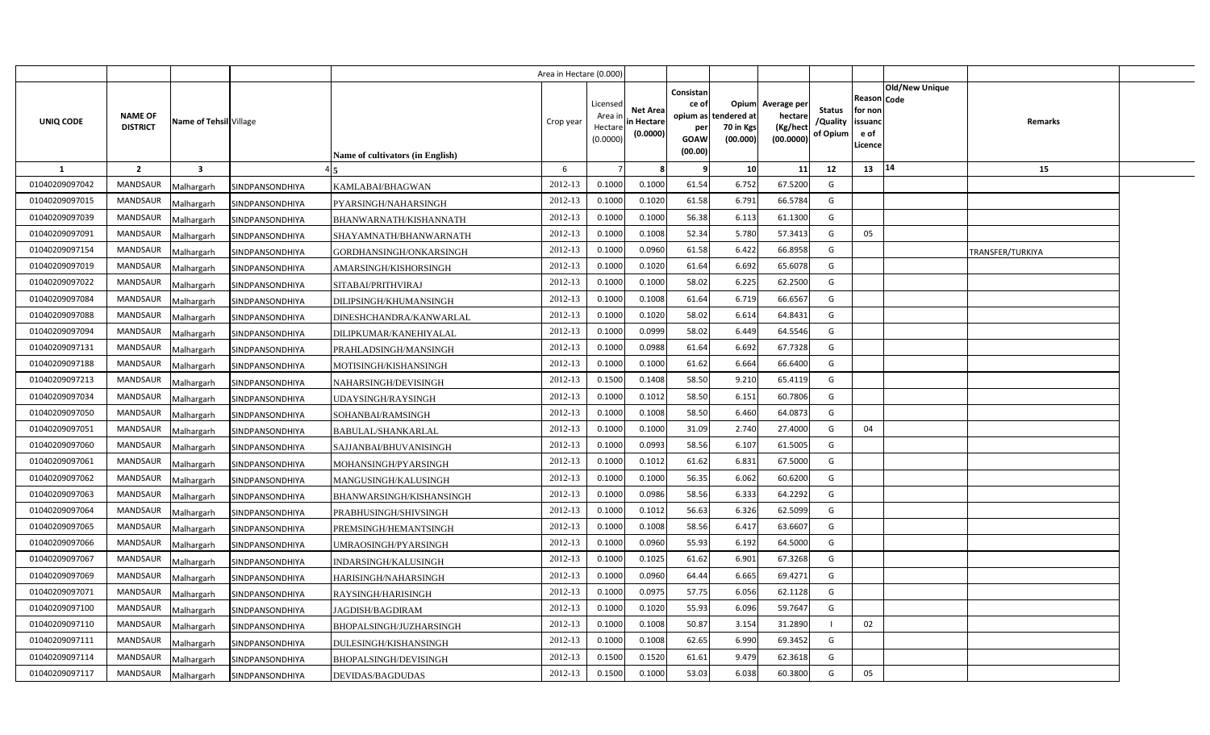| UNIQ CODE | NAME OF DISTRICT | Name of Tehsil | Village | Name of cultivators (in English) | Crop year | Licensed Area in Hectare (0.0000) | Net Area in Hectare (0.0000) | Consistance of opium as per GOAW (00.00) | Opium tendered at 70 in Kgs (00.000) | Average per hectare (Kg/hect (00.0000) | Status /Quality of Opium | Reason for non issuance of Licence | Code | Old/New Unique | Remarks |
|---|---|---|---|---|---|---|---|---|---|---|---|---|---|---|---|
| 1 | 2 | 3 | 4 | 5 | 6 | 7 | 8 | 9 | 10 | 11 | 12 | 13 | 14 | | 15 |
| 01040209097042 | MANDSAUR | Malhargarh | SINDPANSONDHIYA | KAMLABAI/BHAGWAN | 2012-13 | 0.1000 | 0.1000 | 61.54 | 6.752 | 67.5200 | G | | | | |
| 01040209097015 | MANDSAUR | Malhargarh | SINDPANSONDHIYA | PYARSINGH/NAHARSINGH | 2012-13 | 0.1000 | 0.1020 | 61.58 | 6.791 | 66.5784 | G | | | | |
| 01040209097039 | MANDSAUR | Malhargarh | SINDPANSONDHIYA | BHANWARNATH/KISHANNATH | 2012-13 | 0.1000 | 0.1000 | 56.38 | 6.113 | 61.1300 | G | | | | |
| 01040209097091 | MANDSAUR | Malhargarh | SINDPANSONDHIYA | SHAYAMNATH/BHANWARNATH | 2012-13 | 0.1000 | 0.1008 | 52.34 | 5.780 | 57.3413 | G | 05 | | | |
| 01040209097154 | MANDSAUR | Malhargarh | SINDPANSONDHIYA | GORDHANSINGH/ONKARSINGH | 2012-13 | 0.1000 | 0.0960 | 61.58 | 6.422 | 66.8958 | G | | | | TRANSFER/TURKIYA |
| 01040209097019 | MANDSAUR | Malhargarh | SINDPANSONDHIYA | AMARSINGH/KISHORSINGH | 2012-13 | 0.1000 | 0.1020 | 61.64 | 6.692 | 65.6078 | G | | | | |
| 01040209097022 | MANDSAUR | Malhargarh | SINDPANSONDHIYA | SITABAI/PRITHVIRAJ | 2012-13 | 0.1000 | 0.1000 | 58.02 | 6.225 | 62.2500 | G | | | | |
| 01040209097084 | MANDSAUR | Malhargarh | SINDPANSONDHIYA | DILIPSINGH/KHUMANSINGH | 2012-13 | 0.1000 | 0.1008 | 61.64 | 6.719 | 66.6567 | G | | | | |
| 01040209097088 | MANDSAUR | Malhargarh | SINDPANSONDHIYA | DINESHCHANDRA/KANWARLAL | 2012-13 | 0.1000 | 0.1020 | 58.02 | 6.614 | 64.8431 | G | | | | |
| 01040209097094 | MANDSAUR | Malhargarh | SINDPANSONDHIYA | DILIPKUMAR/KANEHIYALAL | 2012-13 | 0.1000 | 0.0999 | 58.02 | 6.449 | 64.5546 | G | | | | |
| 01040209097131 | MANDSAUR | Malhargarh | SINDPANSONDHIYA | PRAHLADSINGH/MANSINGH | 2012-13 | 0.1000 | 0.0988 | 61.64 | 6.692 | 67.7328 | G | | | | |
| 01040209097188 | MANDSAUR | Malhargarh | SINDPANSONDHIYA | MOTISINGH/KISHANSINGH | 2012-13 | 0.1000 | 0.1000 | 61.62 | 6.664 | 66.6400 | G | | | | |
| 01040209097213 | MANDSAUR | Malhargarh | SINDPANSONDHIYA | NAHARSINGH/DEVISINGH | 2012-13 | 0.1500 | 0.1408 | 58.50 | 9.210 | 65.4119 | G | | | | |
| 01040209097034 | MANDSAUR | Malhargarh | SINDPANSONDHIYA | UDAYSINGH/RAYSINGH | 2012-13 | 0.1000 | 0.1012 | 58.50 | 6.151 | 60.7806 | G | | | | |
| 01040209097050 | MANDSAUR | Malhargarh | SINDPANSONDHIYA | SOHANBAI/RAMSINGH | 2012-13 | 0.1000 | 0.1008 | 58.50 | 6.460 | 64.0873 | G | | | | |
| 01040209097051 | MANDSAUR | Malhargarh | SINDPANSONDHIYA | BABULAL/SHANKARLAL | 2012-13 | 0.1000 | 0.1000 | 31.09 | 2.740 | 27.4000 | G | 04 | | | |
| 01040209097060 | MANDSAUR | Malhargarh | SINDPANSONDHIYA | SAJJANBAI/BHUVANISINGH | 2012-13 | 0.1000 | 0.0993 | 58.56 | 6.107 | 61.5005 | G | | | | |
| 01040209097061 | MANDSAUR | Malhargarh | SINDPANSONDHIYA | MOHANSINGH/PYARSINGH | 2012-13 | 0.1000 | 0.1012 | 61.62 | 6.831 | 67.5000 | G | | | | |
| 01040209097062 | MANDSAUR | Malhargarh | SINDPANSONDHIYA | MANGUSINGH/KALUSINGH | 2012-13 | 0.1000 | 0.1000 | 56.35 | 6.062 | 60.6200 | G | | | | |
| 01040209097063 | MANDSAUR | Malhargarh | SINDPANSONDHIYA | BHANWARSINGH/KISHANSINGH | 2012-13 | 0.1000 | 0.0986 | 58.56 | 6.333 | 64.2292 | G | | | | |
| 01040209097064 | MANDSAUR | Malhargarh | SINDPANSONDHIYA | PRABHUSINGH/SHIVSINGH | 2012-13 | 0.1000 | 0.1012 | 56.63 | 6.326 | 62.5099 | G | | | | |
| 01040209097065 | MANDSAUR | Malhargarh | SINDPANSONDHIYA | PREMSINGH/HEMANTSINGH | 2012-13 | 0.1000 | 0.1008 | 58.56 | 6.417 | 63.6607 | G | | | | |
| 01040209097066 | MANDSAUR | Malhargarh | SINDPANSONDHIYA | UMRAOSINGH/PYARSINGH | 2012-13 | 0.1000 | 0.0960 | 55.93 | 6.192 | 64.5000 | G | | | | |
| 01040209097067 | MANDSAUR | Malhargarh | SINDPANSONDHIYA | INDARSINGH/KALUSINGH | 2012-13 | 0.1000 | 0.1025 | 61.62 | 6.901 | 67.3268 | G | | | | |
| 01040209097069 | MANDSAUR | Malhargarh | SINDPANSONDHIYA | HARISINGH/NAHARSINGH | 2012-13 | 0.1000 | 0.0960 | 64.44 | 6.665 | 69.4271 | G | | | | |
| 01040209097071 | MANDSAUR | Malhargarh | SINDPANSONDHIYA | RAYSINGH/HARISINGH | 2012-13 | 0.1000 | 0.0975 | 57.75 | 6.056 | 62.1128 | G | | | | |
| 01040209097100 | MANDSAUR | Malhargarh | SINDPANSONDHIYA | JAGDISH/BAGDIRAM | 2012-13 | 0.1000 | 0.1020 | 55.93 | 6.096 | 59.7647 | G | | | | |
| 01040209097110 | MANDSAUR | Malhargarh | SINDPANSONDHIYA | BHOPALSINGH/JUZHARSINGH | 2012-13 | 0.1000 | 0.1008 | 50.87 | 3.154 | 31.2890 | I | 02 | | | |
| 01040209097111 | MANDSAUR | Malhargarh | SINDPANSONDHIYA | DULESINGH/KISHANSINGH | 2012-13 | 0.1000 | 0.1008 | 62.65 | 6.990 | 69.3452 | G | | | | |
| 01040209097114 | MANDSAUR | Malhargarh | SINDPANSONDHIYA | BHOPALSINGH/DEVISINGH | 2012-13 | 0.1500 | 0.1520 | 61.61 | 9.479 | 62.3618 | G | | | | |
| 01040209097117 | MANDSAUR | Malhargarh | SINDPANSONDHIYA | DEVIDAS/BAGDUDAS | 2012-13 | 0.1500 | 0.1000 | 53.03 | 6.038 | 60.3800 | G | 05 | | | |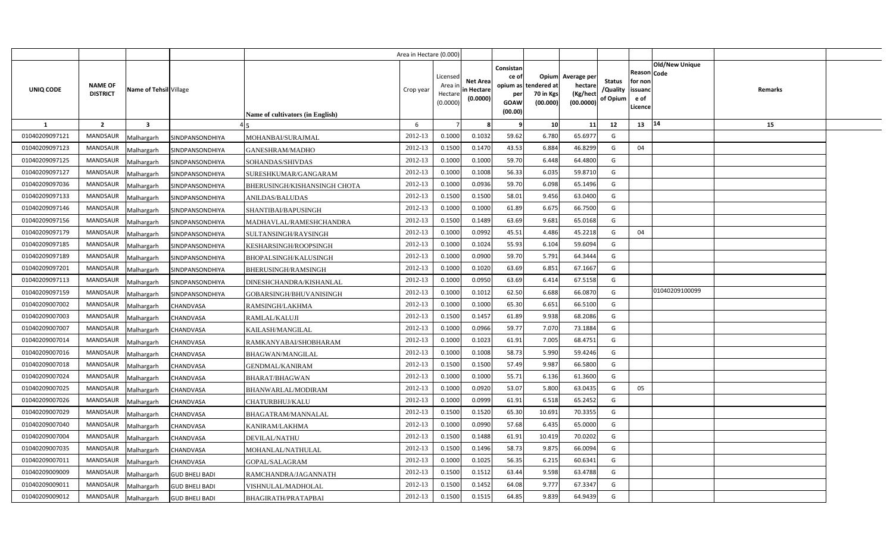| UNIQ CODE | NAME OF DISTRICT | Name of Tehsil | Village | Name of cultivators (in English) | Crop year | Licensed Area in Hectare (0.0000) | Net Area in Hectare (0.0000) | Consistance of opium as per GOAW (00.00) | Opium tendered at 70 in Kgs (00.000) | Average per hectare (Kg/hect (00.0000) | Status /Quality of Opium | Reason for non issuance of Licence | Code | Old/New Unique Code | Remarks |
|---|---|---|---|---|---|---|---|---|---|---|---|---|---|---|---|
| 1 | 2 | 3 | 4 | 5 | 6 | 7 | 8 | 9 | 10 | 11 | 12 | 13 | | 14 | 15 |
| 01040209097121 | MANDSAUR | Malhargarh | SINDPANSONDHIYA | MOHANBAI/SURAJMAL | 2012-13 | 0.1000 | 0.1032 | 59.62 | 6.780 | 65.6977 | G | | | | |
| 01040209097123 | MANDSAUR | Malhargarh | SINDPANSONDHIYA | GANESHRAM/MADHO | 2012-13 | 0.1500 | 0.1470 | 43.53 | 6.884 | 46.8299 | G | 04 | | | |
| 01040209097125 | MANDSAUR | Malhargarh | SINDPANSONDHIYA | SOHANDAS/SHIVDAS | 2012-13 | 0.1000 | 0.1000 | 59.70 | 6.448 | 64.4800 | G | | | | |
| 01040209097127 | MANDSAUR | Malhargarh | SINDPANSONDHIYA | SURESHKUMAR/GANGARAM | 2012-13 | 0.1000 | 0.1008 | 56.33 | 6.035 | 59.8710 | G | | | | |
| 01040209097036 | MANDSAUR | Malhargarh | SINDPANSONDHIYA | BHERUSINGH/KISHANSINGH CHOTA | 2012-13 | 0.1000 | 0.0936 | 59.70 | 6.098 | 65.1496 | G | | | | |
| 01040209097133 | MANDSAUR | Malhargarh | SINDPANSONDHIYA | ANILDAS/BALUDAS | 2012-13 | 0.1500 | 0.1500 | 58.01 | 9.456 | 63.0400 | G | | | | |
| 01040209097146 | MANDSAUR | Malhargarh | SINDPANSONDHIYA | SHANTIBAI/BAPUSINGH | 2012-13 | 0.1000 | 0.1000 | 61.89 | 6.675 | 66.7500 | G | | | | |
| 01040209097156 | MANDSAUR | Malhargarh | SINDPANSONDHIYA | MADHAVLAL/RAMESHCHANDRA | 2012-13 | 0.1500 | 0.1489 | 63.69 | 9.681 | 65.0168 | G | | | | |
| 01040209097179 | MANDSAUR | Malhargarh | SINDPANSONDHIYA | SULTANSINGH/RAYSINGH | 2012-13 | 0.1000 | 0.0992 | 45.51 | 4.486 | 45.2218 | G | 04 | | | |
| 01040209097185 | MANDSAUR | Malhargarh | SINDPANSONDHIYA | KESHARSINGH/ROOPSINGH | 2012-13 | 0.1000 | 0.1024 | 55.93 | 6.104 | 59.6094 | G | | | | |
| 01040209097189 | MANDSAUR | Malhargarh | SINDPANSONDHIYA | BHOPALSINGH/KALUSINGH | 2012-13 | 0.1000 | 0.0900 | 59.70 | 5.791 | 64.3444 | G | | | | |
| 01040209097201 | MANDSAUR | Malhargarh | SINDPANSONDHIYA | BHERUSINGH/RAMSINGH | 2012-13 | 0.1000 | 0.1020 | 63.69 | 6.851 | 67.1667 | G | | | | |
| 01040209097113 | MANDSAUR | Malhargarh | SINDPANSONDHIYA | DINESHCHANDRA/KISHANLAL | 2012-13 | 0.1000 | 0.0950 | 63.69 | 6.414 | 67.5158 | G | | | | |
| 01040209097159 | MANDSAUR | Malhargarh | SINDPANSONDHIYA | GOBARSINGH/BHUVANISINGH | 2012-13 | 0.1000 | 0.1012 | 62.50 | 6.688 | 66.0870 | G | | | 01040209100099 | |
| 01040209007002 | MANDSAUR | Malhargarh | CHANDVASA | RAMSINGH/LAKHMA | 2012-13 | 0.1000 | 0.1000 | 65.30 | 6.651 | 66.5100 | G | | | | |
| 01040209007003 | MANDSAUR | Malhargarh | CHANDVASA | RAMLAL/KALUJI | 2012-13 | 0.1500 | 0.1457 | 61.89 | 9.938 | 68.2086 | G | | | | |
| 01040209007007 | MANDSAUR | Malhargarh | CHANDVASA | KAILASH/MANGILAL | 2012-13 | 0.1000 | 0.0966 | 59.77 | 7.070 | 73.1884 | G | | | | |
| 01040209007014 | MANDSAUR | Malhargarh | CHANDVASA | RAMKANYABAI/SHOBHARAM | 2012-13 | 0.1000 | 0.1023 | 61.91 | 7.005 | 68.4751 | G | | | | |
| 01040209007016 | MANDSAUR | Malhargarh | CHANDVASA | BHAGWAN/MANGILAL | 2012-13 | 0.1000 | 0.1008 | 58.73 | 5.990 | 59.4246 | G | | | | |
| 01040209007018 | MANDSAUR | Malhargarh | CHANDVASA | GENDMAL/KANIRAM | 2012-13 | 0.1500 | 0.1500 | 57.49 | 9.987 | 66.5800 | G | | | | |
| 01040209007024 | MANDSAUR | Malhargarh | CHANDVASA | BHARAT/BHAGWAN | 2012-13 | 0.1000 | 0.1000 | 55.71 | 6.136 | 61.3600 | G | | | | |
| 01040209007025 | MANDSAUR | Malhargarh | CHANDVASA | BHANWARLAL/MODIRAM | 2012-13 | 0.1000 | 0.0920 | 53.07 | 5.800 | 63.0435 | G | 05 | | | |
| 01040209007026 | MANDSAUR | Malhargarh | CHANDVASA | CHATURBHUJ/KALU | 2012-13 | 0.1000 | 0.0999 | 61.91 | 6.518 | 65.2452 | G | | | | |
| 01040209007029 | MANDSAUR | Malhargarh | CHANDVASA | BHAGATRAM/MANNALAL | 2012-13 | 0.1500 | 0.1520 | 65.30 | 10.691 | 70.3355 | G | | | | |
| 01040209007040 | MANDSAUR | Malhargarh | CHANDVASA | KANIRAM/LAKHMA | 2012-13 | 0.1000 | 0.0990 | 57.68 | 6.435 | 65.0000 | G | | | | |
| 01040209007004 | MANDSAUR | Malhargarh | CHANDVASA | DEVILAL/NATHU | 2012-13 | 0.1500 | 0.1488 | 61.91 | 10.419 | 70.0202 | G | | | | |
| 01040209007035 | MANDSAUR | Malhargarh | CHANDVASA | MOHANLAL/NATHULAL | 2012-13 | 0.1500 | 0.1496 | 58.73 | 9.875 | 66.0094 | G | | | | |
| 01040209007011 | MANDSAUR | Malhargarh | CHANDVASA | GOPAL/SALAGRAM | 2012-13 | 0.1000 | 0.1025 | 56.35 | 6.215 | 60.6341 | G | | | | |
| 01040209009009 | MANDSAUR | Malhargarh | GUD BHELI BADI | RAMCHANDRA/JAGANNATH | 2012-13 | 0.1500 | 0.1512 | 63.44 | 9.598 | 63.4788 | G | | | | |
| 01040209009011 | MANDSAUR | Malhargarh | GUD BHELI BADI | VISHNULAL/MADHOLAL | 2012-13 | 0.1500 | 0.1452 | 64.08 | 9.777 | 67.3347 | G | | | | |
| 01040209009012 | MANDSAUR | Malhargarh | GUD BHELI BADI | BHAGIRATH/PRATAPBAI | 2012-13 | 0.1500 | 0.1515 | 64.85 | 9.839 | 64.9439 | G | | | | |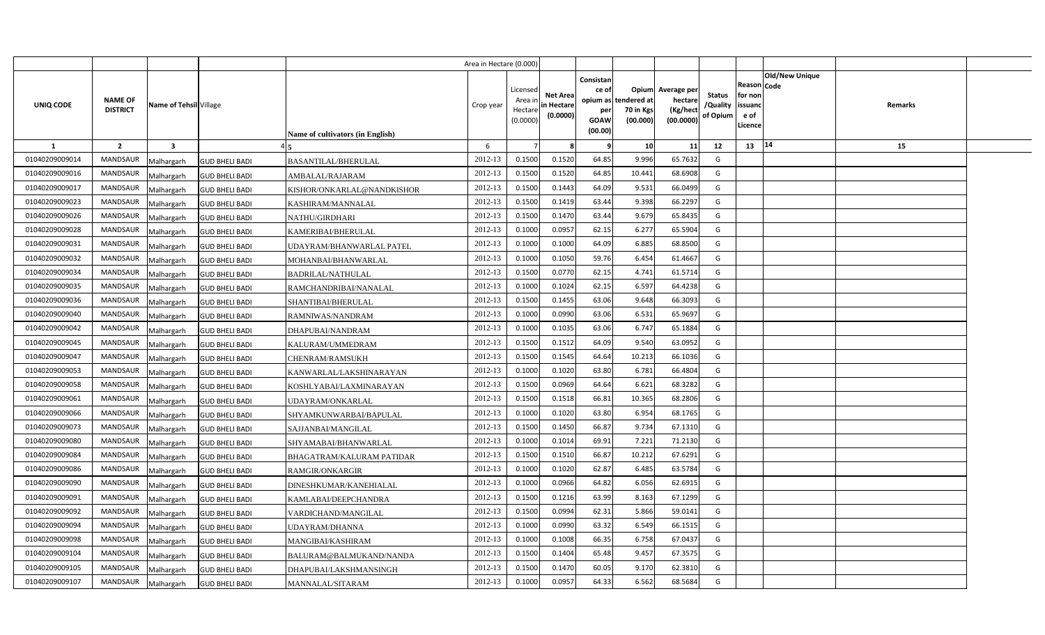| | | | | | Area in Hectare (0.000) | | | | | | | | | | |
|---|---|---|---|---|---|---|---|---|---|---|---|---|---|---|---|
| UNIQ CODE | NAME OF DISTRICT | Name of Tehsil | Village | Name of cultivators (in English) | Crop year | Licensed Area in Hectare (0.0000) | Net Area in Hectare (0.0000) | Consistance of opium as per GOAW (00.00) | Opium tendered at 70 in Kgs (00.000) | Average per hectare (Kg/hect (00.0000) | Status /Quality of Opium | Reason for non issuance of Licence | Code | Old/New Unique | Remarks |
| 1 | 2 | 3 | 4 | 5 | 6 | 7 | 8 | 9 | 10 | 11 | 12 | 13 | 14 | | 15 |
| 01040209009014 | MANDSAUR | Malhargarh | GUD BHELI BADI | BASANTILAL/BHERULAL | 2012-13 | 0.1500 | 0.1520 | 64.85 | 9.996 | 65.7632 | G | | | | |
| 01040209009016 | MANDSAUR | Malhargarh | GUD BHELI BADI | AMBALAL/RAJARAM | 2012-13 | 0.1500 | 0.1520 | 64.85 | 10.441 | 68.6908 | G | | | | |
| 01040209009017 | MANDSAUR | Malhargarh | GUD BHELI BADI | KISHOR/ONKARLAL@NANDKISHOR | 2012-13 | 0.1500 | 0.1443 | 64.09 | 9.531 | 66.0499 | G | | | | |
| 01040209009023 | MANDSAUR | Malhargarh | GUD BHELI BADI | KASHIRAM/MANNALAL | 2012-13 | 0.1500 | 0.1419 | 63.44 | 9.398 | 66.2297 | G | | | | |
| 01040209009026 | MANDSAUR | Malhargarh | GUD BHELI BADI | NATHU/GIRDHARI | 2012-13 | 0.1500 | 0.1470 | 63.44 | 9.679 | 65.8435 | G | | | | |
| 01040209009028 | MANDSAUR | Malhargarh | GUD BHELI BADI | KAMERIBAI/BHERULAL | 2012-13 | 0.1000 | 0.0957 | 62.15 | 6.277 | 65.5904 | G | | | | |
| 01040209009031 | MANDSAUR | Malhargarh | GUD BHELI BADI | UDAYRAM/BHANWARLAL PATEL | 2012-13 | 0.1000 | 0.1000 | 64.09 | 6.885 | 68.8500 | G | | | | |
| 01040209009032 | MANDSAUR | Malhargarh | GUD BHELI BADI | MOHANBAI/BHANWARLAL | 2012-13 | 0.1000 | 0.1050 | 59.76 | 6.454 | 61.4667 | G | | | | |
| 01040209009034 | MANDSAUR | Malhargarh | GUD BHELI BADI | BADRILAL/NATHULAL | 2012-13 | 0.1500 | 0.0770 | 62.15 | 4.741 | 61.5714 | G | | | | |
| 01040209009035 | MANDSAUR | Malhargarh | GUD BHELI BADI | RAMCHANDRIBAI/NANALAL | 2012-13 | 0.1000 | 0.1024 | 62.15 | 6.597 | 64.4238 | G | | | | |
| 01040209009036 | MANDSAUR | Malhargarh | GUD BHELI BADI | SHANTIBAI/BHERULAL | 2012-13 | 0.1500 | 0.1455 | 63.06 | 9.648 | 66.3093 | G | | | | |
| 01040209009040 | MANDSAUR | Malhargarh | GUD BHELI BADI | RAMNIWAS/NANDRAM | 2012-13 | 0.1000 | 0.0990 | 63.06 | 6.531 | 65.9697 | G | | | | |
| 01040209009042 | MANDSAUR | Malhargarh | GUD BHELI BADI | DHAPUBAI/NANDRAM | 2012-13 | 0.1000 | 0.1035 | 63.06 | 6.747 | 65.1884 | G | | | | |
| 01040209009045 | MANDSAUR | Malhargarh | GUD BHELI BADI | KALURAM/UMMEDRAM | 2012-13 | 0.1500 | 0.1512 | 64.09 | 9.540 | 63.0952 | G | | | | |
| 01040209009047 | MANDSAUR | Malhargarh | GUD BHELI BADI | CHENRAM/RAMSUKH | 2012-13 | 0.1500 | 0.1545 | 64.64 | 10.213 | 66.1036 | G | | | | |
| 01040209009053 | MANDSAUR | Malhargarh | GUD BHELI BADI | KANWARLAL/LAKSHINARAYAN | 2012-13 | 0.1000 | 0.1020 | 63.80 | 6.781 | 66.4804 | G | | | | |
| 01040209009058 | MANDSAUR | Malhargarh | GUD BHELI BADI | KOSHLYABAI/LAXMINARAYAN | 2012-13 | 0.1500 | 0.0969 | 64.64 | 6.621 | 68.3282 | G | | | | |
| 01040209009061 | MANDSAUR | Malhargarh | GUD BHELI BADI | UDAYRAM/ONKARLAL | 2012-13 | 0.1500 | 0.1518 | 66.81 | 10.365 | 68.2806 | G | | | | |
| 01040209009066 | MANDSAUR | Malhargarh | GUD BHELI BADI | SHYAMKUNWARBAI/BAPULAL | 2012-13 | 0.1000 | 0.1020 | 63.80 | 6.954 | 68.1765 | G | | | | |
| 01040209009073 | MANDSAUR | Malhargarh | GUD BHELI BADI | SAJJANBAI/MANGILAL | 2012-13 | 0.1500 | 0.1450 | 66.87 | 9.734 | 67.1310 | G | | | | |
| 01040209009080 | MANDSAUR | Malhargarh | GUD BHELI BADI | SHYAMABAI/BHANWARLAL | 2012-13 | 0.1000 | 0.1014 | 69.91 | 7.221 | 71.2130 | G | | | | |
| 01040209009084 | MANDSAUR | Malhargarh | GUD BHELI BADI | BHAGATRAM/KALURAM PATIDAR | 2012-13 | 0.1500 | 0.1510 | 66.87 | 10.212 | 67.6291 | G | | | | |
| 01040209009086 | MANDSAUR | Malhargarh | GUD BHELI BADI | RAMGIR/ONKARGIR | 2012-13 | 0.1000 | 0.1020 | 62.87 | 6.485 | 63.5784 | G | | | | |
| 01040209009090 | MANDSAUR | Malhargarh | GUD BHELI BADI | DINESHKUMAR/KANEHIALAL | 2012-13 | 0.1000 | 0.0966 | 64.82 | 6.056 | 62.6915 | G | | | | |
| 01040209009091 | MANDSAUR | Malhargarh | GUD BHELI BADI | KAMLABAI/DEEPCHANDRA | 2012-13 | 0.1500 | 0.1216 | 63.99 | 8.163 | 67.1299 | G | | | | |
| 01040209009092 | MANDSAUR | Malhargarh | GUD BHELI BADI | VARDICHAND/MANGILAL | 2012-13 | 0.1500 | 0.0994 | 62.31 | 5.866 | 59.0141 | G | | | | |
| 01040209009094 | MANDSAUR | Malhargarh | GUD BHELI BADI | UDAYRAM/DHANNA | 2012-13 | 0.1000 | 0.0990 | 63.32 | 6.549 | 66.1515 | G | | | | |
| 01040209009098 | MANDSAUR | Malhargarh | GUD BHELI BADI | MANGIBAI/KASHIRAM | 2012-13 | 0.1000 | 0.1008 | 66.35 | 6.758 | 67.0437 | G | | | | |
| 01040209009104 | MANDSAUR | Malhargarh | GUD BHELI BADI | BALURAM@BALMUKAND/NANDA | 2012-13 | 0.1500 | 0.1404 | 65.48 | 9.457 | 67.3575 | G | | | | |
| 01040209009105 | MANDSAUR | Malhargarh | GUD BHELI BADI | DHAPUBAI/LAKSHMANSINGH | 2012-13 | 0.1500 | 0.1470 | 60.05 | 9.170 | 62.3810 | G | | | | |
| 01040209009107 | MANDSAUR | Malhargarh | GUD BHELI BADI | MANNALAL/SITARAM | 2012-13 | 0.1000 | 0.0957 | 64.33 | 6.562 | 68.5684 | G | | | | |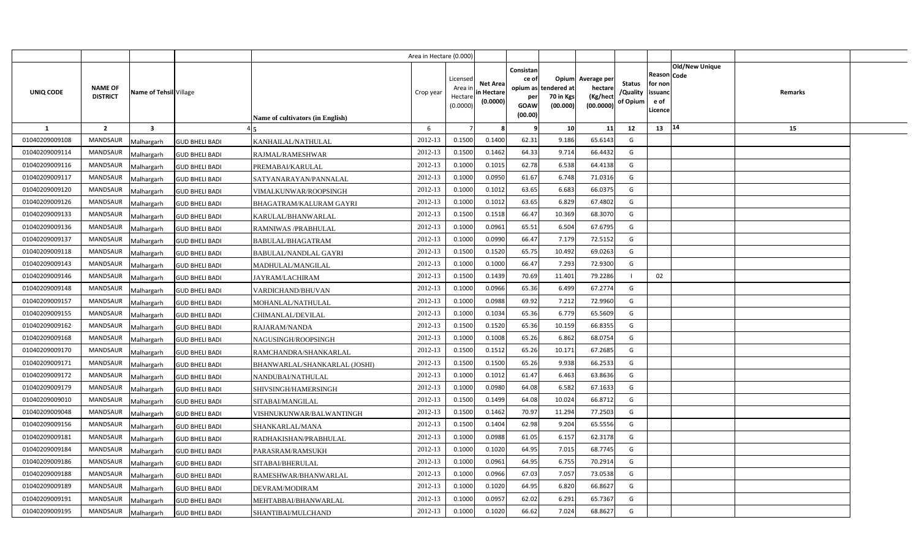| UNIQ CODE | NAME OF DISTRICT | Name of Tehsil | Village | Name of cultivators (in English) | Crop year | Licensed Area in Hectare (0.0000) | Net Area in Hectare (0.0000) | Consistance of opium as per GOAW (00.00) | Opium tendered at 70 in Kgs (00.000) | Average per hectare (Kg/hect (00.0000) | Status /Quality of Opium | Reason for non issuance of Licence | Old/New Unique Code | Remarks |
|---|---|---|---|---|---|---|---|---|---|---|---|---|---|---|
| 1 | 2 | 3 | 4 | 5 | 6 | 7 | 8 | 9 | 10 | 11 | 12 | 13 | 14 | 15 |
| 01040209009108 | MANDSAUR | Malhargarh | GUD BHELI BADI | KANHAILAL/NATHULAL | 2012-13 | 0.1500 | 0.1400 | 62.31 | 9.186 | 65.6143 | G | | | |
| 01040209009114 | MANDSAUR | Malhargarh | GUD BHELI BADI | RAJMAL/RAMESHWAR | 2012-13 | 0.1500 | 0.1462 | 64.33 | 9.714 | 66.4432 | G | | | |
| 01040209009116 | MANDSAUR | Malhargarh | GUD BHELI BADI | PREMABAI/KARULAL | 2012-13 | 0.1000 | 0.1015 | 62.78 | 6.538 | 64.4138 | G | | | |
| 01040209009117 | MANDSAUR | Malhargarh | GUD BHELI BADI | SATYANARAYAN/PANNALAL | 2012-13 | 0.1000 | 0.0950 | 61.67 | 6.748 | 71.0316 | G | | | |
| 01040209009120 | MANDSAUR | Malhargarh | GUD BHELI BADI | VIMALKUNWAR/ROOPSINGH | 2012-13 | 0.1000 | 0.1012 | 63.65 | 6.683 | 66.0375 | G | | | |
| 01040209009126 | MANDSAUR | Malhargarh | GUD BHELI BADI | BHAGATRAM/KALURAM GAYRI | 2012-13 | 0.1000 | 0.1012 | 63.65 | 6.829 | 67.4802 | G | | | |
| 01040209009133 | MANDSAUR | Malhargarh | GUD BHELI BADI | KARULAL/BHANWARLAL | 2012-13 | 0.1500 | 0.1518 | 66.47 | 10.369 | 68.3070 | G | | | |
| 01040209009136 | MANDSAUR | Malhargarh | GUD BHELI BADI | RAMNIWAS /PRABHULAL | 2012-13 | 0.1000 | 0.0961 | 65.51 | 6.504 | 67.6795 | G | | | |
| 01040209009137 | MANDSAUR | Malhargarh | GUD BHELI BADI | BABULAL/BHAGATRAM | 2012-13 | 0.1000 | 0.0990 | 66.47 | 7.179 | 72.5152 | G | | | |
| 01040209009118 | MANDSAUR | Malhargarh | GUD BHELI BADI | BABULAL/NANDLAL GAYRI | 2012-13 | 0.1500 | 0.1520 | 65.75 | 10.492 | 69.0263 | G | | | |
| 01040209009143 | MANDSAUR | Malhargarh | GUD BHELI BADI | MADHULAL/MANGILAL | 2012-13 | 0.1000 | 0.1000 | 66.47 | 7.293 | 72.9300 | G | | | |
| 01040209009146 | MANDSAUR | Malhargarh | GUD BHELI BADI | JAYRAM/LACHIRAM | 2012-13 | 0.1500 | 0.1439 | 70.69 | 11.401 | 79.2286 | I | 02 | | |
| 01040209009148 | MANDSAUR | Malhargarh | GUD BHELI BADI | VARDICHAND/BHUVAN | 2012-13 | 0.1000 | 0.0966 | 65.36 | 6.499 | 67.2774 | G | | | |
| 01040209009157 | MANDSAUR | Malhargarh | GUD BHELI BADI | MOHANLAL/NATHULAL | 2012-13 | 0.1000 | 0.0988 | 69.92 | 7.212 | 72.9960 | G | | | |
| 01040209009155 | MANDSAUR | Malhargarh | GUD BHELI BADI | CHIMANLAL/DEVILAL | 2012-13 | 0.1000 | 0.1034 | 65.36 | 6.779 | 65.5609 | G | | | |
| 01040209009162 | MANDSAUR | Malhargarh | GUD BHELI BADI | RAJARAM/NANDA | 2012-13 | 0.1500 | 0.1520 | 65.36 | 10.159 | 66.8355 | G | | | |
| 01040209009168 | MANDSAUR | Malhargarh | GUD BHELI BADI | NAGUSINGH/ROOPSINGH | 2012-13 | 0.1000 | 0.1008 | 65.26 | 6.862 | 68.0754 | G | | | |
| 01040209009170 | MANDSAUR | Malhargarh | GUD BHELI BADI | RAMCHANDRA/SHANKARLAL | 2012-13 | 0.1500 | 0.1512 | 65.26 | 10.171 | 67.2685 | G | | | |
| 01040209009171 | MANDSAUR | Malhargarh | GUD BHELI BADI | BHANWARLAL/SHANKARLAL (JOSHI) | 2012-13 | 0.1500 | 0.1500 | 65.26 | 9.938 | 66.2533 | G | | | |
| 01040209009172 | MANDSAUR | Malhargarh | GUD BHELI BADI | NANDUBAI/NATHULAL | 2012-13 | 0.1000 | 0.1012 | 61.47 | 6.463 | 63.8636 | G | | | |
| 01040209009179 | MANDSAUR | Malhargarh | GUD BHELI BADI | SHIVSINGH/HAMERSINGH | 2012-13 | 0.1000 | 0.0980 | 64.08 | 6.582 | 67.1633 | G | | | |
| 01040209009010 | MANDSAUR | Malhargarh | GUD BHELI BADI | SITABAI/MANGILAL | 2012-13 | 0.1500 | 0.1499 | 64.08 | 10.024 | 66.8712 | G | | | |
| 01040209009048 | MANDSAUR | Malhargarh | GUD BHELI BADI | VISHNUKUNWAR/BALWANTINGH | 2012-13 | 0.1500 | 0.1462 | 70.97 | 11.294 | 77.2503 | G | | | |
| 01040209009156 | MANDSAUR | Malhargarh | GUD BHELI BADI | SHANKARLAL/MANA | 2012-13 | 0.1500 | 0.1404 | 62.98 | 9.204 | 65.5556 | G | | | |
| 01040209009181 | MANDSAUR | Malhargarh | GUD BHELI BADI | RADHAKISHAN/PRABHULAL | 2012-13 | 0.1000 | 0.0988 | 61.05 | 6.157 | 62.3178 | G | | | |
| 01040209009184 | MANDSAUR | Malhargarh | GUD BHELI BADI | PARASRAM/RAMSUKH | 2012-13 | 0.1000 | 0.1020 | 64.95 | 7.015 | 68.7745 | G | | | |
| 01040209009186 | MANDSAUR | Malhargarh | GUD BHELI BADI | SITABAI/BHERULAL | 2012-13 | 0.1000 | 0.0961 | 64.95 | 6.755 | 70.2914 | G | | | |
| 01040209009188 | MANDSAUR | Malhargarh | GUD BHELI BADI | RAMESHWAR/BHANWARLAL | 2012-13 | 0.1000 | 0.0966 | 67.03 | 7.057 | 73.0538 | G | | | |
| 01040209009189 | MANDSAUR | Malhargarh | GUD BHELI BADI | DEVRAM/MODIRAM | 2012-13 | 0.1000 | 0.1020 | 64.95 | 6.820 | 66.8627 | G | | | |
| 01040209009191 | MANDSAUR | Malhargarh | GUD BHELI BADI | MEHTABBAI/BHANWARLAL | 2012-13 | 0.1000 | 0.0957 | 62.02 | 6.291 | 65.7367 | G | | | |
| 01040209009195 | MANDSAUR | Malhargarh | GUD BHELI BADI | SHANTIBAI/MULCHAND | 2012-13 | 0.1000 | 0.1020 | 66.62 | 7.024 | 68.8627 | G | | | |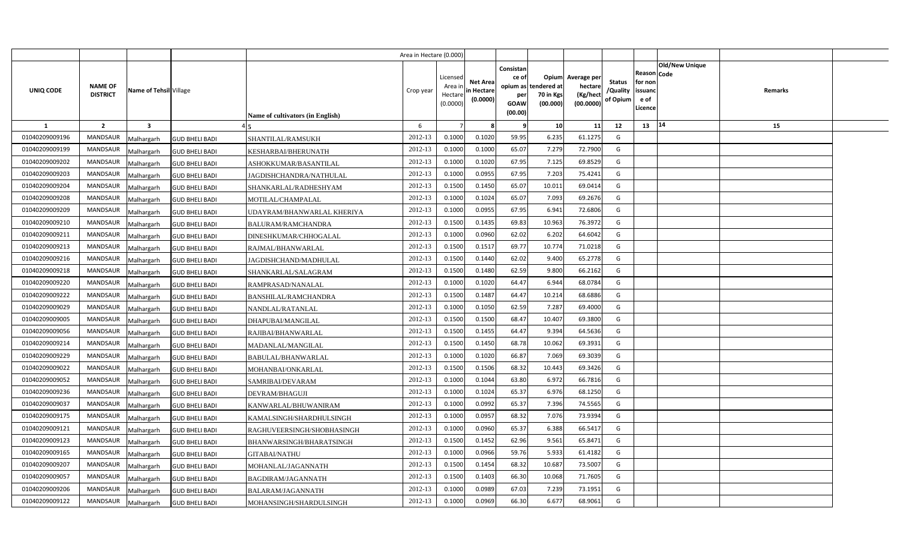| UNIQ CODE | NAME OF DISTRICT | Name of Tehsil | Village | Name of cultivators (in English) | Crop year | Licensed Area in Hectare (0.0000) | Net Area in Hectare (0.0000) | Consistance of opium as per GOAW (00.00) | Opium tendered at 70 in Kgs (00.000) | Average per hectare (Kg/hect) (00.0000) | Status /Quality of Opium | Reason for non issuance of Licence | Code | Old/New Unique | Remarks |
|---|---|---|---|---|---|---|---|---|---|---|---|---|---|---|---|
| 1 | 2 | 3 | 4 | 5 | 6 | 7 | 8 | 9 | 10 | 11 | 12 | 13 | 14 | | 15 |
| 01040209009196 | MANDSAUR | Malhargarh | GUD BHELI BADI | SHANTILAL/RAMSUKH | 2012-13 | 0.1000 | 0.1020 | 59.95 | 6.235 | 61.1275 | G | | | | |
| 01040209009199 | MANDSAUR | Malhargarh | GUD BHELI BADI | KESHARBAI/BHERUNATH | 2012-13 | 0.1000 | 0.1000 | 65.07 | 7.279 | 72.7900 | G | | | | |
| 01040209009202 | MANDSAUR | Malhargarh | GUD BHELI BADI | ASHOKKUMAR/BASANTILAL | 2012-13 | 0.1000 | 0.1020 | 67.95 | 7.125 | 69.8529 | G | | | | |
| 01040209009203 | MANDSAUR | Malhargarh | GUD BHELI BADI | JAGDISHCHANDRA/NATHULAL | 2012-13 | 0.1000 | 0.0955 | 67.95 | 7.203 | 75.4241 | G | | | | |
| 01040209009204 | MANDSAUR | Malhargarh | GUD BHELI BADI | SHANKARLAL/RADHESHYAM | 2012-13 | 0.1500 | 0.1450 | 65.07 | 10.011 | 69.0414 | G | | | | |
| 01040209009208 | MANDSAUR | Malhargarh | GUD BHELI BADI | MOTILAL/CHAMPALAL | 2012-13 | 0.1000 | 0.1024 | 65.07 | 7.093 | 69.2676 | G | | | | |
| 01040209009209 | MANDSAUR | Malhargarh | GUD BHELI BADI | UDAYRAM/BHANWARLAL KHERIYA | 2012-13 | 0.1000 | 0.0955 | 67.95 | 6.941 | 72.6806 | G | | | | |
| 01040209009210 | MANDSAUR | Malhargarh | GUD BHELI BADI | BALURAM/RAMCHANDRA | 2012-13 | 0.1500 | 0.1435 | 69.83 | 10.963 | 76.3972 | G | | | | |
| 01040209009211 | MANDSAUR | Malhargarh | GUD BHELI BADI | DINESHKUMAR/CHHOGALAL | 2012-13 | 0.1000 | 0.0960 | 62.02 | 6.202 | 64.6042 | G | | | | |
| 01040209009213 | MANDSAUR | Malhargarh | GUD BHELI BADI | RAJMAL/BHANWARLAL | 2012-13 | 0.1500 | 0.1517 | 69.77 | 10.774 | 71.0218 | G | | | | |
| 01040209009216 | MANDSAUR | Malhargarh | GUD BHELI BADI | JAGDISHCHAND/MADHULAL | 2012-13 | 0.1500 | 0.1440 | 62.02 | 9.400 | 65.2778 | G | | | | |
| 01040209009218 | MANDSAUR | Malhargarh | GUD BHELI BADI | SHANKARLAL/SALAGRAM | 2012-13 | 0.1500 | 0.1480 | 62.59 | 9.800 | 66.2162 | G | | | | |
| 01040209009220 | MANDSAUR | Malhargarh | GUD BHELI BADI | RAMPRASAD/NANALAL | 2012-13 | 0.1000 | 0.1020 | 64.47 | 6.944 | 68.0784 | G | | | | |
| 01040209009222 | MANDSAUR | Malhargarh | GUD BHELI BADI | BANSHILAL/RAMCHANDRA | 2012-13 | 0.1500 | 0.1487 | 64.47 | 10.214 | 68.6886 | G | | | | |
| 01040209009029 | MANDSAUR | Malhargarh | GUD BHELI BADI | NANDLAL/RATANLAL | 2012-13 | 0.1000 | 0.1050 | 62.59 | 7.287 | 69.4000 | G | | | | |
| 01040209009005 | MANDSAUR | Malhargarh | GUD BHELI BADI | DHAPUBAI/MANGILAL | 2012-13 | 0.1500 | 0.1500 | 68.47 | 10.407 | 69.3800 | G | | | | |
| 01040209009056 | MANDSAUR | Malhargarh | GUD BHELI BADI | RAJIBAI/BHANWARLAL | 2012-13 | 0.1500 | 0.1455 | 64.47 | 9.394 | 64.5636 | G | | | | |
| 01040209009214 | MANDSAUR | Malhargarh | GUD BHELI BADI | MADANLAL/MANGILAL | 2012-13 | 0.1500 | 0.1450 | 68.78 | 10.062 | 69.3931 | G | | | | |
| 01040209009229 | MANDSAUR | Malhargarh | GUD BHELI BADI | BABULAL/BHANWARLAL | 2012-13 | 0.1000 | 0.1020 | 66.87 | 7.069 | 69.3039 | G | | | | |
| 01040209009022 | MANDSAUR | Malhargarh | GUD BHELI BADI | MOHANBAI/ONKARLAL | 2012-13 | 0.1500 | 0.1506 | 68.32 | 10.443 | 69.3426 | G | | | | |
| 01040209009052 | MANDSAUR | Malhargarh | GUD BHELI BADI | SAMRIBAI/DEVARAM | 2012-13 | 0.1000 | 0.1044 | 63.80 | 6.972 | 66.7816 | G | | | | |
| 01040209009236 | MANDSAUR | Malhargarh | GUD BHELI BADI | DEVRAM/BHAGUJI | 2012-13 | 0.1000 | 0.1024 | 65.37 | 6.976 | 68.1250 | G | | | | |
| 01040209009037 | MANDSAUR | Malhargarh | GUD BHELI BADI | KANWARLAL/BHUWANIRAM | 2012-13 | 0.1000 | 0.0992 | 65.37 | 7.396 | 74.5565 | G | | | | |
| 01040209009175 | MANDSAUR | Malhargarh | GUD BHELI BADI | KAMALSINGH/SHARDHULSINGH | 2012-13 | 0.1000 | 0.0957 | 68.32 | 7.076 | 73.9394 | G | | | | |
| 01040209009121 | MANDSAUR | Malhargarh | GUD BHELI BADI | RAGHUVEERSINGH/SHOBHASINGH | 2012-13 | 0.1000 | 0.0960 | 65.37 | 6.388 | 66.5417 | G | | | | |
| 01040209009123 | MANDSAUR | Malhargarh | GUD BHELI BADI | BHANWARSINGH/BHARATSINGH | 2012-13 | 0.1500 | 0.1452 | 62.96 | 9.561 | 65.8471 | G | | | | |
| 01040209009165 | MANDSAUR | Malhargarh | GUD BHELI BADI | GITABAI/NATHU | 2012-13 | 0.1000 | 0.0966 | 59.76 | 5.933 | 61.4182 | G | | | | |
| 01040209009207 | MANDSAUR | Malhargarh | GUD BHELI BADI | MOHANLAL/JAGANNATH | 2012-13 | 0.1500 | 0.1454 | 68.32 | 10.687 | 73.5007 | G | | | | |
| 01040209009057 | MANDSAUR | Malhargarh | GUD BHELI BADI | BAGDIRAM/JAGANNATH | 2012-13 | 0.1500 | 0.1403 | 66.30 | 10.068 | 71.7605 | G | | | | |
| 01040209009206 | MANDSAUR | Malhargarh | GUD BHELI BADI | BALARAM/JAGANNATH | 2012-13 | 0.1000 | 0.0989 | 67.03 | 7.239 | 73.1951 | G | | | | |
| 01040209009122 | MANDSAUR | Malhargarh | GUD BHELI BADI | MOHANSINGH/SHARDULSINGH | 2012-13 | 0.1000 | 0.0969 | 66.30 | 6.677 | 68.9061 | G | | | | |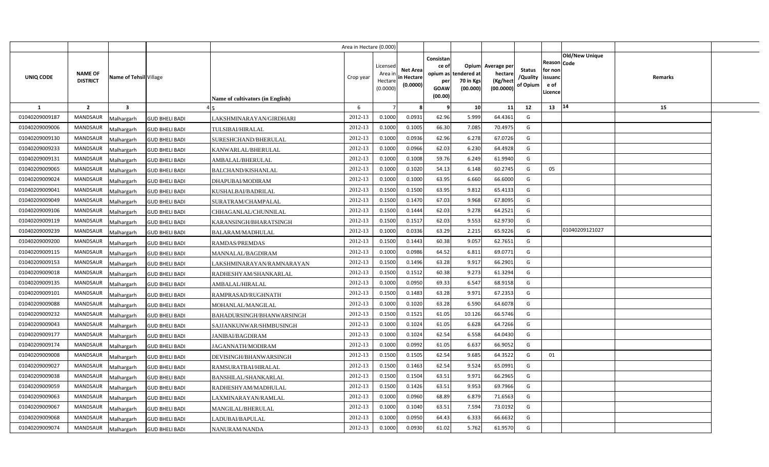|  |  |  |  |  | Area in Hectare (0.000) |  |  |  |  |  |  |  |  |  |
|---|---|---|---|---|---|---|---|---|---|---|---|---|---|---|
| UNIQ CODE | NAME OF DISTRICT | Name of Tehsil | Village | Name of cultivators (in English) | Crop year | Licensed Area in Hectare (0.0000) | Net Area in Hectare (0.0000) | Consistance of opium as per GOAW (00.00) | Opium tendered at 70 in Kgs (00.000) | Average per hectare (Kg/hect (00.0000) | Status /Quality of Opium | Reason for non issuance of Licence Code | Old/New Unique Code | Remarks |
| 1 | 2 | 3 | 4 | 5 | 6 | 7 | 8 | 9 | 10 | 11 | 12 | 13 | 14 | 15 |
| 01040209009187 | MANDSAUR | Malhargarh | GUD BHELI BADI | LAKSHMINARAYAN/GIRDHARI | 2012-13 | 0.1000 | 0.0931 | 62.96 | 5.999 | 64.4361 | G |  |  |  |
| 01040209009006 | MANDSAUR | Malhargarh | GUD BHELI BADI | TULSIBAI/HIRALAL | 2012-13 | 0.1000 | 0.1005 | 66.30 | 7.085 | 70.4975 | G |  |  |  |
| 01040209009130 | MANDSAUR | Malhargarh | GUD BHELI BADI | SURESHCHAND/BHERULAL | 2012-13 | 0.1000 | 0.0936 | 62.96 | 6.278 | 67.0726 | G |  |  |  |
| 01040209009233 | MANDSAUR | Malhargarh | GUD BHELI BADI | KANWARLAL/BHERULAL | 2012-13 | 0.1000 | 0.0966 | 62.03 | 6.230 | 64.4928 | G |  |  |  |
| 01040209009131 | MANDSAUR | Malhargarh | GUD BHELI BADI | AMBALAL/BHERULAL | 2012-13 | 0.1000 | 0.1008 | 59.76 | 6.249 | 61.9940 | G |  |  |  |
| 01040209009065 | MANDSAUR | Malhargarh | GUD BHELI BADI | BALCHAND/KISHANLAL | 2012-13 | 0.1000 | 0.1020 | 54.13 | 6.148 | 60.2745 | G | 05 |  |  |
| 01040209009024 | MANDSAUR | Malhargarh | GUD BHELI BADI | DHAPUBAI/MODIRAM | 2012-13 | 0.1000 | 0.1000 | 63.95 | 6.660 | 66.6000 | G |  |  |  |
| 01040209009041 | MANDSAUR | Malhargarh | GUD BHELI BADI | KUSHALBAI/BADRILAL | 2012-13 | 0.1500 | 0.1500 | 63.95 | 9.812 | 65.4133 | G |  |  |  |
| 01040209009049 | MANDSAUR | Malhargarh | GUD BHELI BADI | SURATRAM/CHAMPALAL | 2012-13 | 0.1500 | 0.1470 | 67.03 | 9.968 | 67.8095 | G |  |  |  |
| 01040209009106 | MANDSAUR | Malhargarh | GUD BHELI BADI | CHHAGANLAL/CHUNNILAL | 2012-13 | 0.1500 | 0.1444 | 62.03 | 9.278 | 64.2521 | G |  |  |  |
| 01040209009119 | MANDSAUR | Malhargarh | GUD BHELI BADI | KARANSINGH/BHARATSINGH | 2012-13 | 0.1500 | 0.1517 | 62.03 | 9.553 | 62.9730 | G |  |  |  |
| 01040209009239 | MANDSAUR | Malhargarh | GUD BHELI BADI | BALARAM/MADHULAL | 2012-13 | 0.1000 | 0.0336 | 63.29 | 2.215 | 65.9226 | G |  | 01040209121027 |  |
| 01040209009200 | MANDSAUR | Malhargarh | GUD BHELI BADI | RAMDAS/PREMDAS | 2012-13 | 0.1500 | 0.1443 | 60.38 | 9.057 | 62.7651 | G |  |  |  |
| 01040209009115 | MANDSAUR | Malhargarh | GUD BHELI BADI | MANNALAL/BAGDIRAM | 2012-13 | 0.1000 | 0.0986 | 64.52 | 6.811 | 69.0771 | G |  |  |  |
| 01040209009153 | MANDSAUR | Malhargarh | GUD BHELI BADI | LAKSHMINARAYAN/RAMNARAYAN | 2012-13 | 0.1500 | 0.1496 | 63.28 | 9.917 | 66.2901 | G |  |  |  |
| 01040209009018 | MANDSAUR | Malhargarh | GUD BHELI BADI | RADHESHYAM/SHANKARLAL | 2012-13 | 0.1500 | 0.1512 | 60.38 | 9.273 | 61.3294 | G |  |  |  |
| 01040209009135 | MANDSAUR | Malhargarh | GUD BHELI BADI | AMBALAL/HIRALAL | 2012-13 | 0.1000 | 0.0950 | 69.33 | 6.547 | 68.9158 | G |  |  |  |
| 01040209009101 | MANDSAUR | Malhargarh | GUD BHELI BADI | RAMPRASAD/RUGHNATH | 2012-13 | 0.1500 | 0.1483 | 63.28 | 9.971 | 67.2353 | G |  |  |  |
| 01040209009088 | MANDSAUR | Malhargarh | GUD BHELI BADI | MOHANLAL/MANGILAL | 2012-13 | 0.1000 | 0.1020 | 63.28 | 6.590 | 64.6078 | G |  |  |  |
| 01040209009232 | MANDSAUR | Malhargarh | GUD BHELI BADI | BAHADURSINGH/BHANWARSINGH | 2012-13 | 0.1500 | 0.1521 | 61.05 | 10.126 | 66.5746 | G |  |  |  |
| 01040209009043 | MANDSAUR | Malhargarh | GUD BHELI BADI | SAJJANKUNWAR/SHMBUSINGH | 2012-13 | 0.1000 | 0.1024 | 61.05 | 6.628 | 64.7266 | G |  |  |  |
| 01040209009177 | MANDSAUR | Malhargarh | GUD BHELI BADI | JANIBAI/BAGDIRAM | 2012-13 | 0.1000 | 0.1024 | 62.54 | 6.558 | 64.0430 | G |  |  |  |
| 01040209009174 | MANDSAUR | Malhargarh | GUD BHELI BADI | JAGANNATH/MODIRAM | 2012-13 | 0.1000 | 0.0992 | 61.05 | 6.637 | 66.9052 | G |  |  |  |
| 01040209009008 | MANDSAUR | Malhargarh | GUD BHELI BADI | DEVISINGH/BHANWARSINGH | 2012-13 | 0.1500 | 0.1505 | 62.54 | 9.685 | 64.3522 | G | 01 |  |  |
| 01040209009027 | MANDSAUR | Malhargarh | GUD BHELI BADI | RAMSURATBAI/HIRALAL | 2012-13 | 0.1500 | 0.1463 | 62.54 | 9.524 | 65.0991 | G |  |  |  |
| 01040209009038 | MANDSAUR | Malhargarh | GUD BHELI BADI | BANSHILAL/SHANKARLAL | 2012-13 | 0.1500 | 0.1504 | 63.51 | 9.971 | 66.2965 | G |  |  |  |
| 01040209009059 | MANDSAUR | Malhargarh | GUD BHELI BADI | RADHESHYAM/MADHULAL | 2012-13 | 0.1500 | 0.1426 | 63.51 | 9.953 | 69.7966 | G |  |  |  |
| 01040209009063 | MANDSAUR | Malhargarh | GUD BHELI BADI | LAXMINARAYAN/RAMLAL | 2012-13 | 0.1000 | 0.0960 | 68.89 | 6.879 | 71.6563 | G |  |  |  |
| 01040209009067 | MANDSAUR | Malhargarh | GUD BHELI BADI | MANGILAL/BHERULAL | 2012-13 | 0.1000 | 0.1040 | 63.51 | 7.594 | 73.0192 | G |  |  |  |
| 01040209009068 | MANDSAUR | Malhargarh | GUD BHELI BADI | LADUBAI/BAPULAL | 2012-13 | 0.1000 | 0.0950 | 64.43 | 6.333 | 66.6632 | G |  |  |  |
| 01040209009074 | MANDSAUR | Malhargarh | GUD BHELI BADI | NANURAM/NANDA | 2012-13 | 0.1000 | 0.0930 | 61.02 | 5.762 | 61.9570 | G |  |  |  |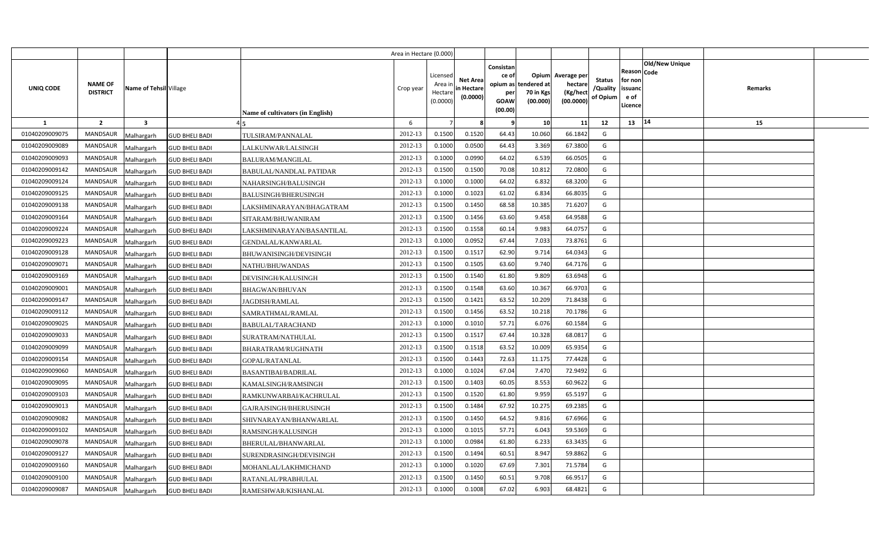| | | | | Area in Hectare (0.000) | | | | | | | | | | | |
|---|---|---|---|---|---|---|---|---|---|---|---|---|---|---|---|
| UNIQ CODE | NAME OF DISTRICT | Name of Tehsil | Village | Name of cultivators (in English) | Crop year | Licensed Area in Hectare (0.0000) | Net Area in Hectare (0.0000) | Consistance of opium as per GOAW (00.00) | Opium tendered at 70 in Kgs (00.000) | Average per hectare (Kg/hect (00.0000) | Status /Quality of Opium | Reason for non issuance of Licence | Code | Old/New Unique | Remarks |
| 1 | 2 | 3 | 4 | 5 | 6 | 7 | 8 | 9 | 10 | 11 | 12 | 13 | 14 | | 15 |
| 01040209009075 | MANDSAUR | Malhargarh | GUD BHELI BADI | TULSIRAM/PANNALAL | 2012-13 | 0.1500 | 0.1520 | 64.43 | 10.060 | 66.1842 | G | | | | |
| 01040209009089 | MANDSAUR | Malhargarh | GUD BHELI BADI | LALKUNWAR/LALSINGH | 2012-13 | 0.1000 | 0.0500 | 64.43 | 3.369 | 67.3800 | G | | | | |
| 01040209009093 | MANDSAUR | Malhargarh | GUD BHELI BADI | BALURAM/MANGILAL | 2012-13 | 0.1000 | 0.0990 | 64.02 | 6.539 | 66.0505 | G | | | | |
| 01040209009142 | MANDSAUR | Malhargarh | GUD BHELI BADI | BABULAL/NANDLAL PATIDAR | 2012-13 | 0.1500 | 0.1500 | 70.08 | 10.812 | 72.0800 | G | | | | |
| 01040209009124 | MANDSAUR | Malhargarh | GUD BHELI BADI | NAHARSINGH/BALUSINGH | 2012-13 | 0.1000 | 0.1000 | 64.02 | 6.832 | 68.3200 | G | | | | |
| 01040209009125 | MANDSAUR | Malhargarh | GUD BHELI BADI | BALUSINGH/BHERUSINGH | 2012-13 | 0.1000 | 0.1023 | 61.02 | 6.834 | 66.8035 | G | | | | |
| 01040209009138 | MANDSAUR | Malhargarh | GUD BHELI BADI | LAKSHMINARAYAN/BHAGATRAM | 2012-13 | 0.1500 | 0.1450 | 68.58 | 10.385 | 71.6207 | G | | | | |
| 01040209009164 | MANDSAUR | Malhargarh | GUD BHELI BADI | SITARAM/BHUWANIRAM | 2012-13 | 0.1500 | 0.1456 | 63.60 | 9.458 | 64.9588 | G | | | | |
| 01040209009224 | MANDSAUR | Malhargarh | GUD BHELI BADI | LAKSHMINARAYAN/BASANTILAL | 2012-13 | 0.1500 | 0.1558 | 60.14 | 9.983 | 64.0757 | G | | | | |
| 01040209009223 | MANDSAUR | Malhargarh | GUD BHELI BADI | GENDALAL/KANWARLAL | 2012-13 | 0.1000 | 0.0952 | 67.44 | 7.033 | 73.8761 | G | | | | |
| 01040209009128 | MANDSAUR | Malhargarh | GUD BHELI BADI | BHUWANISINGH/DEVISINGH | 2012-13 | 0.1500 | 0.1517 | 62.90 | 9.714 | 64.0343 | G | | | | |
| 01040209009071 | MANDSAUR | Malhargarh | GUD BHELI BADI | NATHU/BHUWANDAS | 2012-13 | 0.1500 | 0.1505 | 63.60 | 9.740 | 64.7176 | G | | | | |
| 01040209009169 | MANDSAUR | Malhargarh | GUD BHELI BADI | DEVISINGH/KALUSINGH | 2012-13 | 0.1500 | 0.1540 | 61.80 | 9.809 | 63.6948 | G | | | | |
| 01040209009001 | MANDSAUR | Malhargarh | GUD BHELI BADI | BHAGWAN/BHUVAN | 2012-13 | 0.1500 | 0.1548 | 63.60 | 10.367 | 66.9703 | G | | | | |
| 01040209009147 | MANDSAUR | Malhargarh | GUD BHELI BADI | JAGDISH/RAMLAL | 2012-13 | 0.1500 | 0.1421 | 63.52 | 10.209 | 71.8438 | G | | | | |
| 01040209009112 | MANDSAUR | Malhargarh | GUD BHELI BADI | SAMRATHMAL/RAMLAL | 2012-13 | 0.1500 | 0.1456 | 63.52 | 10.218 | 70.1786 | G | | | | |
| 01040209009025 | MANDSAUR | Malhargarh | GUD BHELI BADI | BABULAL/TARACHAND | 2012-13 | 0.1000 | 0.1010 | 57.71 | 6.076 | 60.1584 | G | | | | |
| 01040209009033 | MANDSAUR | Malhargarh | GUD BHELI BADI | SURATRAM/NATHULAL | 2012-13 | 0.1500 | 0.1517 | 67.44 | 10.328 | 68.0817 | G | | | | |
| 01040209009099 | MANDSAUR | Malhargarh | GUD BHELI BADI | BHARATRAM/RUGHNATH | 2012-13 | 0.1500 | 0.1518 | 63.52 | 10.009 | 65.9354 | G | | | | |
| 01040209009154 | MANDSAUR | Malhargarh | GUD BHELI BADI | GOPAL/RATANLAL | 2012-13 | 0.1500 | 0.1443 | 72.63 | 11.175 | 77.4428 | G | | | | |
| 01040209009060 | MANDSAUR | Malhargarh | GUD BHELI BADI | BASANTIBAI/BADRILAL | 2012-13 | 0.1000 | 0.1024 | 67.04 | 7.470 | 72.9492 | G | | | | |
| 01040209009095 | MANDSAUR | Malhargarh | GUD BHELI BADI | KAMALSINGH/RAMSINGH | 2012-13 | 0.1500 | 0.1403 | 60.05 | 8.553 | 60.9622 | G | | | | |
| 01040209009103 | MANDSAUR | Malhargarh | GUD BHELI BADI | RAMKUNWARBAI/KACHRULAL | 2012-13 | 0.1500 | 0.1520 | 61.80 | 9.959 | 65.5197 | G | | | | |
| 01040209009013 | MANDSAUR | Malhargarh | GUD BHELI BADI | GAJRAJSINGH/BHERUSINGH | 2012-13 | 0.1500 | 0.1484 | 67.92 | 10.275 | 69.2385 | G | | | | |
| 01040209009082 | MANDSAUR | Malhargarh | GUD BHELI BADI | SHIVNARAYAN/BHANWARLAL | 2012-13 | 0.1500 | 0.1450 | 64.52 | 9.816 | 67.6966 | G | | | | |
| 01040209009102 | MANDSAUR | Malhargarh | GUD BHELI BADI | RAMSINGH/KALUSINGH | 2012-13 | 0.1000 | 0.1015 | 57.71 | 6.043 | 59.5369 | G | | | | |
| 01040209009078 | MANDSAUR | Malhargarh | GUD BHELI BADI | BHERULAL/BHANWARLAL | 2012-13 | 0.1000 | 0.0984 | 61.80 | 6.233 | 63.3435 | G | | | | |
| 01040209009127 | MANDSAUR | Malhargarh | GUD BHELI BADI | SURENDRASINGH/DEVISINGH | 2012-13 | 0.1500 | 0.1494 | 60.51 | 8.947 | 59.8862 | G | | | | |
| 01040209009160 | MANDSAUR | Malhargarh | GUD BHELI BADI | MOHANLAL/LAKHMICHAND | 2012-13 | 0.1000 | 0.1020 | 67.69 | 7.301 | 71.5784 | G | | | | |
| 01040209009100 | MANDSAUR | Malhargarh | GUD BHELI BADI | RATANLAL/PRABHULAL | 2012-13 | 0.1500 | 0.1450 | 60.51 | 9.708 | 66.9517 | G | | | | |
| 01040209009087 | MANDSAUR | Malhargarh | GUD BHELI BADI | RAMESHWAR/KISHANLAL | 2012-13 | 0.1000 | 0.1008 | 67.02 | 6.903 | 68.4821 | G | | | | |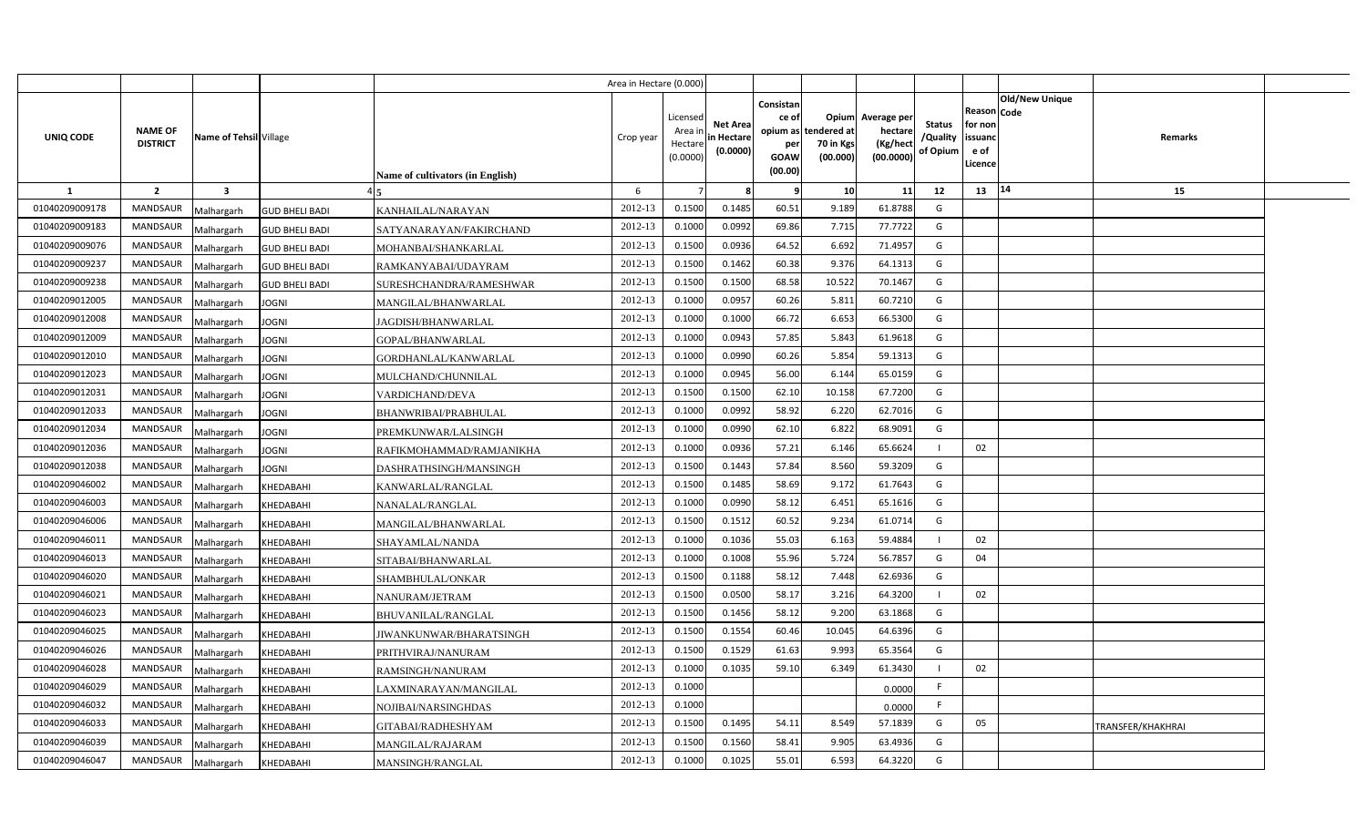| | | | | Area in Hectare (0.000) | | | | | | | | | | | |
|---|---|---|---|---|---|---|---|---|---|---|---|---|---|---|---|
| UNIQ CODE | NAME OF DISTRICT | Name of Tehsil | Village | Name of cultivators (in English) | Crop year | Licensed Area in Hectare (0.0000) | Net Area in Hectare (0.0000) | Consistance of opium as per GOAW (00.00) | Opium tendered at 70 in Kgs (00.000) | Average per hectare (Kg/hect (00.0000) | Status /Quality of Opium | Reason for non issuance of Licence | Code | Old/New Unique | Remarks |
| 1 | 2 | 3 | 4 | 5 | 6 | 7 | 8 | 9 | 10 | 11 | 12 | 13 | 14 | | 15 |
| 01040209009178 | MANDSAUR | Malhargarh | GUD BHELI BADI | KANHAILAL/NARAYAN | 2012-13 | 0.1500 | 0.1485 | 60.51 | 9.189 | 61.8788 | G | | | | |
| 01040209009183 | MANDSAUR | Malhargarh | GUD BHELI BADI | SATYANARAYAN/FAKIRCHAND | 2012-13 | 0.1000 | 0.0992 | 69.86 | 7.715 | 77.7722 | G | | | | |
| 01040209009076 | MANDSAUR | Malhargarh | GUD BHELI BADI | MOHANBAI/SHANKARLAL | 2012-13 | 0.1500 | 0.0936 | 64.52 | 6.692 | 71.4957 | G | | | | |
| 01040209009237 | MANDSAUR | Malhargarh | GUD BHELI BADI | RAMKANYABAI/UDAYRAM | 2012-13 | 0.1500 | 0.1462 | 60.38 | 9.376 | 64.1313 | G | | | | |
| 01040209009238 | MANDSAUR | Malhargarh | GUD BHELI BADI | SURESHCHANDRA/RAMESHWAR | 2012-13 | 0.1500 | 0.1500 | 68.58 | 10.522 | 70.1467 | G | | | | |
| 01040209012005 | MANDSAUR | Malhargarh | JOGNI | MANGILAL/BHANWARLAL | 2012-13 | 0.1000 | 0.0957 | 60.26 | 5.811 | 60.7210 | G | | | | |
| 01040209012008 | MANDSAUR | Malhargarh | JOGNI | JAGDISH/BHANWARLAL | 2012-13 | 0.1000 | 0.1000 | 66.72 | 6.653 | 66.5300 | G | | | | |
| 01040209012009 | MANDSAUR | Malhargarh | JOGNI | GOPAL/BHANWARLAL | 2012-13 | 0.1000 | 0.0943 | 57.85 | 5.843 | 61.9618 | G | | | | |
| 01040209012010 | MANDSAUR | Malhargarh | JOGNI | GORDHANLAL/KANWARLAL | 2012-13 | 0.1000 | 0.0990 | 60.26 | 5.854 | 59.1313 | G | | | | |
| 01040209012023 | MANDSAUR | Malhargarh | JOGNI | MULCHAND/CHUNNILAL | 2012-13 | 0.1000 | 0.0945 | 56.00 | 6.144 | 65.0159 | G | | | | |
| 01040209012031 | MANDSAUR | Malhargarh | JOGNI | VARDICHAND/DEVA | 2012-13 | 0.1500 | 0.1500 | 62.10 | 10.158 | 67.7200 | G | | | | |
| 01040209012033 | MANDSAUR | Malhargarh | JOGNI | BHANWRIBAI/PRABHULAL | 2012-13 | 0.1000 | 0.0992 | 58.92 | 6.220 | 62.7016 | G | | | | |
| 01040209012034 | MANDSAUR | Malhargarh | JOGNI | PREMKUNWAR/LALSINGH | 2012-13 | 0.1000 | 0.0990 | 62.10 | 6.822 | 68.9091 | G | | | | |
| 01040209012036 | MANDSAUR | Malhargarh | JOGNI | RAFIKMOHAMMAD/RAMJANIKHA | 2012-13 | 0.1000 | 0.0936 | 57.21 | 6.146 | 65.6624 | I | 02 | | | |
| 01040209012038 | MANDSAUR | Malhargarh | JOGNI | DASHRATHSINGH/MANSINGH | 2012-13 | 0.1500 | 0.1443 | 57.84 | 8.560 | 59.3209 | G | | | | |
| 01040209046002 | MANDSAUR | Malhargarh | KHEDABAHI | KANWARLAL/RANGLAL | 2012-13 | 0.1500 | 0.1485 | 58.69 | 9.172 | 61.7643 | G | | | | |
| 01040209046003 | MANDSAUR | Malhargarh | KHEDABAHI | NANALAL/RANGLAL | 2012-13 | 0.1000 | 0.0990 | 58.12 | 6.451 | 65.1616 | G | | | | |
| 01040209046006 | MANDSAUR | Malhargarh | KHEDABAHI | MANGILAL/BHANWARLAL | 2012-13 | 0.1500 | 0.1512 | 60.52 | 9.234 | 61.0714 | G | | | | |
| 01040209046011 | MANDSAUR | Malhargarh | KHEDABAHI | SHAYAMLAL/NANDA | 2012-13 | 0.1000 | 0.1036 | 55.03 | 6.163 | 59.4884 | I | 02 | | | |
| 01040209046013 | MANDSAUR | Malhargarh | KHEDABAHI | SITABAI/BHANWARLAL | 2012-13 | 0.1000 | 0.1008 | 55.96 | 5.724 | 56.7857 | G | 04 | | | |
| 01040209046020 | MANDSAUR | Malhargarh | KHEDABAHI | SHAMBHULAL/ONKAR | 2012-13 | 0.1500 | 0.1188 | 58.12 | 7.448 | 62.6936 | G | | | | |
| 01040209046021 | MANDSAUR | Malhargarh | KHEDABAHI | NANURAM/JETRAM | 2012-13 | 0.1500 | 0.0500 | 58.17 | 3.216 | 64.3200 | I | 02 | | | |
| 01040209046023 | MANDSAUR | Malhargarh | KHEDABAHI | BHUVANILAL/RANGLAL | 2012-13 | 0.1500 | 0.1456 | 58.12 | 9.200 | 63.1868 | G | | | | |
| 01040209046025 | MANDSAUR | Malhargarh | KHEDABAHI | JIWANKUNWAR/BHARATSINGH | 2012-13 | 0.1500 | 0.1554 | 60.46 | 10.045 | 64.6396 | G | | | | |
| 01040209046026 | MANDSAUR | Malhargarh | KHEDABAHI | PRITHVIRAJ/NANURAM | 2012-13 | 0.1500 | 0.1529 | 61.63 | 9.993 | 65.3564 | G | | | | |
| 01040209046028 | MANDSAUR | Malhargarh | KHEDABAHI | RAMSINGH/NANURAM | 2012-13 | 0.1000 | 0.1035 | 59.10 | 6.349 | 61.3430 | I | 02 | | | |
| 01040209046029 | MANDSAUR | Malhargarh | KHEDABAHI | LAXMINARAYAN/MANGILAL | 2012-13 | 0.1000 | | | | 0.0000 | F | | | | |
| 01040209046032 | MANDSAUR | Malhargarh | KHEDABAHI | NOJIBAI/NARSINGHDAS | 2012-13 | 0.1000 | | | | 0.0000 | F | | | | |
| 01040209046033 | MANDSAUR | Malhargarh | KHEDABAHI | GITABAI/RADHESHYAM | 2012-13 | 0.1500 | 0.1495 | 54.11 | 8.549 | 57.1839 | G | 05 | | | TRANSFER/KHAKHRAI |
| 01040209046039 | MANDSAUR | Malhargarh | KHEDABAHI | MANGILAL/RAJARAM | 2012-13 | 0.1500 | 0.1560 | 58.41 | 9.905 | 63.4936 | G | | | | |
| 01040209046047 | MANDSAUR | Malhargarh | KHEDABAHI | MANSINGH/RANGLAL | 2012-13 | 0.1000 | 0.1025 | 55.01 | 6.593 | 64.3220 | G | | | | |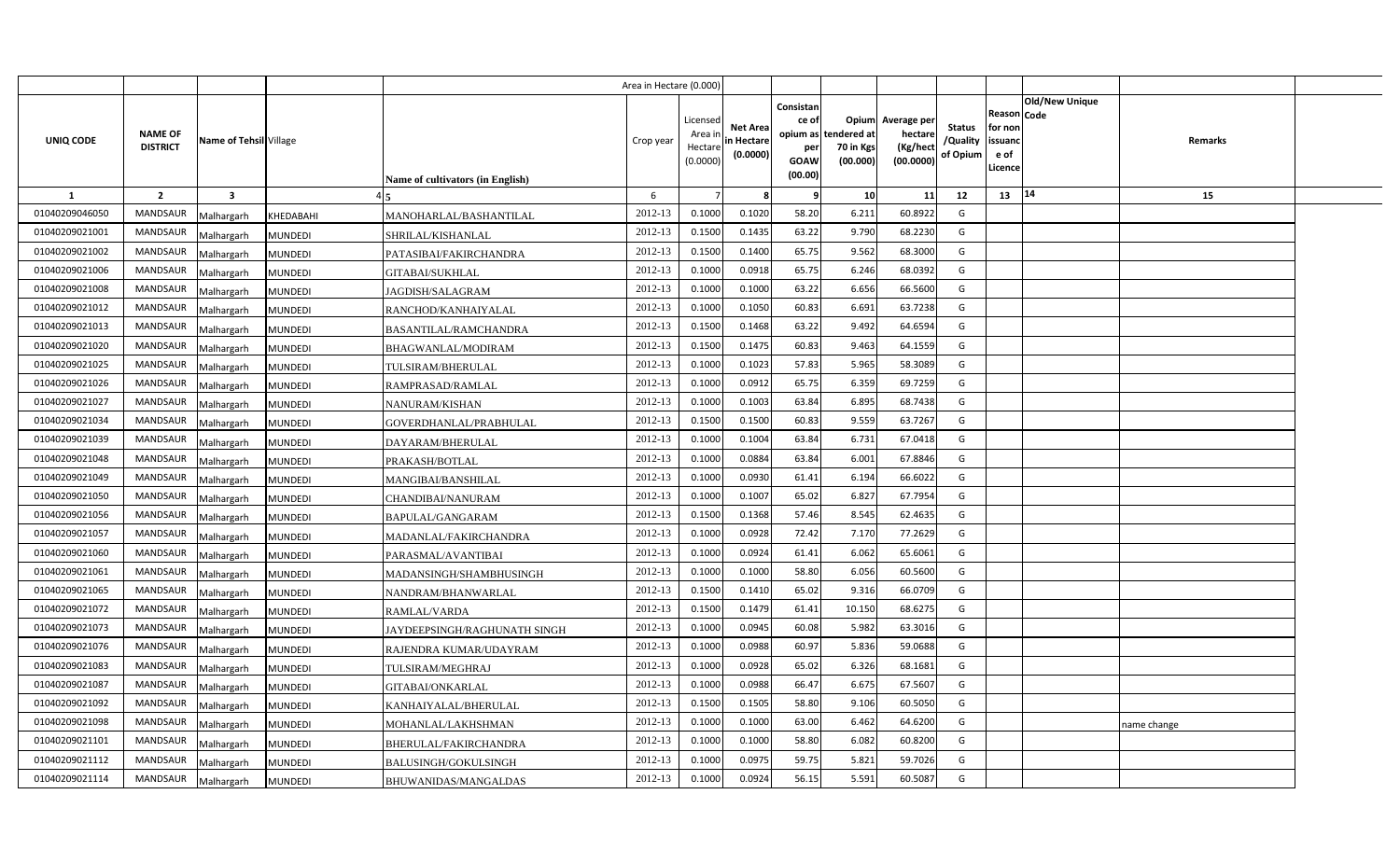| | | | | Area in Hectare (0.000) | | | | | | | | | | | |
|---|---|---|---|---|---|---|---|---|---|---|---|---|---|---|---|
| UNIQ CODE | NAME OF DISTRICT | Name of Tehsil | Village | Name of cultivators (in English) | Crop year | Licensed Area in Hectare (0.0000) | Net Area in Hectare (0.0000) | Consistance of opium as per GOAW (00.00) | Opium tendered at 70 in Kgs (00.000) | Average per hectare (Kg/hect (00.0000) | Status /Quality of Opium | Reason for non issuance of Licence | Code | Old/New Unique | Remarks |
| 1 | 2 | 3 | 4 | 5 | 6 | 7 | 8 | 9 | 10 | 11 | 12 | 13 | 14 | | 15 |
| 01040209046050 | MANDSAUR | Malhargarh | KHEDABAHI | MANOHARLAL/BASHANTILAL | 2012-13 | 0.1000 | 0.1020 | 58.20 | 6.211 | 60.8922 | G | | | | |
| 01040209021001 | MANDSAUR | Malhargarh | MUNDEDI | SHRILAL/KISHANLAL | 2012-13 | 0.1500 | 0.1435 | 63.22 | 9.790 | 68.2230 | G | | | | |
| 01040209021002 | MANDSAUR | Malhargarh | MUNDEDI | PATASIBAI/FAKIRCHANDRA | 2012-13 | 0.1500 | 0.1400 | 65.75 | 9.562 | 68.3000 | G | | | | |
| 01040209021006 | MANDSAUR | Malhargarh | MUNDEDI | GITABAI/SUKHLAL | 2012-13 | 0.1000 | 0.0918 | 65.75 | 6.246 | 68.0392 | G | | | | |
| 01040209021008 | MANDSAUR | Malhargarh | MUNDEDI | JAGDISH/SALAGRAM | 2012-13 | 0.1000 | 0.1000 | 63.22 | 6.656 | 66.5600 | G | | | | |
| 01040209021012 | MANDSAUR | Malhargarh | MUNDEDI | RANCHOD/KANHAIYALAL | 2012-13 | 0.1000 | 0.1050 | 60.83 | 6.691 | 63.7238 | G | | | | |
| 01040209021013 | MANDSAUR | Malhargarh | MUNDEDI | BASANTILAL/RAMCHANDRA | 2012-13 | 0.1500 | 0.1468 | 63.22 | 9.492 | 64.6594 | G | | | | |
| 01040209021020 | MANDSAUR | Malhargarh | MUNDEDI | BHAGWANLAL/MODIRAM | 2012-13 | 0.1500 | 0.1475 | 60.83 | 9.463 | 64.1559 | G | | | | |
| 01040209021025 | MANDSAUR | Malhargarh | MUNDEDI | TULSIRAM/BHERULAL | 2012-13 | 0.1000 | 0.1023 | 57.83 | 5.965 | 58.3089 | G | | | | |
| 01040209021026 | MANDSAUR | Malhargarh | MUNDEDI | RAMPRASAD/RAMLAL | 2012-13 | 0.1000 | 0.0912 | 65.75 | 6.359 | 69.7259 | G | | | | |
| 01040209021027 | MANDSAUR | Malhargarh | MUNDEDI | NANURAM/KISHAN | 2012-13 | 0.1000 | 0.1003 | 63.84 | 6.895 | 68.7438 | G | | | | |
| 01040209021034 | MANDSAUR | Malhargarh | MUNDEDI | GOVERDHANLAL/PRABHULAL | 2012-13 | 0.1500 | 0.1500 | 60.83 | 9.559 | 63.7267 | G | | | | |
| 01040209021039 | MANDSAUR | Malhargarh | MUNDEDI | DAYARAM/BHERULAL | 2012-13 | 0.1000 | 0.1004 | 63.84 | 6.731 | 67.0418 | G | | | | |
| 01040209021048 | MANDSAUR | Malhargarh | MUNDEDI | PRAKASH/BOTLAL | 2012-13 | 0.1000 | 0.0884 | 63.84 | 6.001 | 67.8846 | G | | | | |
| 01040209021049 | MANDSAUR | Malhargarh | MUNDEDI | MANGIBAI/BANSHILAL | 2012-13 | 0.1000 | 0.0930 | 61.41 | 6.194 | 66.6022 | G | | | | |
| 01040209021050 | MANDSAUR | Malhargarh | MUNDEDI | CHANDIBAI/NANURAM | 2012-13 | 0.1000 | 0.1007 | 65.02 | 6.827 | 67.7954 | G | | | | |
| 01040209021056 | MANDSAUR | Malhargarh | MUNDEDI | BAPULAL/GANGARAM | 2012-13 | 0.1500 | 0.1368 | 57.46 | 8.545 | 62.4635 | G | | | | |
| 01040209021057 | MANDSAUR | Malhargarh | MUNDEDI | MADANLAL/FAKIRCHANDRA | 2012-13 | 0.1000 | 0.0928 | 72.42 | 7.170 | 77.2629 | G | | | | |
| 01040209021060 | MANDSAUR | Malhargarh | MUNDEDI | PARASMAL/AVANTIBAI | 2012-13 | 0.1000 | 0.0924 | 61.41 | 6.062 | 65.6061 | G | | | | |
| 01040209021061 | MANDSAUR | Malhargarh | MUNDEDI | MADANSINGH/SHAMBHUSINGH | 2012-13 | 0.1000 | 0.1000 | 58.80 | 6.056 | 60.5600 | G | | | | |
| 01040209021065 | MANDSAUR | Malhargarh | MUNDEDI | NANDRAM/BHANWARLAL | 2012-13 | 0.1500 | 0.1410 | 65.02 | 9.316 | 66.0709 | G | | | | |
| 01040209021072 | MANDSAUR | Malhargarh | MUNDEDI | RAMLAL/VARDA | 2012-13 | 0.1500 | 0.1479 | 61.41 | 10.150 | 68.6275 | G | | | | |
| 01040209021073 | MANDSAUR | Malhargarh | MUNDEDI | JAYDEEPSINGH/RAGHUNATH SINGH | 2012-13 | 0.1000 | 0.0945 | 60.08 | 5.982 | 63.3016 | G | | | | |
| 01040209021076 | MANDSAUR | Malhargarh | MUNDEDI | RAJENDRA KUMAR/UDAYRAM | 2012-13 | 0.1000 | 0.0988 | 60.97 | 5.836 | 59.0688 | G | | | | |
| 01040209021083 | MANDSAUR | Malhargarh | MUNDEDI | TULSIRAM/MEGHRAJ | 2012-13 | 0.1000 | 0.0928 | 65.02 | 6.326 | 68.1681 | G | | | | |
| 01040209021087 | MANDSAUR | Malhargarh | MUNDEDI | GITABAI/ONKARLAL | 2012-13 | 0.1000 | 0.0988 | 66.47 | 6.675 | 67.5607 | G | | | | |
| 01040209021092 | MANDSAUR | Malhargarh | MUNDEDI | KANHAIYALAL/BHERULAL | 2012-13 | 0.1500 | 0.1505 | 58.80 | 9.106 | 60.5050 | G | | | | |
| 01040209021098 | MANDSAUR | Malhargarh | MUNDEDI | MOHANLAL/LAKHSHMAN | 2012-13 | 0.1000 | 0.1000 | 63.00 | 6.462 | 64.6200 | G | | | | name change |
| 01040209021101 | MANDSAUR | Malhargarh | MUNDEDI | BHERULAL/FAKIRCHANDRA | 2012-13 | 0.1000 | 0.1000 | 58.80 | 6.082 | 60.8200 | G | | | | |
| 01040209021112 | MANDSAUR | Malhargarh | MUNDEDI | BALUSINGH/GOKULSINGH | 2012-13 | 0.1000 | 0.0975 | 59.75 | 5.821 | 59.7026 | G | | | | |
| 01040209021114 | MANDSAUR | Malhargarh | MUNDEDI | BHUWANIDAS/MANGALDAS | 2012-13 | 0.1000 | 0.0924 | 56.15 | 5.591 | 60.5087 | G | | | | |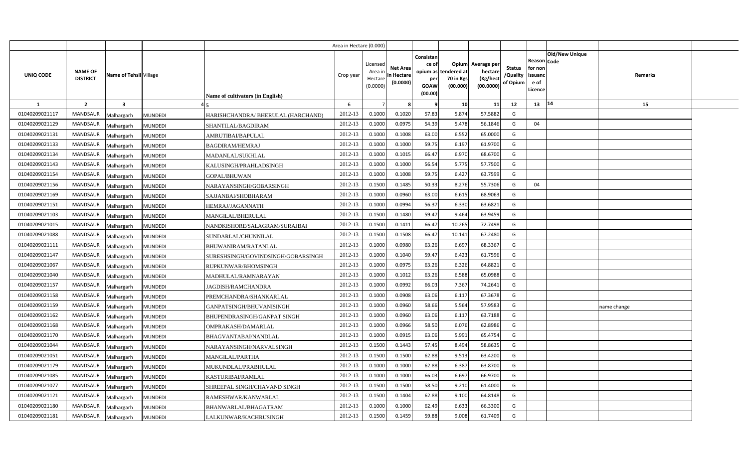| | | | | Area in Hectare (0.000) | | | | | | | | | | | |
|---|---|---|---|---|---|---|---|---|---|---|---|---|---|---|---|
| UNIQ CODE | NAME OF DISTRICT | Name of Tehsil | Village | Name of cultivators (in English) | Crop year | Licensed Area in Hectare (0.0000) | Net Area in Hectare (0.0000) | Consistance of opium as per GOAW (00.00) | Opium tendered at 70 in Kgs (00.000) | Average per hectare (Kg/hect (00.0000) | Status /Quality of Opium | Reason for non issuance of Licence | Code | Old/New Unique | Remarks |
| 1 | 2 | 3 | 4 | 5 | 6 | 7 | 8 | 9 | 10 | 11 | 12 | 13 | 14 | | 15 |
| 01040209021117 | MANDSAUR | Malhargarh | MUNDEDI | HARISHCHANDRA/ BHERULAL (HARCHAND) | 2012-13 | 0.1000 | 0.1020 | 57.83 | 5.874 | 57.5882 | G | | | | |
| 01040209021129 | MANDSAUR | Malhargarh | MUNDEDI | SHANTILAL/BAGDIRAM | 2012-13 | 0.1000 | 0.0975 | 54.39 | 5.478 | 56.1846 | G | 04 | | | |
| 01040209021131 | MANDSAUR | Malhargarh | MUNDEDI | AMRUTIBAI/BAPULAL | 2012-13 | 0.1000 | 0.1008 | 63.00 | 6.552 | 65.0000 | G | | | | |
| 01040209021133 | MANDSAUR | Malhargarh | MUNDEDI | BAGDIRAM/HEMRAJ | 2012-13 | 0.1000 | 0.1000 | 59.75 | 6.197 | 61.9700 | G | | | | |
| 01040209021134 | MANDSAUR | Malhargarh | MUNDEDI | MADANLAL/SUKHLAL | 2012-13 | 0.1000 | 0.1015 | 66.47 | 6.970 | 68.6700 | G | | | | |
| 01040209021143 | MANDSAUR | Malhargarh | MUNDEDI | KALUSINGH/PRAHLADSINGH | 2012-13 | 0.1000 | 0.1000 | 56.54 | 5.775 | 57.7500 | G | | | | |
| 01040209021154 | MANDSAUR | Malhargarh | MUNDEDI | GOPAL/BHUWAN | 2012-13 | 0.1000 | 0.1008 | 59.75 | 6.427 | 63.7599 | G | | | | |
| 01040209021156 | MANDSAUR | Malhargarh | MUNDEDI | NARAYANSINGH/GOBARSINGH | 2012-13 | 0.1500 | 0.1485 | 50.33 | 8.276 | 55.7306 | G | 04 | | | |
| 01040209021169 | MANDSAUR | Malhargarh | MUNDEDI | SAJJANBAI/SHOBHARAM | 2012-13 | 0.1000 | 0.0960 | 63.00 | 6.615 | 68.9063 | G | | | | |
| 01040209021151 | MANDSAUR | Malhargarh | MUNDEDI | HEMRAJ/JAGANNATH | 2012-13 | 0.1000 | 0.0994 | 56.37 | 6.330 | 63.6821 | G | | | | |
| 01040209021103 | MANDSAUR | Malhargarh | MUNDEDI | MANGILAL/BHERULAL | 2012-13 | 0.1500 | 0.1480 | 59.47 | 9.464 | 63.9459 | G | | | | |
| 01040209021015 | MANDSAUR | Malhargarh | MUNDEDI | NANDKISHORE/SALAGRAM/SURAJBAI | 2012-13 | 0.1500 | 0.1411 | 66.47 | 10.265 | 72.7498 | G | | | | |
| 01040209021088 | MANDSAUR | Malhargarh | MUNDEDI | SUNDARLAL/CHUNNILAL | 2012-13 | 0.1500 | 0.1508 | 66.47 | 10.141 | 67.2480 | G | | | | |
| 01040209021111 | MANDSAUR | Malhargarh | MUNDEDI | BHUWANIRAM/RATANLAL | 2012-13 | 0.1000 | 0.0980 | 63.26 | 6.697 | 68.3367 | G | | | | |
| 01040209021147 | MANDSAUR | Malhargarh | MUNDEDI | SURESHSINGH/GOVINDSINGH/GOBARSINGH | 2012-13 | 0.1000 | 0.1040 | 59.47 | 6.423 | 61.7596 | G | | | | |
| 01040209021067 | MANDSAUR | Malhargarh | MUNDEDI | RUPKUNWAR/BHOMSINGH | 2012-13 | 0.1000 | 0.0975 | 63.26 | 6.326 | 64.8821 | G | | | | |
| 01040209021040 | MANDSAUR | Malhargarh | MUNDEDI | MADHULAL/RAMNARAYAN | 2012-13 | 0.1000 | 0.1012 | 63.26 | 6.588 | 65.0988 | G | | | | |
| 01040209021157 | MANDSAUR | Malhargarh | MUNDEDI | JAGDISH/RAMCHANDRA | 2012-13 | 0.1000 | 0.0992 | 66.03 | 7.367 | 74.2641 | G | | | | |
| 01040209021158 | MANDSAUR | Malhargarh | MUNDEDI | PREMCHANDRA/SHANKARLAL | 2012-13 | 0.1000 | 0.0908 | 63.06 | 6.117 | 67.3678 | G | | | | |
| 01040209021159 | MANDSAUR | Malhargarh | MUNDEDI | GANPATSINGH/BHUVANISINGH | 2012-13 | 0.1000 | 0.0960 | 58.66 | 5.564 | 57.9583 | G | | | | name change |
| 01040209021162 | MANDSAUR | Malhargarh | MUNDEDI | BHUPENDRASINGH/GANPAT SINGH | 2012-13 | 0.1000 | 0.0960 | 63.06 | 6.117 | 63.7188 | G | | | | |
| 01040209021168 | MANDSAUR | Malhargarh | MUNDEDI | OMPRAKASH/DAMARLAL | 2012-13 | 0.1000 | 0.0966 | 58.50 | 6.076 | 62.8986 | G | | | | |
| 01040209021170 | MANDSAUR | Malhargarh | MUNDEDI | BHAGVANTABAI/NANDLAL | 2012-13 | 0.1000 | 0.0915 | 63.06 | 5.991 | 65.4754 | G | | | | |
| 01040209021044 | MANDSAUR | Malhargarh | MUNDEDI | NARAYANSINGH/NARVALSINGH | 2012-13 | 0.1500 | 0.1443 | 57.45 | 8.494 | 58.8635 | G | | | | |
| 01040209021051 | MANDSAUR | Malhargarh | MUNDEDI | MANGILAL/PARTHA | 2012-13 | 0.1500 | 0.1500 | 62.88 | 9.513 | 63.4200 | G | | | | |
| 01040209021179 | MANDSAUR | Malhargarh | MUNDEDI | MUKUNDLAL/PRABHULAL | 2012-13 | 0.1000 | 0.1000 | 62.88 | 6.387 | 63.8700 | G | | | | |
| 01040209021085 | MANDSAUR | Malhargarh | MUNDEDI | KASTURIBAI/RAMLAL | 2012-13 | 0.1000 | 0.1000 | 66.03 | 6.697 | 66.9700 | G | | | | |
| 01040209021077 | MANDSAUR | Malhargarh | MUNDEDI | SHREEPAL SINGH/CHAVAND SINGH | 2012-13 | 0.1500 | 0.1500 | 58.50 | 9.210 | 61.4000 | G | | | | |
| 01040209021121 | MANDSAUR | Malhargarh | MUNDEDI | RAMESHWAR/KANWARLAL | 2012-13 | 0.1500 | 0.1404 | 62.88 | 9.100 | 64.8148 | G | | | | |
| 01040209021180 | MANDSAUR | Malhargarh | MUNDEDI | BHANWARLAL/BHAGATRAM | 2012-13 | 0.1000 | 0.1000 | 62.49 | 6.633 | 66.3300 | G | | | | |
| 01040209021181 | MANDSAUR | Malhargarh | MUNDEDI | LALKUNWAR/KACHRUSINGH | 2012-13 | 0.1500 | 0.1459 | 59.88 | 9.008 | 61.7409 | G | | | | |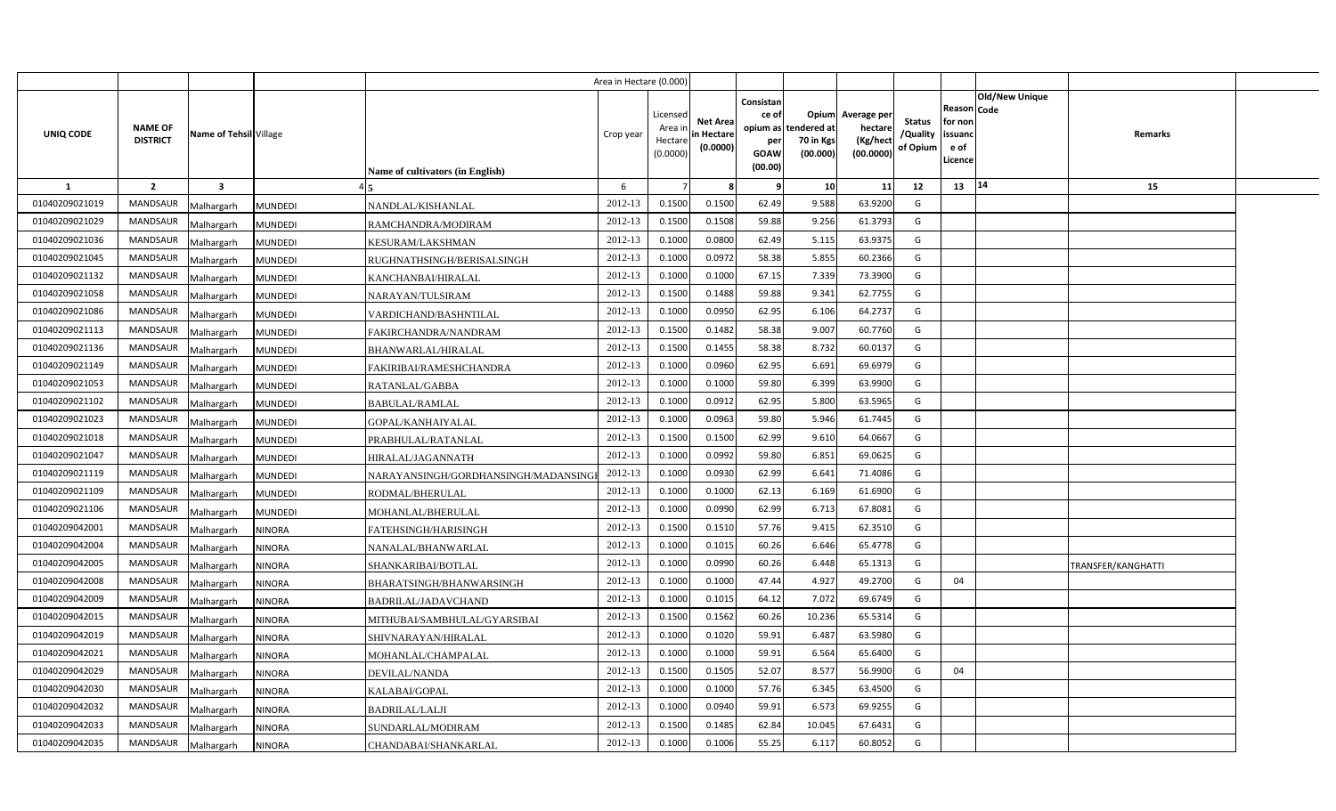| | | | | Area in Hectare (0.000) | | | | | | | | | | | |
|---|---|---|---|---|---|---|---|---|---|---|---|---|---|---|---|
| UNIQ CODE | NAME OF DISTRICT | Name of Tehsil | Village | Name of cultivators (in English) | Crop year | Licensed Area in Hectare (0.0000) | Net Area in Hectare (0.0000) | Consistance of opium as per GOAW (00.00) | Opium tendered at 70 in Kgs (00.000) | Average per hectare (Kg/hect (00.0000) | Status /Quality of Opium | Reason for non issuance of Licence | Code Old/New Unique | Remarks | |
| 1 | 2 | 3 | 4 | 5 | 6 | 7 | 8 | 9 | 10 | 11 | 12 | 13 | 14 | 15 | |
| 01040209021019 | MANDSAUR | Malhargarh | MUNDEDI | NANDLAL/KISHANLAL | 2012-13 | 0.1500 | 0.1500 | 62.49 | 9.588 | 63.9200 | G | | | | |
| 01040209021029 | MANDSAUR | Malhargarh | MUNDEDI | RAMCHANDRA/MODIRAM | 2012-13 | 0.1500 | 0.1508 | 59.88 | 9.256 | 61.3793 | G | | | | |
| 01040209021036 | MANDSAUR | Malhargarh | MUNDEDI | KESURAM/LAKSHMAN | 2012-13 | 0.1000 | 0.0800 | 62.49 | 5.115 | 63.9375 | G | | | | |
| 01040209021045 | MANDSAUR | Malhargarh | MUNDEDI | RUGHNATHSINGH/BERISALSINGH | 2012-13 | 0.1000 | 0.0972 | 58.38 | 5.855 | 60.2366 | G | | | | |
| 01040209021132 | MANDSAUR | Malhargarh | MUNDEDI | KANCHANBAI/HIRALAL | 2012-13 | 0.1000 | 0.1000 | 67.15 | 7.339 | 73.3900 | G | | | | |
| 01040209021058 | MANDSAUR | Malhargarh | MUNDEDI | NARAYAN/TULSIRAM | 2012-13 | 0.1500 | 0.1488 | 59.88 | 9.341 | 62.7755 | G | | | | |
| 01040209021086 | MANDSAUR | Malhargarh | MUNDEDI | VARDICHAND/BASHNTILAL | 2012-13 | 0.1000 | 0.0950 | 62.95 | 6.106 | 64.2737 | G | | | | |
| 01040209021113 | MANDSAUR | Malhargarh | MUNDEDI | FAKIRCHANDRA/NANDRAM | 2012-13 | 0.1500 | 0.1482 | 58.38 | 9.007 | 60.7760 | G | | | | |
| 01040209021136 | MANDSAUR | Malhargarh | MUNDEDI | BHANWARLAL/HIRALAL | 2012-13 | 0.1500 | 0.1455 | 58.38 | 8.732 | 60.0137 | G | | | | |
| 01040209021149 | MANDSAUR | Malhargarh | MUNDEDI | FAKIRIBAI/RAMESHCHANDRA | 2012-13 | 0.1000 | 0.0960 | 62.95 | 6.691 | 69.6979 | G | | | | |
| 01040209021053 | MANDSAUR | Malhargarh | MUNDEDI | RATANLAL/GABBA | 2012-13 | 0.1000 | 0.1000 | 59.80 | 6.399 | 63.9900 | G | | | | |
| 01040209021102 | MANDSAUR | Malhargarh | MUNDEDI | BABULAL/RAMLAL | 2012-13 | 0.1000 | 0.0912 | 62.95 | 5.800 | 63.5965 | G | | | | |
| 01040209021023 | MANDSAUR | Malhargarh | MUNDEDI | GOPAL/KANHAIYALAL | 2012-13 | 0.1000 | 0.0963 | 59.80 | 5.946 | 61.7445 | G | | | | |
| 01040209021018 | MANDSAUR | Malhargarh | MUNDEDI | PRABHULAL/RATANLAL | 2012-13 | 0.1500 | 0.1500 | 62.99 | 9.610 | 64.0667 | G | | | | |
| 01040209021047 | MANDSAUR | Malhargarh | MUNDEDI | HIRALAL/JAGANNATH | 2012-13 | 0.1000 | 0.0992 | 59.80 | 6.851 | 69.0625 | G | | | | |
| 01040209021119 | MANDSAUR | Malhargarh | MUNDEDI | NARAYANSINGH/GORDHANSINGH/MADANSINGH | 2012-13 | 0.1000 | 0.0930 | 62.99 | 6.641 | 71.4086 | G | | | | |
| 01040209021109 | MANDSAUR | Malhargarh | MUNDEDI | RODMAL/BHERULAL | 2012-13 | 0.1000 | 0.1000 | 62.13 | 6.169 | 61.6900 | G | | | | |
| 01040209021106 | MANDSAUR | Malhargarh | MUNDEDI | MOHANLAL/BHERULAL | 2012-13 | 0.1000 | 0.0990 | 62.99 | 6.713 | 67.8081 | G | | | | |
| 01040209042001 | MANDSAUR | Malhargarh | NINORA | FATEHSINGH/HARISINGH | 2012-13 | 0.1500 | 0.1510 | 57.76 | 9.415 | 62.3510 | G | | | | |
| 01040209042004 | MANDSAUR | Malhargarh | NINORA | NANALAL/BHANWARLAL | 2012-13 | 0.1000 | 0.1015 | 60.26 | 6.646 | 65.4778 | G | | | | |
| 01040209042005 | MANDSAUR | Malhargarh | NINORA | SHANKARIBAI/BOTLAL | 2012-13 | 0.1000 | 0.0990 | 60.26 | 6.448 | 65.1313 | G | | | TRANSFER/KANGHATTI | |
| 01040209042008 | MANDSAUR | Malhargarh | NINORA | BHARATSINGH/BHANWARSINGH | 2012-13 | 0.1000 | 0.1000 | 47.44 | 4.927 | 49.2700 | G | 04 | | | |
| 01040209042009 | MANDSAUR | Malhargarh | NINORA | BADRILAL/JADAVCHAND | 2012-13 | 0.1000 | 0.1015 | 64.12 | 7.072 | 69.6749 | G | | | | |
| 01040209042015 | MANDSAUR | Malhargarh | NINORA | MITHUBAI/SAMBHULAL/GYARSIBAI | 2012-13 | 0.1500 | 0.1562 | 60.26 | 10.236 | 65.5314 | G | | | | |
| 01040209042019 | MANDSAUR | Malhargarh | NINORA | SHIVNARAYAN/HIRALAL | 2012-13 | 0.1000 | 0.1020 | 59.91 | 6.487 | 63.5980 | G | | | | |
| 01040209042021 | MANDSAUR | Malhargarh | NINORA | MOHANLAL/CHAMPALAL | 2012-13 | 0.1000 | 0.1000 | 59.91 | 6.564 | 65.6400 | G | | | | |
| 01040209042029 | MANDSAUR | Malhargarh | NINORA | DEVILAL/NANDA | 2012-13 | 0.1500 | 0.1505 | 52.07 | 8.577 | 56.9900 | G | 04 | | | |
| 01040209042030 | MANDSAUR | Malhargarh | NINORA | KALABAI/GOPAL | 2012-13 | 0.1000 | 0.1000 | 57.76 | 6.345 | 63.4500 | G | | | | |
| 01040209042032 | MANDSAUR | Malhargarh | NINORA | BADRILAL/LALJI | 2012-13 | 0.1000 | 0.0940 | 59.91 | 6.573 | 69.9255 | G | | | | |
| 01040209042033 | MANDSAUR | Malhargarh | NINORA | SUNDARLAL/MODIRAM | 2012-13 | 0.1500 | 0.1485 | 62.84 | 10.045 | 67.6431 | G | | | | |
| 01040209042035 | MANDSAUR | Malhargarh | NINORA | CHANDABAI/SHANKARLAL | 2012-13 | 0.1000 | 0.1006 | 55.25 | 6.117 | 60.8052 | G | | | | |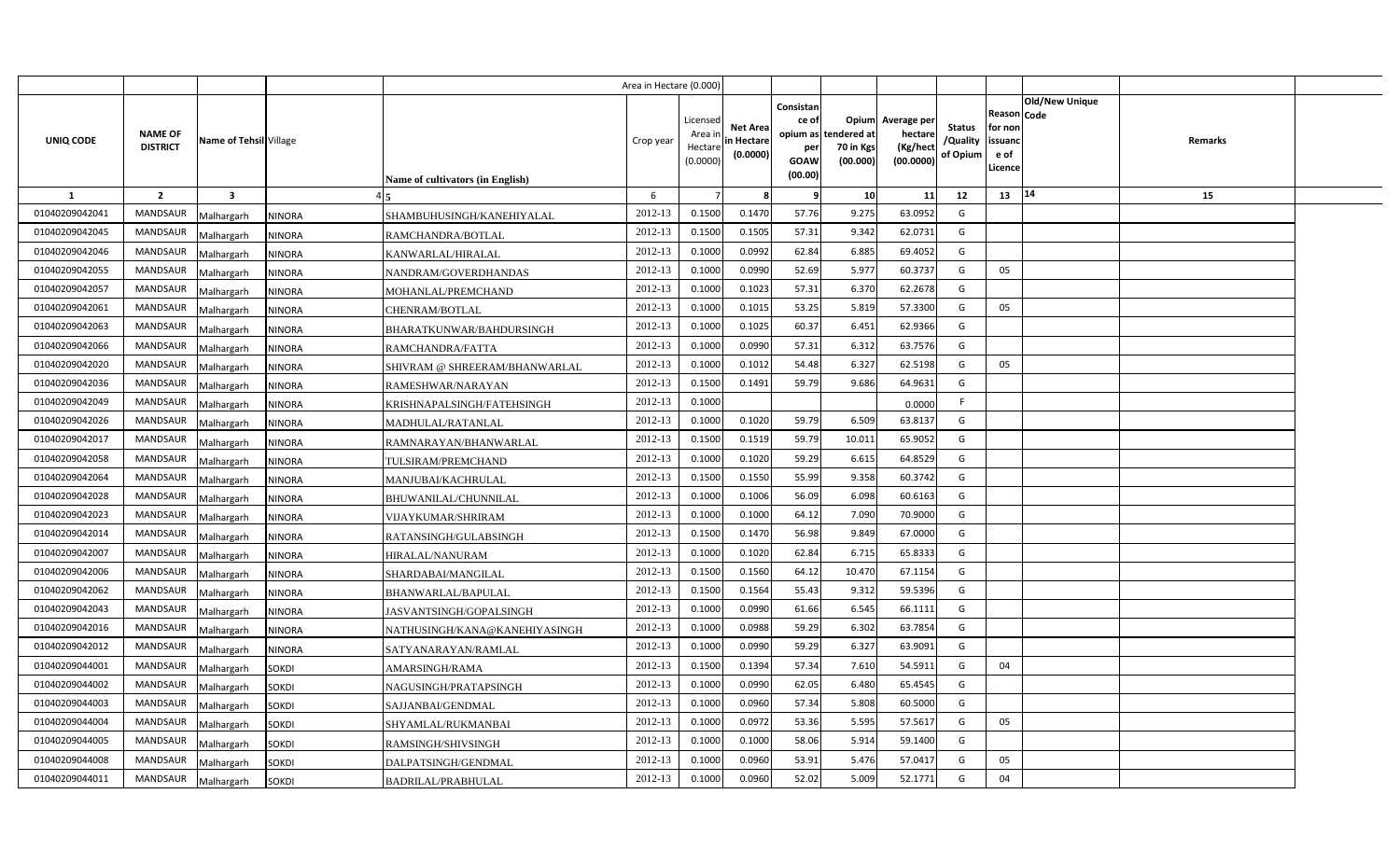| | | | | Area in Hectare (0.000) | | | | | | | | | | | |
|---|---|---|---|---|---|---|---|---|---|---|---|---|---|---|---|
| UNIQ CODE | NAME OF DISTRICT | Name of Tehsil | Village | Name of cultivators (in English) | Crop year | Licensed Area in Hectare (0.0000) | Net Area in Hectare (0.0000) | Consistance of opium as per GOAW (00.00) | Opium tendered at 70 in Kgs (00.000) | Average per hectare (Kg/hect (00.0000) | Status /Quality of Opium | Reason for non issuance of Licence | Code | Old/New Unique | Remarks |
| 1 | 2 | 3 | 4 | 5 | 6 | 7 | 8 | 9 | 10 | 11 | 12 | 13 | 14 | | 15 |
| 01040209042041 | MANDSAUR | Malhargarh | NINORA | SHAMBUHUSINGH/KANEHIYALAL | 2012-13 | 0.1500 | 0.1470 | 57.76 | 9.275 | 63.0952 | G | | | | |
| 01040209042045 | MANDSAUR | Malhargarh | NINORA | RAMCHANDRA/BOTLAL | 2012-13 | 0.1500 | 0.1505 | 57.31 | 9.342 | 62.0731 | G | | | | |
| 01040209042046 | MANDSAUR | Malhargarh | NINORA | KANWARLAL/HIRALAL | 2012-13 | 0.1000 | 0.0992 | 62.84 | 6.885 | 69.4052 | G | | | | |
| 01040209042055 | MANDSAUR | Malhargarh | NINORA | NANDRAM/GOVERDHANDAS | 2012-13 | 0.1000 | 0.0990 | 52.69 | 5.977 | 60.3737 | G | 05 | | | |
| 01040209042057 | MANDSAUR | Malhargarh | NINORA | MOHANLAL/PREMCHAND | 2012-13 | 0.1000 | 0.1023 | 57.31 | 6.370 | 62.2678 | G | | | | |
| 01040209042061 | MANDSAUR | Malhargarh | NINORA | CHENRAM/BOTLAL | 2012-13 | 0.1000 | 0.1015 | 53.25 | 5.819 | 57.3300 | G | 05 | | | |
| 01040209042063 | MANDSAUR | Malhargarh | NINORA | BHARATKUNWAR/BAHDURSINGH | 2012-13 | 0.1000 | 0.1025 | 60.37 | 6.451 | 62.9366 | G | | | | |
| 01040209042066 | MANDSAUR | Malhargarh | NINORA | RAMCHANDRA/FATTA | 2012-13 | 0.1000 | 0.0990 | 57.31 | 6.312 | 63.7576 | G | | | | |
| 01040209042020 | MANDSAUR | Malhargarh | NINORA | SHIVRAM @ SHREERAM/BHANWARLAL | 2012-13 | 0.1000 | 0.1012 | 54.48 | 6.327 | 62.5198 | G | 05 | | | |
| 01040209042036 | MANDSAUR | Malhargarh | NINORA | RAMESHWAR/NARAYAN | 2012-13 | 0.1500 | 0.1491 | 59.79 | 9.686 | 64.9631 | G | | | | |
| 01040209042049 | MANDSAUR | Malhargarh | NINORA | KRISHNAPALSINGH/FATEHSINGH | 2012-13 | 0.1000 | | | | 0.0000 | F | | | | |
| 01040209042026 | MANDSAUR | Malhargarh | NINORA | MADHULAL/RATANLAL | 2012-13 | 0.1000 | 0.1020 | 59.79 | 6.509 | 63.8137 | G | | | | |
| 01040209042017 | MANDSAUR | Malhargarh | NINORA | RAMNARAYAN/BHANWARLAL | 2012-13 | 0.1500 | 0.1519 | 59.79 | 10.011 | 65.9052 | G | | | | |
| 01040209042058 | MANDSAUR | Malhargarh | NINORA | TULSIRAM/PREMCHAND | 2012-13 | 0.1000 | 0.1020 | 59.29 | 6.615 | 64.8529 | G | | | | |
| 01040209042064 | MANDSAUR | Malhargarh | NINORA | MANJUBAI/KACHRULAL | 2012-13 | 0.1500 | 0.1550 | 55.99 | 9.358 | 60.3742 | G | | | | |
| 01040209042028 | MANDSAUR | Malhargarh | NINORA | BHUWANILAL/CHUNNILAL | 2012-13 | 0.1000 | 0.1006 | 56.09 | 6.098 | 60.6163 | G | | | | |
| 01040209042023 | MANDSAUR | Malhargarh | NINORA | VIJAYKUMAR/SHRIRAM | 2012-13 | 0.1000 | 0.1000 | 64.12 | 7.090 | 70.9000 | G | | | | |
| 01040209042014 | MANDSAUR | Malhargarh | NINORA | RATANSINGH/GULABSINGH | 2012-13 | 0.1500 | 0.1470 | 56.98 | 9.849 | 67.0000 | G | | | | |
| 01040209042007 | MANDSAUR | Malhargarh | NINORA | HIRALAL/NANURAM | 2012-13 | 0.1000 | 0.1020 | 62.84 | 6.715 | 65.8333 | G | | | | |
| 01040209042006 | MANDSAUR | Malhargarh | NINORA | SHARDABAI/MANGILAL | 2012-13 | 0.1500 | 0.1560 | 64.12 | 10.470 | 67.1154 | G | | | | |
| 01040209042062 | MANDSAUR | Malhargarh | NINORA | BHANWARLAL/BAPULAL | 2012-13 | 0.1500 | 0.1564 | 55.43 | 9.312 | 59.5396 | G | | | | |
| 01040209042043 | MANDSAUR | Malhargarh | NINORA | JASVANTSINGH/GOPALSINGH | 2012-13 | 0.1000 | 0.0990 | 61.66 | 6.545 | 66.1111 | G | | | | |
| 01040209042016 | MANDSAUR | Malhargarh | NINORA | NATHUSINGH/KANA@KANEHIYASINGH | 2012-13 | 0.1000 | 0.0988 | 59.29 | 6.302 | 63.7854 | G | | | | |
| 01040209042012 | MANDSAUR | Malhargarh | NINORA | SATYANARAYAN/RAMLAL | 2012-13 | 0.1000 | 0.0990 | 59.29 | 6.327 | 63.9091 | G | | | | |
| 01040209044001 | MANDSAUR | Malhargarh | SOKDI | AMARSINGH/RAMA | 2012-13 | 0.1500 | 0.1394 | 57.34 | 7.610 | 54.5911 | G | 04 | | | |
| 01040209044002 | MANDSAUR | Malhargarh | SOKDI | NAGUSINGH/PRATAPSINGH | 2012-13 | 0.1000 | 0.0990 | 62.05 | 6.480 | 65.4545 | G | | | | |
| 01040209044003 | MANDSAUR | Malhargarh | SOKDI | SAJJANBAI/GENDMAL | 2012-13 | 0.1000 | 0.0960 | 57.34 | 5.808 | 60.5000 | G | | | | |
| 01040209044004 | MANDSAUR | Malhargarh | SOKDI | SHYAMLAL/RUKMANBAI | 2012-13 | 0.1000 | 0.0972 | 53.36 | 5.595 | 57.5617 | G | 05 | | | |
| 01040209044005 | MANDSAUR | Malhargarh | SOKDI | RAMSINGH/SHIVSINGH | 2012-13 | 0.1000 | 0.1000 | 58.06 | 5.914 | 59.1400 | G | | | | |
| 01040209044008 | MANDSAUR | Malhargarh | SOKDI | DALPATSINGH/GENDMAL | 2012-13 | 0.1000 | 0.0960 | 53.91 | 5.476 | 57.0417 | G | 05 | | | |
| 01040209044011 | MANDSAUR | Malhargarh | SOKDI | BADRILAL/PRABHULAL | 2012-13 | 0.1000 | 0.0960 | 52.02 | 5.009 | 52.1771 | G | 04 | | | |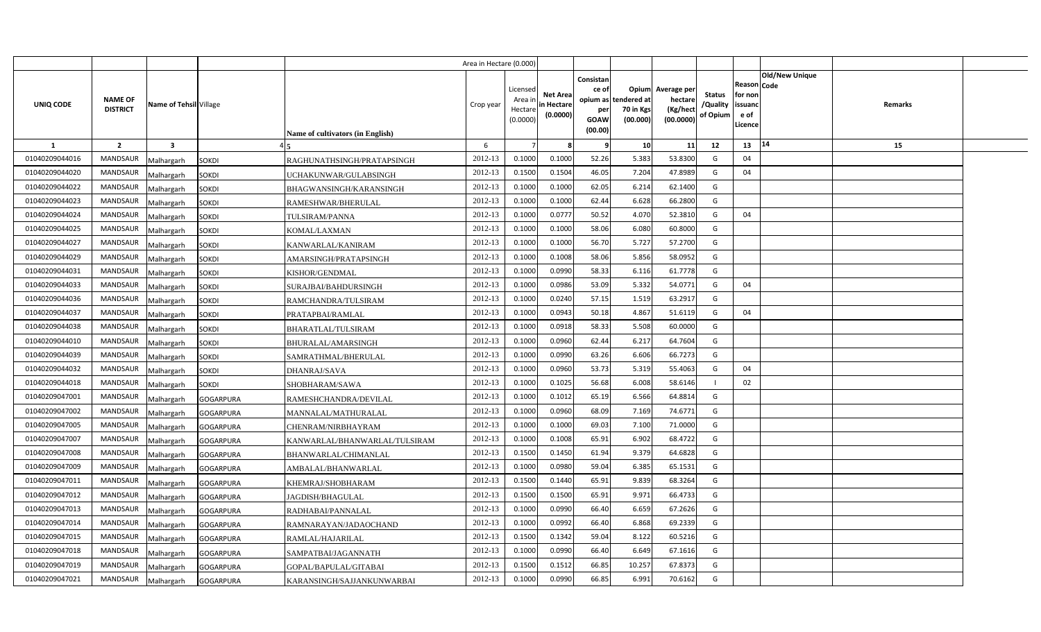| UNIQ CODE | NAME OF DISTRICT | Name of Tehsil | Village | Name of cultivators (in English) | Crop year | Licensed Area in Hectare (0.0000) | Net Area in Hectare (0.0000) | Consistance of opium as per GOAW (00.00) | Opium tendered at 70 in Kgs (00.000) | Average per hectare (Kg/hect (00.0000) | Status /Quality of Opium | Reason for non issuance of Licence | Code | Old/New Unique | Remarks |
|---|---|---|---|---|---|---|---|---|---|---|---|---|---|---|---|
| 1 | 2 | 3 | 4 | 5 | 6 | 7 | 8 | 9 | 10 | 11 | 12 | 13 | 14 | | 15 |
| 01040209044016 | MANDSAUR | Malhargarh | SOKDI | RAGHUNATHSINGH/PRATAPSINGH | 2012-13 | 0.1000 | 0.1000 | 52.26 | 5.383 | 53.8300 | G | 04 | | | |
| 01040209044020 | MANDSAUR | Malhargarh | SOKDI | UCHAKUNWAR/GULABSINGH | 2012-13 | 0.1500 | 0.1504 | 46.05 | 7.204 | 47.8989 | G | 04 | | | |
| 01040209044022 | MANDSAUR | Malhargarh | SOKDI | BHAGWANSINGH/KARANSINGH | 2012-13 | 0.1000 | 0.1000 | 62.05 | 6.214 | 62.1400 | G | | | | |
| 01040209044023 | MANDSAUR | Malhargarh | SOKDI | RAMESHWAR/BHERULAL | 2012-13 | 0.1000 | 0.1000 | 62.44 | 6.628 | 66.2800 | G | | | | |
| 01040209044024 | MANDSAUR | Malhargarh | SOKDI | TULSIRAM/PANNA | 2012-13 | 0.1000 | 0.0777 | 50.52 | 4.070 | 52.3810 | G | 04 | | | |
| 01040209044025 | MANDSAUR | Malhargarh | SOKDI | KOMAL/LAXMAN | 2012-13 | 0.1000 | 0.1000 | 58.06 | 6.080 | 60.8000 | G | | | | |
| 01040209044027 | MANDSAUR | Malhargarh | SOKDI | KANWARLAL/KANIRAM | 2012-13 | 0.1000 | 0.1000 | 56.70 | 5.727 | 57.2700 | G | | | | |
| 01040209044029 | MANDSAUR | Malhargarh | SOKDI | AMARSINGH/PRATAPSINGH | 2012-13 | 0.1000 | 0.1008 | 58.06 | 5.856 | 58.0952 | G | | | | |
| 01040209044031 | MANDSAUR | Malhargarh | SOKDI | KISHOR/GENDMAL | 2012-13 | 0.1000 | 0.0990 | 58.33 | 6.116 | 61.7778 | G | | | | |
| 01040209044033 | MANDSAUR | Malhargarh | SOKDI | SURAJBAI/BAHDURSINGH | 2012-13 | 0.1000 | 0.0986 | 53.09 | 5.332 | 54.0771 | G | 04 | | | |
| 01040209044036 | MANDSAUR | Malhargarh | SOKDI | RAMCHANDRA/TULSIRAM | 2012-13 | 0.1000 | 0.0240 | 57.15 | 1.519 | 63.2917 | G | | | | |
| 01040209044037 | MANDSAUR | Malhargarh | SOKDI | PRATAPBAI/RAMLAL | 2012-13 | 0.1000 | 0.0943 | 50.18 | 4.867 | 51.6119 | G | 04 | | | |
| 01040209044038 | MANDSAUR | Malhargarh | SOKDI | BHARATLAL/TULSIRAM | 2012-13 | 0.1000 | 0.0918 | 58.33 | 5.508 | 60.0000 | G | | | | |
| 01040209044010 | MANDSAUR | Malhargarh | SOKDI | BHURALAL/AMARSINGH | 2012-13 | 0.1000 | 0.0960 | 62.44 | 6.217 | 64.7604 | G | | | | |
| 01040209044039 | MANDSAUR | Malhargarh | SOKDI | SAMRATHMAL/BHERULAL | 2012-13 | 0.1000 | 0.0990 | 63.26 | 6.606 | 66.7273 | G | | | | |
| 01040209044032 | MANDSAUR | Malhargarh | SOKDI | DHANRAJ/SAVA | 2012-13 | 0.1000 | 0.0960 | 53.73 | 5.319 | 55.4063 | G | 04 | | | |
| 01040209044018 | MANDSAUR | Malhargarh | SOKDI | SHOBHARAM/SAWA | 2012-13 | 0.1000 | 0.1025 | 56.68 | 6.008 | 58.6146 | I | 02 | | | |
| 01040209047001 | MANDSAUR | Malhargarh | GOGARPURA | RAMESHCHANDRA/DEVILAL | 2012-13 | 0.1000 | 0.1012 | 65.19 | 6.566 | 64.8814 | G | | | | |
| 01040209047002 | MANDSAUR | Malhargarh | GOGARPURA | MANNALAL/MATHURALAL | 2012-13 | 0.1000 | 0.0960 | 68.09 | 7.169 | 74.6771 | G | | | | |
| 01040209047005 | MANDSAUR | Malhargarh | GOGARPURA | CHENRAM/NIRBHAYRAM | 2012-13 | 0.1000 | 0.1000 | 69.03 | 7.100 | 71.0000 | G | | | | |
| 01040209047007 | MANDSAUR | Malhargarh | GOGARPURA | KANWARLAL/BHANWARLAL/TULSIRAM | 2012-13 | 0.1000 | 0.1008 | 65.91 | 6.902 | 68.4722 | G | | | | |
| 01040209047008 | MANDSAUR | Malhargarh | GOGARPURA | BHANWARLAL/CHIMANLAL | 2012-13 | 0.1500 | 0.1450 | 61.94 | 9.379 | 64.6828 | G | | | | |
| 01040209047009 | MANDSAUR | Malhargarh | GOGARPURA | AMBALAL/BHANWARLAL | 2012-13 | 0.1000 | 0.0980 | 59.04 | 6.385 | 65.1531 | G | | | | |
| 01040209047011 | MANDSAUR | Malhargarh | GOGARPURA | KHEMRAJ/SHOBHARAM | 2012-13 | 0.1500 | 0.1440 | 65.91 | 9.839 | 68.3264 | G | | | | |
| 01040209047012 | MANDSAUR | Malhargarh | GOGARPURA | JAGDISH/BHAGULAL | 2012-13 | 0.1500 | 0.1500 | 65.91 | 9.971 | 66.4733 | G | | | | |
| 01040209047013 | MANDSAUR | Malhargarh | GOGARPURA | RADHABAI/PANNALAL | 2012-13 | 0.1000 | 0.0990 | 66.40 | 6.659 | 67.2626 | G | | | | |
| 01040209047014 | MANDSAUR | Malhargarh | GOGARPURA | RAMNARAYAN/JADAOCHAND | 2012-13 | 0.1000 | 0.0992 | 66.40 | 6.868 | 69.2339 | G | | | | |
| 01040209047015 | MANDSAUR | Malhargarh | GOGARPURA | RAMLAL/HAJARILAL | 2012-13 | 0.1500 | 0.1342 | 59.04 | 8.122 | 60.5216 | G | | | | |
| 01040209047018 | MANDSAUR | Malhargarh | GOGARPURA | SAMPATBAI/JAGANNATH | 2012-13 | 0.1000 | 0.0990 | 66.40 | 6.649 | 67.1616 | G | | | | |
| 01040209047019 | MANDSAUR | Malhargarh | GOGARPURA | GOPAL/BAPULAL/GITABAI | 2012-13 | 0.1500 | 0.1512 | 66.85 | 10.257 | 67.8373 | G | | | | |
| 01040209047021 | MANDSAUR | Malhargarh | GOGARPURA | KARANSINGH/SAJJANKUNWARBAI | 2012-13 | 0.1000 | 0.0990 | 66.85 | 6.991 | 70.6162 | G | | | | |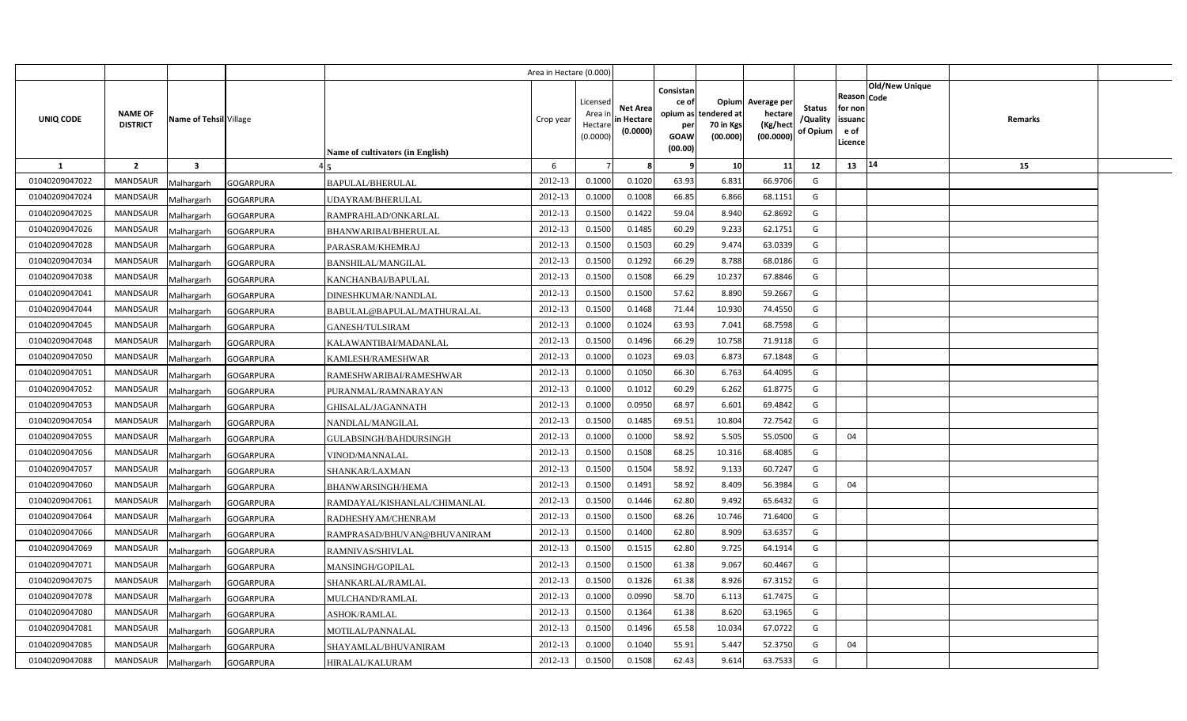| UNIQ CODE | NAME OF DISTRICT | Name of Tehsil | Village | Name of cultivators (in English) | Crop year | Licensed Area in Hectare (0.0000) | Net Area in Hectare (0.0000) | Consistance of opium as per GOAW (00.00) | Opium tendered at 70 in Kgs (00.000) | Average per hectare (Kg/hect (00.0000) | Status /Quality of Opium | Reason for non issuance of Licence | Code | Old/New Unique | Remarks |
|---|---|---|---|---|---|---|---|---|---|---|---|---|---|---|---|
| 1 | 2 | 3 | 4 | 5 | 6 | 7 | 8 | 9 | 10 | 11 | 12 | 13 | | 14 | 15 |
| 01040209047022 | MANDSAUR | Malhargarh | GOGARPURA | BAPULAL/BHERULAL | 2012-13 | 0.1000 | 0.1020 | 63.93 | 6.831 | 66.9706 | G | | | | |
| 01040209047024 | MANDSAUR | Malhargarh | GOGARPURA | UDAYRAM/BHERULAL | 2012-13 | 0.1000 | 0.1008 | 66.85 | 6.866 | 68.1151 | G | | | | |
| 01040209047025 | MANDSAUR | Malhargarh | GOGARPURA | RAMPRAHLAD/ONKARLAL | 2012-13 | 0.1500 | 0.1422 | 59.04 | 8.940 | 62.8692 | G | | | | |
| 01040209047026 | MANDSAUR | Malhargarh | GOGARPURA | BHANWARIBAI/BHERULAL | 2012-13 | 0.1500 | 0.1485 | 60.29 | 9.233 | 62.1751 | G | | | | |
| 01040209047028 | MANDSAUR | Malhargarh | GOGARPURA | PARASRAM/KHEMRAJ | 2012-13 | 0.1500 | 0.1503 | 60.29 | 9.474 | 63.0339 | G | | | | |
| 01040209047034 | MANDSAUR | Malhargarh | GOGARPURA | BANSHILAL/MANGILAL | 2012-13 | 0.1500 | 0.1292 | 66.29 | 8.788 | 68.0186 | G | | | | |
| 01040209047038 | MANDSAUR | Malhargarh | GOGARPURA | KANCHANBAI/BAPULAL | 2012-13 | 0.1500 | 0.1508 | 66.29 | 10.237 | 67.8846 | G | | | | |
| 01040209047041 | MANDSAUR | Malhargarh | GOGARPURA | DINESHKUMAR/NANDLAL | 2012-13 | 0.1500 | 0.1500 | 57.62 | 8.890 | 59.2667 | G | | | | |
| 01040209047044 | MANDSAUR | Malhargarh | GOGARPURA | BABULAL@BAPULAL/MATHURALAL | 2012-13 | 0.1500 | 0.1468 | 71.44 | 10.930 | 74.4550 | G | | | | |
| 01040209047045 | MANDSAUR | Malhargarh | GOGARPURA | GANESH/TULSIRAM | 2012-13 | 0.1000 | 0.1024 | 63.93 | 7.041 | 68.7598 | G | | | | |
| 01040209047048 | MANDSAUR | Malhargarh | GOGARPURA | KALAWANTIBAI/MADANLAL | 2012-13 | 0.1500 | 0.1496 | 66.29 | 10.758 | 71.9118 | G | | | | |
| 01040209047050 | MANDSAUR | Malhargarh | GOGARPURA | KAMLESH/RAMESHWAR | 2012-13 | 0.1000 | 0.1023 | 69.03 | 6.873 | 67.1848 | G | | | | |
| 01040209047051 | MANDSAUR | Malhargarh | GOGARPURA | RAMESHWARIBAI/RAMESHWAR | 2012-13 | 0.1000 | 0.1050 | 66.30 | 6.763 | 64.4095 | G | | | | |
| 01040209047052 | MANDSAUR | Malhargarh | GOGARPURA | PURANMAL/RAMNARAYAN | 2012-13 | 0.1000 | 0.1012 | 60.29 | 6.262 | 61.8775 | G | | | | |
| 01040209047053 | MANDSAUR | Malhargarh | GOGARPURA | GHISALAL/JAGANNATH | 2012-13 | 0.1000 | 0.0950 | 68.97 | 6.601 | 69.4842 | G | | | | |
| 01040209047054 | MANDSAUR | Malhargarh | GOGARPURA | NANDLAL/MANGILAL | 2012-13 | 0.1500 | 0.1485 | 69.51 | 10.804 | 72.7542 | G | | | | |
| 01040209047055 | MANDSAUR | Malhargarh | GOGARPURA | GULABSINGH/BAHDURSINGH | 2012-13 | 0.1000 | 0.1000 | 58.92 | 5.505 | 55.0500 | G | 04 | | | |
| 01040209047056 | MANDSAUR | Malhargarh | GOGARPURA | VINOD/MANNALAL | 2012-13 | 0.1500 | 0.1508 | 68.25 | 10.316 | 68.4085 | G | | | | |
| 01040209047057 | MANDSAUR | Malhargarh | GOGARPURA | SHANKAR/LAXMAN | 2012-13 | 0.1500 | 0.1504 | 58.92 | 9.133 | 60.7247 | G | | | | |
| 01040209047060 | MANDSAUR | Malhargarh | GOGARPURA | BHANWARSINGH/HEMA | 2012-13 | 0.1500 | 0.1491 | 58.92 | 8.409 | 56.3984 | G | 04 | | | |
| 01040209047061 | MANDSAUR | Malhargarh | GOGARPURA | RAMDAYAL/KISHANLAL/CHIMANLAL | 2012-13 | 0.1500 | 0.1446 | 62.80 | 9.492 | 65.6432 | G | | | | |
| 01040209047064 | MANDSAUR | Malhargarh | GOGARPURA | RADHESHYAM/CHENRAM | 2012-13 | 0.1500 | 0.1500 | 68.26 | 10.746 | 71.6400 | G | | | | |
| 01040209047066 | MANDSAUR | Malhargarh | GOGARPURA | RAMPRASAD/BHUVAN@BHUVANIRAM | 2012-13 | 0.1500 | 0.1400 | 62.80 | 8.909 | 63.6357 | G | | | | |
| 01040209047069 | MANDSAUR | Malhargarh | GOGARPURA | RAMNIVAS/SHIVLAL | 2012-13 | 0.1500 | 0.1515 | 62.80 | 9.725 | 64.1914 | G | | | | |
| 01040209047071 | MANDSAUR | Malhargarh | GOGARPURA | MANSINGH/GOPILAL | 2012-13 | 0.1500 | 0.1500 | 61.38 | 9.067 | 60.4467 | G | | | | |
| 01040209047075 | MANDSAUR | Malhargarh | GOGARPURA | SHANKARLAL/RAMLAL | 2012-13 | 0.1500 | 0.1326 | 61.38 | 8.926 | 67.3152 | G | | | | |
| 01040209047078 | MANDSAUR | Malhargarh | GOGARPURA | MULCHAND/RAMLAL | 2012-13 | 0.1000 | 0.0990 | 58.70 | 6.113 | 61.7475 | G | | | | |
| 01040209047080 | MANDSAUR | Malhargarh | GOGARPURA | ASHOK/RAMLAL | 2012-13 | 0.1500 | 0.1364 | 61.38 | 8.620 | 63.1965 | G | | | | |
| 01040209047081 | MANDSAUR | Malhargarh | GOGARPURA | MOTILAL/PANNALAL | 2012-13 | 0.1500 | 0.1496 | 65.58 | 10.034 | 67.0722 | G | | | | |
| 01040209047085 | MANDSAUR | Malhargarh | GOGARPURA | SHAYAMLAL/BHUVANIRAM | 2012-13 | 0.1000 | 0.1040 | 55.91 | 5.447 | 52.3750 | G | 04 | | | |
| 01040209047088 | MANDSAUR | Malhargarh | GOGARPURA | HIRALAL/KALURAM | 2012-13 | 0.1500 | 0.1508 | 62.43 | 9.614 | 63.7533 | G | | | | |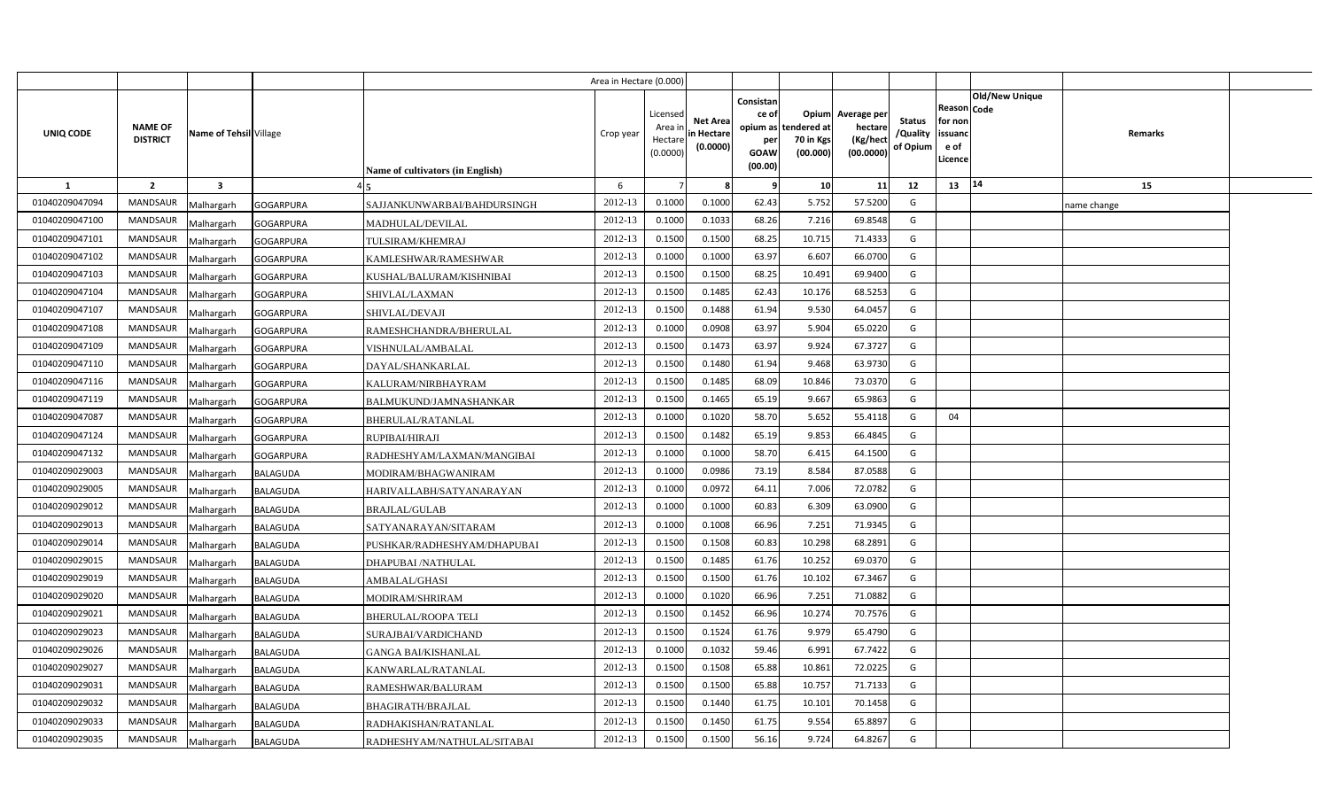| UNIQ CODE | NAME OF DISTRICT | Name of Tehsil | Village | Name of cultivators (in English) | Crop year | Licensed Area in Hectare (0.0000) | Net Area in Hectare (0.0000) | Consistance of opium as per GOAW (00.00) | Opium tendered at 70 in Kgs (00.000) | Average per hectare (Kg/hect (00.0000) | Status /Quality of Opium | Reason for non issuance of Licence | Code | Old/New Unique | Remarks |
|---|---|---|---|---|---|---|---|---|---|---|---|---|---|---|---|
| 1 | 2 | 3 | 4 | 5 | 6 | 7 | 8 | 9 | 10 | 11 | 12 | 13 | 14 | | 15 |
| 01040209047094 | MANDSAUR | Malhargarh | GOGARPURA | SAJJANKUNWARBAI/BAHDURSINGH | 2012-13 | 0.1000 | 0.1000 | 62.43 | 5.752 | 57.5200 | G | | | | name change |
| 01040209047100 | MANDSAUR | Malhargarh | GOGARPURA | MADHULAL/DEVILAL | 2012-13 | 0.1000 | 0.1033 | 68.26 | 7.216 | 69.8548 | G | | | | |
| 01040209047101 | MANDSAUR | Malhargarh | GOGARPURA | TULSIRAM/KHEMRAJ | 2012-13 | 0.1500 | 0.1500 | 68.25 | 10.715 | 71.4333 | G | | | | |
| 01040209047102 | MANDSAUR | Malhargarh | GOGARPURA | KAMLESHWAR/RAMESHWAR | 2012-13 | 0.1000 | 0.1000 | 63.97 | 6.607 | 66.0700 | G | | | | |
| 01040209047103 | MANDSAUR | Malhargarh | GOGARPURA | KUSHAL/BALURAM/KISHNIBAI | 2012-13 | 0.1500 | 0.1500 | 68.25 | 10.491 | 69.9400 | G | | | | |
| 01040209047104 | MANDSAUR | Malhargarh | GOGARPURA | SHIVLAL/LAXMAN | 2012-13 | 0.1500 | 0.1485 | 62.43 | 10.176 | 68.5253 | G | | | | |
| 01040209047107 | MANDSAUR | Malhargarh | GOGARPURA | SHIVLAL/DEVAJI | 2012-13 | 0.1500 | 0.1488 | 61.94 | 9.530 | 64.0457 | G | | | | |
| 01040209047108 | MANDSAUR | Malhargarh | GOGARPURA | RAMESHCHANDRA/BHERULAL | 2012-13 | 0.1000 | 0.0908 | 63.97 | 5.904 | 65.0220 | G | | | | |
| 01040209047109 | MANDSAUR | Malhargarh | GOGARPURA | VISHNULAL/AMBALAL | 2012-13 | 0.1500 | 0.1473 | 63.97 | 9.924 | 67.3727 | G | | | | |
| 01040209047110 | MANDSAUR | Malhargarh | GOGARPURA | DAYAL/SHANKARLAL | 2012-13 | 0.1500 | 0.1480 | 61.94 | 9.468 | 63.9730 | G | | | | |
| 01040209047116 | MANDSAUR | Malhargarh | GOGARPURA | KALURAM/NIRBHAYRAM | 2012-13 | 0.1500 | 0.1485 | 68.09 | 10.846 | 73.0370 | G | | | | |
| 01040209047119 | MANDSAUR | Malhargarh | GOGARPURA | BALMUKUND/JAMNASHANKAR | 2012-13 | 0.1500 | 0.1465 | 65.19 | 9.667 | 65.9863 | G | | | | |
| 01040209047087 | MANDSAUR | Malhargarh | GOGARPURA | BHERULAL/RATANLAL | 2012-13 | 0.1000 | 0.1020 | 58.70 | 5.652 | 55.4118 | G | 04 | | | |
| 01040209047124 | MANDSAUR | Malhargarh | GOGARPURA | RUPIBAI/HIRAJI | 2012-13 | 0.1500 | 0.1482 | 65.19 | 9.853 | 66.4845 | G | | | | |
| 01040209047132 | MANDSAUR | Malhargarh | GOGARPURA | RADHESHYAM/LAXMAN/MANGIBAI | 2012-13 | 0.1000 | 0.1000 | 58.70 | 6.415 | 64.1500 | G | | | | |
| 01040209029003 | MANDSAUR | Malhargarh | BALAGUDA | MODIRAM/BHAGWANIRAM | 2012-13 | 0.1000 | 0.0986 | 73.19 | 8.584 | 87.0588 | G | | | | |
| 01040209029005 | MANDSAUR | Malhargarh | BALAGUDA | HARIVALLABH/SATYANARAYAN | 2012-13 | 0.1000 | 0.0972 | 64.11 | 7.006 | 72.0782 | G | | | | |
| 01040209029012 | MANDSAUR | Malhargarh | BALAGUDA | BRAJLAL/GULAB | 2012-13 | 0.1000 | 0.1000 | 60.83 | 6.309 | 63.0900 | G | | | | |
| 01040209029013 | MANDSAUR | Malhargarh | BALAGUDA | SATYANARAYAN/SITARAM | 2012-13 | 0.1000 | 0.1008 | 66.96 | 7.251 | 71.9345 | G | | | | |
| 01040209029014 | MANDSAUR | Malhargarh | BALAGUDA | PUSHKAR/RADHESHYAM/DHAPUBAI | 2012-13 | 0.1500 | 0.1508 | 60.83 | 10.298 | 68.2891 | G | | | | |
| 01040209029015 | MANDSAUR | Malhargarh | BALAGUDA | DHAPUBAI /NATHULAL | 2012-13 | 0.1500 | 0.1485 | 61.76 | 10.252 | 69.0370 | G | | | | |
| 01040209029019 | MANDSAUR | Malhargarh | BALAGUDA | AMBALAL/GHASI | 2012-13 | 0.1500 | 0.1500 | 61.76 | 10.102 | 67.3467 | G | | | | |
| 01040209029020 | MANDSAUR | Malhargarh | BALAGUDA | MODIRAM/SHRIRAM | 2012-13 | 0.1000 | 0.1020 | 66.96 | 7.251 | 71.0882 | G | | | | |
| 01040209029021 | MANDSAUR | Malhargarh | BALAGUDA | BHERULAL/ROOPA TELI | 2012-13 | 0.1500 | 0.1452 | 66.96 | 10.274 | 70.7576 | G | | | | |
| 01040209029023 | MANDSAUR | Malhargarh | BALAGUDA | SURAJBAI/VARDICHAND | 2012-13 | 0.1500 | 0.1524 | 61.76 | 9.979 | 65.4790 | G | | | | |
| 01040209029026 | MANDSAUR | Malhargarh | BALAGUDA | GANGA BAI/KISHANLAL | 2012-13 | 0.1000 | 0.1032 | 59.46 | 6.991 | 67.7422 | G | | | | |
| 01040209029027 | MANDSAUR | Malhargarh | BALAGUDA | KANWARLAL/RATANLAL | 2012-13 | 0.1500 | 0.1508 | 65.88 | 10.861 | 72.0225 | G | | | | |
| 01040209029031 | MANDSAUR | Malhargarh | BALAGUDA | RAMESHWAR/BALURAM | 2012-13 | 0.1500 | 0.1500 | 65.88 | 10.757 | 71.7133 | G | | | | |
| 01040209029032 | MANDSAUR | Malhargarh | BALAGUDA | BHAGIRATH/BRAJLAL | 2012-13 | 0.1500 | 0.1440 | 61.75 | 10.101 | 70.1458 | G | | | | |
| 01040209029033 | MANDSAUR | Malhargarh | BALAGUDA | RADHAKISHAN/RATANLAL | 2012-13 | 0.1500 | 0.1450 | 61.75 | 9.554 | 65.8897 | G | | | | |
| 01040209029035 | MANDSAUR | Malhargarh | BALAGUDA | RADHESHYAM/NATHULAL/SITABAI | 2012-13 | 0.1500 | 0.1500 | 56.16 | 9.724 | 64.8267 | G | | | | |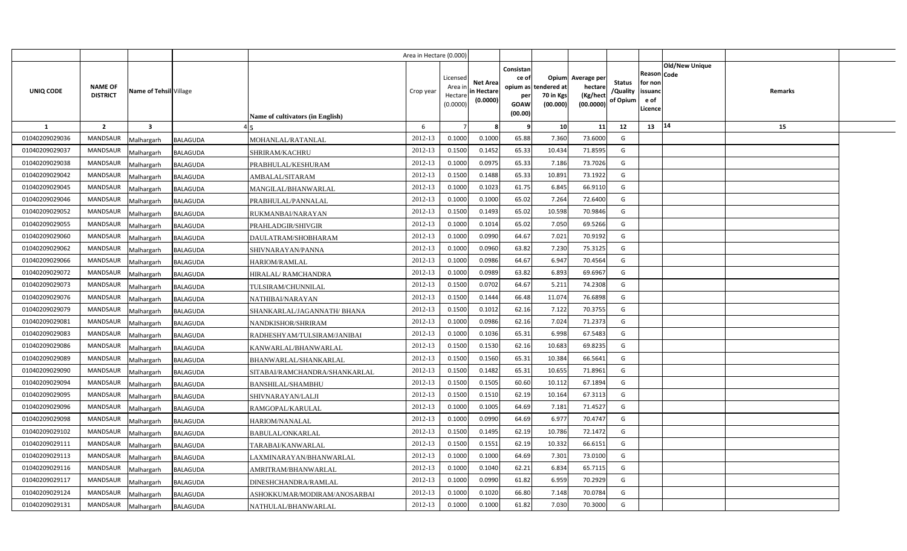|  |  |  |  |  | Area in Hectare (0.000) |  |  |  |  |  |  |  |  |  |
|---|---|---|---|---|---|---|---|---|---|---|---|---|---|---|
| UNIQ CODE | NAME OF DISTRICT | Name of Tehsil | Village | Name of cultivators (in English) | Crop year | Licensed Area in Hectare (0.0000) | Net Area in Hectare (0.0000) | Consistance of opium as per GOAW (00.00) | Opium tendered at 70 in Kgs (00.000) | Average per hectare (Kg/hect (00.0000) | Status /Quality of Opium | Reason for non issuance of Licence | Code | Old/New Unique | Remarks |
| 1 | 2 | 3 | 4 | 5 | 6 | 7 | 8 | 9 | 10 | 11 | 12 | 13 | 14 | 15 |
| 01040209029036 | MANDSAUR | Malhargarh | BALAGUDA | MOHANLAL/RATANLAL | 2012-13 | 0.1000 | 0.1000 | 65.88 | 7.360 | 73.6000 | G |  |  |  |
| 01040209029037 | MANDSAUR | Malhargarh | BALAGUDA | SHRIRAM/KACHRU | 2012-13 | 0.1500 | 0.1452 | 65.33 | 10.434 | 71.8595 | G |  |  |  |
| 01040209029038 | MANDSAUR | Malhargarh | BALAGUDA | PRABHULAL/KESHURAM | 2012-13 | 0.1000 | 0.0975 | 65.33 | 7.186 | 73.7026 | G |  |  |  |
| 01040209029042 | MANDSAUR | Malhargarh | BALAGUDA | AMBALAL/SITARAM | 2012-13 | 0.1500 | 0.1488 | 65.33 | 10.891 | 73.1922 | G |  |  |  |
| 01040209029045 | MANDSAUR | Malhargarh | BALAGUDA | MANGILAL/BHANWARLAL | 2012-13 | 0.1000 | 0.1023 | 61.75 | 6.845 | 66.9110 | G |  |  |  |
| 01040209029046 | MANDSAUR | Malhargarh | BALAGUDA | PRABHULAL/PANNALAL | 2012-13 | 0.1000 | 0.1000 | 65.02 | 7.264 | 72.6400 | G |  |  |  |
| 01040209029052 | MANDSAUR | Malhargarh | BALAGUDA | RUKMANBAI/NARAYAN | 2012-13 | 0.1500 | 0.1493 | 65.02 | 10.598 | 70.9846 | G |  |  |  |
| 01040209029055 | MANDSAUR | Malhargarh | BALAGUDA | PRAHLADGIR/SHIVGIR | 2012-13 | 0.1000 | 0.1014 | 65.02 | 7.050 | 69.5266 | G |  |  |  |
| 01040209029060 | MANDSAUR | Malhargarh | BALAGUDA | DAULATRAM/SHOBHARAM | 2012-13 | 0.1000 | 0.0990 | 64.67 | 7.021 | 70.9192 | G |  |  |  |
| 01040209029062 | MANDSAUR | Malhargarh | BALAGUDA | SHIVNARAYAN/PANNA | 2012-13 | 0.1000 | 0.0960 | 63.82 | 7.230 | 75.3125 | G |  |  |  |
| 01040209029066 | MANDSAUR | Malhargarh | BALAGUDA | HARIOM/RAMLAL | 2012-13 | 0.1000 | 0.0986 | 64.67 | 6.947 | 70.4564 | G |  |  |  |
| 01040209029072 | MANDSAUR | Malhargarh | BALAGUDA | HIRALAL/ RAMCHANDRA | 2012-13 | 0.1000 | 0.0989 | 63.82 | 6.893 | 69.6967 | G |  |  |  |
| 01040209029073 | MANDSAUR | Malhargarh | BALAGUDA | TULSIRAM/CHUNNILAL | 2012-13 | 0.1500 | 0.0702 | 64.67 | 5.211 | 74.2308 | G |  |  |  |
| 01040209029076 | MANDSAUR | Malhargarh | BALAGUDA | NATHIBAI/NARAYAN | 2012-13 | 0.1500 | 0.1444 | 66.48 | 11.074 | 76.6898 | G |  |  |  |
| 01040209029079 | MANDSAUR | Malhargarh | BALAGUDA | SHANKARLAL/JAGANNATH/ BHANA | 2012-13 | 0.1500 | 0.1012 | 62.16 | 7.122 | 70.3755 | G |  |  |  |
| 01040209029081 | MANDSAUR | Malhargarh | BALAGUDA | NANDKISHOR/SHRIRAM | 2012-13 | 0.1000 | 0.0986 | 62.16 | 7.024 | 71.2373 | G |  |  |  |
| 01040209029083 | MANDSAUR | Malhargarh | BALAGUDA | RADHESHYAM/TULSIRAM/JANIBAI | 2012-13 | 0.1000 | 0.1036 | 65.31 | 6.998 | 67.5483 | G |  |  |  |
| 01040209029086 | MANDSAUR | Malhargarh | BALAGUDA | KANWARLAL/BHANWARLAL | 2012-13 | 0.1500 | 0.1530 | 62.16 | 10.683 | 69.8235 | G |  |  |  |
| 01040209029089 | MANDSAUR | Malhargarh | BALAGUDA | BHANWARLAL/SHANKARLAL | 2012-13 | 0.1500 | 0.1560 | 65.31 | 10.384 | 66.5641 | G |  |  |  |
| 01040209029090 | MANDSAUR | Malhargarh | BALAGUDA | SITABAI/RAMCHANDRA/SHANKARLAL | 2012-13 | 0.1500 | 0.1482 | 65.31 | 10.655 | 71.8961 | G |  |  |  |
| 01040209029094 | MANDSAUR | Malhargarh | BALAGUDA | BANSHILAL/SHAMBHU | 2012-13 | 0.1500 | 0.1505 | 60.60 | 10.112 | 67.1894 | G |  |  |  |
| 01040209029095 | MANDSAUR | Malhargarh | BALAGUDA | SHIVNARAYAN/LALJI | 2012-13 | 0.1500 | 0.1510 | 62.19 | 10.164 | 67.3113 | G |  |  |  |
| 01040209029096 | MANDSAUR | Malhargarh | BALAGUDA | RAMGOPAL/KARULAL | 2012-13 | 0.1000 | 0.1005 | 64.69 | 7.181 | 71.4527 | G |  |  |  |
| 01040209029098 | MANDSAUR | Malhargarh | BALAGUDA | HARIOM/NANALAL | 2012-13 | 0.1000 | 0.0990 | 64.69 | 6.977 | 70.4747 | G |  |  |  |
| 01040209029102 | MANDSAUR | Malhargarh | BALAGUDA | BABULAL/ONKARLAL | 2012-13 | 0.1500 | 0.1495 | 62.19 | 10.786 | 72.1472 | G |  |  |  |
| 01040209029111 | MANDSAUR | Malhargarh | BALAGUDA | TARABAI/KANWARLAL | 2012-13 | 0.1500 | 0.1551 | 62.19 | 10.332 | 66.6151 | G |  |  |  |
| 01040209029113 | MANDSAUR | Malhargarh | BALAGUDA | LAXMINARAYAN/BHANWARLAL | 2012-13 | 0.1000 | 0.1000 | 64.69 | 7.301 | 73.0100 | G |  |  |  |
| 01040209029116 | MANDSAUR | Malhargarh | BALAGUDA | AMRITRAM/BHANWARLAL | 2012-13 | 0.1000 | 0.1040 | 62.21 | 6.834 | 65.7115 | G |  |  |  |
| 01040209029117 | MANDSAUR | Malhargarh | BALAGUDA | DINESHCHANDRA/RAMLAL | 2012-13 | 0.1000 | 0.0990 | 61.82 | 6.959 | 70.2929 | G |  |  |  |
| 01040209029124 | MANDSAUR | Malhargarh | BALAGUDA | ASHOKKUMAR/MODIRAM/ANOSARBAI | 2012-13 | 0.1000 | 0.1020 | 66.80 | 7.148 | 70.0784 | G |  |  |  |
| 01040209029131 | MANDSAUR | Malhargarh | BALAGUDA | NATHULAL/BHANWARLAL | 2012-13 | 0.1000 | 0.1000 | 61.82 | 7.030 | 70.3000 | G |  |  |  |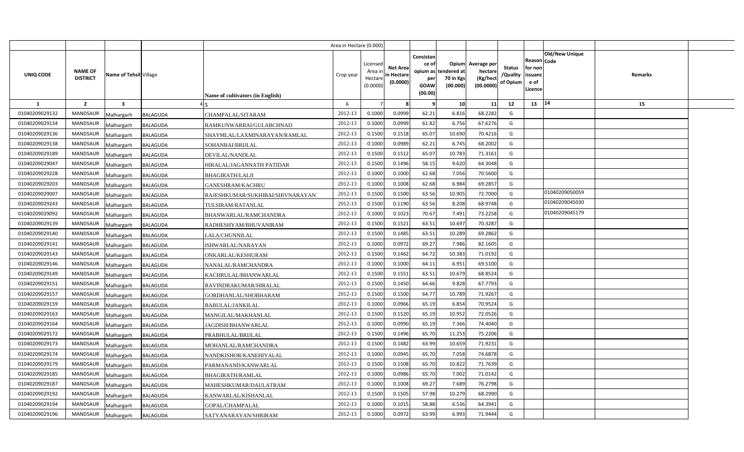| | | | | Area in Hectare (0.000) | | | | | | | | | | | |
|---|---|---|---|---|---|---|---|---|---|---|---|---|---|---|---|
| UNIQ CODE | NAME OF DISTRICT | Name of Tehsil | Village | Name of cultivators (in English) | Crop year | Licensed Area in Hectare (0.0000) | Net Area in Hectare (0.0000) | Consistance of opium as per GOAW (00.00) | Opium tendered at 70 in Kgs (00.000) | Average per hectare (Kg/hect (00.0000) | Status /Quality of Opium | Reason for non issuance of Licence | Code | Old/New Unique | Remarks |
| 1 | 2 | 3 | 4 | 5 | 6 | 7 | 8 | 9 | 10 | 11 | 12 | 13 | | 14 | 15 |
| 01040209029132 | MANDSAUR | Malhargarh | BALAGUDA | CHAMPALAL/SITARAM | 2012-13 | 0.1000 | 0.0999 | 62.21 | 6.816 | 68.2282 | G | | | | |
| 01040209029134 | MANDSAUR | Malhargarh | BALAGUDA | RAMKUNWARBAI/GULABCHNAD | 2012-13 | 0.1000 | 0.0999 | 61.82 | 6.756 | 67.6276 | G | | | | |
| 01040209029136 | MANDSAUR | Malhargarh | BALAGUDA | SHAYMLAL/LAXMINARAYAN/RAMLAL | 2012-13 | 0.1500 | 0.1518 | 65.07 | 10.690 | 70.4216 | G | | | | |
| 01040209029138 | MANDSAUR | Malhargarh | BALAGUDA | SOHANBAI/BRIJLAL | 2012-13 | 0.1000 | 0.0989 | 62.21 | 6.745 | 68.2002 | G | | | | |
| 01040209029189 | MANDSAUR | Malhargarh | BALAGUDA | DEVILAL/NANDLAL | 2012-13 | 0.1500 | 0.1512 | 65.07 | 10.783 | 71.3161 | G | | | | |
| 01040209029047 | MANDSAUR | Malhargarh | BALAGUDA | HIRALAL/JAGANNATH PATIDAR | 2012-13 | 0.1500 | 0.1496 | 58.15 | 9.620 | 64.3048 | G | | | | |
| 01040209029228 | MANDSAUR | Malhargarh | BALAGUDA | BHAGIRATH/LALJI | 2012-13 | 0.1000 | 0.1000 | 62.68 | 7.056 | 70.5600 | G | | | | |
| 01040209029203 | MANDSAUR | Malhargarh | BALAGUDA | GANESHRAM/KACHRU | 2012-13 | 0.1000 | 0.1008 | 62.68 | 6.984 | 69.2857 | G | | | | |
| 01040209029007 | MANDSAUR | Malhargarh | BALAGUDA | RAJESHKUMAR/SUKHIBAI/SHIVNARAYAN | 2012-13 | 0.1500 | 0.1500 | 63.56 | 10.905 | 72.7000 | G | | | 01040209050059 | |
| 01040209029243 | MANDSAUR | Malhargarh | BALAGUDA | TULSIRAM/RATANLAL | 2012-13 | 0.1500 | 0.1190 | 63.56 | 8.208 | 68.9748 | G | | | 01040209045030 | |
| 01040209029092 | MANDSAUR | Malhargarh | BALAGUDA | BHANWARLAL/RAMCHANDRA | 2012-13 | 0.1000 | 0.1023 | 70.67 | 7.491 | 73.2258 | G | | | 01040209045179 | |
| 01040209029139 | MANDSAUR | Malhargarh | BALAGUDA | RADHESHYAM/BHUVANIRAM | 2012-13 | 0.1500 | 0.1521 | 63.51 | 10.697 | 70.3287 | G | | | | |
| 01040209029140 | MANDSAUR | Malhargarh | BALAGUDA | LALA/CHUNNILAL | 2012-13 | 0.1500 | 0.1485 | 63.51 | 10.289 | 69.2862 | G | | | | |
| 01040209029141 | MANDSAUR | Malhargarh | BALAGUDA | ISHWARLAL/NARAYAN | 2012-13 | 0.1000 | 0.0972 | 69.27 | 7.986 | 82.1605 | G | | | | |
| 01040209029143 | MANDSAUR | Malhargarh | BALAGUDA | ONKARLAL/KESHURAM | 2012-13 | 0.1500 | 0.1462 | 64.72 | 10.383 | 71.0192 | G | | | | |
| 01040209029146 | MANDSAUR | Malhargarh | BALAGUDA | NANALAL/RAMCHANDRA | 2012-13 | 0.1000 | 0.1000 | 64.11 | 6.951 | 69.5100 | G | | | | |
| 01040209029149 | MANDSAUR | Malhargarh | BALAGUDA | KACHRULAL/BHANWARLAL | 2012-13 | 0.1500 | 0.1551 | 63.51 | 10.679 | 68.8524 | G | | | | |
| 01040209029151 | MANDSAUR | Malhargarh | BALAGUDA | RAVINDRAKUMAR/HIRALAL | 2012-13 | 0.1500 | 0.1450 | 64.66 | 9.828 | 67.7793 | G | | | | |
| 01040209029157 | MANDSAUR | Malhargarh | BALAGUDA | GORDHANLAL/SHOBHARAM | 2012-13 | 0.1500 | 0.1500 | 64.77 | 10.789 | 71.9267 | G | | | | |
| 01040209029159 | MANDSAUR | Malhargarh | BALAGUDA | BABULAL/JANKILAL | 2012-13 | 0.1000 | 0.0966 | 65.19 | 6.854 | 70.9524 | G | | | | |
| 01040209029163 | MANDSAUR | Malhargarh | BALAGUDA | MANGILAL/MAKHANLAL | 2012-13 | 0.1500 | 0.1520 | 65.19 | 10.952 | 72.0526 | G | | | | |
| 01040209029164 | MANDSAUR | Malhargarh | BALAGUDA | JAGDISH/BHANWARLAL | 2012-13 | 0.1000 | 0.0990 | 65.19 | 7.366 | 74.4040 | G | | | | |
| 01040209029172 | MANDSAUR | Malhargarh | BALAGUDA | PRABHULAL/BRIJLAL | 2012-13 | 0.1500 | 0.1496 | 65.70 | 11.253 | 75.2206 | G | | | | |
| 01040209029173 | MANDSAUR | Malhargarh | BALAGUDA | MOHANLAL/RAMCHANDRA | 2012-13 | 0.1500 | 0.1482 | 63.99 | 10.659 | 71.9231 | G | | | | |
| 01040209029174 | MANDSAUR | Malhargarh | BALAGUDA | NANDKISHOR/KANEHIYALAL | 2012-13 | 0.1000 | 0.0945 | 65.70 | 7.058 | 74.6878 | G | | | | |
| 01040209029179 | MANDSAUR | Malhargarh | BALAGUDA | PARMANAND/KANWARLAL | 2012-13 | 0.1500 | 0.1508 | 65.70 | 10.822 | 71.7639 | G | | | | |
| 01040209029185 | MANDSAUR | Malhargarh | BALAGUDA | BHAGIRATH/RAMLAL | 2012-13 | 0.1000 | 0.0986 | 65.70 | 7.002 | 71.0142 | G | | | | |
| 01040209029187 | MANDSAUR | Malhargarh | BALAGUDA | MAHESHKUMAR/DAULATRAM | 2012-13 | 0.1000 | 0.1008 | 69.27 | 7.689 | 76.2798 | G | | | | |
| 01040209029192 | MANDSAUR | Malhargarh | BALAGUDA | KANWARLAL/KISHANLAL | 2012-13 | 0.1500 | 0.1505 | 57.98 | 10.279 | 68.2990 | G | | | | |
| 01040209029194 | MANDSAUR | Malhargarh | BALAGUDA | GOPAL/CHAMPALAL | 2012-13 | 0.1000 | 0.1015 | 58.88 | 6.536 | 64.3941 | G | | | | |
| 01040209029196 | MANDSAUR | Malhargarh | BALAGUDA | SATYANARAYAN/SHRIRAM | 2012-13 | 0.1000 | 0.0972 | 63.99 | 6.993 | 71.9444 | G | | | | |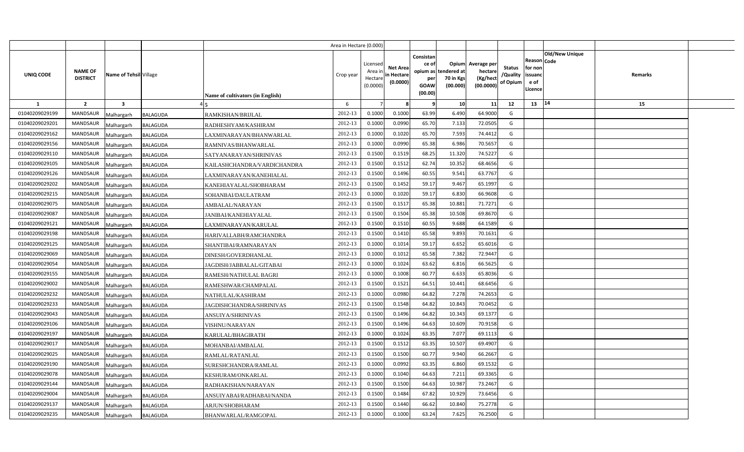| UNIQ CODE | NAME OF DISTRICT | Name of Tehsil | Village | Name of cultivators (in English) | Crop year | Licensed Area in Hectare (0.0000) | Net Area in Hectare (0.0000) | Consistance of opium as per GOAW (00.00) | Opium tendered at 70 in Kgs (00.000) | Average per hectare (Kg/hect (00.0000) | Status /Quality of Opium | Reason for non issuance of Licence | Code | Old/New Unique | Remarks |
|---|---|---|---|---|---|---|---|---|---|---|---|---|---|---|---|
| 1 | 2 | 3 | 4 | 5 | 6 | 7 | 8 | 9 | 10 | 11 | 12 | 13 | | 14 | 15 |
| 01040209029199 | MANDSAUR | Malhargarh | BALAGUDA | RAMKISHAN/BRIJLAL | 2012-13 | 0.1000 | 0.1000 | 63.99 | 6.490 | 64.9000 | G | | | | |
| 01040209029201 | MANDSAUR | Malhargarh | BALAGUDA | RADHESHYAM/KASHIRAM | 2012-13 | 0.1000 | 0.0990 | 65.70 | 7.133 | 72.0505 | G | | | | |
| 01040209029162 | MANDSAUR | Malhargarh | BALAGUDA | LAXMINARAYAN/BHANWARLAL | 2012-13 | 0.1000 | 0.1020 | 65.70 | 7.593 | 74.4412 | G | | | | |
| 01040209029156 | MANDSAUR | Malhargarh | BALAGUDA | RAMNIVAS/BHANWARLAL | 2012-13 | 0.1000 | 0.0990 | 65.38 | 6.986 | 70.5657 | G | | | | |
| 01040209029110 | MANDSAUR | Malhargarh | BALAGUDA | SATYANARAYAN/SHRINIVAS | 2012-13 | 0.1500 | 0.1519 | 68.25 | 11.320 | 74.5227 | G | | | | |
| 01040209029105 | MANDSAUR | Malhargarh | BALAGUDA | KAILASHCHANDRA/VARDICHANDRA | 2012-13 | 0.1500 | 0.1512 | 62.74 | 10.352 | 68.4656 | G | | | | |
| 01040209029126 | MANDSAUR | Malhargarh | BALAGUDA | LAXMINARAYAN/KANEHIALAL | 2012-13 | 0.1500 | 0.1496 | 60.55 | 9.541 | 63.7767 | G | | | | |
| 01040209029202 | MANDSAUR | Malhargarh | BALAGUDA | KANEHIAYALAL/SHOBHARAM | 2012-13 | 0.1500 | 0.1452 | 59.17 | 9.467 | 65.1997 | G | | | | |
| 01040209029215 | MANDSAUR | Malhargarh | BALAGUDA | SOHANBAI/DAULATRAM | 2012-13 | 0.1000 | 0.1020 | 59.17 | 6.830 | 66.9608 | G | | | | |
| 01040209029075 | MANDSAUR | Malhargarh | BALAGUDA | AMBALAL/NARAYAN | 2012-13 | 0.1500 | 0.1517 | 65.38 | 10.881 | 71.7271 | G | | | | |
| 01040209029087 | MANDSAUR | Malhargarh | BALAGUDA | JANIBAI/KANEHIAYALAL | 2012-13 | 0.1500 | 0.1504 | 65.38 | 10.508 | 69.8670 | G | | | | |
| 01040209029121 | MANDSAUR | Malhargarh | BALAGUDA | LAXMINARAYAN/KARULAL | 2012-13 | 0.1500 | 0.1510 | 60.55 | 9.688 | 64.1589 | G | | | | |
| 01040209029198 | MANDSAUR | Malhargarh | BALAGUDA | HARIVALLABH/RAMCHANDRA | 2012-13 | 0.1500 | 0.1410 | 65.58 | 9.893 | 70.1631 | G | | | | |
| 01040209029125 | MANDSAUR | Malhargarh | BALAGUDA | SHANTIBAI/RAMNARAYAN | 2012-13 | 0.1000 | 0.1014 | 59.17 | 6.652 | 65.6016 | G | | | | |
| 01040209029069 | MANDSAUR | Malhargarh | BALAGUDA | DINESH/GOVERDHANLAL | 2012-13 | 0.1000 | 0.1012 | 65.58 | 7.382 | 72.9447 | G | | | | |
| 01040209029054 | MANDSAUR | Malhargarh | BALAGUDA | JAGDISH/JABBALAL/GITABAI | 2012-13 | 0.1000 | 0.1024 | 63.62 | 6.816 | 66.5625 | G | | | | |
| 01040209029155 | MANDSAUR | Malhargarh | BALAGUDA | RAMESH/NATHULAL BAGRI | 2012-13 | 0.1000 | 0.1008 | 60.77 | 6.633 | 65.8036 | G | | | | |
| 01040209029002 | MANDSAUR | Malhargarh | BALAGUDA | RAMESHWAR/CHAMPALAL | 2012-13 | 0.1500 | 0.1521 | 64.51 | 10.441 | 68.6456 | G | | | | |
| 01040209029232 | MANDSAUR | Malhargarh | BALAGUDA | NATHULAL/KASHIRAM | 2012-13 | 0.1000 | 0.0980 | 64.82 | 7.278 | 74.2653 | G | | | | |
| 01040209029233 | MANDSAUR | Malhargarh | BALAGUDA | JAGDISHCHANDRA/SHRINIVAS | 2012-13 | 0.1500 | 0.1548 | 64.82 | 10.843 | 70.0452 | G | | | | |
| 01040209029043 | MANDSAUR | Malhargarh | BALAGUDA | ANSUIYA/SHRINIVAS | 2012-13 | 0.1500 | 0.1496 | 64.82 | 10.343 | 69.1377 | G | | | | |
| 01040209029106 | MANDSAUR | Malhargarh | BALAGUDA | VISHNU/NARAYAN | 2012-13 | 0.1500 | 0.1496 | 64.63 | 10.609 | 70.9158 | G | | | | |
| 01040209029197 | MANDSAUR | Malhargarh | BALAGUDA | KARULAL/BHAGIRATH | 2012-13 | 0.1000 | 0.1024 | 63.35 | 7.077 | 69.1113 | G | | | | |
| 01040209029017 | MANDSAUR | Malhargarh | BALAGUDA | MOHANBAI/AMBALAL | 2012-13 | 0.1500 | 0.1512 | 63.35 | 10.507 | 69.4907 | G | | | | |
| 01040209029025 | MANDSAUR | Malhargarh | BALAGUDA | RAMLAL/RATANLAL | 2012-13 | 0.1500 | 0.1500 | 60.77 | 9.940 | 66.2667 | G | | | | |
| 01040209029190 | MANDSAUR | Malhargarh | BALAGUDA | SURESHCHANDRA/RAMLAL | 2012-13 | 0.1000 | 0.0992 | 63.35 | 6.860 | 69.1532 | G | | | | |
| 01040209029078 | MANDSAUR | Malhargarh | BALAGUDA | KESHURAM/ONKARLAL | 2012-13 | 0.1000 | 0.1040 | 64.63 | 7.211 | 69.3365 | G | | | | |
| 01040209029144 | MANDSAUR | Malhargarh | BALAGUDA | RADHAKISHAN/NARAYAN | 2012-13 | 0.1500 | 0.1500 | 64.63 | 10.987 | 73.2467 | G | | | | |
| 01040209029004 | MANDSAUR | Malhargarh | BALAGUDA | ANSUIYABAI/RADHABAI/NANDA | 2012-13 | 0.1500 | 0.1484 | 67.82 | 10.929 | 73.6456 | G | | | | |
| 01040209029137 | MANDSAUR | Malhargarh | BALAGUDA | ARJUN/SHOBHARAM | 2012-13 | 0.1500 | 0.1440 | 66.62 | 10.840 | 75.2778 | G | | | | |
| 01040209029235 | MANDSAUR | Malhargarh | BALAGUDA | BHANWARLAL/RAMGOPAL | 2012-13 | 0.1000 | 0.1000 | 63.24 | 7.625 | 76.2500 | G | | | | |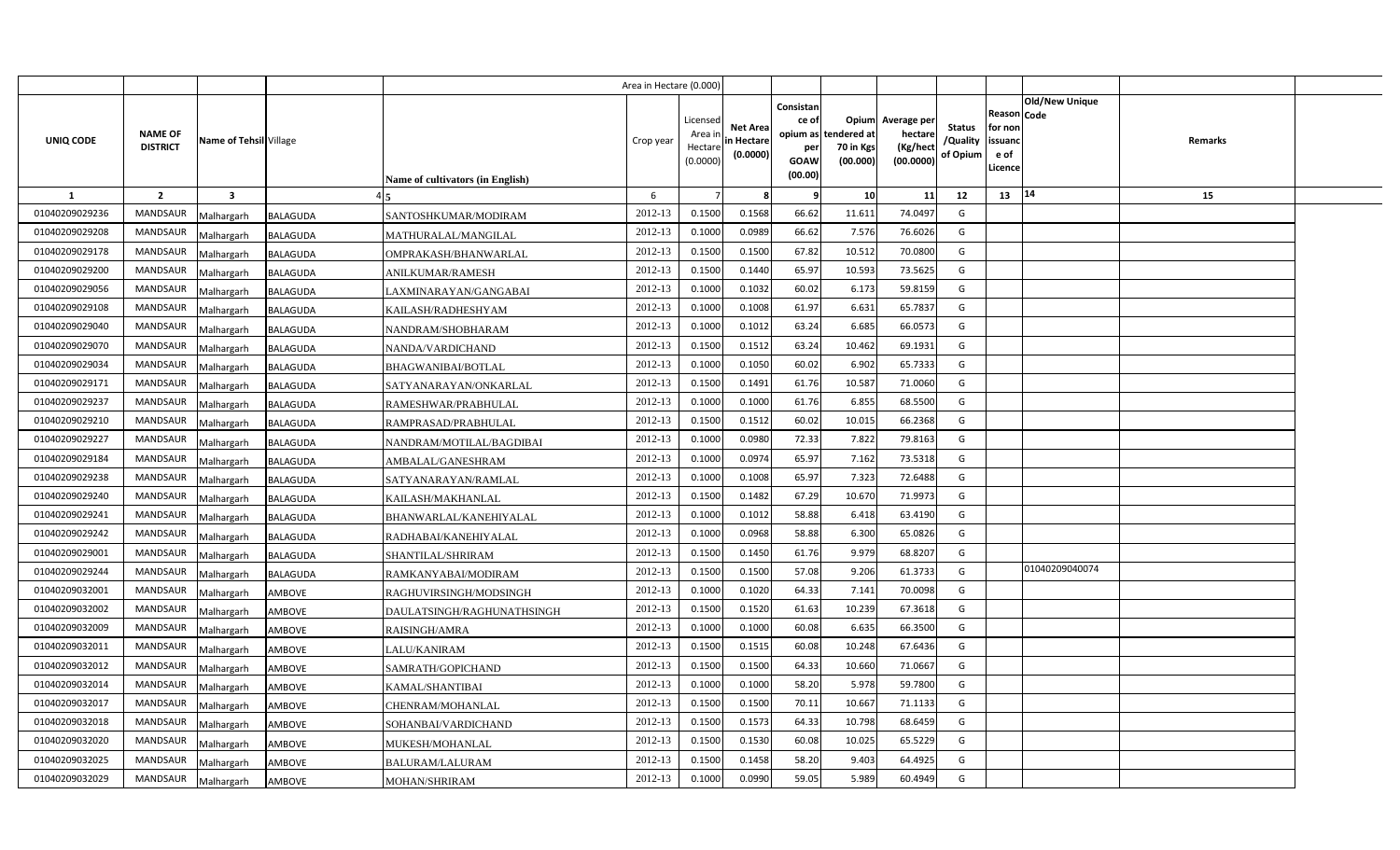| | | | | Area in Hectare (0.000) | | | | | | | | | | | |
|---|---|---|---|---|---|---|---|---|---|---|---|---|---|---|---|
| UNIQ CODE | NAME OF DISTRICT | Name of Tehsil | Village | Name of cultivators (in English) | Crop year | Licensed Area in Hectare (0.0000) | Net Area in Hectare (0.0000) | Consistance of opium as per GOAW (00.00) | Opium tendered at 70 in Kgs (00.000) | Average per hectare (Kg/hect (00.0000) | Status /Quality of Opium | Reason for non issuance of Licence | Code | Old/New Unique | Remarks |
| 1 | 2 | 3 | 4 | 5 | 6 | 7 | 8 | 9 | 10 | 11 | 12 | 13 | | 14 | 15 |
| 01040209029236 | MANDSAUR | Malhargarh | BALAGUDA | SANTOSHKUMAR/MODIRAM | 2012-13 | 0.1500 | 0.1568 | 66.62 | 11.611 | 74.0497 | G | | | | |
| 01040209029208 | MANDSAUR | Malhargarh | BALAGUDA | MATHURALAL/MANGILAL | 2012-13 | 0.1000 | 0.0989 | 66.62 | 7.576 | 76.6026 | G | | | | |
| 01040209029178 | MANDSAUR | Malhargarh | BALAGUDA | OMPRAKASH/BHANWARLAL | 2012-13 | 0.1500 | 0.1500 | 67.82 | 10.512 | 70.0800 | G | | | | |
| 01040209029200 | MANDSAUR | Malhargarh | BALAGUDA | ANILKUMAR/RAMESH | 2012-13 | 0.1500 | 0.1440 | 65.97 | 10.593 | 73.5625 | G | | | | |
| 01040209029056 | MANDSAUR | Malhargarh | BALAGUDA | LAXMINARAYAN/GANGABAI | 2012-13 | 0.1000 | 0.1032 | 60.02 | 6.173 | 59.8159 | G | | | | |
| 01040209029108 | MANDSAUR | Malhargarh | BALAGUDA | KAILASH/RADHESHYAM | 2012-13 | 0.1000 | 0.1008 | 61.97 | 6.631 | 65.7837 | G | | | | |
| 01040209029040 | MANDSAUR | Malhargarh | BALAGUDA | NANDRAM/SHOBHARAM | 2012-13 | 0.1000 | 0.1012 | 63.24 | 6.685 | 66.0573 | G | | | | |
| 01040209029070 | MANDSAUR | Malhargarh | BALAGUDA | NANDA/VARDICHAND | 2012-13 | 0.1500 | 0.1512 | 63.24 | 10.462 | 69.1931 | G | | | | |
| 01040209029034 | MANDSAUR | Malhargarh | BALAGUDA | BHAGWANIBAI/BOTLAL | 2012-13 | 0.1000 | 0.1050 | 60.02 | 6.902 | 65.7333 | G | | | | |
| 01040209029171 | MANDSAUR | Malhargarh | BALAGUDA | SATYANARAYAN/ONKARLAL | 2012-13 | 0.1500 | 0.1491 | 61.76 | 10.587 | 71.0060 | G | | | | |
| 01040209029237 | MANDSAUR | Malhargarh | BALAGUDA | RAMESHWAR/PRABHULAL | 2012-13 | 0.1000 | 0.1000 | 61.76 | 6.855 | 68.5500 | G | | | | |
| 01040209029210 | MANDSAUR | Malhargarh | BALAGUDA | RAMPRASAD/PRABHULAL | 2012-13 | 0.1500 | 0.1512 | 60.02 | 10.015 | 66.2368 | G | | | | |
| 01040209029227 | MANDSAUR | Malhargarh | BALAGUDA | NANDRAM/MOTILAL/BAGDIBAI | 2012-13 | 0.1000 | 0.0980 | 72.33 | 7.822 | 79.8163 | G | | | | |
| 01040209029184 | MANDSAUR | Malhargarh | BALAGUDA | AMBALAL/GANESHRAM | 2012-13 | 0.1000 | 0.0974 | 65.97 | 7.162 | 73.5318 | G | | | | |
| 01040209029238 | MANDSAUR | Malhargarh | BALAGUDA | SATYANARAYAN/RAMLAL | 2012-13 | 0.1000 | 0.1008 | 65.97 | 7.323 | 72.6488 | G | | | | |
| 01040209029240 | MANDSAUR | Malhargarh | BALAGUDA | KAILASH/MAKHANLAL | 2012-13 | 0.1500 | 0.1482 | 67.29 | 10.670 | 71.9973 | G | | | | |
| 01040209029241 | MANDSAUR | Malhargarh | BALAGUDA | BHANWARLAL/KANEHIYALAL | 2012-13 | 0.1000 | 0.1012 | 58.88 | 6.418 | 63.4190 | G | | | | |
| 01040209029242 | MANDSAUR | Malhargarh | BALAGUDA | RADHABAI/KANEHIYALAL | 2012-13 | 0.1000 | 0.0968 | 58.88 | 6.300 | 65.0826 | G | | | | |
| 01040209029001 | MANDSAUR | Malhargarh | BALAGUDA | SHANTILAL/SHRIRAM | 2012-13 | 0.1500 | 0.1450 | 61.76 | 9.979 | 68.8207 | G | | | | |
| 01040209029244 | MANDSAUR | Malhargarh | BALAGUDA | RAMKANYABAI/MODIRAM | 2012-13 | 0.1500 | 0.1500 | 57.08 | 9.206 | 61.3733 | G | | | 01040209040074 | |
| 01040209032001 | MANDSAUR | Malhargarh | AMBOVE | RAGHUVIRSINGH/MODSINGH | 2012-13 | 0.1000 | 0.1020 | 64.33 | 7.141 | 70.0098 | G | | | | |
| 01040209032002 | MANDSAUR | Malhargarh | AMBOVE | DAULATSINGH/RAGHUNATHSINGH | 2012-13 | 0.1500 | 0.1520 | 61.63 | 10.239 | 67.3618 | G | | | | |
| 01040209032009 | MANDSAUR | Malhargarh | AMBOVE | RAISINGH/AMRA | 2012-13 | 0.1000 | 0.1000 | 60.08 | 6.635 | 66.3500 | G | | | | |
| 01040209032011 | MANDSAUR | Malhargarh | AMBOVE | LALU/KANIRAM | 2012-13 | 0.1500 | 0.1515 | 60.08 | 10.248 | 67.6436 | G | | | | |
| 01040209032012 | MANDSAUR | Malhargarh | AMBOVE | SAMRATH/GOPICHAND | 2012-13 | 0.1500 | 0.1500 | 64.33 | 10.660 | 71.0667 | G | | | | |
| 01040209032014 | MANDSAUR | Malhargarh | AMBOVE | KAMAL/SHANTIBAI | 2012-13 | 0.1000 | 0.1000 | 58.20 | 5.978 | 59.7800 | G | | | | |
| 01040209032017 | MANDSAUR | Malhargarh | AMBOVE | CHENRAM/MOHANLAL | 2012-13 | 0.1500 | 0.1500 | 70.11 | 10.667 | 71.1133 | G | | | | |
| 01040209032018 | MANDSAUR | Malhargarh | AMBOVE | SOHANBAI/VARDICHAND | 2012-13 | 0.1500 | 0.1573 | 64.33 | 10.798 | 68.6459 | G | | | | |
| 01040209032020 | MANDSAUR | Malhargarh | AMBOVE | MUKESH/MOHANLAL | 2012-13 | 0.1500 | 0.1530 | 60.08 | 10.025 | 65.5229 | G | | | | |
| 01040209032025 | MANDSAUR | Malhargarh | AMBOVE | BALURAM/LALURAM | 2012-13 | 0.1500 | 0.1458 | 58.20 | 9.403 | 64.4925 | G | | | | |
| 01040209032029 | MANDSAUR | Malhargarh | AMBOVE | MOHAN/SHRIRAM | 2012-13 | 0.1000 | 0.0990 | 59.05 | 5.989 | 60.4949 | G | | | | |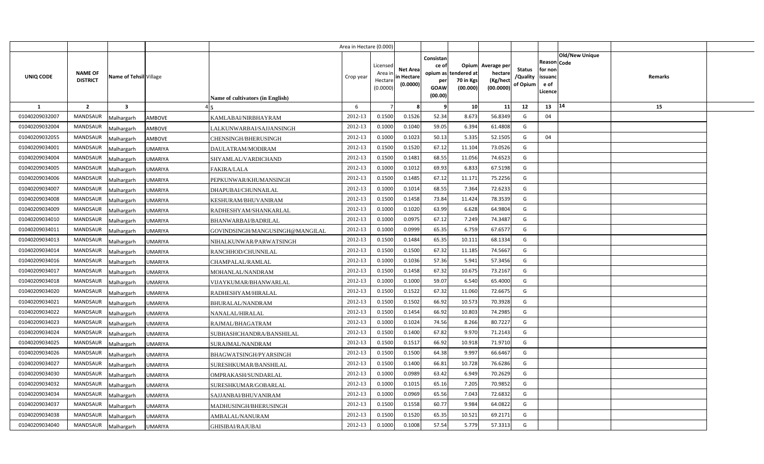| | | | | Area in Hectare (0.000) | | | | | | | | | | | |
|---|---|---|---|---|---|---|---|---|---|---|---|---|---|---|---|
| UNIQ CODE | NAME OF DISTRICT | Name of Tehsil | Village | Name of cultivators (in English) | Crop year | Licensed Area in Hectare (0.0000) | Net Area in Hectare (0.0000) | Consistance of opium as per GOAW (00.00) | Opium tendered at 70 in Kgs (00.000) | Average per hectare (Kg/hect (00.0000) | Status /Quality of Opium | Reason for non issuance of Licence | Code | Old/New Unique | Remarks |
| 1 | 2 | 3 | 4 | 5 | 6 | 7 | 8 | 9 | 10 | 11 | 12 | 13 | 14 | | 15 |
| 01040209032007 | MANDSAUR | Malhargarh | AMBOVE | KAMLABAI/NIRBHAYRAM | 2012-13 | 0.1500 | 0.1526 | 52.34 | 8.673 | 56.8349 | G | 04 | | | |
| 01040209032004 | MANDSAUR | Malhargarh | AMBOVE | LALKUNWARBAI/SAJJANSINGH | 2012-13 | 0.1000 | 0.1040 | 59.05 | 6.394 | 61.4808 | G | | | | |
| 01040209032055 | MANDSAUR | Malhargarh | AMBOVE | CHENSINGH/BHERUSINGH | 2012-13 | 0.1000 | 0.1023 | 50.13 | 5.335 | 52.1505 | G | 04 | | | |
| 01040209034001 | MANDSAUR | Malhargarh | UMARIYA | DAULATRAM/MODIRAM | 2012-13 | 0.1500 | 0.1520 | 67.12 | 11.104 | 73.0526 | G | | | | |
| 01040209034004 | MANDSAUR | Malhargarh | UMARIYA | SHYAMLAL/VARDICHAND | 2012-13 | 0.1500 | 0.1481 | 68.55 | 11.056 | 74.6523 | G | | | | |
| 01040209034005 | MANDSAUR | Malhargarh | UMARIYA | FAKIRA/LALA | 2012-13 | 0.1000 | 0.1012 | 69.93 | 6.833 | 67.5198 | G | | | | |
| 01040209034006 | MANDSAUR | Malhargarh | UMARIYA | PEPKUNWAR/KHUMANSINGH | 2012-13 | 0.1500 | 0.1485 | 67.12 | 11.171 | 75.2256 | G | | | | |
| 01040209034007 | MANDSAUR | Malhargarh | UMARIYA | DHAPUBAI/CHUNNAILAL | 2012-13 | 0.1000 | 0.1014 | 68.55 | 7.364 | 72.6233 | G | | | | |
| 01040209034008 | MANDSAUR | Malhargarh | UMARIYA | KESHURAM/BHUVANIRAM | 2012-13 | 0.1500 | 0.1458 | 73.84 | 11.424 | 78.3539 | G | | | | |
| 01040209034009 | MANDSAUR | Malhargarh | UMARIYA | RADHESHYAM/SHANKARLAL | 2012-13 | 0.1000 | 0.1020 | 63.99 | 6.628 | 64.9804 | G | | | | |
| 01040209034010 | MANDSAUR | Malhargarh | UMARIYA | BHANWARBAI/BADRILAL | 2012-13 | 0.1000 | 0.0975 | 67.12 | 7.249 | 74.3487 | G | | | | |
| 01040209034011 | MANDSAUR | Malhargarh | UMARIYA | GOVINDSINGH/MANGUSINGH@MANGILAL | 2012-13 | 0.1000 | 0.0999 | 65.35 | 6.759 | 67.6577 | G | | | | |
| 01040209034013 | MANDSAUR | Malhargarh | UMARIYA | NIHALKUNWAR/PARWATSINGH | 2012-13 | 0.1500 | 0.1484 | 65.35 | 10.111 | 68.1334 | G | | | | |
| 01040209034014 | MANDSAUR | Malhargarh | UMARIYA | RANCHHOD/CHUNNILAL | 2012-13 | 0.1500 | 0.1500 | 67.32 | 11.185 | 74.5667 | G | | | | |
| 01040209034016 | MANDSAUR | Malhargarh | UMARIYA | CHAMPALAL/RAMLAL | 2012-13 | 0.1000 | 0.1036 | 57.36 | 5.941 | 57.3456 | G | | | | |
| 01040209034017 | MANDSAUR | Malhargarh | UMARIYA | MOHANLAL/NANDRAM | 2012-13 | 0.1500 | 0.1458 | 67.32 | 10.675 | 73.2167 | G | | | | |
| 01040209034018 | MANDSAUR | Malhargarh | UMARIYA | VIJAYKUMAR/BHANWARLAL | 2012-13 | 0.1000 | 0.1000 | 59.07 | 6.540 | 65.4000 | G | | | | |
| 01040209034020 | MANDSAUR | Malhargarh | UMARIYA | RADHESHYAM/HIRALAL | 2012-13 | 0.1500 | 0.1522 | 67.32 | 11.060 | 72.6675 | G | | | | |
| 01040209034021 | MANDSAUR | Malhargarh | UMARIYA | BHURALAL/NANDRAM | 2012-13 | 0.1500 | 0.1502 | 66.92 | 10.573 | 70.3928 | G | | | | |
| 01040209034022 | MANDSAUR | Malhargarh | UMARIYA | NANALAL/HIRALAL | 2012-13 | 0.1500 | 0.1454 | 66.92 | 10.803 | 74.2985 | G | | | | |
| 01040209034023 | MANDSAUR | Malhargarh | UMARIYA | RAJMAL/BHAGATRAM | 2012-13 | 0.1000 | 0.1024 | 74.56 | 8.266 | 80.7227 | G | | | | |
| 01040209034024 | MANDSAUR | Malhargarh | UMARIYA | SUBHASHCHANDRA/BANSHILAL | 2012-13 | 0.1500 | 0.1400 | 67.82 | 9.970 | 71.2143 | G | | | | |
| 01040209034025 | MANDSAUR | Malhargarh | UMARIYA | SURAJMAL/NANDRAM | 2012-13 | 0.1500 | 0.1517 | 66.92 | 10.918 | 71.9710 | G | | | | |
| 01040209034026 | MANDSAUR | Malhargarh | UMARIYA | BHAGWATSINGH/PYARSINGH | 2012-13 | 0.1500 | 0.1500 | 64.38 | 9.997 | 66.6467 | G | | | | |
| 01040209034027 | MANDSAUR | Malhargarh | UMARIYA | SURESHKUMAR/BANSHILAL | 2012-13 | 0.1500 | 0.1400 | 66.81 | 10.728 | 76.6286 | G | | | | |
| 01040209034030 | MANDSAUR | Malhargarh | UMARIYA | OMPRAKASH/SUNDARLAL | 2012-13 | 0.1000 | 0.0989 | 63.42 | 6.949 | 70.2629 | G | | | | |
| 01040209034032 | MANDSAUR | Malhargarh | UMARIYA | SURESHKUMAR/GOBARLAL | 2012-13 | 0.1000 | 0.1015 | 65.16 | 7.205 | 70.9852 | G | | | | |
| 01040209034034 | MANDSAUR | Malhargarh | UMARIYA | SAJJANBAI/BHUVANIRAM | 2012-13 | 0.1000 | 0.0969 | 65.56 | 7.043 | 72.6832 | G | | | | |
| 01040209034037 | MANDSAUR | Malhargarh | UMARIYA | MADHUSINGH/BHERUSINGH | 2012-13 | 0.1500 | 0.1558 | 60.77 | 9.984 | 64.0822 | G | | | | |
| 01040209034038 | MANDSAUR | Malhargarh | UMARIYA | AMBALAL/NANURAM | 2012-13 | 0.1500 | 0.1520 | 65.35 | 10.521 | 69.2171 | G | | | | |
| 01040209034040 | MANDSAUR | Malhargarh | UMARIYA | GHISIBAI/RAJUBAI | 2012-13 | 0.1000 | 0.1008 | 57.54 | 5.779 | 57.3313 | G | | | | |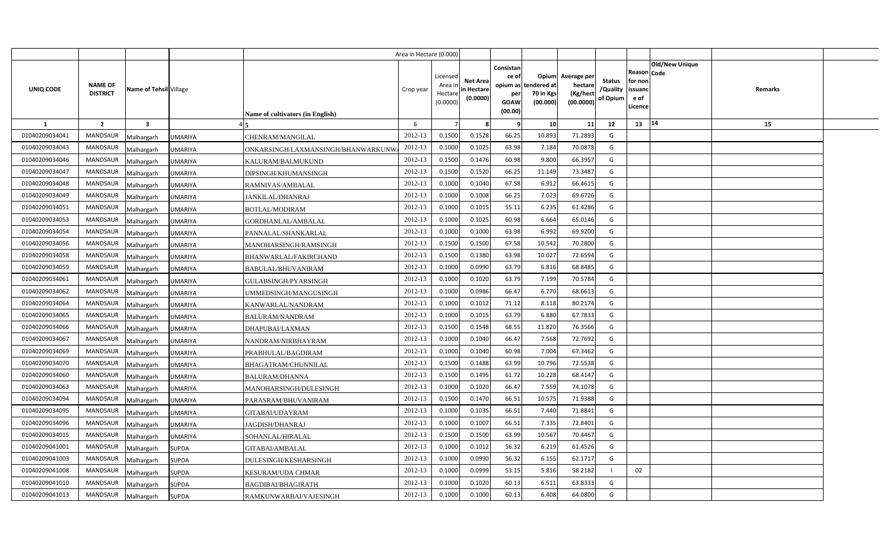| | | | | | Area in Hectare (0.000) | | | | | | | | | | | |
|---|---|---|---|---|---|---|---|---|---|---|---|---|---|---|---|---|
| UNIQ CODE | NAME OF DISTRICT | Name of Tehsil | Village | Name of cultivators (in English) | Crop year | Licensed Area in Hectare (0.0000) | Net Area in Hectare (0.0000) | Consistance of opium as per GOAW (00.00) | Opium tendered at 70 in Kgs (00.000) | Average per hectare (Kg/hect (00.0000) | Status /Quality of Opium | Reason for non issuance of Licence | Code | Old/New Unique | Remarks | |
| 1 | 2 | 3 | 4 | 5 | 6 | 7 | 8 | 9 | 10 | 11 | 12 | 13 | 14 | | 15 | |
| 01040209034041 | MANDSAUR | Malhargarh | UMARIYA | CHENRAM/MANGILAL | 2012-13 | 0.1500 | 0.1528 | 66.25 | 10.893 | 71.2893 | G | | | | | |
| 01040209034043 | MANDSAUR | Malhargarh | UMARIYA | ONKARSINGH/LAXMANSINGH/BHANWARKUNW | 2012-13 | 0.1000 | 0.1025 | 63.98 | 7.184 | 70.0878 | G | | | | | |
| 01040209034046 | MANDSAUR | Malhargarh | UMARIYA | KALURAM/BALMUKUND | 2012-13 | 0.1500 | 0.1476 | 60.98 | 9.800 | 66.3957 | G | | | | | |
| 01040209034047 | MANDSAUR | Malhargarh | UMARIYA | DIPSINGH/KHUMANSINGH | 2012-13 | 0.1500 | 0.1520 | 66.25 | 11.149 | 73.3487 | G | | | | | |
| 01040209034048 | MANDSAUR | Malhargarh | UMARIYA | RAMNIVAS/AMBALAL | 2012-13 | 0.1000 | 0.1040 | 67.58 | 6.912 | 66.4615 | G | | | | | |
| 01040209034049 | MANDSAUR | Malhargarh | UMARIYA | JANKILAL/DHANRAJ | 2012-13 | 0.1000 | 0.1008 | 66.25 | 7.023 | 69.6726 | G | | | | | |
| 01040209034051 | MANDSAUR | Malhargarh | UMARIYA | BOTLAL/MODIRAM | 2012-13 | 0.1000 | 0.1015 | 55.11 | 6.235 | 61.4286 | G | | | | | |
| 01040209034053 | MANDSAUR | Malhargarh | UMARIYA | GORDHANLAL/AMBALAL | 2012-13 | 0.1000 | 0.1025 | 60.98 | 6.664 | 65.0146 | G | | | | | |
| 01040209034054 | MANDSAUR | Malhargarh | UMARIYA | PANNALAL/SHANKARLAL | 2012-13 | 0.1000 | 0.1000 | 63.98 | 6.992 | 69.9200 | G | | | | | |
| 01040209034056 | MANDSAUR | Malhargarh | UMARIYA | MANOHARSINGH/RAMSINGH | 2012-13 | 0.1500 | 0.1500 | 67.58 | 10.542 | 70.2800 | G | | | | | |
| 01040209034058 | MANDSAUR | Malhargarh | UMARIYA | BHANWARLAL/FAKIRCHAND | 2012-13 | 0.1500 | 0.1380 | 63.98 | 10.027 | 72.6594 | G | | | | | |
| 01040209034059 | MANDSAUR | Malhargarh | UMARIYA | BABULAL/BHUVANIRAM | 2012-13 | 0.1000 | 0.0990 | 63.79 | 6.816 | 68.8485 | G | | | | | |
| 01040209034061 | MANDSAUR | Malhargarh | UMARIYA | GULABSINGH/PYARSINGH | 2012-13 | 0.1000 | 0.1020 | 63.79 | 7.199 | 70.5784 | G | | | | | |
| 01040209034062 | MANDSAUR | Malhargarh | UMARIYA | UMMEDSINGH/MANGUSINGH | 2012-13 | 0.1000 | 0.0986 | 66.47 | 6.770 | 68.6613 | G | | | | | |
| 01040209034064 | MANDSAUR | Malhargarh | UMARIYA | KANWARLAL/NANDRAM | 2012-13 | 0.1000 | 0.1012 | 71.12 | 8.118 | 80.2174 | G | | | | | |
| 01040209034065 | MANDSAUR | Malhargarh | UMARIYA | BALURAM/NANDRAM | 2012-13 | 0.1000 | 0.1015 | 63.79 | 6.880 | 67.7833 | G | | | | | |
| 01040209034066 | MANDSAUR | Malhargarh | UMARIYA | DHAPUBAI/LAXMAN | 2012-13 | 0.1500 | 0.1548 | 68.55 | 11.820 | 76.3566 | G | | | | | |
| 01040209034067 | MANDSAUR | Malhargarh | UMARIYA | NANDRAM/NIRBHAYRAM | 2012-13 | 0.1000 | 0.1040 | 66.47 | 7.568 | 72.7692 | G | | | | | |
| 01040209034069 | MANDSAUR | Malhargarh | UMARIYA | PRABHULAL/BAGDIRAM | 2012-13 | 0.1000 | 0.1040 | 60.98 | 7.004 | 67.3462 | G | | | | | |
| 01040209034070 | MANDSAUR | Malhargarh | UMARIYA | BHAGATRAM/CHUNNILAL | 2012-13 | 0.1500 | 0.1488 | 63.99 | 10.796 | 72.5538 | G | | | | | |
| 01040209034060 | MANDSAUR | Malhargarh | UMARIYA | BALURAM/DHANNA | 2012-13 | 0.1500 | 0.1495 | 61.72 | 10.228 | 68.4147 | G | | | | | |
| 01040209034063 | MANDSAUR | Malhargarh | UMARIYA | MANOHARSINGH/DULESINGH | 2012-13 | 0.1000 | 0.1020 | 66.47 | 7.559 | 74.1078 | G | | | | | |
| 01040209034094 | MANDSAUR | Malhargarh | UMARIYA | PARASRAM/BHUVANIRAM | 2012-13 | 0.1500 | 0.1470 | 66.51 | 10.575 | 71.9388 | G | | | | | |
| 01040209034095 | MANDSAUR | Malhargarh | UMARIYA | GITABAI/UDAYRAM | 2012-13 | 0.1000 | 0.1035 | 66.51 | 7.440 | 71.8841 | G | | | | | |
| 01040209034096 | MANDSAUR | Malhargarh | UMARIYA | JAGDISH/DHANRAJ | 2012-13 | 0.1000 | 0.1007 | 66.51 | 7.335 | 72.8401 | G | | | | | |
| 01040209034015 | MANDSAUR | Malhargarh | UMARIYA | SOHANLAL/HIRALAL | 2012-13 | 0.1500 | 0.1500 | 63.99 | 10.567 | 70.4467 | G | | | | | |
| 01040209041001 | MANDSAUR | Malhargarh | SUPDA | GITABAI/AMBALAL | 2012-13 | 0.1000 | 0.1012 | 56.32 | 6.219 | 61.4526 | G | | | | | |
| 01040209041003 | MANDSAUR | Malhargarh | SUPDA | DULESINGH/KESHARSINGH | 2012-13 | 0.1000 | 0.0990 | 56.32 | 6.155 | 62.1717 | G | | | | | |
| 01040209041008 | MANDSAUR | Malhargarh | SUPDA | KESURAM/UDA CHMAR | 2012-13 | 0.1000 | 0.0999 | 53.15 | 5.816 | 58.2182 | I | 02 | | | | |
| 01040209041010 | MANDSAUR | Malhargarh | SUPDA | BAGDIBAI/BHAGIRATH | 2012-13 | 0.1000 | 0.1020 | 60.13 | 6.511 | 63.8333 | G | | | | | |
| 01040209041013 | MANDSAUR | Malhargarh | SUPDA | RAMKUNWARBAI/VAJESINGH | 2012-13 | 0.1000 | 0.1000 | 60.13 | 6.408 | 64.0800 | G | | | | | |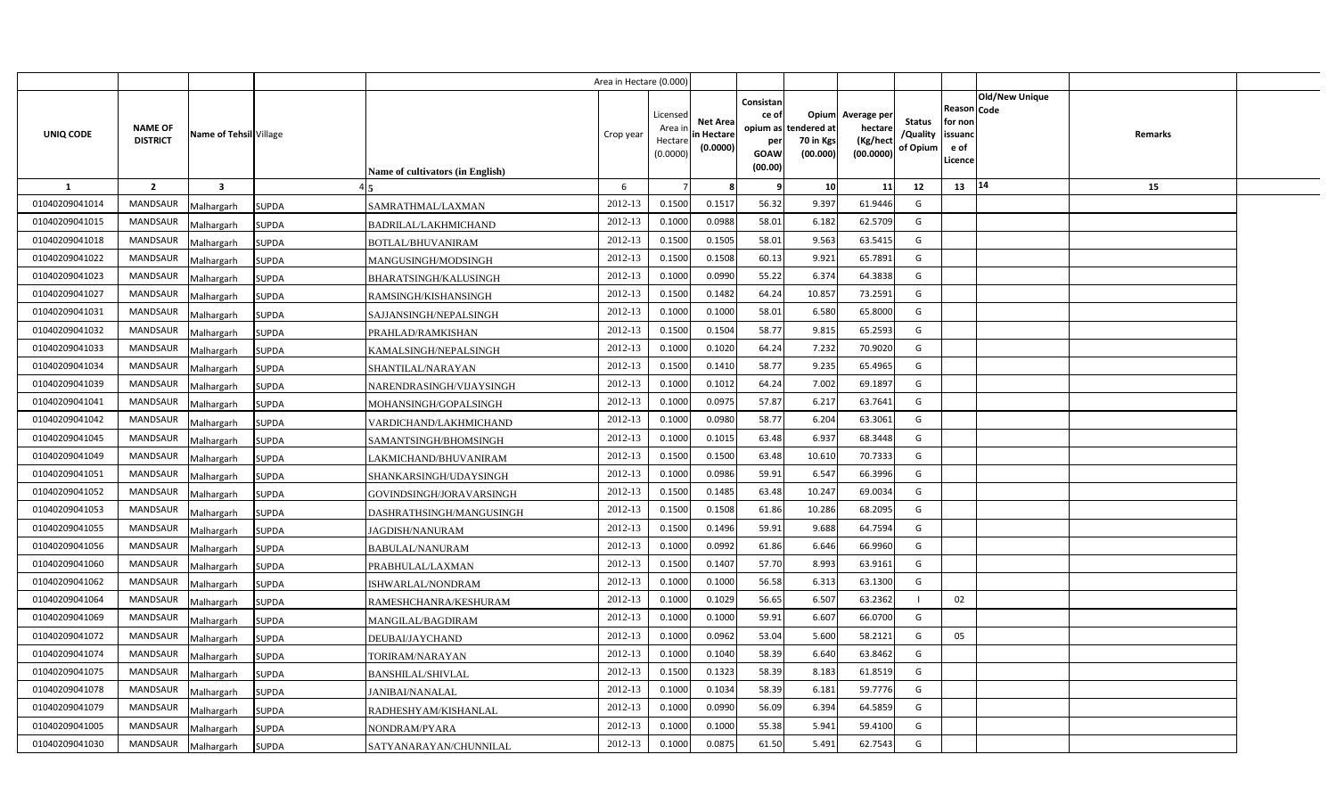| UNIQ CODE | NAME OF DISTRICT | Name of Tehsil | Village | Name of cultivators (in English) | Crop year | Licensed Area in Hectare (0.0000) | Net Area in Hectare (0.0000) | Consistance of opium as per GOAW (00.00) | Opium tendered at 70 in Kgs (00.000) | Average per hectare (Kg/hect (00.0000) | Status /Quality of Opium | Reason for non issuance of Licence | Code | Old/New Unique | Remarks |
|---|---|---|---|---|---|---|---|---|---|---|---|---|---|---|---|
| 1 | 2 | 3 | 4 | 5 | 6 | 7 | 8 | 9 | 10 | 11 | 12 | 13 | | 14 | 15 |
| 01040209041014 | MANDSAUR | Malhargarh | SUPDA | SAMRATHMAL/LAXMAN | 2012-13 | 0.1500 | 0.1517 | 56.32 | 9.397 | 61.9446 | G | | | | |
| 01040209041015 | MANDSAUR | Malhargarh | SUPDA | BADRILAL/LAKHMICHAND | 2012-13 | 0.1000 | 0.0988 | 58.01 | 6.182 | 62.5709 | G | | | | |
| 01040209041018 | MANDSAUR | Malhargarh | SUPDA | BOTLAL/BHUVANIRAM | 2012-13 | 0.1500 | 0.1505 | 58.01 | 9.563 | 63.5415 | G | | | | |
| 01040209041022 | MANDSAUR | Malhargarh | SUPDA | MANGUSINGH/MODSINGH | 2012-13 | 0.1500 | 0.1508 | 60.13 | 9.921 | 65.7891 | G | | | | |
| 01040209041023 | MANDSAUR | Malhargarh | SUPDA | BHARATSINGH/KALUSINGH | 2012-13 | 0.1000 | 0.0990 | 55.22 | 6.374 | 64.3838 | G | | | | |
| 01040209041027 | MANDSAUR | Malhargarh | SUPDA | RAMSINGH/KISHANSINGH | 2012-13 | 0.1500 | 0.1482 | 64.24 | 10.857 | 73.2591 | G | | | | |
| 01040209041031 | MANDSAUR | Malhargarh | SUPDA | SAJJANSINGH/NEPALSINGH | 2012-13 | 0.1000 | 0.1000 | 58.01 | 6.580 | 65.8000 | G | | | | |
| 01040209041032 | MANDSAUR | Malhargarh | SUPDA | PRAHLAD/RAMKISHAN | 2012-13 | 0.1500 | 0.1504 | 58.77 | 9.815 | 65.2593 | G | | | | |
| 01040209041033 | MANDSAUR | Malhargarh | SUPDA | KAMALSINGH/NEPALSINGH | 2012-13 | 0.1000 | 0.1020 | 64.24 | 7.232 | 70.9020 | G | | | | |
| 01040209041034 | MANDSAUR | Malhargarh | SUPDA | SHANTILAL/NARAYAN | 2012-13 | 0.1500 | 0.1410 | 58.77 | 9.235 | 65.4965 | G | | | | |
| 01040209041039 | MANDSAUR | Malhargarh | SUPDA | NARENDRASINGH/VIJAYSINGH | 2012-13 | 0.1000 | 0.1012 | 64.24 | 7.002 | 69.1897 | G | | | | |
| 01040209041041 | MANDSAUR | Malhargarh | SUPDA | MOHANSINGH/GOPALSINGH | 2012-13 | 0.1000 | 0.0975 | 57.87 | 6.217 | 63.7641 | G | | | | |
| 01040209041042 | MANDSAUR | Malhargarh | SUPDA | VARDICHAND/LAKHMICHAND | 2012-13 | 0.1000 | 0.0980 | 58.77 | 6.204 | 63.3061 | G | | | | |
| 01040209041045 | MANDSAUR | Malhargarh | SUPDA | SAMANTSINGH/BHOMSINGH | 2012-13 | 0.1000 | 0.1015 | 63.48 | 6.937 | 68.3448 | G | | | | |
| 01040209041049 | MANDSAUR | Malhargarh | SUPDA | LAKMICHAND/BHUVANIRAM | 2012-13 | 0.1500 | 0.1500 | 63.48 | 10.610 | 70.7333 | G | | | | |
| 01040209041051 | MANDSAUR | Malhargarh | SUPDA | SHANKARSINGH/UDAYSINGH | 2012-13 | 0.1000 | 0.0986 | 59.91 | 6.547 | 66.3996 | G | | | | |
| 01040209041052 | MANDSAUR | Malhargarh | SUPDA | GOVINDSINGH/JORAVARSINGH | 2012-13 | 0.1500 | 0.1485 | 63.48 | 10.247 | 69.0034 | G | | | | |
| 01040209041053 | MANDSAUR | Malhargarh | SUPDA | DASHRATHSINGH/MANGUSINGH | 2012-13 | 0.1500 | 0.1508 | 61.86 | 10.286 | 68.2095 | G | | | | |
| 01040209041055 | MANDSAUR | Malhargarh | SUPDA | JAGDISH/NANURAM | 2012-13 | 0.1500 | 0.1496 | 59.91 | 9.688 | 64.7594 | G | | | | |
| 01040209041056 | MANDSAUR | Malhargarh | SUPDA | BABULAL/NANURAM | 2012-13 | 0.1000 | 0.0992 | 61.86 | 6.646 | 66.9960 | G | | | | |
| 01040209041060 | MANDSAUR | Malhargarh | SUPDA | PRABHULAL/LAXMAN | 2012-13 | 0.1500 | 0.1407 | 57.70 | 8.993 | 63.9161 | G | | | | |
| 01040209041062 | MANDSAUR | Malhargarh | SUPDA | ISHWARLAL/NONDRAM | 2012-13 | 0.1000 | 0.1000 | 56.58 | 6.313 | 63.1300 | G | | | | |
| 01040209041064 | MANDSAUR | Malhargarh | SUPDA | RAMESHCHANRA/KESHURAM | 2012-13 | 0.1000 | 0.1029 | 56.65 | 6.507 | 63.2362 | I | 02 | | | |
| 01040209041069 | MANDSAUR | Malhargarh | SUPDA | MANGILAL/BAGDIRAM | 2012-13 | 0.1000 | 0.1000 | 59.91 | 6.607 | 66.0700 | G | | | | |
| 01040209041072 | MANDSAUR | Malhargarh | SUPDA | DEUBAI/JAYCHAND | 2012-13 | 0.1000 | 0.0962 | 53.04 | 5.600 | 58.2121 | G | 05 | | | |
| 01040209041074 | MANDSAUR | Malhargarh | SUPDA | TORIRAM/NARAYAN | 2012-13 | 0.1000 | 0.1040 | 58.39 | 6.640 | 63.8462 | G | | | | |
| 01040209041075 | MANDSAUR | Malhargarh | SUPDA | BANSHILAL/SHIVLAL | 2012-13 | 0.1500 | 0.1323 | 58.39 | 8.183 | 61.8519 | G | | | | |
| 01040209041078 | MANDSAUR | Malhargarh | SUPDA | JANIBAI/NANALAL | 2012-13 | 0.1000 | 0.1034 | 58.39 | 6.181 | 59.7776 | G | | | | |
| 01040209041079 | MANDSAUR | Malhargarh | SUPDA | RADHESHYAM/KISHANLAL | 2012-13 | 0.1000 | 0.0990 | 56.09 | 6.394 | 64.5859 | G | | | | |
| 01040209041005 | MANDSAUR | Malhargarh | SUPDA | NONDRAM/PYARA | 2012-13 | 0.1000 | 0.1000 | 55.38 | 5.941 | 59.4100 | G | | | | |
| 01040209041030 | MANDSAUR | Malhargarh | SUPDA | SATYANARAYAN/CHUNNILAL | 2012-13 | 0.1000 | 0.0875 | 61.50 | 5.491 | 62.7543 | G | | | | |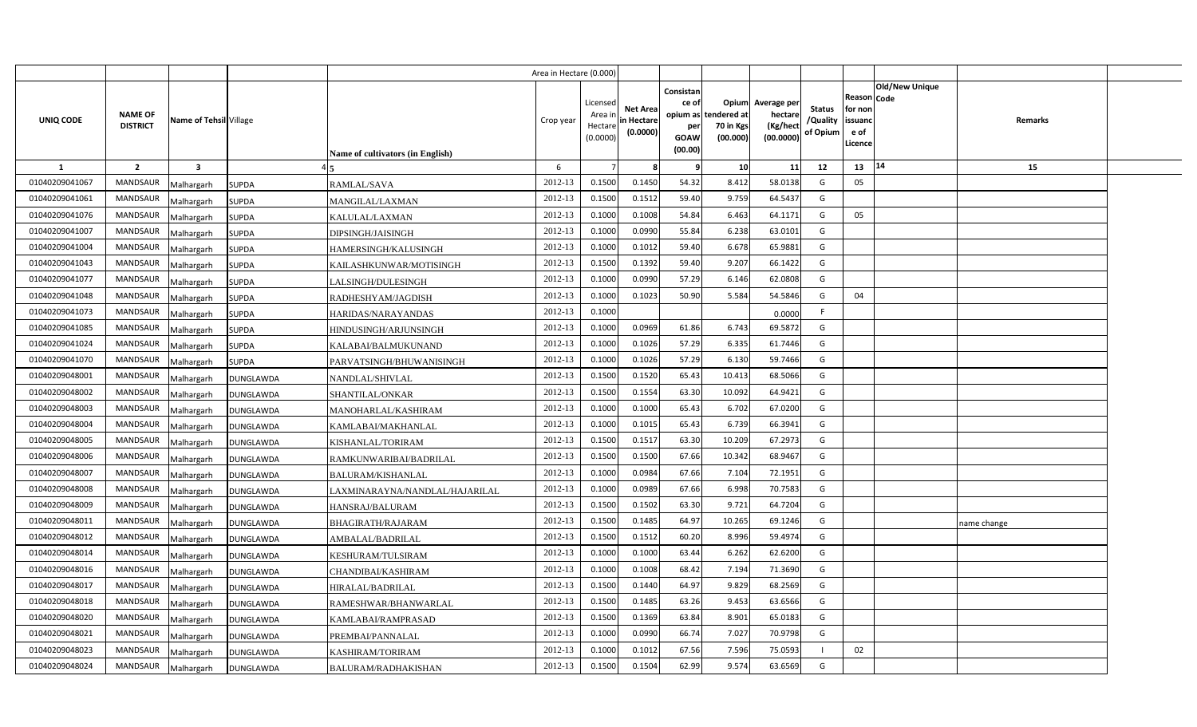| | | | | Area in Hectare (0.000) | | | | | | | | | | | |
|---|---|---|---|---|---|---|---|---|---|---|---|---|---|---|---|
| UNIQ CODE | NAME OF DISTRICT | Name of Tehsil | Village | Name of cultivators (in English) | Crop year | Licensed Area in Hectare (0.0000) | Net Area in Hectare (0.0000) | Consistance of opium as per GOAW (00.00) | Opium tendered at 70 in Kgs (00.000) | Average per hectare (Kg/hect (00.0000) | Status /Quality of Opium | Reason for non issuance of Licence | Code | Old/New Unique | Remarks |
| 1 | 2 | 3 | 4 | 5 | 6 | 7 | 8 | 9 | 10 | 11 | 12 | 13 | 14 | | 15 |
| 01040209041067 | MANDSAUR | Malhargarh | SUPDA | RAMLAL/SAVA | 2012-13 | 0.1500 | 0.1450 | 54.32 | 8.412 | 58.0138 | G | 05 | | | |
| 01040209041061 | MANDSAUR | Malhargarh | SUPDA | MANGILAL/LAXMAN | 2012-13 | 0.1500 | 0.1512 | 59.40 | 9.759 | 64.5437 | G | | | | |
| 01040209041076 | MANDSAUR | Malhargarh | SUPDA | KALULAL/LAXMAN | 2012-13 | 0.1000 | 0.1008 | 54.84 | 6.463 | 64.1171 | G | 05 | | | |
| 01040209041007 | MANDSAUR | Malhargarh | SUPDA | DIPSINGH/JAISINGH | 2012-13 | 0.1000 | 0.0990 | 55.84 | 6.238 | 63.0101 | G | | | | |
| 01040209041004 | MANDSAUR | Malhargarh | SUPDA | HAMERSINGH/KALUSINGH | 2012-13 | 0.1000 | 0.1012 | 59.40 | 6.678 | 65.9881 | G | | | | |
| 01040209041043 | MANDSAUR | Malhargarh | SUPDA | KAILASHKUNWAR/MOTISINGH | 2012-13 | 0.1500 | 0.1392 | 59.40 | 9.207 | 66.1422 | G | | | | |
| 01040209041077 | MANDSAUR | Malhargarh | SUPDA | LALSINGH/DULESINGH | 2012-13 | 0.1000 | 0.0990 | 57.29 | 6.146 | 62.0808 | G | | | | |
| 01040209041048 | MANDSAUR | Malhargarh | SUPDA | RADHESHYAM/JAGDISH | 2012-13 | 0.1000 | 0.1023 | 50.90 | 5.584 | 54.5846 | G | 04 | | | |
| 01040209041073 | MANDSAUR | Malhargarh | SUPDA | HARIDAS/NARAYANDAS | 2012-13 | 0.1000 | | | | 0.0000 | F | | | | |
| 01040209041085 | MANDSAUR | Malhargarh | SUPDA | HINDUSINGH/ARJUNSINGH | 2012-13 | 0.1000 | 0.0969 | 61.86 | 6.743 | 69.5872 | G | | | | |
| 01040209041024 | MANDSAUR | Malhargarh | SUPDA | KALABAI/BALMUKUNAND | 2012-13 | 0.1000 | 0.1026 | 57.29 | 6.335 | 61.7446 | G | | | | |
| 01040209041070 | MANDSAUR | Malhargarh | SUPDA | PARVATSINGH/BHUWANISINGH | 2012-13 | 0.1000 | 0.1026 | 57.29 | 6.130 | 59.7466 | G | | | | |
| 01040209048001 | MANDSAUR | Malhargarh | DUNGLAWDA | NANDLAL/SHIVLAL | 2012-13 | 0.1500 | 0.1520 | 65.43 | 10.413 | 68.5066 | G | | | | |
| 01040209048002 | MANDSAUR | Malhargarh | DUNGLAWDA | SHANTILAL/ONKAR | 2012-13 | 0.1500 | 0.1554 | 63.30 | 10.092 | 64.9421 | G | | | | |
| 01040209048003 | MANDSAUR | Malhargarh | DUNGLAWDA | MANOHARLAL/KASHIRAM | 2012-13 | 0.1000 | 0.1000 | 65.43 | 6.702 | 67.0200 | G | | | | |
| 01040209048004 | MANDSAUR | Malhargarh | DUNGLAWDA | KAMLABAI/MAKHANLAL | 2012-13 | 0.1000 | 0.1015 | 65.43 | 6.739 | 66.3941 | G | | | | |
| 01040209048005 | MANDSAUR | Malhargarh | DUNGLAWDA | KISHANLAL/TORIRAM | 2012-13 | 0.1500 | 0.1517 | 63.30 | 10.209 | 67.2973 | G | | | | |
| 01040209048006 | MANDSAUR | Malhargarh | DUNGLAWDA | RAMKUNWARIBAI/BADRILAL | 2012-13 | 0.1500 | 0.1500 | 67.66 | 10.342 | 68.9467 | G | | | | |
| 01040209048007 | MANDSAUR | Malhargarh | DUNGLAWDA | BALURAM/KISHANLAL | 2012-13 | 0.1000 | 0.0984 | 67.66 | 7.104 | 72.1951 | G | | | | |
| 01040209048008 | MANDSAUR | Malhargarh | DUNGLAWDA | LAXMINARAYNA/NANDLAL/HAJARILAL | 2012-13 | 0.1000 | 0.0989 | 67.66 | 6.998 | 70.7583 | G | | | | |
| 01040209048009 | MANDSAUR | Malhargarh | DUNGLAWDA | HANSRAJ/BALURAM | 2012-13 | 0.1500 | 0.1502 | 63.30 | 9.721 | 64.7204 | G | | | | |
| 01040209048011 | MANDSAUR | Malhargarh | DUNGLAWDA | BHAGIRATH/RAJARAM | 2012-13 | 0.1500 | 0.1485 | 64.97 | 10.265 | 69.1246 | G | | | | name change |
| 01040209048012 | MANDSAUR | Malhargarh | DUNGLAWDA | AMBALAL/BADRILAL | 2012-13 | 0.1500 | 0.1512 | 60.20 | 8.996 | 59.4974 | G | | | | |
| 01040209048014 | MANDSAUR | Malhargarh | DUNGLAWDA | KESHURAM/TULSIRAM | 2012-13 | 0.1000 | 0.1000 | 63.44 | 6.262 | 62.6200 | G | | | | |
| 01040209048016 | MANDSAUR | Malhargarh | DUNGLAWDA | CHANDIBAI/KASHIRAM | 2012-13 | 0.1000 | 0.1008 | 68.42 | 7.194 | 71.3690 | G | | | | |
| 01040209048017 | MANDSAUR | Malhargarh | DUNGLAWDA | HIRALAL/BADRILAL | 2012-13 | 0.1500 | 0.1440 | 64.97 | 9.829 | 68.2569 | G | | | | |
| 01040209048018 | MANDSAUR | Malhargarh | DUNGLAWDA | RAMESHWAR/BHANWARLAL | 2012-13 | 0.1500 | 0.1485 | 63.26 | 9.453 | 63.6566 | G | | | | |
| 01040209048020 | MANDSAUR | Malhargarh | DUNGLAWDA | KAMLABAI/RAMPRASAD | 2012-13 | 0.1500 | 0.1369 | 63.84 | 8.901 | 65.0183 | G | | | | |
| 01040209048021 | MANDSAUR | Malhargarh | DUNGLAWDA | PREMBAI/PANNALAL | 2012-13 | 0.1000 | 0.0990 | 66.74 | 7.027 | 70.9798 | G | | | | |
| 01040209048023 | MANDSAUR | Malhargarh | DUNGLAWDA | KASHIRAM/TORIRAM | 2012-13 | 0.1000 | 0.1012 | 67.56 | 7.596 | 75.0593 | I | 02 | | | |
| 01040209048024 | MANDSAUR | Malhargarh | DUNGLAWDA | BALURAM/RADHAKISHAN | 2012-13 | 0.1500 | 0.1504 | 62.99 | 9.574 | 63.6569 | G | | | | |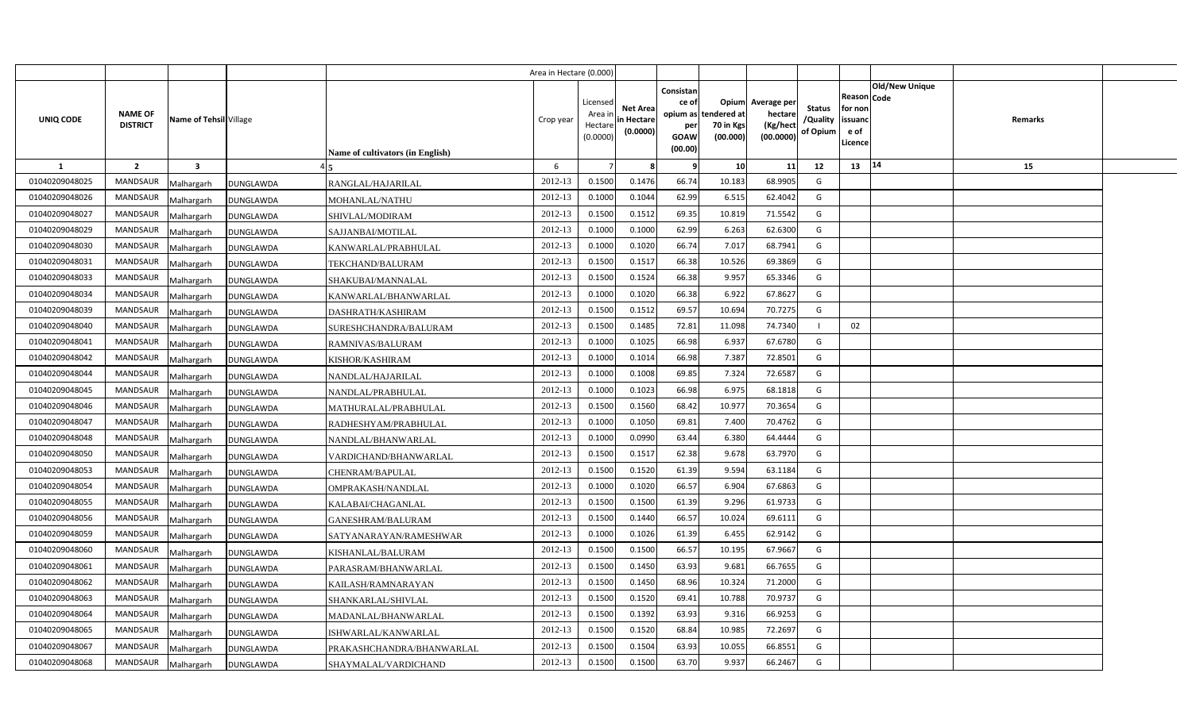| | | | | | Area in Hectare (0.000) | | | | | | | | | | |
|---|---|---|---|---|---|---|---|---|---|---|---|---|---|---|---|
| UNIQ CODE | NAME OF DISTRICT | Name of Tehsil | Village | Name of cultivators (in English) | Crop year | Licensed Area in Hectare (0.0000) | Net Area in Hectare (0.0000) | Consistance of opium as per GOAW (00.00) | Opium tendered at 70 in Kgs (00.000) | Average per hectare (Kg/hect (00.0000) | Status /Quality of Opium | Reason for non issuance of Licence | Old/New Unique Code | Remarks | |
| 1 | 2 | 3 | 4 | 5 | 6 | 7 | 8 | 9 | 10 | 11 | 12 | 13 | 14 | 15 | |
| 01040209048025 | MANDSAUR | Malhargarh | DUNGLAWDA | RANGLAL/HAJARILAL | 2012-13 | 0.1500 | 0.1476 | 66.74 | 10.183 | 68.9905 | G | | | | |
| 01040209048026 | MANDSAUR | Malhargarh | DUNGLAWDA | MOHANLAL/NATHU | 2012-13 | 0.1000 | 0.1044 | 62.99 | 6.515 | 62.4042 | G | | | | |
| 01040209048027 | MANDSAUR | Malhargarh | DUNGLAWDA | SHIVLAL/MODIRAM | 2012-13 | 0.1500 | 0.1512 | 69.35 | 10.819 | 71.5542 | G | | | | |
| 01040209048029 | MANDSAUR | Malhargarh | DUNGLAWDA | SAJJANBAI/MOTILAL | 2012-13 | 0.1000 | 0.1000 | 62.99 | 6.263 | 62.6300 | G | | | | |
| 01040209048030 | MANDSAUR | Malhargarh | DUNGLAWDA | KANWARLAL/PRABHULAL | 2012-13 | 0.1000 | 0.1020 | 66.74 | 7.017 | 68.7941 | G | | | | |
| 01040209048031 | MANDSAUR | Malhargarh | DUNGLAWDA | TEKCHAND/BALURAM | 2012-13 | 0.1500 | 0.1517 | 66.38 | 10.526 | 69.3869 | G | | | | |
| 01040209048033 | MANDSAUR | Malhargarh | DUNGLAWDA | SHAKUBAI/MANNALAL | 2012-13 | 0.1500 | 0.1524 | 66.38 | 9.957 | 65.3346 | G | | | | |
| 01040209048034 | MANDSAUR | Malhargarh | DUNGLAWDA | KANWARLAL/BHANWARLAL | 2012-13 | 0.1000 | 0.1020 | 66.38 | 6.922 | 67.8627 | G | | | | |
| 01040209048039 | MANDSAUR | Malhargarh | DUNGLAWDA | DASHRATH/KASHIRAM | 2012-13 | 0.1500 | 0.1512 | 69.57 | 10.694 | 70.7275 | G | | | | |
| 01040209048040 | MANDSAUR | Malhargarh | DUNGLAWDA | SURESHCHANDRA/BALURAM | 2012-13 | 0.1500 | 0.1485 | 72.81 | 11.098 | 74.7340 | I | 02 | | | |
| 01040209048041 | MANDSAUR | Malhargarh | DUNGLAWDA | RAMNIVAS/BALURAM | 2012-13 | 0.1000 | 0.1025 | 66.98 | 6.937 | 67.6780 | G | | | | |
| 01040209048042 | MANDSAUR | Malhargarh | DUNGLAWDA | KISHOR/KASHIRAM | 2012-13 | 0.1000 | 0.1014 | 66.98 | 7.387 | 72.8501 | G | | | | |
| 01040209048044 | MANDSAUR | Malhargarh | DUNGLAWDA | NANDLAL/HAJARILAL | 2012-13 | 0.1000 | 0.1008 | 69.85 | 7.324 | 72.6587 | G | | | | |
| 01040209048045 | MANDSAUR | Malhargarh | DUNGLAWDA | NANDLAL/PRABHULAL | 2012-13 | 0.1000 | 0.1023 | 66.98 | 6.975 | 68.1818 | G | | | | |
| 01040209048046 | MANDSAUR | Malhargarh | DUNGLAWDA | MATHURALAL/PRABHULAL | 2012-13 | 0.1500 | 0.1560 | 68.42 | 10.977 | 70.3654 | G | | | | |
| 01040209048047 | MANDSAUR | Malhargarh | DUNGLAWDA | RADHESHYAM/PRABHULAL | 2012-13 | 0.1000 | 0.1050 | 69.81 | 7.400 | 70.4762 | G | | | | |
| 01040209048048 | MANDSAUR | Malhargarh | DUNGLAWDA | NANDLAL/BHANWARLAL | 2012-13 | 0.1000 | 0.0990 | 63.44 | 6.380 | 64.4444 | G | | | | |
| 01040209048050 | MANDSAUR | Malhargarh | DUNGLAWDA | VARDICHAND/BHANWARLAL | 2012-13 | 0.1500 | 0.1517 | 62.38 | 9.678 | 63.7970 | G | | | | |
| 01040209048053 | MANDSAUR | Malhargarh | DUNGLAWDA | CHENRAM/BAPULAL | 2012-13 | 0.1500 | 0.1520 | 61.39 | 9.594 | 63.1184 | G | | | | |
| 01040209048054 | MANDSAUR | Malhargarh | DUNGLAWDA | OMPRAKASH/NANDLAL | 2012-13 | 0.1000 | 0.1020 | 66.57 | 6.904 | 67.6863 | G | | | | |
| 01040209048055 | MANDSAUR | Malhargarh | DUNGLAWDA | KALABAI/CHAGANLAL | 2012-13 | 0.1500 | 0.1500 | 61.39 | 9.296 | 61.9733 | G | | | | |
| 01040209048056 | MANDSAUR | Malhargarh | DUNGLAWDA | GANESHRAM/BALURAM | 2012-13 | 0.1500 | 0.1440 | 66.57 | 10.024 | 69.6111 | G | | | | |
| 01040209048059 | MANDSAUR | Malhargarh | DUNGLAWDA | SATYANARAYAN/RAMESHWAR | 2012-13 | 0.1000 | 0.1026 | 61.39 | 6.455 | 62.9142 | G | | | | |
| 01040209048060 | MANDSAUR | Malhargarh | DUNGLAWDA | KISHANLAL/BALURAM | 2012-13 | 0.1500 | 0.1500 | 66.57 | 10.195 | 67.9667 | G | | | | |
| 01040209048061 | MANDSAUR | Malhargarh | DUNGLAWDA | PARASRAM/BHANWARLAL | 2012-13 | 0.1500 | 0.1450 | 63.93 | 9.681 | 66.7655 | G | | | | |
| 01040209048062 | MANDSAUR | Malhargarh | DUNGLAWDA | KAILASH/RAMNARAYAN | 2012-13 | 0.1500 | 0.1450 | 68.96 | 10.324 | 71.2000 | G | | | | |
| 01040209048063 | MANDSAUR | Malhargarh | DUNGLAWDA | SHANKARLAL/SHIVLAL | 2012-13 | 0.1500 | 0.1520 | 69.41 | 10.788 | 70.9737 | G | | | | |
| 01040209048064 | MANDSAUR | Malhargarh | DUNGLAWDA | MADANLAL/BHANWARLAL | 2012-13 | 0.1500 | 0.1392 | 63.93 | 9.316 | 66.9253 | G | | | | |
| 01040209048065 | MANDSAUR | Malhargarh | DUNGLAWDA | ISHWARLAL/KANWARLAL | 2012-13 | 0.1500 | 0.1520 | 68.84 | 10.985 | 72.2697 | G | | | | |
| 01040209048067 | MANDSAUR | Malhargarh | DUNGLAWDA | PRAKASHCHANDRA/BHANWARLAL | 2012-13 | 0.1500 | 0.1504 | 63.93 | 10.055 | 66.8551 | G | | | | |
| 01040209048068 | MANDSAUR | Malhargarh | DUNGLAWDA | SHAYMALAL/VARDICHAND | 2012-13 | 0.1500 | 0.1500 | 63.70 | 9.937 | 66.2467 | G | | | | |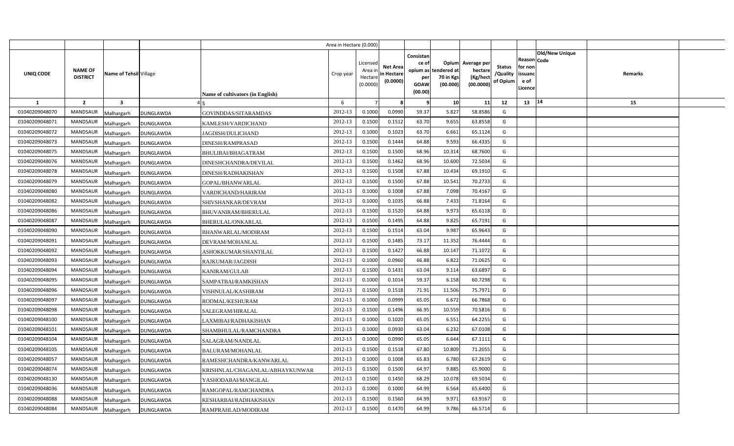|  |  |  |  |  | Area in Hectare (0.000) |  |  |  |  |  |  |  |  |  |
|---|---|---|---|---|---|---|---|---|---|---|---|---|---|---|
| UNIQ CODE | NAME OF DISTRICT | Name of Tehsil | Village | Name of cultivators (in English) | Crop year | Licensed Area in Hectare (0.0000) | Net Area in Hectare (0.0000) | Consistance of opium as per GOAW (00.00) | Opium tendered at 70 in Kgs (00.000) | Average per hectare (Kg/hect (00.0000) | Status /Quality of Opium | Reason for non issuance of Licence | Code | Old/New Unique | Remarks |
| 1 | 2 | 3 | 4 | 5 | 6 | 7 | 8 | 9 | 10 | 11 | 12 | 13 | 14 |  | 15 |
| 01040209048070 | MANDSAUR | Malhargarh | DUNGLAWDA | GOVINDDAS/SITARAMDAS | 2012-13 | 0.1000 | 0.0990 | 59.37 | 5.827 | 58.8586 | G |  |  |  |  |
| 01040209048071 | MANDSAUR | Malhargarh | DUNGLAWDA | KAMLESH/VARDICHAND | 2012-13 | 0.1500 | 0.1512 | 63.70 | 9.655 | 63.8558 | G |  |  |  |  |
| 01040209048072 | MANDSAUR | Malhargarh | DUNGLAWDA | JAGDISH/DULICHAND | 2012-13 | 0.1000 | 0.1023 | 63.70 | 6.661 | 65.1124 | G |  |  |  |  |
| 01040209048073 | MANDSAUR | Malhargarh | DUNGLAWDA | DINESH/RAMPRASAD | 2012-13 | 0.1500 | 0.1444 | 64.88 | 9.593 | 66.4335 | G |  |  |  |  |
| 01040209048075 | MANDSAUR | Malhargarh | DUNGLAWDA | BHULIBAI/BHAGATRAM | 2012-13 | 0.1500 | 0.1500 | 68.96 | 10.314 | 68.7600 | G |  |  |  |  |
| 01040209048076 | MANDSAUR | Malhargarh | DUNGLAWDA | DINESHCHANDRA/DEVILAL | 2012-13 | 0.1500 | 0.1462 | 68.96 | 10.600 | 72.5034 | G |  |  |  |  |
| 01040209048078 | MANDSAUR | Malhargarh | DUNGLAWDA | DINESH/RADHAKISHAN | 2012-13 | 0.1500 | 0.1508 | 67.88 | 10.434 | 69.1910 | G |  |  |  |  |
| 01040209048079 | MANDSAUR | Malhargarh | DUNGLAWDA | GOPAL/BHANWARLAL | 2012-13 | 0.1500 | 0.1500 | 67.88 | 10.541 | 70.2733 | G |  |  |  |  |
| 01040209048080 | MANDSAUR | Malhargarh | DUNGLAWDA | VARDICHAND/HARIRAM | 2012-13 | 0.1000 | 0.1008 | 67.88 | 7.098 | 70.4167 | G |  |  |  |  |
| 01040209048082 | MANDSAUR | Malhargarh | DUNGLAWDA | SHIVSHANKAR/DEVRAM | 2012-13 | 0.1000 | 0.1035 | 66.88 | 7.433 | 71.8164 | G |  |  |  |  |
| 01040209048086 | MANDSAUR | Malhargarh | DUNGLAWDA | BHUVANIRAM/BHERULAL | 2012-13 | 0.1500 | 0.1520 | 64.88 | 9.973 | 65.6118 | G |  |  |  |  |
| 01040209048087 | MANDSAUR | Malhargarh | DUNGLAWDA | BHERULAL/ONKARLAL | 2012-13 | 0.1500 | 0.1495 | 64.88 | 9.825 | 65.7191 | G |  |  |  |  |
| 01040209048090 | MANDSAUR | Malhargarh | DUNGLAWDA | BHANWARLAL/MODIRAM | 2012-13 | 0.1500 | 0.1514 | 63.04 | 9.987 | 65.9643 | G |  |  |  |  |
| 01040209048091 | MANDSAUR | Malhargarh | DUNGLAWDA | DEVRAM/MOHANLAL | 2012-13 | 0.1500 | 0.1485 | 73.17 | 11.352 | 76.4444 | G |  |  |  |  |
| 01040209048092 | MANDSAUR | Malhargarh | DUNGLAWDA | ASHOKKUMAR/SHANTILAL | 2012-13 | 0.1500 | 0.1427 | 66.88 | 10.147 | 71.1072 | G |  |  |  |  |
| 01040209048093 | MANDSAUR | Malhargarh | DUNGLAWDA | RAJKUMAR/JAGDISH | 2012-13 | 0.1000 | 0.0960 | 66.88 | 6.822 | 71.0625 | G |  |  |  |  |
| 01040209048094 | MANDSAUR | Malhargarh | DUNGLAWDA | KANIRAM/GULAB | 2012-13 | 0.1500 | 0.1431 | 63.04 | 9.114 | 63.6897 | G |  |  |  |  |
| 01040209048095 | MANDSAUR | Malhargarh | DUNGLAWDA | SAMPATBAI/RAMKISHAN | 2012-13 | 0.1000 | 0.1014 | 59.37 | 6.158 | 60.7298 | G |  |  |  |  |
| 01040209048096 | MANDSAUR | Malhargarh | DUNGLAWDA | VISHNULAL/KASHIRAM | 2012-13 | 0.1500 | 0.1518 | 71.91 | 11.506 | 75.7971 | G |  |  |  |  |
| 01040209048097 | MANDSAUR | Malhargarh | DUNGLAWDA | RODMAL/KESHURAM | 2012-13 | 0.1000 | 0.0999 | 65.05 | 6.672 | 66.7868 | G |  |  |  |  |
| 01040209048098 | MANDSAUR | Malhargarh | DUNGLAWDA | SALEGRAM/HIRALAL | 2012-13 | 0.1500 | 0.1496 | 66.95 | 10.559 | 70.5816 | G |  |  |  |  |
| 01040209048100 | MANDSAUR | Malhargarh | DUNGLAWDA | LAXMIBAI/RADHAKISHAN | 2012-13 | 0.1000 | 0.1020 | 65.05 | 6.551 | 64.2255 | G |  |  |  |  |
| 01040209048101 | MANDSAUR | Malhargarh | DUNGLAWDA | SHAMBHULAL/RAMCHANDRA | 2012-13 | 0.1000 | 0.0930 | 63.04 | 6.232 | 67.0108 | G |  |  |  |  |
| 01040209048104 | MANDSAUR | Malhargarh | DUNGLAWDA | SALAGRAM/NANDLAL | 2012-13 | 0.1000 | 0.0990 | 65.05 | 6.644 | 67.1111 | G |  |  |  |  |
| 01040209048105 | MANDSAUR | Malhargarh | DUNGLAWDA | BALURAM/MOHANLAL | 2012-13 | 0.1500 | 0.1518 | 67.80 | 10.809 | 71.2055 | G |  |  |  |  |
| 01040209048057 | MANDSAUR | Malhargarh | DUNGLAWDA | RAMESHCHANDRA/KANWARLAL | 2012-13 | 0.1000 | 0.1008 | 65.83 | 6.780 | 67.2619 | G |  |  |  |  |
| 01040209048074 | MANDSAUR | Malhargarh | DUNGLAWDA | KRISHNLAL/CHAGANLAL/ABHAYKUNWAR | 2012-13 | 0.1500 | 0.1500 | 64.97 | 9.885 | 65.9000 | G |  |  |  |  |
| 01040209048130 | MANDSAUR | Malhargarh | DUNGLAWDA | YASHODABAI/MANGILAL | 2012-13 | 0.1500 | 0.1450 | 68.29 | 10.078 | 69.5034 | G |  |  |  |  |
| 01040209048036 | MANDSAUR | Malhargarh | DUNGLAWDA | RAMGOPAL/RAMCHANDRA | 2012-13 | 0.1000 | 0.1000 | 64.99 | 6.564 | 65.6400 | G |  |  |  |  |
| 01040209048088 | MANDSAUR | Malhargarh | DUNGLAWDA | KESHARBAI/RADHAKISHAN | 2012-13 | 0.1500 | 0.1560 | 64.99 | 9.971 | 63.9167 | G |  |  |  |  |
| 01040209048084 | MANDSAUR | Malhargarh | DUNGLAWDA | RAMPRAHLAD/MODIRAM | 2012-13 | 0.1500 | 0.1470 | 64.99 | 9.786 | 66.5714 | G |  |  |  |  |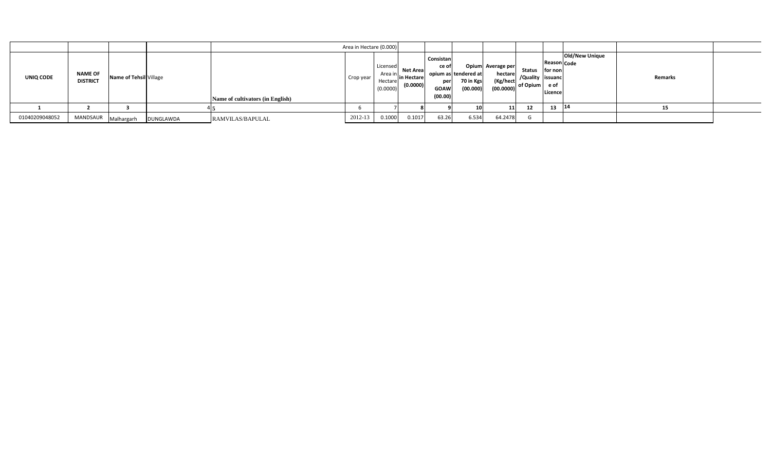| | | | | | Area in Hectare (0.000) | | | | | | | | | | |
|---|---|---|---|---|---|---|---|---|---|---|---|---|---|---|---|
| UNIQ CODE | NAME OF DISTRICT | Name of Tehsil | Village | Name of cultivators (in English) | Crop year | Licensed Area in Hectare (0.0000) | Net Area in Hectare (0.0000) | Consistance of opium as per GOAW (00.00) | Opium tendered at 70 in Kgs (00.000) | Average per hectare (Kg/hect (00.0000) | Status /Quality of Opium | Reason for non issuance of Licence | Old/New Unique Code | Remarks | |
| 1 | 2 | 3 | 4 | 5 | 6 | 7 | 8 | 9 | 10 | 11 | 12 | 13 | 14 | 15 | |
| 01040209048052 | MANDSAUR | Malhargarh | DUNGLAWDA | RAMVILAS/BAPULAL | 2012-13 | 0.1000 | 0.1017 | 63.26 | 6.534 | 64.2478 | G | | | | |